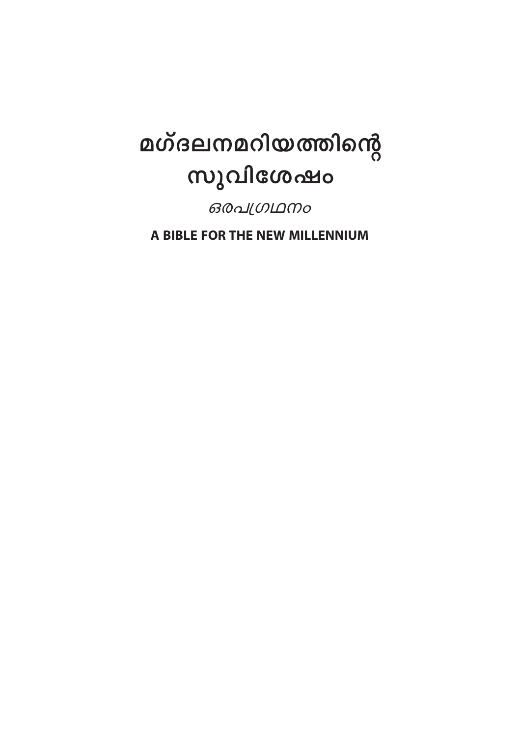# മഗ്ദലനമറിയത്തിന്റെ സുവിശേഷം

*ഒരപഗ്രഥനം*

**A BIBLE FOR THE NEW MILLENNIUM**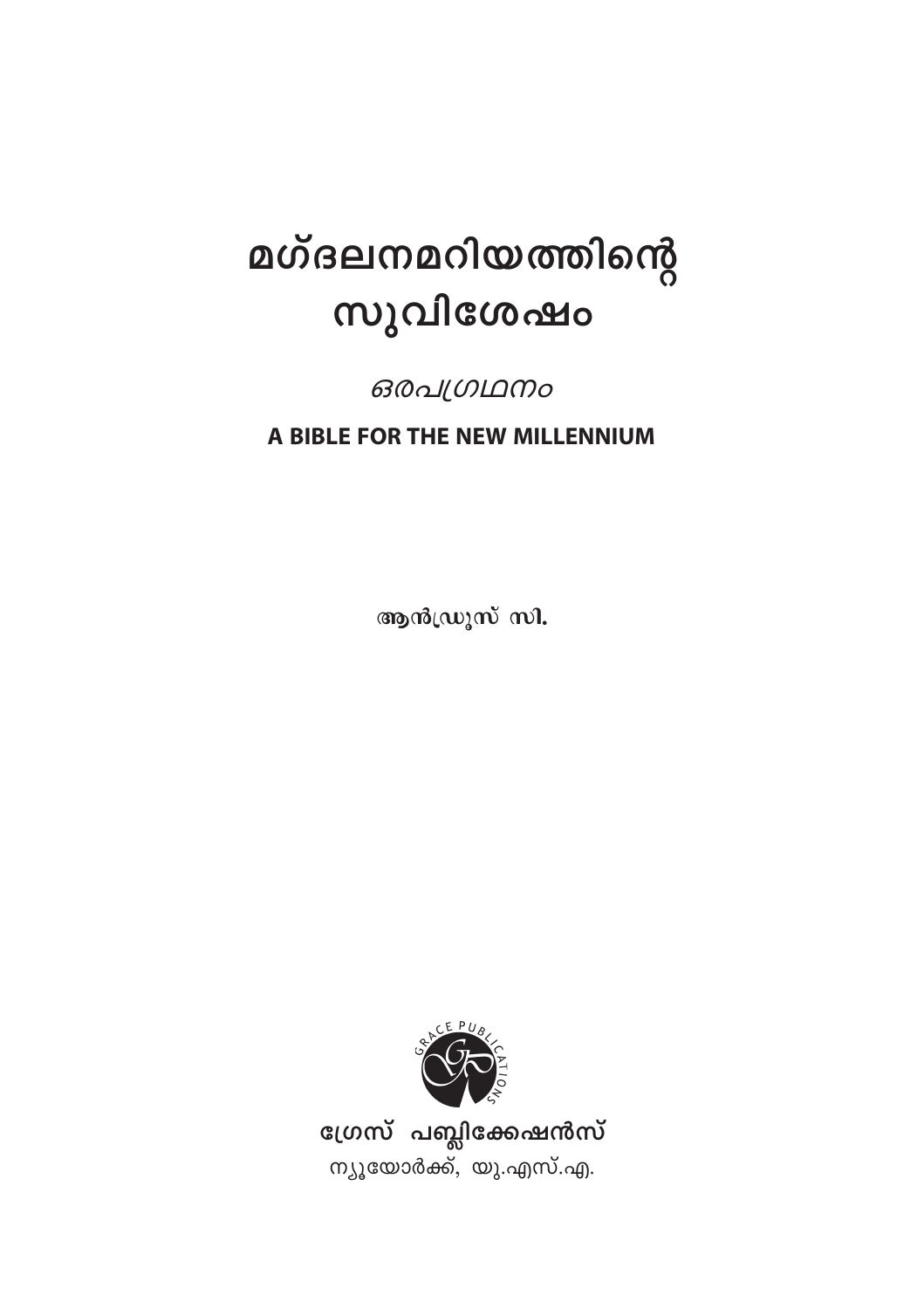# മഗ്ദലനമറിയത്തിന്റെ സുവിശേഷം

*ഒരപഗ്രഥനം*

**A BIBLE FOR THE NEW MILLENNIUM**

**ആൻഡ്രൂസ് സി.**

GRACE PUBLICATIONS

**ഗ്രേസ് പബ്ലിക്കേഷൻസ്**

ന്യൂയോർക്ക്, യു.എസ്.എ.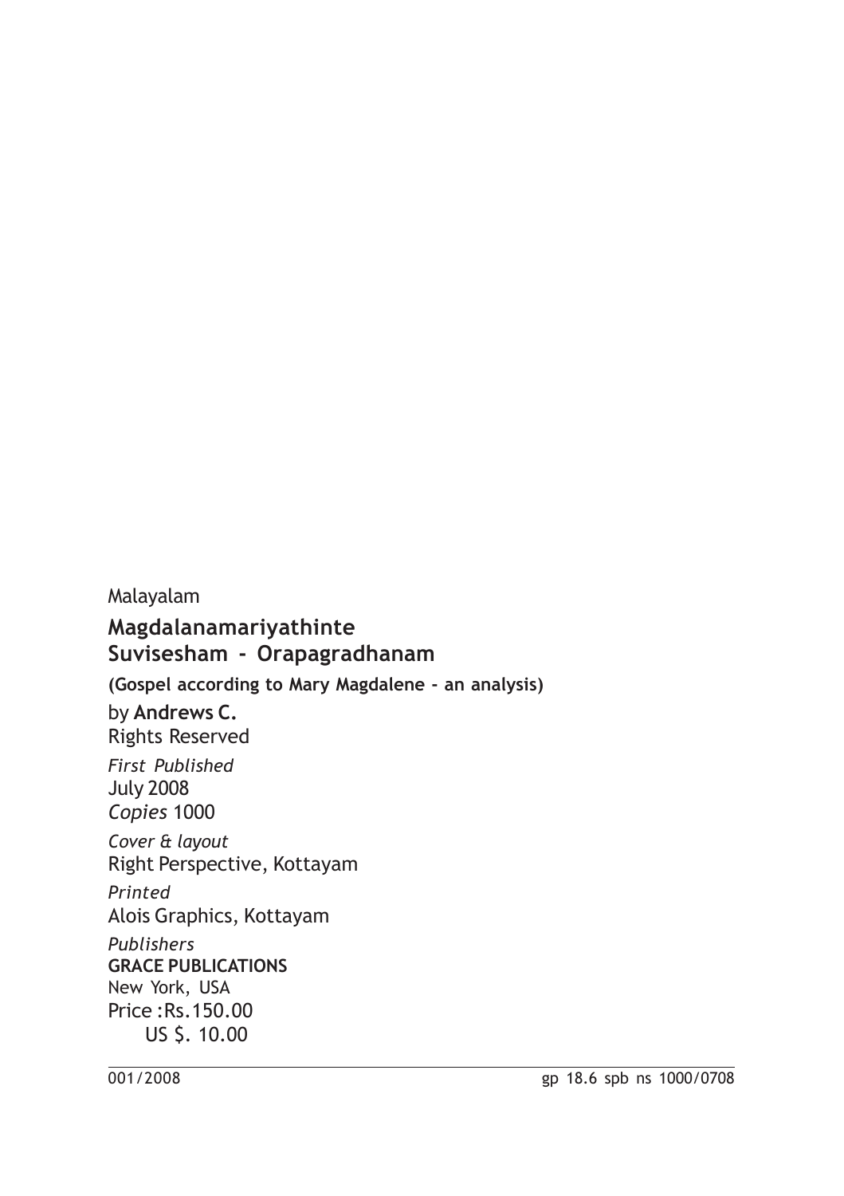Malayalam

**Magdalanamariyathinte Suvisesham - Orapagradhanam**

**(Gospel according to Mary Magdalene - an analysis)**

by **Andrews C.**
Rights Reserved

*First Published*
July 2008
*Copies* 1000

*Cover & layout*
Right Perspective, Kottayam

*Printed*
Alois Graphics, Kottayam

*Publishers*
**GRACE PUBLICATIONS**
New York, USA
Price :Rs.150.00
US $. 10.00

001/2008 gp 18.6 spb ns 1000/0708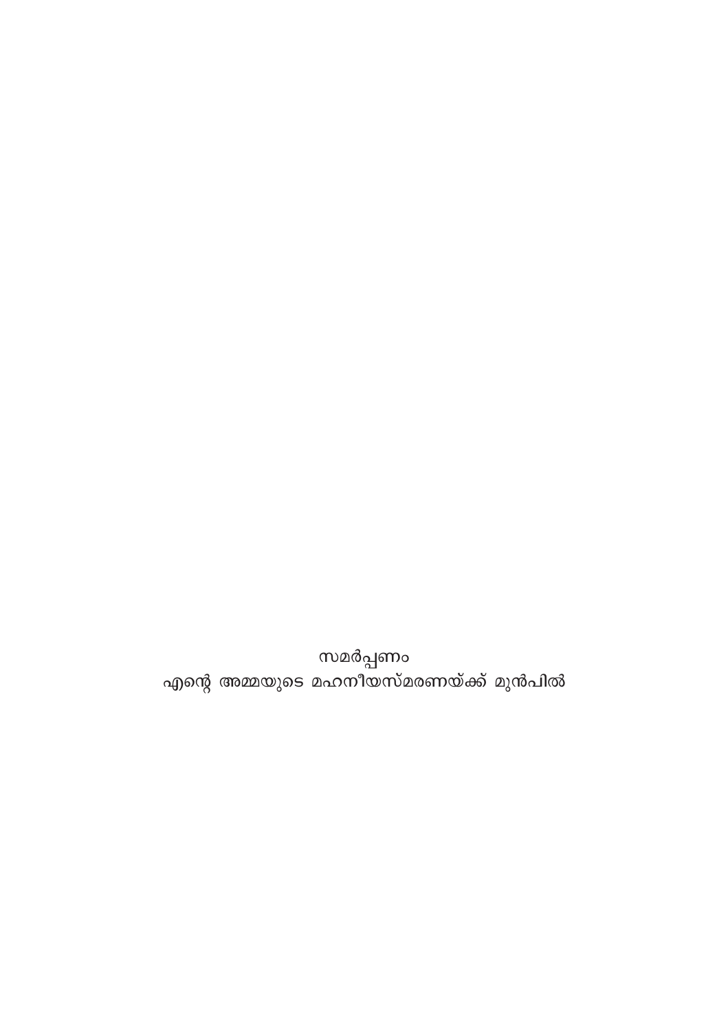സമർപ്പണം

എന്റെ അമ്മയുടെ മഹനീയസ്മരണയ്ക്ക് മുൻപിൽ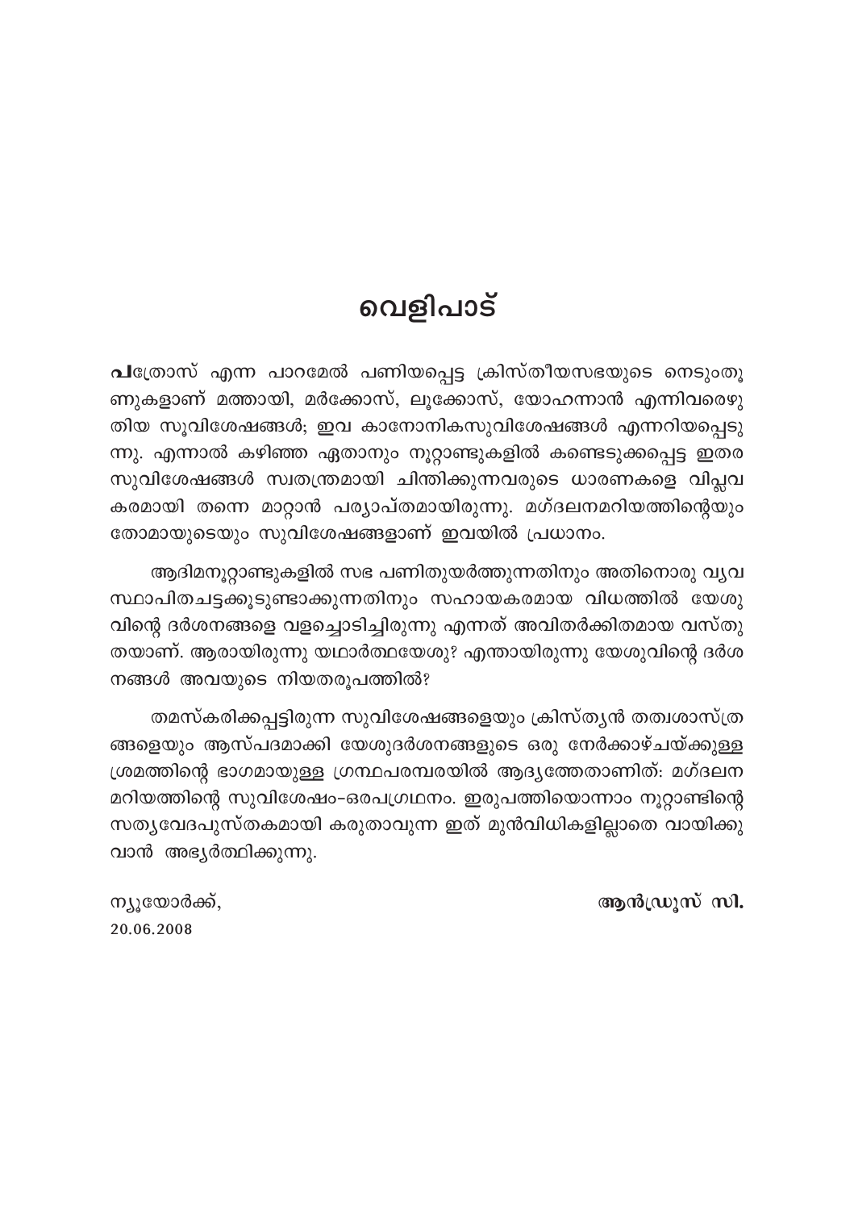# വെളിപാട്

**പ**ത്രോസ് എന്ന പാറമേൽ പണിയപ്പെട്ട ക്രിസ്തീയസഭയുടെ നെടുംതൂണുകളാണ് മത്തായി, മർക്കോസ്, ലൂക്കോസ്, യോഹന്നാൻ എന്നിവരെഴുതിയ സുവിശേഷങ്ങൾ; ഇവ കാനോനികസുവിശേഷങ്ങൾ എന്നറിയപ്പെടുന്നു. എന്നാൽ കഴിഞ്ഞ ഏതാനും നൂറ്റാണ്ടുകളിൽ കണ്ടെടുക്കപ്പെട്ട ഇതര സുവിശേഷങ്ങൾ സ്വതന്ത്രമായി ചിന്തിക്കുന്നവരുടെ ധാരണകളെ വിപ്ലവകരമായി തന്നെ മാറ്റാൻ പര്യാപ്തമായിരുന്നു. മഗ്ദലനമറിയത്തിന്റെയും തോമായുടെയും സുവിശേഷങ്ങളാണ് ഇവയിൽ പ്രധാനം.

ആദിമനൂറ്റാണ്ടുകളിൽ സഭ പണിതുയർത്തുന്നതിനും അതിനൊരു വ്യവസ്ഥാപിതചട്ടക്കൂടുണ്ടാക്കുന്നതിനും സഹായകരമായ വിധത്തിൽ യേശുവിന്റെ ദർശനങ്ങളെ വളച്ചൊടിച്ചിരുന്നു എന്നത് അവിതർക്കിതമായ വസ്തുതയാണ്. ആരായിരുന്നു യഥാർത്ഥയേശു? എന്തായിരുന്നു യേശുവിന്റെ ദർശനങ്ങൾ അവയുടെ നിയതരൂപത്തിൽ?

തമസ്കരിക്കപ്പെട്ടിരുന്ന സുവിശേഷങ്ങളെയും ക്രിസ്ത്യൻ തത്വശാസ്ത്രങ്ങളെയും ആസ്പദമാക്കി യേശുദർശനങ്ങളുടെ ഒരു നേർക്കാഴ്ചയ്ക്കുള്ള ശ്രമത്തിന്റെ ഭാഗമായുള്ള ഗ്രന്ഥപരമ്പരയിൽ ആദ്യത്തേതാണിത്: മഗ്ദലനമറിയത്തിന്റെ സുവിശേഷം-ഒരപഗ്രഥനം. ഇരുപത്തിയൊന്നാം നൂറ്റാണ്ടിന്റെ സത്യവേദപുസ്തകമായി കരുതാവുന്ന ഇത് മുൻവിധികളില്ലാതെ വായിക്കുവാൻ അഭ്യർത്ഥിക്കുന്നു.

ന്യൂയോർക്ക്,
20.06.2008

**ആൻഡ്രൂസ് സി.**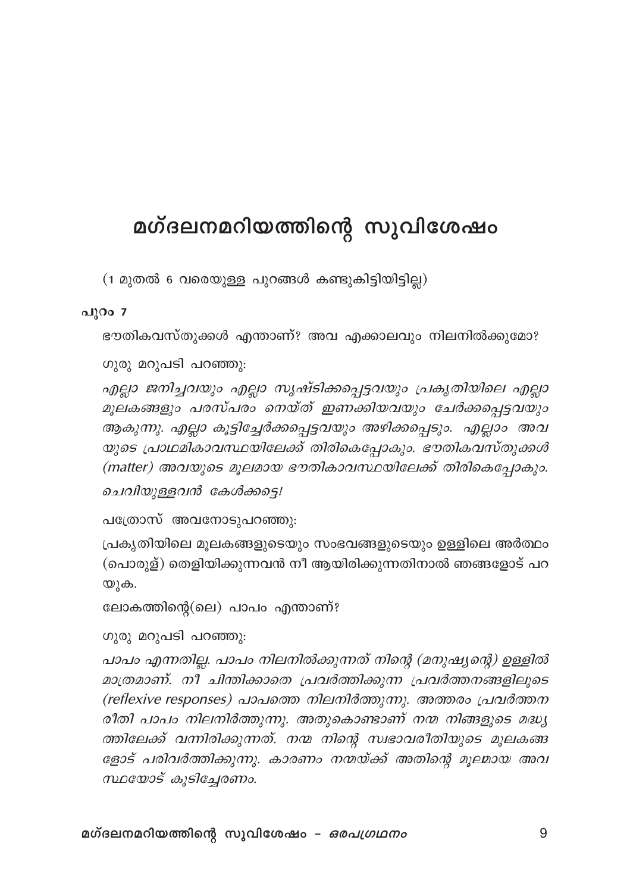# മഗ്ദലനമറിയത്തിന്റെ സുവിശേഷം

(1 മുതൽ 6 വരെയുള്ള പുറങ്ങൾ കണ്ടുകിട്ടിയിട്ടില്ല)

**പുറം 7**

ഭൗതികവസ്തുക്കൾ എന്താണ്? അവ എക്കാലവും നിലനിൽക്കുമോ?

ഗുരു മറുപടി പറഞ്ഞു:

*എല്ലാ ജനിച്ചവയും എല്ലാ സൃഷ്ടിക്കപ്പെട്ടവയും പ്രകൃതിയിലെ എല്ലാ മൂലകങ്ങളും പരസ്പരം നെയ്ത് ഇണക്കിയവയും ചേർക്കപ്പെട്ടവയും ആകുന്നു. എല്ലാ കൂട്ടിച്ചേർക്കപ്പെട്ടവയും അഴിക്കപ്പെടും. എല്ലാം അവയുടെ പ്രാഥമികാവസ്ഥയിലേക്ക് തിരികെപ്പോകും. ഭൗതികവസ്തുക്കൾ (matter) അവയുടെ മൂലമായ ഭൗതികാവസ്ഥയിലേക്ക് തിരികെപ്പോകും.*

*ചെവിയുള്ളവൻ കേൾക്കട്ടെ!*

പത്രോസ് അവനോടുപറഞ്ഞു:

പ്രകൃതിയിലെ മൂലകങ്ങളുടെയും സംഭവങ്ങളുടെയും ഉള്ളിലെ അർത്ഥം (പൊരുള്) തെളിയിക്കുന്നവൻ നീ ആയിരിക്കുന്നതിനാൽ ഞങ്ങളോട് പറയുക.

ലോകത്തിന്റെ(ലെ) പാപം എന്താണ്?

ഗുരു മറുപടി പറഞ്ഞു:

*പാപം എന്നതില്ല. പാപം നിലനിൽക്കുന്നത് നിന്റെ (മനുഷ്യന്റെ) ഉള്ളിൽ മാത്രമാണ്. നീ ചിന്തിക്കാതെ പ്രവർത്തിക്കുന്ന പ്രവർത്തനങ്ങളിലൂടെ (reflexive responses) പാപത്തെ നിലനിർത്തുന്നു. അത്തരം പ്രവർത്തനരീതി പാപം നിലനിർത്തുന്നു. അതുകൊണ്ടാണ് നന്മ നിങ്ങളുടെ മദ്ധ്യത്തിലേക്ക് വന്നിരിക്കുന്നത്. നന്മ നിന്റെ സ്വഭാവരീതിയുടെ മൂലകങ്ങളോട് പരിവർത്തിക്കുന്നു. കാരണം നന്മയ്ക്ക് അതിന്റെ മൂലമായ അവസ്ഥയോട് കൂടിച്ചേരണം.*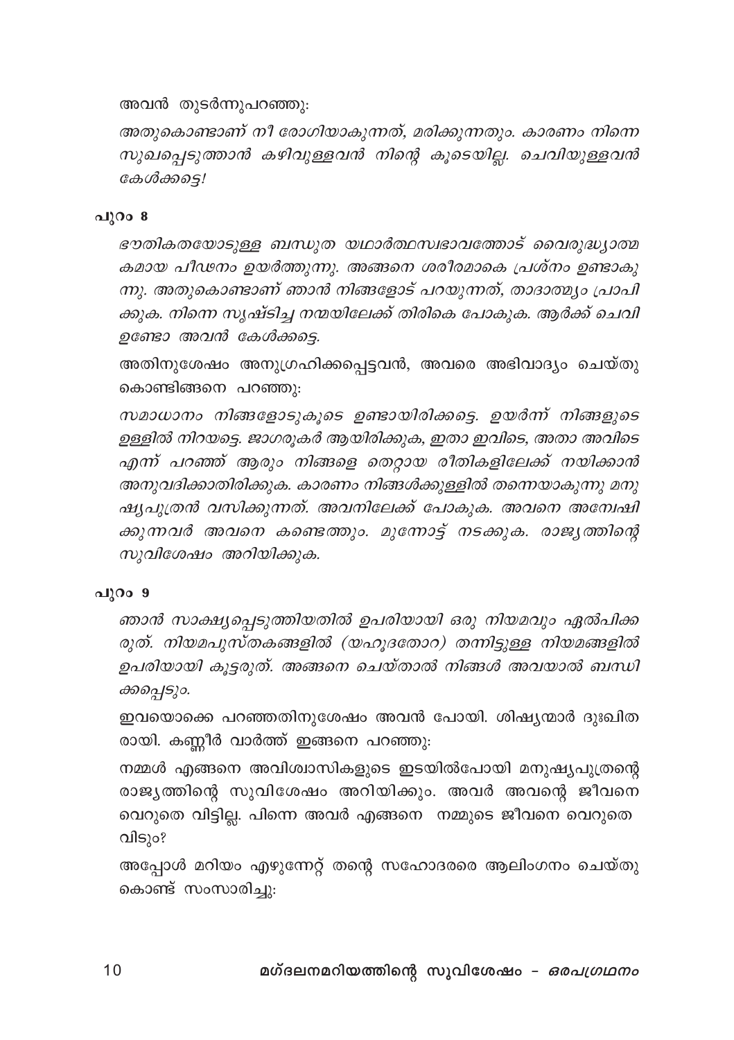അവൻ തുടർന്നുപറഞ്ഞു:

*അതുകൊണ്ടാണ് നീ രോഗിയാകുന്നത്, മരിക്കുന്നതും. കാരണം നിന്നെ സുഖപ്പെടുത്താൻ കഴിവുള്ളവൻ നിന്റെ കൂടെയില്ല. ചെവിയുള്ളവൻ കേൾക്കട്ടെ!*

**പുറം 8**

*ഭൗതികതയോടുള്ള ബന്ധുത യഥാർത്ഥസ്വഭാവത്തോട് വൈരുദ്ധ്യാത്മകമായ പീഢനം ഉയർത്തുന്നു. അങ്ങനെ ശരീരമാകെ പ്രശ്നം ഉണ്ടാകുന്നു. അതുകൊണ്ടാണ് ഞാൻ നിങ്ങളോട് പറയുന്നത്, താദാത്മ്യം പ്രാപിക്കുക. നിന്നെ സൃഷ്ടിച്ച നന്മയിലേക്ക് തിരികെ പോകുക. ആർക്ക് ചെവി ഉണ്ടോ അവൻ കേൾക്കട്ടെ.*

അതിനുശേഷം അനുഗ്രഹിക്കപ്പെട്ടവൻ, അവരെ അഭിവാദ്യം ചെയ്തുകൊണ്ടിങ്ങനെ പറഞ്ഞു:

*സമാധാനം നിങ്ങളോടുകൂടെ ഉണ്ടായിരിക്കട്ടെ. ഉയർന്ന് നിങ്ങളുടെ ഉള്ളിൽ നിറയട്ടെ. ജാഗരൂകർ ആയിരിക്കുക, ഇതാ ഇവിടെ, അതാ അവിടെ എന്ന് പറഞ്ഞ് ആരും നിങ്ങളെ തെറ്റായ രീതികളിലേക്ക് നയിക്കാൻ അനുവദിക്കാതിരിക്കുക. കാരണം നിങ്ങൾക്കുള്ളിൽ തന്നെയാകുന്നു മനുഷ്യപുത്രൻ വസിക്കുന്നത്. അവനിലേക്ക് പോകുക. അവനെ അന്വേഷിക്കുന്നവർ അവനെ കണ്ടെത്തും. മുന്നോട്ട് നടക്കുക. രാജ്യത്തിന്റെ സുവിശേഷം അറിയിക്കുക.*

**പുറം 9**

*ഞാൻ സാക്ഷ്യപ്പെടുത്തിയതിൽ ഉപരിയായി ഒരു നിയമവും ഏൽപിക്കരുത്. നിയമപുസ്തകങ്ങളിൽ (യഹൂദതോറ) തന്നിട്ടുള്ള നിയമങ്ങളിൽ ഉപരിയായി കൂട്ടരുത്. അങ്ങനെ ചെയ്താൽ നിങ്ങൾ അവയാൽ ബന്ധിക്കപ്പെടും.*

ഇവയൊക്കെ പറഞ്ഞതിനുശേഷം അവൻ പോയി. ശിഷ്യന്മാർ ദുഃഖിതരായി. കണ്ണീർ വാർത്ത് ഇങ്ങനെ പറഞ്ഞു:

നമ്മൾ എങ്ങനെ അവിശ്വാസികളുടെ ഇടയിൽപോയി മനുഷ്യപുത്രന്റെ രാജ്യത്തിന്റെ സുവിശേഷം അറിയിക്കും. അവർ അവന്റെ ജീവനെ വെറുതെ വിട്ടില്ല. പിന്നെ അവർ എങ്ങനെ നമ്മുടെ ജീവനെ വെറുതെ വിടും?

അപ്പോൾ മറിയം എഴുന്നേറ്റ് തന്റെ സഹോദരരെ ആലിംഗനം ചെയ്തുകൊണ്ട് സംസാരിച്ചു: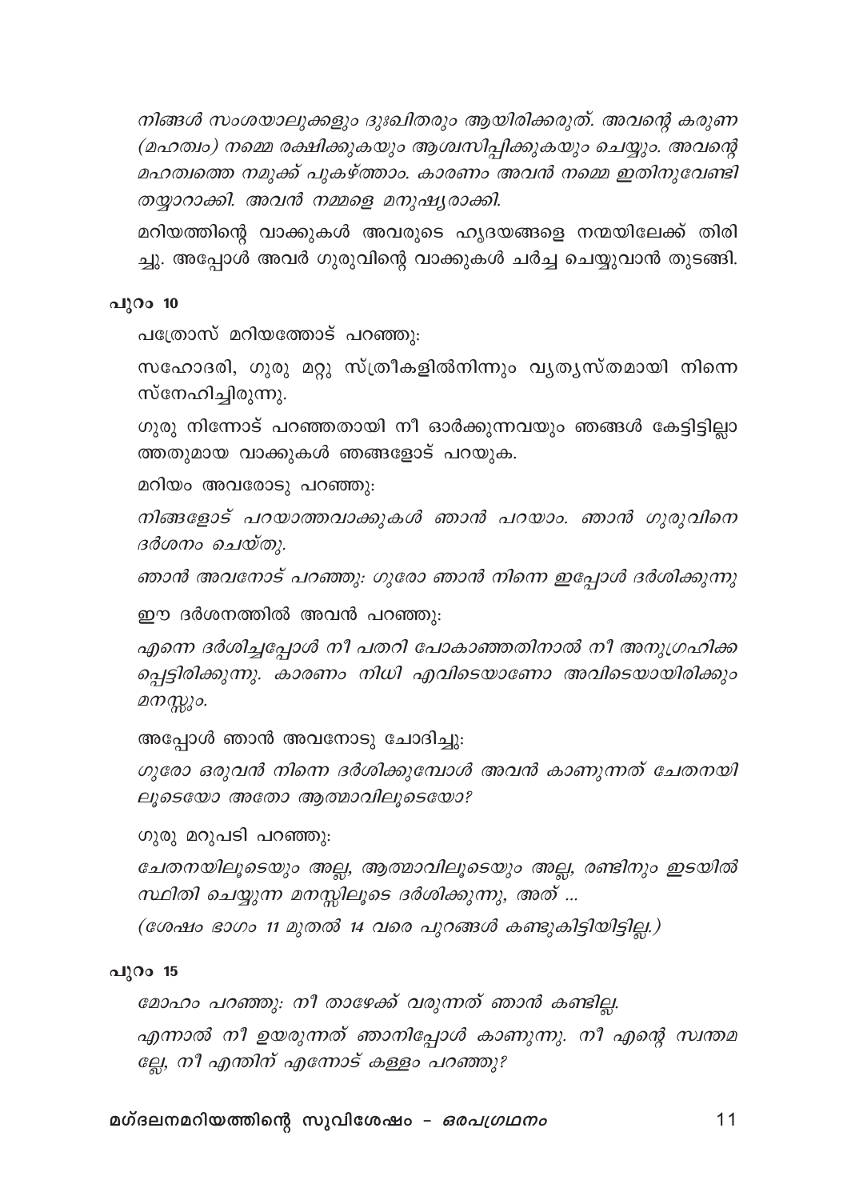*നിങ്ങൾ സംശയാലുക്കളും ദുഃഖിതരും ആയിരിക്കരുത്. അവന്റെ കരുണ (മഹത്വം) നമ്മെ രക്ഷിക്കുകയും ആശ്വസിപ്പിക്കുകയും ചെയ്യും. അവന്റെ മഹത്വത്തെ നമുക്ക് പുകഴ്ത്താം. കാരണം അവൻ നമ്മെ ഇതിനുവേണ്ടി തയ്യാറാക്കി. അവൻ നമ്മളെ മനുഷ്യരാക്കി.*

മറിയത്തിന്റെ വാക്കുകൾ അവരുടെ ഹൃദയങ്ങളെ നന്മയിലേക്ക് തിരിച്ചു. അപ്പോൾ അവർ ഗുരുവിന്റെ വാക്കുകൾ ചർച്ച ചെയ്യുവാൻ തുടങ്ങി.

**പുറം 10**

പത്രോസ് മറിയത്തോട് പറഞ്ഞു:

സഹോദരി, ഗുരു മറ്റു സ്ത്രീകളിൽനിന്നും വ്യത്യസ്തമായി നിന്നെ സ്നേഹിച്ചിരുന്നു.

ഗുരു നിന്നോട് പറഞ്ഞതായി നീ ഓർക്കുന്നവയും ഞങ്ങൾ കേട്ടിട്ടില്ലാത്തതുമായ വാക്കുകൾ ഞങ്ങളോട് പറയുക.

മറിയം അവരോടു പറഞ്ഞു:

*നിങ്ങളോട് പറയാത്തവാക്കുകൾ ഞാൻ പറയാം. ഞാൻ ഗുരുവിനെ ദർശനം ചെയ്തു.*

*ഞാൻ അവനോട് പറഞ്ഞു: ഗുരോ ഞാൻ നിന്നെ ഇപ്പോൾ ദർശിക്കുന്നു*

ഈ ദർശനത്തിൽ അവൻ പറഞ്ഞു:

*എന്നെ ദർശിച്ചപ്പോൾ നീ പതറി പോകാഞ്ഞതിനാൽ നീ അനുഗ്രഹിക്കപ്പെട്ടിരിക്കുന്നു. കാരണം നിധി എവിടെയാണോ അവിടെയായിരിക്കും മനസ്സും.*

അപ്പോൾ ഞാൻ അവനോടു ചോദിച്ചു:

*ഗുരോ ഒരുവൻ നിന്നെ ദർശിക്കുമ്പോൾ അവൻ കാണുന്നത് ചേതനയിലൂടെയോ അതോ ആത്മാവിലൂടെയോ?*

ഗുരു മറുപടി പറഞ്ഞു:

*ചേതനയിലൂടെയും അല്ല, ആത്മാവിലൂടെയും അല്ല, രണ്ടിനും ഇടയിൽ സ്ഥിതി ചെയ്യുന്ന മനസ്സിലൂടെ ദർശിക്കുന്നു, അത് ...*

*(ശേഷം ഭാഗം 11 മുതൽ 14 വരെ പുറങ്ങൾ കണ്ടുകിട്ടിയിട്ടില്ല.)*

**പുറം 15**

*മോഹം പറഞ്ഞു: നീ താഴേക്ക് വരുന്നത് ഞാൻ കണ്ടില്ല.*

*എന്നാൽ നീ ഉയരുന്നത് ഞാനിപ്പോൾ കാണുന്നു. നീ എന്റെ സ്വന്തമല്ലേ, നീ എന്തിന് എന്നോട് കള്ളം പറഞ്ഞു?*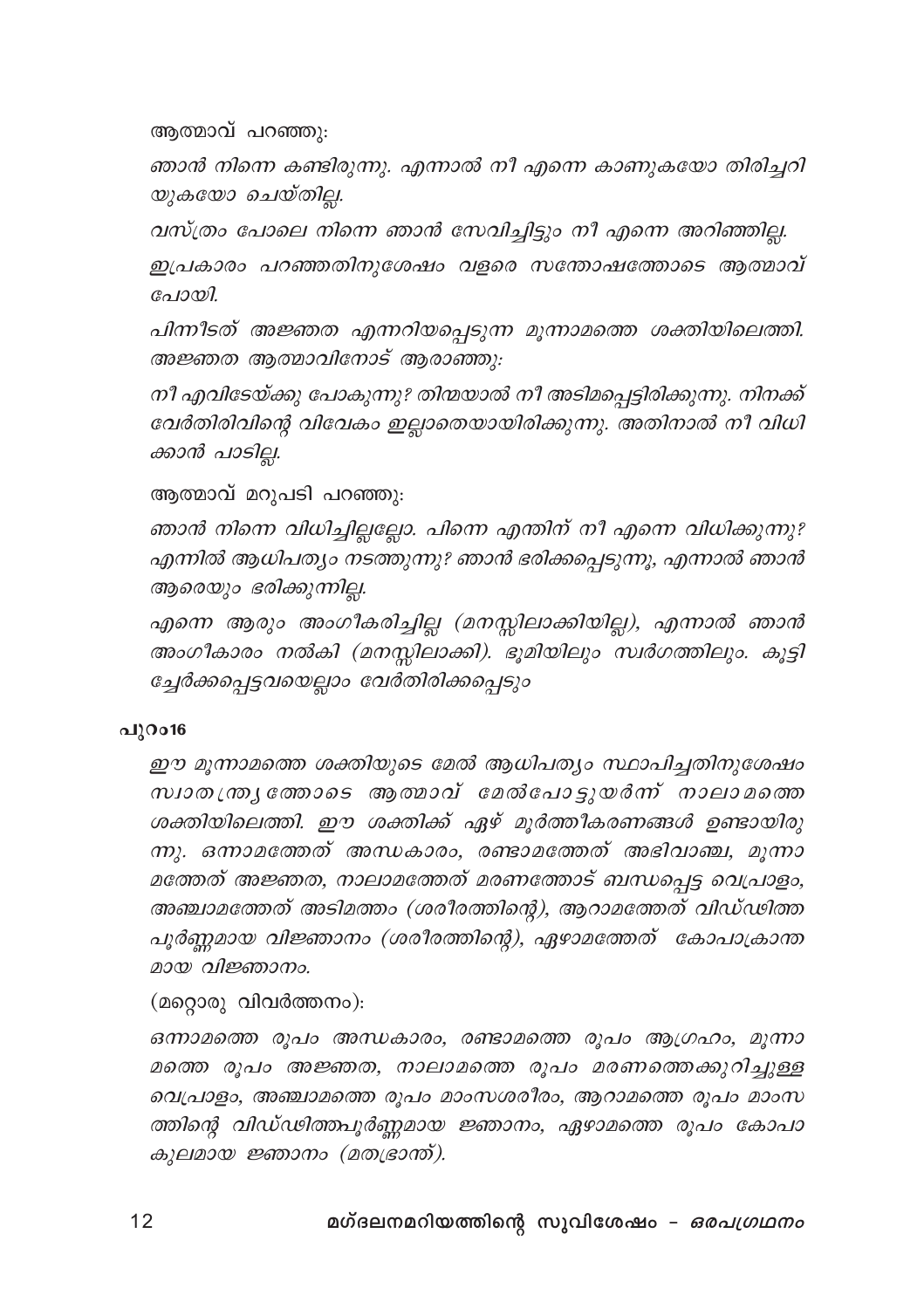ആത്മാവ് പറഞ്ഞു:

*ഞാൻ നിന്നെ കണ്ടിരുന്നു. എന്നാൽ നീ എന്നെ കാണുകയോ തിരിച്ചറിയുകയോ ചെയ്തില്ല.*

*വസ്ത്രം പോലെ നിന്നെ ഞാൻ സേവിച്ചിട്ടും നീ എന്നെ അറിഞ്ഞില്ല.*

*ഇപ്രകാരം പറഞ്ഞതിനുശേഷം വളരെ സന്തോഷത്തോടെ ആത്മാവ് പോയി.*

*പിന്നീടത് അജ്ഞത എന്നറിയപ്പെടുന്ന മൂന്നാമത്തെ ശക്തിയിലെത്തി. അജ്ഞത ആത്മാവിനോട് ആരാഞ്ഞു:*

*നീ എവിടേയ്ക്കു പോകുന്നു? തിന്മയാൽ നീ അടിമപ്പെട്ടിരിക്കുന്നു. നിനക്ക് വേർതിരിവിന്റെ വിവേകം ഇല്ലാതെയായിരിക്കുന്നു. അതിനാൽ നീ വിധിക്കാൻ പാടില്ല.*

ആത്മാവ് മറുപടി പറഞ്ഞു:

*ഞാൻ നിന്നെ വിധിച്ചില്ലല്ലോ. പിന്നെ എന്തിന് നീ എന്നെ വിധിക്കുന്നു? എന്നിൽ ആധിപത്യം നടത്തുന്നു? ഞാൻ ഭരിക്കപ്പെടുന്നു, എന്നാൽ ഞാൻ ആരെയും ഭരിക്കുന്നില്ല.*

*എന്നെ ആരും അംഗീകരിച്ചില്ല (മനസ്സിലാക്കിയില്ല), എന്നാൽ ഞാൻ അംഗീകാരം നൽകി (മനസ്സിലാക്കി). ഭൂമിയിലും സ്വർഗത്തിലും. കൂട്ടിച്ചേർക്കപ്പെട്ടവയെല്ലാം വേർതിരിക്കപ്പെടും*

**പു.റം16**

*ഈ മൂന്നാമത്തെ ശക്തിയുടെ മേൽ ആധിപത്യം സ്ഥാപിച്ചതിനുശേഷം സ്വാതന്ത്ര്യത്തോടെ ആത്മാവ് മേൽപോട്ടുയർന്ന് നാലാമത്തെ ശക്തിയിലെത്തി. ഈ ശക്തിക്ക് ഏഴ് മൂർത്തീകരണങ്ങൾ ഉണ്ടായിരുന്നു. ഒന്നാമത്തേത് അന്ധകാരം, രണ്ടാമത്തേത് അഭിവാഞ്ഛ, മൂന്നാമത്തേത് അജ്ഞത, നാലാമത്തേത് മരണത്തോട് ബന്ധപ്പെട്ട വെപ്രാളം, അഞ്ചാമത്തേത് അടിമത്തം (ശരീരത്തിന്റെ), ആറാമത്തേത് വിഡ്ഢിത്തപൂർണ്ണമായ വിജ്ഞാനം (ശരീരത്തിന്റെ), ഏഴാമത്തേത് കോപാക്രാന്തമായ വിജ്ഞാനം.*

(മറ്റൊരു വിവർത്തനം):

*ഒന്നാമത്തെ രൂപം അന്ധകാരം, രണ്ടാമത്തെ രൂപം ആഗ്രഹം, മൂന്നാമത്തെ രൂപം അജ്ഞത, നാലാമത്തെ രൂപം മരണത്തെക്കുറിച്ചുള്ള വെപ്രാളം, അഞ്ചാമത്തെ രൂപം മാംസശരീരം, ആറാമത്തെ രൂപം മാംസത്തിന്റെ വിഡ്ഢിത്തപൂർണ്ണമായ ജ്ഞാനം, ഏഴാമത്തെ രൂപം കോപാകുലമായ ജ്ഞാനം (മതഭ്രാന്ത്).*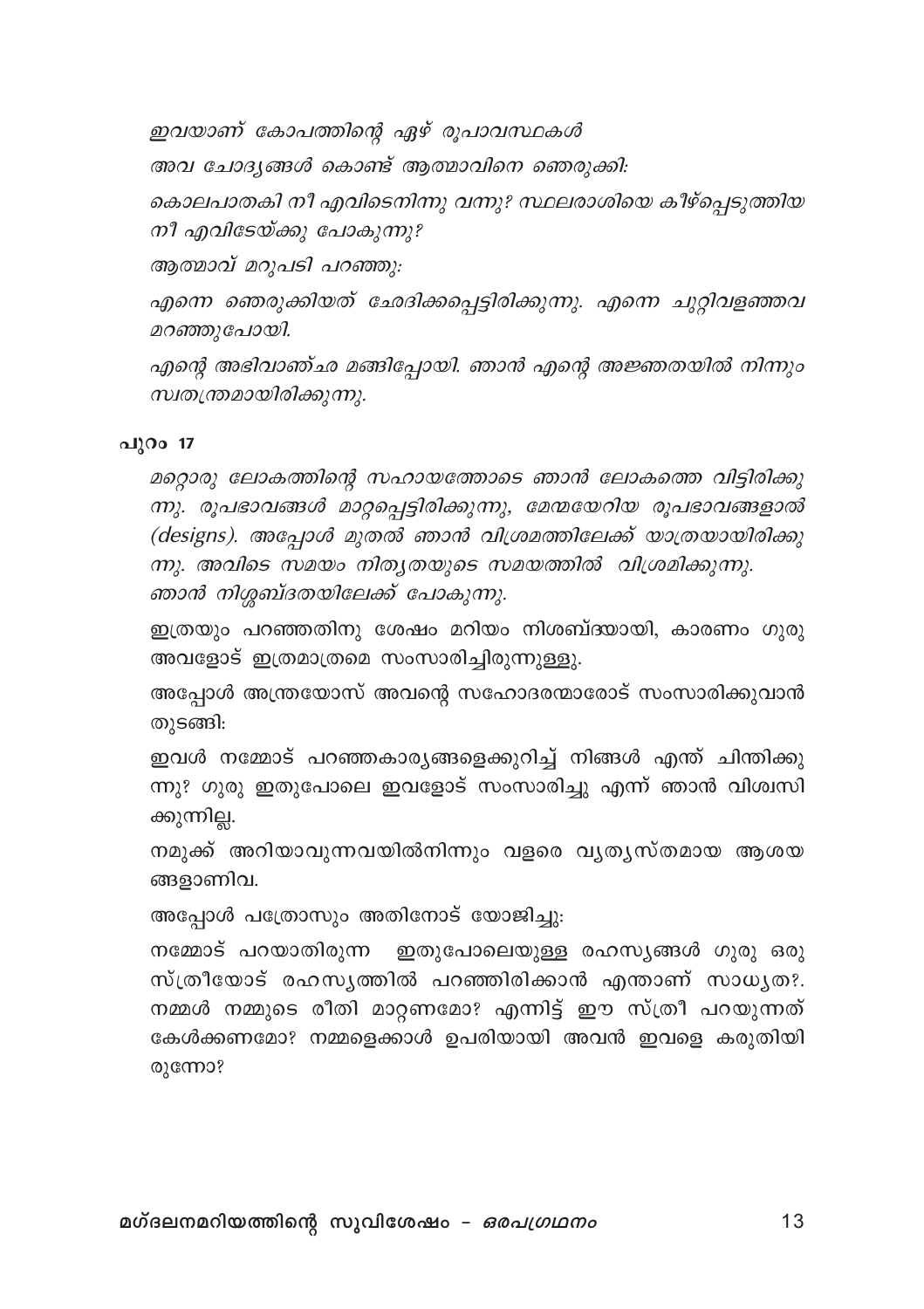*ഇവയാണ് കോപത്തിന്റെ ഏഴ് രൂപാവസ്ഥകൾ*

*അവ ചോദ്യങ്ങൾ കൊണ്ട് ആത്മാവിനെ ഞെരുക്കി:*

*കൊലപാതകി നീ എവിടെനിന്നു വന്നു? സ്ഥലരാശിയെ കീഴ്പ്പെടുത്തിയ നീ എവിടേയ്ക്കു പോകുന്നു?*

*ആത്മാവ് മറുപടി പറഞ്ഞു:*

*എന്നെ ഞെരുക്കിയത് ഛേദിക്കപ്പെട്ടിരിക്കുന്നു. എന്നെ ചുറ്റിവളഞ്ഞവ മറഞ്ഞുപോയി.*

*എന്റെ അഭിവാഞ്ഛ മങ്ങിപ്പോയി. ഞാൻ എന്റെ അജ്ഞതയിൽ നിന്നും സ്വതന്ത്രമായിരിക്കുന്നു.*

**പുറം 17**

*മറ്റൊരു ലോകത്തിന്റെ സഹായത്തോടെ ഞാൻ ലോകത്തെ വിട്ടിരിക്കുന്നു. രൂപഭാവങ്ങൾ മാറ്റപ്പെട്ടിരിക്കുന്നു, മേന്മയേറിയ രൂപഭാവങ്ങളാൽ (designs). അപ്പോൾ മുതൽ ഞാൻ വിശ്രമത്തിലേക്ക് യാത്രയായിരിക്കുന്നു. അവിടെ സമയം നിത്യതയുടെ സമയത്തിൽ വിശ്രമിക്കുന്നു. ഞാൻ നിശ്ശബ്ദതയിലേക്ക് പോകുന്നു.*

ഇത്രയും പറഞ്ഞതിനു ശേഷം മറിയം നിശബ്ദയായി, കാരണം ഗുരു അവളോട് ഇത്രമാത്രമെ സംസാരിച്ചിരുന്നുള്ളു.

അപ്പോൾ അന്ത്രയോസ് അവന്റെ സഹോദരന്മാരോട് സംസാരിക്കുവാൻ തുടങ്ങി:

ഇവൾ നമ്മോട് പറഞ്ഞകാര്യങ്ങളെക്കുറിച്ച് നിങ്ങൾ എന്ത് ചിന്തിക്കുന്നു? ഗുരു ഇതുപോലെ ഇവളോട് സംസാരിച്ചു എന്ന് ഞാൻ വിശ്വസിക്കുന്നില്ല.

നമുക്ക് അറിയാവുന്നവയിൽനിന്നും വളരെ വ്യത്യസ്തമായ ആശയങ്ങളാണിവ.

അപ്പോൾ പത്രോസും അതിനോട് യോജിച്ചു:

നമ്മോട് പറയാതിരുന്ന ഇതുപോലെയുള്ള രഹസ്യങ്ങൾ ഗുരു ഒരു സ്ത്രീയോട് രഹസ്യത്തിൽ പറഞ്ഞിരിക്കാൻ എന്താണ് സാധ്യത?. നമ്മൾ നമ്മുടെ രീതി മാറ്റണമോ? എന്നിട്ട് ഈ സ്ത്രീ പറയുന്നത് കേൾക്കണമോ? നമ്മളെക്കാൾ ഉപരിയായി അവൻ ഇവളെ കരുതിയിരുന്നോ?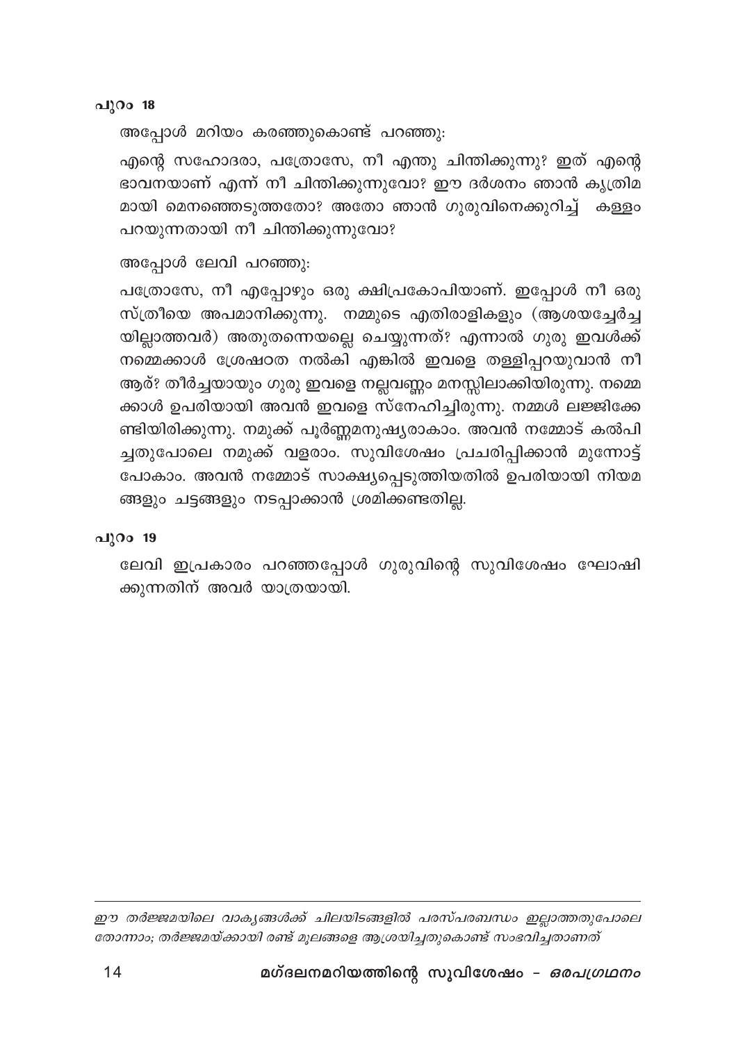**പുറം 18**

അപ്പോൾ മറിയം കരഞ്ഞുകൊണ്ട് പറഞ്ഞു:

എന്റെ സഹോദരാ, പത്രോസേ, നീ എന്തു ചിന്തിക്കുന്നു? ഇത് എന്റെ ഭാവനയാണ് എന്ന് നീ ചിന്തിക്കുന്നുവോ? ഈ ദർശനം ഞാൻ കൃത്രിമമായി മെനഞ്ഞെടുത്തതോ? അതോ ഞാൻ ഗുരുവിനെക്കുറിച്ച് കള്ളം പറയുന്നതായി നീ ചിന്തിക്കുന്നുവോ?

അപ്പോൾ ലേവി പറഞ്ഞു:

പത്രോസേ, നീ എപ്പോഴും ഒരു ക്ഷിപ്രകോപിയാണ്. ഇപ്പോൾ നീ ഒരു സ്ത്രീയെ അപമാനിക്കുന്നു. നമ്മുടെ എതിരാളികളും (ആശയച്ചേർച്ചയില്ലാത്തവർ) അതുതന്നെയല്ലെ ചെയ്യുന്നത്? എന്നാൽ ഗുരു ഇവൾക്ക് നമ്മെക്കാൾ ശ്രേഷഠത നൽകി എങ്കിൽ ഇവളെ തള്ളിപ്പറയുവാൻ നീ ആര്? തീർച്ചയായും ഗുരു ഇവളെ നല്ലവണ്ണം മനസ്സിലാക്കിയിരുന്നു. നമ്മെക്കാൾ ഉപരിയായി അവൻ ഇവളെ സ്നേഹിച്ചിരുന്നു. നമ്മൾ ലജ്ജിക്കേണ്ടിയിരിക്കുന്നു. നമുക്ക് പൂർണ്ണമനുഷ്യരാകാം. അവൻ നമ്മോട് കൽപിച്ചതുപോലെ നമുക്ക് വളരാം. സുവിശേഷം പ്രചരിപ്പിക്കാൻ മുന്നോട്ട് പോകാം. അവൻ നമ്മോട് സാക്ഷ്യപ്പെടുത്തിയതിൽ ഉപരിയായി നിയമങ്ങളും ചട്ടങ്ങളും നടപ്പാക്കാൻ ശ്രമിക്കേണ്ടതില്ല.

**പുറം 19**

ലേവി ഇപ്രകാരം പറഞ്ഞപ്പോൾ ഗുരുവിന്റെ സുവിശേഷം ഘോഷിക്കുന്നതിന് അവർ യാത്രയായി.

---

*ഈ തർജ്ജമയിലെ വാക്യങ്ങൾക്ക് ചിലയിടങ്ങളിൽ പരസ്പരബന്ധം ഇല്ലാത്തതുപോലെ തോന്നാം; തർജ്ജമയ്ക്കായി രണ്ട് മൂലങ്ങളെ ആശ്രയിച്ചതുകൊണ്ട് സംഭവിച്ചതാണത്*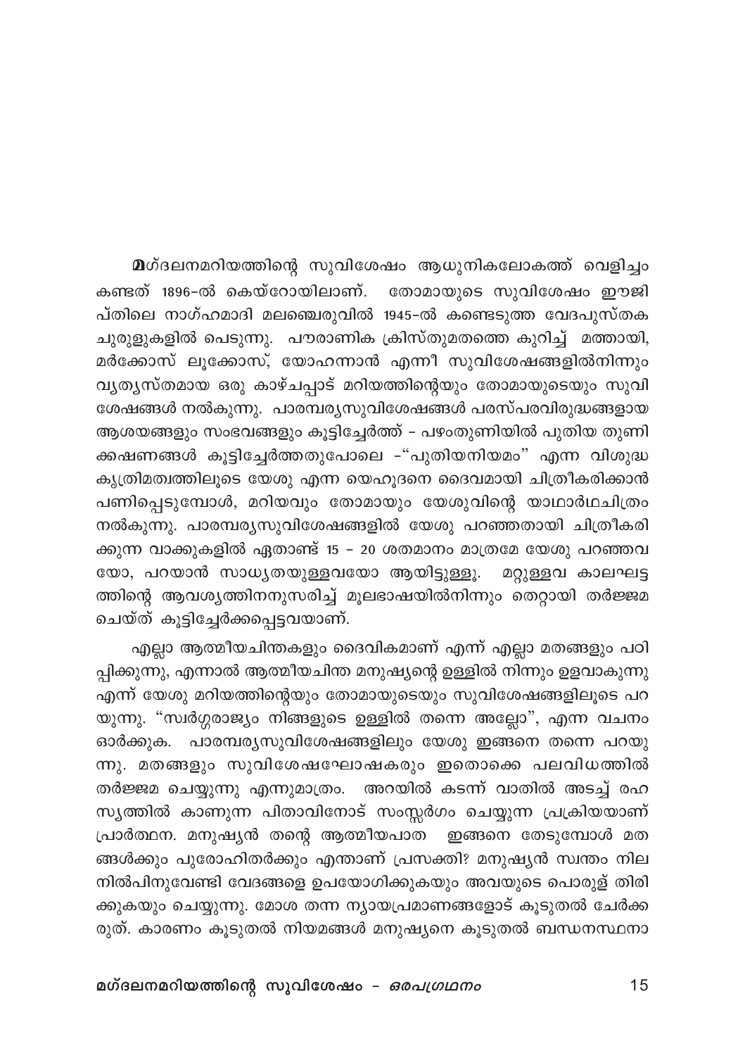മഗ്ദലനമറിയത്തിന്റെ സുവിശേഷം ആധുനികലോകത്ത് വെളിച്ചം കണ്ടത് 1896-ൽ കെയ്റോയിലാണ്. തോമായുടെ സുവിശേഷം ഈജിപ്തിലെ നാഗ്ഹമാദി മലഞ്ചെരുവിൽ 1945-ൽ കണ്ടെടുത്ത വേദപുസ്തക ചുരുളുകളിൽ പെടുന്നു. പൗരാണിക ക്രിസ്തുമതത്തെ കുറിച്ച് മത്തായി, മർക്കോസ് ലൂക്കോസ്, യോഹന്നാൻ എന്നീ സുവിശേഷങ്ങളിൽനിന്നും വ്യത്യസ്തമായ ഒരു കാഴ്ചപ്പാട് മറിയത്തിന്റെയും തോമായുടെയും സുവിശേഷങ്ങൾ നൽകുന്നു. പാരമ്പര്യസുവിശേഷങ്ങൾ പരസ്പരവിരുദ്ധങ്ങളായ ആശയങ്ങളും സംഭവങ്ങളും കൂട്ടിച്ചേർത്ത് - പഴംതുണിയിൽ പുതിയ തുണിക്കഷണങ്ങൾ കൂട്ടിച്ചേർത്തതുപോലെ -"പുതിയനിയമം" എന്ന വിശുദ്ധ കൃത്രിമത്വത്തിലൂടെ യേശു എന്ന യെഹൂദനെ ദൈവമായി ചിത്രീകരിക്കാൻ പണിപ്പെടുമ്പോൾ, മറിയവും തോമായും യേശുവിന്റെ യാഥാർഥചിത്രം നൽകുന്നു. പാരമ്പര്യസുവിശേഷങ്ങളിൽ യേശു പറഞ്ഞതായി ചിത്രീകരിക്കുന്ന വാക്കുകളിൽ ഏതാണ്ട് 15 - 20 ശതമാനം മാത്രമേ യേശു പറഞ്ഞവയോ, പറയാൻ സാധ്യതയുള്ളവയോ ആയിട്ടുള്ളൂ. മറ്റുള്ളവ കാലഘട്ടത്തിന്റെ ആവശ്യത്തിനനുസരിച്ച് മൂലഭാഷയിൽനിന്നും തെറ്റായി തർജ്ജമ ചെയ്ത് കൂട്ടിച്ചേർക്കപ്പെട്ടവയാണ്.

എല്ലാ ആത്മീയചിന്തകളും ദൈവികമാണ് എന്ന് എല്ലാ മതങ്ങളും പഠിപ്പിക്കുന്നു, എന്നാൽ ആത്മീയചിന്ത മനുഷ്യന്റെ ഉള്ളിൽ നിന്നും ഉളവാകുന്നു എന്ന് യേശു മറിയത്തിന്റെയും തോമായുടെയും സുവിശേഷങ്ങളിലൂടെ പറയുന്നു. "സ്വർഗ്ഗരാജ്യം നിങ്ങളുടെ ഉള്ളിൽ തന്നെ അല്ലോ", എന്ന വചനം ഓർക്കുക. പാരമ്പര്യസുവിശേഷങ്ങളിലും യേശു ഇങ്ങനെ തന്നെ പറയുന്നു. മതങ്ങളും സുവിശേഷഘോഷകരും ഇതൊക്കെ പലവിധത്തിൽ തർജ്ജമ ചെയ്യുന്നു എന്നുമാത്രം. അറയിൽ കടന്ന് വാതിൽ അടച്ച് രഹസ്യത്തിൽ കാണുന്ന പിതാവിനോട് സംസ്സർഗം ചെയ്യുന്ന പ്രക്രിയയാണ് പ്രാർത്ഥന. മനുഷ്യൻ തന്റെ ആത്മീയപാത ഇങ്ങനെ തേടുമ്പോൾ മതങ്ങൾക്കും പുരോഹിതർക്കും എന്താണ് പ്രസക്തി? മനുഷ്യൻ സ്വന്തം നിലനിൽപിനുവേണ്ടി വേദങ്ങളെ ഉപയോഗിക്കുകയും അവയുടെ പൊരുള് തിരിക്കുകയും ചെയ്യുന്നു. മോശ തന്ന ന്യായപ്രമാണങ്ങളോട് കൂടുതൽ ചേർക്കരുത്. കാരണം കൂടുതൽ നിയമങ്ങൾ മനുഷ്യനെ കൂടുതൽ ബന്ധനസ്ഥനാ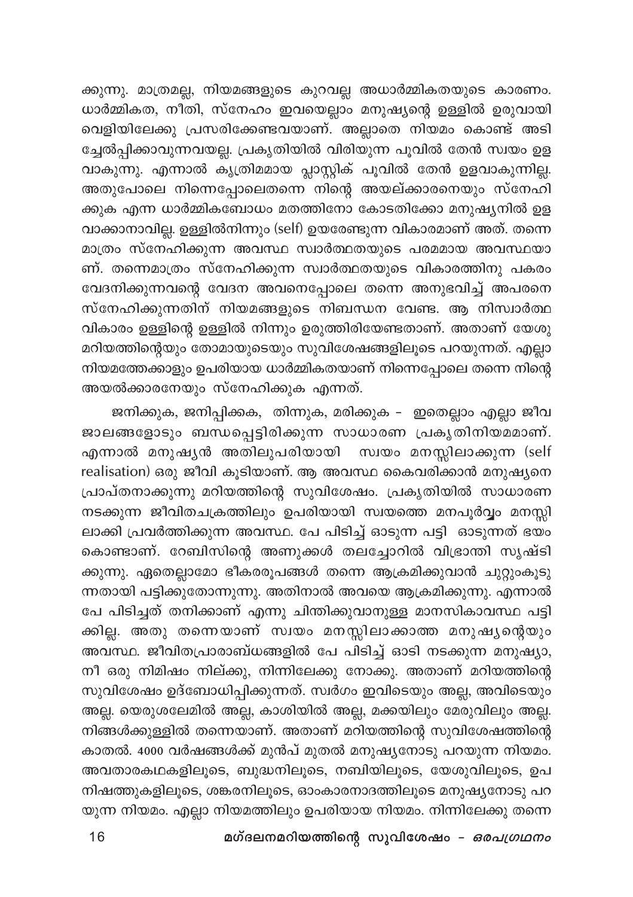ക്കുന്നു. മാത്രമല്ല, നിയമങ്ങളുടെ കുറവല്ല അധാർമ്മികതയുടെ കാരണം. ധാർമ്മികത, നീതി, സ്നേഹം ഇവയെല്ലാം മനുഷ്യന്റെ ഉള്ളിൽ ഉരുവായി വെളിയിലേക്കു പ്രസരിക്കേണ്ടവയാണ്. അല്ലാതെ നിയമം കൊണ്ട് അടിച്ചേൽപ്പിക്കാവുന്നവയല്ല. പ്രകൃതിയിൽ വിരിയുന്ന പൂവിൽ തേൻ സ്വയം ഉളവാകുന്നു. എന്നാൽ കൃത്രിമമായ പ്ലാസ്റ്റിക് പൂവിൽ തേൻ ഉളവാകുന്നില്ല. അതുപോലെ നിന്നെപ്പോലെതന്നെ നിന്റെ അയല്ക്കാരനെയും സ്നേഹിക്കുക എന്ന ധാർമ്മികബോധം മതത്തിനോ കോടതിക്കോ മനുഷ്യനിൽ ഉളവാക്കാനാവില്ല. ഉള്ളിൽനിന്നും (self) ഉയരേണ്ടുന്ന വികാരമാണ് അത്. തന്നെ മാത്രം സ്നേഹിക്കുന്ന അവസ്ഥ സ്വാർത്ഥതയുടെ പരമമായ അവസ്ഥയാണ്. തന്നെമാത്രം സ്നേഹിക്കുന്ന സ്വാർത്ഥതയുടെ വികാരത്തിനു പകരം വേദനിക്കുന്നവന്റെ വേദന അവനെപ്പോലെ തന്നെ അനുഭവിച്ച് അപരനെ സ്നേഹിക്കുന്നതിന് നിയമങ്ങളുടെ നിബന്ധന വേണ്ട. ആ നിസ്വാർത്ഥ വികാരം ഉള്ളിന്റെ ഉള്ളിൽ നിന്നും ഉരുത്തിരിയേണ്ടതാണ്. അതാണ് യേശു മറിയത്തിന്റെയും തോമായുടെയും സുവിശേഷങ്ങളിലൂടെ പറയുന്നത്. എല്ലാ നിയമത്തേക്കാളും ഉപരിയായ ധാർമ്മികതയാണ് നിന്നെപ്പോലെ തന്നെ നിന്റെ അയൽക്കാരനേയും സ്നേഹിക്കുക എന്നത്.

ജനിക്കുക, ജനിപ്പിക്കക, തിന്നുക, മരിക്കുക – ഇതെല്ലാം എല്ലാ ജീവജാലങ്ങളോടും ബന്ധപ്പെട്ടിരിക്കുന്ന സാധാരണ പ്രകൃതിനിയമമാണ്. എന്നാൽ മനുഷ്യൻ അതിലുപരിയായി സ്വയം മനസ്സിലാക്കുന്ന (self realisation) ഒരു ജീവി കൂടിയാണ്. ആ അവസ്ഥ കൈവരിക്കാൻ മനുഷ്യനെ പ്രാപ്തനാക്കുന്നു മറിയത്തിന്റെ സുവിശേഷം. പ്രകൃതിയിൽ സാധാരണ നടക്കുന്ന ജീവിതചക്രത്തിലും ഉപരിയായി സ്വയത്തെ മനപൂർവ്വം മനസ്സിലാക്കി പ്രവർത്തിക്കുന്ന അവസ്ഥ. പേ പിടിച്ച് ഓടുന്ന പട്ടി ഓടുന്നത് ഭയം കൊണ്ടാണ്. റേബിസിന്റെ അണുക്കൾ തലച്ചോറിൽ വിഭ്രാന്തി സൃഷ്ടിക്കുന്നു. ഏതെല്ലാമോ ഭീകരരൂപങ്ങൾ തന്നെ ആക്രമിക്കുവാൻ ചുറ്റുംകൂടുന്നതായി പട്ടിക്കുതോന്നുന്നു. അതിനാൽ അവയെ ആക്രമിക്കുന്നു. എന്നാൽ പേ പിടിച്ചത് തനിക്കാണ് എന്നു ചിന്തിക്കുവാനുള്ള മാനസികാവസ്ഥ പട്ടിക്കില്ല. അതു തന്നെയാണ് സ്വയം മനസ്സിലാക്കാത്ത മനുഷ്യന്റെയും അവസ്ഥ. ജീവിതപ്രാരാബ്ധങ്ങളിൽ പേ പിടിച്ച് ഓടി നടക്കുന്ന മനുഷ്യാ, നീ ഒരു നിമിഷം നില്ക്കു, നിന്നിലേക്കു നോക്കു. അതാണ് മറിയത്തിന്റെ സുവിശേഷം ഉദ്ബോധിപ്പിക്കുന്നത്. സ്വർഗം ഇവിടെയും അല്ല, അവിടെയും അല്ല. യെരുശലേമിൽ അല്ല, കാശിയിൽ അല്ല, മക്കയിലും മേരുവിലും അല്ല. നിങ്ങൾക്കുള്ളിൽ തന്നെയാണ്. അതാണ് മറിയത്തിന്റെ സുവിശേഷത്തിന്റെ കാതൽ. 4000 വർഷങ്ങൾക്ക് മുൻപ് മുതൽ മനുഷ്യനോടു പറയുന്ന നിയമം. അവതാരകഥകളിലൂടെ, ബുദ്ധനിലൂടെ, നബിയിലൂടെ, യേശുവിലൂടെ, ഉപനിഷത്തുകളിലൂടെ, ശങ്കരനിലൂടെ, ഓംകാരനാദത്തിലൂടെ മനുഷ്യനോടു പറയുന്ന നിയമം. എല്ലാ നിയമത്തിലും ഉപരിയായ നിയമം. നിന്നിലേക്കു തന്നെ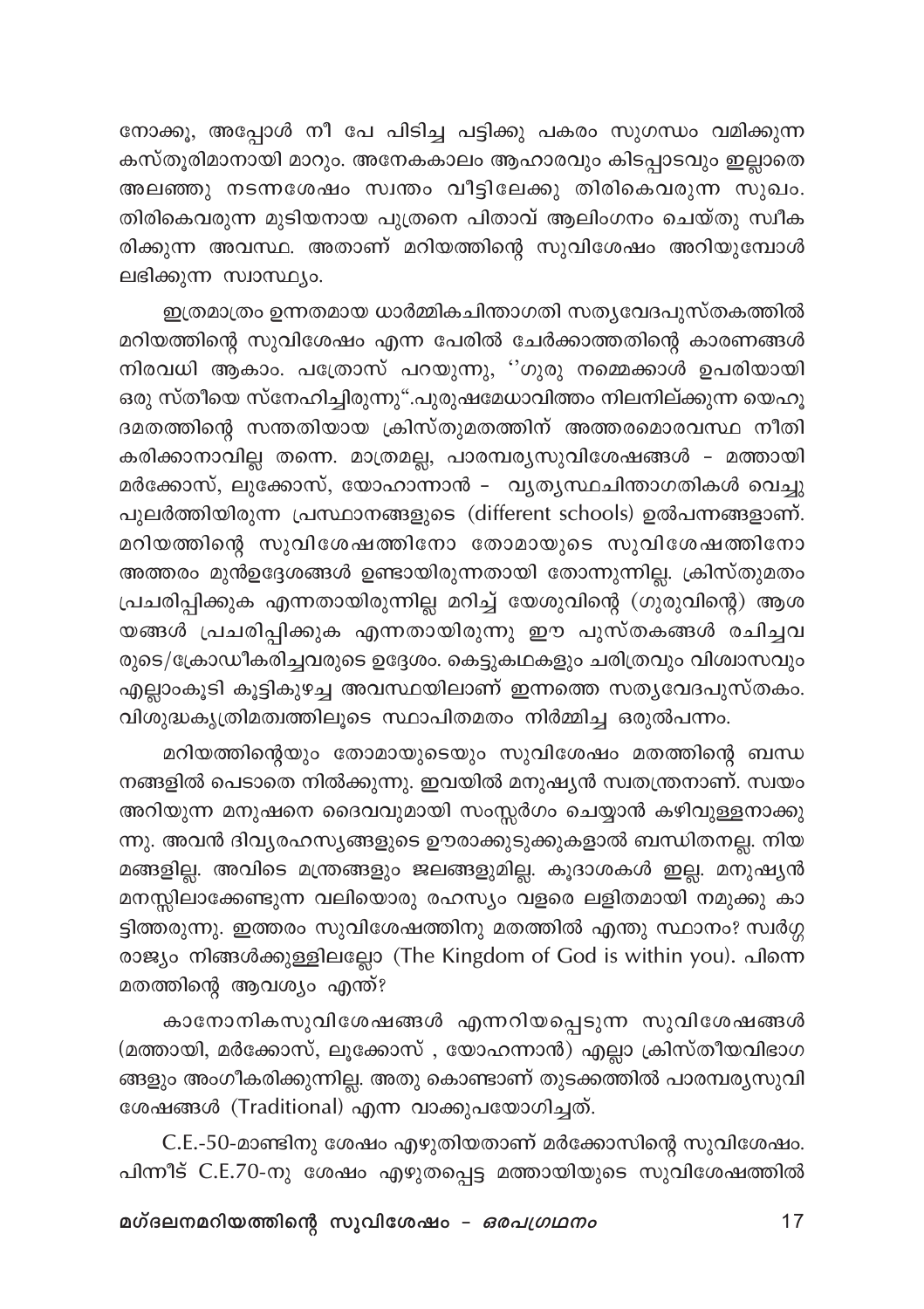നോക്കൂ, അപ്പോൾ നീ പേ പിടിച്ച പട്ടിക്കു പകരം സുഗന്ധം വമിക്കുന്ന കസ്തൂരിമാനായി മാറും. അനേകകാലം ആഹാരവും കിടപ്പാടവും ഇല്ലാതെ അലഞ്ഞു നടന്നശേഷം സ്വന്തം വീട്ടിലേക്കു തിരികെവരുന്ന സുഖം. തിരികെവരുന്ന മുടിയനായ പുത്രനെ പിതാവ് ആലിംഗനം ചെയ്തു സ്വീകരിക്കുന്ന അവസ്ഥ. അതാണ് മറിയത്തിന്റെ സുവിശേഷം അറിയുമ്പോൾ ലഭിക്കുന്ന സ്വാസ്ഥ്യം.

ഇത്രമാത്രം ഉന്നതമായ ധാർമ്മികചിന്താഗതി സത്യവേദപുസ്തകത്തിൽ മറിയത്തിന്റെ സുവിശേഷം എന്ന പേരിൽ ചേർക്കാത്തതിന്റെ കാരണങ്ങൾ നിരവധി ആകാം. പത്രോസ് പറയുന്നു, ''ഗുരു നമ്മെക്കാൾ ഉപരിയായി ഒരു സ്തീയെ സ്നേഹിച്ചിരുന്നു".പുരുഷമേധാവിത്തം നിലനില്ക്കുന്ന യെഹൂദമതത്തിന്റെ സന്തതിയായ ക്രിസ്തുമതത്തിന് അത്തരമൊരവസ്ഥ നീതികരിക്കാനാവില്ല തന്നെ. മാത്രമല്ല, പാരമ്പര്യസുവിശേഷങ്ങൾ – മത്തായി മർക്കോസ്, ലൂക്കോസ്, യോഹന്നാൻ – വ്യത്യസ്ഥചിന്താഗതികൾ വെച്ചു പുലർത്തിയിരുന്ന പ്രസ്ഥാനങ്ങളുടെ (different schools) ഉൽപന്നങ്ങളാണ്. മറിയത്തിന്റെ സുവിശേഷത്തിനോ തോമായുടെ സുവിശേഷത്തിനോ അത്തരം മുൻഉദ്ദേശങ്ങൾ ഉണ്ടായിരുന്നതായി തോന്നുന്നില്ല. ക്രിസ്തുമതം പ്രചരിപ്പിക്കുക എന്നതായിരുന്നില്ല മറിച്ച് യേശുവിന്റെ (ഗുരുവിന്റെ) ആശയങ്ങൾ പ്രചരിപ്പിക്കുക എന്നതായിരുന്നു ഈ പുസ്തകങ്ങൾ രചിച്ചവരുടെ/ക്രോഡീകരിച്ചവരുടെ ഉദ്ദേശം. കെട്ടുകഥകളും ചരിത്രവും വിശ്വാസവും എല്ലാംകൂടി കൂട്ടികുഴച്ച അവസ്ഥയിലാണ് ഇന്നത്തെ സത്യവേദപുസ്തകം. വിശുദ്ധകൃത്രിമത്വത്തിലൂടെ സ്ഥാപിതമതം നിർമ്മിച്ച ഒരുൽപന്നം.

മറിയത്തിന്റെയും തോമായുടെയും സുവിശേഷം മതത്തിന്റെ ബന്ധനങ്ങളിൽ പെടാതെ നിൽക്കുന്നു. ഇവയിൽ മനുഷ്യൻ സ്വതന്ത്രനാണ്. സ്വയം അറിയുന്ന മനുഷനെ ദൈവവുമായി സംസ്സർഗം ചെയ്യാൻ കഴിവുള്ളനാക്കുന്നു. അവൻ ദിവ്യരഹസ്യങ്ങളുടെ ഊരാക്കുടുക്കുകളാൽ ബന്ധിതനല്ല. നിയമങ്ങളില്ല. അവിടെ മന്ത്രങ്ങളും ജലങ്ങളുമില്ല. കൂദാശകൾ ഇല്ല. മനുഷ്യൻ മനസ്സിലാക്കേണ്ടുന്ന വലിയൊരു രഹസ്യം വളരെ ലളിതമായി നമുക്കു കാട്ടിത്തരുന്നു. ഇത്തരം സുവിശേഷത്തിനു മതത്തിൽ എന്തു സ്ഥാനം? സ്വർഗ്ഗരാജ്യം നിങ്ങൾക്കുള്ളിലല്ലോ (The Kingdom of God is within you). പിന്നെ മതത്തിന്റെ ആവശ്യം എന്ത്?

കാനോനികസുവിശേഷങ്ങൾ എന്നറിയപ്പെടുന്ന സുവിശേഷങ്ങൾ (മത്തായി, മർക്കോസ്, ലൂക്കോസ് , യോഹന്നാൻ) എല്ലാ ക്രിസ്തീയവിഭാഗങ്ങളും അംഗീകരിക്കുന്നില്ല. അതു കൊണ്ടാണ് തുടക്കത്തിൽ പാരമ്പര്യസുവിശേഷങ്ങൾ (Traditional) എന്ന വാക്കുപയോഗിച്ചത്.

C.E.-50-മാണ്ടിനു ശേഷം എഴുതിയതാണ് മർക്കോസിന്റെ സുവിശേഷം. പിന്നീട് C.E.70-നു ശേഷം എഴുതപ്പെട്ട മത്തായിയുടെ സുവിശേഷത്തിൽ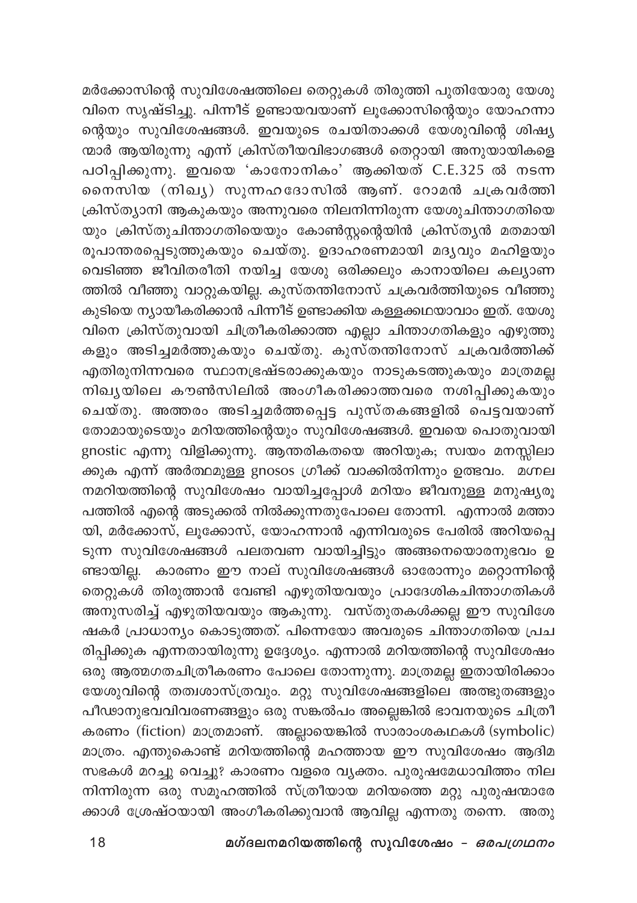മർക്കോസിന്റെ സുവിശേഷത്തിലെ തെറ്റുകൾ തിരുത്തി പുതിയോരു യേശുവിനെ സൃഷ്ടിച്ചു. പിന്നീട് ഉണ്ടായവയാണ് ലൂക്കോസിന്റെയും യോഹന്നാന്റെയും സുവിശേഷങ്ങൾ. ഇവയുടെ രചയിതാക്കൾ യേശുവിന്റെ ശിഷ്യന്മാർ ആയിരുന്നു എന്ന് ക്രിസ്തീയവിഭാഗങ്ങൾ തെറ്റായി അനുയായികളെ പഠിപ്പിക്കുന്നു. ഇവയെ 'കാനോനികം' ആക്കിയത് C.E.325 ൽ നടന്ന നൈസിയ (നിഖ്യ) സുന്നഹദോസിൽ ആണ്. റോമൻ ചക്രവർത്തി ക്രിസ്ത്യാനി ആകുകയും അന്നുവരെ നിലനിന്നിരുന്ന യേശുചിന്താഗതിയെയും ക്രിസ്തുചിന്താഗതിയെയും കോൺസ്റ്റന്റെയിൻ ക്രിസ്ത്യൻ മതമായി രൂപാന്തരപ്പെടുത്തുകയും ചെയ്തു. ഉദാഹരണമായി മദ്യവും മഹിളയും വെടിഞ്ഞ ജീവിതരീതി നയിച്ച യേശു ഒരിക്കലും കാനായിലെ കല്യാണത്തിൽ വീഞ്ഞു വാറ്റുകയില്ല. കുസ്തന്തിനോസ് ചക്രവർത്തിയുടെ വീഞ്ഞു കുടിയെ ന്യായീകരിക്കാൻ പിന്നീട് ഉണ്ടാക്കിയ കള്ളക്കഥയാവാം ഇത്. യേശുവിനെ ക്രിസ്തുവായി ചിത്രീകരിക്കാത്ത എല്ലാ ചിന്താഗതികളും എഴുത്തുകളും അടിച്ചമർത്തുകയും ചെയ്തു. കുസ്തന്തിനോസ് ചക്രവർത്തിക്ക് എതിരുനിന്നവരെ സ്ഥാനഭ്രഷ്ടരാക്കുകയും നാടുകടത്തുകയും മാത്രമല്ല നിഖ്യയിലെ കൗൺസിലിൽ അംഗീകരിക്കാത്തവരെ നശിപ്പിക്കുകയും ചെയ്തു. അത്തരം അടിച്ചമർത്തപ്പെട്ട പുസ്തകങ്ങളിൽ പെട്ടവയാണ് തോമായുടെയും മറിയത്തിന്റെയും സുവിശേഷങ്ങൾ. ഇവയെ പൊതുവായി gnostic എന്നു വിളിക്കുന്നു. ആന്തരികതയെ അറിയുക; സ്വയം മനസ്സിലാക്കുക എന്ന് അർത്ഥമുള്ള gnosos ഗ്രീക്ക് വാക്കിൽനിന്നും ഉത്ഭവം. മഗ്ദലനമറിയത്തിന്റെ സുവിശേഷം വായിച്ചപ്പോൾ മറിയം ജീവനുള്ള മനുഷ്യരൂപത്തിൽ എന്റെ അടുക്കൽ നിൽക്കുന്നതുപോലെ തോന്നി. എന്നാൽ മത്തായി, മർക്കോസ്, ലൂക്കോസ്, യോഹന്നാൻ എന്നിവരുടെ പേരിൽ അറിയപ്പെടുന്ന സുവിശേഷങ്ങൾ പലതവണ വായിച്ചിട്ടും അങ്ങനെയൊരനുഭവം ഉണ്ടായില്ല. കാരണം ഈ നാല് സുവിശേഷങ്ങൾ ഓരോന്നും മറ്റൊന്നിന്റെ തെറ്റുകൾ തിരുത്താൻ വേണ്ടി എഴുതിയവയും പ്രാദേശികചിന്താഗതികൾ അനുസരിച്ച് എഴുതിയവയും ആകുന്നു. വസ്തുതകൾക്കല്ല ഈ സുവിശേഷകർ പ്രാധാന്യം കൊടുത്തത്. പിന്നെയോ അവരുടെ ചിന്താഗതിയെ പ്രചരിപ്പിക്കുക എന്നതായിരുന്നു ഉദ്ദേശ്യം. എന്നാൽ മറിയത്തിന്റെ സുവിശേഷം ഒരു ആത്മഗതചിത്രീകരണം പോലെ തോന്നുന്നു. മാത്രമല്ല ഇതായിരിക്കാം യേശുവിന്റെ തത്വശാസ്ത്രവും. മറ്റു സുവിശേഷങ്ങളിലെ അത്ഭുതങ്ങളും പീഢാനുഭവവിവരണങ്ങളും ഒരു സങ്കൽപം അല്ലെങ്കിൽ ഭാവനയുടെ ചിത്രീകരണം (fiction) മാത്രമാണ്. അല്ലായെങ്കിൽ സാരാംശകഥകൾ (symbolic) മാത്രം. എന്തുകൊണ്ട് മറിയത്തിന്റെ മഹത്തായ ഈ സുവിശേഷം ആദിമ സഭകൾ മറച്ചു വെച്ചു? കാരണം വളരെ വ്യക്തം. പുരുഷമേധാവിത്തം നിലനിന്നിരുന്ന ഒരു സമൂഹത്തിൽ സ്ത്രീയായ മറിയത്തെ മറ്റു പുരുഷന്മാരേക്കാൾ ശ്രേഷ്ഠയായി അംഗീകരിക്കുവാൻ ആവില്ല എന്നതു തന്നെ. അതു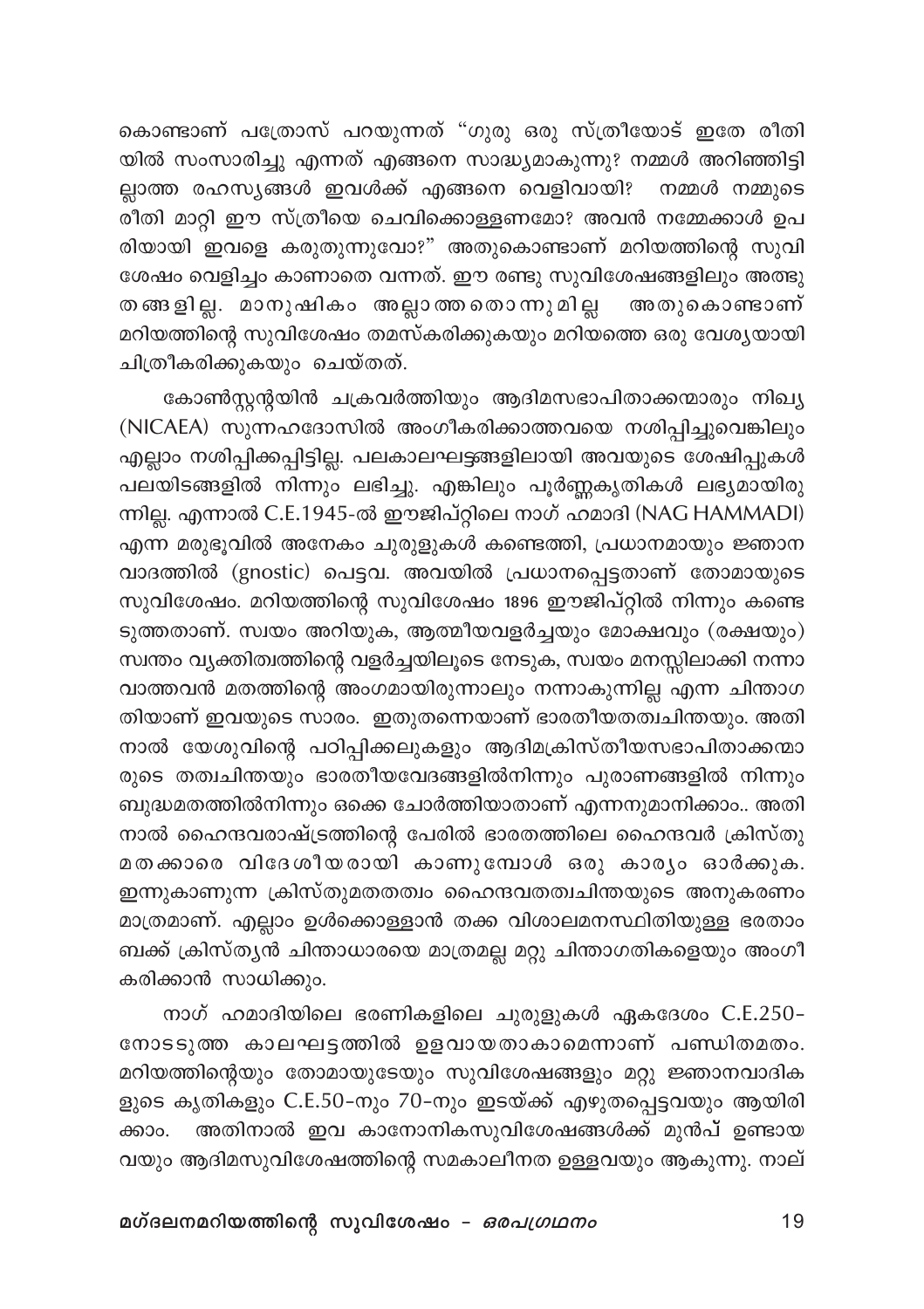കൊണ്ടാണ് പത്രോസ് പറയുന്നത് "ഗുരു ഒരു സ്ത്രീയോട് ഇതേ രീതിയിൽ സംസാരിച്ചു എന്നത് എങ്ങനെ സാദ്ധ്യമാകുന്നു? നമ്മൾ അറിഞ്ഞിട്ടില്ലാത്ത രഹസ്യങ്ങൾ ഇവൾക്ക് എങ്ങനെ വെളിവായി? നമ്മൾ നമ്മുടെ രീതി മാറ്റി ഈ സ്ത്രീയെ ചെവിക്കൊള്ളണമോ? അവൻ നമ്മേക്കാൾ ഉപരിയായി ഇവളെ കരുതുന്നുവോ?" അതുകൊണ്ടാണ് മറിയത്തിന്റെ സുവിശേഷം വെളിച്ചം കാണാതെ വന്നത്. ഈ രണ്ടു സുവിശേഷങ്ങളിലും അത്ഭുതങ്ങളില്ല. മാനുഷികം അല്ലാത്തതൊന്നുമില്ല അതുകൊണ്ടാണ് മറിയത്തിന്റെ സുവിശേഷം തമസ്കരിക്കുകയും മറിയത്തെ ഒരു വേശ്യയായി ചിത്രീകരിക്കുകയും ചെയ്തത്.

കോൺസ്റ്റന്റയിൻ ചക്രവർത്തിയും ആദിമസഭാപിതാക്കന്മാരും നിഖ്യ (NICAEA) സുന്നഹദോസിൽ അംഗീകരിക്കാത്തവയെ നശിപ്പിച്ചുവെങ്കിലും എല്ലാം നശിപ്പിക്കപ്പെട്ടില്ല. പലകാലഘട്ടങ്ങളിലായി അവയുടെ ശേഷിപ്പുകൾ പലയിടങ്ങളിൽ നിന്നും ലഭിച്ചു. എങ്കിലും പൂർണ്ണകൃതികൾ ലഭ്യമായിരുന്നില്ല. എന്നാൽ C.E.1945-ൽ ഈജിപ്റ്റിലെ നാഗ് ഹമാദി (NAG HAMMADI) എന്ന മരുഭൂവിൽ അനേകം ചുരുളുകൾ കണ്ടെത്തി, പ്രധാനമായും ജ്ഞാനവാദത്തിൽ (gnostic) പെട്ടവ. അവയിൽ പ്രധാനപ്പെട്ടതാണ് തോമായുടെ സുവിശേഷം. മറിയത്തിന്റെ സുവിശേഷം 1896 ഈജിപ്റ്റിൽ നിന്നും കണ്ടെടുത്തതാണ്. സ്വയം അറിയുക, ആത്മീയവളർച്ചയും മോക്ഷവും (രക്ഷയും) സ്വന്തം വ്യക്തിത്വത്തിന്റെ വളർച്ചയിലൂടെ നേടുക, സ്വയം മനസ്സിലാക്കി നന്നാവാത്തവൻ മതത്തിന്റെ അംഗമായിരുന്നാലും നന്നാകുന്നില്ല എന്ന ചിന്താഗതിയാണ് ഇവയുടെ സാരം. ഇതുതന്നെയാണ് ഭാരതീയതത്വചിന്തയും. അതിനാൽ യേശുവിന്റെ പഠിപ്പിക്കലുകളും ആദിമക്രിസ്തീയസഭാപിതാക്കന്മാരുടെ തത്വചിന്തയും ഭാരതീയവേദങ്ങളിൽനിന്നും പുരാണങ്ങളിൽ നിന്നും ബുദ്ധമതത്തിൽനിന്നും ഒക്കെ ചോർത്തിയാതാണ് എന്നനുമാനിക്കാം.. അതിനാൽ ഹൈന്ദവരാഷ്ട്രത്തിന്റെ പേരിൽ ഭാരതത്തിലെ ഹൈന്ദവർ ക്രിസ്തുമതക്കാരെ വിദേശീയരായി കാണുമ്പോൾ ഒരു കാര്യം ഓർക്കുക. ഇന്നുകാണുന്ന ക്രിസ്തുമതതത്വം ഹൈന്ദവതത്വചിന്തയുടെ അനുകരണം മാത്രമാണ്. എല്ലാം ഉൾക്കൊള്ളാൻ തക്ക വിശാലമനസ്ഥിതിയുള്ള ഭരതാംബക്ക് ക്രിസ്ത്യൻ ചിന്താധാരയെ മാത്രമല്ല മറ്റു ചിന്താഗതികളെയും അംഗീകരിക്കാൻ സാധിക്കും.

നാഗ് ഹമാദിയിലെ ഭരണികളിലെ ചുരുളുകൾ ഏകദേശം C.E.250-നോടടുത്ത കാലഘട്ടത്തിൽ ഉളവായതാകാമെന്നാണ് പണ്ഡിതമതം. മറിയത്തിന്റെയും തോമായുടേയും സുവിശേഷങ്ങളും മറ്റു ജ്ഞാനവാദികളുടെ കൃതികളും C.E.50-നും 70-നും ഇടയ്ക്ക് എഴുതപ്പെട്ടവയും ആയിരിക്കാം. അതിനാൽ ഇവ കാനോനികസുവിശേഷങ്ങൾക്ക് മുൻപ് ഉണ്ടായവയും ആദിമസുവിശേഷത്തിന്റെ സമകാലീനത ഉള്ളവയും ആകുന്നു. നാല്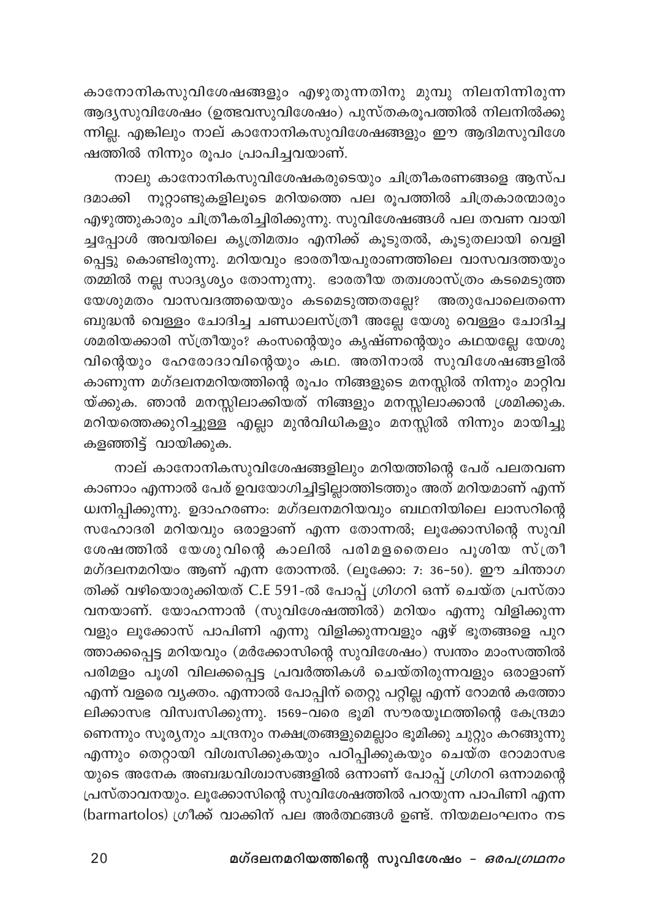കാനോനികസുവിശേഷങ്ങളും എഴുതുന്നതിനു മുമ്പു നിലനിന്നിരുന്ന ആദ്യസുവിശേഷം (ഉത്ഭവസുവിശേഷം) പുസ്തകരൂപത്തിൽ നിലനിൽക്കുന്നില്ല. എങ്കിലും നാല് കാനോനികസുവിശേഷങ്ങളും ഈ ആദിമസുവിശേഷത്തിൽ നിന്നും രൂപം പ്രാപിച്ചവയാണ്.

നാലു കാനോനികസുവിശേഷകരുടെയും ചിത്രീകരണങ്ങളെ ആസ്പദമാക്കി നൂറ്റാണ്ടുകളിലൂടെ മറിയത്തെ പല രൂപത്തിൽ ചിത്രകാരന്മാരും എഴുത്തുകാരും ചിത്രീകരിച്ചിരിക്കുന്നു. സുവിശേഷങ്ങൾ പല തവണ വായിച്ചപ്പോൾ അവയിലെ കൃത്രിമത്വം എനിക്ക് കൂടുതൽ, കൂടുതലായി വെളിപ്പെട്ടു കൊണ്ടിരുന്നു. മറിയവും ഭാരതീയപുരാണത്തിലെ വാസവദത്തയും തമ്മിൽ നല്ല സാദൃശ്യം തോന്നുന്നു. ഭാരതീയ തത്വശാസ്ത്രം കടമെടുത്ത യേശുമതം വാസവദത്തയെയും കടമെടുത്തതല്ലേ? അതുപോലെതന്നെ ബുദ്ധൻ വെള്ളം ചോദിച്ച ചണ്ഡാലസ്ത്രീ അല്ലേ യേശു വെള്ളം ചോദിച്ച ശമരിയക്കാരി സ്ത്രീയും? കംസന്റെയും കൃഷ്ണന്റെയും കഥയല്ലേ യേശുവിന്റെയും ഹേരോദാവിന്റെയും കഥ. അതിനാൽ സുവിശേഷങ്ങളിൽ കാണുന്ന മഗ്ദലനമറിയത്തിന്റെ രൂപം നിങ്ങളുടെ മനസ്സിൽ നിന്നും മാറ്റിവയ്ക്കുക. ഞാൻ മനസ്സിലാക്കിയത് നിങ്ങളും മനസ്സിലാക്കാൻ ശ്രമിക്കുക. മറിയത്തെക്കുറിച്ചുള്ള എല്ലാ മുൻവിധികളും മനസ്സിൽ നിന്നും മായിച്ചുകളഞ്ഞിട്ട് വായിക്കുക.

നാല് കാനോനികസുവിശേഷങ്ങളിലും മറിയത്തിന്റെ പേര് പലതവണ കാണാം എന്നാൽ പേര് ഉവയോഗിച്ചിട്ടില്ലാത്തിടത്തും അത് മറിയമാണ് എന്ന് ധ്വനിപ്പിക്കുന്നു. ഉദാഹരണം: മഗ്ദലനമറിയവും ബഥനിയിലെ ലാസറിന്റെ സഹോദരി മറിയവും ഒരാളാണ് എന്ന തോന്നൽ; ലൂക്കോസിന്റെ സുവിശേഷത്തിൽ യേശുവിന്റെ കാലിൽ പരിമളതൈലം പൂശിയ സ്ത്രീ മഗ്ദലനമറിയം ആണ് എന്ന തോന്നൽ. (ലൂക്കോ: 7: 36-50). ഈ ചിന്താഗതിക്ക് വഴിയൊരുക്കിയത് C.E 591-ൽ പോപ്പ് ഗ്രിഗറി ഒന്ന് ചെയ്ത പ്രസ്താവനയാണ്. യോഹന്നാൻ (സുവിശേഷത്തിൽ) മറിയം എന്നു വിളിക്കുന്നവളും ലൂക്കോസ് പാപിണി എന്നു വിളിക്കുന്നവളും ഏഴ് ഭൂതങ്ങളെ പുറത്താക്കപ്പെട്ട മറിയവും (മർക്കോസിന്റെ സുവിശേഷം) സ്വന്തം മാംസത്തിൽ പരിമളം പൂശി വിലക്കപ്പെട്ട പ്രവർത്തികൾ ചെയ്തിരുന്നവളും ഒരാളാണ് എന്ന് വളരെ വ്യക്തം. എന്നാൽ പോപ്പിന് തെറ്റു പറ്റില്ല എന്ന് റോമൻ കത്തോലിക്കാസഭ വിശ്വസിക്കുന്നു. 1569-വരെ ഭൂമി സൗരയൂഥത്തിന്റെ കേന്ദ്രമാണെന്നും സൂര്യനും ചന്ദ്രനും നക്ഷത്രങ്ങളുമെല്ലാം ഭൂമിക്കു ചുറ്റും കറങ്ങുന്നു എന്നും തെറ്റായി വിശ്വസിക്കുകയും പഠിപ്പിക്കുകയും ചെയ്ത റോമാസഭയുടെ അനേക അബദ്ധവിശ്വാസങ്ങളിൽ ഒന്നാണ് പോപ്പ് ഗ്രിഗറി ഒന്നാമന്റെ പ്രസ്താവനയും. ലൂക്കോസിന്റെ സുവിശേഷത്തിൽ പറയുന്ന പാപിണി എന്ന (barmartolos) ഗ്രീക്ക് വാക്കിന് പല അർത്ഥങ്ങൾ ഉണ്ട്. നിയമലംഘനം നട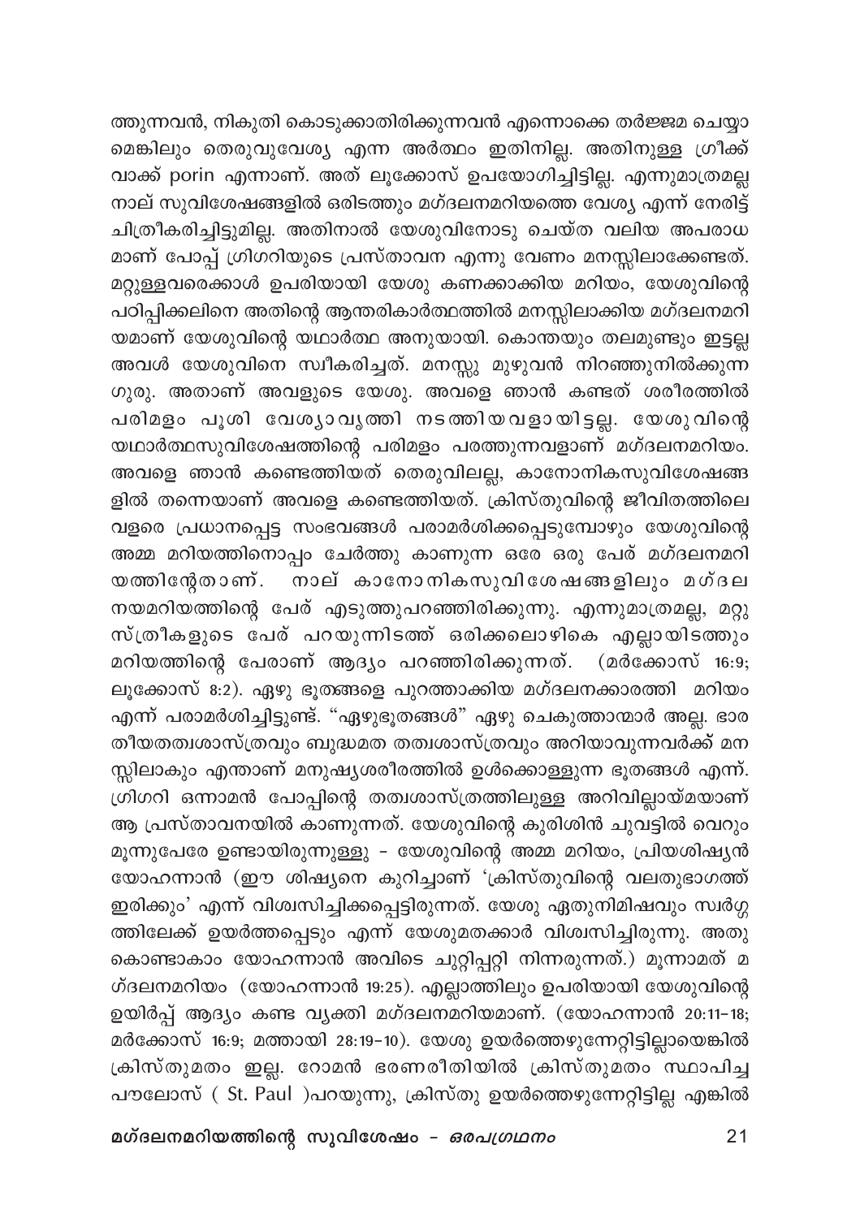ത്തുന്നവൻ, നികുതി കൊടുക്കാതിരിക്കുന്നവൻ എന്നൊക്കെ തർജ്ജമ ചെയ്യാമെങ്കിലും തെരുവുവേശ്യ എന്ന അർത്ഥം ഇതിനില്ല. അതിനുള്ള ഗ്രീക്ക് വാക്ക് porin എന്നാണ്. അത് ലൂക്കോസ് ഉപയോഗിച്ചിട്ടില്ല. എന്നുമാത്രമല്ല നാല് സുവിശേഷങ്ങളിൽ ഒരിടത്തും മഗ്ദലനമറിയത്തെ വേശ്യ എന്ന് നേരിട്ട് ചിത്രീകരിച്ചിട്ടുമില്ല. അതിനാൽ യേശുവിനോടു ചെയ്ത വലിയ അപരാധമാണ് പോപ്പ് ഗ്രിഗറിയുടെ പ്രസ്താവന എന്നു വേണം മനസ്സിലാക്കേണ്ടത്. മറ്റുള്ളവരെക്കാൾ ഉപരിയായി യേശു കണക്കാക്കിയ മറിയം, യേശുവിന്റെ പഠിപ്പിക്കലിനെ അതിന്റെ ആന്തരികാർത്ഥത്തിൽ മനസ്സിലാക്കിയ മഗ്ദലനമറിയമാണ് യേശുവിന്റെ യഥാർത്ഥ അനുയായി. കൊന്തയും തലമുണ്ടും ഇട്ടല്ല അവൾ യേശുവിനെ സ്വീകരിച്ചത്. മനസ്സു മുഴുവൻ നിറഞ്ഞുനിൽക്കുന്ന ഗുരു. അതാണ് അവളുടെ യേശു. അവളെ ഞാൻ കണ്ടത് ശരീരത്തിൽ പരിമളം പൂശി വേശ്യാവൃത്തി നടത്തിയവളായിട്ടല്ല. യേശുവിന്റെ യഥാർത്ഥസുവിശേഷത്തിന്റെ പരിമളം പരത്തുന്നവളാണ് മഗ്ദലനമറിയം. അവളെ ഞാൻ കണ്ടെത്തിയത് തെരുവിലല്ല, കാനോനികസുവിശേഷങ്ങളിൽ തന്നെയാണ് അവളെ കണ്ടെത്തിയത്. ക്രിസ്തുവിന്റെ ജീവിതത്തിലെ വളരെ പ്രധാനപ്പെട്ട സംഭവങ്ങൾ പരാമർശിക്കപ്പെടുമ്പോഴും യേശുവിന്റെ അമ്മ മറിയത്തിനൊപ്പം ചേർത്തു കാണുന്ന ഒരേ ഒരു പേര് മഗ്ദലനമറിയത്തിന്റേതാണ്. നാല് കാനോനികസുവിശേഷങ്ങളിലും മഗ്ദലനയമറിയത്തിന്റെ പേര് എടുത്തുപറഞ്ഞിരിക്കുന്നു. എന്നുമാത്രമല്ല, മറ്റു സ്ത്രീകളുടെ പേര് പറയുന്നിടത്ത് ഒരിക്കലൊഴികെ എല്ലായിടത്തും മറിയത്തിന്റെ പേരാണ് ആദ്യം പറഞ്ഞിരിക്കുന്നത്. (മർക്കോസ് 16:9; ലൂക്കോസ് 8:2). ഏഴു ഭൂതങ്ങളെ പുറത്താക്കിയ മഗ്ദലനക്കാരത്തി മറിയം എന്ന് പരാമർശിച്ചിട്ടുണ്ട്. "ഏഴുഭൂതങ്ങൾ" ഏഴു ചെകുത്താന്മാർ അല്ല. ഭാരതീയതത്വശാസ്ത്രവും ബുദ്ധമത തത്വശാസ്ത്രവും അറിയാവുന്നവർക്ക് മനസ്സിലാകും എന്താണ് മനുഷ്യശരീരത്തിൽ ഉൾക്കൊള്ളുന്ന ഭൂതങ്ങൾ എന്ന്. ഗ്രിഗറി ഒന്നാമൻ പോപ്പിന്റെ തത്വശാസ്ത്രത്തിലുള്ള അറിവില്ലായ്മയാണ് ആ പ്രസ്താവനയിൽ കാണുന്നത്. യേശുവിന്റെ കുരിശിൻ ചുവട്ടിൽ വെറും മൂന്നുപേരേ ഉണ്ടായിരുന്നുള്ളു - യേശുവിന്റെ അമ്മ മറിയം, പ്രിയശിഷ്യൻ യോഹന്നാൻ (ഈ ശിഷ്യനെ കുറിച്ചാണ് 'ക്രിസ്തുവിന്റെ വലതുഭാഗത്ത് ഇരിക്കും' എന്ന് വിശ്വസിച്ചിക്കപ്പെട്ടിരുന്നത്. യേശു ഏതുനിമിഷവും സ്വർഗ്ഗത്തിലേക്ക് ഉയർത്തപ്പെടും എന്ന് യേശുമതക്കാർ വിശ്വസിച്ചിരുന്നു. അതുകൊണ്ടാകാം യോഹന്നാൻ അവിടെ ചുറ്റിപ്പറ്റി നിന്നരുന്നത്.) മൂന്നാമത് മഗ്ദലനമറിയം (യോഹന്നാൻ 19:25). എല്ലാത്തിലും ഉപരിയായി യേശുവിന്റെ ഉയിർപ്പ് ആദ്യം കണ്ട വ്യക്തി മഗ്ദലനമറിയമാണ്. (യോഹന്നാൻ 20:11-18; മർക്കോസ് 16:9; മത്തായി 28:19-10). യേശു ഉയർത്തെഴുന്നേറ്റിട്ടില്ലായെങ്കിൽ ക്രിസ്തുമതം ഇല്ല. റോമൻ ഭരണരീതിയിൽ ക്രിസ്തുമതം സ്ഥാപിച്ച പൗലോസ് ( St. Paul )പറയുന്നു, ക്രിസ്തു ഉയർത്തെഴുന്നേറ്റിട്ടില്ല എങ്കിൽ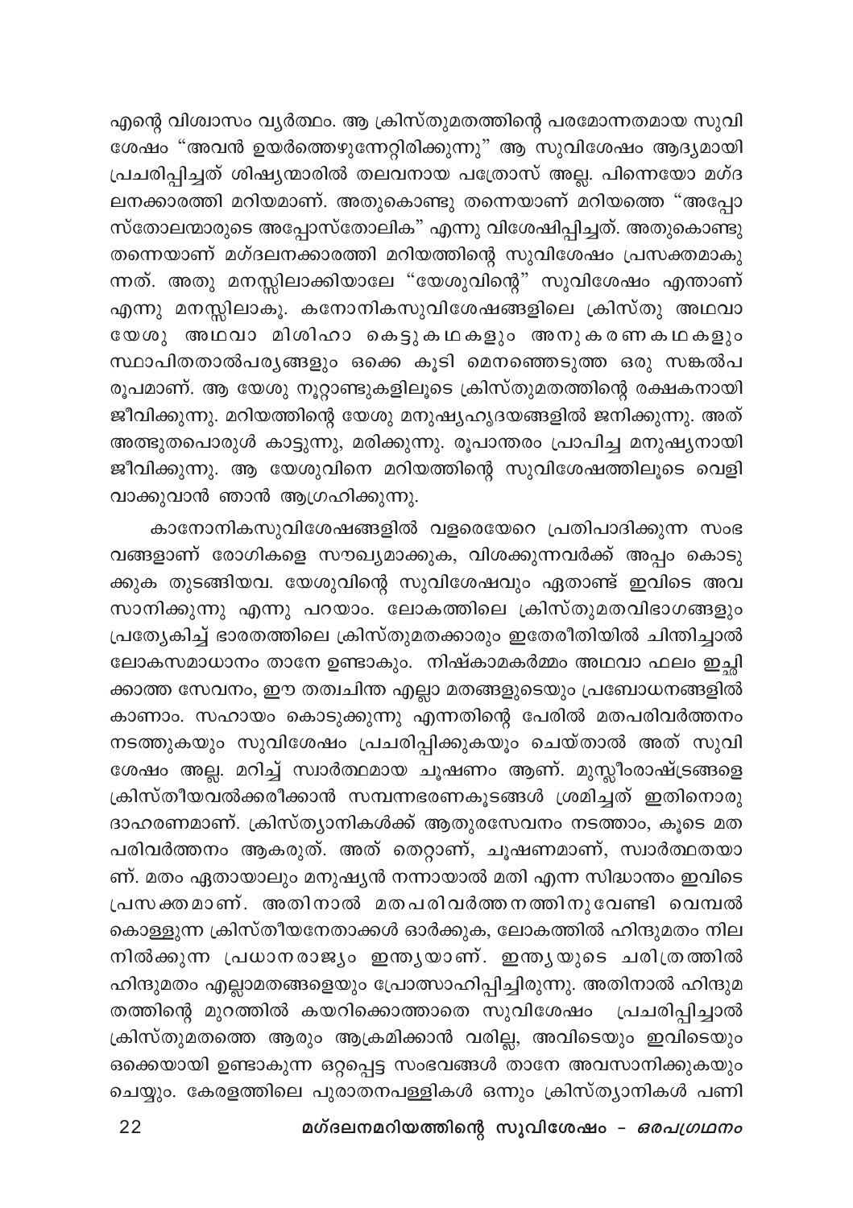എന്റെ വിശ്വാസം വ്യർത്ഥം. ആ ക്രിസ്തുമതത്തിന്റെ പരമോന്നതമായ സുവിശേഷം "അവൻ ഉയർത്തെഴുന്നേറ്റിരിക്കുന്നു" ആ സുവിശേഷം ആദ്യമായി പ്രചരിപ്പിച്ചത് ശിഷ്യന്മാരിൽ തലവനായ പത്രോസ് അല്ല. പിന്നെയോ മഗ്ദലനക്കാരത്തി മറിയമാണ്. അതുകൊണ്ടു തന്നെയാണ് മറിയത്തെ "അപ്പോസ്തോലന്മാരുടെ അപ്പോസ്തോലിക" എന്നു വിശേഷിപ്പിച്ചത്. അതുകൊണ്ടു തന്നെയാണ് മഗ്ദലനക്കാരത്തി മറിയത്തിന്റെ സുവിശേഷം പ്രസക്തമാകുന്നത്. അതു മനസ്സിലാക്കിയാലേ "യേശുവിന്റെ" സുവിശേഷം എന്താണ് എന്നു മനസ്സിലാകൂ. കനോനികസുവിശേഷങ്ങളിലെ ക്രിസ്തു അഥവാ യേശു അഥവാ മിശിഹാ കെട്ടുകഥകളും അനുകരണകഥകളും സ്ഥാപിതതാൽപര്യങ്ങളും ഒക്കെ കൂടി മെനഞ്ഞെടുത്ത ഒരു സങ്കൽപരൂപമാണ്. ആ യേശു നൂറ്റാണ്ടുകളിലൂടെ ക്രിസ്തുമതത്തിന്റെ രക്ഷകനായി ജീവിക്കുന്നു. മറിയത്തിന്റെ യേശു മനുഷ്യഹൃദയങ്ങളിൽ ജനിക്കുന്നു. അത് അത്ഭുതപൊരുൾ കാട്ടുന്നു, മരിക്കുന്നു. രൂപാന്തരം പ്രാപിച്ച മനുഷ്യനായി ജീവിക്കുന്നു. ആ യേശുവിനെ മറിയത്തിന്റെ സുവിശേഷത്തിലൂടെ വെളിവാക്കുവാൻ ഞാൻ ആഗ്രഹിക്കുന്നു.

കാനോനികസുവിശേഷങ്ങളിൽ വളരെയേറെ പ്രതിപാദിക്കുന്ന സംഭവങ്ങളാണ് രോഗികളെ സൗഖ്യമാക്കുക, വിശക്കുന്നവർക്ക് അപ്പം കൊടുക്കുക തുടങ്ങിയവ. യേശുവിന്റെ സുവിശേഷവും ഏതാണ്ട് ഇവിടെ അവസാനിക്കുന്നു എന്നു പറയാം. ലോകത്തിലെ ക്രിസ്തുമതവിഭാഗങ്ങളും പ്രത്യേകിച്ച് ഭാരതത്തിലെ ക്രിസ്തുമതക്കാരും ഇതേരീതിയിൽ ചിന്തിച്ചാൽ ലോകസമാധാനം താനേ ഉണ്ടാകും. നിഷ്കാമകർമ്മം അഥവാ ഫലം ഇച്ഛിക്കാത്ത സേവനം, ഈ തത്വചിന്ത എല്ലാ മതങ്ങളുടെയും പ്രബോധനങ്ങളിൽ കാണാം. സഹായം കൊടുക്കുന്നു എന്നതിന്റെ പേരിൽ മതപരിവർത്തനം നടത്തുകയും സുവിശേഷം പ്രചരിപ്പിക്കുകയും ചെയ്താൽ അത് സുവിശേഷം അല്ല. മറിച്ച് സ്വാർത്ഥമായ ചൂഷണം ആണ്. മുസ്ലീംരാഷ്ട്രങ്ങളെ ക്രിസ്തീയവൽക്കരീക്കാൻ സമ്പന്നഭരണകൂടങ്ങൾ ശ്രമിച്ചത് ഇതിനൊരു ദാഹരണമാണ്. ക്രിസ്ത്യാനികൾക്ക് ആതുരസേവനം നടത്താം, കൂടെ മതപരിവർത്തനം ആകരുത്. അത് തെറ്റാണ്, ചൂഷണമാണ്, സ്വാർത്ഥതയാണ്. മതം ഏതായാലും മനുഷ്യൻ നന്നായാൽ മതി എന്ന സിദ്ധാന്തം ഇവിടെ പ്രസക്തമാണ്. അതിനാൽ മതപരിവർത്തനത്തിനുവേണ്ടി വെമ്പൽ കൊള്ളുന്ന ക്രിസ്തീയനേതാക്കൾ ഓർക്കുക, ലോകത്തിൽ ഹിന്ദുമതം നിലനിൽക്കുന്ന പ്രധാനരാജ്യം ഇന്ത്യയാണ്. ഇന്ത്യയുടെ ചരിത്രത്തിൽ ഹിന്ദുമതം എല്ലാമതങ്ങളെയും പ്രോത്സാഹിപ്പിച്ചിരുന്നു. അതിനാൽ ഹിന്ദുമതത്തിന്റെ മുറത്തിൽ കയറിക്കൊത്താതെ സുവിശേഷം പ്രചരിപ്പിച്ചാൽ ക്രിസ്തുമതത്തെ ആരും ആക്രമിക്കാൻ വരില്ല, അവിടെയും ഇവിടെയും ഒക്കെയായി ഉണ്ടാകുന്ന ഒറ്റപ്പെട്ട സംഭവങ്ങൾ താനേ അവസാനിക്കുകയും ചെയ്യും. കേരളത്തിലെ പുരാതനപള്ളികൾ ഒന്നും ക്രിസ്ത്യാനികൾ പണി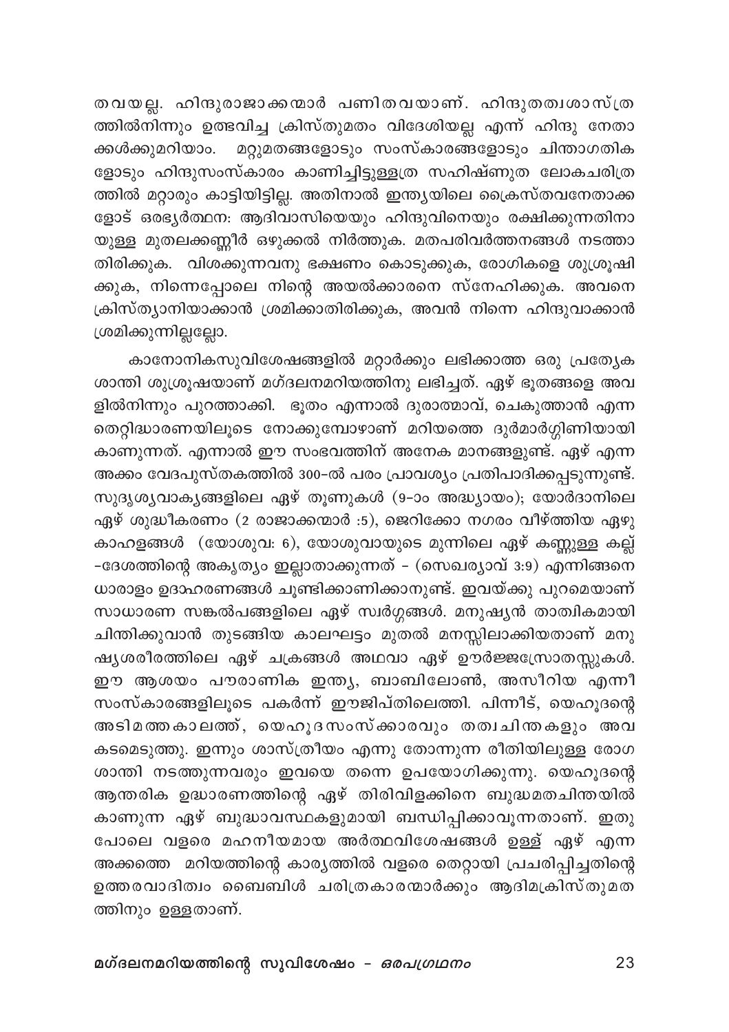തവയല്ല. ഹിന്ദുരാജാക്കന്മാർ പണിതവയാണ്. ഹിന്ദുതത്വശാസ്ത്രത്തിൽനിന്നും ഉത്ഭവിച്ച ക്രിസ്തുമതം വിദേശിയല്ല എന്ന് ഹിന്ദു നേതാക്കൾക്കുമറിയാം. മറ്റുമതങ്ങളോടും സംസ്കാരങ്ങളോടും ചിന്താഗതികളോടും ഹിന്ദുസംസ്കാരം കാണിച്ചിട്ടുള്ളത്ര സഹിഷ്ണുത ലോകചരിത്രത്തിൽ മറ്റാരും കാട്ടിയിട്ടില്ല. അതിനാൽ ഇന്ത്യയിലെ ക്രൈസ്തവനേതാക്കളോട് ഒരഭ്യർത്ഥന: ആദിവാസിയെയും ഹിന്ദുവിനെയും രക്ഷിക്കുന്നതിനായുള്ള മുതലക്കണ്ണീർ ഒഴുക്കൽ നിർത്തുക. മതപരിവർത്തനങ്ങൾ നടത്താതിരിക്കുക. വിശക്കുന്നവനു ഭക്ഷണം കൊടുക്കുക, രോഗികളെ ശുശ്രൂഷിക്കുക, നിന്നെപ്പോലെ നിന്റെ അയൽക്കാരനെ സ്നേഹിക്കുക. അവനെ ക്രിസ്ത്യാനിയാക്കാൻ ശ്രമിക്കാതിരിക്കുക, അവൻ നിന്നെ ഹിന്ദുവാക്കാൻ ശ്രമിക്കുന്നില്ലല്ലോ.

കാനോനികസുവിശേഷങ്ങളിൽ മറ്റാർക്കും ലഭിക്കാത്ത ഒരു പ്രത്യേക ശാന്തി ശുശ്രൂഷയാണ് മഗ്ദലനമറിയത്തിനു ലഭിച്ചത്. ഏഴ് ഭൂതങ്ങളെ അവളിൽനിന്നും പുറത്താക്കി. ഭൂതം എന്നാൽ ദുരാത്മാവ്, ചെകുത്താൻ എന്ന തെറ്റിദ്ധാരണയിലൂടെ നോക്കുമ്പോഴാണ് മറിയത്തെ ദുർമാർഗ്ഗിണിയായി കാണുന്നത്. എന്നാൽ ഈ സംഭവത്തിന് അനേക മാനങ്ങളുണ്ട്. ഏഴ് എന്ന അക്കം വേദപുസ്തകത്തിൽ 300-ൽ പരം പ്രാവശ്യം പ്രതിപാദിക്കപ്പെടുന്നുണ്ട്. സുദൃശ്യവാക്യങ്ങളിലെ ഏഴ് തൂണുകൾ (9-ാം അദ്ധ്യായം); യോർദാനിലെ ഏഴ് ശുദ്ധീകരണം (2 രാജാക്കന്മാർ :5), ജെറിക്കോ നഗരം വീഴ്ത്തിയ ഏഴു കാഹളങ്ങൾ (യോശുവ: 6), യോശുവായുടെ മുന്നിലെ ഏഴ് കണ്ണുള്ള കല്ല് -ദേശത്തിന്റെ അകൃത്യം ഇല്ലാതാക്കുന്നത് - (സെഖര്യാവ് 3:9) എന്നിങ്ങനെ ധാരാളം ഉദാഹരണങ്ങൾ ചൂണ്ടിക്കാണിക്കാനുണ്ട്. ഇവയ്ക്കു പുറമെയാണ് സാധാരണ സങ്കൽപങ്ങളിലെ ഏഴ് സ്വർഗ്ഗങ്ങൾ. മനുഷ്യൻ താത്വികമായി ചിന്തിക്കുവാൻ തുടങ്ങിയ കാലഘട്ടം മുതൽ മനസ്സിലാക്കിയതാണ് മനുഷ്യശരീരത്തിലെ ഏഴ് ചക്രങ്ങൾ അഥവാ ഏഴ് ഊർജ്ജസ്രോതസ്സുകൾ. ഈ ആശയം പൗരാണിക ഇന്ത്യ, ബാബിലോൺ, അസീറിയ എന്നീ സംസ്കാരങ്ങളിലൂടെ പകർന്ന് ഈജിപ്തിലെത്തി. പിന്നീട്, യെഹൂദന്റെ അടിമത്തകാലത്ത്, യെഹൂദസംസ്ക്കാരവും തത്വചിന്തകളും അവ കടമെടുത്തു. ഇന്നും ശാസ്ത്രീയം എന്നു തോന്നുന്ന രീതിയിലുള്ള രോഗശാന്തി നടത്തുന്നവരും ഇവയെ തന്നെ ഉപയോഗിക്കുന്നു. യെഹൂദന്റെ ആന്തരിക ഉദ്ധാരണത്തിന്റെ ഏഴ് തിരിവിളക്കിനെ ബുദ്ധമതചിന്തയിൽ കാണുന്ന ഏഴ് ബുദ്ധാവസ്ഥകളുമായി ബന്ധിപ്പിക്കാവുന്നതാണ്. ഇതുപോലെ വളരെ മഹനീയമായ അർത്ഥവിശേഷങ്ങൾ ഉള്ള് ഏഴ് എന്ന അക്കത്തെ മറിയത്തിന്റെ കാര്യത്തിൽ വളരെ തെറ്റായി പ്രചരിപ്പിച്ചതിന്റെ ഉത്തരവാദിത്വം ബൈബിൾ ചരിത്രകാരന്മാർക്കും ആദിമക്രിസ്തുമതത്തിനും ഉള്ളതാണ്.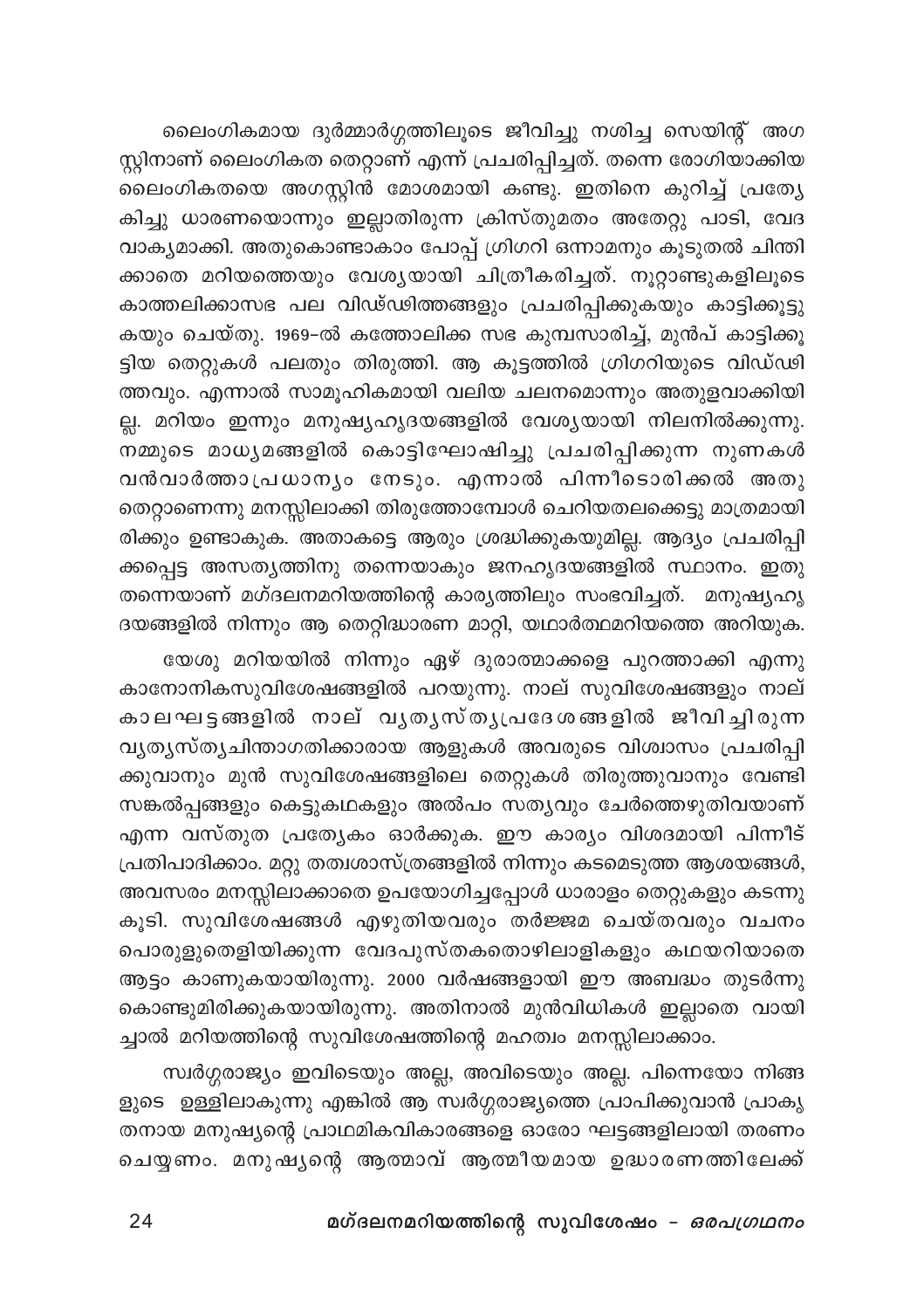ലൈംഗികമായ ദുർമ്മാർഗ്ഗത്തിലൂടെ ജീവിച്ചു നശിച്ച സെയിന്റ് അഗസ്റ്റിനാണ് ലൈംഗികത തെറ്റാണ് എന്ന് പ്രചരിപ്പിച്ചത്. തന്നെ രോഗിയാക്കിയ ലൈംഗികതയെ അഗസ്റ്റിൻ മോശമായി കണ്ടു. ഇതിനെ കുറിച്ച് പ്രത്യേകിച്ചു ധാരണയൊന്നും ഇല്ലാതിരുന്ന ക്രിസ്തുമതം അതേറ്റു പാടി, വേദവാക്യമാക്കി. അതുകൊണ്ടാകാം പോപ്പ് ഗ്രിഗറി ഒന്നാമനും കൂടുതൽ ചിന്തിക്കാതെ മറിയത്തെയും വേശ്യയായി ചിത്രീകരിച്ചത്. നൂറ്റാണ്ടുകളിലൂടെ കാത്തലിക്കാസഭ പല വിഡ്ഢിത്തങ്ങളും പ്രചരിപ്പിക്കുകയും കാട്ടിക്കൂട്ടുകയും ചെയ്തു. 1969-ൽ കത്തോലിക്ക സഭ കുമ്പസാരിച്ച്, മുൻപ് കാട്ടിക്കൂട്ടിയ തെറ്റുകൾ പലതും തിരുത്തി. ആ കൂട്ടത്തിൽ ഗ്രിഗറിയുടെ വിഡ്ഢിത്തവും. എന്നാൽ സാമൂഹികമായി വലിയ ചലനമൊന്നും അതുളവാക്കിയില്ല. മറിയം ഇന്നും മനുഷ്യഹൃദയങ്ങളിൽ വേശ്യയായി നിലനിൽക്കുന്നു. നമ്മുടെ മാധ്യമങ്ങളിൽ കൊട്ടിഘോഷിച്ചു പ്രചരിപ്പിക്കുന്ന നുണകൾ വൻവാർത്താപ്രധാന്യം നേടും. എന്നാൽ പിന്നീടൊരിക്കൽ അതു തെറ്റാണെന്നു മനസ്സിലാക്കി തിരുത്തോമ്പോൾ ചെറിയതലക്കെട്ടു മാത്രമായിരിക്കും ഉണ്ടാകുക. അതാകട്ടെ ആരും ശ്രദ്ധിക്കുകയുമില്ല. ആദ്യം പ്രചരിപ്പിക്കപ്പെട്ട അസത്യത്തിനു തന്നെയാകും ജനഹൃദയങ്ങളിൽ സ്ഥാനം. ഇതു തന്നെയാണ് മഗ്ദലനമറിയത്തിന്റെ കാര്യത്തിലും സംഭവിച്ചത്. മനുഷ്യഹൃദയങ്ങളിൽ നിന്നും ആ തെറ്റിദ്ധാരണ മാറ്റി, യഥാർത്ഥമറിയത്തെ അറിയുക.

യേശു മറിയയിൽ നിന്നും ഏഴ് ദുരാത്മാക്കളെ പുറത്താക്കി എന്നു കാനോനികസുവിശേഷങ്ങളിൽ പറയുന്നു. നാല് സുവിശേഷങ്ങളും നാല് കാലഘട്ടങ്ങളിൽ നാല് വ്യത്യസ്ത്യപ്രദേശങ്ങളിൽ ജീവിച്ചിരുന്ന വ്യത്യസ്ത്യചിന്താഗതിക്കാരായ ആളുകൾ അവരുടെ വിശ്വാസം പ്രചരിപ്പിക്കുവാനും മുൻ സുവിശേഷങ്ങളിലെ തെറ്റുകൾ തിരുത്തുവാനും വേണ്ടി സങ്കൽപ്പങ്ങളും കെട്ടുകഥകളും അൽപം സത്യവും ചേർത്തെഴുതിവയാണ് എന്ന വസ്തുത പ്രത്യേകം ഓർക്കുക. ഈ കാര്യം വിശദമായി പിന്നീട് പ്രതിപാദിക്കാം. മറ്റു തത്വശാസ്ത്രങ്ങളിൽ നിന്നും കടമെടുത്ത ആശയങ്ങൾ, അവസരം മനസ്സിലാക്കാതെ ഉപയോഗിച്ചപ്പോൾ ധാരാളം തെറ്റുകളും കടന്നുകൂടി. സുവിശേഷങ്ങൾ എഴുതിയവരും തർജ്ജമ ചെയ്തവരും വചനം പൊരുളുതെളിയിക്കുന്ന വേദപുസ്തകതൊഴിലാളികളും കഥയറിയാതെ ആട്ടം കാണുകയായിരുന്നു. 2000 വർഷങ്ങളായി ഈ അബദ്ധം തുടർന്നു കൊണ്ടുമിരിക്കുകയായിരുന്നു. അതിനാൽ മുൻവിധികൾ ഇല്ലാതെ വായിച്ചാൽ മറിയത്തിന്റെ സുവിശേഷത്തിന്റെ മഹത്വം മനസ്സിലാക്കാം.

സ്വർഗ്ഗരാജ്യം ഇവിടെയും അല്ല, അവിടെയും അല്ല. പിന്നെയോ നിങ്ങളുടെ ഉള്ളിലാകുന്നു എങ്കിൽ ആ സ്വർഗ്ഗരാജ്യത്തെ പ്രാപിക്കുവാൻ പ്രാകൃതനായ മനുഷ്യന്റെ പ്രാഥമികവികാരങ്ങളെ ഓരോ ഘട്ടങ്ങളിലായി തരണം ചെയ്യണം. മനുഷ്യന്റെ ആത്മാവ് ആത്മീയമായ ഉദ്ധാരണത്തിലേക്ക്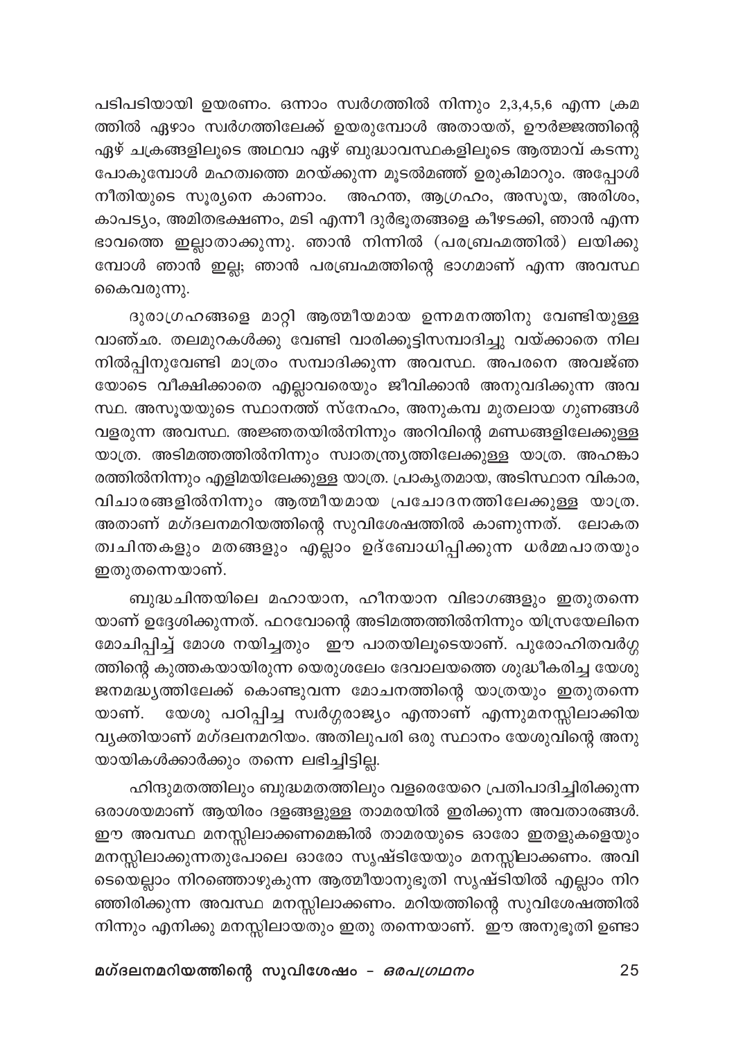പടിപടിയായി ഉയരണം. ഒന്നാം സ്വർഗത്തിൽ നിന്നും 2,3,4,5,6 എന്ന ക്രമത്തിൽ ഏഴാം സ്വർഗത്തിലേക്ക് ഉയരുമ്പോൾ അതായത്, ഊർജ്ജത്തിന്റെ ഏഴ് ചക്രങ്ങളിലൂടെ അഥവാ ഏഴ് ബുദ്ധാവസ്ഥകളിലൂടെ ആത്മാവ് കടന്നു പോകുമ്പോൾ മഹത്വത്തെ മറയ്ക്കുന്ന മൂടൽമഞ്ഞ് ഉരുകിമാറും. അപ്പോൾ നീതിയുടെ സൂര്യനെ കാണാം. അഹന്ത, ആഗ്രഹം, അസൂയ, അരിശം, കാപട്യം, അമിതഭക്ഷണം, മടി എന്നീ ദുർഭൂതങ്ങളെ കീഴടക്കി, ഞാൻ എന്ന ഭാവത്തെ ഇല്ലാതാക്കുന്നു. ഞാൻ നിന്നിൽ (പരബ്രഹ്മത്തിൽ) ലയിക്കുമ്പോൾ ഞാൻ ഇല്ല; ഞാൻ പരബ്രഹ്മത്തിന്റെ ഭാഗമാണ് എന്ന അവസ്ഥ കൈവരുന്നു.

ദുരാഗ്രഹങ്ങളെ മാറ്റി ആത്മീയമായ ഉന്നമനത്തിനു വേണ്ടിയുള്ള വാഞ്ഛ. തലമുറകൾക്കു വേണ്ടി വാരിക്കൂട്ടിസമ്പാദിച്ചു വയ്ക്കാതെ നിലനിൽപ്പിനുവേണ്ടി മാത്രം സമ്പാദിക്കുന്ന അവസ്ഥ. അപരനെ അവജ്ഞയോടെ വീക്ഷിക്കാതെ എല്ലാവരെയും ജീവിക്കാൻ അനുവദിക്കുന്ന അവസ്ഥ. അസൂയയുടെ സ്ഥാനത്ത് സ്നേഹം, അനുകമ്പ മുതലായ ഗുണങ്ങൾ വളരുന്ന അവസ്ഥ. അജ്ഞതയിൽനിന്നും അറിവിന്റെ മണ്ഡലങ്ങളിലേക്കുള്ള യാത്ര. അടിമത്തത്തിൽനിന്നും സ്വാതന്ത്ര്യത്തിലേക്കുള്ള യാത്ര. അഹങ്കാരത്തിൽനിന്നും എളിമയിലേക്കുള്ള യാത്ര. പ്രാകൃതമായ, അടിസ്ഥാന വികാര, വിചാരങ്ങളിൽനിന്നും ആത്മീയമായ പ്രചോദനത്തിലേക്കുള്ള യാത്ര. അതാണ് മഗ്ദലനമറിയത്തിന്റെ സുവിശേഷത്തിൽ കാണുന്നത്. ലോകതത്വചിന്തകളും മതങ്ങളും എല്ലാം ഉദ്ബോധിപ്പിക്കുന്ന ധർമ്മപാതയും ഇതുതന്നെയാണ്.

ബുദ്ധചിന്തയിലെ മഹായാന, ഹീനയാന വിഭാഗങ്ങളും ഇതുതന്നെയാണ് ഉദ്ദേശിക്കുന്നത്. ഫറവോന്റെ അടിമത്തത്തിൽനിന്നും യിസ്രയേലിനെ മോചിപ്പിച്ച് മോശ നയിച്ചതും ഈ പാതയിലൂടെയാണ്. പുരോഹിതവർഗ്ഗത്തിന്റെ കുത്തകയായിരുന്ന യെരുശലേം ദേവാലയത്തെ ശുദ്ധീകരിച്ച യേശു ജനമദ്ധ്യത്തിലേക്ക് കൊണ്ടുവന്ന മോചനത്തിന്റെ യാത്രയും ഇതുതന്നെയാണ്. യേശു പഠിപ്പിച്ച സ്വർഗ്ഗരാജ്യം എന്താണ് എന്നുമനസ്സിലാക്കിയ വ്യക്തിയാണ് മഗ്ദലനമറിയം. അതിലുപരി ഒരു സ്ഥാനം യേശുവിന്റെ അനുയായികൾക്കാർക്കും തന്നെ ലഭിച്ചിട്ടില്ല.

ഹിന്ദുമതത്തിലും ബുദ്ധമതത്തിലും വളരെയേറെ പ്രതിപാദിച്ചിരിക്കുന്ന ഒരാശയമാണ് ആയിരം ദളങ്ങളുള്ള താമരയിൽ ഇരിക്കുന്ന അവതാരങ്ങൾ. ഈ അവസ്ഥ മനസ്സിലാക്കണമെങ്കിൽ താമരയുടെ ഓരോ ഇതളുകളെയും മനസ്സിലാക്കുന്നതുപോലെ ഓരോ സൃഷ്ടിയേയും മനസ്സിലാക്കണം. അവിടെയെല്ലാം നിറഞ്ഞൊഴുകുന്ന ആത്മീയാനുഭൂതി സൃഷ്ടിയിൽ എല്ലാം നിറഞ്ഞിരിക്കുന്ന അവസ്ഥ മനസ്സിലാക്കണം. മറിയത്തിന്റെ സുവിശേഷത്തിൽ നിന്നും എനിക്കു മനസ്സിലായതും ഇതു തന്നെയാണ്. ഈ അനുഭൂതി ഉണ്ടാ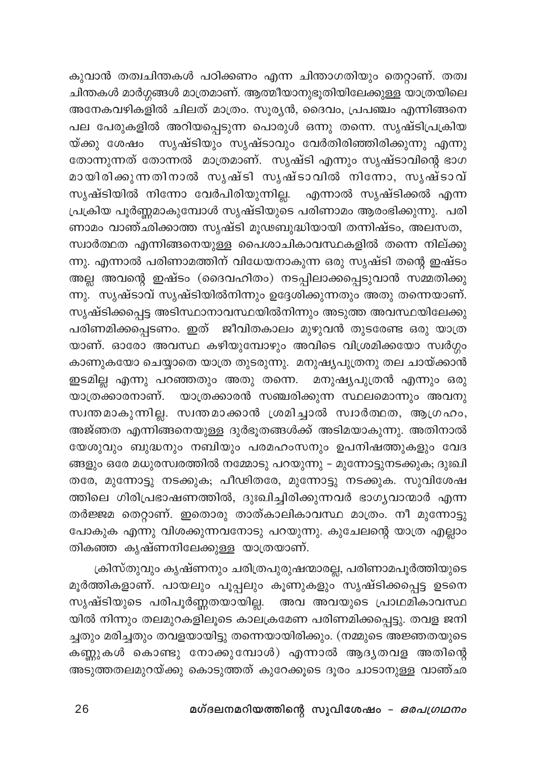കുവാൻ തത്വചിന്തകൾ പഠിക്കണം എന്ന ചിന്താഗതിയും തെറ്റാണ്. തത്വചിന്തകൾ മാർഗ്ഗങ്ങൾ മാത്രമാണ്. ആത്മീയാനുഭൂതിയിലേക്കുള്ള യാത്രയിലെ അനേകവഴികളിൽ ചിലത് മാത്രം. സൂര്യൻ, ദൈവം, പ്രപഞ്ചം എന്നിങ്ങനെ പല പേരുകളിൽ അറിയപ്പെടുന്ന പൊരുൾ ഒന്നു തന്നെ. സൃഷ്ടിപ്രക്രിയയ്ക്കു ശേഷം സൃഷ്ടിയും സൃഷ്ടാവും വേർതിരിഞ്ഞിരിക്കുന്നു എന്നു തോന്നുന്നത് തോന്നൽ മാത്രമാണ്. സൃഷ്ടി എന്നും സൃഷ്ടാവിന്റെ ഭാഗമായിരിക്കുന്നതിനാൽ സൃഷ്ടി സൃഷ്ടാവിൽ നിന്നോ, സൃഷ്ടാവ് സൃഷ്ടിയിൽ നിന്നോ വേർപിരിയുന്നില്ല. എന്നാൽ സൃഷ്ടിക്കൽ എന്ന പ്രക്രിയ പൂർണ്ണമാകുമ്പോൾ സൃഷ്ടിയുടെ പരിണാമം ആരംഭിക്കുന്നു. പരിണാമം വാഞ്ഛിക്കാത്ത സൃഷ്ടി മൂഢബുദ്ധിയായി തന്നിഷ്ടം, അലസത, സ്വാർത്ഥത എന്നിങ്ങനെയുള്ള പൈശാചികാവസ്ഥകളിൽ തന്നെ നില്ക്കുന്നു. എന്നാൽ പരിണാമത്തിന് വിധേയനാകുന്ന ഒരു സൃഷ്ടി തന്റെ ഇഷ്ടം അല്ല അവന്റെ ഇഷ്ടം (ദൈവഹിതം) നടപ്പിലാക്കപ്പെടുവാൻ സമ്മതിക്കുന്നു. സൃഷ്ടാവ് സൃഷ്ടിയിൽനിന്നും ഉദ്ദേശിക്കുന്നതും അതു തന്നെയാണ്. സൃഷ്ടിക്കപ്പെട്ട അടിസ്ഥാനാവസ്ഥയിൽനിന്നും അടുത്ത അവസ്ഥയിലേക്കു പരിണമിക്കപ്പെടണം. ഇത് ജീവിതകാലം മുഴുവൻ തുടരേണ്ട ഒരു യാത്രയാണ്. ഓരോ അവസ്ഥ കഴിയുമ്പോഴും അവിടെ വിശ്രമിക്കയോ സ്വർഗ്ഗം കാണുകയോ ചെയ്യാതെ യാത്ര തുടരുന്നു. മനുഷ്യപുത്രനു തല ചായ്ക്കാൻ ഇടമില്ല എന്നു പറഞ്ഞതും അതു തന്നെ. മനുഷ്യപുത്രൻ എന്നും ഒരു യാത്രക്കാരനാണ്. യാത്രക്കാരൻ സഞ്ചരിക്കുന്ന സ്ഥലമൊന്നും അവനു സ്വന്തമാകുന്നില്ല. സ്വന്തമാക്കാൻ ശ്രമിച്ചാൽ സ്വാർത്ഥത, ആഗ്രഹം, അജ്ഞത എന്നിങ്ങനെയുള്ള ദുർഭൂതങ്ങൾക്ക് അടിമയാകുന്നു. അതിനാൽ യേശുവും ബുദ്ധനും നബിയും പരമഹംസനും ഉപനിഷത്തുകളും വേദങ്ങളും ഒരേ മധുരസ്വരത്തിൽ നമ്മോടു പറയുന്നു - മുന്നോട്ടുനടക്കുക; ദുഃഖിതരേ, മുന്നോട്ടു നടക്കുക; പീഢിതരേ, മുന്നോട്ടു നടക്കുക. സുവിശേഷത്തിലെ ഗിരിപ്രഭാഷണത്തിൽ, ദുഃഖിച്ചിരിക്കുന്നവർ ഭാഗ്യവാന്മാർ എന്ന തർജ്ജമ തെറ്റാണ്. ഇതൊരു താത്കാലികാവസ്ഥ മാത്രം. നീ മുന്നോട്ടു പോകുക എന്നു വിശക്കുന്നവനോടു പറയുന്നു. കുചേലന്റെ യാത്ര എല്ലാം തികഞ്ഞ കൃഷ്ണനിലേക്കുള്ള യാത്രയാണ്.

ക്രിസ്തുവും കൃഷ്ണനും ചരിത്രപുരുഷന്മാരല്ല, പരിണാമപൂർത്തിയുടെ മൂർത്തികളാണ്. പായലും പൂപ്പലും കൂണുകളും സൃഷ്ടിക്കപ്പെട്ട ഉടനെ സൃഷ്ടിയുടെ പരിപൂർണ്ണതയായില്ല. അവ അവയുടെ പ്രാഥമികാവസ്ഥയിൽ നിന്നും തലമുറകളിലൂടെ കാലക്രമേണ പരിണമിക്കപ്പെട്ടു. തവള ജനിച്ചതും മരിച്ചതും തവളയായിട്ടു തന്നെയായിരിക്കും. (നമ്മുടെ അജ്ഞതയുടെ കണ്ണുകൾ കൊണ്ടു നോക്കുമ്പോൾ) എന്നാൽ ആദ്യതവള അതിന്റെ അടുത്തതലമുറയ്ക്കു കൊടുത്തത് കുറേക്കൂടെ ദൂരം ചാടാനുള്ള വാഞ്ഛ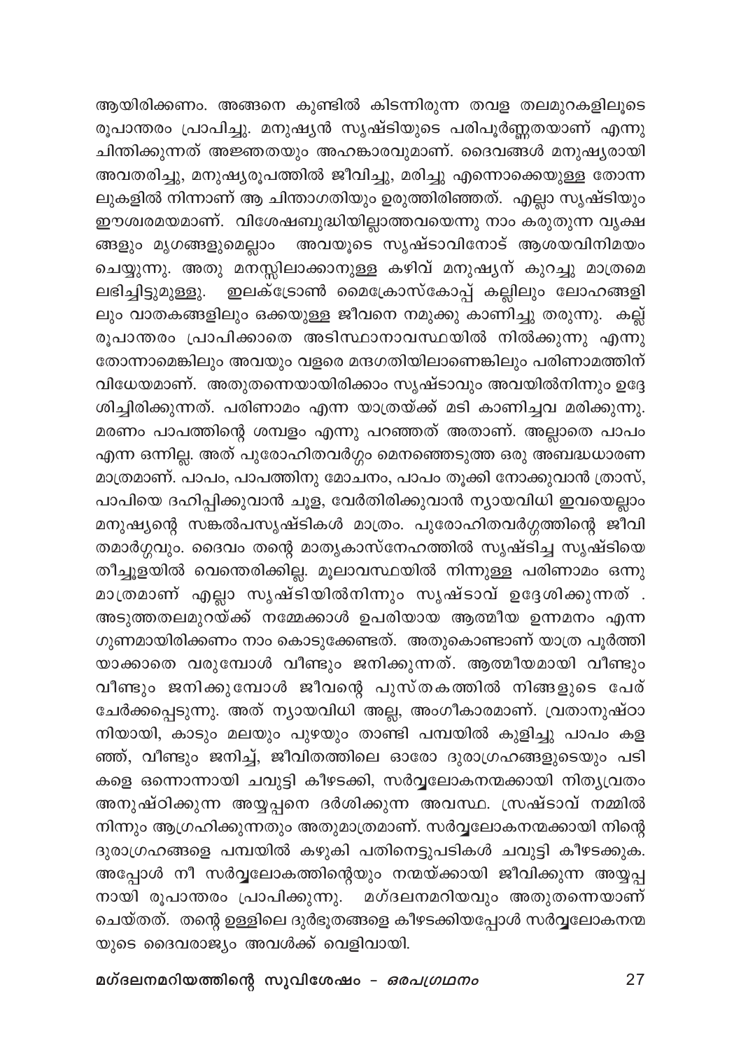ആയിരിക്കണം. അങ്ങനെ കുണ്ടിൽ കിടന്നിരുന്ന തവള തലമുറകളിലൂടെ രൂപാന്തരം പ്രാപിച്ചു. മനുഷ്യൻ സൃഷ്ടിയുടെ പരിപൂർണ്ണതയാണ് എന്നു ചിന്തിക്കുന്നത് അജ്ഞതയും അഹങ്കാരവുമാണ്. ദൈവങ്ങൾ മനുഷ്യരായി അവതരിച്ചു, മനുഷ്യരൂപത്തിൽ ജീവിച്ചു, മരിച്ചു എന്നൊക്കെയുള്ള തോന്നലുകളിൽ നിന്നാണ് ആ ചിന്താഗതിയും ഉരുത്തിരിഞ്ഞത്. എല്ലാ സൃഷ്ടിയും ഈശ്വരമയമാണ്. വിശേഷബുദ്ധിയില്ലാത്തവയെന്നു നാം കരുതുന്ന വൃക്ഷങ്ങളും മൃഗങ്ങളുമെല്ലാം അവയുടെ സൃഷ്ടാവിനോട് ആശയവിനിമയം ചെയ്യുന്നു. അതു മനസ്സിലാക്കാനുള്ള കഴിവ് മനുഷ്യന് കുറച്ചു മാത്രമെ ലഭിച്ചിട്ടുമുള്ളു. ഇലക്ട്രോൺ മൈക്രോസ്കോപ്പ് കല്ലിലും ലോഹങ്ങളിലും വാതകങ്ങളിലും ഒക്കയുള്ള ജീവനെ നമുക്കു കാണിച്ചു തരുന്നു. കല്ല് രൂപാന്തരം പ്രാപിക്കാതെ അടിസ്ഥാനാവസ്ഥയിൽ നിൽക്കുന്നു എന്നു തോന്നാമെങ്കിലും അവയും വളരെ മന്ദഗതിയിലാണെങ്കിലും പരിണാമത്തിന് വിധേയമാണ്. അതുതന്നെയായിരിക്കാം സൃഷ്ടാവും അവയിൽനിന്നും ഉദ്ദേശിച്ചിരിക്കുന്നത്. പരിണാമം എന്ന യാത്രയ്ക്ക് മടി കാണിച്ചവ മരിക്കുന്നു. മരണം പാപത്തിന്റെ ശമ്പളം എന്നു പറഞ്ഞത് അതാണ്. അല്ലാതെ പാപം എന്ന ഒന്നില്ല. അത് പുരോഹിതവർഗ്ഗം മെനഞ്ഞെടുത്ത ഒരു അബദ്ധധാരണ മാത്രമാണ്. പാപം, പാപത്തിനു മോചനം, പാപം തൂക്കി നോക്കുവാൻ ത്രാസ്, പാപിയെ ദഹിപ്പിക്കുവാൻ ചൂള, വേർതിരിക്കുവാൻ ന്യായവിധി ഇവയെല്ലാം മനുഷ്യന്റെ സങ്കൽപസൃഷ്ടികൾ മാത്രം. പുരോഹിതവർഗ്ഗത്തിന്റെ ജീവിതമാർഗ്ഗവും. ദൈവം തന്റെ മാതൃകാസ്നേഹത്തിൽ സൃഷ്ടിച്ച സൃഷ്ടിയെ തീച്ചൂളയിൽ വെന്തെരിക്കില്ല. മൂലാവസ്ഥയിൽ നിന്നുള്ള പരിണാമം ഒന്നു മാത്രമാണ് എല്ലാ സൃഷ്ടിയിൽനിന്നും സൃഷ്ടാവ് ഉദ്ദേശിക്കുന്നത് . അടുത്തതലമുറയ്ക്ക് നമ്മേക്കാൾ ഉപരിയായ ആത്മീയ ഉന്നമനം എന്ന ഗുണമായിരിക്കണം നാം കൊടുക്കേണ്ടത്. അതുകൊണ്ടാണ് യാത്ര പൂർത്തിയാക്കാതെ വരുമ്പോൾ വീണ്ടും ജനിക്കുന്നത്. ആത്മീയമായി വീണ്ടും വീണ്ടും ജനിക്കുമ്പോൾ ജീവന്റെ പുസ്തകത്തിൽ നിങ്ങളുടെ പേര് ചേർക്കപ്പെടുന്നു. അത് ന്യായവിധി അല്ല, അംഗീകാരമാണ്. വ്രതാനുഷ്ഠാനിയായി, കാടും മലയും പുഴയും താണ്ടി പമ്പയിൽ കുളിച്ചു പാപം കളഞ്ഞ്, വീണ്ടും ജനിച്ച്, ജീവിതത്തിലെ ഓരോ ദുരാഗ്രഹങ്ങളുടെയും പടികളെ ഒന്നൊന്നായി ചവുട്ടി കീഴടക്കി, സർവ്വലോകനന്മക്കായി നിത്യവ്രതം അനുഷ്ഠിക്കുന്ന അയ്യപ്പനെ ദർശിക്കുന്ന അവസ്ഥ. സ്രഷ്ടാവ് നമ്മിൽ നിന്നും ആഗ്രഹിക്കുന്നതും അതുമാത്രമാണ്. സർവ്വലോകനന്മക്കായി നിന്റെ ദുരാഗ്രഹങ്ങളെ പമ്പയിൽ കഴുകി പതിനെട്ടുപടികൾ ചവുട്ടി കീഴടക്കുക. അപ്പോൾ നീ സർവ്വലോകത്തിന്റെയും നന്മയ്ക്കായി ജീവിക്കുന്ന അയ്യപ്പനായി രൂപാന്തരം പ്രാപിക്കുന്നു. മഗ്ദലനമറിയവും അതുതന്നെയാണ് ചെയ്തത്. തന്റെ ഉള്ളിലെ ദുർഭൂതങ്ങളെ കീഴടക്കിയപ്പോൾ സർവ്വലോകനന്മയുടെ ദൈവരാജ്യം അവൾക്ക് വെളിവായി.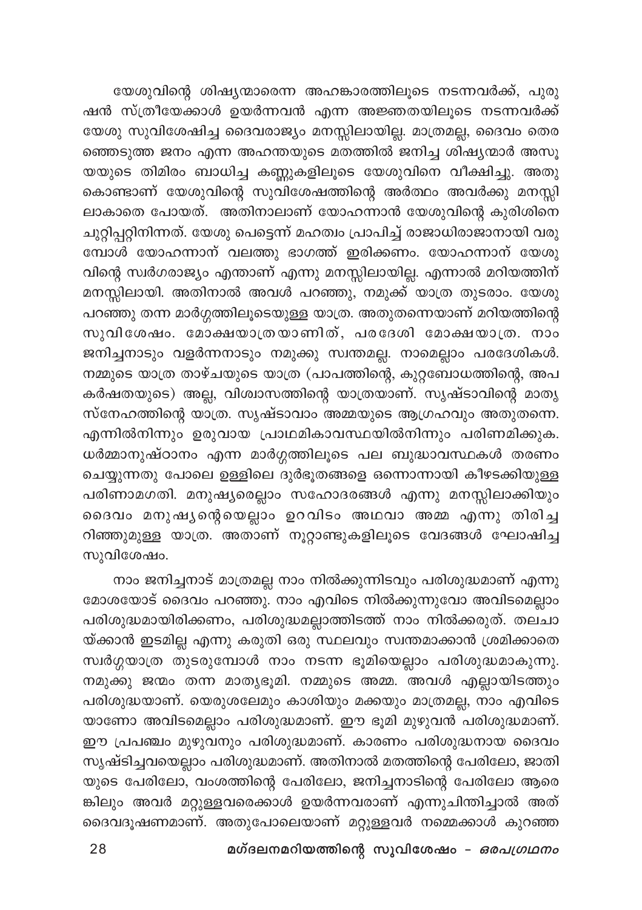യേശുവിന്റെ ശിഷ്യന്മാരെന്ന അഹങ്കാരത്തിലൂടെ നടന്നവർക്ക്, പുരുഷൻ സ്ത്രീയേക്കാൾ ഉയർന്നവൻ എന്ന അജ്ഞതയിലൂടെ നടന്നവർക്ക് യേശു സുവിശേഷിച്ച ദൈവരാജ്യം മനസ്സിലായില്ല. മാത്രമല്ല, ദൈവം തെരഞ്ഞെടുത്ത ജനം എന്ന അഹന്തയുടെ മതത്തിൽ ജനിച്ച ശിഷ്യന്മാർ അസൂയയുടെ തിമിരം ബാധിച്ച കണ്ണുകളിലൂടെ യേശുവിനെ വീക്ഷിച്ചു. അതുകൊണ്ടാണ് യേശുവിന്റെ സുവിശേഷത്തിന്റെ അർത്ഥം അവർക്കു മനസ്സിലാകാതെ പോയത്. അതിനാലാണ് യോഹന്നാൻ യേശുവിന്റെ കുരിശിനെ ചുറ്റിപ്പറ്റിനിന്നത്. യേശു പെട്ടെന്ന് മഹത്വം പ്രാപിച്ച് രാജാധിരാജാനായി വരുമ്പോൾ യോഹന്നാന് വലത്തു ഭാഗത്ത് ഇരിക്കണം. യോഹന്നാന് യേശുവിന്റെ സ്വർഗരാജ്യം എന്താണ് എന്നു മനസ്സിലായില്ല. എന്നാൽ മറിയത്തിന് മനസ്സിലായി. അതിനാൽ അവൾ പറഞ്ഞു, നമുക്ക് യാത്ര തുടരാം. യേശു പറഞ്ഞു തന്ന മാർഗ്ഗത്തിലൂടെയുള്ള യാത്ര. അതുതന്നെയാണ് മറിയത്തിന്റെ സുവിശേഷം. മോക്ഷയാത്രയാണിത്, പരദേശി മോക്ഷയാത്ര. നാം ജനിച്ചനാടും വളർന്നനാടും നമുക്കു സ്വന്തമല്ല. നാമെല്ലാം പരദേശികൾ. നമ്മുടെ യാത്ര താഴ്ചയുടെ യാത്ര (പാപത്തിന്റെ, കുറ്റബോധത്തിന്റെ, അപകർഷതയുടെ) അല്ല, വിശ്വാസത്തിന്റെ യാത്രയാണ്. സൃഷ്ടാവിന്റെ മാതൃസ്നേഹത്തിന്റെ യാത്ര. സൃഷ്ടാവാം അമ്മയുടെ ആഗ്രഹവും അതുതന്നെ. എന്നിൽനിന്നും ഉരുവായ പ്രാഥമികാവസ്ഥയിൽനിന്നും പരിണമിക്കുക. ധർമ്മാനുഷ്ഠാനം എന്ന മാർഗ്ഗത്തിലൂടെ പല ബുദ്ധാവസ്ഥകൾ തരണം ചെയ്യുന്നതു പോലെ ഉള്ളിലെ ദുർഭൂതങ്ങളെ ഒന്നൊന്നായി കീഴടക്കിയുള്ള പരിണാമഗതി. മനുഷ്യരെല്ലാം സഹോദരങ്ങൾ എന്നു മനസ്സിലാക്കിയും ദൈവം മനുഷ്യന്റെയെല്ലാം ഉറവിടം അഥവാ അമ്മ എന്നു തിരിച്ചറിഞ്ഞുമുള്ള യാത്ര. അതാണ് നൂറ്റാണ്ടുകളിലൂടെ വേദങ്ങൾ ഘോഷിച്ച സുവിശേഷം.

നാം ജനിച്ചനാട് മാത്രമല്ല നാം നിൽക്കുന്നിടവും പരിശുദ്ധമാണ് എന്നു മോശയോട് ദൈവം പറഞ്ഞു. നാം എവിടെ നിൽക്കുന്നുവോ അവിടമെല്ലാം പരിശുദ്ധമായിരിക്കണം, പരിശുദ്ധമല്ലാത്തിടത്ത് നാം നിൽക്കരുത്. തലചായ്ക്കാൻ ഇടമില്ല എന്നു കരുതി ഒരു സ്ഥലവും സ്വന്തമാക്കാൻ ശ്രമിക്കാതെ സ്വർഗ്ഗയാത്ര തുടരുമ്പോൾ നാം നടന്ന ഭൂമിയെല്ലാം പരിശുദ്ധമാകുന്നു. നമുക്കു ജന്മം തന്ന മാതൃഭൂമി. നമ്മുടെ അമ്മ. അവൾ എല്ലായിടത്തും പരിശുദ്ധയാണ്. യെരുശലേമും കാശിയും മക്കയും മാത്രമല്ല, നാം എവിടെയാണോ അവിടമെല്ലാം പരിശുദ്ധമാണ്. ഈ ഭൂമി മുഴുവൻ പരിശുദ്ധമാണ്. ഈ പ്രപഞ്ചം മുഴുവനും പരിശുദ്ധമാണ്. കാരണം പരിശുദ്ധനായ ദൈവം സൃഷ്ടിച്ചവയെല്ലാം പരിശുദ്ധമാണ്. അതിനാൽ മതത്തിന്റെ പേരിലോ, ജാതിയുടെ പേരിലോ, വംശത്തിന്റെ പേരിലോ, ജനിച്ചനാടിന്റെ പേരിലോ ആരെങ്കിലും അവർ മറ്റുള്ളവരെക്കാൾ ഉയർന്നവരാണ് എന്നുചിന്തിച്ചാൽ അത് ദൈവദൂഷണമാണ്. അതുപോലെയാണ് മറ്റുള്ളവർ നമ്മെക്കാൾ കുറഞ്ഞ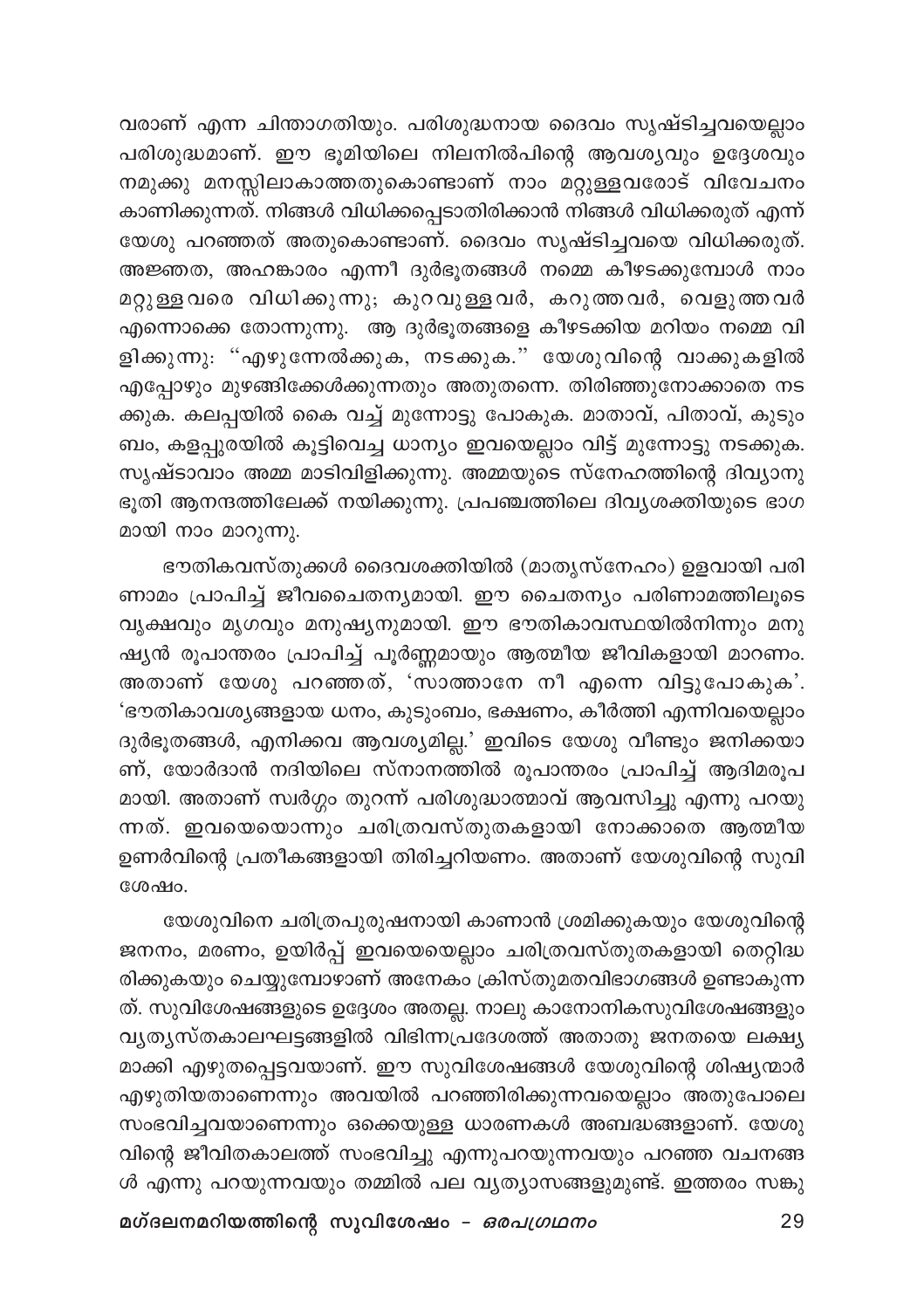വരാണ് എന്ന ചിന്താഗതിയും. പരിശുദ്ധനായ ദൈവം സൃഷ്ടിച്ചവയെല്ലാം പരിശുദ്ധമാണ്. ഈ ഭൂമിയിലെ നിലനിൽപിന്റെ ആവശ്യവും ഉദ്ദേശവും നമുക്കു മനസ്സിലാകാത്തതുകൊണ്ടാണ് നാം മറ്റുള്ളവരോട് വിവേചനം കാണിക്കുന്നത്. നിങ്ങൾ വിധിക്കപ്പെടാതിരിക്കാൻ നിങ്ങൾ വിധിക്കരുത് എന്ന് യേശു പറഞ്ഞത് അതുകൊണ്ടാണ്. ദൈവം സൃഷ്ടിച്ചവയെ വിധിക്കരുത്. അജ്ഞത, അഹങ്കാരം എന്നീ ദുർഭൂതങ്ങൾ നമ്മെ കീഴടക്കുമ്പോൾ നാം മറ്റുള്ളവരെ വിധിക്കുന്നു; കുറവുള്ളവർ, കറുത്തവർ, വെളുത്തവർ എന്നൊക്കെ തോന്നുന്നു. ആ ദുർഭൂതങ്ങളെ കീഴടക്കിയ മറിയം നമ്മെ വിളിക്കുന്നു: "എഴുന്നേൽക്കുക, നടക്കുക." യേശുവിന്റെ വാക്കുകളിൽ എപ്പോഴും മുഴങ്ങിക്കേൾക്കുന്നതും അതുതന്നെ. തിരിഞ്ഞുനോക്കാതെ നടക്കുക. കലപ്പയിൽ കൈ വച്ച് മുന്നോട്ടു പോകുക. മാതാവ്, പിതാവ്, കുടുംബം, കളപ്പുരയിൽ കൂട്ടിവെച്ച ധാന്യം ഇവയെല്ലാം വിട്ട് മുന്നോട്ടു നടക്കുക. സൃഷ്ടാവാം അമ്മ മാടിവിളിക്കുന്നു. അമ്മയുടെ സ്നേഹത്തിന്റെ ദിവ്യാനുഭൂതി ആനന്ദത്തിലേക്ക് നയിക്കുന്നു. പ്രപഞ്ചത്തിലെ ദിവ്യശക്തിയുടെ ഭാഗമായി നാം മാറുന്നു.

ഭൗതികവസ്തുക്കൾ ദൈവശക്തിയിൽ (മാതൃസ്നേഹം) ഉളവായി പരിണാമം പ്രാപിച്ച് ജീവചൈതന്യമായി. ഈ ചൈതന്യം പരിണാമത്തിലൂടെ വൃക്ഷവും മൃഗവും മനുഷ്യനുമായി. ഈ ഭൗതികാവസ്ഥയിൽനിന്നും മനുഷ്യൻ രൂപാന്തരം പ്രാപിച്ച് പൂർണ്ണമായും ആത്മീയ ജീവികളായി മാറണം. അതാണ് യേശു പറഞ്ഞത്, 'സാത്താനേ നീ എന്നെ വിട്ടുപോകുക'. 'ഭൗതികാവശ്യങ്ങളായ ധനം, കുടുംബം, ഭക്ഷണം, കീർത്തി എന്നിവയെല്ലാം ദുർഭൂതങ്ങൾ, എനിക്കവ ആവശ്യമില്ല.' ഇവിടെ യേശു വീണ്ടും ജനിക്കയാണ്, യോർദാൻ നദിയിലെ സ്നാനത്തിൽ രൂപാന്തരം പ്രാപിച്ച് ആദിമരൂപമായി. അതാണ് സ്വർഗ്ഗം തുറന്ന് പരിശുദ്ധാത്മാവ് ആവസിച്ചു എന്നു പറയുന്നത്. ഇവയെയൊന്നും ചരിത്രവസ്തുതകളായി നോക്കാതെ ആത്മീയ ഉണർവിന്റെ പ്രതീകങ്ങളായി തിരിച്ചറിയണം. അതാണ് യേശുവിന്റെ സുവിശേഷം.

യേശുവിനെ ചരിത്രപുരുഷനായി കാണാൻ ശ്രമിക്കുകയും യേശുവിന്റെ ജനനം, മരണം, ഉയിർപ്പ് ഇവയെയെല്ലാം ചരിത്രവസ്തുതകളായി തെറ്റിദ്ധരിക്കുകയും ചെയ്യുമ്പോഴാണ് അനേകം ക്രിസ്തുമതവിഭാഗങ്ങൾ ഉണ്ടാകുന്നത്. സുവിശേഷങ്ങളുടെ ഉദ്ദേശം അതല്ല. നാലു കാനോനികസുവിശേഷങ്ങളും വ്യത്യസ്തകാലഘട്ടങ്ങളിൽ വിഭിന്നപ്രദേശത്ത് അതാതു ജനതയെ ലക്ഷ്യമാക്കി എഴുതപ്പെട്ടവയാണ്. ഈ സുവിശേഷങ്ങൾ യേശുവിന്റെ ശിഷ്യന്മാർ എഴുതിയതാണെന്നും അവയിൽ പറഞ്ഞിരിക്കുന്നവയെല്ലാം അതുപോലെ സംഭവിച്ചവയാണെന്നും ഒക്കെയുള്ള ധാരണകൾ അബദ്ധങ്ങളാണ്. യേശുവിന്റെ ജീവിതകാലത്ത് സംഭവിച്ചു എന്നുപറയുന്നവയും പറഞ്ഞ വചനങ്ങൾ എന്നു പറയുന്നവയും തമ്മിൽ പല വ്യത്യാസങ്ങളുമുണ്ട്. ഇത്തരം സങ്കു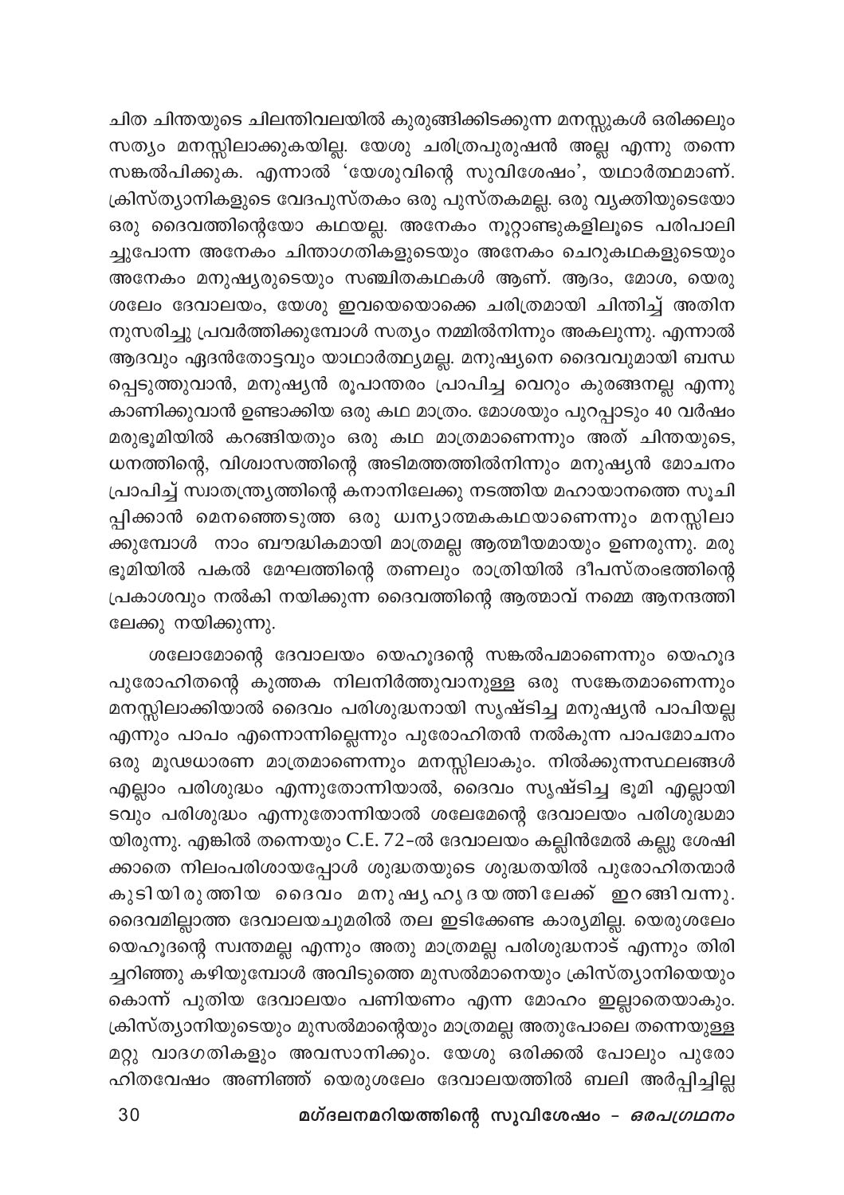ചിത ചിന്തയുടെ ചിലന്തിവലയിൽ കുരുങ്ങിക്കിടക്കുന്ന മനസ്സുകൾ ഒരിക്കലും സത്യം മനസ്സിലാക്കുകയില്ല. യേശു ചരിത്രപുരുഷൻ അല്ല എന്നു തന്നെ സങ്കൽപിക്കുക. എന്നാൽ 'യേശുവിന്റെ സുവിശേഷം', യഥാർത്ഥമാണ്. ക്രിസ്ത്യാനികളുടെ വേദപുസ്തകം ഒരു പുസ്തകമല്ല. ഒരു വ്യക്തിയുടെയോ ഒരു ദൈവത്തിന്റെയോ കഥയല്ല. അനേകം നൂറ്റാണ്ടുകളിലൂടെ പരിപാലിച്ചുപോന്ന അനേകം ചിന്താഗതികളുടെയും അനേകം ചെറുകഥകളുടെയും അനേകം മനുഷ്യരുടെയും സഞ്ചിതകഥകൾ ആണ്. ആദം, മോശ, യെരുശലേം ദേവാലയം, യേശു ഇവയെയൊക്കെ ചരിത്രമായി ചിന്തിച്ച് അതിനനുസരിച്ചു പ്രവർത്തിക്കുമ്പോൾ സത്യം നമ്മിൽനിന്നും അകലുന്നു. എന്നാൽ ആദവും ഏദൻതോട്ടവും യാഥാർത്ഥ്യമല്ല. മനുഷ്യനെ ദൈവവുമായി ബന്ധപ്പെടുത്തുവാൻ, മനുഷ്യൻ രൂപാന്തരം പ്രാപിച്ച വെറും കുരങ്ങനല്ല എന്നു കാണിക്കുവാൻ ഉണ്ടാക്കിയ ഒരു കഥ മാത്രം. മോശയും പുറപ്പാടും 40 വർഷം മരുഭൂമിയിൽ കറങ്ങിയതും ഒരു കഥ മാത്രമാണെന്നും അത് ചിന്തയുടെ, ധനത്തിന്റെ, വിശ്വാസത്തിന്റെ അടിമത്തത്തിൽനിന്നും മനുഷ്യൻ മോചനം പ്രാപിച്ച് സ്വാതന്ത്ര്യത്തിന്റെ കനാനിലേക്കു നടത്തിയ മഹായാനത്തെ സൂചിപ്പിക്കാൻ മെനഞ്ഞെടുത്ത ഒരു ധ്വന്യാത്മകകഥയാണെന്നും മനസ്സിലാക്കുമ്പോൾ നാം ബൗദ്ധികമായി മാത്രമല്ല ആത്മീയമായും ഉണരുന്നു. മരുഭൂമിയിൽ പകൽ മേഘത്തിന്റെ തണലും രാത്രിയിൽ ദീപസ്തംഭത്തിന്റെ പ്രകാശവും നൽകി നയിക്കുന്ന ദൈവത്തിന്റെ ആത്മാവ് നമ്മെ ആനന്ദത്തിലേക്കു നയിക്കുന്നു.

ശലോമോന്റെ ദേവാലയം യെഹൂദന്റെ സങ്കൽപമാണെന്നും യെഹൂദ പുരോഹിതന്റെ കുത്തക നിലനിർത്തുവാനുള്ള ഒരു സങ്കേതമാണെന്നും മനസ്സിലാക്കിയാൽ ദൈവം പരിശുദ്ധനായി സൃഷ്ടിച്ച മനുഷ്യൻ പാപിയല്ല എന്നും പാപം എന്നൊന്നില്ലെന്നും പുരോഹിതൻ നൽകുന്ന പാപമോചനം ഒരു മൂഢധാരണ മാത്രമാണെന്നും മനസ്സിലാകും. നിൽക്കുന്നസ്ഥലങ്ങൾ എല്ലാം പരിശുദ്ധം എന്നുതോന്നിയാൽ, ദൈവം സൃഷ്ടിച്ച ഭൂമി എല്ലായിടവും പരിശുദ്ധം എന്നുതോന്നിയാൽ ശലേമോന്റെ ദേവാലയം പരിശുദ്ധമായിരുന്നു. എങ്കിൽ തന്നെയും C.E. 72-ൽ ദേവാലയം കല്ലിൻമേൽ കല്ലു ശേഷിക്കാതെ നിലംപരിശായപ്പോൾ ശുദ്ധതയുടെ ശുദ്ധതയിൽ പുരോഹിതന്മാർ കുടിയിരുത്തിയ ദൈവം മനുഷ്യഹൃദയത്തിലേക്ക് ഇറങ്ങിവന്നു. ദൈവമില്ലാത്ത ദേവാലയചുമരിൽ തല ഇടിക്കേണ്ട കാര്യമില്ല. യെരുശലേം യെഹൂദന്റെ സ്വന്തമല്ല എന്നും അതു മാത്രമല്ല പരിശുദ്ധനാട് എന്നും തിരിച്ചറിഞ്ഞു കഴിയുമ്പോൾ അവിടുത്തെ മുസൽമാനെയും ക്രിസ്ത്യാനിയെയും കൊന്ന് പുതിയ ദേവാലയം പണിയണം എന്ന മോഹം ഇല്ലാതെയാകും. ക്രിസ്ത്യാനിയുടെയും മുസൽമാന്റെയും മാത്രമല്ല അതുപോലെ തന്നെയുള്ള മറ്റു വാദഗതികളും അവസാനിക്കും. യേശു ഒരിക്കൽ പോലും പുരോഹിതവേഷം അണിഞ്ഞ് യെരുശലേം ദേവാലയത്തിൽ ബലി അർപ്പിച്ചില്ല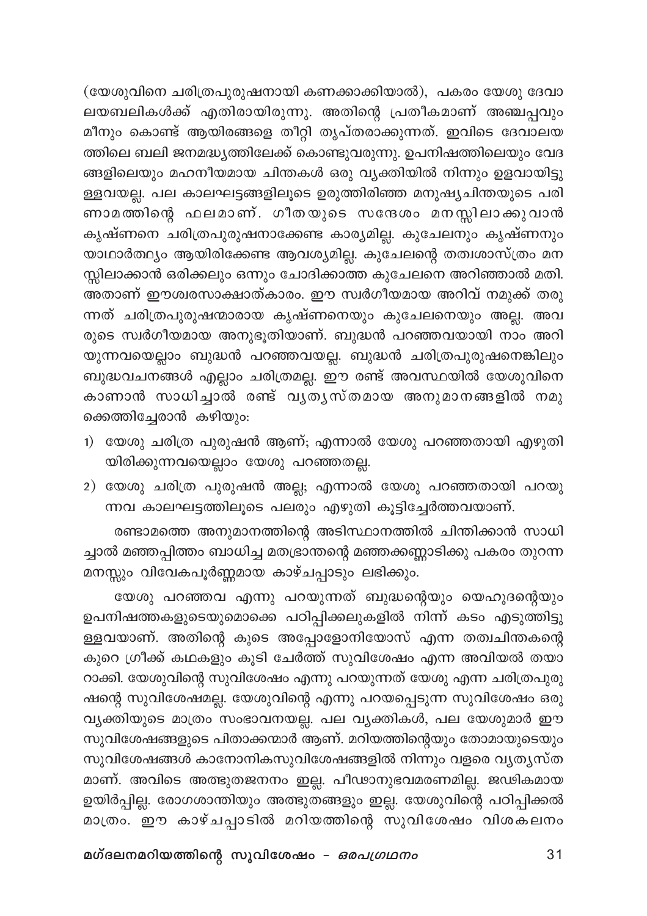(യേശുവിനെ ചരിത്രപുരുഷനായി കണക്കാക്കിയാൽ), പകരം യേശു ദേവാലയബലികൾക്ക് എതിരായിരുന്നു. അതിന്റെ പ്രതീകമാണ് അഞ്ചപ്പവും മീനും കൊണ്ട് ആയിരങ്ങളെ തീറ്റി തൃപ്തരാക്കുന്നത്. ഇവിടെ ദേവാലയത്തിലെ ബലി ജനമദ്ധ്യത്തിലേക്ക് കൊണ്ടുവരുന്നു. ഉപനിഷത്തിലെയും വേദങ്ങളിലെയും മഹനീയമായ ചിന്തകൾ ഒരു വ്യക്തിയിൽ നിന്നും ഉളവായിട്ടുള്ളവയല്ല. പല കാലഘട്ടങ്ങളിലൂടെ ഉരുത്തിരിഞ്ഞ മനുഷ്യചിന്തയുടെ പരിണാമത്തിന്റെ ഫലമാണ്. ഗീതയുടെ സന്ദേശം മനസ്സിലാക്കുവാൻ കൃഷ്ണനെ ചരിത്രപുരുഷനാക്കേണ്ട കാര്യമില്ല. കുചേലനും കൃഷ്ണനും യാഥാർത്ഥ്യം ആയിരിക്കേണ്ട ആവശ്യമില്ല. കുചേലന്റെ തത്വശാസ്ത്രം മനസ്സിലാക്കാൻ ഒരിക്കലും ഒന്നും ചോദിക്കാത്ത കുചേലനെ അറിഞ്ഞാൽ മതി. അതാണ് ഈശ്വരസാക്ഷാത്കാരം. ഈ സ്വർഗീയമായ അറിവ് നമുക്ക് തരുന്നത് ചരിത്രപുരുഷന്മാരായ കൃഷ്ണനെയും കുചേലനെയും അല്ല. അവരുടെ സ്വർഗീയമായ അനുഭൂതിയാണ്. ബുദ്ധൻ പറഞ്ഞവയായി നാം അറിയുന്നവയെല്ലാം ബുദ്ധൻ പറഞ്ഞവയല്ല. ബുദ്ധൻ ചരിത്രപുരുഷനെങ്കിലും ബുദ്ധവചനങ്ങൾ എല്ലാം ചരിത്രമല്ല. ഈ രണ്ട് അവസ്ഥയിൽ യേശുവിനെ കാണാൻ സാധിച്ചാൽ രണ്ട് വ്യത്യസ്തമായ അനുമാനങ്ങളിൽ നമുക്കെത്തിച്ചേരാൻ കഴിയും:

1) യേശു ചരിത്ര പുരുഷൻ ആണ്; എന്നാൽ യേശു പറഞ്ഞതായി എഴുതിയിരിക്കുന്നവയെല്ലാം യേശു പറഞ്ഞതല്ല.
2) യേശു ചരിത്ര പുരുഷൻ അല്ല; എന്നാൽ യേശു പറഞ്ഞതായി പറയുന്നവ കാലഘട്ടത്തിലൂടെ പലരും എഴുതി കൂട്ടിച്ചേർത്തവയാണ്.

രണ്ടാമത്തെ അനുമാനത്തിന്റെ അടിസ്ഥാനത്തിൽ ചിന്തിക്കാൻ സാധിച്ചാൽ മഞ്ഞപ്പിത്തം ബാധിച്ച മതഭ്രാന്തന്റെ മഞ്ഞക്കണ്ണാടിക്കു പകരം തുറന്ന മനസ്സും വിവേകപൂർണ്ണമായ കാഴ്ചപ്പാടും ലഭിക്കും.

യേശു പറഞ്ഞവ എന്നു പറയുന്നത് ബുദ്ധന്റെയും യെഹൂദന്റെയും ഉപനിഷത്തകളുടെയുമൊക്കെ പഠിപ്പിക്കലുകളിൽ നിന്ന് കടം എടുത്തിട്ടുള്ളവയാണ്. അതിന്റെ കൂടെ അപ്പോളോനിയോസ് എന്ന തത്വചിന്തകന്റെ കുറെ ഗ്രീക്ക് കഥകളും കൂടി ചേർത്ത് സുവിശേഷം എന്ന അവിയൽ തയാറാക്കി. യേശുവിന്റെ സുവിശേഷം എന്നു പറയുന്നത് യേശു എന്ന ചരിത്രപുരുഷന്റെ സുവിശേഷമല്ല. യേശുവിന്റെ എന്നു പറയപ്പെടുന്ന സുവിശേഷം ഒരു വ്യക്തിയുടെ മാത്രം സംഭാവനയല്ല. പല വ്യക്തികൾ, പല യേശുമാർ ഈ സുവിശേഷങ്ങളുടെ പിതാക്കന്മാർ ആണ്. മറിയത്തിന്റെയും തോമായുടെയും സുവിശേഷങ്ങൾ കാനോനികസുവിശേഷങ്ങളിൽ നിന്നും വളരെ വ്യത്യസ്തമാണ്. അവിടെ അത്ഭുതജനനം ഇല്ല. പീഡാനുഭവമരണമില്ല. ജഢികമായ ഉയിർപ്പില്ല. രോഗശാന്തിയും അത്ഭുതങ്ങളും ഇല്ല. യേശുവിന്റെ പഠിപ്പിക്കൽ മാത്രം. ഈ കാഴ്ചപ്പാടിൽ മറിയത്തിന്റെ സുവിശേഷം വിശകലനം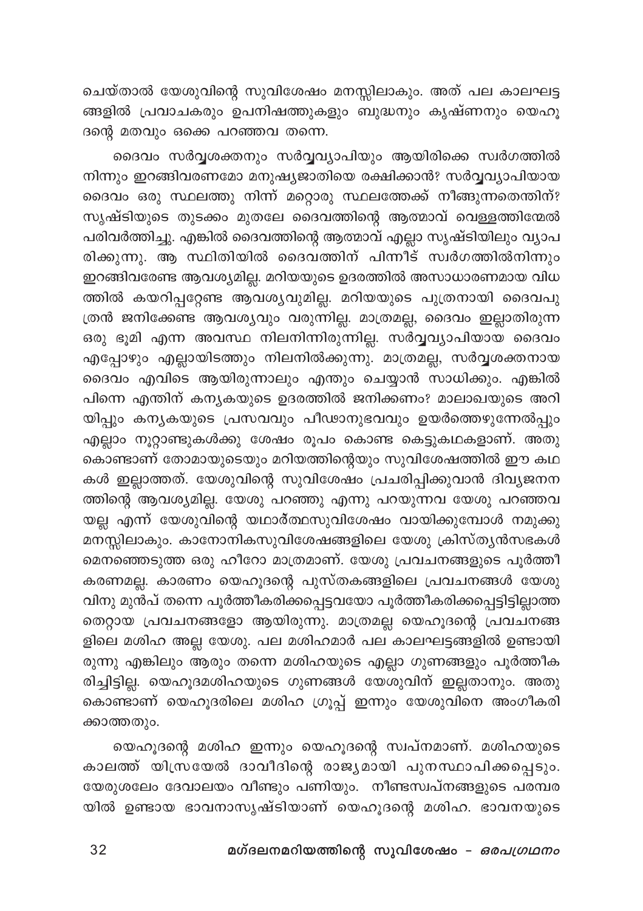ചെയ്താൽ യേശുവിന്റെ സുവിശേഷം മനസ്സിലാകും. അത് പല കാലഘട്ടങ്ങളിൽ പ്രവാചകരും ഉപനിഷത്തുകളും ബുദ്ധനും കൃഷ്ണനും യെഹൂദന്റെ മതവും ഒക്കെ പറഞ്ഞവ തന്നെ.

ദൈവം സർവ്വശക്തനും സർവ്വവ്യാപിയും ആയിരിക്കെ സ്വർഗത്തിൽ നിന്നും ഇറങ്ങിവരണമോ മനുഷ്യജാതിയെ രക്ഷിക്കാൻ? സർവ്വവ്യാപിയായ ദൈവം ഒരു സ്ഥലത്തു നിന്ന് മറ്റൊരു സ്ഥലത്തേക്ക് നീങ്ങുന്നതെന്തിന്? സൃഷ്ടിയുടെ തുടക്കം മുതലേ ദൈവത്തിന്റെ ആത്മാവ് വെള്ളത്തിന്മേൽ പരിവർത്തിച്ചു. എങ്കിൽ ദൈവത്തിന്റെ ആത്മാവ് എല്ലാ സൃഷ്ടിയിലും വ്യാപരിക്കുന്നു. ആ സ്ഥിതിയിൽ ദൈവത്തിന് പിന്നീട് സ്വർഗത്തിൽനിന്നും ഇറങ്ങിവരേണ്ട ആവശ്യമില്ല. മറിയയുടെ ഉദരത്തിൽ അസാധാരണമായ വിധത്തിൽ കയറിപ്പറ്റേണ്ട ആവശ്യവുമില്ല. മറിയയുടെ പുത്രനായി ദൈവപുത്രൻ ജനിക്കേണ്ട ആവശ്യവും വരുന്നില്ല. മാത്രമല്ല, ദൈവം ഇല്ലാതിരുന്ന ഒരു ഭൂമി എന്ന അവസ്ഥ നിലനിന്നിരുന്നില്ല. സർവ്വവ്യാപിയായ ദൈവം എപ്പോഴും എല്ലായിടത്തും നിലനിൽക്കുന്നു. മാത്രമല്ല, സർവ്വശക്തനായ ദൈവം എവിടെ ആയിരുന്നാലും എന്തും ചെയ്യാൻ സാധിക്കും. എങ്കിൽ പിന്നെ എന്തിന് കന്യകയുടെ ഉദരത്തിൽ ജനിക്കണം? മാലാഖയുടെ അറിയിപ്പും കന്യകയുടെ പ്രസവവും പീഢാനുഭവവും ഉയർത്തെഴുന്നേൽപ്പും എല്ലാം നൂറ്റാണ്ടുകൾക്കു ശേഷം രൂപം കൊണ്ട കെട്ടുകഥകളാണ്. അതുകൊണ്ടാണ് തോമായുടെയും മറിയത്തിന്റെയും സുവിശേഷത്തിൽ ഈ കഥകൾ ഇല്ലാത്തത്. യേശുവിന്റെ സുവിശേഷം പ്രചരിപ്പിക്കുവാൻ ദിവ്യജനനത്തിന്റെ ആവശ്യമില്ല. യേശു പറഞ്ഞു എന്നു പറയുന്നവ യേശു പറഞ്ഞവയല്ല എന്ന് യേശുവിന്റെ യഥാർത്ഥസുവിശേഷം വായിക്കുമ്പോൾ നമുക്കു മനസ്സിലാകും. കാനോനികസുവിശേഷങ്ങളിലെ യേശു ക്രിസ്ത്യൻസഭകൾ മെനഞ്ഞെടുത്ത ഒരു ഹീറോ മാത്രമാണ്. യേശു പ്രവചനങ്ങളുടെ പൂർത്തീകരണമല്ല. കാരണം യെഹൂദന്റെ പുസ്തകങ്ങളിലെ പ്രവചനങ്ങൾ യേശുവിനു മുൻപ് തന്നെ പൂർത്തീകരിക്കപ്പെട്ടവയോ പൂർത്തീകരിക്കപ്പെട്ടിട്ടില്ലാത്ത തെറ്റായ പ്രവചനങ്ങളോ ആയിരുന്നു. മാത്രമല്ല യെഹൂദന്റെ പ്രവചനങ്ങളിലെ മശിഹ അല്ല യേശു. പല മശിഹമാർ പല കാലഘട്ടങ്ങളിൽ ഉണ്ടായിരുന്നു എങ്കിലും ആരും തന്നെ മശിഹയുടെ എല്ലാ ഗുണങ്ങളും പൂർത്തീകരിച്ചിട്ടില്ല. യെഹൂദമശിഹയുടെ ഗുണങ്ങൾ യേശുവിന് ഇല്ലതാനും. അതുകൊണ്ടാണ് യെഹൂദരിലെ മശിഹ ഗ്രൂപ്പ് ഇന്നും യേശുവിനെ അംഗീകരിക്കാത്തതും.

യെഹൂദന്റെ മശിഹ ഇന്നും യെഹൂദന്റെ സ്വപ്നമാണ്. മശിഹയുടെ കാലത്ത് യിസ്രയേൽ ദാവീദിന്റെ രാജ്യമായി പുനസ്ഥാപിക്കപ്പെടും. യേരുശലേം ദേവാലയം വീണ്ടും പണിയും. നീണ്ടസ്വപ്നങ്ങളുടെ പരമ്പരയിൽ ഉണ്ടായ ഭാവനാസൃഷ്ടിയാണ് യെഹൂദന്റെ മശിഹ. ഭാവനയുടെ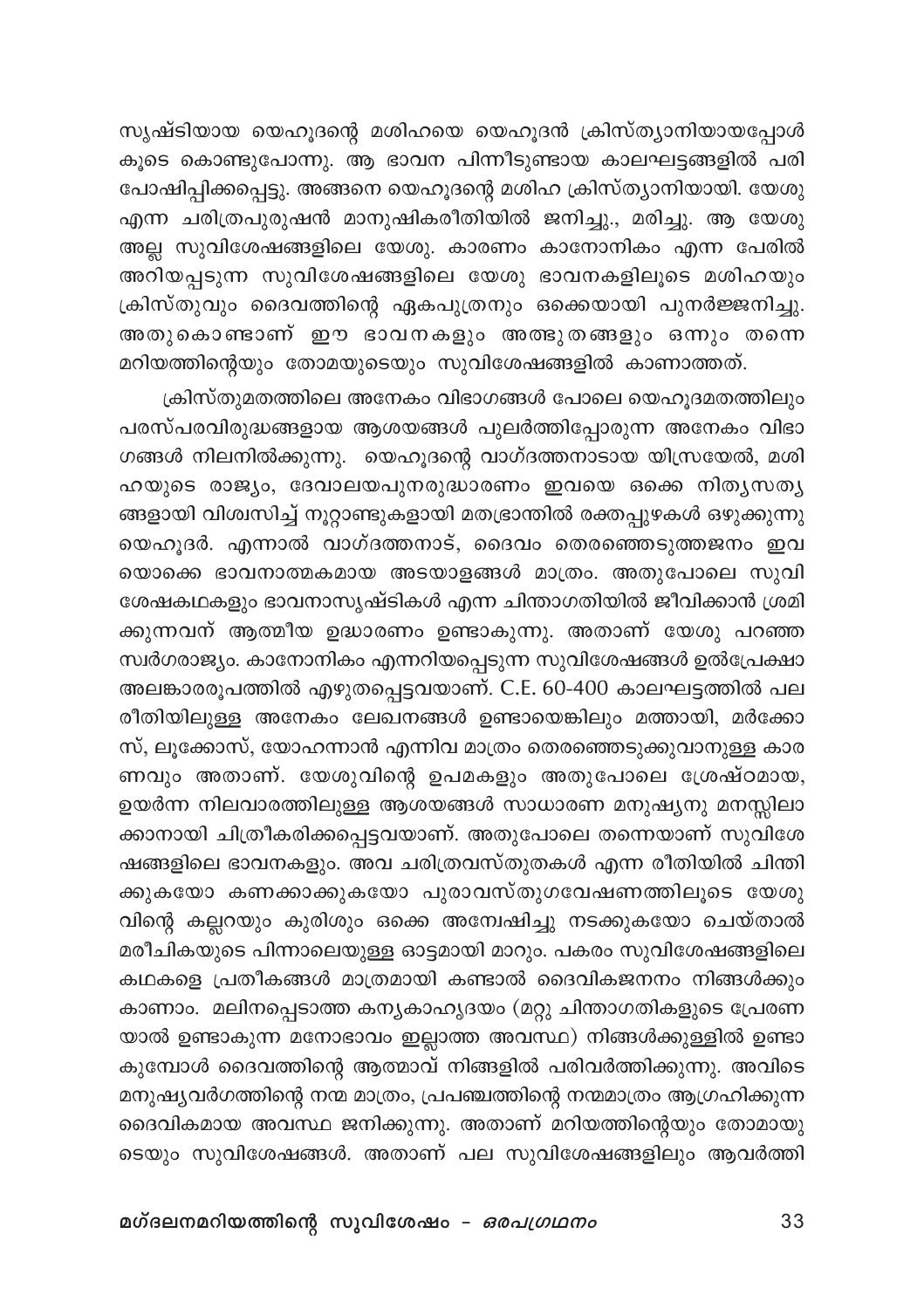സൃഷ്ടിയായ യെഹൂദന്റെ മശിഹയെ യെഹൂദൻ ക്രിസ്ത്യാനിയായപ്പോൾ കൂടെ കൊണ്ടുപോന്നു. ആ ഭാവന പിന്നീടുണ്ടായ കാലഘട്ടങ്ങളിൽ പരിപോഷിപ്പിക്കപ്പെട്ടു. അങ്ങനെ യെഹൂദന്റെ മശിഹ ക്രിസ്ത്യാനിയായി. യേശു എന്ന ചരിത്രപുരുഷൻ മാനുഷികരീതിയിൽ ജനിച്ചു., മരിച്ചു. ആ യേശു അല്ല സുവിശേഷങ്ങളിലെ യേശു. കാരണം കാനോനികം എന്ന പേരിൽ അറിയപ്പടുന്ന സുവിശേഷങ്ങളിലെ യേശു ഭാവനകളിലൂടെ മശിഹയും ക്രിസ്തുവും ദൈവത്തിന്റെ ഏകപുത്രനും ഒക്കെയായി പുനർജ്ജനിച്ചു. അതുകൊണ്ടാണ് ഈ ഭാവനകളും അത്ഭുതങ്ങളും ഒന്നും തന്നെ മറിയത്തിന്റെയും തോമയുടെയും സുവിശേഷങ്ങളിൽ കാണാത്തത്.

ക്രിസ്തുമതത്തിലെ അനേകം വിഭാഗങ്ങൾ പോലെ യെഹൂദമതത്തിലും പരസ്പരവിരുദ്ധങ്ങളായ ആശയങ്ങൾ പുലർത്തിപ്പോരുന്ന അനേകം വിഭാഗങ്ങൾ നിലനിൽക്കുന്നു. യെഹൂദന്റെ വാഗ്ദത്തനാടായ യിസ്രയേൽ, മശിഹയുടെ രാജ്യം, ദേവാലയപുനരുദ്ധാരണം ഇവയെ ഒക്കെ നിത്യസത്യങ്ങളായി വിശ്വസിച്ച് നൂറ്റാണ്ടുകളായി മതഭ്രാന്തിൽ രക്തപ്പുഴകൾ ഒഴുക്കുന്നു യെഹൂദർ. എന്നാൽ വാഗ്ദത്തനാട്, ദൈവം തെരഞ്ഞെടുത്തജനം ഇവയൊക്കെ ഭാവനാത്മകമായ അടയാളങ്ങൾ മാത്രം. അതുപോലെ സുവിശേഷകഥകളും ഭാവനാസൃഷ്ടികൾ എന്ന ചിന്താഗതിയിൽ ജീവിക്കാൻ ശ്രമിക്കുന്നവന് ആത്മീയ ഉദ്ധാരണം ഉണ്ടാകുന്നു. അതാണ് യേശു പറഞ്ഞ സ്വർഗരാജ്യം. കാനോനികം എന്നറിയപ്പെടുന്ന സുവിശേഷങ്ങൾ ഉൽപ്രേക്ഷാ അലങ്കാരരൂപത്തിൽ എഴുതപ്പെട്ടവയാണ്. C.E. 60-400 കാലഘട്ടത്തിൽ പല രീതിയിലുള്ള അനേകം ലേഖനങ്ങൾ ഉണ്ടായെങ്കിലും മത്തായി, മർക്കോസ്, ലൂക്കോസ്, യോഹന്നാൻ എന്നിവ മാത്രം തെരഞ്ഞെടുക്കുവാനുള്ള കാരണവും അതാണ്. യേശുവിന്റെ ഉപമകളും അതുപോലെ ശ്രേഷ്ഠമായ, ഉയർന്ന നിലവാരത്തിലുള്ള ആശയങ്ങൾ സാധാരണ മനുഷ്യനു മനസ്സിലാക്കാനായി ചിത്രീകരിക്കപ്പെട്ടവയാണ്. അതുപോലെ തന്നെയാണ് സുവിശേഷങ്ങളിലെ ഭാവനകളും. അവ ചരിത്രവസ്തുതകൾ എന്ന രീതിയിൽ ചിന്തിക്കുകയോ കണക്കാക്കുകയോ പുരാവസ്തുഗവേഷണത്തിലൂടെ യേശുവിന്റെ കല്ലറയും കുരിശും ഒക്കെ അന്വേഷിച്ചു നടക്കുകയോ ചെയ്താൽ മരീചികയുടെ പിന്നാലെയുള്ള ഓട്ടമായി മാറും. പകരം സുവിശേഷങ്ങളിലെ കഥകളെ പ്രതീകങ്ങൾ മാത്രമായി കണ്ടാൽ ദൈവികജനനം നിങ്ങൾക്കും കാണാം. മലിനപ്പെടാത്ത കന്യകാഹൃദയം (മറ്റു ചിന്താഗതികളുടെ പ്രേരണയാൽ ഉണ്ടാകുന്ന മനോഭാവം ഇല്ലാത്ത അവസ്ഥ) നിങ്ങൾക്കുള്ളിൽ ഉണ്ടാകുമ്പോൾ ദൈവത്തിന്റെ ആത്മാവ് നിങ്ങളിൽ പരിവർത്തിക്കുന്നു. അവിടെ മനുഷ്യവർഗത്തിന്റെ നന്മ മാത്രം, പ്രപഞ്ചത്തിന്റെ നന്മമാത്രം ആഗ്രഹിക്കുന്ന ദൈവികമായ അവസ്ഥ ജനിക്കുന്നു. അതാണ് മറിയത്തിന്റെയും തോമായുടെയും സുവിശേഷങ്ങൾ. അതാണ് പല സുവിശേഷങ്ങളിലും ആവർത്തി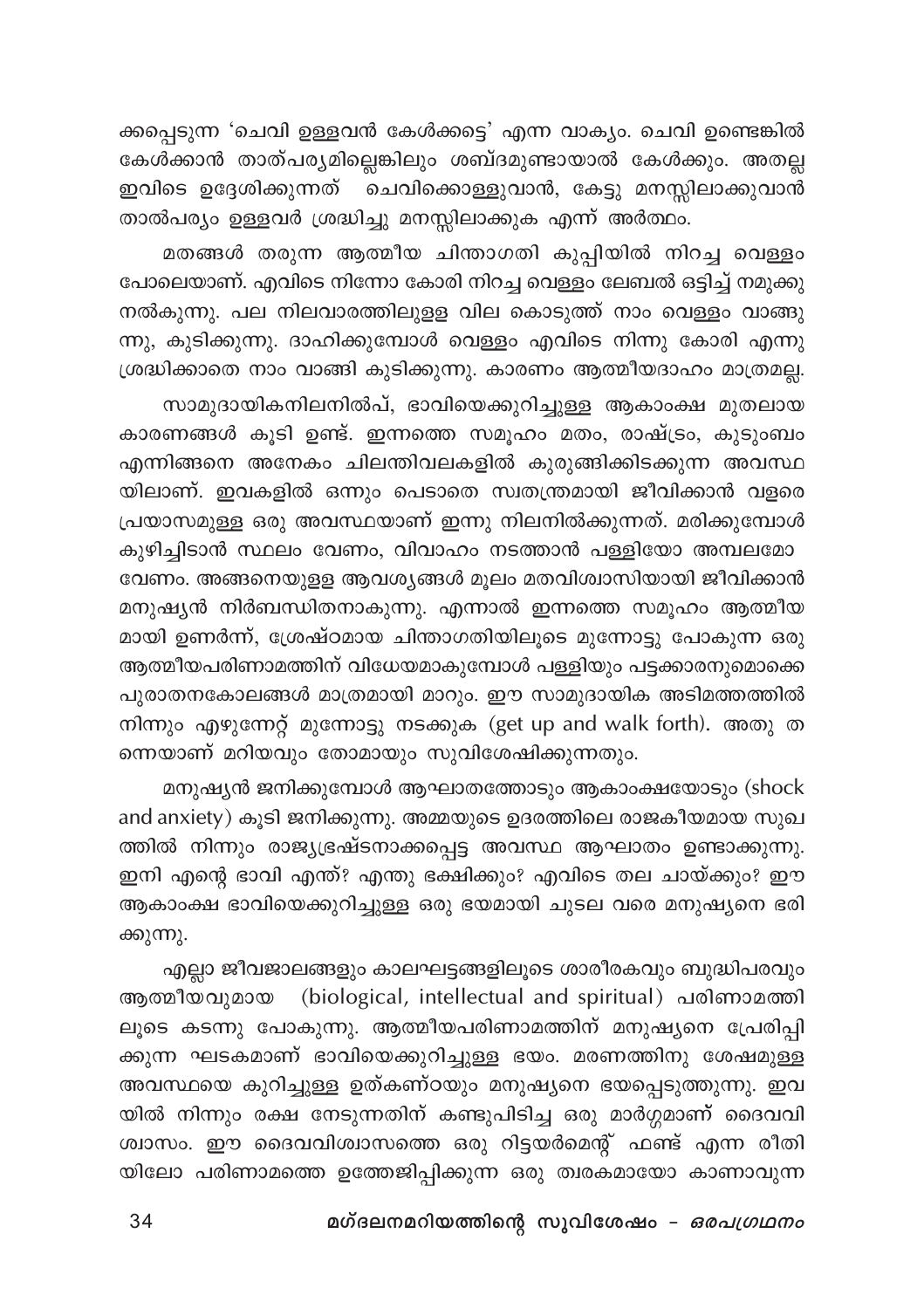ക്കപ്പെടുന്ന 'ചെവി ഉള്ളവൻ കേൾക്കട്ടെ' എന്ന വാക്യം. ചെവി ഉണ്ടെങ്കിൽ കേൾക്കാൻ താത്പര്യമില്ലെങ്കിലും ശബ്ദമുണ്ടായാൽ കേൾക്കും. അതല്ല ഇവിടെ ഉദ്ദേശിക്കുന്നത് ചെവിക്കൊള്ളുവാൻ, കേട്ടു മനസ്സിലാക്കുവാൻ താൽപര്യം ഉള്ളവർ ശ്രദ്ധിച്ചു മനസ്സിലാക്കുക എന്ന് അർത്ഥം.

മതങ്ങൾ തരുന്ന ആത്മീയ ചിന്താഗതി കുപ്പിയിൽ നിറച്ച വെള്ളം പോലെയാണ്. എവിടെ നിന്നോ കോരി നിറച്ച വെള്ളം ലേബൽ ഒട്ടിച്ച് നമുക്കു നൽകുന്നു. പല നിലവാരത്തിലുള്ള വില കൊടുത്ത് നാം വെള്ളം വാങ്ങുന്നു, കുടിക്കുന്നു. ദാഹിക്കുമ്പോൾ വെള്ളം എവിടെ നിന്നു കോരി എന്നു ശ്രദ്ധിക്കാതെ നാം വാങ്ങി കുടിക്കുന്നു. കാരണം ആത്മീയദാഹം മാത്രമല്ല.

സാമുദായികനിലനിൽപ്, ഭാവിയെക്കുറിച്ചുള്ള ആകാംക്ഷ മുതലായ കാരണങ്ങൾ കൂടി ഉണ്ട്. ഇന്നത്തെ സമൂഹം മതം, രാഷ്ട്രം, കുടുംബം എന്നിങ്ങനെ അനേകം ചിലന്തിവലകളിൽ കുരുങ്ങിക്കിടക്കുന്ന അവസ്ഥയിലാണ്. ഇവകളിൽ ഒന്നും പെടാതെ സ്വതന്ത്രമായി ജീവിക്കാൻ വളരെ പ്രയാസമുള്ള ഒരു അവസ്ഥയാണ് ഇന്നു നിലനിൽക്കുന്നത്. മരിക്കുമ്പോൾ കുഴിച്ചിടാൻ സ്ഥലം വേണം, വിവാഹം നടത്താൻ പള്ളിയോ അമ്പലമോ വേണം. അങ്ങനെയുള്ള ആവശ്യങ്ങൾ മൂലം മതവിശ്വാസിയായി ജീവിക്കാൻ മനുഷ്യൻ നിർബന്ധിതനാകുന്നു. എന്നാൽ ഇന്നത്തെ സമൂഹം ആത്മീയമായി ഉണർന്ന്, ശ്രേഷ്ഠമായ ചിന്താഗതിയിലൂടെ മുന്നോട്ടു പോകുന്ന ഒരു ആത്മീയപരിണാമത്തിന് വിധേയമാകുമ്പോൾ പള്ളിയും പട്ടക്കാരനുമൊക്കെ പുരാതനകോലങ്ങൾ മാത്രമായി മാറും. ഈ സാമുദായിക അടിമത്തത്തിൽ നിന്നും എഴുന്നേറ്റ് മുന്നോട്ടു നടക്കുക (get up and walk forth). അതു തന്നെയാണ് മറിയവും തോമായും സുവിശേഷിക്കുന്നതും.

മനുഷ്യൻ ജനിക്കുമ്പോൾ ആഘാതത്തോടും ആകാംക്ഷയോടും (shock and anxiety) കൂടി ജനിക്കുന്നു. അമ്മയുടെ ഉദരത്തിലെ രാജകീയമായ സുഖത്തിൽ നിന്നും രാജ്യഭ്രഷ്ടനാക്കപ്പെട്ട അവസ്ഥ ആഘാതം ഉണ്ടാക്കുന്നു. ഇനി എന്റെ ഭാവി എന്ത്? എന്തു ഭക്ഷിക്കും? എവിടെ തല ചായ്ക്കും? ഈ ആകാംക്ഷ ഭാവിയെക്കുറിച്ചുള്ള ഒരു ഭയമായി ചുടല വരെ മനുഷ്യനെ ഭരിക്കുന്നു.

എല്ലാ ജീവജാലങ്ങളും കാലഘട്ടങ്ങളിലൂടെ ശാരീരകവും ബുദ്ധിപരവും ആത്മീയവുമായ (biological, intellectual and spiritual) പരിണാമത്തിലൂടെ കടന്നു പോകുന്നു. ആത്മീയപരിണാമത്തിന് മനുഷ്യനെ പ്രേരിപ്പിക്കുന്ന ഘടകമാണ് ഭാവിയെക്കുറിച്ചുള്ള ഭയം. മരണത്തിനു ശേഷമുള്ള അവസ്ഥയെ കുറിച്ചുള്ള ഉത്കണ്ഠയും മനുഷ്യനെ ഭയപ്പെടുത്തുന്നു. ഇവയിൽ നിന്നും രക്ഷ നേടുന്നതിന് കണ്ടുപിടിച്ച ഒരു മാർഗ്ഗമാണ് ദൈവവിശ്വാസം. ഈ ദൈവവിശ്വാസത്തെ ഒരു റിട്ടയർമെന്റ് ഫണ്ട് എന്ന രീതിയിലോ പരിണാമത്തെ ഉത്തേജിപ്പിക്കുന്ന ഒരു ത്വരകമായോ കാണാവുന്ന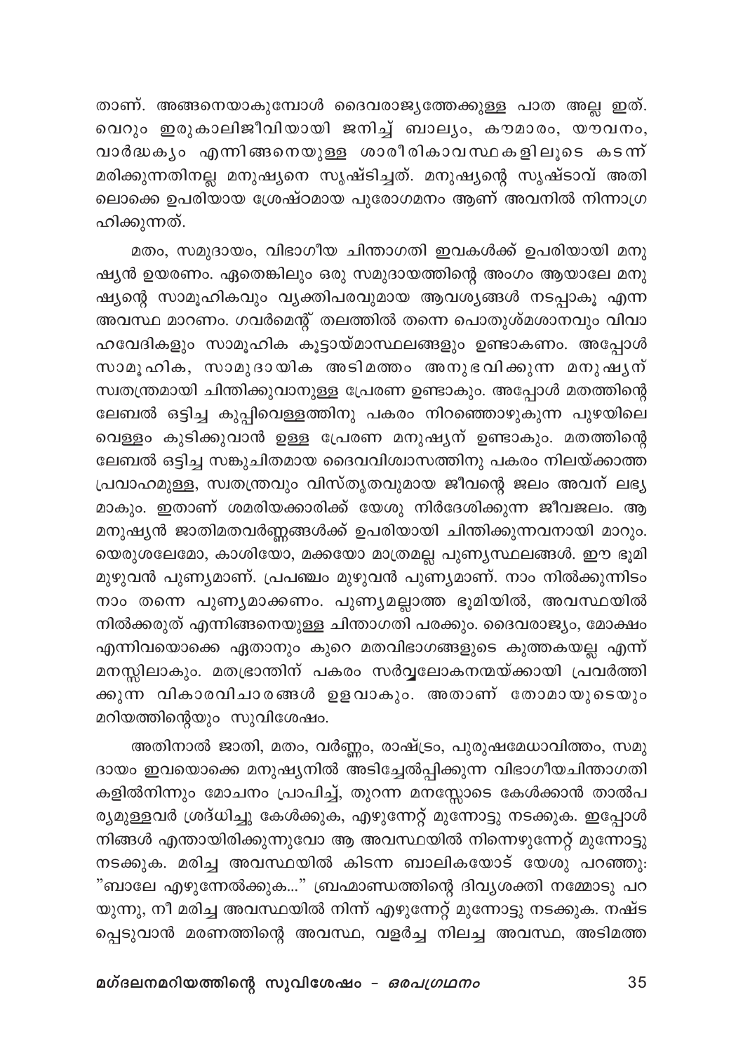താണ്. അങ്ങനെയാകുമ്പോൾ ദൈവരാജ്യത്തേക്കുള്ള പാത അല്ല ഇത്. വെറും ഇരുകാലിജീവിയായി ജനിച്ച് ബാല്യം, കൗമാരം, യൗവനം, വാർദ്ധക്യം എന്നിങ്ങനെയുള്ള ശാരീരികാവസ്ഥകളിലൂടെ കടന്ന് മരിക്കുന്നതിനല്ല മനുഷ്യനെ സൃഷ്ടിച്ചത്. മനുഷ്യന്റെ സൃഷ്ടാവ് അതിലൊക്കെ ഉപരിയായ ശ്രേഷ്ഠമായ പുരോഗമനം ആണ് അവനിൽ നിന്നാഗ്രഹിക്കുന്നത്.

മതം, സമുദായം, വിഭാഗീയ ചിന്താഗതി ഇവകൾക്ക് ഉപരിയായി മനുഷ്യൻ ഉയരണം. ഏതെങ്കിലും ഒരു സമുദായത്തിന്റെ അംഗം ആയാലേ മനുഷ്യന്റെ സാമൂഹികവും വ്യക്തിപരവുമായ ആവശ്യങ്ങൾ നടപ്പാകൂ എന്ന അവസ്ഥ മാറണം. ഗവർമെന്റ് തലത്തിൽ തന്നെ പൊതുശ്മശാനവും വിവാഹവേദികളും സാമൂഹിക കൂട്ടായ്മാസ്ഥലങ്ങളും ഉണ്ടാകണം. അപ്പോൾ സാമൂഹിക, സാമുദായിക അടിമത്തം അനുഭവിക്കുന്ന മനുഷ്യന് സ്വതന്ത്രമായി ചിന്തിക്കുവാനുള്ള പ്രേരണ ഉണ്ടാകും. അപ്പോൾ മതത്തിന്റെ ലേബൽ ഒട്ടിച്ച കുപ്പിവെള്ളത്തിനു പകരം നിറഞ്ഞൊഴുകുന്ന പുഴയിലെ വെള്ളം കുടിക്കുവാൻ ഉള്ള പ്രേരണ മനുഷ്യന് ഉണ്ടാകും. മതത്തിന്റെ ലേബൽ ഒട്ടിച്ച സങ്കുചിതമായ ദൈവവിശ്വാസത്തിനു പകരം നിലയ്ക്കാത്ത പ്രവാഹമുള്ള, സ്വതന്ത്രവും വിസ്തൃതവുമായ ജീവന്റെ ജലം അവന് ലഭ്യമാകും. ഇതാണ് ശമരിയക്കാരിക്ക് യേശു നിർദേശിക്കുന്ന ജീവജലം. ആ മനുഷ്യൻ ജാതിമതവർണ്ണങ്ങൾക്ക് ഉപരിയായി ചിന്തിക്കുന്നവനായി മാറും. യെരുശലേമോ, കാശിയോ, മക്കയോ മാത്രമല്ല പുണ്യസ്ഥലങ്ങൾ. ഈ ഭൂമി മുഴുവൻ പുണ്യമാണ്. പ്രപഞ്ചം മുഴുവൻ പുണ്യമാണ്. നാം നിൽക്കുന്നിടം നാം തന്നെ പുണ്യമാക്കണം. പുണ്യമല്ലാത്ത ഭൂമിയിൽ, അവസ്ഥയിൽ നിൽക്കരുത് എന്നിങ്ങനെയുള്ള ചിന്താഗതി പരക്കും. ദൈവരാജ്യം, മോക്ഷം എന്നിവയൊക്കെ ഏതാനും കുറെ മതവിഭാഗങ്ങളുടെ കുത്തകയല്ല എന്ന് മനസ്സിലാകും. മതഭ്രാന്തിന് പകരം സർവ്വലോകനന്മയ്ക്കായി പ്രവർത്തിക്കുന്ന വികാരവിചാരങ്ങൾ ഉളവാകും. അതാണ് തോമായുടെയും മറിയത്തിന്റെയും സുവിശേഷം.

അതിനാൽ ജാതി, മതം, വർണ്ണം, രാഷ്ട്രം, പുരുഷമേധാവിത്തം, സമുദായം ഇവയൊക്കെ മനുഷ്യനിൽ അടിച്ചേൽപ്പിക്കുന്ന വിഭാഗീയചിന്താഗതികളിൽനിന്നും മോചനം പ്രാപിച്ച്, തുറന്ന മനസ്സോടെ കേൾക്കാൻ താൽപര്യമുള്ളവർ ശ്രദ്ധിച്ചു കേൾക്കുക, എഴുന്നേറ്റ് മുന്നോട്ടു നടക്കുക. ഇപ്പോൾ നിങ്ങൾ എന്തായിരിക്കുന്നുവോ ആ അവസ്ഥയിൽ നിന്നെഴുന്നേറ്റ് മുന്നോട്ടു നടക്കുക. മരിച്ച അവസ്ഥയിൽ കിടന്ന ബാലികയോട് യേശു പറഞ്ഞു: "ബാലേ എഴുന്നേൽക്കുക..." ബ്രഹ്മാണ്ഡത്തിന്റെ ദിവ്യശക്തി നമ്മോടു പറയുന്നു, നീ മരിച്ച അവസ്ഥയിൽ നിന്ന് എഴുന്നേറ്റ് മുന്നോട്ടു നടക്കുക. നഷ്ടപ്പെടുവാൻ മരണത്തിന്റെ അവസ്ഥ, വളർച്ച നിലച്ച അവസ്ഥ, അടിമത്ത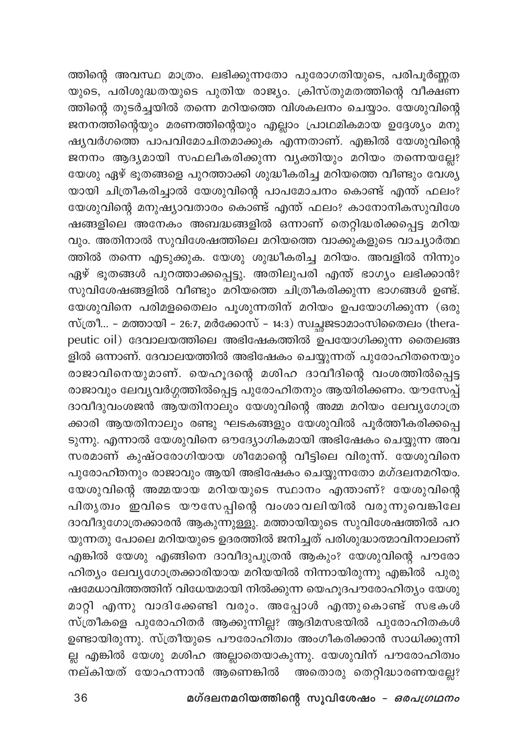ത്തിന്റെ അവസ്ഥ മാത്രം. ലഭിക്കുന്നതോ പുരോഗതിയുടെ, പരിപൂർണ്ണതയുടെ, പരിശുദ്ധതയുടെ പുതിയ രാജ്യം. ക്രിസ്തുമതത്തിന്റെ വീക്ഷണത്തിന്റെ തുടർച്ചയിൽ തന്നെ മറിയത്തെ വിശകലനം ചെയ്യാം. യേശുവിന്റെ ജനനത്തിന്റെയും മരണത്തിന്റെയും എല്ലാം പ്രാഥമികമായ ഉദ്ദേശ്യം മനുഷ്യവർഗത്തെ പാപവിമോചിതമാക്കുക എന്നതാണ്. എങ്കിൽ യേശുവിന്റെ ജനനം ആദ്യമായി സഫലീകരിക്കുന്ന വ്യക്തിയും മറിയം തന്നെയല്ലേ? യേശു ഏഴ് ഭൂതങ്ങളെ പുറത്താക്കി ശുദ്ധീകരിച്ച മറിയത്തെ വീണ്ടും വേശ്യയായി ചിത്രീകരിച്ചാൽ യേശുവിന്റെ പാപമോചനം കൊണ്ട് എന്ത് ഫലം? യേശുവിന്റെ മനുഷ്യാവതാരം കൊണ്ട് എന്ത് ഫലം? കാനോനികസുവിശേഷങ്ങളിലെ അനേകം അബദ്ധങ്ങളിൽ ഒന്നാണ് തെറ്റിദ്ധരിക്കപ്പെട്ട മറിയവും. അതിനാൽ സുവിശേഷത്തിലെ മറിയത്തെ വാക്കുകളുടെ വാച്യാർത്ഥത്തിൽ തന്നെ എടുക്കുക. യേശു ശുദ്ധീകരിച്ച മറിയം. അവളിൽ നിന്നും ഏഴ് ഭൂതങ്ങൾ പുറത്താക്കപ്പെട്ടു. അതിലുപരി എന്ത് ഭാഗ്യം ലഭിക്കാൻ? സുവിശേഷങ്ങളിൽ വീണ്ടും മറിയത്തെ ചിത്രീകരിക്കുന്ന ഭാഗങ്ങൾ ഉണ്ട്. യേശുവിനെ പരിമളതൈലം പൂശുന്നതിന് മറിയം ഉപയോഗിക്കുന്ന (ഒരു സ്ത്രീ... – മത്തായി – 26:7, മർക്കോസ് – 14:3) സ്വച്ഛജടാമാംസിതൈലം (therapeutic oil) ദേവാലയത്തിലെ അഭിഷേകത്തിൽ ഉപയോഗിക്കുന്ന തൈലങ്ങളിൽ ഒന്നാണ്. ദേവാലയത്തിൽ അഭിഷേകം ചെയ്യുന്നത് പുരോഹിതനെയും രാജാവിനെയുമാണ്. യെഹൂദന്റെ മശിഹ ദാവീദിന്റെ വംശത്തിൽപ്പെട്ട രാജാവും ലേവ്യവർഗ്ഗത്തിൽപ്പെട്ട പുരോഹിതനും ആയിരിക്കണം. യൗസേപ്പ് ദാവീദുവംശജൻ ആയതിനാലും യേശുവിന്റെ അമ്മ മറിയം ലേവ്യഗോത്രക്കാരി ആയതിനാലും രണ്ടു ഘടകങ്ങളും യേശുവിൽ പൂർത്തീകരിക്കപ്പെടുന്നു. എന്നാൽ യേശുവിനെ ഔദ്യോഗികമായി അഭിഷേകം ചെയ്യുന്ന അവസരമാണ് കുഷ്ഠരോഗിയായ ശീമോന്റെ വീട്ടിലെ വിരുന്ന്. യേശുവിനെ പുരോഹിതനും രാജാവും ആയി അഭിഷേകം ചെയ്യുന്നതോ മഗ്ദലനമറിയം. യേശുവിന്റെ അമ്മയായ മറിയയുടെ സ്ഥാനം എന്താണ്? യേശുവിന്റെ പിതൃത്വം ഇവിടെ യൗസേപ്പിന്റെ വംശാവലിയിൽ വരുന്നുവെങ്കിലേ ദാവീദുഗോത്രക്കാരൻ ആകുന്നുള്ളൂ. മത്തായിയുടെ സുവിശേഷത്തിൽ പറയുന്നതു പോലെ മറിയയുടെ ഉദരത്തിൽ ജനിച്ചത് പരിശുദ്ധാത്മാവിനാലാണ് എങ്കിൽ യേശു എങ്ങിനെ ദാവീദുപുത്രൻ ആകും? യേശുവിന്റെ പൗരോഹിത്യം ലേവ്യഗോത്രക്കാരിയായ മറിയയിൽ നിന്നായിരുന്നു എങ്കിൽ പുരുഷമേധാവിത്തത്തിന് വിധേയമായി നിൽക്കുന്ന യെഹൂദപൗരോഹിത്യം യേശു മാറ്റി എന്നു വാദിക്കേണ്ടി വരും. അപ്പോൾ എന്തുകൊണ്ട് സഭകൾ സ്ത്രീകളെ പുരോഹിതർ ആക്കുന്നില്ല? ആദിമസഭയിൽ പുരോഹിതകൾ ഉണ്ടായിരുന്നു. സ്ത്രീയുടെ പൗരോഹിത്വം അംഗീകരിക്കാൻ സാധിക്കുന്നില്ല എങ്കിൽ യേശു മശിഹ അല്ലാതെയാകുന്നു. യേശുവിന് പൗരോഹിത്വം നല്കിയത് യോഹന്നാൻ ആണെങ്കിൽ അതൊരു തെറ്റിദ്ധാരണയല്ലേ?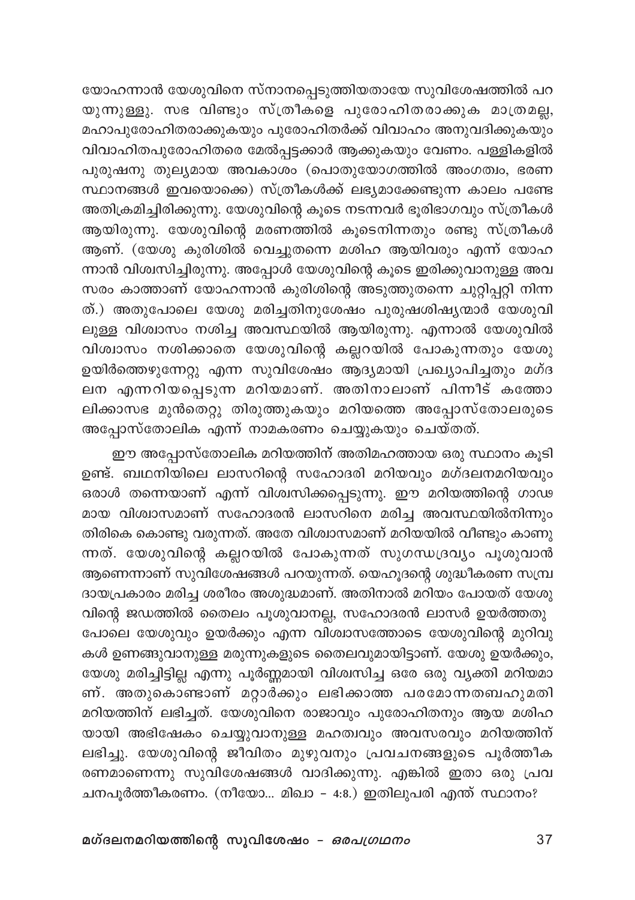യോഹന്നാൻ യേശുവിനെ സ്നാനപ്പെടുത്തിയതായേ സുവിശേഷത്തിൽ പറയുന്നുള്ളു. സഭ വീണ്ടും സ്ത്രീകളെ പുരോഹിതരാക്കുക മാത്രമല്ല, മഹാപുരോഹിതരാക്കുകയും പുരോഹിതർക്ക് വിവാഹം അനുവദിക്കുകയും വിവാഹിതപുരോഹിതരെ മേൽപ്പട്ടക്കാർ ആക്കുകയും വേണം. പള്ളികളിൽ പുരുഷനു തുല്യമായ അവകാശം (പൊതുയോഗത്തിൽ അംഗത്വം, ഭരണ സ്ഥാനങ്ങൾ ഇവയൊക്കെ) സ്ത്രീകൾക്ക് ലഭ്യമാക്കേണ്ടുന്ന കാലം പണ്ടേ അതിക്രമിച്ചിരിക്കുന്നു. യേശുവിന്റെ കൂടെ നടന്നവർ ഭൂരിഭാഗവും സ്ത്രീകൾ ആയിരുന്നു. യേശുവിന്റെ മരണത്തിൽ കൂടെനിന്നതും രണ്ടു സ്ത്രീകൾ ആണ്. (യേശു കുരിശിൽ വെച്ചുതന്നെ മശിഹ ആയിവരും എന്ന് യോഹന്നാൻ വിശ്വസിച്ചിരുന്നു. അപ്പോൾ യേശുവിന്റെ കൂടെ ഇരിക്കുവാനുള്ള അവസരം കാത്താണ് യോഹന്നാൻ കുരിശിന്റെ അടുത്തുതന്നെ ചുറ്റിപ്പറ്റി നിന്നത്.) അതുപോലെ യേശു മരിച്ചതിനുശേഷം പുരുഷശിഷ്യന്മാർ യേശുവിലുള്ള വിശ്വാസം നശിച്ച അവസ്ഥയിൽ ആയിരുന്നു. എന്നാൽ യേശുവിൽ വിശ്വാസം നശിക്കാതെ യേശുവിന്റെ കല്ലറയിൽ പോകുന്നതും യേശു ഉയിർത്തെഴുന്നേറ്റു എന്ന സുവിശേഷം ആദ്യമായി പ്രഖ്യാപിച്ചതും മഗ്ദലന എന്നറിയപ്പെടുന്ന മറിയമാണ്. അതിനാലാണ് പിന്നീട് കത്തോലിക്കാസഭ മുൻതെറ്റു തിരുത്തുകയും മറിയത്തെ അപ്പോസ്തോലരുടെ അപ്പോസ്തോലിക എന്ന് നാമകരണം ചെയ്യുകയും ചെയ്തത്.

ഈ അപ്പോസ്തോലിക മറിയത്തിന് അതിമഹത്തായ ഒരു സ്ഥാനം കൂടി ഉണ്ട്. ബഥനിയിലെ ലാസറിന്റെ സഹോദരി മറിയവും മഗ്ദലനമറിയവും ഒരാൾ തന്നെയാണ് എന്ന് വിശ്വസിക്കപ്പെടുന്നു. ഈ മറിയത്തിന്റെ ഗാഢമായ വിശ്വാസമാണ് സഹോദരൻ ലാസറിനെ മരിച്ച അവസ്ഥയിൽനിന്നും തിരികെ കൊണ്ടു വരുന്നത്. അതേ വിശ്വാസമാണ് മറിയയിൽ വീണ്ടും കാണുന്നത്. യേശുവിന്റെ കല്ലറയിൽ പോകുന്നത് സുഗന്ധദ്രവ്യം പൂശുവാൻ ആണെന്നാണ് സുവിശേഷങ്ങൾ പറയുന്നത്. യെഹൂദന്റെ ശുദ്ധീകരണ സമ്പ്രദായപ്രകാരം മരിച്ച ശരീരം അശുദ്ധമാണ്. അതിനാൽ മറിയം പോയത് യേശുവിന്റെ ജഡത്തിൽ തൈലം പൂശുവാനല്ല, സഹോദരൻ ലാസർ ഉയർത്തതു പോലെ യേശുവും ഉയർക്കും എന്ന വിശ്വാസത്തോടെ യേശുവിന്റെ മുറിവുകൾ ഉണങ്ങുവാനുള്ള മരുന്നുകളുടെ തൈലവുമായിട്ടാണ്. യേശു ഉയർക്കും, യേശു മരിച്ചിട്ടില്ല എന്നു പൂർണ്ണമായി വിശ്വസിച്ച ഒരേ ഒരു വ്യക്തി മറിയമാണ്. അതുകൊണ്ടാണ് മറ്റാർക്കും ലഭിക്കാത്ത പരമോന്നതബഹുമതി മറിയത്തിന് ലഭിച്ചത്. യേശുവിനെ രാജാവും പുരോഹിതനും ആയ മശിഹയായി അഭിഷേകം ചെയ്യുവാനുള്ള മഹത്വവും അവസരവും മറിയത്തിന് ലഭിച്ചു. യേശുവിന്റെ ജീവിതം മുഴുവനും പ്രവചനങ്ങളുടെ പൂർത്തീകരണമാണെന്നു സുവിശേഷങ്ങൾ വാദിക്കുന്നു. എങ്കിൽ ഇതാ ഒരു പ്രവചനപൂർത്തീകരണം. (നീയോ... മിഖാ – 4:8.) ഇതിലുപരി എന്ത് സ്ഥാനം?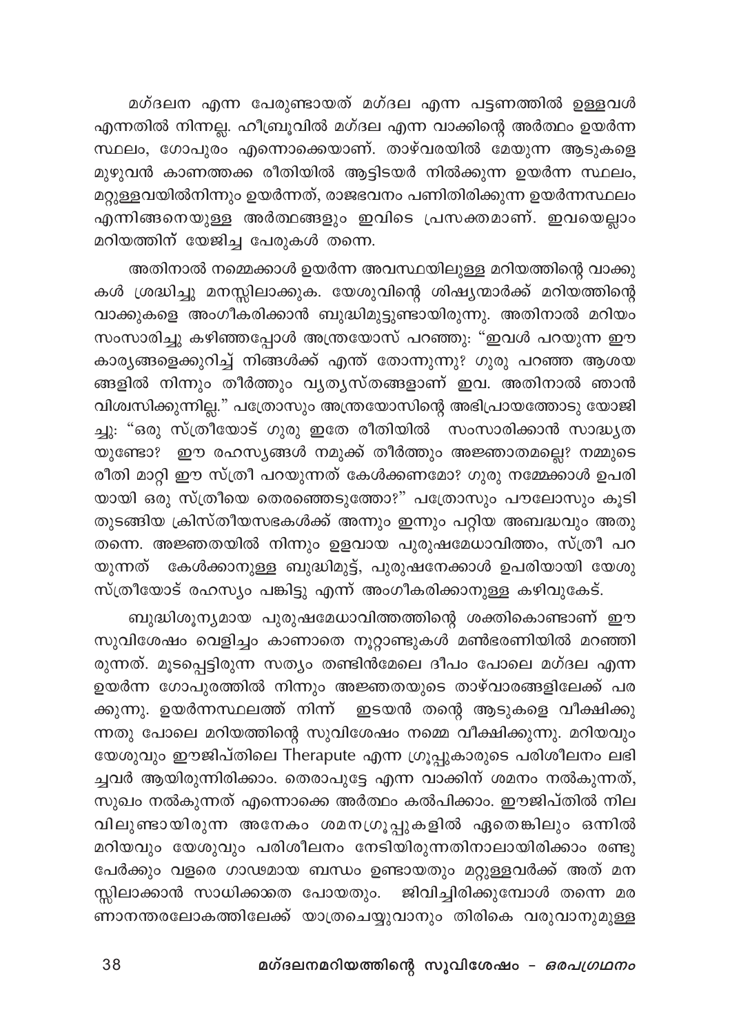മഗ്ദലന എന്ന പേരുണ്ടായത് മഗ്ദല എന്ന പട്ടണത്തിൽ ഉള്ളവൾ എന്നതിൽ നിന്നല്ല. ഹീബ്രൂവിൽ മഗ്ദല എന്ന വാക്കിന്റെ അർത്ഥം ഉയർന്ന സ്ഥലം, ഗോപുരം എന്നൊക്കെയാണ്. താഴ്‌വരയിൽ മേയുന്ന ആടുകളെ മുഴുവൻ കാണത്തക്ക രീതിയിൽ ആട്ടിടയർ നിൽക്കുന്ന ഉയർന്ന സ്ഥലം, മറ്റുള്ളവയിൽനിന്നും ഉയർന്നത്, രാജഭവനം പണിതിരിക്കുന്ന ഉയർന്നസ്ഥലം എന്നിങ്ങനെയുള്ള അർത്ഥങ്ങളും ഇവിടെ പ്രസക്തമാണ്. ഇവയെല്ലാം മറിയത്തിന് യോജിച്ച പേരുകൾ തന്നെ.

അതിനാൽ നമ്മെക്കാൾ ഉയർന്ന അവസ്ഥയിലുള്ള മറിയത്തിന്റെ വാക്കുകൾ ശ്രദ്ധിച്ചു മനസ്സിലാക്കുക. യേശുവിന്റെ ശിഷ്യന്മാർക്ക് മറിയത്തിന്റെ വാക്കുകളെ അംഗീകരിക്കാൻ ബുദ്ധിമുട്ടുണ്ടായിരുന്നു. അതിനാൽ മറിയം സംസാരിച്ചു കഴിഞ്ഞപ്പോൾ അന്ത്രയോസ് പറഞ്ഞു: "ഇവൾ പറയുന്ന ഈ കാര്യങ്ങളെക്കുറിച്ച് നിങ്ങൾക്ക് എന്ത് തോന്നുന്നു? ഗുരു പറഞ്ഞ ആശയങ്ങളിൽ നിന്നും തീർത്തും വ്യത്യസ്തങ്ങളാണ് ഇവ. അതിനാൽ ഞാൻ വിശ്വസിക്കുന്നില്ല." പത്രോസും അന്ത്രയോസിന്റെ അഭിപ്രായത്തോടു യോജിച്ചു: "ഒരു സ്ത്രീയോട് ഗുരു ഇതേ രീതിയിൽ സംസാരിക്കാൻ സാദ്ധ്യതയുണ്ടോ? ഈ രഹസ്യങ്ങൾ നമുക്ക് തീർത്തും അജ്ഞാതമല്ലെ? നമ്മുടെ രീതി മാറ്റി ഈ സ്ത്രീ പറയുന്നത് കേൾക്കണമോ? ഗുരു നമ്മേക്കാൾ ഉപരിയായി ഒരു സ്ത്രീയെ തെരഞ്ഞെടുത്തോ?" പത്രോസും പൗലോസും കൂടി തുടങ്ങിയ ക്രിസ്തീയസഭകൾക്ക് അന്നും ഇന്നും പറ്റിയ അബദ്ധവും അതു തന്നെ. അജ്ഞതയിൽ നിന്നും ഉളവായ പുരുഷമേധാവിത്തം, സ്ത്രീ പറയുന്നത് കേൾക്കാനുള്ള ബുദ്ധിമുട്ട്, പുരുഷനേക്കാൾ ഉപരിയായി യേശു സ്ത്രീയോട് രഹസ്യം പങ്കിട്ടു എന്ന് അംഗീകരിക്കാനുള്ള കഴിവുകേട്.

ബുദ്ധിശൂന്യമായ പുരുഷമേധാവിത്തത്തിന്റെ ശക്തികൊണ്ടാണ് ഈ സുവിശേഷം വെളിച്ചം കാണാതെ നൂറ്റാണ്ടുകൾ മൺഭരണിയിൽ മറഞ്ഞിരുന്നത്. മൂടപ്പെട്ടിരുന്ന സത്യം തണ്ടിൻമേലെ ദീപം പോലെ മഗ്ദല എന്ന ഉയർന്ന ഗോപുരത്തിൽ നിന്നും അജ്ഞതയുടെ താഴ്‌വാരങ്ങളിലേക്ക് പരക്കുന്നു. ഉയർന്നസ്ഥലത്ത് നിന്ന് ഇടയൻ തന്റെ ആടുകളെ വീക്ഷിക്കുന്നതു പോലെ മറിയത്തിന്റെ സുവിശേഷം നമ്മെ വീക്ഷിക്കുന്നു. മറിയവും യേശുവും ഈജിപ്തിലെ Therapute എന്ന ഗ്രൂപ്പുകാരുടെ പരിശീലനം ലഭിച്ചവർ ആയിരുന്നിരിക്കാം. തെരാപുട്ടേ എന്ന വാക്കിന് ശമനം നൽകുന്നത്, സുഖം നൽകുന്നത് എന്നൊക്കെ അർത്ഥം കൽപിക്കാം. ഈജിപ്തിൽ നിലവിലുണ്ടായിരുന്ന അനേകം ശമനഗ്രൂപ്പുകളിൽ ഏതെങ്കിലും ഒന്നിൽ മറിയവും യേശുവും പരിശീലനം നേടിയിരുന്നതിനാലായിരിക്കാം രണ്ടു പേർക്കും വളരെ ഗാഢമായ ബന്ധം ഉണ്ടായതും മറ്റുള്ളവർക്ക് അത് മനസ്സിലാക്കാൻ സാധിക്കാതെ പോയതും. ജിവിച്ചിരിക്കുമ്പോൾ തന്നെ മരണാനന്തരലോകത്തിലേക്ക് യാത്രചെയ്യുവാനും തിരികെ വരുവാനുമുള്ള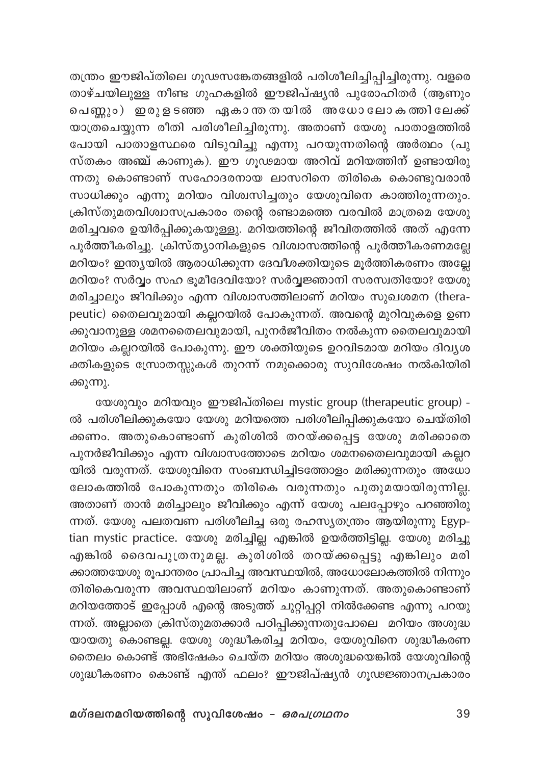തന്ത്രം ഈജിപ്തിലെ ഗൂഢസങ്കേതങ്ങളിൽ പരിശീലിച്ചിപ്പിച്ചിരുന്നു. വളരെ താഴ്ചയിലുള്ള നീണ്ട ഗുഹകളിൽ ഈജിപ്ഷ്യൻ പുരോഹിതർ (ആണും പെണ്ണും) ഇരുളടഞ്ഞ ഏകാന്തതയിൽ അധോലോകത്തിലേക്ക് യാത്രചെയ്യുന്ന രീതി പരിശീലിച്ചിരുന്നു. അതാണ് യേശു പാതാളത്തിൽ പോയി പാതാളസ്ഥരെ വിടുവിച്ചു എന്നു പറയുന്നതിന്റെ അർത്ഥം (പുസ്തകം അഞ്ച് കാണുക). ഈ ഗൂഢമായ അറിവ് മറിയത്തിന് ഉണ്ടായിരുന്നതു കൊണ്ടാണ് സഹോദരനായ ലാസറിനെ തിരികെ കൊണ്ടുവരാൻ സാധിക്കും എന്നു മറിയം വിശ്വസിച്ചതും യേശുവിനെ കാത്തിരുന്നതും. ക്രിസ്തുമതവിശ്വാസപ്രകാരം തന്റെ രണ്ടാമത്തെ വരവിൽ മാത്രമെ യേശു മരിച്ചവരെ ഉയിർപ്പിക്കുകയുള്ളു. മറിയത്തിന്റെ ജീവിതത്തിൽ അത് എന്നേ പൂർത്തീകരിച്ചു. ക്രിസ്ത്യാനികളുടെ വിശ്വാസത്തിന്റെ പൂർത്തീകരണമല്ലേ മറിയം? ഇന്ത്യയിൽ ആരാധിക്കുന്ന ദേവീശക്തിയുടെ മൂർത്തികരണം അല്ലേ മറിയം? സർവ്വം സഹ ഭൂമീദേവിയോ? സർവ്വജ്ഞാനി സരസ്വതിയോ? യേശു മരിച്ചാലും ജീവിക്കും എന്ന വിശ്വാസത്തിലാണ് മറിയം സുഖശമന (therapeutic) തൈലവുമായി കല്ലറയിൽ പോകുന്നത്. അവന്റെ മുറിവുകളെ ഉണക്കുവാനുള്ള ശമനതൈലവുമായി, പുനർജീവിതം നൽകുന്ന തൈലവുമായി മറിയം കല്ലറയിൽ പോകുന്നു. ഈ ശക്തിയുടെ ഉറവിടമായ മറിയം ദിവ്യശക്തികളുടെ സ്രോതസ്സുകൾ തുറന്ന് നമുക്കൊരു സുവിശേഷം നൽകിയിരിക്കുന്നു.

യേശുവും മറിയവും ഈജിപ്തിലെ mystic group (therapeutic group) -ൽ പരിശീലിക്കുകയോ യേശു മറിയത്തെ പരിശീലിപ്പിക്കുകയോ ചെയ്തിരിക്കണം. അതുകൊണ്ടാണ് കുരിശിൽ തറയ്ക്കപ്പെട്ട യേശു മരിക്കാതെ പുനർജീവിക്കും എന്ന വിശ്വാസത്തോടെ മറിയം ശമനതൈലവുമായി കല്ലറയിൽ വരുന്നത്. യേശുവിനെ സംബന്ധിച്ചിടത്തോളം മരിക്കുന്നതും അധോലോകത്തിൽ പോകുന്നതും തിരികെ വരുന്നതും പുതുമയായിരുന്നില്ല. അതാണ് താൻ മരിച്ചാലും ജീവിക്കും എന്ന് യേശു പലപ്പോഴും പറഞ്ഞിരുന്നത്. യേശു പലതവണ പരിശീലിച്ച ഒരു രഹസ്യതന്ത്രം ആയിരുന്നു Egyptian mystic practice. യേശു മരിച്ചില്ല എങ്കിൽ ഉയർത്തിട്ടില്ല. യേശു മരിച്ചു എങ്കിൽ ദൈവപുത്രനുമല്ല. കുരിശിൽ തറയ്ക്കപ്പെട്ടു എങ്കിലും മരിക്കാത്തയേശു രൂപാന്തരം പ്രാപിച്ച അവസ്ഥയിൽ, അധോലോകത്തിൽ നിന്നും തിരികെവരുന്ന അവസ്ഥയിലാണ് മറിയം കാണുന്നത്. അതുകൊണ്ടാണ് മറിയത്തോട് ഇപ്പോൾ എന്റെ അടുത്ത് ചുറ്റിപ്പറ്റി നിൽക്കേണ്ട എന്നു പറയുന്നത്. അല്ലാതെ ക്രിസ്തുമതക്കാർ പഠിപ്പിക്കുന്നതുപോലെ മറിയം അശുദ്ധയായതു കൊണ്ടല്ല. യേശു ശുദ്ധീകരിച്ച മറിയം, യേശുവിനെ ശുദ്ധീകരണ തൈലം കൊണ്ട് അഭിഷേകം ചെയ്ത മറിയം അശുദ്ധയെങ്കിൽ യേശുവിന്റെ ശുദ്ധീകരണം കൊണ്ട് എന്ത് ഫലം? ഈജിപ്ഷ്യൻ ഗൂഢജ്ഞാനപ്രകാരം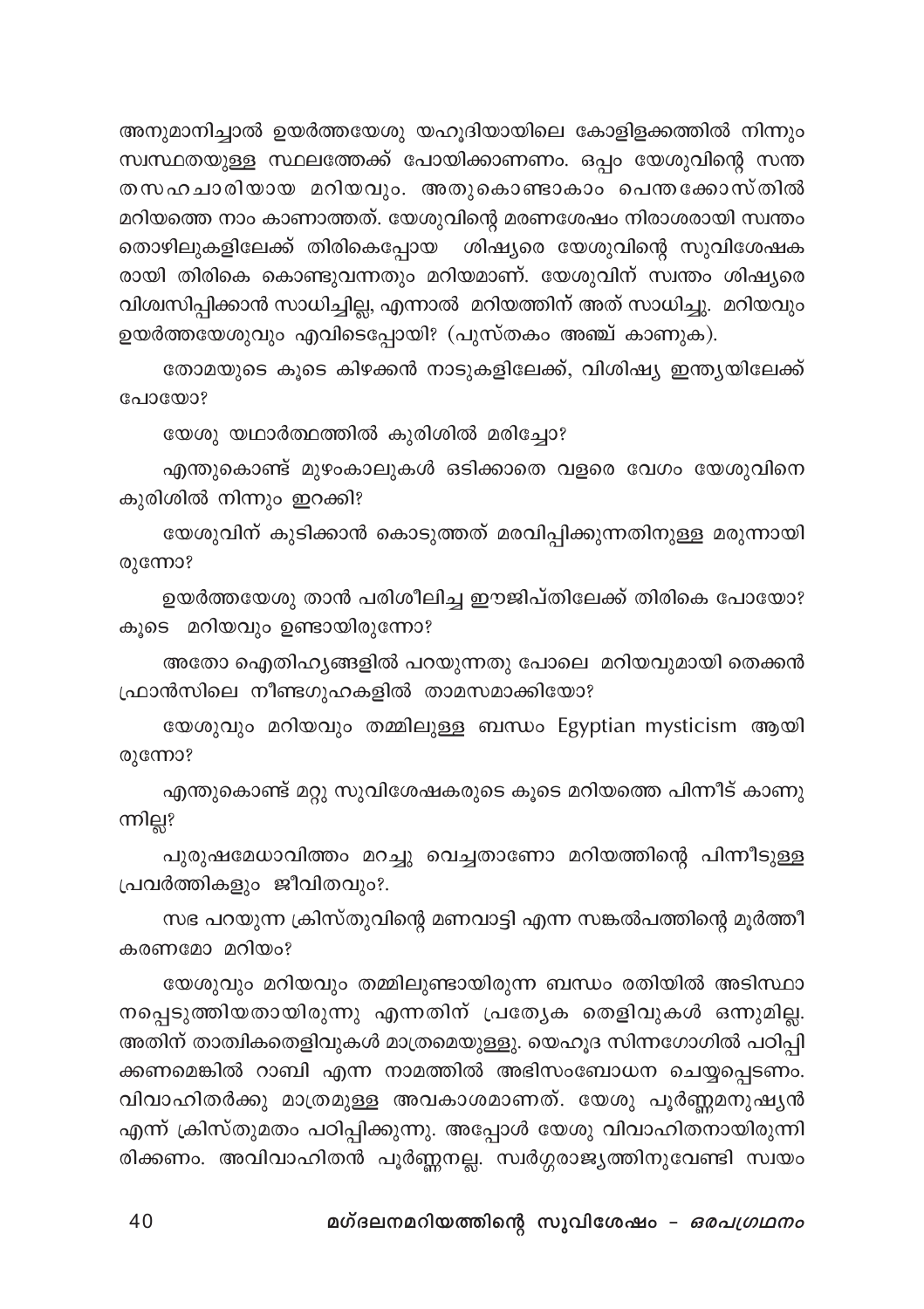അനുമാനിച്ചാൽ ഉയർത്തയേശു യഹൂദിയായിലെ കോളിളക്കത്തിൽ നിന്നും സ്വസ്ഥതയുള്ള സ്ഥലത്തേക്ക് പോയിക്കാണണം. ഒപ്പം യേശുവിന്റെ സന്തതസഹചാരിയായ മറിയവും. അതുകൊണ്ടാകാം പെന്തക്കോസ്തിൽ മറിയത്തെ നാം കാണാത്തത്. യേശുവിന്റെ മരണശേഷം നിരാശരായി സ്വന്തം തൊഴിലുകളിലേക്ക് തിരികെപ്പോയ ശിഷ്യരെ യേശുവിന്റെ സുവിശേഷകരായി തിരികെ കൊണ്ടുവന്നതും മറിയമാണ്. യേശുവിന് സ്വന്തം ശിഷ്യരെ വിശ്വസിപ്പിക്കാൻ സാധിച്ചില്ല, എന്നാൽ മറിയത്തിന് അത് സാധിച്ചു. മറിയവും ഉയർത്തയേശുവും എവിടെപ്പോയി? (പുസ്തകം അഞ്ച് കാണുക).

തോമയുടെ കൂടെ കിഴക്കൻ നാടുകളിലേക്ക്, വിശിഷ്യ ഇന്ത്യയിലേക്ക് പോയോ?

യേശു യഥാർത്ഥത്തിൽ കുരിശിൽ മരിച്ചോ?

എന്തുകൊണ്ട് മുഴംകാലുകൾ ഒടിക്കാതെ വളരെ വേഗം യേശുവിനെ കുരിശിൽ നിന്നും ഇറക്കി?

യേശുവിന് കുടിക്കാൻ കൊടുത്തത് മരവിപ്പിക്കുന്നതിനുള്ള മരുന്നായിരുന്നോ?

ഉയർത്തയേശു താൻ പരിശീലിച്ച ഈജിപ്തിലേക്ക് തിരികെ പോയോ? കൂടെ മറിയവും ഉണ്ടായിരുന്നോ?

അതോ ഐതിഹ്യങ്ങളിൽ പറയുന്നതു പോലെ മറിയവുമായി തെക്കൻ ഫ്രാൻസിലെ നീണ്ടഗുഹകളിൽ താമസമാക്കിയോ?

യേശുവും മറിയവും തമ്മിലുള്ള ബന്ധം Egyptian mysticism ആയിരുന്നോ?

എന്തുകൊണ്ട് മറ്റു സുവിശേഷകരുടെ കൂടെ മറിയത്തെ പിന്നീട് കാണുന്നില്ല?

പുരുഷമേധാവിത്തം മറച്ചു വെച്ചതാണോ മറിയത്തിന്റെ പിന്നീടുള്ള പ്രവർത്തികളും ജീവിതവും?.

സഭ പറയുന്ന ക്രിസ്തുവിന്റെ മണവാട്ടി എന്ന സങ്കൽപത്തിന്റെ മൂർത്തീകരണമോ മറിയം?

യേശുവും മറിയവും തമ്മിലുണ്ടായിരുന്ന ബന്ധം രതിയിൽ അടിസ്ഥാനപ്പെടുത്തിയതായിരുന്നു എന്നതിന് പ്രത്യേക തെളിവുകൾ ഒന്നുമില്ല. അതിന് താത്വികതെളിവുകൾ മാത്രമെയുള്ളു. യെഹൂദ സിന്നഗോഗിൽ പഠിപ്പിക്കണമെങ്കിൽ റാബി എന്ന നാമത്തിൽ അഭിസംബോധന ചെയ്യപ്പെടണം. വിവാഹിതർക്കു മാത്രമുള്ള അവകാശമാണത്. യേശു പൂർണ്ണമനുഷ്യൻ എന്ന് ക്രിസ്തുമതം പഠിപ്പിക്കുന്നു. അപ്പോൾ യേശു വിവാഹിതനായിരുന്നിരിക്കണം. അവിവാഹിതൻ പൂർണ്ണനല്ല. സ്വർഗ്ഗരാജ്യത്തിനുവേണ്ടി സ്വയം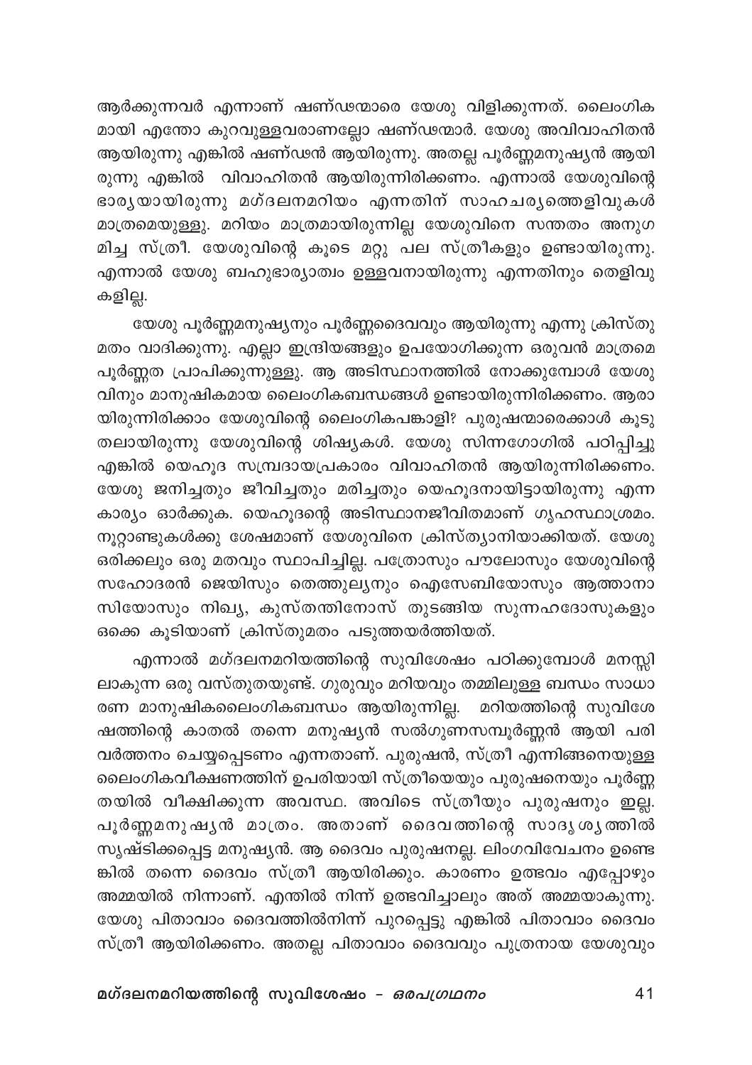ആർക്കുന്നവർ എന്നാണ് ഷണ്ഢന്മാരെ യേശു വിളിക്കുന്നത്. ലൈംഗികമായി എന്തോ കുറവുള്ളവരാണല്ലോ ഷണ്ഢന്മാർ. യേശു അവിവാഹിതൻ ആയിരുന്നു എങ്കിൽ ഷണ്ഢൻ ആയിരുന്നു. അതല്ല പൂർണ്ണമനുഷ്യൻ ആയിരുന്നു എങ്കിൽ വിവാഹിതൻ ആയിരുന്നിരിക്കണം. എന്നാൽ യേശുവിന്റെ ഭാര്യയായിരുന്നു മഗ്ദലനമറിയം എന്നതിന് സാഹചര്യത്തെളിവുകൾ മാത്രമെയുള്ളു. മറിയം മാത്രമായിരുന്നില്ല യേശുവിനെ സന്തതം അനുഗമിച്ച സ്ത്രീ. യേശുവിന്റെ കൂടെ മറ്റു പല സ്ത്രീകളും ഉണ്ടായിരുന്നു. എന്നാൽ യേശു ബഹുഭാര്യാത്വം ഉള്ളവനായിരുന്നു എന്നതിനും തെളിവുകളില്ല.

യേശു പൂർണ്ണമനുഷ്യനും പൂർണ്ണദൈവവും ആയിരുന്നു എന്നു ക്രിസ്തുമതം വാദിക്കുന്നു. എല്ലാ ഇന്ദ്രിയങ്ങളും ഉപയോഗിക്കുന്ന ഒരുവൻ മാത്രമെ പൂർണ്ണത പ്രാപിക്കുന്നുള്ളു. ആ അടിസ്ഥാനത്തിൽ നോക്കുമ്പോൾ യേശുവിനും മാനുഷികമായ ലൈംഗികബന്ധങ്ങൾ ഉണ്ടായിരുന്നിരിക്കണം. ആരായിരുന്നിരിക്കാം യേശുവിന്റെ ലൈംഗികപങ്കാളി? പുരുഷന്മാരെക്കാൾ കൂടുതലായിരുന്നു യേശുവിന്റെ ശിഷ്യകൾ. യേശു സിന്നഗോഗിൽ പഠിപ്പിച്ചു എങ്കിൽ യെഹൂദ സമ്പ്രദായപ്രകാരം വിവാഹിതൻ ആയിരുന്നിരിക്കണം. യേശു ജനിച്ചതും ജീവിച്ചതും മരിച്ചതും യെഹൂദനായിട്ടായിരുന്നു എന്ന കാര്യം ഓർക്കുക. യെഹൂദന്റെ അടിസ്ഥാനജീവിതമാണ് ഗൃഹസ്ഥാശ്രമം. നൂറ്റാണ്ടുകൾക്കു ശേഷമാണ് യേശുവിനെ ക്രിസ്ത്യാനിയാക്കിയത്. യേശു ഒരിക്കലും ഒരു മതവും സ്ഥാപിച്ചില്ല. പത്രോസും പൗലോസും യേശുവിന്റെ സഹോദരൻ ജെയിസും തെത്തുല്യനും ഐസേബിയോസും ആത്താനാസിയോസും നിഖ്യ, കുസ്തന്തിനോസ് തുടങ്ങിയ സുന്നഹദോസുകളും ഒക്കെ കൂടിയാണ് ക്രിസ്തുമതം പടുത്തയർത്തിയത്.

എന്നാൽ മഗ്ദലനമറിയത്തിന്റെ സുവിശേഷം പഠിക്കുമ്പോൾ മനസ്സിലാകുന്ന ഒരു വസ്തുതയുണ്ട്. ഗുരുവും മറിയവും തമ്മിലുള്ള ബന്ധം സാധാരണ മാനുഷികലൈംഗികബന്ധം ആയിരുന്നില്ല. മറിയത്തിന്റെ സുവിശേഷത്തിന്റെ കാതൽ തന്നെ മനുഷ്യൻ സൽഗുണസമ്പൂർണ്ണൻ ആയി പരിവർത്തനം ചെയ്യപ്പെടണം എന്നതാണ്. പുരുഷൻ, സ്ത്രീ എന്നിങ്ങനെയുള്ള ലൈംഗികവീക്ഷണത്തിന് ഉപരിയായി സ്ത്രീയെയും പുരുഷനെയും പൂർണ്ണതയിൽ വീക്ഷിക്കുന്ന അവസ്ഥ. അവിടെ സ്ത്രീയും പുരുഷനും ഇല്ല. പൂർണ്ണമനുഷ്യൻ മാത്രം. അതാണ് ദൈവത്തിന്റെ സാദൃശ്യത്തിൽ സൃഷ്ടിക്കപ്പെട്ട മനുഷ്യൻ. ആ ദൈവം പുരുഷനല്ല. ലിംഗവിവേചനം ഉണ്ടെങ്കിൽ തന്നെ ദൈവം സ്ത്രീ ആയിരിക്കും. കാരണം ഉത്ഭവം എപ്പോഴും അമ്മയിൽ നിന്നാണ്. എന്തിൽ നിന്ന് ഉത്ഭവിച്ചാലും അത് അമ്മയാകുന്നു. യേശു പിതാവാം ദൈവത്തിൽനിന്ന് പുറപ്പെട്ടു എങ്കിൽ പിതാവാം ദൈവം സ്ത്രീ ആയിരിക്കണം. അതല്ല പിതാവാം ദൈവവും പുത്രനായ യേശുവും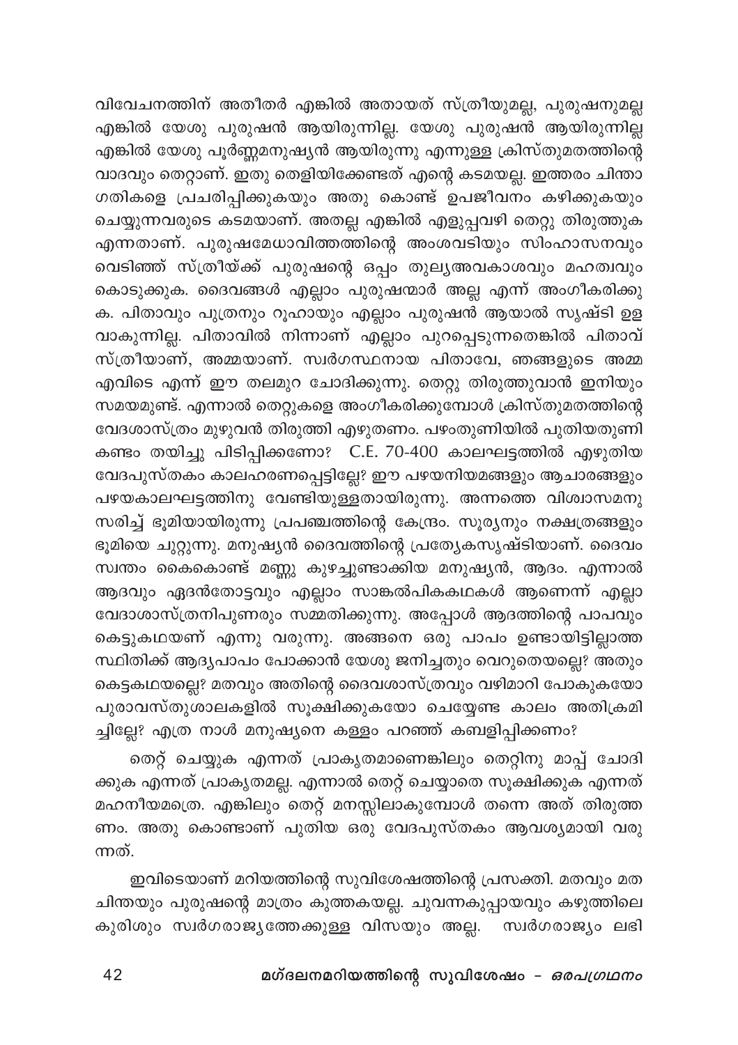വിവേചനത്തിന് അതീതർ എങ്കിൽ അതായത് സ്ത്രീയുമല്ല, പുരുഷനുമല്ല എങ്കിൽ യേശു പുരുഷൻ ആയിരുന്നില്ല. യേശു പുരുഷൻ ആയിരുന്നില്ല എങ്കിൽ യേശു പൂർണ്ണമനുഷ്യൻ ആയിരുന്നു എന്നുള്ള ക്രിസ്തുമതത്തിന്റെ വാദവും തെറ്റാണ്. ഇതു തെളിയിക്കേണ്ടത് എന്റെ കടമയല്ല. ഇത്തരം ചിന്താ ഗതികളെ പ്രചരിപ്പിക്കുകയും അതു കൊണ്ട് ഉപജീവനം കഴിക്കുകയും ചെയ്യുന്നവരുടെ കടമയാണ്. അതല്ല എങ്കിൽ എളുപ്പവഴി തെറ്റു തിരുത്തുക എന്നതാണ്. പുരുഷമേധാവിത്തത്തിന്റെ അംശവടിയും സിംഹാസനവും വെടിഞ്ഞ് സ്ത്രീയ്ക്ക് പുരുഷന്റെ ഒപ്പം തുല്യഅവകാശവും മഹത്വവും കൊടുക്കുക. ദൈവങ്ങൾ എല്ലാം പുരുഷന്മാർ അല്ല എന്ന് അംഗീകരിക്കുക. പിതാവും പുത്രനും റൂഹായും എല്ലാം പുരുഷൻ ആയാൽ സൃഷ്ടി ഉള്ളവാകുന്നില്ല. പിതാവിൽ നിന്നാണ് എല്ലാം പുറപ്പെടുന്നതെങ്കിൽ പിതാവ് സ്ത്രീയാണ്, അമ്മയാണ്. സ്വർഗസ്ഥനായ പിതാവേ, ഞങ്ങളുടെ അമ്മ എവിടെ എന്ന് ഈ തലമുറ ചോദിക്കുന്നു. തെറ്റു തിരുത്തുവാൻ ഇനിയും സമയമുണ്ട്. എന്നാൽ തെറ്റുകളെ അംഗീകരിക്കുമ്പോൾ ക്രിസ്തുമതത്തിന്റെ വേദശാസ്ത്രം മുഴുവൻ തിരുത്തി എഴുതണം. പഴംതുണിയിൽ പുതിയതുണി കണ്ടം തയിച്ചു പിടിപ്പിക്കണോ? C.E. 70-400 കാലഘട്ടത്തിൽ എഴുതിയ വേദപുസ്തകം കാലഹരണപ്പെട്ടില്ലേ? ഈ പഴയനിയമങ്ങളും ആചാരങ്ങളും പഴയകാലഘട്ടത്തിനു വേണ്ടിയുള്ളതായിരുന്നു. അന്നത്തെ വിശ്വാസമനുസരിച്ച് ഭൂമിയായിരുന്നു പ്രപഞ്ചത്തിന്റെ കേന്ദ്രം. സൂര്യനും നക്ഷത്രങ്ങളും ഭൂമിയെ ചുറ്റുന്നു. മനുഷ്യൻ ദൈവത്തിന്റെ പ്രത്യേകസൃഷ്ടിയാണ്. ദൈവം സ്വന്തം കൈകൊണ്ട് മണ്ണു കുഴച്ചുണ്ടാക്കിയ മനുഷ്യൻ, ആദം. എന്നാൽ ആദവും ഏദൻതോട്ടവും എല്ലാം സാങ്കൽപികകഥകൾ ആണെന്ന് എല്ലാ വേദാശാസ്ത്രനിപുണരും സമ്മതിക്കുന്നു. അപ്പോൾ ആദത്തിന്റെ പാപവും കെട്ടുകഥയണ് എന്നു വരുന്നു. അങ്ങനെ ഒരു പാപം ഉണ്ടായിട്ടില്ലാത്ത സ്ഥിതിക്ക് ആദ്യപാപം പോക്കാൻ യേശു ജനിച്ചതും വെറുതെയല്ലെ? അതും കെട്ടകഥയല്ലെ? മതവും അതിന്റെ ദൈവശാസ്ത്രവും വഴിമാറി പോകുകയോ പുരാവസ്തുശാലകളിൽ സൂക്ഷിക്കുകയോ ചെയ്യേണ്ട കാലം അതിക്രമിച്ചില്ലേ? എത്ര നാൾ മനുഷ്യനെ കള്ളം പറഞ്ഞ് കബളിപ്പിക്കണം?

തെറ്റ് ചെയ്യുക എന്നത് പ്രാകൃതമാണെങ്കിലും തെറ്റിനു മാപ്പ് ചോദിക്കുക എന്നത് പ്രാകൃതമല്ല. എന്നാൽ തെറ്റ് ചെയ്യാതെ സൂക്ഷിക്കുക എന്നത് മഹനീയമത്രെ. എങ്കിലും തെറ്റ് മനസ്സിലാകുമ്പോൾ തന്നെ അത് തിരുത്തണം. അതു കൊണ്ടാണ് പുതിയ ഒരു വേദപുസ്തകം ആവശ്യമായി വരുന്നത്.

ഇവിടെയാണ് മറിയത്തിന്റെ സുവിശേഷത്തിന്റെ പ്രസക്തി. മതവും മതചിന്തയും പുരുഷന്റെ മാത്രം കുത്തകയല്ല. ചുവന്നകുപ്പായവും കഴുത്തിലെ കുരിശും സ്വർഗരാജ്യത്തേക്കുള്ള വിസയും അല്ല. സ്വർഗരാജ്യം ലഭി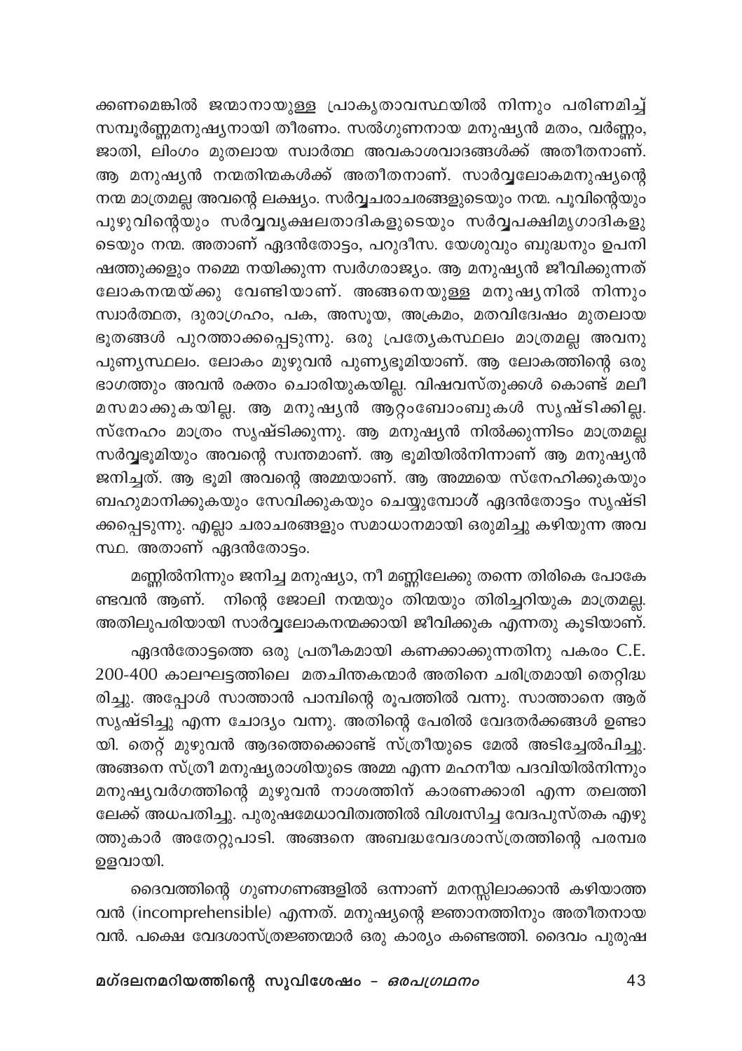ക്കണമെങ്കിൽ ജന്മാനായുള്ള പ്രാകൃതാവസ്ഥയിൽ നിന്നും പരിണമിച്ച് സമ്പൂർണ്ണമനുഷ്യനായി തീരണം. സൽഗുണനായ മനുഷ്യൻ മതം, വർണ്ണം, ജാതി, ലിംഗം മുതലായ സ്വാർത്ഥ അവകാശവാദങ്ങൾക്ക് അതീതനാണ്. ആ മനുഷ്യൻ നന്മതിന്മകൾക്ക് അതീതനാണ്. സാർവ്വലോകമനുഷ്യന്റെ നന്മ മാത്രമല്ല അവന്റെ ലക്ഷ്യം. സർവ്വചരാചരങ്ങളുടെയും നന്മ. പൂവിന്റെയും പുഴുവിന്റെയും സർവ്വവൃക്ഷലതാദികളുടെയും സർവ്വപക്ഷിമൃഗാദികളുടെയും നന്മ. അതാണ് ഏദൻതോട്ടം, പറുദീസ. യേശുവും ബുദ്ധനും ഉപനിഷത്തുക്കളും നമ്മെ നയിക്കുന്ന സ്വർഗരാജ്യം. ആ മനുഷ്യൻ ജീവിക്കുന്നത് ലോകനന്മയ്ക്കു വേണ്ടിയാണ്. അങ്ങനെയുള്ള മനുഷ്യനിൽ നിന്നും സ്വാർത്ഥത, ദുരാഗ്രഹം, പക, അസൂയ, അക്രമം, മതവിദ്വേഷം മുതലായ ഭൂതങ്ങൾ പുറത്താക്കപ്പെടുന്നു. ഒരു പ്രത്യേകസ്ഥലം മാത്രമല്ല അവനു പുണ്യസ്ഥലം. ലോകം മുഴുവൻ പുണ്യഭൂമിയാണ്. ആ ലോകത്തിന്റെ ഒരു ഭാഗത്തും അവൻ രക്തം ചൊരിയുകയില്ല. വിഷവസ്തുക്കൾ കൊണ്ട് മലീമസമാക്കുകയില്ല. ആ മനുഷ്യൻ ആറ്റംബോംബുകൾ സൃഷ്ടിക്കില്ല. സ്നേഹം മാത്രം സൃഷ്ടിക്കുന്നു. ആ മനുഷ്യൻ നിൽക്കുന്നിടം മാത്രമല്ല സർവ്വഭൂമിയും അവന്റെ സ്വന്തമാണ്. ആ ഭൂമിയിൽനിന്നാണ് ആ മനുഷ്യൻ ജനിച്ചത്. ആ ഭൂമി അവന്റെ അമ്മയാണ്. ആ അമ്മയെ സ്നേഹിക്കുകയും ബഹുമാനിക്കുകയും സേവിക്കുകയും ചെയ്യുമ്പോൾ ഏദൻതോട്ടം സൃഷ്ടിക്കപ്പെടുന്നു. എല്ലാ ചരാചരങ്ങളും സമാധാനമായി ഒരുമിച്ചു കഴിയുന്ന അവസ്ഥ. അതാണ് ഏദൻതോട്ടം.

മണ്ണിൽനിന്നും ജനിച്ച മനുഷ്യാ, നീ മണ്ണിലേക്കു തന്നെ തിരികെ പോകേണ്ടവൻ ആണ്. നിന്റെ ജോലി നന്മയും തിന്മയും തിരിച്ചറിയുക മാത്രമല്ല. അതിലുപരിയായി സാർവ്വലോകനന്മക്കായി ജീവിക്കുക എന്നതു കൂടിയാണ്.

ഏദൻതോട്ടത്തെ ഒരു പ്രതീകമായി കണക്കാക്കുന്നതിനു പകരം C.E. 200-400 കാലഘട്ടത്തിലെ മതചിന്തകന്മാർ അതിനെ ചരിത്രമായി തെറ്റിദ്ധരിച്ചു. അപ്പോൾ സാത്താൻ പാമ്പിന്റെ രൂപത്തിൽ വന്നു. സാത്താനെ ആര് സൃഷ്ടിച്ചു എന്ന ചോദ്യം വന്നു. അതിന്റെ പേരിൽ വേദതർക്കങ്ങൾ ഉണ്ടായി. തെറ്റ് മുഴുവൻ ആദത്തെക്കൊണ്ട് സ്ത്രീയുടെ മേൽ അടിച്ചേൽപിച്ചു. അങ്ങനെ സ്ത്രീ മനുഷ്യരാശിയുടെ അമ്മ എന്ന മഹനീയ പദവിയിൽനിന്നും മനുഷ്യവർഗത്തിന്റെ മുഴുവൻ നാശത്തിന് കാരണക്കാരി എന്ന തലത്തിലേക്ക് അധപതിച്ചു. പുരുഷമേധാവിത്വത്തിൽ വിശ്വസിച്ച വേദപുസ്തക എഴുത്തുകാർ അതേറ്റുപാടി. അങ്ങനെ അബദ്ധവേദശാസ്ത്രത്തിന്റെ പരമ്പര ഉളവായി.

ദൈവത്തിന്റെ ഗുണഗണങ്ങളിൽ ഒന്നാണ് മനസ്സിലാക്കാൻ കഴിയാത്തവൻ (incomprehensible) എന്നത്. മനുഷ്യന്റെ ജ്ഞാനത്തിനും അതീതനായവൻ. പക്ഷെ വേദശാസ്ത്രജ്ഞന്മാർ ഒരു കാര്യം കണ്ടെത്തി. ദൈവം പുരുഷ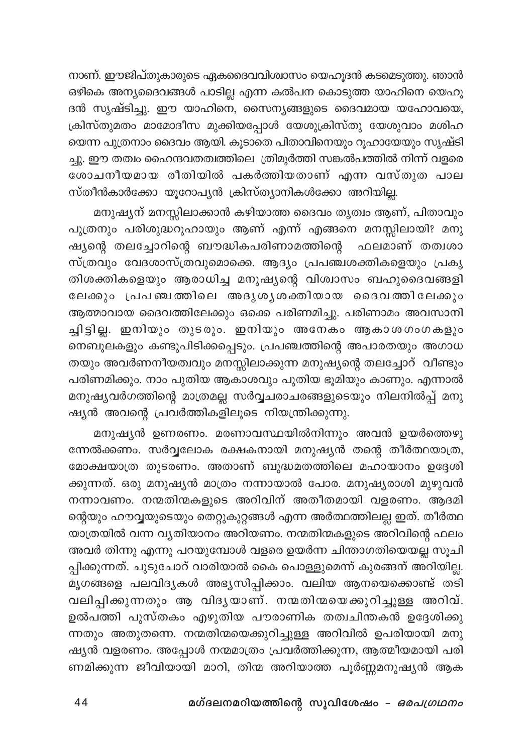നാണ്. ഈജിപ്തുകാരുടെ ഏകദൈവവിശ്വാസം യെഹൂദൻ കടമെടുത്തു. ഞാൻ ഒഴികെ അന്യദൈവങ്ങൾ പാടില്ല എന്ന കൽപന കൊടുത്ത യാഹിനെ യെഹൂദൻ സൃഷ്ടിച്ചു. ഈ യാഹിനെ, സൈന്യങ്ങളുടെ ദൈവമായ യഹോവയെ, ക്രിസ്തുമതം മാമോദീസ മുക്കിയപ്പോൾ യേശുക്രിസ്തു യേശുവാം മശിഹ യെന്ന പുത്രനാം ദൈവം ആയി. കൂടാതെ പിതാവിനെയും റൂഹായേയും സൃഷ്ടിച്ചു. ഈ തത്വം ഹൈന്ദവതത്വത്തിലെ ത്രിമൂർത്തി സങ്കൽപത്തിൽ നിന്ന് വളരെ ശോചനീയമായ രീതിയിൽ പകർത്തിയതാണ് എന്ന വസ്തുത പാലസ്തീൻകാർക്കോ യൂറോപ്യൻ ക്രിസ്ത്യാനികൾക്കോ അറിയില്ല.

മനുഷ്യന് മനസ്സിലാക്കാൻ കഴിയാത്ത ദൈവം തൃത്വം ആണ്, പിതാവും പുത്രനും പരിശുദ്ധറൂഹായും ആണ് എന്ന് എങ്ങനെ മനസ്സിലായി? മനുഷ്യന്റെ തലച്ചോറിന്റെ ബൗദ്ധികപരിണാമത്തിന്റെ ഫലമാണ് തത്വശാസ്ത്രവും വേദശാസ്ത്രവുമൊക്കെ. ആദ്യം പ്രപഞ്ചശക്തികളെയും പ്രകൃതിശക്തികളെയും ആരാധിച്ച മനുഷ്യന്റെ വിശ്വാസം ബഹുദൈവങ്ങളിലേക്കും പ്രപഞ്ചത്തിലെ അദൃശ്യശക്തിയായ ദൈവത്തിലേക്കും ആത്മാവായ ദൈവത്തിലേക്കും ഒക്കെ പരിണമിച്ചു. പരിണാമം അവസാനിച്ചിട്ടില്ല. ഇനിയും തുടരും. ഇനിയും അനേകം ആകാശഗംഗകളും നെബൂലകളും കണ്ടുപിടിക്കപ്പെടും. പ്രപഞ്ചത്തിന്റെ അപാരതയും അഗാധതയും അവർണനീയത്വവും മനസ്സിലാക്കുന്ന മനുഷ്യന്റെ തലച്ചോറ് വീണ്ടും പരിണമിക്കും. നാം പുതിയ ആകാശവും പുതിയ ഭൂമിയും കാണും. എന്നാൽ മനുഷ്യവർഗത്തിന്റെ മാത്രമല്ല സർവ്വചരാചരങ്ങളുടെയും നിലനിൽപ്പ് മനുഷ്യൻ അവന്റെ പ്രവർത്തികളിലൂടെ നിയന്ത്രിക്കുന്നു.

മനുഷ്യൻ ഉണരണം. മരണാവസ്ഥയിൽനിന്നും അവൻ ഉയർത്തെഴുന്നേൽക്കണം. സർവ്വലോക രക്ഷകനായി മനുഷ്യൻ തന്റെ തീർത്ഥയാത്ര, മോക്ഷയാത്ര തുടരണം. അതാണ് ബുദ്ധമതത്തിലെ മഹായാനം ഉദ്ദേശിക്കുന്നത്. ഒരു മനുഷ്യൻ മാത്രം നന്നായാൽ പോര. മനുഷ്യരാശി മുഴുവൻ നന്നാവണം. നന്മതിന്മകളുടെ അറിവിന് അതീതമായി വളരണം. ആദമിന്റെയും ഹൗവ്വയുടെയും തെറ്റുകുറ്റങ്ങൾ എന്ന അർത്ഥത്തിലല്ല ഇത്. തീർത്ഥയാത്രയിൽ വന്ന വ്യതിയാനം അറിയണം. നന്മതിന്മകളുടെ അറിവിന്റെ ഫലം അവർ തിന്നു എന്നു പറയുമ്പോൾ വളരെ ഉയർന്ന ചിന്താഗതിയെയല്ല സൂചിപ്പിക്കുന്നത്. ചുടുചോറ് വാരിയാൽ കൈ പൊള്ളുമെന്ന് കുരങ്ങന് അറിയില്ല. മൃഗങ്ങളെ പലവിദ്യകൾ അഭ്യസിപ്പിക്കാം. വലിയ ആനയെക്കൊണ്ട് തടി വലിപ്പിക്കുന്നതും ആ വിദ്യയാണ്. നന്മതിന്മയെക്കുറിച്ചുള്ള അറിവ്. ഉൽപത്തി പുസ്തകം എഴുതിയ പൗരാണിക തത്വചിന്തകൻ ഉദ്ദേശിക്കുന്നതും അതുതന്നെ. നന്മതിന്മയെക്കുറിച്ചുള്ള അറിവിൽ ഉപരിയായി മനുഷ്യൻ വളരണം. അപ്പോൾ നന്മമാത്രം പ്രവർത്തിക്കുന്ന, ആത്മീയമായി പരിണമിക്കുന്ന ജീവിയായി മാറി, തിന്മ അറിയാത്ത പൂർണ്ണമനുഷ്യൻ ആക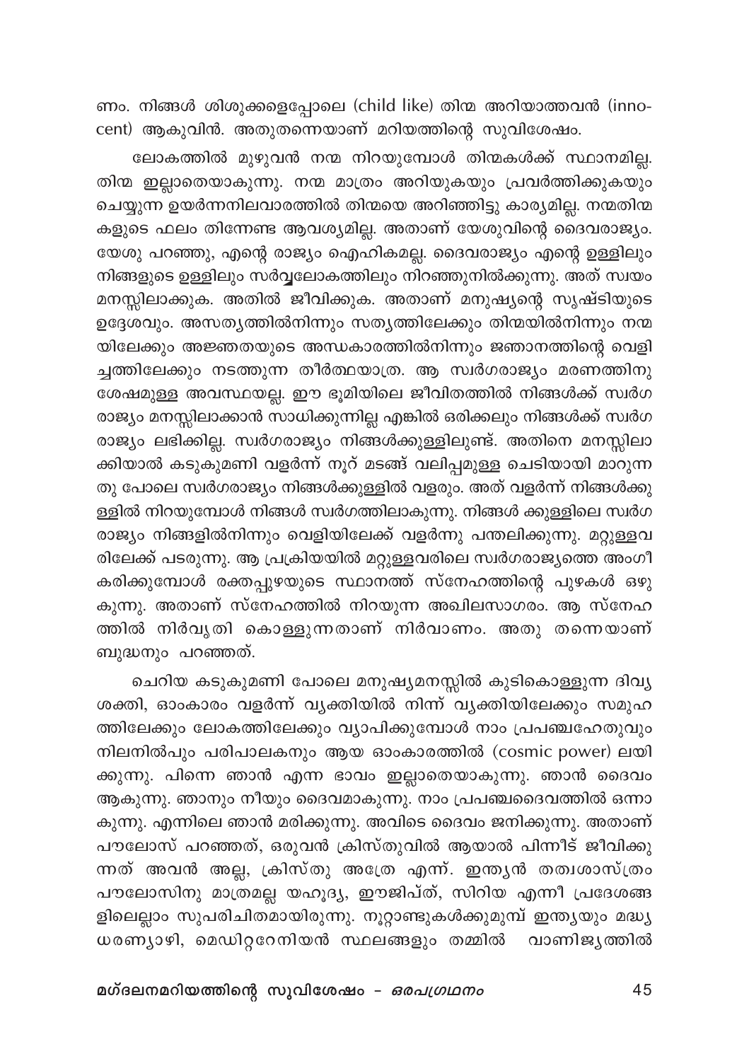ണം. നിങ്ങൾ ശിശുക്കളെപ്പോലെ (child like) തിന്മ അറിയാത്തവൻ (innocent) ആകുവിൻ. അതുതന്നെയാണ് മറിയത്തിന്റെ സുവിശേഷം.

ലോകത്തിൽ മുഴുവൻ നന്മ നിറയുമ്പോൾ തിന്മകൾക്ക് സ്ഥാനമില്ല. തിന്മ ഇല്ലാതെയാകുന്നു. നന്മ മാത്രം അറിയുകയും പ്രവർത്തിക്കുകയും ചെയ്യുന്ന ഉയർന്നനിലവാരത്തിൽ തിന്മയെ അറിഞ്ഞിട്ടു കാര്യമില്ല. നന്മതിന്മകളുടെ ഫലം തിന്നേണ്ട ആവശ്യമില്ല. അതാണ് യേശുവിന്റെ ദൈവരാജ്യം. യേശു പറഞ്ഞു, എന്റെ രാജ്യം ഐഹികമല്ല. ദൈവരാജ്യം എന്റെ ഉള്ളിലും നിങ്ങളുടെ ഉള്ളിലും സർവ്വലോകത്തിലും നിറഞ്ഞുനിൽക്കുന്നു. അത് സ്വയം മനസ്സിലാക്കുക. അതിൽ ജീവിക്കുക. അതാണ് മനുഷ്യന്റെ സൃഷ്ടിയുടെ ഉദ്ദേശവും. അസത്യത്തിൽനിന്നും സത്യത്തിലേക്കും തിന്മയിൽനിന്നും നന്മയിലേക്കും അജ്ഞതയുടെ അന്ധകാരത്തിൽനിന്നും ജ്ഞാനത്തിന്റെ വെളിച്ചത്തിലേക്കും നടത്തുന്ന തീർത്ഥയാത്ര. ആ സ്വർഗരാജ്യം മരണത്തിനു ശേഷമുള്ള അവസ്ഥയല്ല. ഈ ഭൂമിയിലെ ജീവിതത്തിൽ നിങ്ങൾക്ക് സ്വർഗരാജ്യം മനസ്സിലാക്കാൻ സാധിക്കുന്നില്ല എങ്കിൽ ഒരിക്കലും നിങ്ങൾക്ക് സ്വർഗരാജ്യം ലഭിക്കില്ല. സ്വർഗരാജ്യം നിങ്ങൾക്കുള്ളിലുണ്ട്. അതിനെ മനസ്സിലാക്കിയാൽ കടുകുമണി വളർന്ന് നൂറ് മടങ്ങ് വലിപ്പമുള്ള ചെടിയായി മാറുന്നതു പോലെ സ്വർഗരാജ്യം നിങ്ങൾക്കുള്ളിൽ വളരും. അത് വളർന്ന് നിങ്ങൾക്കുള്ളിൽ നിറയുമ്പോൾ നിങ്ങൾ സ്വർഗത്തിലാകുന്നു. നിങ്ങൾ ക്കുള്ളിലെ സ്വർഗരാജ്യം നിങ്ങളിൽനിന്നും വെളിയിലേക്ക് വളർന്നു പന്തലിക്കുന്നു. മറ്റുള്ളവരിലേക്ക് പടരുന്നു. ആ പ്രക്രിയയിൽ മറ്റുള്ളവരിലെ സ്വർഗരാജ്യത്തെ അംഗീകരിക്കുമ്പോൾ രക്തപ്പുഴയുടെ സ്ഥാനത്ത് സ്നേഹത്തിന്റെ പുഴകൾ ഒഴുകുന്നു. അതാണ് സ്നേഹത്തിൽ നിറയുന്ന അഖിലസാഗരം. ആ സ്നേഹത്തിൽ നിർവൃതി കൊള്ളുന്നതാണ് നിർവാണം. അതു തന്നെയാണ് ബുദ്ധനും പറഞ്ഞത്.

ചെറിയ കടുകുമണി പോലെ മനുഷ്യമനസ്സിൽ കുടികൊള്ളുന്ന ദിവ്യശക്തി, ഓംകാരം വളർന്ന് വ്യക്തിയിൽ നിന്ന് വ്യക്തിയിലേക്കും സമൂഹത്തിലേക്കും ലോകത്തിലേക്കും വ്യാപിക്കുമ്പോൾ നാം പ്രപഞ്ചഹേതുവും നിലനിൽപും പരിപാലകനും ആയ ഓംകാരത്തിൽ (cosmic power) ലയിക്കുന്നു. പിന്നെ ഞാൻ എന്ന ഭാവം ഇല്ലാതെയാകുന്നു. ഞാൻ ദൈവം ആകുന്നു. ഞാനും നീയും ദൈവമാകുന്നു. നാം പ്രപഞ്ചദൈവത്തിൽ ഒന്നാകുന്നു. എന്നിലെ ഞാൻ മരിക്കുന്നു. അവിടെ ദൈവം ജനിക്കുന്നു. അതാണ് പൗലോസ് പറഞ്ഞത്, ഒരുവൻ ക്രിസ്തുവിൽ ആയാൽ പിന്നീട് ജീവിക്കുന്നത് അവൻ അല്ല, ക്രിസ്തു അത്രേ എന്ന്. ഇന്ത്യൻ തത്വശാസ്ത്രം പൗലോസിനു മാത്രമല്ല യഹൂദ്യ, ഈജിപ്ത്, സിറിയ എന്നീ പ്രദേശങ്ങളിലെല്ലാം സുപരിചിതമായിരുന്നു. നൂറ്റാണ്ടുകൾക്കുമുമ്പ് ഇന്ത്യയും മദ്ധ്യധരണ്യാഴി, മെഡിറ്ററേനിയൻ സ്ഥലങ്ങളും തമ്മിൽ വാണിജ്യത്തിൽ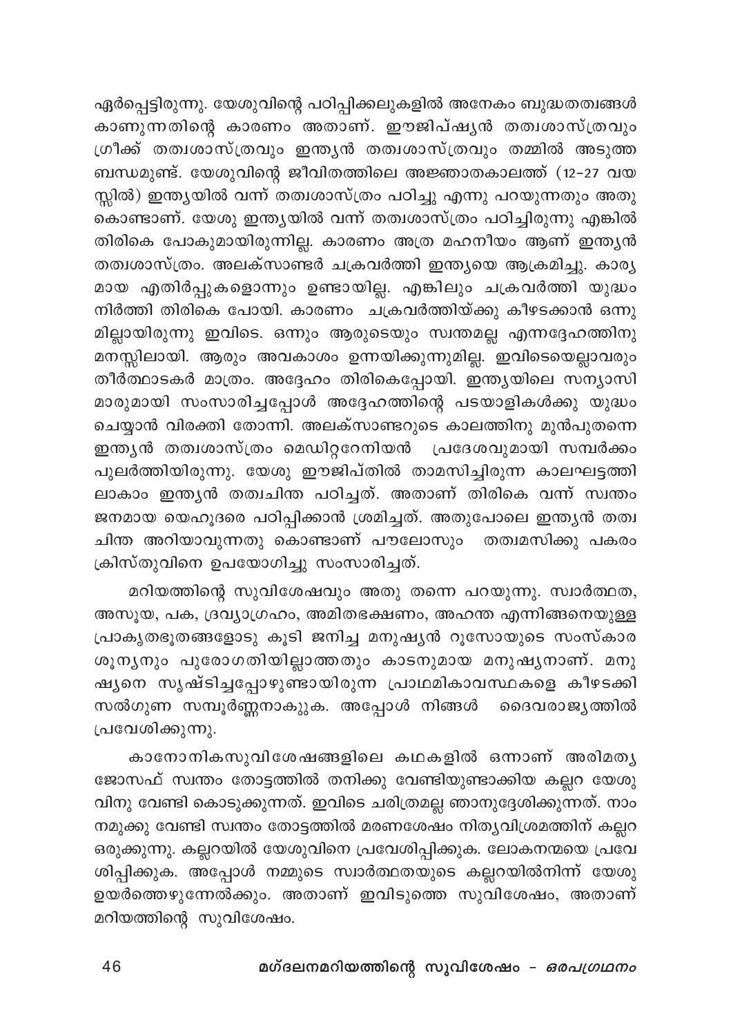ഏർപ്പെട്ടിരുന്നു. യേശുവിന്റെ പഠിപ്പിക്കലുകളിൽ അനേകം ബുദ്ധതത്വങ്ങൾ കാണുന്നതിന്റെ കാരണം അതാണ്. ഈജിപ്ഷ്യൻ തത്വശാസ്ത്രവും ഗ്രീക്ക് തത്വശാസ്ത്രവും ഇന്ത്യൻ തത്വശാസ്ത്രവും തമ്മിൽ അടുത്ത ബന്ധമുണ്ട്. യേശുവിന്റെ ജീവിതത്തിലെ അജ്ഞാതകാലത്ത് (12-27 വയസ്സിൽ) ഇന്ത്യയിൽ വന്ന് തത്വശാസ്ത്രം പഠിച്ചു എന്നു പറയുന്നതും അതുകൊണ്ടാണ്. യേശു ഇന്ത്യയിൽ വന്ന് തത്വശാസ്ത്രം പഠിച്ചിരുന്നു എങ്കിൽ തിരികെ പോകുമായിരുന്നില്ല. കാരണം അത്ര മഹനീയം ആണ് ഇന്ത്യൻ തത്വശാസ്ത്രം. അലക്സാണ്ടർ ചക്രവർത്തി ഇന്ത്യയെ ആക്രമിച്ചു. കാര്യമായ എതിർപ്പുകളൊന്നും ഉണ്ടായില്ല. എങ്കിലും ചക്രവർത്തി യുദ്ധം നിർത്തി തിരികെ പോയി. കാരണം ചക്രവർത്തിയ്ക്കു കീഴടക്കാൻ ഒന്നുമില്ലായിരുന്നു ഇവിടെ. ഒന്നും ആരുടെയും സ്വന്തമല്ല എന്നദ്ദേഹത്തിനു മനസ്സിലായി. ആരും അവകാശം ഉന്നയിക്കുന്നുമില്ല. ഇവിടെയെല്ലാവരും തീർത്ഥാടകർ മാത്രം. അദ്ദേഹം തിരികെപ്പോയി. ഇന്ത്യയിലെ സന്യാസിമാരുമായി സംസാരിച്ചപ്പോൾ അദ്ദേഹത്തിന്റെ പടയാളികൾക്കു യുദ്ധം ചെയ്യാൻ വിരക്തി തോന്നി. അലക്സാണ്ടറുടെ കാലത്തിനു മുൻപുതന്നെ ഇന്ത്യൻ തത്വശാസ്ത്രം മെഡിറ്ററേനിയൻ പ്രദേശവുമായി സമ്പർക്കം പുലർത്തിയിരുന്നു. യേശു ഈജിപ്തിൽ താമസിച്ചിരുന്ന കാലഘട്ടത്തിലാകാം ഇന്ത്യൻ തത്വചിന്ത പഠിച്ചത്. അതാണ് തിരികെ വന്ന് സ്വന്തം ജനമായ യെഹൂദരെ പഠിപ്പിക്കാൻ ശ്രമിച്ചത്. അതുപോലെ ഇന്ത്യൻ തത്വചിന്ത അറിയാവുന്നതു കൊണ്ടാണ് പൗലോസും തത്വമസിക്കു പകരം ക്രിസ്തുവിനെ ഉപയോഗിച്ചു സംസാരിച്ചത്.

മറിയത്തിന്റെ സുവിശേഷവും അതു തന്നെ പറയുന്നു. സ്വാർത്ഥത, അസൂയ, പക, ദ്രവ്യാഗ്രഹം, അമിതഭക്ഷണം, അഹന്ത എന്നിങ്ങനെയുള്ള പ്രാകൃതഭൂതങ്ങളോടു കൂടി ജനിച്ച മനുഷ്യൻ റൂസോയുടെ സംസ്കാര ശൂന്യനും പുരോഗതിയില്ലാത്തതും കാടനുമായ മനുഷ്യനാണ്. മനുഷ്യനെ സൃഷ്ടിച്ചപ്പോഴുണ്ടായിരുന്ന പ്രാഥമികാവസ്ഥകളെ കീഴടക്കി സൽഗുണ സമ്പൂർണ്ണനാകുക. അപ്പോൾ നിങ്ങൾ ദൈവരാജ്യത്തിൽ പ്രവേശിക്കുന്നു.

കാനോനികസുവിശേഷങ്ങളിലെ കഥകളിൽ ഒന്നാണ് അരിമത്യ ജോസഫ് സ്വന്തം തോട്ടത്തിൽ തനിക്കു വേണ്ടിയുണ്ടാക്കിയ കല്ലറ യേശുവിനു വേണ്ടി കൊടുക്കുന്നത്. ഇവിടെ ചരിത്രമല്ല ഞാനുദ്ദേശിക്കുന്നത്. നാം നമുക്കു വേണ്ടി സ്വന്തം തോട്ടത്തിൽ മരണശേഷം നിത്യവിശ്രമത്തിന് കല്ലറ ഒരുക്കുന്നു. കല്ലറയിൽ യേശുവിനെ പ്രവേശിപ്പിക്കുക. ലോകനന്മയെ പ്രവേശിപ്പിക്കുക. അപ്പോൾ നമ്മുടെ സ്വാർത്ഥതയുടെ കല്ലറയിൽനിന്ന് യേശു ഉയർത്തെഴുന്നേൽക്കും. അതാണ് ഇവിടുത്തെ സുവിശേഷം, അതാണ് മറിയത്തിന്റെ സുവിശേഷം.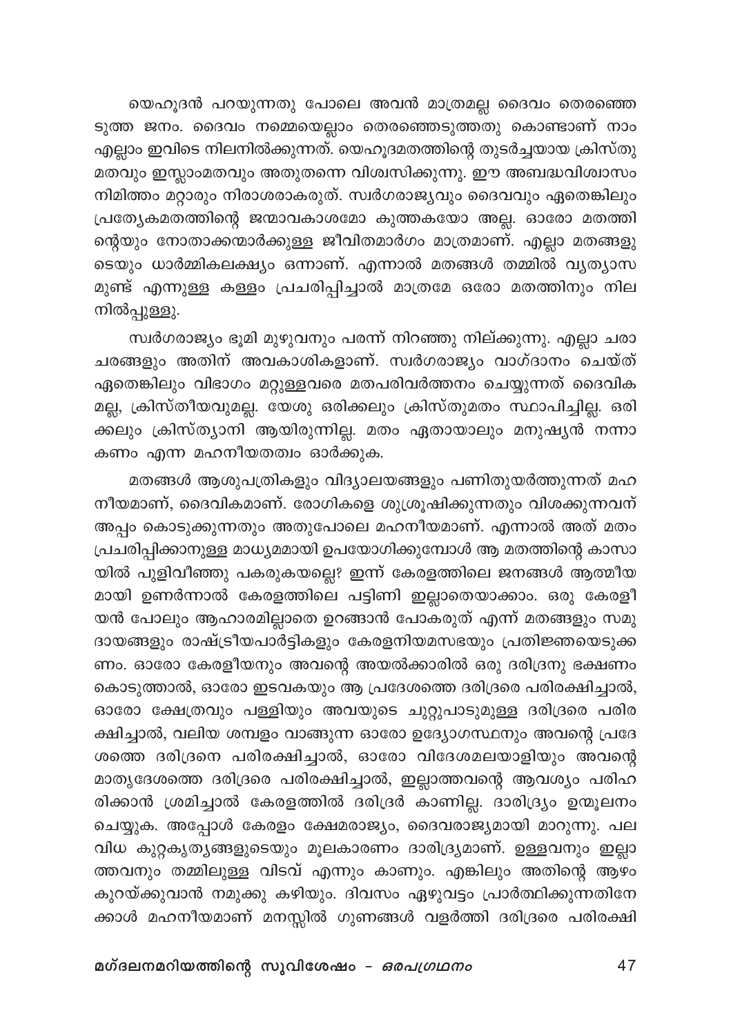യെഹൂദൻ പറയുന്നതു പോലെ അവൻ മാത്രമല്ല ദൈവം തെരഞ്ഞെടുത്ത ജനം. ദൈവം നമ്മെയെല്ലാം തെരഞ്ഞെടുത്തതു കൊണ്ടാണ് നാം എല്ലാം ഇവിടെ നിലനിൽക്കുന്നത്. യെഹൂദമതത്തിന്റെ തുടർച്ചയായ ക്രിസ്തുമതവും ഇസ്ലാംമതവും അതുതന്നെ വിശ്വസിക്കുന്നു. ഈ അബദ്ധവിശ്വാസം നിമിത്തം മറ്റാരും നിരാശരാകരുത്. സ്വർഗരാജ്യവും ദൈവവും ഏതെങ്കിലും പ്രത്യേകമതത്തിന്റെ ജന്മാവകാശമോ കുത്തകയോ അല്ല. ഓരോ മതത്തിന്റെയും നോതാക്കന്മാർക്കുള്ള ജീവിതമാർഗം മാത്രമാണ്. എല്ലാ മതങ്ങളുടെയും ധാർമ്മികലക്ഷ്യം ഒന്നാണ്. എന്നാൽ മതങ്ങൾ തമ്മിൽ വ്യത്യാസമുണ്ട് എന്നുള്ള കള്ളം പ്രചരിപ്പിച്ചാൽ മാത്രമേ ഒരോ മതത്തിനും നിലനിൽപ്പുള്ളു.

സ്വർഗരാജ്യം ഭൂമി മുഴുവനും പരന്ന് നിറഞ്ഞു നില്ക്കുന്നു. എല്ലാ ചരാചരങ്ങളും അതിന് അവകാശികളാണ്. സ്വർഗരാജ്യം വാഗ്ദാനം ചെയ്ത് ഏതെങ്കിലും വിഭാഗം മറ്റുള്ളവരെ മതപരിവർത്തനം ചെയ്യുന്നത് ദൈവികമല്ല, ക്രിസ്തീയവുമല്ല. യേശു ഒരിക്കലും ക്രിസ്തുമതം സ്ഥാപിച്ചില്ല. ഒരിക്കലും ക്രിസ്ത്യാനി ആയിരുന്നില്ല. മതം ഏതായാലും മനുഷ്യൻ നന്നാകണം എന്ന മഹനീയതത്വം ഓർക്കുക.

മതങ്ങൾ ആശുപത്രികളും വിദ്യാലയങ്ങളും പണിതുയർത്തുന്നത് മഹനീയമാണ്, ദൈവികമാണ്. രോഗികളെ ശുശ്രൂഷിക്കുന്നതും വിശക്കുന്നവന് അപ്പം കൊടുക്കുന്നതും അതുപോലെ മഹനീയമാണ്. എന്നാൽ അത് മതം പ്രചരിപ്പിക്കാനുള്ള മാധ്യമമായി ഉപയോഗിക്കുമ്പോൾ ആ മതത്തിന്റെ കാസായിൽ പുളിവീഞ്ഞു പകരുകയല്ലെ? ഇന്ന് കേരളത്തിലെ ജനങ്ങൾ ആത്മീയമായി ഉണർന്നാൽ കേരളത്തിലെ പട്ടിണി ഇല്ലാതെയാക്കാം. ഒരു കേരളീയൻ പോലും ആഹാരമില്ലാതെ ഉറങ്ങാൻ പോകരുത് എന്ന് മതങ്ങളും സമുദായങ്ങളും രാഷ്ട്രീയപാർട്ടികളും കേരളനിയമസഭയും പ്രതിജ്ഞയെടുക്കണം. ഓരോ കേരളീയനും അവന്റെ അയൽക്കാരിൽ ഒരു ദരിദ്രനു ഭക്ഷണം കൊടുത്താൽ, ഓരോ ഇടവകയും ആ പ്രദേശത്തെ ദരിദ്രരെ പരിരക്ഷിച്ചാൽ, ഓരോ ക്ഷേത്രവും പള്ളിയും അവയുടെ ചുറ്റുപാടുമുള്ള ദരിദ്രരെ പരിരക്ഷിച്ചാൽ, വലിയ ശമ്പളം വാങ്ങുന്ന ഓരോ ഉദ്യോഗസ്ഥനും അവന്റെ പ്രദേശത്തെ ദരിദ്രനെ പരിരക്ഷിച്ചാൽ, ഓരോ വിദേശമലയാളിയും അവന്റെ മാതൃദേശത്തെ ദരിദ്രരെ പരിരക്ഷിച്ചാൽ, ഇല്ലാത്തവന്റെ ആവശ്യം പരിഹരിക്കാൻ ശ്രമിച്ചാൽ കേരളത്തിൽ ദരിദ്രർ കാണില്ല. ദാരിദ്ര്യം ഉന്മൂലനം ചെയ്യുക. അപ്പോൾ കേരളം ക്ഷേമരാജ്യം, ദൈവരാജ്യമായി മാറുന്നു. പലവിധ കുറ്റകൃത്യങ്ങളുടെയും മൂലകാരണം ദാരിദ്ര്യമാണ്. ഉള്ളവനും ഇല്ലാത്തവനും തമ്മിലുള്ള വിടവ് എന്നും കാണും. എങ്കിലും അതിന്റെ ആഴം കുറയ്ക്കുവാൻ നമുക്കു കഴിയും. ദിവസം ഏഴുവട്ടം പ്രാർത്ഥിക്കുന്നതിനേക്കാൾ മഹനീയമാണ് മനസ്സിൽ ഗുണങ്ങൾ വളർത്തി ദരിദ്രരെ പരിരക്ഷി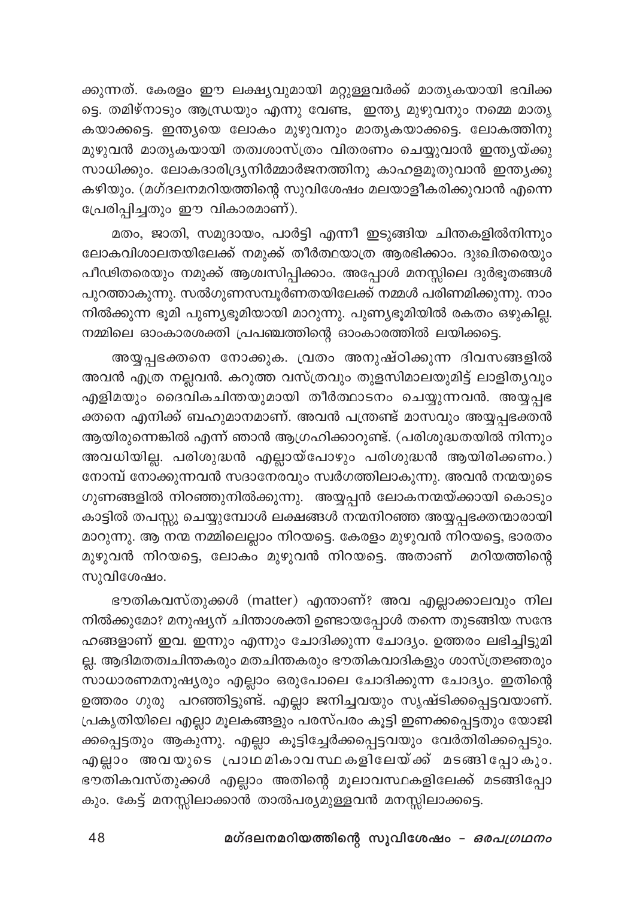ക്കുന്നത്. കേരളം ഈ ലക്ഷ്യവുമായി മറ്റുള്ളവർക്ക് മാതൃകയായി ഭവിക്കട്ടെ. തമിഴ്നാടും ആന്ധ്രയും എന്നു വേണ്ട, ഇന്ത്യ മുഴുവനും നമ്മെ മാതൃകയാക്കട്ടെ. ഇന്ത്യയെ ലോകം മുഴുവനും മാതൃകയാക്കട്ടെ. ലോകത്തിനു മുഴുവൻ മാതൃകയായി തത്വശാസ്ത്രം വിതരണം ചെയ്യുവാൻ ഇന്ത്യയ്ക്കു സാധിക്കും. ലോകദാരിദ്ര്യനിർമ്മാർജനത്തിനു കാഹളമൂതുവാൻ ഇന്ത്യക്കു കഴിയും. (മഗ്ദലനമറിയത്തിന്റെ സുവിശേഷം മലയാളീകരിക്കുവാൻ എന്നെ പ്രേരിപ്പിച്ചതും ഈ വികാരമാണ്).

മതം, ജാതി, സമുദായം, പാർട്ടി എന്നീ ഇടുങ്ങിയ ചിന്തകളിൽനിന്നും ലോകവിശാലതയിലേക്ക് നമുക്ക് തീർത്ഥയാത്ര ആരഭിക്കാം. ദുഃഖിതരെയും പീഢിതരെയും നമുക്ക് ആശ്വസിപ്പിക്കാം. അപ്പോൾ മനസ്സിലെ ദുർഭൂതങ്ങൾ പുറത്താകുന്നു. സൽഗുണസമ്പൂർണതയിലേക്ക് നമ്മൾ പരിണമിക്കുന്നു. നാം നിൽക്കുന്ന ഭൂമി പുണ്യഭൂമിയായി മാറുന്നു. പുണ്യഭൂമിയിൽ രകതം ഒഴുകില്ല. നമ്മിലെ ഓംകാരശക്തി പ്രപഞ്ചത്തിന്റെ ഓംകാരത്തിൽ ലയിക്കട്ടെ.

അയ്യപ്പഭക്തനെ നോക്കുക. വ്രതം അനുഷ്ഠിക്കുന്ന ദിവസങ്ങളിൽ അവൻ എത്ര നല്ലവൻ. കറുത്ത വസ്ത്രവും തുളസിമാലയുമിട്ട് ലാളിത്യവും എളിമയും ദൈവികചിന്തയുമായി തീർത്ഥാടനം ചെയ്യുന്നവൻ. അയ്യപ്പഭക്തനെ എനിക്ക് ബഹുമാനമാണ്. അവൻ പന്ത്രണ്ട് മാസവും അയ്യപ്പഭക്തൻ ആയിരുന്നെങ്കിൽ എന്ന് ഞാൻ ആഗ്രഹിക്കാറുണ്ട്. (പരിശുദ്ധതയിൽ നിന്നും അവധിയില്ല. പരിശുദ്ധൻ എല്ലായ്പോഴും പരിശുദ്ധൻ ആയിരിക്കണം.) നോമ്പ് നോക്കുന്നവൻ സദാനേരവും സ്വർഗത്തിലാകുന്നു. അവൻ നന്മയുടെ ഗുണങ്ങളിൽ നിറഞ്ഞുനിൽക്കുന്നു. അയ്യപ്പൻ ലോകനന്മയ്ക്കായി കൊടും കാട്ടിൽ തപസ്സു ചെയ്യുമ്പോൾ ലക്ഷങ്ങൾ നന്മനിറഞ്ഞ അയ്യപ്പഭക്തന്മാരായി മാറുന്നു. ആ നന്മ നമ്മിലെല്ലാം നിറയട്ടെ. കേരളം മുഴുവൻ നിറയട്ടെ, ഭാരതം മുഴുവൻ നിറയട്ടെ, ലോകം മുഴുവൻ നിറയട്ടെ. അതാണ് മറിയത്തിന്റെ സുവിശേഷം.

ഭൗതികവസ്തുക്കൾ (matter) എന്താണ്? അവ എല്ലാക്കാലവും നിലനിൽക്കുമോ? മനുഷ്യന് ചിന്താശക്തി ഉണ്ടായപ്പോൾ തന്നെ തുടങ്ങിയ സന്ദേഹങ്ങളാണ് ഇവ. ഇന്നും എന്നും ചോദിക്കുന്ന ചോദ്യം. ഉത്തരം ലഭിച്ചിട്ടുമില്ല. ആദിമതത്വചിന്തകരും മതചിന്തകരും ഭൗതികവാദികളും ശാസ്ത്രജ്ഞരും സാധാരണമനുഷ്യരും എല്ലാം ഒരുപോലെ ചോദിക്കുന്ന ചോദ്യം. ഇതിന്റെ ഉത്തരം ഗുരു പറഞ്ഞിട്ടുണ്ട്. എല്ലാ ജനിച്ചവയും സൃഷ്ടിക്കപ്പെട്ടവയാണ്. പ്രകൃതിയിലെ എല്ലാ മൂലകങ്ങളും പരസ്പരം കൂട്ടി ഇണക്കപ്പെട്ടതും യോജിക്കപ്പെട്ടതും ആകുന്നു. എല്ലാ കൂട്ടിച്ചേർക്കപ്പെട്ടവയും വേർതിരിക്കപ്പെടും. എല്ലാം അവയുടെ പ്രാഥമികാവസ്ഥകളിലേയ്ക്ക് മടങ്ങിപ്പോകും. ഭൗതികവസ്തുക്കൾ എല്ലാം അതിന്റെ മൂലാവസ്ഥകളിലേക്ക് മടങ്ങിപ്പോകും. കേട്ട് മനസ്സിലാക്കാൻ താൽപര്യമുള്ളവൻ മനസ്സിലാക്കട്ടെ.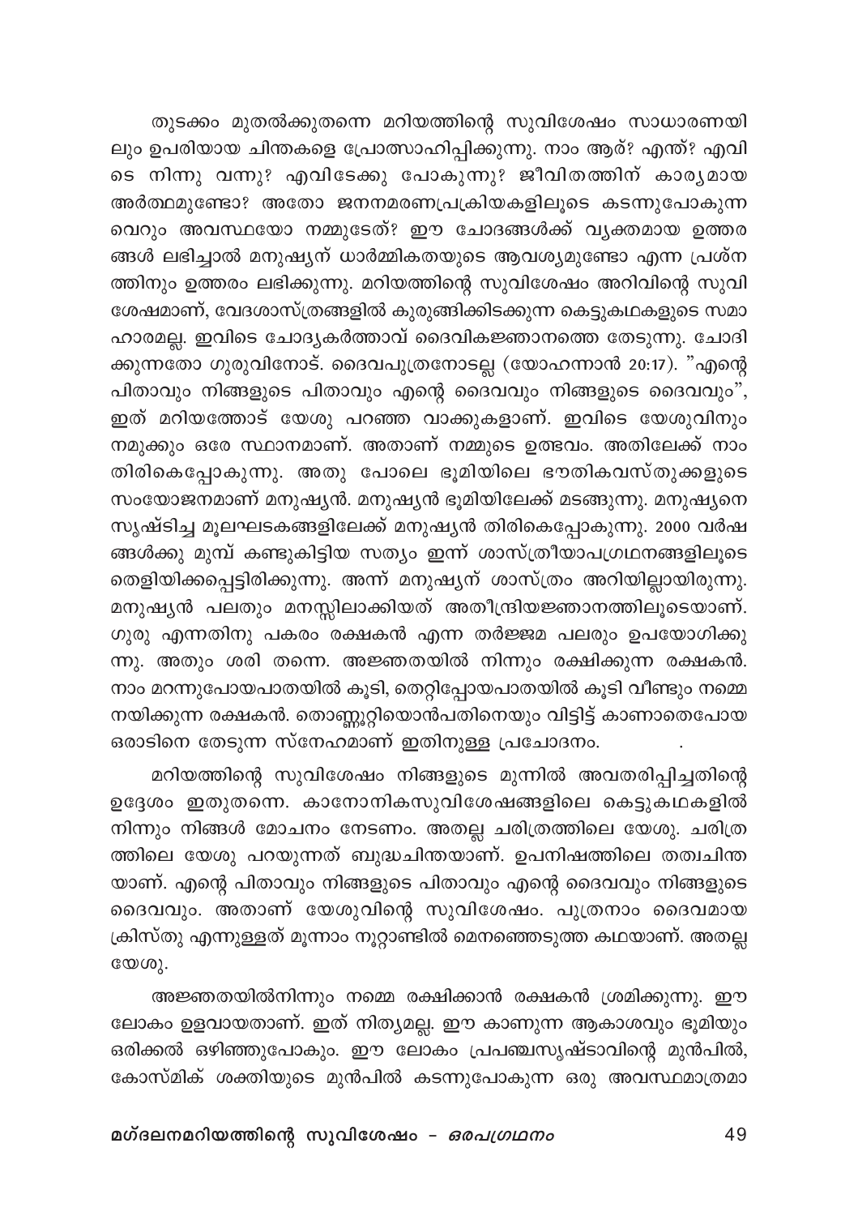തുടക്കം മുതൽക്കുതന്നെ മറിയത്തിന്റെ സുവിശേഷം സാധാരണയിലും ഉപരിയായ ചിന്തകളെ പ്രോത്സാഹിപ്പിക്കുന്നു. നാം ആര്? എന്ത്? എവിടെ നിന്നു വന്നു? എവിടേക്കു പോകുന്നു? ജീവിതത്തിന് കാര്യമായ അർത്ഥമുണ്ടോ? അതോ ജനനമരണപ്രക്രിയകളിലൂടെ കടന്നുപോകുന്ന വെറും അവസ്ഥയോ നമ്മുടേത്? ഈ ചോദങ്ങൾക്ക് വ്യക്തമായ ഉത്തരങ്ങൾ ലഭിച്ചാൽ മനുഷ്യന് ധാർമ്മികതയുടെ ആവശ്യമുണ്ടോ എന്ന പ്രശ്നത്തിനും ഉത്തരം ലഭിക്കുന്നു. മറിയത്തിന്റെ സുവിശേഷം അറിവിന്റെ സുവിശേഷമാണ്, വേദശാസ്ത്രങ്ങളിൽ കുരുങ്ങിക്കിടക്കുന്ന കെട്ടുകഥകളുടെ സമാഹാരമല്ല. ഇവിടെ ചോദ്യകർത്താവ് ദൈവികജ്ഞാനത്തെ തേടുന്നു. ചോദിക്കുന്നതോ ഗുരുവിനോട്. ദൈവപുത്രനോടല്ല (യോഹന്നാൻ 20:17). "എന്റെ പിതാവും നിങ്ങളുടെ പിതാവും എന്റെ ദൈവവും നിങ്ങളുടെ ദൈവവും", ഇത് മറിയത്തോട് യേശു പറഞ്ഞ വാക്കുകളാണ്. ഇവിടെ യേശുവിനും നമുക്കും ഒരേ സ്ഥാനമാണ്. അതാണ് നമ്മുടെ ഉത്ഭവം. അതിലേക്ക് നാം തിരികെപ്പോകുന്നു. അതു പോലെ ഭൂമിയിലെ ഭൗതികവസ്തുക്കളുടെ സംയോജനമാണ് മനുഷ്യൻ. മനുഷ്യൻ ഭൂമിയിലേക്ക് മടങ്ങുന്നു. മനുഷ്യനെ സൃഷ്ടിച്ച മൂലഘടകങ്ങളിലേക്ക് മനുഷ്യൻ തിരികെപ്പോകുന്നു. 2000 വർഷങ്ങൾക്കു മുമ്പ് കണ്ടുകിട്ടിയ സത്യം ഇന്ന് ശാസ്ത്രീയാപഗ്രഥനങ്ങളിലൂടെ തെളിയിക്കപ്പെട്ടിരിക്കുന്നു. അന്ന് മനുഷ്യന് ശാസ്ത്രം അറിയില്ലായിരുന്നു. മനുഷ്യൻ പലതും മനസ്സിലാക്കിയത് അതീന്ദ്രിയജ്ഞാനത്തിലൂടെയാണ്. ഗുരു എന്നതിനു പകരം രക്ഷകൻ എന്ന തർജ്ജമ പലരും ഉപയോഗിക്കുന്നു. അതും ശരി തന്നെ. അജ്ഞതയിൽ നിന്നും രക്ഷിക്കുന്ന രക്ഷകൻ. നാം മറന്നുപോയപാതയിൽ കൂടി, തെറ്റിപ്പോയപാതയിൽ കൂടി വീണ്ടും നമ്മെ നയിക്കുന്ന രക്ഷകൻ. തൊണ്ണൂറ്റിയൊൻപതിനെയും വിട്ടിട്ട് കാണാതെപോയ ഒരാടിനെ തേടുന്ന സ്നേഹമാണ് ഇതിനുള്ള പ്രചോദനം.

മറിയത്തിന്റെ സുവിശേഷം നിങ്ങളുടെ മുന്നിൽ അവതരിപ്പിച്ചതിന്റെ ഉദ്ദേശം ഇതുതന്നെ. കാനോനികസുവിശേഷങ്ങളിലെ കെട്ടുകഥകളിൽ നിന്നും നിങ്ങൾ മോചനം നേടണം. അതല്ല ചരിത്രത്തിലെ യേശു. ചരിത്രത്തിലെ യേശു പറയുന്നത് ബുദ്ധചിന്തയാണ്. ഉപനിഷത്തിലെ തത്വചിന്തയാണ്. എന്റെ പിതാവും നിങ്ങളുടെ പിതാവും എന്റെ ദൈവവും നിങ്ങളുടെ ദൈവവും. അതാണ് യേശുവിന്റെ സുവിശേഷം. പുത്രനാം ദൈവമായ ക്രിസ്തു എന്നുള്ളത് മൂന്നാം നൂറ്റാണ്ടിൽ മെനഞ്ഞെടുത്ത കഥയാണ്. അതല്ല യേശു.

അജ്ഞതയിൽനിന്നും നമ്മെ രക്ഷിക്കാൻ രക്ഷകൻ ശ്രമിക്കുന്നു. ഈ ലോകം ഉളവായതാണ്. ഇത് നിത്യമല്ല. ഈ കാണുന്ന ആകാശവും ഭൂമിയും ഒരിക്കൽ ഒഴിഞ്ഞുപോകും. ഈ ലോകം പ്രപഞ്ചസൃഷ്ടാവിന്റെ മുൻപിൽ, കോസ്മിക് ശക്തിയുടെ മുൻപിൽ കടന്നുപോകുന്ന ഒരു അവസ്ഥമാത്രമാ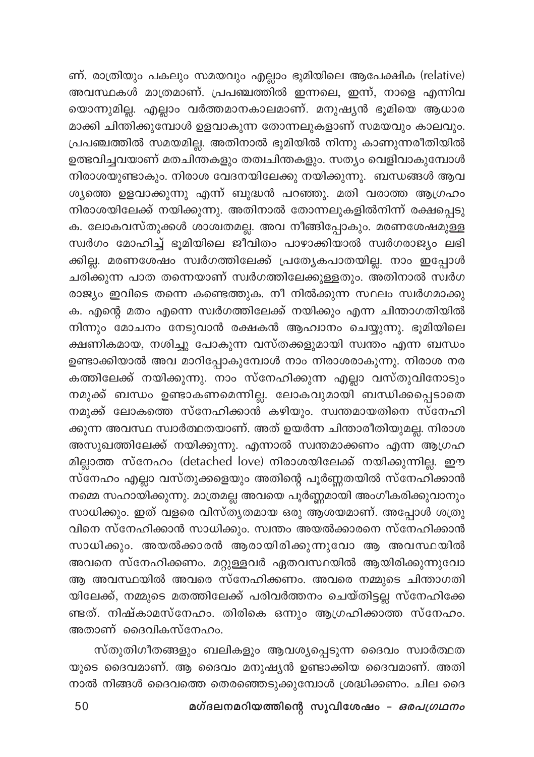ണ്. രാത്രിയും പകലും സമയവും എല്ലാം ഭൂമിയിലെ ആപേക്ഷിക (relative) അവസ്ഥകൾ മാത്രമാണ്. പ്രപഞ്ചത്തിൽ ഇന്നലെ, ഇന്ന്, നാളെ എന്നിവ യൊന്നുമില്ല. എല്ലാം വർത്തമാനകാലമാണ്. മനുഷ്യൻ ഭൂമിയെ ആധാര മാക്കി ചിന്തിക്കുമ്പോൾ ഉളവാകുന്ന തോന്നലുകളാണ് സമയവും കാലവും. പ്രപഞ്ചത്തിൽ സമയമില്ല. അതിനാൽ ഭൂമിയിൽ നിന്നു കാണുന്നരീതിയിൽ ഉത്ഭവിച്ചവയാണ് മതചിന്തകളും തത്വചിന്തകളും. സത്യം വെളിവാകുമ്പോൾ നിരാശയുണ്ടാകും. നിരാശ വേദനയിലേക്കു നയിക്കുന്നു. ബന്ധങ്ങൾ ആവ ശ്യത്തെ ഉളവാക്കുന്നു എന്ന് ബുദ്ധൻ പറഞ്ഞു. മതി വരാത്ത ആഗ്രഹം നിരാശയിലേക്ക് നയിക്കുന്നു. അതിനാൽ തോന്നലുകളിൽനിന്ന് രക്ഷപ്പെടു ക. ലോകവസ്തുക്കൾ ശാശ്വതമല്ല. അവ നീങ്ങിപ്പോകും. മരണശേഷമുള്ള സ്വർഗം മോഹിച്ച് ഭൂമിയിലെ ജീവിതം പാഴാക്കിയാൽ സ്വർഗരാജ്യം ലഭി ക്കില്ല. മരണശേഷം സ്വർഗത്തിലേക്ക് പ്രത്യേകപാതയില്ല. നാം ഇപ്പോൾ ചരിക്കുന്ന പാത തന്നെയാണ് സ്വർഗത്തിലേക്കുള്ളതും. അതിനാൽ സ്വർഗ രാജ്യം ഇവിടെ തന്നെ കണ്ടെത്തുക. നീ നിൽക്കുന്ന സ്ഥലം സ്വർഗമാക്കു ക. എന്റെ മതം എന്നെ സ്വർഗത്തിലേക്ക് നയിക്കും എന്ന ചിന്താഗതിയിൽ നിന്നും മോചനം നേടുവാൻ രക്ഷകൻ ആഹ്വാനം ചെയ്യുന്നു. ഭൂമിയിലെ ക്ഷണികമായ, നശിച്ചു പോകുന്ന വസ്തക്കളുമായി സ്വന്തം എന്ന ബന്ധം ഉണ്ടാക്കിയാൽ അവ മാറിപ്പോകുമ്പോൾ നാം നിരാശരാകുന്നു. നിരാശ നര കത്തിലേക്ക് നയിക്കുന്നു. നാം സ്നേഹിക്കുന്ന എല്ലാ വസ്തുവിനോടും നമുക്ക് ബന്ധം ഉണ്ടാകണമെന്നില്ല. ലോകവുമായി ബന്ധിക്കപ്പെടാതെ നമുക്ക് ലോകത്തെ സ്നേഹിക്കാൻ കഴിയും. സ്വന്തമായതിനെ സ്നേഹി ക്കുന്ന അവസ്ഥ സ്വാർത്ഥതയാണ്. അത് ഉയർന്ന ചിന്താരീതിയുമല്ല. നിരാശ അസുഖത്തിലേക്ക് നയിക്കുന്നു. എന്നാൽ സ്വന്തമാക്കണം എന്ന ആഗ്രഹ മില്ലാത്ത സ്നേഹം (detached love) നിരാശയിലേക്ക് നയിക്കുന്നില്ല. ഈ സ്നേഹം എല്ലാ വസ്തുക്കളെയും അതിന്റെ പൂർണ്ണതയിൽ സ്നേഹിക്കാൻ നമ്മെ സഹായിക്കുന്നു. മാത്രമല്ല അവയെ പൂർണ്ണമായി അംഗീകരിക്കുവാനും സാധിക്കും. ഇത് വളരെ വിസ്തൃതമായ ഒരു ആശയമാണ്. അപ്പോൾ ശത്രു വിനെ സ്നേഹിക്കാൻ സാധിക്കും. സ്വന്തം അയൽക്കാരനെ സ്നേഹിക്കാൻ സാധിക്കും. അയൽക്കാരൻ ആരായിരിക്കുന്നുവോ ആ അവസ്ഥയിൽ അവനെ സ്നേഹിക്കണം. മറ്റുള്ളവർ ഏതവസ്ഥയിൽ ആയിരിക്കുന്നുവോ ആ അവസ്ഥയിൽ അവരെ സ്നേഹിക്കണം. അവരെ നമ്മുടെ ചിന്താഗതി യിലേക്ക്, നമ്മുടെ മതത്തിലേക്ക് പരിവർത്തനം ചെയ്തിട്ടല്ല സ്നേഹിക്കേ ണ്ടത്. നിഷ്കാമസ്നേഹം. തിരികെ ഒന്നും ആഗ്രഹിക്കാത്ത സ്നേഹം. അതാണ് ദൈവികസ്നേഹം.

സ്തുതിഗീതങ്ങളും ബലികളും ആവശ്യപ്പെടുന്ന ദൈവം സ്വാർത്ഥത യുടെ ദൈവമാണ്. ആ ദൈവം മനുഷ്യൻ ഉണ്ടാക്കിയ ദൈവമാണ്. അതി നാൽ നിങ്ങൾ ദൈവത്തെ തെരഞ്ഞെടുക്കുമ്പോൾ ശ്രദ്ധിക്കണം. ചില ദൈ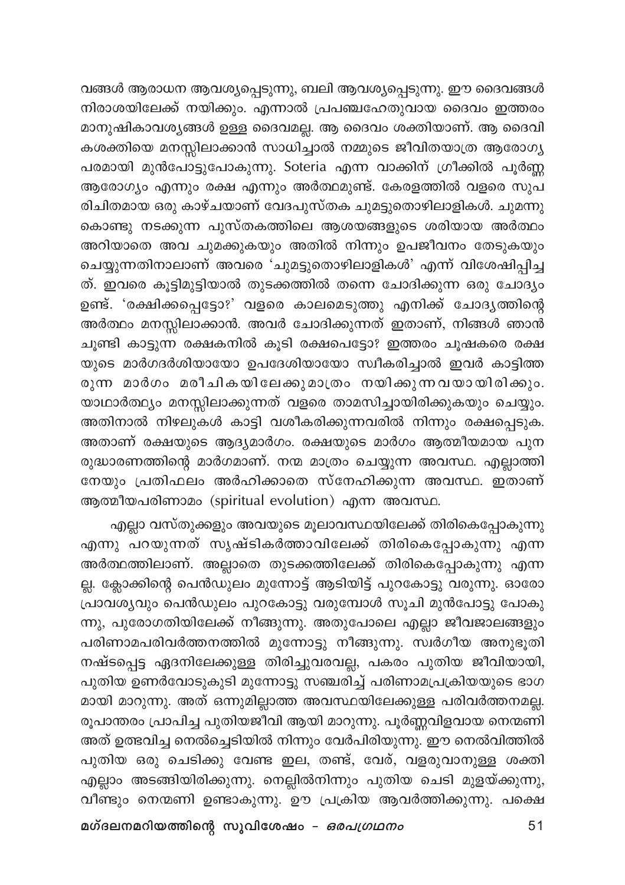വങ്ങൾ ആരാധന ആവശ്യപ്പെടുന്നു, ബലി ആവശ്യപ്പെടുന്നു. ഈ ദൈവങ്ങൾ നിരാശയിലേക്ക് നയിക്കും. എന്നാൽ പ്രപഞ്ചഹേതുവായ ദൈവം ഇത്തരം മാനുഷികാവശ്യങ്ങൾ ഉള്ള ദൈവമല്ല. ആ ദൈവം ശക്തിയാണ്. ആ ദൈവികശക്തിയെ മനസ്സിലാക്കാൻ സാധിച്ചാൽ നമ്മുടെ ജീവിതയാത്ര ആരോഗ്യപരമായി മുൻപോട്ടുപോകുന്നു. Soteria എന്ന വാക്കിന് ഗ്രീക്കിൽ പൂർണ്ണ ആരോഗ്യം എന്നും രക്ഷ എന്നും അർത്ഥമുണ്ട്. കേരളത്തിൽ വളരെ സുപരിചിതമായ ഒരു കാഴ്ചയാണ് വേദപുസ്തക ചുമട്ടുതൊഴിലാളികൾ. ചുമന്നുകൊണ്ടു നടക്കുന്ന പുസ്തകത്തിലെ ആശയങ്ങളുടെ ശരിയായ അർത്ഥം അറിയാതെ അവ ചുമക്കുകയും അതിൽ നിന്നും ഉപജീവനം തേടുകയും ചെയ്യുന്നതിനാലാണ് അവരെ 'ചുമട്ടുതൊഴിലാളികൾ' എന്ന് വിശേഷിപ്പിച്ചത്. ഇവരെ കൂട്ടിമുട്ടിയാൽ തുടക്കത്തിൽ തന്നെ ചോദിക്കുന്ന ഒരു ചോദ്യം ഉണ്ട്. 'രക്ഷിക്കപ്പെട്ടോ?' വളരെ കാലമെടുത്തു എനിക്ക് ചോദ്യത്തിന്റെ അർത്ഥം മനസ്സിലാക്കാൻ. അവർ ചോദിക്കുന്നത് ഇതാണ്, നിങ്ങൾ ഞാൻ ചൂണ്ടി കാട്ടുന്ന രക്ഷകനിൽ കൂടി രക്ഷപെട്ടോ? ഇത്തരം ചൂഷകരെ രക്ഷയുടെ മാർഗദർശിയായോ ഉപദേശിയായോ സ്വീകരിച്ചാൽ ഇവർ കാട്ടിത്തരുന്ന മാർഗം മരീചികയിലേക്കുമാത്രം നയിക്കുന്നവയായിരിക്കും. യാഥാർത്ഥ്യം മനസ്സിലാക്കുന്നത് വളരെ താമസിച്ചായിരിക്കുകയും ചെയ്യും. അതിനാൽ നിഴലുകൾ കാട്ടി വശീകരിക്കുന്നവരിൽ നിന്നും രക്ഷപ്പെടുക. അതാണ് രക്ഷയുടെ ആദ്യമാർഗം. രക്ഷയുടെ മാർഗം ആത്മീയമായ പുനരുദ്ധാരണത്തിന്റെ മാർഗമാണ്. നന്മ മാത്രം ചെയ്യുന്ന അവസ്ഥ. എല്ലാത്തിനേയും പ്രതിഫലം അർഹിക്കാതെ സ്നേഹിക്കുന്ന അവസ്ഥ. ഇതാണ് ആത്മീയപരിണാമം (spiritual evolution) എന്ന അവസ്ഥ.

എല്ലാ വസ്തുക്കളും അവയുടെ മൂലാവസ്ഥയിലേക്ക് തിരികെപ്പോകുന്നു എന്നു പറയുന്നത് സൃഷ്ടികർത്താവിലേക്ക് തിരികെപ്പോകുന്നു എന്ന അർത്ഥത്തിലാണ്. അല്ലാതെ തുടക്കത്തിലേക്ക് തിരികെപ്പോകുന്നു എന്നല്ല. ക്ലോക്കിന്റെ പെൻഡുലം മുന്നോട്ട് ആടിയിട്ട് പുറകോട്ടു വരുന്നു. ഓരോ പ്രാവശ്യവും പെൻഡുലം പുറകോട്ടു വരുമ്പോൾ സൂചി മുൻപോട്ടു പോകുന്നു, പുരോഗതിയിലേക്ക് നീങ്ങുന്നു. അതുപോലെ എല്ലാ ജീവജാലങ്ങളും പരിണാമപരിവർത്തനത്തിൽ മുന്നോട്ടു നീങ്ങുന്നു. സ്വർഗീയ അനുഭൂതി നഷ്ടപ്പെട്ട ഏദനിലേക്കുള്ള തിരിച്ചുവരവല്ല, പകരം പുതിയ ജീവിയായി, പുതിയ ഉണർവോടുകൂടി മുന്നോട്ടു സഞ്ചരിച്ച് പരിണാമപ്രക്രിയയുടെ ഭാഗമായി മാറുന്നു. അത് ഒന്നുമില്ലാത്ത അവസ്ഥയിലേക്കുള്ള പരിവർത്തനമല്ല. രൂപാന്തരം പ്രാപിച്ച പുതിയജീവി ആയി മാറുന്നു. പൂർണ്ണവിളവായ നെന്മണി അത് ഉത്ഭവിച്ച നെൽച്ചെടിയിൽ നിന്നും വേർപിരിയുന്നു. ഈ നെൽവിത്തിൽ പുതിയ ഒരു ചെടിക്കു വേണ്ട ഇല, തണ്ട്, വേര്, വളരുവാനുള്ള ശക്തി എല്ലാം അടങ്ങിയിരിക്കുന്നു. നെല്ലിൽനിന്നും പുതിയ ചെടി മുളയ്ക്കുന്നു, വീണ്ടും നെന്മണി ഉണ്ടാകുന്നു. ഈ പ്രക്രിയ ആവർത്തിക്കുന്നു. പക്ഷെ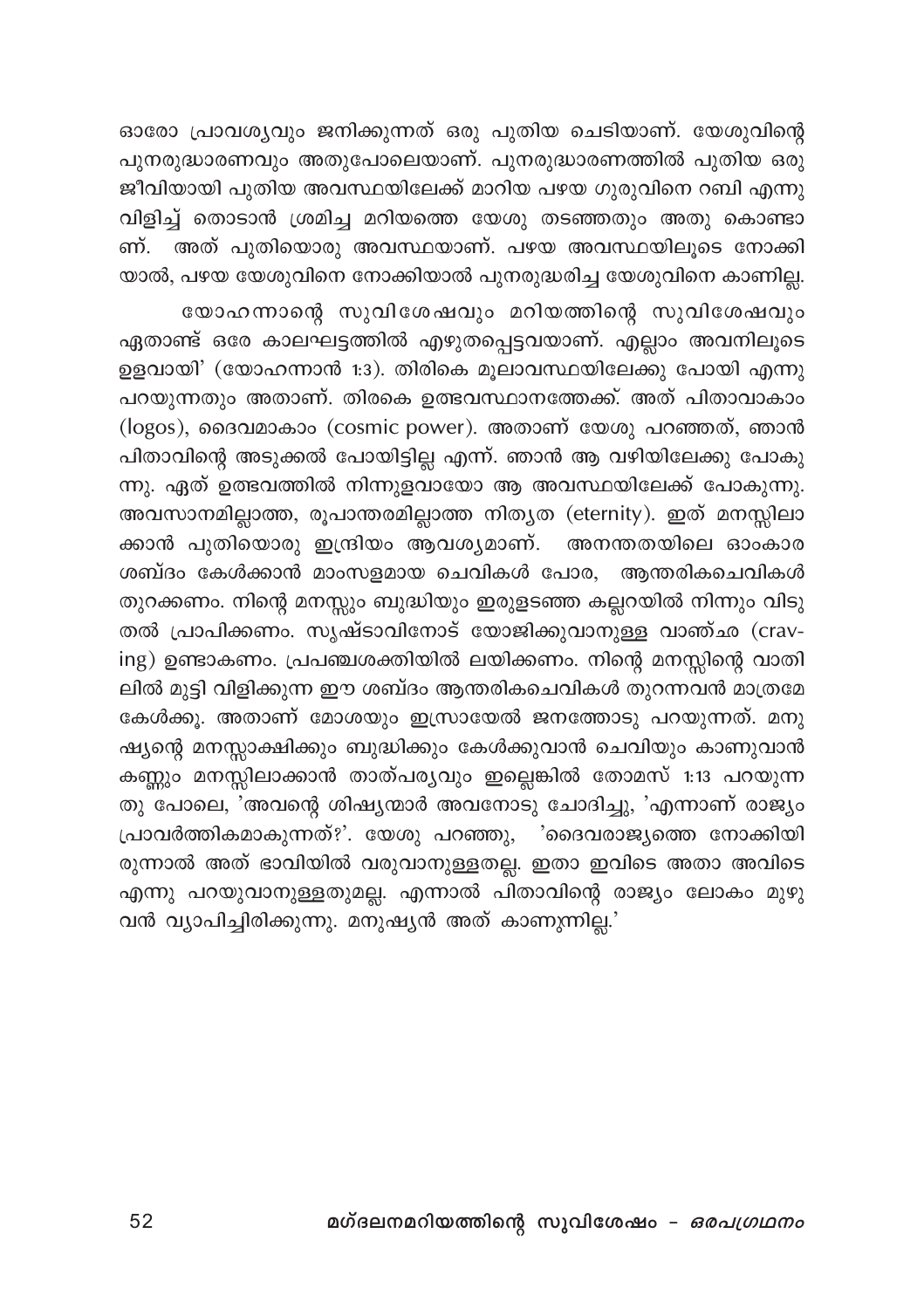ഓരോ പ്രാവശ്യവും ജനിക്കുന്നത് ഒരു പുതിയ ചെടിയാണ്. യേശുവിന്റെ പുനരുദ്ധാരണവും അതുപോലെയാണ്. പുനരുദ്ധാരണത്തിൽ പുതിയ ഒരു ജീവിയായി പുതിയ അവസ്ഥയിലേക്ക് മാറിയ പഴയ ഗുരുവിനെ റബി എന്നു വിളിച്ച് തൊടാൻ ശ്രമിച്ച മറിയത്തെ യേശു തടഞ്ഞതും അതു കൊണ്ടാണ്. അത് പുതിയൊരു അവസ്ഥയാണ്. പഴയ അവസ്ഥയിലൂടെ നോക്കിയാൽ, പഴയ യേശുവിനെ നോക്കിയാൽ പുനരുദ്ധരിച്ച യേശുവിനെ കാണില്ല.

യോഹന്നാന്റെ സുവിശേഷവും മറിയത്തിന്റെ സുവിശേഷവും ഏതാണ്ട് ഒരേ കാലഘട്ടത്തിൽ എഴുതപ്പെട്ടവയാണ്. എല്ലാം അവനിലൂടെ ഉളവായി' (യോഹന്നാൻ 1:3). തിരികെ മൂലാവസ്ഥയിലേക്കു പോയി എന്നു പറയുന്നതും അതാണ്. തിരകെ ഉത്ഭവസ്ഥാനത്തേക്ക്. അത് പിതാവാകാം (logos), ദൈവമാകാം (cosmic power). അതാണ് യേശു പറഞ്ഞത്, ഞാൻ പിതാവിന്റെ അടുക്കൽ പോയിട്ടില്ല എന്ന്. ഞാൻ ആ വഴിയിലേക്കു പോകുന്നു. ഏത് ഉത്ഭവത്തിൽ നിന്നുളവായോ ആ അവസ്ഥയിലേക്ക് പോകുന്നു. അവസാനമില്ലാത്ത, രൂപാന്തരമില്ലാത്ത നിത്യത (eternity). ഇത് മനസ്സിലാക്കാൻ പുതിയൊരു ഇന്ദ്രിയം ആവശ്യമാണ്. അനന്തതയിലെ ഓംകാര ശബ്ദം കേൾക്കാൻ മാംസളമായ ചെവികൾ പോര, ആന്തരികചെവികൾ തുറക്കണം. നിന്റെ മനസ്സും ബുദ്ധിയും ഇരുളടഞ്ഞ കല്ലറയിൽ നിന്നും വിടുതൽ പ്രാപിക്കണം. സൃഷ്ടാവിനോട് യോജിക്കുവാനുള്ള വാഞ്ഛ (craving) ഉണ്ടാകണം. പ്രപഞ്ചശക്തിയിൽ ലയിക്കണം. നിന്റെ മനസ്സിന്റെ വാതിലിൽ മുട്ടി വിളിക്കുന്ന ഈ ശബ്ദം ആന്തരികചെവികൾ തുറന്നവൻ മാത്രമേ കേൾക്കൂ. അതാണ് മോശയും ഇസ്രായേൽ ജനത്തോടു പറയുന്നത്. മനുഷ്യന്റെ മനസ്സാക്ഷിക്കും ബുദ്ധിക്കും കേൾക്കുവാൻ ചെവിയും കാണുവാൻ കണ്ണും മനസ്സിലാക്കാൻ താത്പര്യവും ഇല്ലെങ്കിൽ തോമസ് 1:13 പറയുന്നതു പോലെ, 'അവന്റെ ശിഷ്യന്മാർ അവനോടു ചോദിച്ചു, 'എന്നാണ് രാജ്യം പ്രാവർത്തികമാകുന്നത്?'. യേശു പറഞ്ഞു, 'ദൈവരാജ്യത്തെ നോക്കിയിരുന്നാൽ അത് ഭാവിയിൽ വരുവാനുള്ളതല്ല. ഇതാ ഇവിടെ അതാ അവിടെ എന്നു പറയുവാനുള്ളതുമല്ല. എന്നാൽ പിതാവിന്റെ രാജ്യം ലോകം മുഴുവൻ വ്യാപിച്ചിരിക്കുന്നു. മനുഷ്യൻ അത് കാണുന്നില്ല.'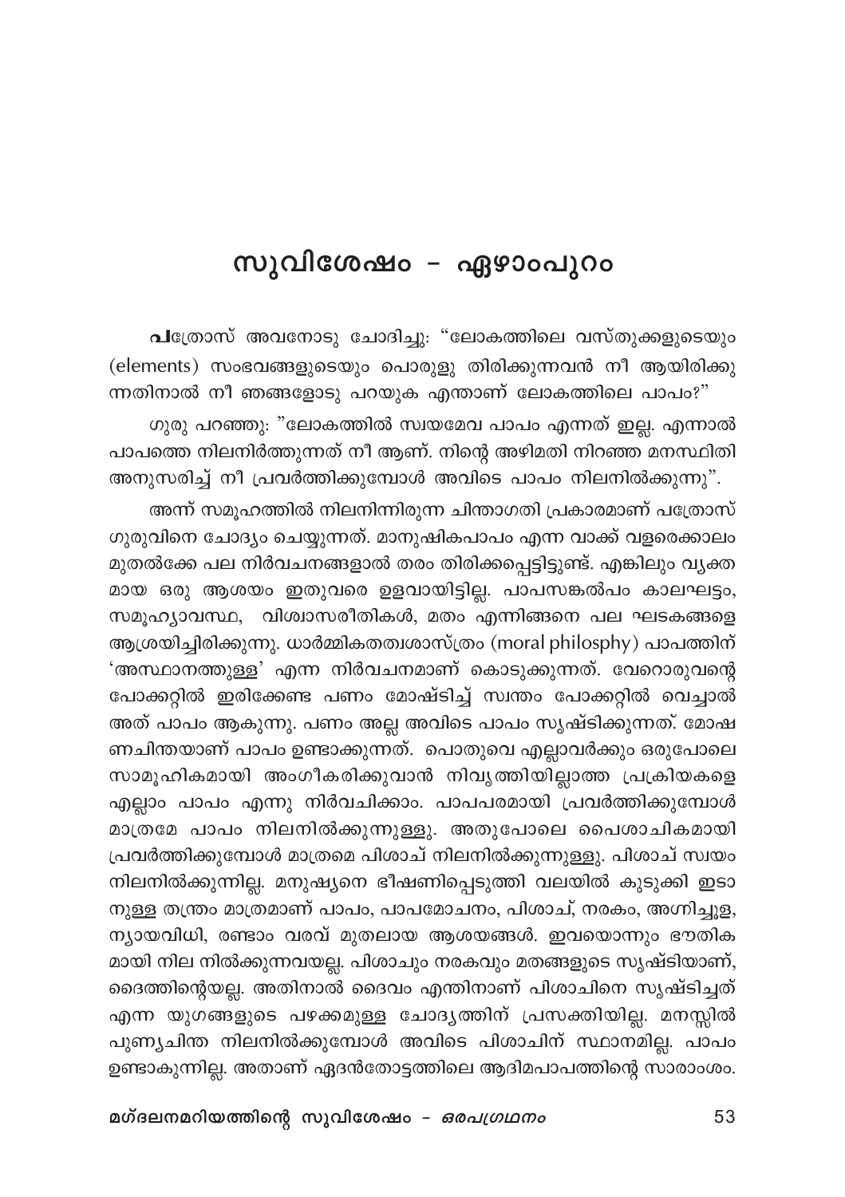## സുവിശേഷം - ഏഴാംപുറം

**പ**ത്രോസ് അവനോടു ചോദിച്ചു: “ലോകത്തിലെ വസ്തുക്കളുടെയും (elements) സംഭവങ്ങളുടെയും പൊരുളു തിരിക്കുന്നവൻ നീ ആയിരിക്കുന്നതിനാൽ നീ ഞങ്ങളോടു പറയുക എന്താണ് ലോകത്തിലെ പാപം?”

ഗുരു പറഞ്ഞു: ”ലോകത്തിൽ സ്വയമേവ പാപം എന്നത് ഇല്ല. എന്നാൽ പാപത്തെ നിലനിർത്തുന്നത് നീ ആണ്. നിന്റെ അഴിമതി നിറഞ്ഞ മനസ്ഥിതി അനുസരിച്ച് നീ പ്രവർത്തിക്കുമ്പോൾ അവിടെ പാപം നിലനിൽക്കുന്നു”.

അന്ന് സമൂഹത്തിൽ നിലനിന്നിരുന്ന ചിന്താഗതി പ്രകാരമാണ് പത്രോസ് ഗുരുവിനെ ചോദ്യം ചെയ്യുന്നത്. മാനുഷികപാപം എന്ന വാക്ക് വളരെക്കാലം മുതൽക്കേ പല നിർവചനങ്ങളാൽ തരം തിരിക്കപ്പെട്ടിട്ടുണ്ട്. എങ്കിലും വ്യക്തമായ ഒരു ആശയം ഇതുവരെ ഉളവായിട്ടില്ല. പാപസങ്കൽപം കാലഘട്ടം, സമൂഹ്യാവസ്ഥ, വിശ്വാസരീതികൾ, മതം എന്നിങ്ങനെ പല ഘടകങ്ങളെ ആശ്രയിച്ചിരിക്കുന്നു. ധാർമ്മികതത്വശാസ്ത്രം (moral philosphy) പാപത്തിന് ‘അസ്ഥാനത്തുള്ള’ എന്ന നിർവചനമാണ് കൊടുക്കുന്നത്. വേറൊരുവന്റെ പോക്കറ്റിൽ ഇരിക്കേണ്ട പണം മോഷ്ടിച്ച് സ്വന്തം പോക്കറ്റിൽ വെച്ചാൽ അത് പാപം ആകുന്നു. പണം അല്ല അവിടെ പാപം സൃഷ്ടിക്കുന്നത്. മോഷണചിന്തയാണ് പാപം ഉണ്ടാക്കുന്നത്. പൊതുവെ എല്ലാവർക്കും ഒരുപോലെ സാമൂഹികമായി അംഗീകരിക്കുവാൻ നിവൃത്തിയില്ലാത്ത പ്രക്രിയകളെ എല്ലാം പാപം എന്നു നിർവചിക്കാം. പാപപരമായി പ്രവർത്തിക്കുമ്പോൾ മാത്രമേ പാപം നിലനിൽക്കുന്നുള്ളു. അതുപോലെ പൈശാചികമായി പ്രവർത്തിക്കുമ്പോൾ മാത്രമെ പിശാച് നിലനിൽക്കുന്നുള്ളു. പിശാച് സ്വയം നിലനിൽക്കുന്നില്ല. മനുഷ്യനെ ഭീഷണിപ്പെടുത്തി വലയിൽ കുടുക്കി ഇടാനുള്ള തന്ത്രം മാത്രമാണ് പാപം, പാപമോചനം, പിശാച്, നരകം, അഗ്നിച്ചൂള, ന്യായവിധി, രണ്ടാം വരവ് മുതലായ ആശയങ്ങൾ. ഇവയൊന്നും ഭൗതികമായി നില നിൽക്കുന്നവയല്ല. പിശാചും നരകവും മതങ്ങളുടെ സൃഷ്ടിയാണ്, ദൈത്തിന്റെയല്ല. അതിനാൽ ദൈവം എന്തിനാണ് പിശാചിനെ സൃഷ്ടിച്ചത് എന്ന യുഗങ്ങളുടെ പഴക്കമുള്ള ചോദ്യത്തിന് പ്രസക്തിയില്ല. മനസ്സിൽ പുണ്യചിന്ത നിലനിൽക്കുമ്പോൾ അവിടെ പിശാചിന് സ്ഥാനമില്ല. പാപം ഉണ്ടാകുന്നില്ല. അതാണ് ഏദൻതോട്ടത്തിലെ ആദിമപാപത്തിന്റെ സാരാംശം.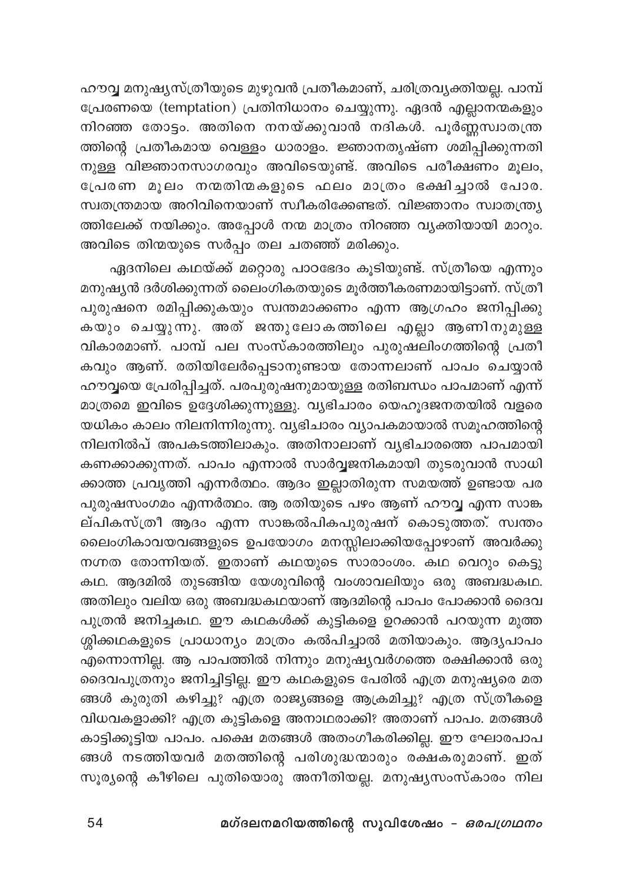ഹൗവ്വ മനുഷ്യസ്ത്രീയുടെ മുഴുവൻ പ്രതീകമാണ്, ചരിത്രവ്യക്തിയല്ല. പാമ്പ് പ്രേരണയെ (temptation) പ്രതിനിധാനം ചെയ്യുന്നു. ഏദൻ എല്ലാനന്മകളും നിറഞ്ഞ തോട്ടം. അതിനെ നനയ്ക്കുവാൻ നദികൾ. പൂർണ്ണസ്വാതന്ത്ര്യത്തിന്റെ പ്രതീകമായ വെള്ളം ധാരാളം. ജ്ഞാനതൃഷ്ണ ശമിപ്പിക്കുന്നതിനുള്ള വിജ്ഞാനസാഗരവും അവിടെയുണ്ട്. അവിടെ പരീക്ഷണം മൂലം, പ്രേരണ മൂലം നന്മതിന്മകളുടെ ഫലം മാത്രം ഭക്ഷിച്ചാൽ പോര. സ്വതന്ത്രമായ അറിവിനെയാണ് സ്വീകരിക്കേണ്ടത്. വിജ്ഞാനം സ്വാതന്ത്ര്യത്തിലേക്ക് നയിക്കും. അപ്പോൾ നന്മ മാത്രം നിറഞ്ഞ വ്യക്തിയായി മാറും. അവിടെ തിന്മയുടെ സർപ്പം തല ചതഞ്ഞ് മരിക്കും.

ഏദനിലെ കഥയ്ക്ക് മറ്റൊരു പാഠഭേദം കൂടിയുണ്ട്. സ്ത്രീയെ എന്നും മനുഷ്യൻ ദർശിക്കുന്നത് ലൈംഗികതയുടെ മൂർത്തീകരണമായിട്ടാണ്. സ്ത്രീ പുരുഷനെ രമിപ്പിക്കുകയും സ്വന്തമാക്കണം എന്ന ആഗ്രഹം ജനിപ്പിക്കുകയും ചെയ്യുന്നു. അത് ജന്തുലോകത്തിലെ എല്ലാ ആണിനുമുള്ള വികാരമാണ്. പാമ്പ് പല സംസ്കാരത്തിലും പുരുഷലിംഗത്തിന്റെ പ്രതീകവും ആണ്. രതിയിലേർപ്പെടാനുണ്ടായ തോന്നലാണ് പാപം ചെയ്യാൻ ഹൗവ്വയെ പ്രേരിപ്പിച്ചത്. പരപുരുഷനുമായുള്ള രതിബന്ധം പാപമാണ് എന്ന് മാത്രമെ ഇവിടെ ഉദ്ദേശിക്കുന്നുള്ളു. വ്യഭിചാരം യെഹൂദജനതയിൽ വളരെയധികം കാലം നിലനിന്നിരുന്നു. വ്യഭിചാരം വ്യാപകമായാൽ സമൂഹത്തിന്റെ നിലനിൽപ് അപകടത്തിലാകും. അതിനാലാണ് വ്യഭിചാരത്തെ പാപമായി കണക്കാക്കുന്നത്. പാപം എന്നാൽ സാർവ്വജനികമായി തുടരുവാൻ സാധിക്കാത്ത പ്രവൃത്തി എന്നർത്ഥം. ആദം ഇല്ലാതിരുന്ന സമയത്ത് ഉണ്ടായ പരപുരുഷസംഗമം എന്നർത്ഥം. ആ രതിയുടെ പഴം ആണ് ഹൗവ്വ എന്ന സാങ്കല്പികസ്ത്രീ ആദം എന്ന സാങ്കൽപികപുരുഷന് കൊടുത്തത്. സ്വന്തം ലൈംഗികാവയവങ്ങളുടെ ഉപയോഗം മനസ്സിലാക്കിയപ്പോഴാണ് അവർക്കു നഗ്നത തോന്നിയത്. ഇതാണ് കഥയുടെ സാരാംശം. കഥ വെറും കെട്ടുകഥ. ആദമിൽ തുടങ്ങിയ യേശുവിന്റെ വംശാവലിയും ഒരു അബദ്ധകഥ. അതിലും വലിയ ഒരു അബദ്ധകഥയാണ് ആദമിന്റെ പാപം പോക്കാൻ ദൈവപുത്രൻ ജനിച്ചകഥ. ഈ കഥകൾക്ക് കുട്ടികളെ ഉറക്കാൻ പറയുന്ന മുത്തശ്ശിക്കഥകളുടെ പ്രാധാന്യം മാത്രം കൽപിച്ചാൽ മതിയാകും. ആദ്യപാപം എന്നൊന്നില്ല. ആ പാപത്തിൽ നിന്നും മനുഷ്യവർഗത്തെ രക്ഷിക്കാൻ ഒരു ദൈവപുത്രനും ജനിച്ചിട്ടില്ല. ഈ കഥകളുടെ പേരിൽ എത്ര മനുഷ്യരെ മതങ്ങൾ കുരുതി കഴിച്ചു? എത്ര രാജ്യങ്ങളെ ആക്രമിച്ചു? എത്ര സ്ത്രീകളെ വിധവകളാക്കി? എത്ര കുട്ടികളെ അനാഥരാക്കി? അതാണ് പാപം. മതങ്ങൾ കാട്ടിക്കൂട്ടിയ പാപം. പക്ഷെ മതങ്ങൾ അതംഗീകരിക്കില്ല. ഈ ഘോരപാപങ്ങൾ നടത്തിയവർ മതത്തിന്റെ പരിശുദ്ധന്മാരും രക്ഷകരുമാണ്. ഇത് സൂര്യന്റെ കീഴിലെ പുതിയൊരു അനീതിയല്ല. മനുഷ്യസംസ്കാരം നില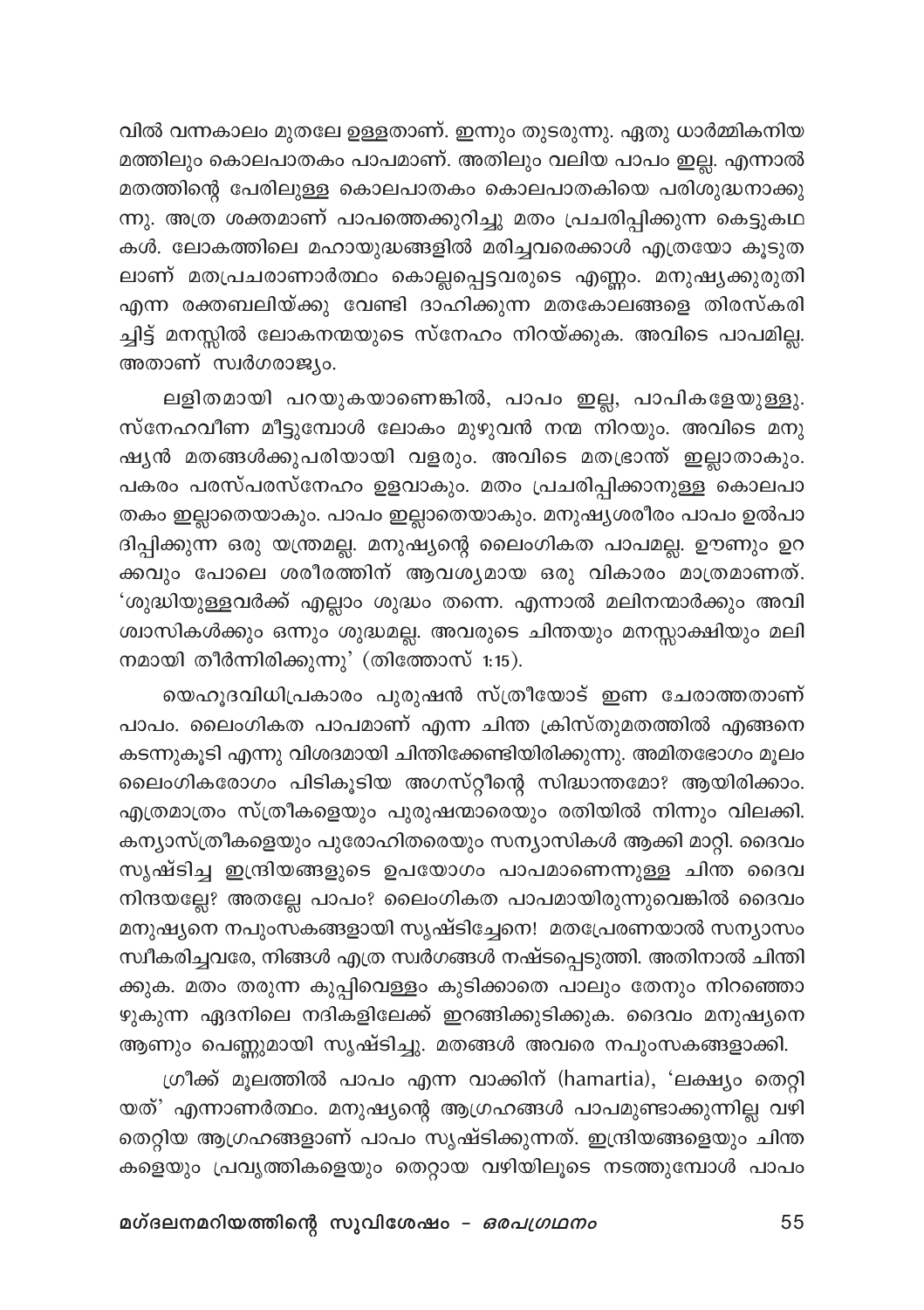വിൽ വന്നകാലം മുതലേ ഉള്ളതാണ്. ഇന്നും തുടരുന്നു. ഏതു ധാർമ്മികനിയമത്തിലും കൊലപാതകം പാപമാണ്. അതിലും വലിയ പാപം ഇല്ല. എന്നാൽ മതത്തിന്റെ പേരിലുള്ള കൊലപാതകം കൊലപാതകിയെ പരിശുദ്ധനാക്കുന്നു. അത്ര ശക്തമാണ് പാപത്തെക്കുറിച്ചു മതം പ്രചരിപ്പിക്കുന്ന കെട്ടുകഥകൾ. ലോകത്തിലെ മഹായുദ്ധങ്ങളിൽ മരിച്ചവരെക്കാൾ എത്രയോ കൂടുതലാണ് മതപ്രചരാണാർത്ഥം കൊല്ലപ്പെട്ടവരുടെ എണ്ണം. മനുഷ്യക്കുരുതി എന്ന രക്തബലിയ്ക്കു വേണ്ടി ദാഹിക്കുന്ന മതകോലങ്ങളെ തിരസ്കരിച്ചിട്ട് മനസ്സിൽ ലോകനന്മയുടെ സ്നേഹം നിറയ്ക്കുക. അവിടെ പാപമില്ല. അതാണ് സ്വർഗരാജ്യം.

ലളിതമായി പറയുകയാണെങ്കിൽ, പാപം ഇല്ല, പാപികളേയുള്ളു. സ്നേഹവീണ മീട്ടുമ്പോൾ ലോകം മുഴുവൻ നന്മ നിറയും. അവിടെ മനുഷ്യൻ മതങ്ങൾക്കുപരിയായി വളരും. അവിടെ മതഭ്രാന്ത് ഇല്ലാതാകും. പകരം പരസ്പരസ്നേഹം ഉളവാകും. മതം പ്രചരിപ്പിക്കാനുള്ള കൊലപാതകം ഇല്ലാതെയാകും. പാപം ഇല്ലാതെയാകും. മനുഷ്യശരീരം പാപം ഉൽപാദിപ്പിക്കുന്ന ഒരു യന്ത്രമല്ല. മനുഷ്യന്റെ ലൈംഗികത പാപമല്ല. ഊണും ഉറക്കവും പോലെ ശരീരത്തിന് ആവശ്യമായ ഒരു വികാരം മാത്രമാണത്. 'ശുദ്ധിയുള്ളവർക്ക് എല്ലാം ശുദ്ധം തന്നെ. എന്നാൽ മലിനന്മാർക്കും അവിശ്വാസികൾക്കും ഒന്നും ശുദ്ധമല്ല. അവരുടെ ചിന്തയും മനസ്സാക്ഷിയും മലിനമായി തീർന്നിരിക്കുന്നു' (തിത്തോസ് 1:15).

യെഹൂദവിധിപ്രകാരം പുരുഷൻ സ്ത്രീയോട് ഇണ ചേരാത്തതാണ് പാപം. ലൈംഗികത പാപമാണ് എന്ന ചിന്ത ക്രിസ്തുമതത്തിൽ എങ്ങനെ കടന്നുകൂടി എന്നു വിശദമായി ചിന്തിക്കേണ്ടിയിരിക്കുന്നു. അമിതഭോഗം മൂലം ലൈംഗികരോഗം പിടികൂടിയ അഗസ്റ്റീന്റെ സിദ്ധാന്തമോ? ആയിരിക്കാം. എത്രമാത്രം സ്ത്രീകളെയും പുരുഷന്മാരെയും രതിയിൽ നിന്നും വിലക്കി. കന്യാസ്ത്രീകളെയും പുരോഹിതരെയും സന്യാസികൾ ആക്കി മാറ്റി. ദൈവം സൃഷ്ടിച്ച ഇന്ദ്രിയങ്ങളുടെ ഉപയോഗം പാപമാണെന്നുള്ള ചിന്ത ദൈവനിന്ദയല്ലേ? അതല്ലേ പാപം? ലൈംഗികത പാപമായിരുന്നുവെങ്കിൽ ദൈവം മനുഷ്യനെ നപുംസകങ്ങളായി സൃഷ്ടിച്ചേനെ! മതപ്രേരണയാൽ സന്യാസം സ്വീകരിച്ചവരേ, നിങ്ങൾ എത്ര സ്വർഗങ്ങൾ നഷ്ടപ്പെടുത്തി. അതിനാൽ ചിന്തിക്കുക. മതം തരുന്ന കുപ്പിവെള്ളം കുടിക്കാതെ പാലും തേനും നിറഞ്ഞൊഴുകുന്ന ഏദനിലെ നദികളിലേക്ക് ഇറങ്ങിക്കുടിക്കുക. ദൈവം മനുഷ്യനെ ആണും പെണ്ണുമായി സൃഷ്ടിച്ചു. മതങ്ങൾ അവരെ നപുംസകങ്ങളാക്കി.

ഗ്രീക്ക് മൂലത്തിൽ പാപം എന്ന വാക്കിന് (hamartia), 'ലക്ഷ്യം തെറ്റിയത്' എന്നാണർത്ഥം. മനുഷ്യന്റെ ആഗ്രഹങ്ങൾ പാപമുണ്ടാക്കുന്നില്ല വഴിതെറ്റിയ ആഗ്രഹങ്ങളാണ് പാപം സൃഷ്ടിക്കുന്നത്. ഇന്ദ്രിയങ്ങളെയും ചിന്തകളെയും പ്രവൃത്തികളെയും തെറ്റായ വഴിയിലൂടെ നടത്തുമ്പോൾ പാപം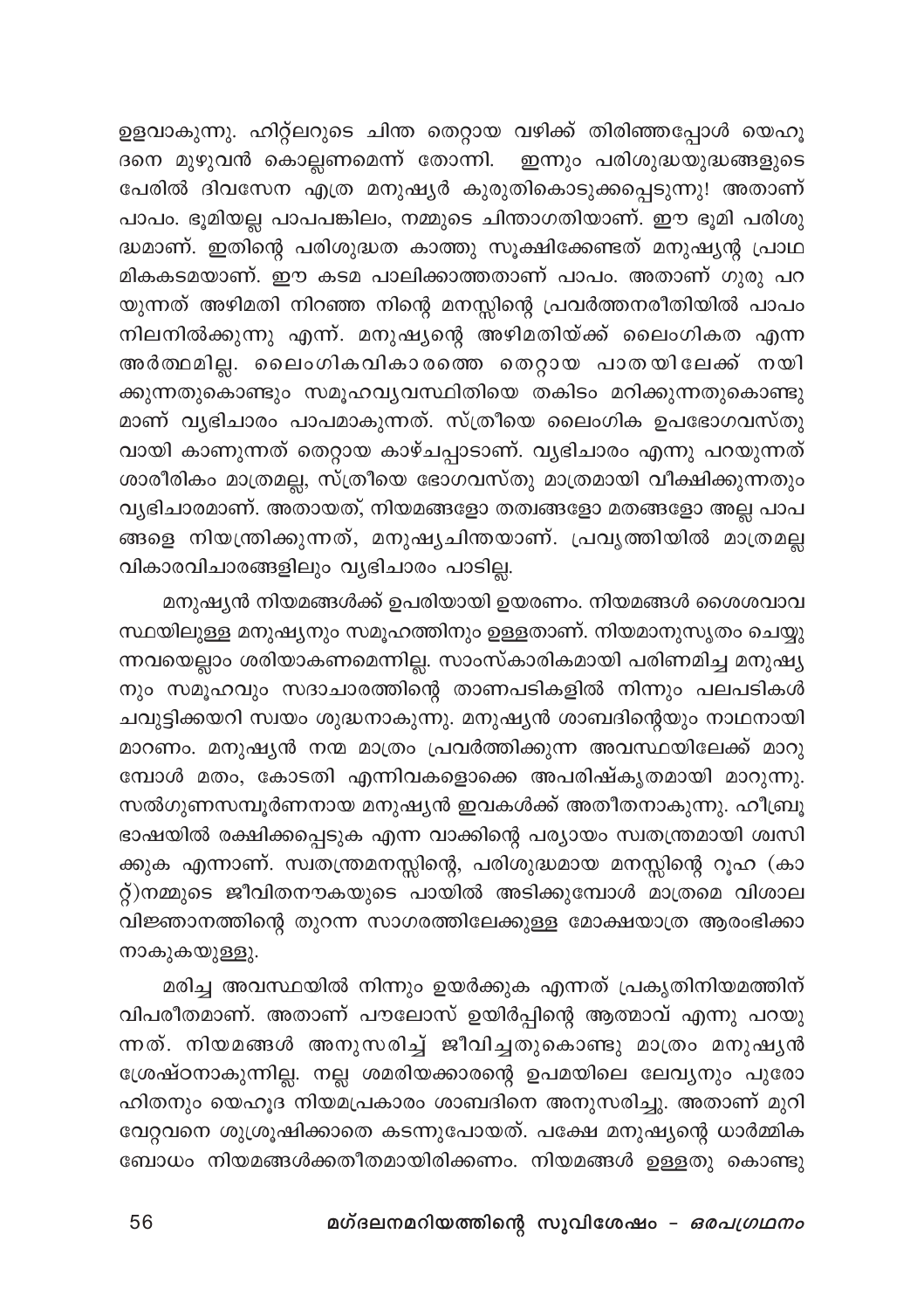ഉളവാകുന്നു. ഹിറ്റ്ലറുടെ ചിന്ത തെറ്റായ വഴിക്ക് തിരിഞ്ഞപ്പോൾ യെഹൂദനെ മുഴുവൻ കൊല്ലണമെന്ന് തോന്നി. ഇന്നും പരിശുദ്ധയുദ്ധങ്ങളുടെ പേരിൽ ദിവസേന എത്ര മനുഷ്യർ കുരുതികൊടുക്കപ്പെടുന്നു! അതാണ് പാപം. ഭൂമിയല്ല പാപപങ്കിലം, നമ്മുടെ ചിന്താഗതിയാണ്. ഈ ഭൂമി പരിശുദ്ധമാണ്. ഇതിന്റെ പരിശുദ്ധത കാത്തു സൂക്ഷിക്കേണ്ടത് മനുഷ്യന്റ പ്രാഥമികകടമയാണ്. ഈ കടമ പാലിക്കാത്തതാണ് പാപം. അതാണ് ഗുരു പറയുന്നത് അഴിമതി നിറഞ്ഞ നിന്റെ മനസ്സിന്റെ പ്രവർത്തനരീതിയിൽ പാപം നിലനിൽക്കുന്നു എന്ന്. മനുഷ്യന്റെ അഴിമതിയ്ക്ക് ലൈംഗികത എന്ന അർത്ഥമില്ല. ലൈംഗികവികാരത്തെ തെറ്റായ പാതയിലേക്ക് നയിക്കുന്നതുകൊണ്ടും സമൂഹവ്യവസ്ഥിതിയെ തകിടം മറിക്കുന്നതുകൊണ്ടുമാണ് വ്യഭിചാരം പാപമാകുന്നത്. സ്ത്രീയെ ലൈംഗിക ഉപഭോഗവസ്തുവായി കാണുന്നത് തെറ്റായ കാഴ്ചപ്പാടാണ്. വ്യഭിചാരം എന്നു പറയുന്നത് ശാരീരികം മാത്രമല്ല, സ്ത്രീയെ ഭോഗവസ്തു മാത്രമായി വീക്ഷിക്കുന്നതും വ്യഭിചാരമാണ്. അതായത്, നിയമങ്ങളോ തത്വങ്ങളോ മതങ്ങളോ അല്ല പാപങ്ങളെ നിയന്ത്രിക്കുന്നത്, മനുഷ്യചിന്തയാണ്. പ്രവൃത്തിയിൽ മാത്രമല്ല വികാരവിചാരങ്ങളിലും വ്യഭിചാരം പാടില്ല.

മനുഷ്യൻ നിയമങ്ങൾക്ക് ഉപരിയായി ഉയരണം. നിയമങ്ങൾ ശൈശവാവസ്ഥയിലുള്ള മനുഷ്യനും സമൂഹത്തിനും ഉള്ളതാണ്. നിയമാനുസൃതം ചെയ്യുന്നവയെല്ലാം ശരിയാകണമെന്നില്ല. സാംസ്കാരികമായി പരിണമിച്ച മനുഷ്യനും സമൂഹവും സദാചാരത്തിന്റെ താണപടികളിൽ നിന്നും പലപടികൾ ചവുട്ടിക്കയറി സ്വയം ശുദ്ധനാകുന്നു. മനുഷ്യൻ ശാബദിന്റെയും നാഥനായി മാറണം. മനുഷ്യൻ നന്മ മാത്രം പ്രവർത്തിക്കുന്ന അവസ്ഥയിലേക്ക് മാറുമ്പോൾ മതം, കോടതി എന്നിവകളൊക്കെ അപരിഷ്കൃതമായി മാറുന്നു. സൽഗുണസമ്പൂർണനായ മനുഷ്യൻ ഇവകൾക്ക് അതീതനാകുന്നു. ഹീബ്രൂ ഭാഷയിൽ രക്ഷിക്കപ്പെടുക എന്ന വാക്കിന്റെ പര്യായം സ്വതന്ത്രമായി ശ്വസിക്കുക എന്നാണ്. സ്വതന്ത്രമനസ്സിന്റെ, പരിശുദ്ധമായ മനസ്സിന്റെ റൂഹ (കാറ്റ്)നമ്മുടെ ജീവിതനൗകയുടെ പായിൽ അടിക്കുമ്പോൾ മാത്രമെ വിശാല വിജ്ഞാനത്തിന്റെ തുറന്ന സാഗരത്തിലേക്കുള്ള മോക്ഷയാത്ര ആരംഭിക്കാനാകുകയുള്ളു.

മരിച്ച അവസ്ഥയിൽ നിന്നും ഉയർക്കുക എന്നത് പ്രകൃതിനിയമത്തിന് വിപരീതമാണ്. അതാണ് പൗലോസ് ഉയിർപ്പിന്റെ ആത്മാവ് എന്നു പറയുന്നത്. നിയമങ്ങൾ അനുസരിച്ച് ജീവിച്ചതുകൊണ്ടു മാത്രം മനുഷ്യൻ ശ്രേഷ്ഠനാകുന്നില്ല. നല്ല ശമരിയക്കാരന്റെ ഉപമയിലെ ലേവ്യനും പുരോഹിതനും യെഹൂദ നിയമപ്രകാരം ശാബദിനെ അനുസരിച്ചു. അതാണ് മുറിവേറ്റവനെ ശുശ്രൂഷിക്കാതെ കടന്നുപോയത്. പക്ഷേ മനുഷ്യന്റെ ധാർമ്മിക ബോധം നിയമങ്ങൾക്കതീതമായിരിക്കണം. നിയമങ്ങൾ ഉള്ളതു കൊണ്ടു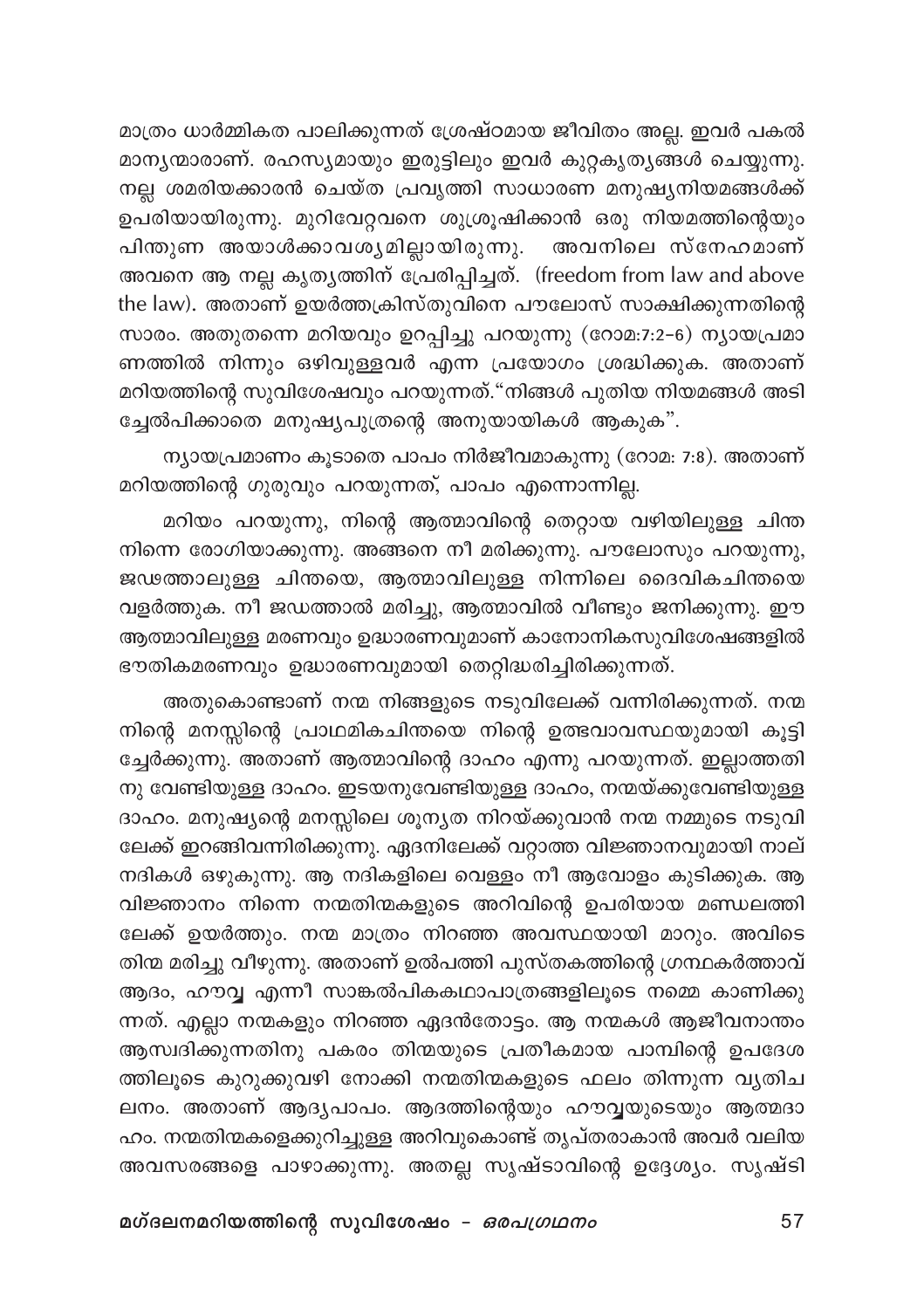മാത്രം ധാർമ്മികത പാലിക്കുന്നത് ശ്രേഷ്ഠമായ ജീവിതം അല്ല. ഇവർ പകൽ മാന്യന്മാരാണ്. രഹസ്യമായും ഇരുട്ടിലും ഇവർ കുറ്റകൃത്യങ്ങൾ ചെയ്യുന്നു. നല്ല ശമരിയക്കാരൻ ചെയ്ത പ്രവൃത്തി സാധാരണ മനുഷ്യനിയമങ്ങൾക്ക് ഉപരിയായിരുന്നു. മുറിവേറ്റവനെ ശുശ്രൂഷിക്കാൻ ഒരു നിയമത്തിന്റെയും പിന്തുണ അയാൾക്കാവശ്യമില്ലായിരുന്നു. അവനിലെ സ്നേഹമാണ് അവനെ ആ നല്ല കൃത്യത്തിന് പ്രേരിപ്പിച്ചത്. (freedom from law and above the law). അതാണ് ഉയർത്തക്രിസ്തുവിനെ പൗലോസ് സാക്ഷിക്കുന്നതിന്റെ സാരം. അതുതന്നെ മറിയവും ഉറപ്പിച്ചു പറയുന്നു (റോമ:7:2-6) ന്യായപ്രമാണത്തിൽ നിന്നും ഒഴിവുള്ളവർ എന്ന പ്രയോഗം ശ്രദ്ധിക്കുക. അതാണ് മറിയത്തിന്റെ സുവിശേഷവും പറയുന്നത്."നിങ്ങൾ പുതിയ നിയമങ്ങൾ അടിച്ചേൽപിക്കാതെ മനുഷ്യപുത്രന്റെ അനുയായികൾ ആകുക".

ന്യായപ്രമാണം കൂടാതെ പാപം നിർജീവമാകുന്നു (റോമ: 7:8). അതാണ് മറിയത്തിന്റെ ഗുരുവും പറയുന്നത്, പാപം എന്നൊന്നില്ല.

മറിയം പറയുന്നു, നിന്റെ ആത്മാവിന്റെ തെറ്റായ വഴിയിലുള്ള ചിന്ത നിന്നെ രോഗിയാക്കുന്നു. അങ്ങനെ നീ മരിക്കുന്നു. പൗലോസും പറയുന്നു, ജഢത്താലുള്ള ചിന്തയെ, ആത്മാവിലുള്ള നിന്നിലെ ദൈവികചിന്തയെ വളർത്തുക. നീ ജഢത്താൽ മരിച്ചു, ആത്മാവിൽ വീണ്ടും ജനിക്കുന്നു. ഈ ആത്മാവിലുള്ള മരണവും ഉദ്ധാരണവുമാണ് കാനോനികസുവിശേഷങ്ങളിൽ ഭൗതികമരണവും ഉദ്ധാരണവുമായി തെറ്റിദ്ധരിച്ചിരിക്കുന്നത്.

അതുകൊണ്ടാണ് നന്മ നിങ്ങളുടെ നടുവിലേക്ക് വന്നിരിക്കുന്നത്. നന്മ നിന്റെ മനസ്സിന്റെ പ്രാഥമികചിന്തയെ നിന്റെ ഉത്ഭവാവസ്ഥയുമായി കൂട്ടിച്ചേർക്കുന്നു. അതാണ് ആത്മാവിന്റെ ദാഹം എന്നു പറയുന്നത്. ഇല്ലാത്തതിനു വേണ്ടിയുള്ള ദാഹം. ഇടയനുവേണ്ടിയുള്ള ദാഹം, നന്മയ്ക്കുവേണ്ടിയുള്ള ദാഹം. മനുഷ്യന്റെ മനസ്സിലെ ശൂന്യത നിറയ്ക്കുവാൻ നന്മ നമ്മുടെ നടുവിലേക്ക് ഇറങ്ങിവന്നിരിക്കുന്നു. ഏദനിലേക്ക് വറ്റാത്ത വിജ്ഞാനവുമായി നാല് നദികൾ ഒഴുകുന്നു. ആ നദികളിലെ വെള്ളം നീ ആവോളം കുടിക്കുക. ആ വിജ്ഞാനം നിന്നെ നന്മതിന്മകളുടെ അറിവിന്റെ ഉപരിയായ മണ്ഡലത്തിലേക്ക് ഉയർത്തും. നന്മ മാത്രം നിറഞ്ഞ അവസ്ഥയായി മാറും. അവിടെ തിന്മ മരിച്ചു വീഴുന്നു. അതാണ് ഉൽപത്തി പുസ്തകത്തിന്റെ ഗ്രന്ഥകർത്താവ് ആദം, ഹൗവ്വ എന്നീ സാങ്കൽപികകഥാപാത്രങ്ങളിലൂടെ നമ്മെ കാണിക്കുന്നത്. എല്ലാ നന്മകളും നിറഞ്ഞ ഏദൻതോട്ടം. ആ നന്മകൾ ആജീവനാന്തം ആസ്വദിക്കുന്നതിനു പകരം തിന്മയുടെ പ്രതീകമായ പാമ്പിന്റെ ഉപദേശത്തിലൂടെ കുറുക്കുവഴി നോക്കി നന്മതിന്മകളുടെ ഫലം തിന്നുന്ന വ്യതിചലനം. അതാണ് ആദ്യപാപം. ആദത്തിന്റെയും ഹൗവ്വയുടെയും ആത്മദാഹം. നന്മതിന്മകളെക്കുറിച്ചുള്ള അറിവുകൊണ്ട് തൃപ്തരാകാൻ അവർ വലിയ അവസരങ്ങളെ പാഴാക്കുന്നു. അതല്ല സൃഷ്ടാവിന്റെ ഉദ്ദേശ്യം. സൃഷ്ടി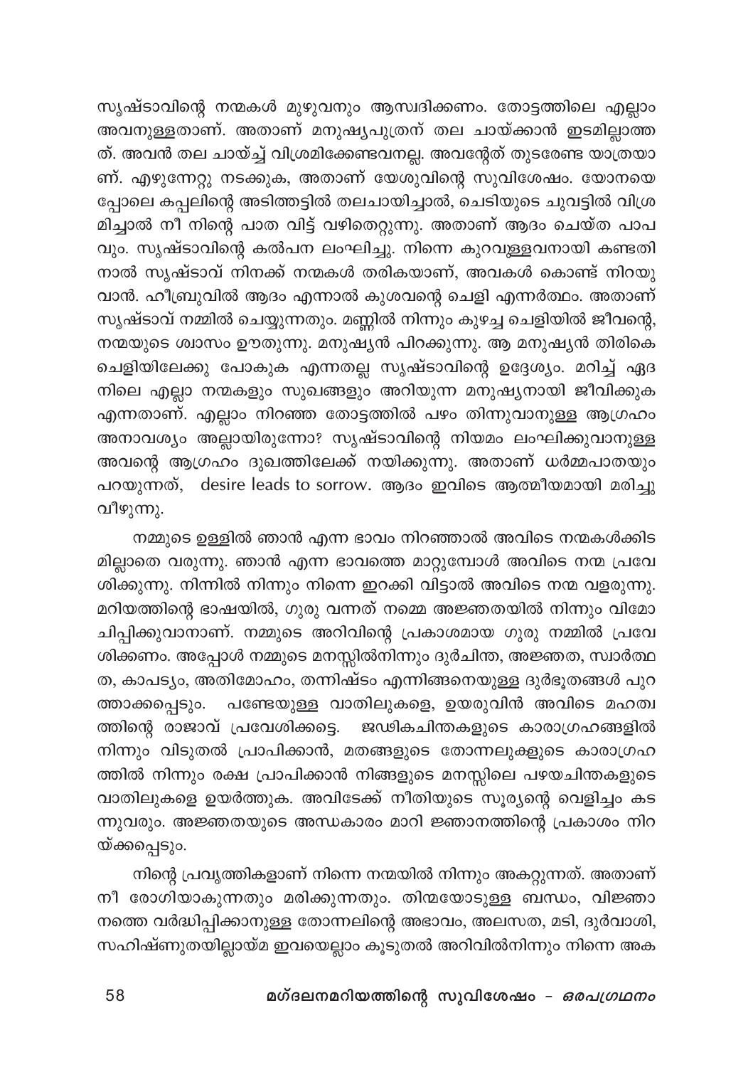സൃഷ്ടാവിന്റെ നന്മകൾ മുഴുവനും ആസ്വദിക്കണം. തോട്ടത്തിലെ എല്ലാം അവനുള്ളതാണ്. അതാണ് മനുഷ്യപുത്രന് തല ചായ്ക്കാൻ ഇടമില്ലാത്തത്. അവൻ തല ചായ്ച്ച് വിശ്രമിക്കേണ്ടവനല്ല. അവന്റേത് തുടരേണ്ട യാത്രയാണ്. എഴുന്നേറ്റു നടക്കുക, അതാണ് യേശുവിന്റെ സുവിശേഷം. യോനയെപ്പോലെ കപ്പലിന്റെ അടിത്തട്ടിൽ തലചായിച്ചാൽ, ചെടിയുടെ ചുവട്ടിൽ വിശ്രമിച്ചാൽ നീ നിന്റെ പാത വിട്ട് വഴിതെറ്റുന്നു. അതാണ് ആദം ചെയ്ത പാപവും. സൃഷ്ടാവിന്റെ കൽപന ലംഘിച്ചു. നിന്നെ കുറവുള്ളവനായി കണ്ടതിനാൽ സൃഷ്ടാവ് നിനക്ക് നന്മകൾ തരികയാണ്, അവകൾ കൊണ്ട് നിറയുവാൻ. ഹീബ്രുവിൽ ആദം എന്നാൽ കുശവന്റെ ചെളി എന്നർത്ഥം. അതാണ് സൃഷ്ടാവ് നമ്മിൽ ചെയ്യുന്നതും. മണ്ണിൽ നിന്നും കുഴച്ച ചെളിയിൽ ജീവന്റെ, നന്മയുടെ ശ്വാസം ഊതുന്നു. മനുഷ്യൻ പിറക്കുന്നു. ആ മനുഷ്യൻ തിരികെ ചെളിയിലേക്കു പോകുക എന്നതല്ല സൃഷ്ടാവിന്റെ ഉദ്ദേശ്യം. മറിച്ച് ഏദനിലെ എല്ലാ നന്മകളും സുഖങ്ങളും അറിയുന്ന മനുഷ്യനായി ജീവിക്കുക എന്നതാണ്. എല്ലാം നിറഞ്ഞ തോട്ടത്തിൽ പഴം തിന്നുവാനുള്ള ആഗ്രഹം അനാവശ്യം അല്ലായിരുന്നോ? സൃഷ്ടാവിന്റെ നിയമം ലംഘിക്കുവാനുള്ള അവന്റെ ആഗ്രഹം ദുഖത്തിലേക്ക് നയിക്കുന്നു. അതാണ് ധർമ്മപാതയും പറയുന്നത്, desire leads to sorrow. ആദം ഇവിടെ ആത്മീയമായി മരിച്ചു വീഴുന്നു.

നമ്മുടെ ഉള്ളിൽ ഞാൻ എന്ന ഭാവം നിറഞ്ഞാൽ അവിടെ നന്മകൾക്കിടമില്ലാതെ വരുന്നു. ഞാൻ എന്ന ഭാവത്തെ മാറ്റുമ്പോൾ അവിടെ നന്മ പ്രവേശിക്കുന്നു. നിന്നിൽ നിന്നും നിന്നെ ഇറക്കി വിട്ടാൽ അവിടെ നന്മ വളരുന്നു. മറിയത്തിന്റെ ഭാഷയിൽ, ഗുരു വന്നത് നമ്മെ അജ്ഞതയിൽ നിന്നും വിമോചിപ്പിക്കുവാനാണ്. നമ്മുടെ അറിവിന്റെ പ്രകാശമായ ഗുരു നമ്മിൽ പ്രവേശിക്കണം. അപ്പോൾ നമ്മുടെ മനസ്സിൽനിന്നും ദുർചിന്ത, അജ്ഞത, സ്വാർത്ഥത, കാപട്യം, അതിമോഹം, തന്നിഷ്ടം എന്നിങ്ങനെയുള്ള ദുർഭൂതങ്ങൾ പുറത്താക്കപ്പെടും. പണ്ടേയുള്ള വാതിലുകളെ, ഉയരുവിൻ അവിടെ മഹത്വത്തിന്റെ രാജാവ് പ്രവേശിക്കട്ടെ. ജഢികചിന്തകളുടെ കാരാഗ്രഹങ്ങളിൽ നിന്നും വിടുതൽ പ്രാപിക്കാൻ, മതങ്ങളുടെ തോന്നലുക്കളുടെ കാരാഗ്രഹത്തിൽ നിന്നും രക്ഷ പ്രാപിക്കാൻ നിങ്ങളുടെ മനസ്സിലെ പഴയചിന്തകളുടെ വാതിലുകളെ ഉയർത്തുക. അവിടേക്ക് നീതിയുടെ സൂര്യന്റെ വെളിച്ചം കടന്നുവരും. അജ്ഞതയുടെ അന്ധകാരം മാറി ജ്ഞാനത്തിന്റെ പ്രകാശം നിറയ്ക്കപ്പെടും.

നിന്റെ പ്രവൃത്തികളാണ് നിന്നെ നന്മയിൽ നിന്നും അകറ്റുന്നത്. അതാണ് നീ രോഗിയാകുന്നതും മരിക്കുന്നതും. തിന്മയോടുള്ള ബന്ധം, വിജ്ഞാനത്തെ വർദ്ധിപ്പിക്കാനുള്ള തോന്നലിന്റെ അഭാവം, അലസത, മടി, ദുർവാശി, സഹിഷ്ണുതയില്ലായ്മ ഇവയെല്ലാം കൂടുതൽ അറിവിൽനിന്നും നിന്നെ അക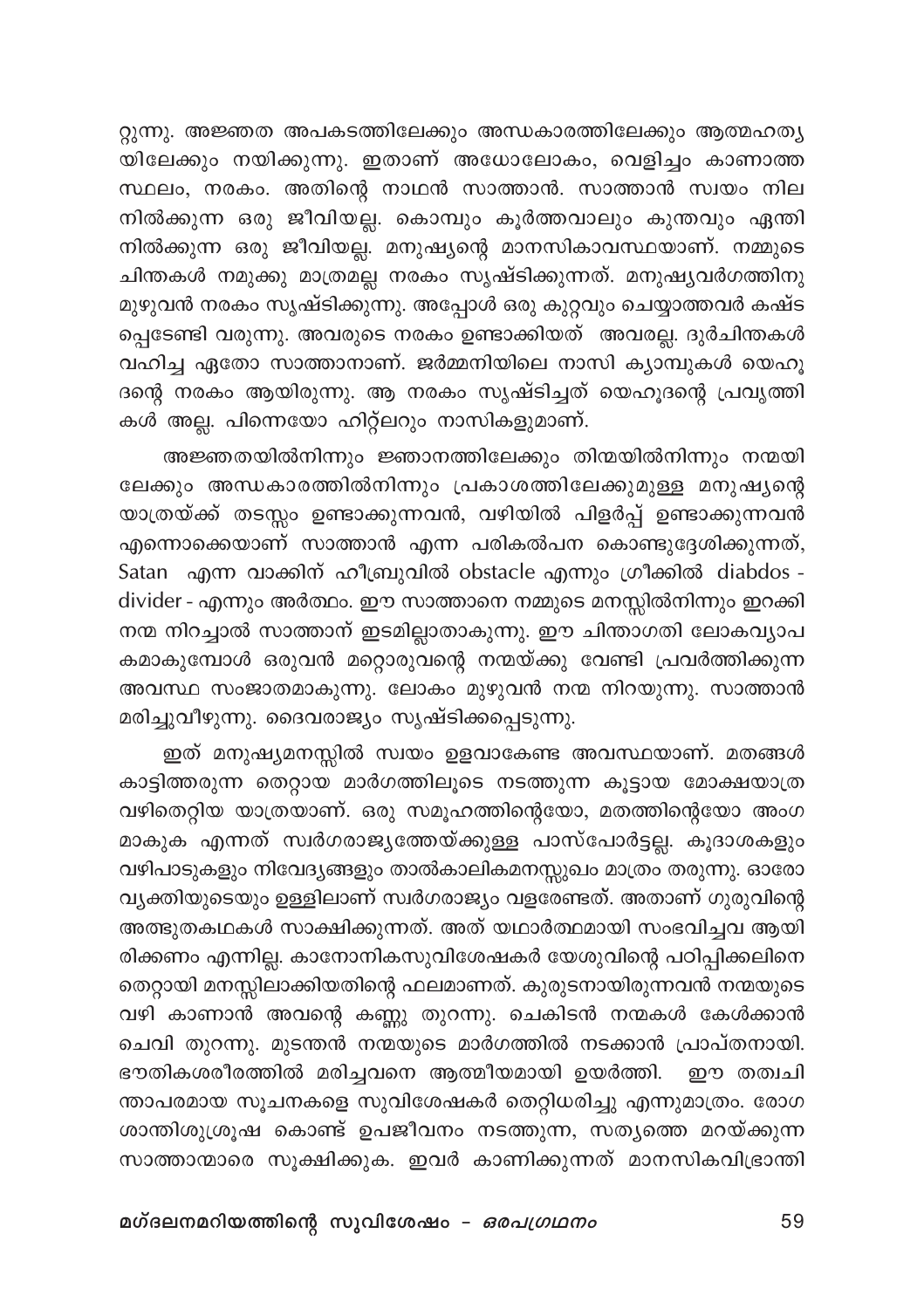റ്റുന്നു. അജ്ഞത അപകടത്തിലേക്കും അന്ധകാരത്തിലേക്കും ആത്മഹത്യയിലേക്കും നയിക്കുന്നു. ഇതാണ് അധോലോകം, വെളിച്ചം കാണാത്ത സ്ഥലം, നരകം. അതിന്റെ നാഥൻ സാത്താൻ. സാത്താൻ സ്വയം നിലനിൽക്കുന്ന ഒരു ജീവിയല്ല. കൊമ്പും കൂർത്തവാലും കുന്തവും ഏന്തി നിൽക്കുന്ന ഒരു ജീവിയല്ല. മനുഷ്യന്റെ മാനസികാവസ്ഥയാണ്. നമ്മുടെ ചിന്തകൾ നമുക്കു മാത്രമല്ല നരകം സൃഷ്ടിക്കുന്നത്. മനുഷ്യവർഗത്തിനു മുഴുവൻ നരകം സൃഷ്ടിക്കുന്നു. അപ്പോൾ ഒരു കുറ്റവും ചെയ്യാത്തവർ കഷ്ടപ്പെടേണ്ടി വരുന്നു. അവരുടെ നരകം ഉണ്ടാക്കിയത് അവരല്ല. ദുർചിന്തകൾ വഹിച്ച ഏതോ സാത്താനാണ്. ജർമ്മനിയിലെ നാസി ക്യാമ്പുകൾ യെഹൂദന്റെ നരകം ആയിരുന്നു. ആ നരകം സൃഷ്ടിച്ചത് യെഹൂദന്റെ പ്രവൃത്തികൾ അല്ല. പിന്നെയോ ഹിറ്റ്ലറും നാസികളുമാണ്.

അജ്ഞതയിൽനിന്നും ജ്ഞാനത്തിലേക്കും തിന്മയിൽനിന്നും നന്മയിലേക്കും അന്ധകാരത്തിൽനിന്നും പ്രകാശത്തിലേക്കുമുള്ള മനുഷ്യന്റെ യാത്രയ്ക്ക് തടസ്സം ഉണ്ടാക്കുന്നവൻ, വഴിയിൽ പിളർപ്പ് ഉണ്ടാക്കുന്നവൻ എന്നൊക്കെയാണ് സാത്താൻ എന്ന പരികൽപന കൊണ്ടുദ്ദേശിക്കുന്നത്, Satan എന്ന വാക്കിന് ഹീബ്രുവിൽ obstacle എന്നും ഗ്രീക്കിൽ diabdos - divider - എന്നും അർത്ഥം. ഈ സാത്താനെ നമ്മുടെ മനസ്സിൽനിന്നും ഇറക്കി നന്മ നിറച്ചാൽ സാത്താന് ഇടമില്ലാതാകുന്നു. ഈ ചിന്താഗതി ലോകവ്യാപകമാകുമ്പോൾ ഒരുവൻ മറ്റൊരുവന്റെ നന്മയ്ക്കു വേണ്ടി പ്രവർത്തിക്കുന്ന അവസ്ഥ സംജാതമാകുന്നു. ലോകം മുഴുവൻ നന്മ നിറയുന്നു. സാത്താൻ മരിച്ചുവീഴുന്നു. ദൈവരാജ്യം സൃഷ്ടിക്കപ്പെടുന്നു.

ഇത് മനുഷ്യമനസ്സിൽ സ്വയം ഉളവാകേണ്ട അവസ്ഥയാണ്. മതങ്ങൾ കാട്ടിത്തരുന്ന തെറ്റായ മാർഗത്തിലൂടെ നടത്തുന്ന കൂട്ടായ മോക്ഷയാത്ര വഴിതെറ്റിയ യാത്രയാണ്. ഒരു സമൂഹത്തിന്റെയോ, മതത്തിന്റെയോ അംഗമാകുക എന്നത് സ്വർഗരാജ്യത്തേയ്ക്കുള്ള പാസ്പോർട്ടല്ല. കൂദാശകളും വഴിപാടുകളും നിവേദ്യങ്ങളും താൽകാലികമനസ്സുഖം മാത്രം തരുന്നു. ഓരോ വ്യക്തിയുടെയും ഉള്ളിലാണ് സ്വർഗരാജ്യം വളരേണ്ടത്. അതാണ് ഗുരുവിന്റെ അത്ഭുതകഥകൾ സാക്ഷിക്കുന്നത്. അത് യഥാർത്ഥമായി സംഭവിച്ചവ ആയിരിക്കണം എന്നില്ല. കാനോനികസുവിശേഷകർ യേശുവിന്റെ പഠിപ്പിക്കലിനെ തെറ്റായി മനസ്സിലാക്കിയതിന്റെ ഫലമാണത്. കുരുടനായിരുന്നവൻ നന്മയുടെ വഴി കാണാൻ അവന്റെ കണ്ണു തുറന്നു. ചെകിടൻ നന്മകൾ കേൾക്കാൻ ചെവി തുറന്നു. മുടന്തൻ നന്മയുടെ മാർഗത്തിൽ നടക്കാൻ പ്രാപ്തനായി. ഭൗതികശരീരത്തിൽ മരിച്ചവനെ ആത്മീയമായി ഉയർത്തി. ഈ തത്വചിന്താപരമായ സൂചനകളെ സുവിശേഷകർ തെറ്റിധരിച്ചു എന്നുമാത്രം. രോഗശാന്തിശുശ്രൂഷ കൊണ്ട് ഉപജീവനം നടത്തുന്ന, സത്യത്തെ മറയ്ക്കുന്ന സാത്താന്മാരെ സൂക്ഷിക്കുക. ഇവർ കാണിക്കുന്നത് മാനസികവിഭ്രാന്തി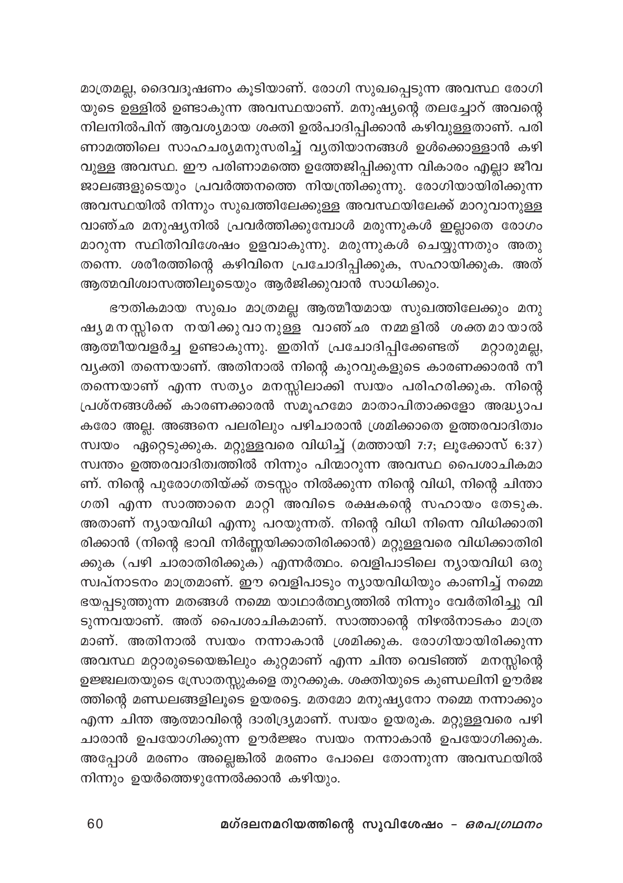മാത്രമല്ല, ദൈവദൂഷണം കൂടിയാണ്. രോഗി സുഖപ്പെടുന്ന അവസ്ഥ രോഗിയുടെ ഉള്ളിൽ ഉണ്ടാകുന്ന അവസ്ഥയാണ്. മനുഷ്യന്റെ തലച്ചോറ് അവന്റെ നിലനിൽപിന് ആവശ്യമായ ശക്തി ഉൽപാദിപ്പിക്കാൻ കഴിവുള്ളതാണ്. പരിണാമത്തിലെ സാഹചര്യമനുസരിച്ച് വ്യതിയാനങ്ങൾ ഉൾക്കൊള്ളാൻ കഴിവുള്ള അവസ്ഥ. ഈ പരിണാമത്തെ ഉത്തേജിപ്പിക്കുന്ന വികാരം എല്ലാ ജീവജാലങ്ങളുടെയും പ്രവർത്തനത്തെ നിയന്ത്രിക്കുന്നു. രോഗിയായിരിക്കുന്ന അവസ്ഥയിൽ നിന്നും സുഖത്തിലേക്കുള്ള അവസ്ഥയിലേക്ക് മാറുവാനുള്ള വാഞ്ഛ മനുഷ്യനിൽ പ്രവർത്തിക്കുമ്പോൾ മരുന്നുകൾ ഇല്ലാതെ രോഗം മാറുന്ന സ്ഥിതിവിശേഷം ഉളവാകുന്നു. മരുന്നുകൾ ചെയ്യുന്നതും അതു തന്നെ. ശരീരത്തിന്റെ കഴിവിനെ പ്രചോദിപ്പിക്കുക, സഹായിക്കുക. അത് ആത്മവിശ്വാസത്തിലൂടെയും ആർജിക്കുവാൻ സാധിക്കും.

ഭൗതികമായ സുഖം മാത്രമല്ല ആത്മീയമായ സുഖത്തിലേക്കും മനുഷ്യമനസ്സിനെ നയിക്കുവാനുള്ള വാഞ്ഛ നമ്മളിൽ ശക്തമായാൽ ആത്മീയവളർച്ച ഉണ്ടാകുന്നു. ഇതിന് പ്രചോദിപ്പിക്കേണ്ടത് മറ്റാരുമല്ല, വ്യക്തി തന്നെയാണ്. അതിനാൽ നിന്റെ കുറവുകളുടെ കാരണക്കാരൻ നീ തന്നെയാണ് എന്ന സത്യം മനസ്സിലാക്കി സ്വയം പരിഹരിക്കുക. നിന്റെ പ്രശ്നങ്ങൾക്ക് കാരണക്കാരൻ സമൂഹമോ മാതാപിതാക്കളോ അദ്ധ്യാപകരോ അല്ല. അങ്ങനെ പലരിലും പഴിചാരാൻ ശ്രമിക്കാതെ ഉത്തരവാദിത്വം സ്വയം ഏറ്റെടുക്കുക. മറ്റുള്ളവരെ വിധിച്ച് (മത്തായി 7:7; ലൂക്കോസ് 6:37) സ്വന്തം ഉത്തരവാദിത്വത്തിൽ നിന്നും പിന്മാറുന്ന അവസ്ഥ പൈശാചികമാണ്. നിന്റെ പുരോഗതിയ്ക്ക് തടസ്സം നിൽക്കുന്ന നിന്റെ വിധി, നിന്റെ ചിന്താഗതി എന്ന സാത്താനെ മാറ്റി അവിടെ രക്ഷകന്റെ സഹായം തേടുക. അതാണ് ന്യായവിധി എന്നു പറയുന്നത്. നിന്റെ വിധി നിന്നെ വിധിക്കാതിരിക്കാൻ (നിന്റെ ഭാവി നിർണ്ണയിക്കാതിരിക്കാൻ) മറ്റുള്ളവരെ വിധിക്കാതിരിക്കുക (പഴി ചാരാതിരിക്കുക) എന്നർത്ഥം. വെളിപാടിലെ ന്യായവിധി ഒരു സ്വപ്നാടനം മാത്രമാണ്. ഈ വെളിപാടും ന്യായവിധിയും കാണിച്ച് നമ്മെ ഭയപ്പെടുത്തുന്ന മതങ്ങൾ നമ്മെ യാഥാർത്ഥ്യത്തിൽ നിന്നും വേർതിരിച്ചു വിടുന്നവയാണ്. അത് പൈശാചികമാണ്. സാത്താന്റെ നിഴൽനാടകം മാത്രമാണ്. അതിനാൽ സ്വയം നന്നാകാൻ ശ്രമിക്കുക. രോഗിയായിരിക്കുന്ന അവസ്ഥ മറ്റാരുടെയെങ്കിലും കുറ്റമാണ് എന്ന ചിന്ത വെടിഞ്ഞ് മനസ്സിന്റെ ഉജ്ജ്വലതയുടെ സ്രോതസ്സുകളെ തുറക്കുക. ശക്തിയുടെ കുണ്ഡലിനി ഊർജ്ജത്തിന്റെ മണ്ഡലങ്ങളിലൂടെ ഉയരട്ടെ. മതമോ മനുഷ്യനോ നമ്മെ നന്നാക്കും എന്ന ചിന്ത ആത്മാവിന്റെ ദാരിദ്ര്യമാണ്. സ്വയം ഉയരുക. മറ്റുള്ളവരെ പഴിചാരാൻ ഉപയോഗിക്കുന്ന ഊർജ്ജം സ്വയം നന്നാകാൻ ഉപയോഗിക്കുക. അപ്പോൾ മരണം അല്ലെങ്കിൽ മരണം പോലെ തോന്നുന്ന അവസ്ഥയിൽ നിന്നും ഉയർത്തെഴുന്നേൽക്കാൻ കഴിയും.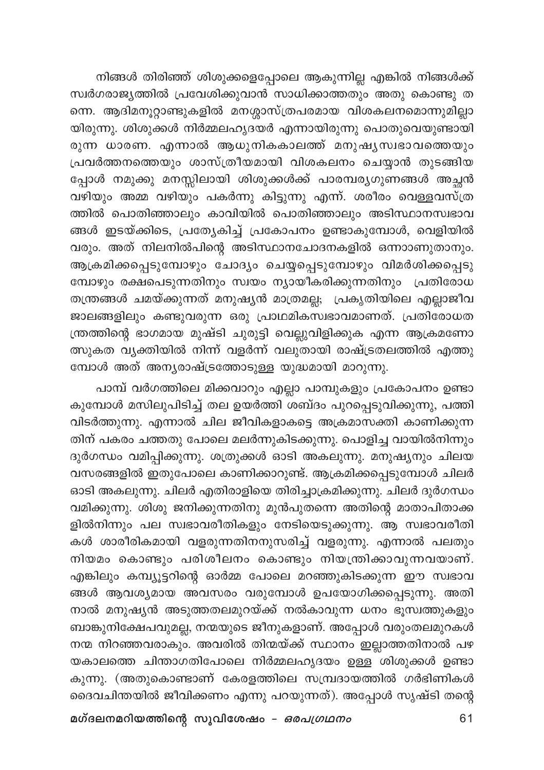നിങ്ങൾ തിരിഞ്ഞ് ശിശുക്കളെപ്പോലെ ആകുന്നില്ല എങ്കിൽ നിങ്ങൾക്ക് സ്വർഗരാജ്യത്തിൽ പ്രവേശിക്കുവാൻ സാധിക്കാത്തതും അതു കൊണ്ടു തന്നെ. ആദിമനൂറ്റാണ്ടുകളിൽ മനശ്ശാസ്ത്രപരമായ വിശകലനമൊന്നുമില്ലായിരുന്നു. ശിശുക്കൾ നിർമ്മലഹൃദയർ എന്നായിരുന്നു പൊതുവെയുണ്ടായിരുന്ന ധാരണ. എന്നാൽ ആധുനികകാലത്ത് മനുഷ്യസ്വഭാവത്തെയും പ്രവർത്തനത്തെയും ശാസ്ത്രീയമായി വിശകലനം ചെയ്യാൻ തുടങ്ങിയപ്പോൾ നമുക്കു മനസ്സിലായി ശിശുക്കൾക്ക് പാരമ്പര്യഗുണങ്ങൾ അച്ഛൻ വഴിയും അമ്മ വഴിയും പകർന്നു കിട്ടുന്നു എന്ന്. ശരീരം വെള്ളവസ്ത്രത്തിൽ പൊതിഞ്ഞാലും കാവിയിൽ പൊതിഞ്ഞാലും അടിസ്ഥാനസ്വഭാവങ്ങൾ ഇടയ്ക്കിടെ, പ്രത്യേകിച്ച് പ്രകോപനം ഉണ്ടാകുമ്പോൾ, വെളിയിൽ വരും. അത് നിലനിൽപിന്റെ അടിസ്ഥാനചോദനകളിൽ ഒന്നാണുതാനും. ആക്രമിക്കപ്പെടുമ്പോഴും ചോദ്യം ചെയ്യപ്പെടുമ്പോഴും വിമർശിക്കപ്പെടുമ്പോഴും രക്ഷപെടുന്നതിനും സ്വയം ന്യായീകരിക്കുന്നതിനും പ്രതിരോധതന്ത്രങ്ങൾ ചമയ്ക്കുന്നത് മനുഷ്യൻ മാത്രമല്ല; പ്രകൃതിയിലെ എല്ലാജീവജാലങ്ങളിലും കണ്ടുവരുന്ന ഒരു പ്രാഥമികസ്വഭാവമാണത്. പ്രതിരോധതന്ത്രത്തിന്റെ ഭാഗമായ മുഷ്ടി ചുരുട്ടി വെല്ലുവിളിക്കുക എന്ന ആക്രമണോത്സുകത വ്യക്തിയിൽ നിന്ന് വളർന്ന് വലുതായി രാഷ്ട്രതലത്തിൽ എത്തുമ്പോൾ അത് അന്യരാഷ്ട്രത്തോടുള്ള യുദ്ധമായി മാറുന്നു.

പാമ്പ് വർഗത്തിലെ മിക്കവാറും എല്ലാ പാമ്പുകളും പ്രകോപനം ഉണ്ടാകുമ്പോൾ മസിലുപിടിച്ച് തല ഉയർത്തി ശബ്ദം പുറപ്പെടുവിക്കുന്നു, പത്തി വിടർത്തുന്നു. എന്നാൽ ചില ജീവികളാകട്ടെ അക്രമാസക്തി കാണിക്കുന്നതിന് പകരം ചത്തതു പോലെ മലർന്നുകിടക്കുന്നു. പൊളിച്ച വായിൽനിന്നും ദുർഗന്ധം വമിപ്പിക്കുന്നു. ശത്രുക്കൾ ഓടി അകലുന്നു. മനുഷ്യനും ചിലയവസരങ്ങളിൽ ഇതുപോലെ കാണിക്കാറുണ്ട്. ആക്രമിക്കപ്പെടുമ്പോൾ ചിലർ ഓടി അകലുന്നു. ചിലർ എതിരാളിയെ തിരിച്ചാക്രമിക്കുന്നു. ചിലർ ദുർഗന്ധം വമിക്കുന്നു. ശിശു ജനിക്കുന്നതിനു മുൻപുതന്നെ അതിന്റെ മാതാപിതാക്കളിൽനിന്നും പല സ്വഭാവരീതികളും നേടിയെടുക്കുന്നു. ആ സ്വഭാവരീതികൾ ശാരീരികമായി വളരുന്നതിനനുസരിച്ച് വളരുന്നു. എന്നാൽ പലതും നിയമം കൊണ്ടും പരിശീലനം കൊണ്ടും നിയന്ത്രിക്കാവുന്നവയാണ്. എങ്കിലും കമ്പ്യൂട്ടറിന്റെ ഓർമ്മ പോലെ മറഞ്ഞുകിടക്കുന്ന ഈ സ്വഭാവങ്ങൾ ആവശ്യമായ അവസരം വരുമ്പോൾ ഉപയോഗിക്കപ്പെടുന്നു. അതിനാൽ മനുഷ്യൻ അടുത്തതലമുറയ്ക്ക് നൽകാവുന്ന ധനം ഭൂസ്വത്തുകളും ബാങ്കുനിക്ഷേപവുമല്ല, നന്മയുടെ ജീനുകളാണ്. അപ്പോൾ വരുംതലമുറകൾ നന്മ നിറഞ്ഞവരാകും. അവരിൽ തിന്മയ്ക്ക് സ്ഥാനം ഇല്ലാത്തതിനാൽ പഴയകാലത്തെ ചിന്താഗതിപോലെ നിർമ്മലഹൃദയം ഉള്ള ശിശുക്കൾ ഉണ്ടാകുന്നു. (അതുകൊണ്ടാണ് കേരളത്തിലെ സമ്പ്രദായത്തിൽ ഗർഭിണികൾ ദൈവചിന്തയിൽ ജീവിക്കണം എന്നു പറയുന്നത്). അപ്പോൾ സൃഷ്ടി തന്റെ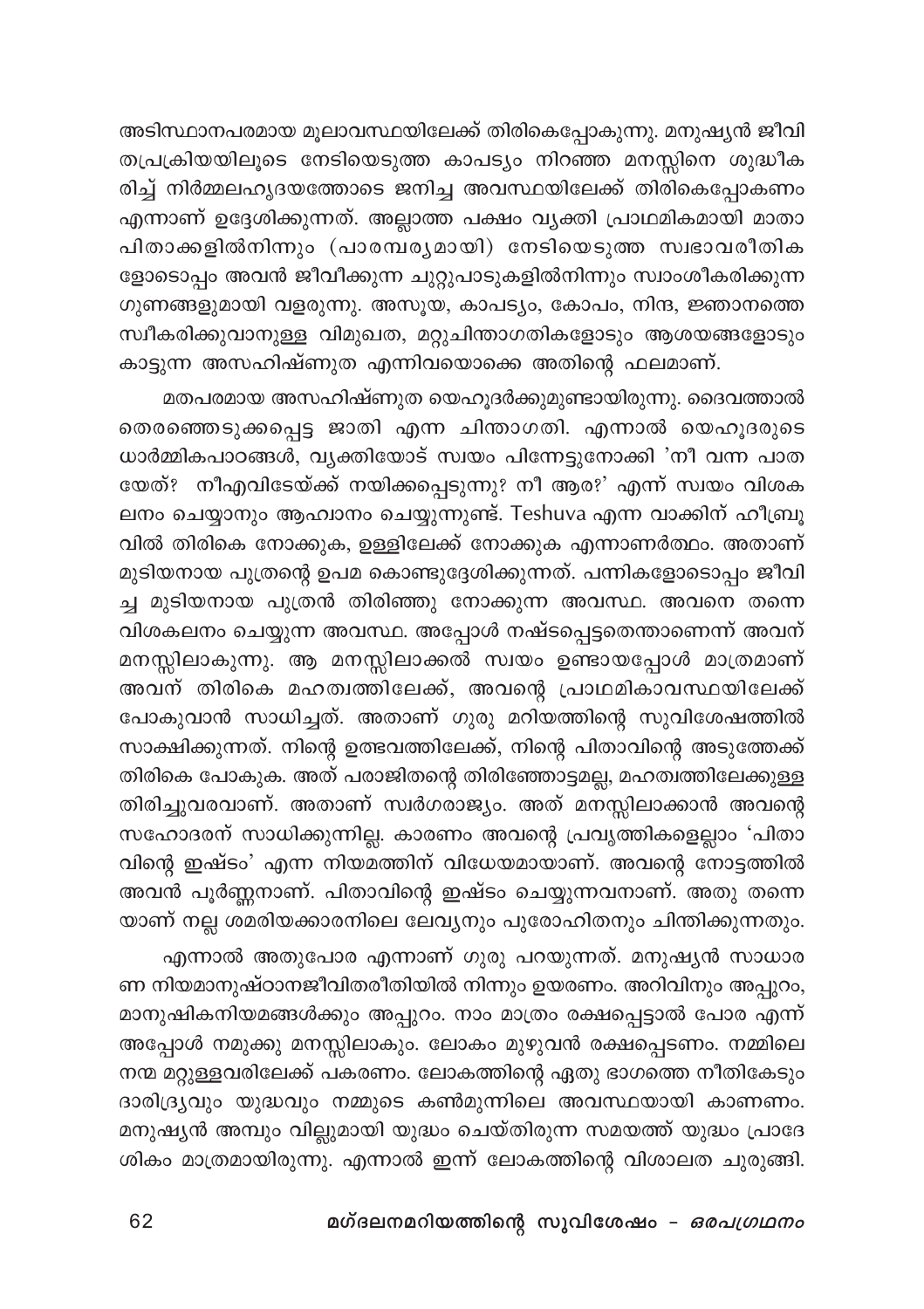അടിസ്ഥാനപരമായ മൂലാവസ്ഥയിലേക്ക് തിരികെപ്പോകുന്നു. മനുഷ്യൻ ജീവിതപ്രക്രിയയിലൂടെ നേടിയെടുത്ത കാപട്യം നിറഞ്ഞ മനസ്സിനെ ശുദ്ധീകരിച്ച് നിർമ്മലഹൃദയത്തോടെ ജനിച്ച അവസ്ഥയിലേക്ക് തിരികെപ്പോകണം എന്നാണ് ഉദ്ദേശിക്കുന്നത്. അല്ലാത്ത പക്ഷം വ്യക്തി പ്രാഥമികമായി മാതാപിതാക്കളിൽനിന്നും (പാരമ്പര്യമായി) നേടിയെടുത്ത സ്വഭാവരീതികളോടൊപ്പം അവൻ ജീവീക്കുന്ന ചുറ്റുപാടുകളിൽനിന്നും സ്വാംശീകരിക്കുന്ന ഗുണങ്ങളുമായി വളരുന്നു. അസൂയ, കാപട്യം, കോപം, നിന്ദ, ജ്ഞാനത്തെ സ്വീകരിക്കുവാനുള്ള വിമുഖത, മറ്റുചിന്താഗതികളോടും ആശയങ്ങളോടും കാട്ടുന്ന അസഹിഷ്ണുത എന്നിവയൊക്കെ അതിന്റെ ഫലമാണ്.

മതപരമായ അസഹിഷ്ണുത യെഹൂദർക്കുമുണ്ടായിരുന്നു. ദൈവത്താൽ തെരഞ്ഞെടുക്കപ്പെട്ട ജാതി എന്ന ചിന്താഗതി. എന്നാൽ യെഹൂദരുടെ ധാർമ്മികപാഠങ്ങൾ, വ്യക്തിയോട് സ്വയം പിന്നേട്ടുനോക്കി 'നീ വന്ന പാതയേത്? നീഎവിടേയ്ക്ക് നയിക്കപ്പെടുന്നു? നീ ആര?' എന്ന് സ്വയം വിശകലനം ചെയ്യാനും ആഹ്വാനം ചെയ്യുന്നുണ്ട്. Teshuva എന്ന വാക്കിന് ഹീബ്രൂവിൽ തിരികെ നോക്കുക, ഉള്ളിലേക്ക് നോക്കുക എന്നാണർത്ഥം. അതാണ് മുടിയനായ പുത്രന്റെ ഉപമ കൊണ്ടുദ്ദേശിക്കുന്നത്. പന്നികളോടൊപ്പം ജീവിച്ച മുടിയനായ പുത്രൻ തിരിഞ്ഞു നോക്കുന്ന അവസ്ഥ. അവനെ തന്നെ വിശകലനം ചെയ്യുന്ന അവസ്ഥ. അപ്പോൾ നഷ്ടപ്പെട്ടതെന്താണെന്ന് അവന് മനസ്സിലാകുന്നു. ആ മനസ്സിലാക്കൽ സ്വയം ഉണ്ടായപ്പോൾ മാത്രമാണ് അവന് തിരികെ മഹത്വത്തിലേക്ക്, അവന്റെ പ്രാഥമികാവസ്ഥയിലേക്ക് പോകുവാൻ സാധിച്ചത്. അതാണ് ഗുരു മറിയത്തിന്റെ സുവിശേഷത്തിൽ സാക്ഷിക്കുന്നത്. നിന്റെ ഉത്ഭവത്തിലേക്ക്, നിന്റെ പിതാവിന്റെ അടുത്തേക്ക് തിരികെ പോകുക. അത് പരാജിതന്റെ തിരിഞ്ഞോട്ടമല്ല, മഹത്വത്തിലേക്കുള്ള തിരിച്ചുവരവാണ്. അതാണ് സ്വർഗരാജ്യം. അത് മനസ്സിലാക്കാൻ അവന്റെ സഹോദരന് സാധിക്കുന്നില്ല. കാരണം അവന്റെ പ്രവൃത്തികളെല്ലാം 'പിതാവിന്റെ ഇഷ്ടം' എന്ന നിയമത്തിന് വിധേയമായാണ്. അവന്റെ നോട്ടത്തിൽ അവൻ പൂർണ്ണനാണ്. പിതാവിന്റെ ഇഷ്ടം ചെയ്യുന്നവനാണ്. അതു തന്നെയാണ് നല്ല ശമരിയക്കാരനിലെ ലേവ്യനും പുരോഹിതനും ചിന്തിക്കുന്നതും.

എന്നാൽ അതുപോര എന്നാണ് ഗുരു പറയുന്നത്. മനുഷ്യൻ സാധാരണ നിയമാനുഷ്ഠാനജീവിതരീതിയിൽ നിന്നും ഉയരണം. അറിവിനും അപ്പുറം, മാനുഷികനിയമങ്ങൾക്കും അപ്പുറം. നാം മാത്രം രക്ഷപ്പെട്ടാൽ പോര എന്ന് അപ്പോൾ നമുക്കു മനസ്സിലാകും. ലോകം മുഴുവൻ രക്ഷപ്പെടണം. നമ്മിലെ നന്മ മറ്റുള്ളവരിലേക്ക് പകരണം. ലോകത്തിന്റെ ഏതു ഭാഗത്തെ നീതികേടും ദാരിദ്ര്യവും യുദ്ധവും നമ്മുടെ കൺമുന്നിലെ അവസ്ഥയായി കാണണം. മനുഷ്യൻ അമ്പും വില്ലുമായി യുദ്ധം ചെയ്തിരുന്ന സമയത്ത് യുദ്ധം പ്രാദേശികം മാത്രമായിരുന്നു. എന്നാൽ ഇന്ന് ലോകത്തിന്റെ വിശാലത ചുരുങ്ങി.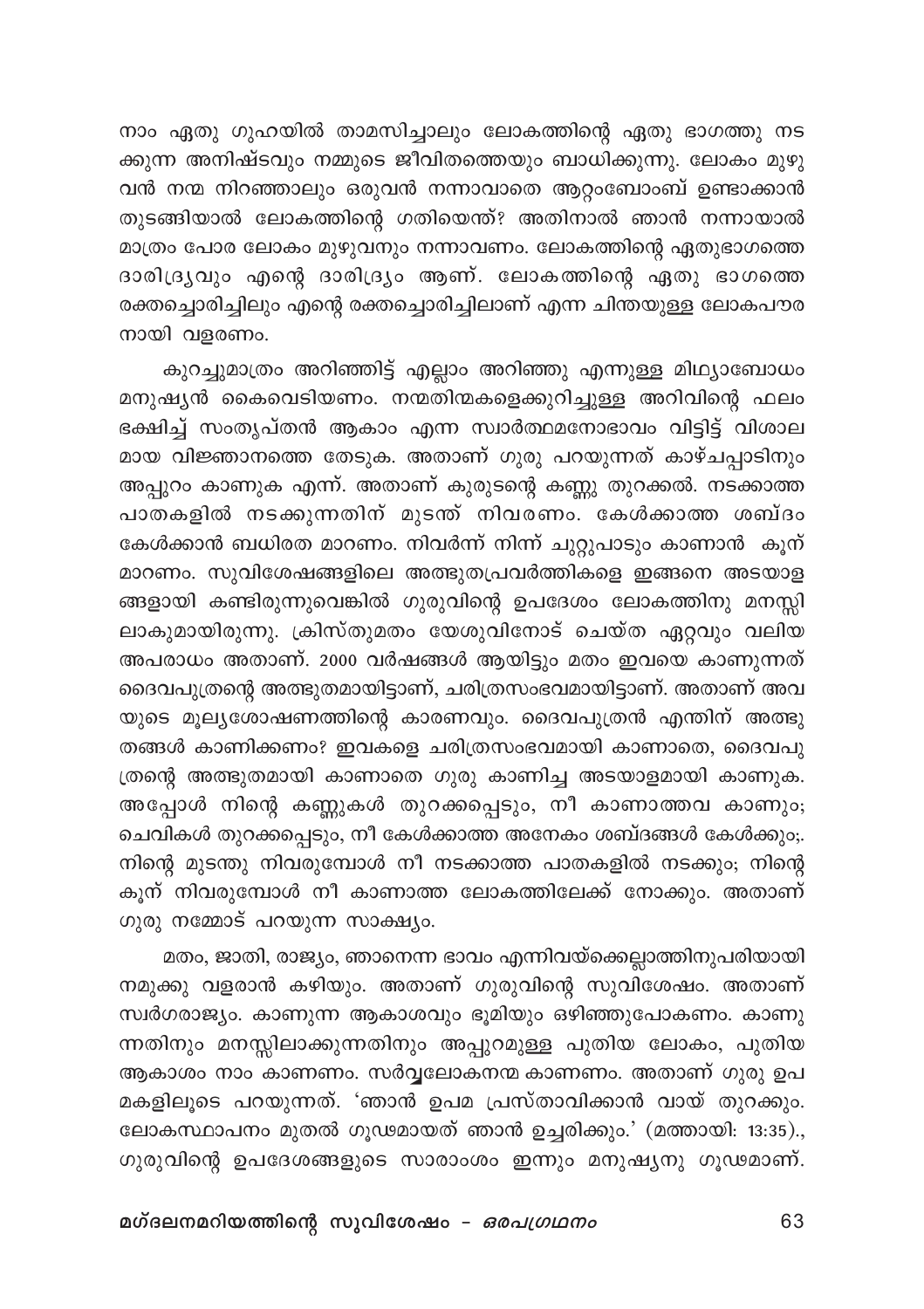നാം ഏതു ഗുഹയിൽ താമസിച്ചാലും ലോകത്തിന്റെ ഏതു ഭാഗത്തു നടക്കുന്ന അനിഷ്ടവും നമ്മുടെ ജീവിതത്തെയും ബാധിക്കുന്നു. ലോകം മുഴുവൻ നന്മ നിറഞ്ഞാലും ഒരുവൻ നന്നാവാതെ ആറ്റംബോംബ് ഉണ്ടാക്കാൻ തുടങ്ങിയാൽ ലോകത്തിന്റെ ഗതിയെന്ത്? അതിനാൽ ഞാൻ നന്നായാൽ മാത്രം പോര ലോകം മുഴുവനും നന്നാവണം. ലോകത്തിന്റെ ഏതുഭാഗത്തെ ദാരിദ്ര്യവും എന്റെ ദാരിദ്ര്യം ആണ്. ലോകത്തിന്റെ ഏതു ഭാഗത്തെ രക്തച്ചൊരിച്ചിലും എന്റെ രക്തച്ചൊരിച്ചിലാണ് എന്ന ചിന്തയുള്ള ലോകപൗരനായി വളരണം.

കുറച്ചുമാത്രം അറിഞ്ഞിട്ട് എല്ലാം അറിഞ്ഞു എന്നുള്ള മിഥ്യാബോധം മനുഷ്യൻ കൈവെടിയണം. നന്മതിന്മകളെക്കുറിച്ചുള്ള അറിവിന്റെ ഫലം ഭക്ഷിച്ച് സംതൃപ്തൻ ആകാം എന്ന സ്വാർത്ഥമനോഭാവം വിട്ടിട്ട് വിശാലമായ വിജ്ഞാനത്തെ തേടുക. അതാണ് ഗുരു പറയുന്നത് കാഴ്ചപ്പാടിനും അപ്പുറം കാണുക എന്ന്. അതാണ് കുരുടന്റെ കണ്ണു തുറക്കൽ. നടക്കാത്ത പാതകളിൽ നടക്കുന്നതിന് മുടന്ത് നിവരണം. കേൾക്കാത്ത ശബ്ദം കേൾക്കാൻ ബധിരത മാറണം. നിവർന്ന് നിന്ന് ചുറ്റുപാടും കാണാൻ കൂന് മാറണം. സുവിശേഷങ്ങളിലെ അത്ഭുതപ്രവർത്തികളെ ഇങ്ങനെ അടയാളങ്ങളായി കണ്ടിരുന്നുവെങ്കിൽ ഗുരുവിന്റെ ഉപദേശം ലോകത്തിനു മനസ്സിലാകുമായിരുന്നു. ക്രിസ്തുമതം യേശുവിനോട് ചെയ്ത ഏറ്റവും വലിയ അപരാധം അതാണ്. 2000 വർഷങ്ങൾ ആയിട്ടും മതം ഇവയെ കാണുന്നത് ദൈവപുത്രന്റെ അത്ഭുതമായിട്ടാണ്, ചരിത്രസംഭവമായിട്ടാണ്. അതാണ് അവയുടെ മൂല്യശോഷണത്തിന്റെ കാരണവും. ദൈവപുത്രൻ എന്തിന് അത്ഭുതങ്ങൾ കാണിക്കണം? ഇവകളെ ചരിത്രസംഭവമായി കാണാതെ, ദൈവപുത്രന്റെ അത്ഭുതമായി കാണാതെ ഗുരു കാണിച്ച അടയാളമായി കാണുക. അപ്പോൾ നിന്റെ കണ്ണുകൾ തുറക്കപ്പെടും, നീ കാണാത്തവ കാണും; ചെവികൾ തുറക്കപ്പെടും, നീ കേൾക്കാത്ത അനേകം ശബ്ദങ്ങൾ കേൾക്കും;. നിന്റെ മുടന്തു നിവരുമ്പോൾ നീ നടക്കാത്ത പാതകളിൽ നടക്കും; നിന്റെ കൂന് നിവരുമ്പോൾ നീ കാണാത്ത ലോകത്തിലേക്ക് നോക്കും. അതാണ് ഗുരു നമ്മോട് പറയുന്ന സാക്ഷ്യം.

മതം, ജാതി, രാജ്യം, ഞാനെന്ന ഭാവം എന്നിവയ്ക്കെല്ലാത്തിനുപരിയായി നമുക്കു വളരാൻ കഴിയും. അതാണ് ഗുരുവിന്റെ സുവിശേഷം. അതാണ് സ്വർഗരാജ്യം. കാണുന്ന ആകാശവും ഭൂമിയും ഒഴിഞ്ഞുപോകണം. കാണുന്നതിനും മനസ്സിലാക്കുന്നതിനും അപ്പുറമുള്ള പുതിയ ലോകം, പുതിയ ആകാശം നാം കാണണം. സർവ്വലോകനന്മ കാണണം. അതാണ് ഗുരു ഉപമകളിലൂടെ പറയുന്നത്. 'ഞാൻ ഉപമ പ്രസ്താവിക്കാൻ വായ് തുറക്കും. ലോകസ്ഥാപനം മുതൽ ഗൂഢമായത് ഞാൻ ഉച്ചരിക്കും.' (മത്തായി: 13:35)., ഗുരുവിന്റെ ഉപദേശങ്ങളുടെ സാരാംശം ഇന്നും മനുഷ്യനു ഗൂഢമാണ്.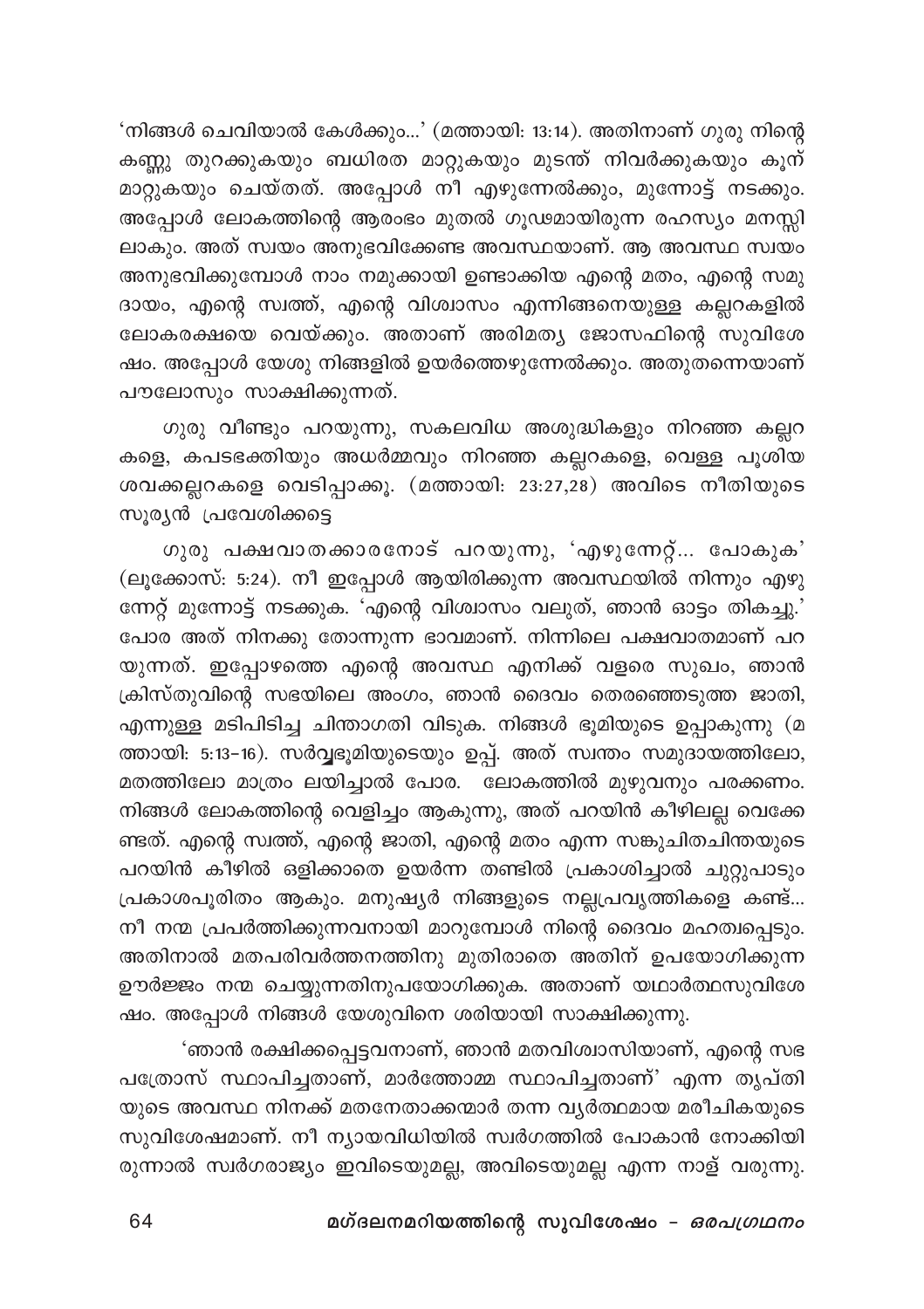'നിങ്ങൾ ചെവിയാൽ കേൾക്കും...' (മത്തായി: 13:14). അതിനാണ് ഗുരു നിന്റെ കണ്ണു തുറക്കുകയും ബധിരത മാറ്റുകയും മുടന്ത് നിവർക്കുകയും കൂന് മാറ്റുകയും ചെയ്തത്. അപ്പോൾ നീ എഴുന്നേൽക്കും, മുന്നോട്ട് നടക്കും. അപ്പോൾ ലോകത്തിന്റെ ആരംഭം മുതൽ ഗൂഢമായിരുന്ന രഹസ്യം മനസ്സിലാകും. അത് സ്വയം അനുഭവിക്കേണ്ട അവസ്ഥയാണ്. ആ അവസ്ഥ സ്വയം അനുഭവിക്കുമ്പോൾ നാം നമുക്കായി ഉണ്ടാക്കിയ എന്റെ മതം, എന്റെ സമുദായം, എന്റെ സ്വത്ത്, എന്റെ വിശ്വാസം എന്നിങ്ങനെയുള്ള കല്ലറകളിൽ ലോകരക്ഷയെ വെയ്ക്കും. അതാണ് അരിമത്യ ജോസഫിന്റെ സുവിശേഷം. അപ്പോൾ യേശു നിങ്ങളിൽ ഉയർത്തെഴുന്നേൽക്കും. അതുതന്നെയാണ് പൗലോസും സാക്ഷിക്കുന്നത്.

ഗുരു വീണ്ടും പറയുന്നു, സകലവിധ അശുദ്ധികളും നിറഞ്ഞ കല്ലറകളെ, കപടഭക്തിയും അധർമ്മവും നിറഞ്ഞ കല്ലറകളെ, വെള്ള പൂശിയ ശവക്കല്ലറകളെ വെടിപ്പാക്കൂ. (മത്തായി: 23:27,28) അവിടെ നീതിയുടെ സൂര്യൻ പ്രവേശിക്കട്ടെ

ഗുരു പക്ഷവാതക്കാരനോട് പറയുന്നു, 'എഴുന്നേറ്റ്... പോകുക' (ലൂക്കോസ്: 5:24). നീ ഇപ്പോൾ ആയിരിക്കുന്ന അവസ്ഥയിൽ നിന്നും എഴുന്നേറ്റ് മുന്നോട്ട് നടക്കുക. 'എന്റെ വിശ്വാസം വലുത്, ഞാൻ ഓട്ടം തികച്ചു.' പോര അത് നിനക്കു തോന്നുന്ന ഭാവമാണ്. നിന്നിലെ പക്ഷവാതമാണ് പറയുന്നത്. ഇപ്പോഴത്തെ എന്റെ അവസ്ഥ എനിക്ക് വളരെ സുഖം, ഞാൻ ക്രിസ്തുവിന്റെ സഭയിലെ അംഗം, ഞാൻ ദൈവം തെരഞ്ഞെടുത്ത ജാതി, എന്നുള്ള മടിപിടിച്ച ചിന്താഗതി വിടുക. നിങ്ങൾ ഭൂമിയുടെ ഉപ്പാകുന്നു (മത്തായി: 5:13–16). സർവ്വഭൂമിയുടെയും ഉപ്പ്. അത് സ്വന്തം സമുദായത്തിലോ, മതത്തിലോ മാത്രം ലയിച്ചാൽ പോര. ലോകത്തിൽ മുഴുവനും പരക്കണം. നിങ്ങൾ ലോകത്തിന്റെ വെളിച്ചം ആകുന്നു, അത് പറയിൻ കീഴിലല്ല വെക്കേണ്ടത്. എന്റെ സ്വത്ത്, എന്റെ ജാതി, എന്റെ മതം എന്ന സങ്കുചിതചിന്തയുടെ പറയിൻ കീഴിൽ ഒളിക്കാതെ ഉയർന്ന തണ്ടിൽ പ്രകാശിച്ചാൽ ചുറ്റുപാടും പ്രകാശപൂരിതം ആകും. മനുഷ്യർ നിങ്ങളുടെ നല്ലപ്രവൃത്തികളെ കണ്ട്... നീ നന്മ പ്രവർത്തിക്കുന്നവനായി മാറുമ്പോൾ നിന്റെ ദൈവം മഹത്വപ്പെടും. അതിനാൽ മതപരിവർത്തനത്തിനു മുതിരാതെ അതിന് ഉപയോഗിക്കുന്ന ഊർജ്ജം നന്മ ചെയ്യുന്നതിനുപയോഗിക്കുക. അതാണ് യഥാർത്ഥസുവിശേഷം. അപ്പോൾ നിങ്ങൾ യേശുവിനെ ശരിയായി സാക്ഷിക്കുന്നു.

'ഞാൻ രക്ഷിക്കപ്പെട്ടവനാണ്, ഞാൻ മതവിശ്വാസിയാണ്, എന്റെ സഭ പത്രോസ് സ്ഥാപിച്ചതാണ്, മാർത്തോമ്മ സ്ഥാപിച്ചതാണ്' എന്ന തൃപ്തിയുടെ അവസ്ഥ നിനക്ക് മതനേതാക്കന്മാർ തന്ന വ്യർത്ഥമായ മരീചികയുടെ സുവിശേഷമാണ്. നീ ന്യായവിധിയിൽ സ്വർഗത്തിൽ പോകാൻ നോക്കിയിരുന്നാൽ സ്വർഗരാജ്യം ഇവിടെയുമല്ല, അവിടെയുമല്ല എന്ന നാള് വരുന്നു.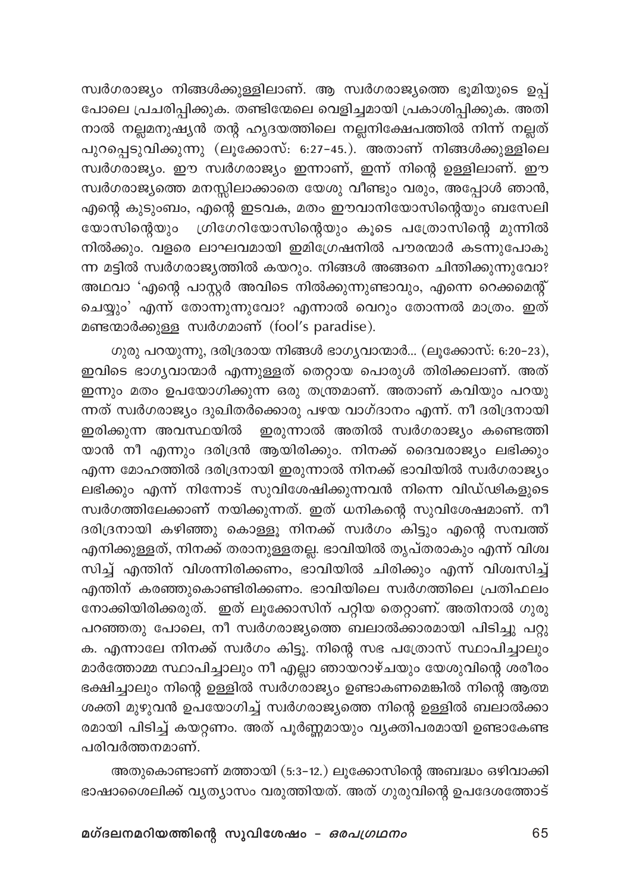സ്വർഗരാജ്യം നിങ്ങൾക്കുള്ളിലാണ്. ആ സ്വർഗരാജ്യത്തെ ഭൂമിയുടെ ഉപ്പ് പോലെ പ്രചരിപ്പിക്കുക. തണ്ടിന്മേലെ വെളിച്ചമായി പ്രകാശിപ്പിക്കുക. അതിനാൽ നല്ലമനുഷ്യൻ തന്റെ ഹൃദയത്തിലെ നല്ലനിക്ഷേപത്തിൽ നിന്ന് നല്ലത് പുറപ്പെടുവിക്കുന്നു (ലൂക്കോസ്: 6:27–45.). അതാണ് നിങ്ങൾക്കുള്ളിലെ സ്വർഗരാജ്യം. ഈ സ്വർഗരാജ്യം ഇന്നാണ്, ഇന്ന് നിന്റെ ഉള്ളിലാണ്. ഈ സ്വർഗരാജ്യത്തെ മനസ്സിലാക്കാതെ യേശു വീണ്ടും വരും, അപ്പോൾ ഞാൻ, എന്റെ കുടുംബം, എന്റെ ഇടവക, മതം ഈവാനിയോസിന്റെയും ബസേലിയോസിന്റെയും ഗ്രിഗേറിയോസിന്റെയും കൂടെ പത്രോസിന്റെ മുന്നിൽ നിൽക്കും. വളരെ ലാഘവമായി ഇമിഗ്രേഷനിൽ പൗരന്മാർ കടന്നുപോകുന്ന മട്ടിൽ സ്വർഗരാജ്യത്തിൽ കയറും. നിങ്ങൾ അങ്ങനെ ചിന്തിക്കുന്നുവോ? അഥവാ 'എന്റെ പാസ്റ്റർ അവിടെ നിൽക്കുന്നുണ്ടാവും, എന്നെ റെക്കമെന്റ് ചെയ്യും' എന്ന് തോന്നുന്നുവോ? എന്നാൽ വെറും തോന്നൽ മാത്രം. ഇത് മണ്ടന്മാർക്കുള്ള സ്വർഗമാണ് (fool's paradise).

ഗുരു പറയുന്നു, ദരിദ്രരായ നിങ്ങൾ ഭാഗ്യവാന്മാർ... (ലൂക്കോസ്: 6:20–23), ഇവിടെ ഭാഗ്യവാന്മാർ എന്നുള്ളത് തെറ്റായ പൊരുൾ തിരിക്കലാണ്. അത് ഇന്നും മതം ഉപയോഗിക്കുന്ന ഒരു തന്ത്രമാണ്. അതാണ് കവിയും പറയുന്നത് സ്വർഗരാജ്യം ദുഖിതർക്കൊരു പഴയ വാഗ്ദാനം എന്ന്. നീ ദരിദ്രനായി ഇരിക്കുന്ന അവസ്ഥയിൽ ഇരുന്നാൽ അതിൽ സ്വർഗരാജ്യം കണ്ടെത്തിയാൻ നീ എന്നും ദരിദ്രൻ ആയിരിക്കും. നിനക്ക് ദൈവരാജ്യം ലഭിക്കും എന്ന മോഹത്തിൽ ദരിദ്രനായി ഇരുന്നാൽ നിനക്ക് ഭാവിയിൽ സ്വർഗരാജ്യം ലഭിക്കും എന്ന് നിന്നോട് സുവിശേഷിക്കുന്നവൻ നിന്നെ വിഡ്ഢികളുടെ സ്വർഗത്തിലേക്കാണ് നയിക്കുന്നത്. ഇത് ധനികന്റെ സുവിശേഷമാണ്. നീ ദരിദ്രനായി കഴിഞ്ഞു കൊള്ളൂ നിനക്ക് സ്വർഗം കിട്ടും എന്റെ സമ്പത്ത് എനിക്കുള്ളത്, നിനക്ക് തരാനുള്ളതല്ല. ഭാവിയിൽ തൃപ്തരാകും എന്ന് വിശ്വസിച്ച് എന്തിന് വിശന്നിരിക്കണം, ഭാവിയിൽ ചിരിക്കും എന്ന് വിശ്വസിച്ച് എന്തിന് കരഞ്ഞുകൊണ്ടിരിക്കണം. ഭാവിയിലെ സ്വർഗത്തിലെ പ്രതിഫലം നോക്കിയിരിക്കരുത്. ഇത് ലൂക്കോസിന് പറ്റിയ തെറ്റാണ്. അതിനാൽ ഗുരു പറഞ്ഞതു പോലെ, നീ സ്വർഗരാജ്യത്തെ ബലാൽക്കാരമായി പിടിച്ചു പറ്റുക. എന്നാലേ നിനക്ക് സ്വർഗം കിട്ടൂ. നിന്റെ സഭ പത്രോസ് സ്ഥാപിച്ചാലും മാർത്തോമ്മ സ്ഥാപിച്ചാലും നീ എല്ലാ ഞായറാഴ്ചയും യേശുവിന്റെ ശരീരം ഭക്ഷിച്ചാലും നിന്റെ ഉള്ളിൽ സ്വർഗരാജ്യം ഉണ്ടാകണമെങ്കിൽ നിന്റെ ആത്മശക്തി മുഴുവൻ ഉപയോഗിച്ച് സ്വർഗരാജ്യത്തെ നിന്റെ ഉള്ളിൽ ബലാൽക്കാരമായി പിടിച്ച് കയറ്റണം. അത് പൂർണ്ണമായും വ്യക്തിപരമായി ഉണ്ടാകേണ്ട പരിവർത്തനമാണ്.

അതുകൊണ്ടാണ് മത്തായി (5:3–12.) ലൂക്കോസിന്റെ അബദ്ധം ഒഴിവാക്കി ഭാഷാശൈലിക്ക് വ്യത്യാസം വരുത്തിയത്. അത് ഗുരുവിന്റെ ഉപദേശത്തോട്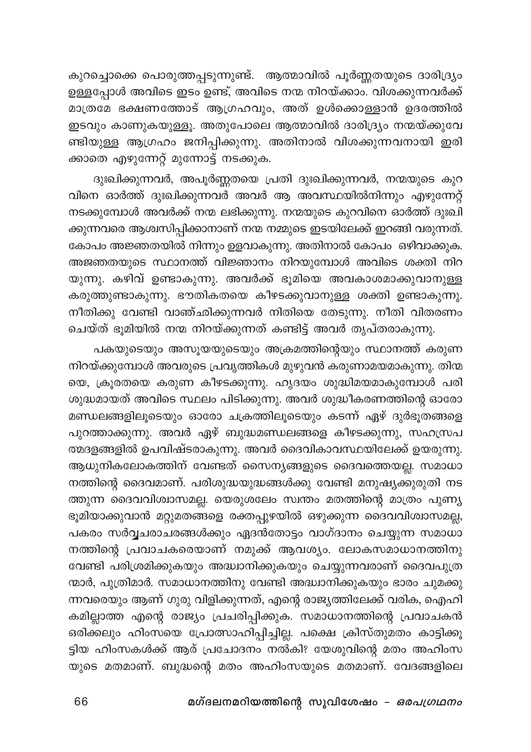കുറച്ചൊക്കെ പൊരുത്തപ്പടുന്നുണ്ട്. ആത്മാവിൽ പൂർണ്ണതയുടെ ദാരിദ്ര്യം ഉള്ളപ്പോൾ അവിടെ ഇടം ഉണ്ട്, അവിടെ നന്മ നിറയ്ക്കാം. വിശക്കുന്നവർക്ക് മാത്രമേ ഭക്ഷണത്തോട് ആഗ്രഹവും, അത് ഉൾക്കൊള്ളാൻ ഉദരത്തിൽ ഇടവും കാണുകയുള്ളു. അതുപോലെ ആത്മാവിൽ ദാരിദ്ര്യം നന്മയ്ക്കുവേണ്ടിയുള്ള ആഗ്രഹം ജനിപ്പിക്കുന്നു. അതിനാൽ വിശക്കുന്നവനായി ഇരിക്കാതെ എഴുന്നേറ്റ് മുന്നോട്ട് നടക്കുക.

ദുഃഖിക്കുന്നവർ, അപൂർണ്ണതയെ പ്രതി ദുഃഖിക്കുന്നവർ, നന്മയുടെ കുറവിനെ ഓർത്ത് ദുഃഖിക്കുന്നവർ അവർ ആ അവസ്ഥയിൽനിന്നും എഴുന്നേറ്റ് നടക്കുമ്പോൾ അവർക്ക് നന്മ ലഭിക്കുന്നു. നന്മയുടെ കുറവിനെ ഓർത്ത് ദുഃഖിക്കുന്നവരെ ആശ്വസിപ്പിക്കാനാണ് നന്മ നമ്മുടെ ഇടയിലേക്ക് ഇറങ്ങി വരുന്നത്. കോപം അജ്ഞതയിൽ നിന്നും ഉളവാകുന്നു. അതിനാൽ കോപം ഒഴിവാക്കുക. അജ്ഞതയുടെ സ്ഥാനത്ത് വിജ്ഞാനം നിറയുമ്പോൾ അവിടെ ശക്തി നിറയുന്നു. കഴിവ് ഉണ്ടാകുന്നു. അവർക്ക് ഭൂമിയെ അവകാശമാക്കുവാനുള്ള കരുത്തുണ്ടാകുന്നു. ഭൗതികതയെ കീഴടക്കുവാനുള്ള ശക്തി ഉണ്ടാകുന്നു. നീതിക്കു വേണ്ടി വാഞ്ഛിക്കുന്നവർ നിതിയെ തേടുന്നു. നീതി വിതരണം ചെയ്ത് ഭൂമിയിൽ നന്മ നിറയ്ക്കുന്നത് കണ്ടിട്ട് അവർ തൃപ്തരാകുന്നു.

പകയുടെയും അസൂയയുടെയും അക്രമത്തിന്റെയും സ്ഥാനത്ത് കരുണ നിറയ്ക്കുമ്പോൾ അവരുടെ പ്രവൃത്തികൾ മുഴുവൻ കരുണാമയമാകുന്നു. തിന്മയെ, ക്രൂരതയെ കരുണ കീഴടക്കുന്നു. ഹൃദയം ശുദ്ധിമയമാകുമ്പോൾ പരിശുദ്ധമായത് അവിടെ സ്ഥലം പിടിക്കുന്നു. അവർ ശുദ്ധീകരണത്തിന്റെ ഓരോ മണ്ഡലങ്ങളിലൂടെയും ഓരോ ചക്രത്തിലൂടെയും കടന്ന് ഏഴ് ദുർഭൂതങ്ങളെ പുറത്താക്കുന്നു. അവർ ഏഴ് ബുദ്ധമണ്ഡലങ്ങളെ കീഴടക്കുന്നു, സഹസ്രപത്മദളങ്ങളിൽ ഉപവിഷ്ടരാകുന്നു. അവർ ദൈവികാവസ്ഥയിലേക്ക് ഉയരുന്നു. ആധുനികലോകത്തിന് വേണ്ടത് സൈന്യങ്ങളുടെ ദൈവത്തെയല്ല. സമാധാനത്തിന്റെ ദൈവമാണ്. പരിശുദ്ധയുദ്ധങ്ങൾക്കു വേണ്ടി മനുഷ്യക്കുരുതി നടത്തുന്ന ദൈവവിശ്വാസമല്ല. യെരുശലേം സ്വന്തം മതത്തിന്റെ മാത്രം പുണ്യഭൂമിയാക്കുവാൻ മറ്റുമതങ്ങളെ രക്തപ്പുഴയിൽ ഒഴുക്കുന്ന ദൈവവിശ്വാസമല്ല, പകരം സർവ്വചരാചരങ്ങൾക്കും ഏദൻതോട്ടം വാഗ്ദാനം ചെയ്യുന്ന സമാധാനത്തിന്റെ പ്രവാചകരെയാണ് നമുക്ക് ആവശ്യം. ലോകസമാധാനത്തിനു വേണ്ടി പരിശ്രമിക്കുകയും അദ്ധ്വാനിക്കുകയും ചെയ്യുന്നവരാണ് ദൈവപുത്രന്മാർ, പുത്രിമാർ. സമാധാനത്തിനു വേണ്ടി അദ്ധ്വാനിക്കുകയും ഭാരം ചുമക്കുന്നവരെയും ആണ് ഗുരു വിളിക്കുന്നത്, എന്റെ രാജ്യത്തിലേക്ക് വരിക, ഐഹികമില്ലാത്ത എന്റെ രാജ്യം പ്രചരിപ്പിക്കുക. സമാധാനത്തിന്റെ പ്രവാചകൻ ഒരിക്കലും ഹിംസയെ പ്രോത്സാഹിപ്പിച്ചില്ല. പക്ഷെ ക്രിസ്തുമതം കാട്ടിക്കൂട്ടിയ ഹിംസകൾക്ക് ആര് പ്രചോദനം നൽകി? യേശുവിന്റെ മതം അഹിംസയുടെ മതമാണ്. ബുദ്ധന്റെ മതം അഹിംസയുടെ മതമാണ്. വേദങ്ങളിലെ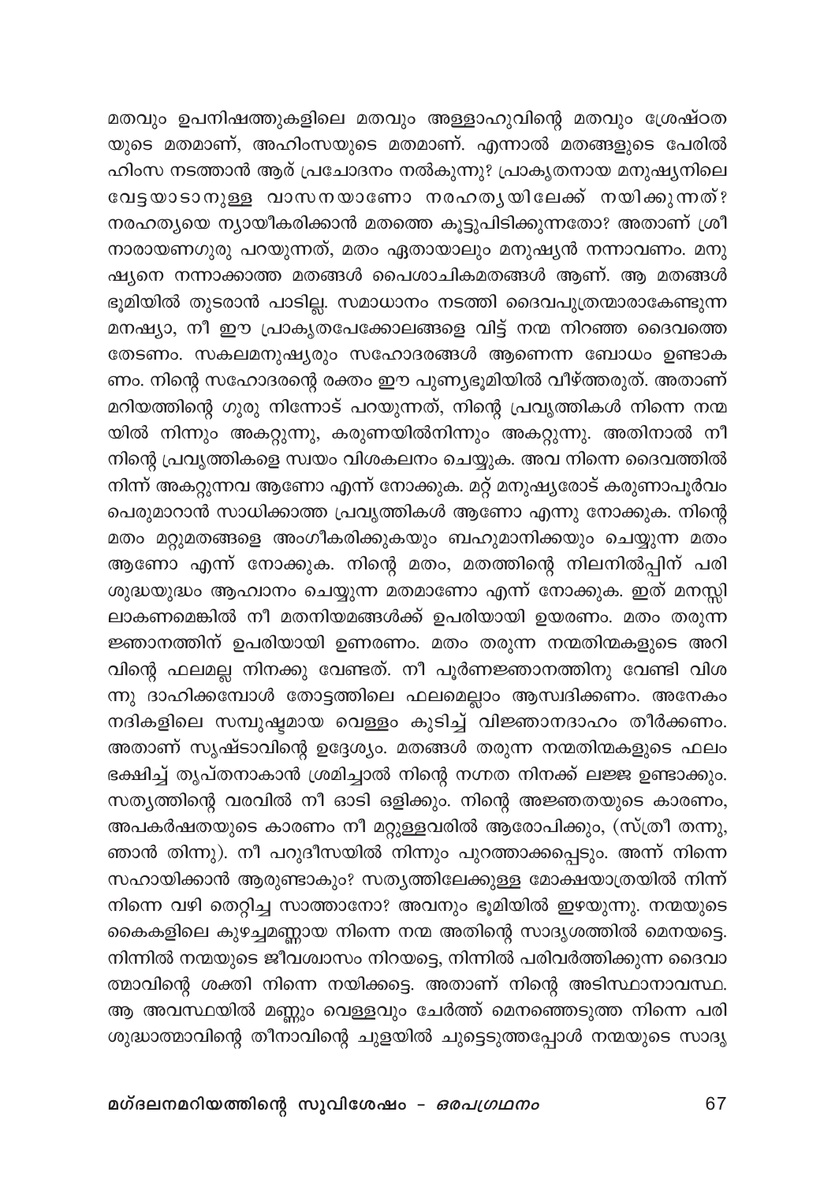മതവും ഉപനിഷത്തുകളിലെ മതവും അള്ളാഹുവിന്റെ മതവും ശ്രേഷ്ഠതയുടെ മതമാണ്, അഹിംസയുടെ മതമാണ്. എന്നാൽ മതങ്ങളുടെ പേരിൽ ഹിംസ നടത്താൻ ആര് പ്രചോദനം നൽകുന്നു? പ്രാകൃതനായ മനുഷ്യനിലെ വേട്ടയാടാനുള്ള വാസനയാണോ നരഹത്യയിലേക്ക് നയിക്കുന്നത്? നരഹത്യയെ ന്യായീകരിക്കാൻ മതത്തെ കൂട്ടുപിടിക്കുന്നതോ? അതാണ് ശ്രീ നാരായണഗുരു പറയുന്നത്, മതം ഏതായാലും മനുഷ്യൻ നന്നാവണം. മനുഷ്യനെ നന്നാക്കാത്ത മതങ്ങൾ പൈശാചികമതങ്ങൾ ആണ്. ആ മതങ്ങൾ ഭൂമിയിൽ തുടരാൻ പാടില്ല. സമാധാനം നടത്തി ദൈവപുത്രന്മാരാകേണ്ടുന്ന മനഷ്യാ, നീ ഈ പ്രാകൃതപേക്കോലങ്ങളെ വിട്ട് നന്മ നിറഞ്ഞ ദൈവത്തെ തേടണം. സകലമനുഷ്യരും സഹോദരങ്ങൾ ആണെന്ന ബോധം ഉണ്ടാകണം. നിന്റെ സഹോദരന്റെ രക്തം ഈ പുണ്യഭൂമിയിൽ വീഴ്ത്തരുത്. അതാണ് മറിയത്തിന്റെ ഗുരു നിന്നോട് പറയുന്നത്, നിന്റെ പ്രവൃത്തികൾ നിന്നെ നന്മയിൽ നിന്നും അകറ്റുന്നു, കരുണയിൽനിന്നും അകറ്റുന്നു. അതിനാൽ നീ നിന്റെ പ്രവൃത്തികളെ സ്വയം വിശകലനം ചെയ്യുക. അവ നിന്നെ ദൈവത്തിൽ നിന്ന് അകറ്റുന്നവ ആണോ എന്ന് നോക്കുക. മറ്റ് മനുഷ്യരോട് കരുണാപൂർവം പെരുമാറാൻ സാധിക്കാത്ത പ്രവൃത്തികൾ ആണോ എന്നു നോക്കുക. നിന്റെ മതം മറ്റുമതങ്ങളെ അംഗീകരിക്കുകയും ബഹുമാനിക്കയും ചെയ്യുന്ന മതം ആണോ എന്ന് നോക്കുക. നിന്റെ മതം, മതത്തിന്റെ നിലനിൽപ്പിന് പരിശുദ്ധയുദ്ധം ആഹ്വാനം ചെയ്യുന്ന മതമാണോ എന്ന് നോക്കുക. ഇത് മനസ്സിലാകണമെങ്കിൽ നീ മതനിയമങ്ങൾക്ക് ഉപരിയായി ഉയരണം. മതം തരുന്ന ജ്ഞാനത്തിന് ഉപരിയായി ഉണരണം. മതം തരുന്ന നന്മതിന്മകളുടെ അറിവിന്റെ ഫലമല്ല നിനക്കു വേണ്ടത്. നീ പൂർണജ്ഞാനത്തിനു വേണ്ടി വിശന്നു ദാഹിക്കമ്പോൾ തോട്ടത്തിലെ ഫലമെല്ലാം ആസ്വദിക്കണം. അനേകം നദികളിലെ സമ്പുഷ്ടമായ വെള്ളം കുടിച്ച് വിജ്ഞാനദാഹം തീർക്കണം. അതാണ് സൃഷ്ടാവിന്റെ ഉദ്ദേശ്യം. മതങ്ങൾ തരുന്ന നന്മതിന്മകളുടെ ഫലം ഭക്ഷിച്ച് തൃപ്തനാകാൻ ശ്രമിച്ചാൽ നിന്റെ നഗ്നത നിനക്ക് ലജ്ജ ഉണ്ടാക്കും. സത്യത്തിന്റെ വരവിൽ നീ ഓടി ഒളിക്കും. നിന്റെ അജ്ഞതയുടെ കാരണം, അപകർഷതയുടെ കാരണം നീ മറ്റുള്ളവരിൽ ആരോപിക്കും, (സ്ത്രീ തന്നു, ഞാൻ തിന്നു). നീ പറുദീസയിൽ നിന്നും പുറത്താക്കപ്പെടും. അന്ന് നിന്നെ സഹായിക്കാൻ ആരുണ്ടാകും? സത്യത്തിലേക്കുള്ള മോക്ഷയാത്രയിൽ നിന്ന് നിന്നെ വഴി തെറ്റിച്ച സാത്താനോ? അവനും ഭൂമിയിൽ ഇഴയുന്നു. നന്മയുടെ കൈകളിലെ കുഴച്ചമണ്ണായ നിന്നെ നന്മ അതിന്റെ സാദൃശത്തിൽ മെനയട്ടെ. നിന്നിൽ നന്മയുടെ ജീവശ്വാസം നിറയട്ടെ, നിന്നിൽ പരിവർത്തിക്കുന്ന ദൈവാത്മാവിന്റെ ശക്തി നിന്നെ നയിക്കട്ടെ. അതാണ് നിന്റെ അടിസ്ഥാനാവസ്ഥ. ആ അവസ്ഥയിൽ മണ്ണും വെള്ളവും ചേർത്ത് മെനഞ്ഞെടുത്ത നിന്നെ പരിശുദ്ധാത്മാവിന്റെ തീനാവിന്റെ ചൂളയിൽ ചുട്ടെടുത്തപ്പോൾ നന്മയുടെ സാദൃ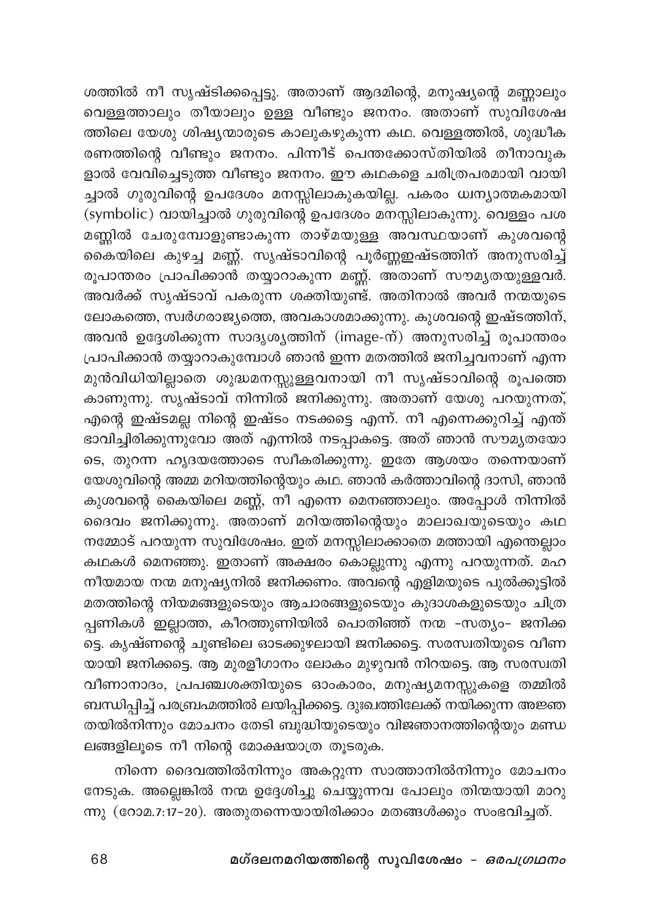ശത്തിൽ നീ സൃഷ്ടിക്കപ്പെട്ടു. അതാണ് ആദമിന്റെ, മനുഷ്യന്റെ മണ്ണാലും വെള്ളത്താലും തീയാലും ഉള്ള വീണ്ടും ജനനം. അതാണ് സുവിശേഷത്തിലെ യേശു ശിഷ്യന്മാരുടെ കാലുകഴുകുന്ന കഥ. വെള്ളത്തിൽ, ശുദ്ധീകരണത്തിന്റെ വീണ്ടും ജനനം. പിന്നീട് പെന്തക്കോസ്തിയിൽ തീനാവുകളാൽ വേവിച്ചെടുത്ത വീണ്ടും ജനനം. ഈ കഥകളെ ചരിത്രപരമായി വായിച്ചാൽ ഗുരുവിന്റെ ഉപദേശം മനസ്സിലാകുകയില്ല. പകരം ധ്വന്യാത്മകമായി (symbolic) വായിച്ചാൽ ഗുരുവിന്റെ ഉപദേശം മനസ്സിലാകുന്നു. വെള്ളം പശമണ്ണിൽ ചേരുമ്പോളുണ്ടാകുന്ന താഴ്മയുള്ള അവസ്ഥയാണ് കുശവന്റെ കൈയിലെ കുഴച്ച മണ്ണ്. സൃഷ്ടാവിന്റെ പൂർണ്ണഇഷ്ടത്തിന് അനുസരിച്ച് രൂപാന്തരം പ്രാപിക്കാൻ തയ്യാറാകുന്ന മണ്ണ്. അതാണ് സൗമ്യതയുള്ളവർ. അവർക്ക് സൃഷ്ടാവ് പകരുന്ന ശക്തിയുണ്ട്. അതിനാൽ അവർ നന്മയുടെ ലോകത്തെ, സ്വർഗരാജ്യത്തെ, അവകാശമാക്കുന്നു. കുശവന്റെ ഇഷ്ടത്തിന്, അവൻ ഉദ്ദേശിക്കുന്ന സാദൃശ്യത്തിന് (image-ന്) അനുസരിച്ച് രൂപാന്തരം പ്രാപിക്കാൻ തയ്യാറാകുമ്പോൾ ഞാൻ ഇന്ന മതത്തിൽ ജനിച്ചവനാണ് എന്ന മുൻവിധിയില്ലാതെ ശുദ്ധമനസ്സുള്ളവനായി നീ സൃഷ്ടാവിന്റെ രൂപത്തെ കാണുന്നു. സൃഷ്ടാവ് നിന്നിൽ ജനിക്കുന്നു. അതാണ് യേശു പറയുന്നത്, എന്റെ ഇഷ്ടമല്ല നിന്റെ ഇഷ്ടം നടക്കട്ടെ എന്ന്. നീ എന്നെക്കുറിച്ച് എന്ത് ഭാവിച്ചിരിക്കുന്നുവോ അത് എന്നിൽ നടപ്പാകട്ടെ. അത് ഞാൻ സൗമ്യതയോടെ, തുറന്ന ഹൃദയത്തോടെ സ്വീകരിക്കുന്നു. ഇതേ ആശയം തന്നെയാണ് യേശുവിന്റെ അമ്മ മറിയത്തിന്റെയും കഥ. ഞാൻ കർത്താവിന്റെ ദാസി, ഞാൻ കുശവന്റെ കൈയിലെ മണ്ണ്, നീ എന്നെ മെനഞ്ഞാലും. അപ്പോൾ നിന്നിൽ ദൈവം ജനിക്കുന്നു. അതാണ് മറിയത്തിന്റെയും മാലാഖയുടെയും കഥ നമ്മോട് പറയുന്ന സുവിശേഷം. ഇത് മനസ്സിലാക്കാതെ മത്തായി എന്തെല്ലാം കഥകൾ മെനഞ്ഞു. ഇതാണ് അക്ഷരം കൊല്ലുന്നു എന്നു പറയുന്നത്. മഹനീയമായ നന്മ മനുഷ്യനിൽ ജനിക്കണം. അവന്റെ എളിമയുടെ പുൽക്കൂട്ടിൽ മതത്തിന്റെ നിയമങ്ങളുടെയും ആചാരങ്ങളുടെയും കുദാശകളുടെയും ചിത്രപ്പണികൾ ഇല്ലാത്ത, കീറത്തുണിയിൽ പൊതിഞ്ഞ് നന്മ –സത്യം– ജനിക്കട്ടെ. കൃഷ്ണന്റെ ചുണ്ടിലെ ഓടക്കുഴലായി ജനിക്കട്ടെ. സരസ്വതിയുടെ വീണയായി ജനിക്കട്ടെ. ആ മുരളീഗാനം ലോകം മുഴുവൻ നിറയട്ടെ. ആ സരസ്വതി വീണാനാദം, പ്രപഞ്ചശക്തിയുടെ ഓംകാരം, മനുഷ്യമനസ്സുകളെ തമ്മിൽ ബന്ധിപ്പിച്ച് പരബ്രഹ്മത്തിൽ ലയിപ്പിക്കട്ടെ. ദുഃഖത്തിലേക്ക് നയിക്കുന്ന അജ്ഞതയിൽനിന്നും മോചനം തേടി ബുദ്ധിയുടെയും വിജ്ഞാനത്തിന്റെയും മണ്ഡലങ്ങളിലൂടെ നീ നിന്റെ മോക്ഷയാത്ര തുടരുക.

നിന്നെ ദൈവത്തിൽനിന്നും അകറ്റുന്ന സാത്താനിൽനിന്നും മോചനം നേടുക. അല്ലെങ്കിൽ നന്മ ഉദ്ദേശിച്ചു ചെയ്യുന്നവ പോലും തിന്മയായി മാറുന്നു (റോമ.7:17–20). അതുതന്നെയായിരിക്കാം മതങ്ങൾക്കും സംഭവിച്ചത്.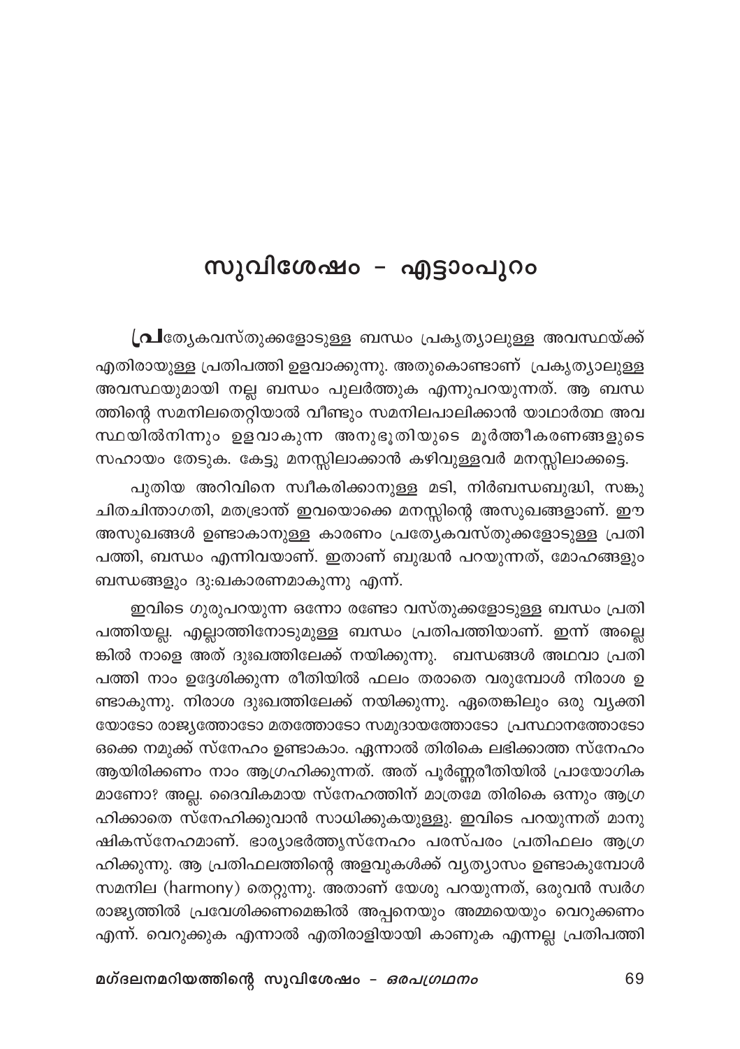# സുവിശേഷം - എട്ടാംപുറം

പ്രത്യേകവസ്തുക്കളോടുള്ള ബന്ധം പ്രകൃത്യാലുള്ള അവസ്ഥയ്ക്ക് എതിരായുള്ള പ്രതിപത്തി ഉളവാക്കുന്നു. അതുകൊണ്ടാണ് പ്രകൃത്യാലുള്ള അവസ്ഥയുമായി നല്ല ബന്ധം പുലർത്തുക എന്നുപറയുന്നത്. ആ ബന്ധത്തിന്റെ സമനിലതെറ്റിയാൽ വീണ്ടും സമനിലപാലിക്കാൻ യാഥാർത്ഥ അവസ്ഥയിൽനിന്നും ഉളവാകുന്ന അനുഭൂതിയുടെ മൂർത്തീകരണങ്ങളുടെ സഹായം തേടുക. കേട്ടു മനസ്സിലാക്കാൻ കഴിവുള്ളവർ മനസ്സിലാക്കട്ടെ.

പുതിയ അറിവിനെ സ്വീകരിക്കാനുള്ള മടി, നിർബന്ധബുദ്ധി, സങ്കുചിതചിന്താഗതി, മതഭ്രാന്ത് ഇവയൊക്കെ മനസ്സിന്റെ അസുഖങ്ങളാണ്. ഈ അസുഖങ്ങൾ ഉണ്ടാകാനുള്ള കാരണം പ്രത്യേകവസ്തുക്കളോടുള്ള പ്രതിപത്തി, ബന്ധം എന്നിവയാണ്. ഇതാണ് ബുദ്ധൻ പറയുന്നത്, മോഹങ്ങളും ബന്ധങ്ങളും ദു:ഖകാരണമാകുന്നു എന്ന്.

ഇവിടെ ഗുരുപറയുന്ന ഒന്നോ രണ്ടോ വസ്തുക്കളോടുള്ള ബന്ധം പ്രതിപത്തിയല്ല. എല്ലാത്തിനോടുമുള്ള ബന്ധം പ്രതിപത്തിയാണ്. ഇന്ന് അല്ലെങ്കിൽ നാളെ അത് ദുഃഖത്തിലേക്ക് നയിക്കുന്നു. ബന്ധങ്ങൾ അഥവാ പ്രതിപത്തി നാം ഉദ്ദേശിക്കുന്ന രീതിയിൽ ഫലം തരാതെ വരുമ്പോൾ നിരാശ ഉണ്ടാകുന്നു. നിരാശ ദുഃഖത്തിലേക്ക് നയിക്കുന്നു. ഏതെങ്കിലും ഒരു വ്യക്തിയോടോ രാജ്യത്തോടോ മതത്തോടോ സമുദായത്തോടോ പ്രസ്ഥാനത്തോടോ ഒക്കെ നമുക്ക് സ്നേഹം ഉണ്ടാകാം. ഏന്നാൽ തിരികെ ലഭിക്കാത്ത സ്നേഹം ആയിരിക്കണം നാം ആഗ്രഹിക്കുന്നത്. അത് പൂർണ്ണരീതിയിൽ പ്രായോഗികമാണോ? അല്ല. ദൈവികമായ സ്നേഹത്തിന് മാത്രമേ തിരികെ ഒന്നും ആഗ്രഹിക്കാതെ സ്നേഹിക്കുവാൻ സാധിക്കുകയുള്ളു. ഇവിടെ പറയുന്നത് മാനുഷികസ്നേഹമാണ്. ഭാര്യാഭർത്തൃസ്നേഹം പരസ്പരം പ്രതിഫലം ആഗ്രഹിക്കുന്നു. ആ പ്രതിഫലത്തിന്റെ അളവുകൾക്ക് വ്യത്യാസം ഉണ്ടാകുമ്പോൾ സമനില (harmony) തെറ്റുന്നു. അതാണ് യേശു പറയുന്നത്, ഒരുവൻ സ്വർഗരാജ്യത്തിൽ പ്രവേശിക്കണമെങ്കിൽ അപ്പനെയും അമ്മയെയും വെറുക്കണം എന്ന്. വെറുക്കുക എന്നാൽ എതിരാളിയായി കാണുക എന്നല്ല പ്രതിപത്തി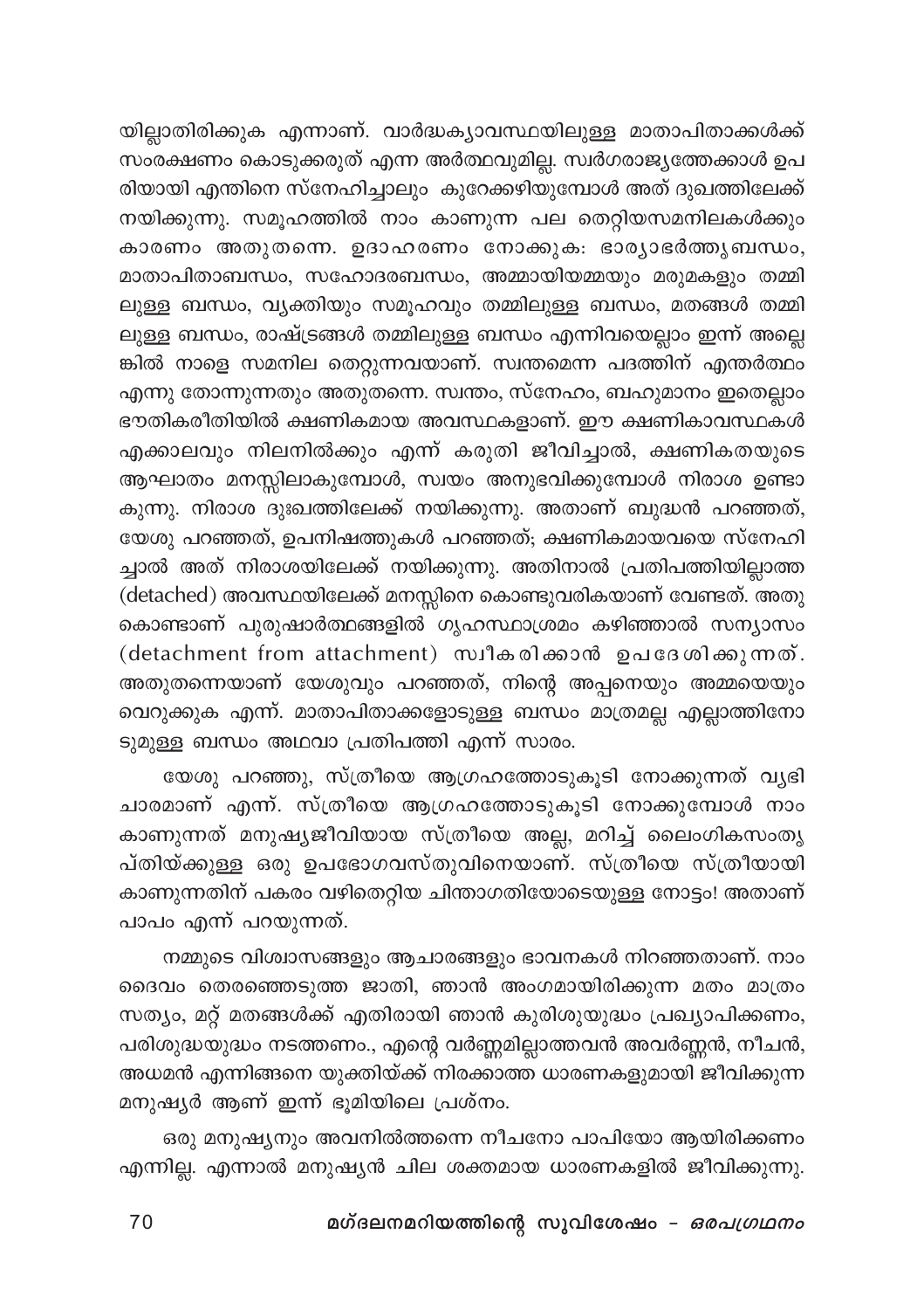യില്ലാതിരിക്കുക എന്നാണ്. വാർദ്ധക്യാവസ്ഥയിലുള്ള മാതാപിതാക്കൾക്ക് സംരക്ഷണം കൊടുക്കരുത് എന്ന അർത്ഥവുമില്ല. സ്വർഗരാജ്യത്തേക്കാൾ ഉപരിയായി എന്തിനെ സ്നേഹിച്ചാലും കുറേക്കഴിയുമ്പോൾ അത് ദുഖത്തിലേക്ക് നയിക്കുന്നു. സമൂഹത്തിൽ നാം കാണുന്ന പല തെറ്റിയസമനിലകൾക്കും കാരണം അതുതന്നെ. ഉദാഹരണം നോക്കുക: ഭാര്യാഭർത്തൃബന്ധം, മാതാപിതാബന്ധം, സഹോദരബന്ധം, അമ്മായിയമ്മയും മരുമകളും തമ്മിലുള്ള ബന്ധം, വ്യക്തിയും സമൂഹവും തമ്മിലുള്ള ബന്ധം, മതങ്ങൾ തമ്മിലുള്ള ബന്ധം, രാഷ്ട്രങ്ങൾ തമ്മിലുള്ള ബന്ധം എന്നിവയെല്ലാം ഇന്ന് അല്ലെങ്കിൽ നാളെ സമനില തെറ്റുന്നവയാണ്. സ്വന്തമെന്ന പദത്തിന് എന്തർത്ഥം എന്നു തോന്നുന്നതും അതുതന്നെ. സ്വന്തം, സ്നേഹം, ബഹുമാനം ഇതെല്ലാം ഭൗതികരീതിയിൽ ക്ഷണികമായ അവസ്ഥകളാണ്. ഈ ക്ഷണികാവസ്ഥകൾ എക്കാലവും നിലനിൽക്കും എന്ന് കരുതി ജീവിച്ചാൽ, ക്ഷണികതയുടെ ആഘാതം മനസ്സിലാകുമ്പോൾ, സ്വയം അനുഭവിക്കുമ്പോൾ നിരാശ ഉണ്ടാകുന്നു. നിരാശ ദുഃഖത്തിലേക്ക് നയിക്കുന്നു. അതാണ് ബുദ്ധൻ പറഞ്ഞത്, യേശു പറഞ്ഞത്, ഉപനിഷത്തുകൾ പറഞ്ഞത്; ക്ഷണികമായവയെ സ്നേഹിച്ചാൽ അത് നിരാശയിലേക്ക് നയിക്കുന്നു. അതിനാൽ പ്രതിപത്തിയില്ലാത്ത (detached) അവസ്ഥയിലേക്ക് മനസ്സിനെ കൊണ്ടുവരികയാണ് വേണ്ടത്. അതുകൊണ്ടാണ് പുരുഷാർത്ഥങ്ങളിൽ ഗൃഹസ്ഥാശ്രമം കഴിഞ്ഞാൽ സന്യാസം (detachment from attachment) സ്വീകരിക്കാൻ ഉപദേശിക്കുന്നത്. അതുതന്നെയാണ് യേശുവും പറഞ്ഞത്, നിന്റെ അപ്പനെയും അമ്മയെയും വെറുക്കുക എന്ന്. മാതാപിതാക്കളോടുള്ള ബന്ധം മാത്രമല്ല എല്ലാത്തിനോടുമുള്ള ബന്ധം അഥവാ പ്രതിപത്തി എന്ന് സാരം.

യേശു പറഞ്ഞു, സ്ത്രീയെ ആഗ്രഹത്തോടുകൂടി നോക്കുന്നത് വ്യഭിചാരമാണ് എന്ന്. സ്ത്രീയെ ആഗ്രഹത്തോടുകൂടി നോക്കുമ്പോൾ നാം കാണുന്നത് മനുഷ്യജീവിയായ സ്ത്രീയെ അല്ല, മറിച്ച് ലൈംഗികസംതൃപ്തിയ്ക്കുള്ള ഒരു ഉപഭോഗവസ്തുവിനെയാണ്. സ്ത്രീയെ സ്ത്രീയായി കാണുന്നതിന് പകരം വഴിതെറ്റിയ ചിന്താഗതിയോടെയുള്ള നോട്ടം! അതാണ് പാപം എന്ന് പറയുന്നത്.

നമ്മുടെ വിശ്വാസങ്ങളും ആചാരങ്ങളും ഭാവനകൾ നിറഞ്ഞതാണ്. നാം ദൈവം തെരഞ്ഞെടുത്ത ജാതി, ഞാൻ അംഗമായിരിക്കുന്ന മതം മാത്രം സത്യം, മറ്റ് മതങ്ങൾക്ക് എതിരായി ഞാൻ കുരിശുയുദ്ധം പ്രഖ്യാപിക്കണം, പരിശുദ്ധയുദ്ധം നടത്തണം., എന്റെ വർണ്ണമില്ലാത്തവൻ അവർണ്ണൻ, നീചൻ, അധമൻ എന്നിങ്ങനെ യുക്തിയ്ക്ക് നിരക്കാത്ത ധാരണകളുമായി ജീവിക്കുന്ന മനുഷ്യർ ആണ് ഇന്ന് ഭൂമിയിലെ പ്രശ്നം.

ഒരു മനുഷ്യനും അവനിൽത്തന്നെ നീചനോ പാപിയോ ആയിരിക്കണം എന്നില്ല. എന്നാൽ മനുഷ്യൻ ചില ശക്തമായ ധാരണകളിൽ ജീവിക്കുന്നു.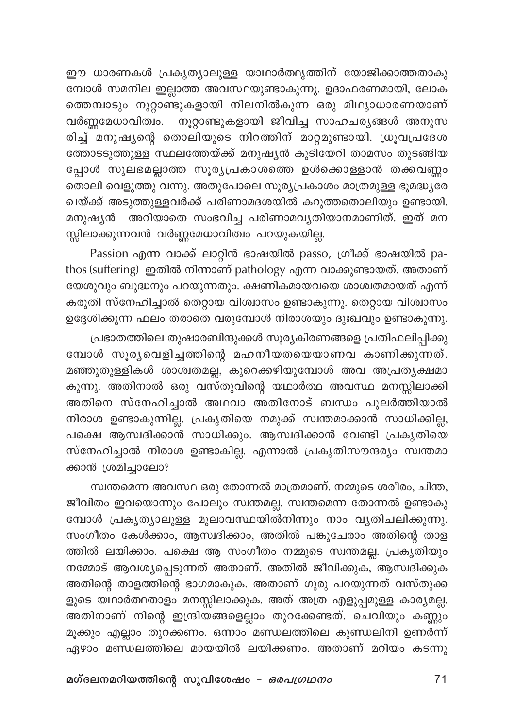ഈ ധാരണകൾ പ്രകൃത്യാലുള്ള യാഥാർത്ഥ്യത്തിന് യോജിക്കാത്തതാകുമ്പോൾ സമനില ഇല്ലാത്ത അവസ്ഥയുണ്ടാകുന്നു. ഉദാഹരണമായി, ലോകത്തെമ്പാടും നൂറ്റാണ്ടുകളായി നിലനിൽക്കുന്ന ഒരു മിഥ്യാധാരണയാണ് വർണ്ണമേധാവിത്വം. നൂറ്റാണ്ടുകളായി ജീവിച്ച സാഹചര്യങ്ങൾ അനുസരിച്ച് മനുഷ്യന്റെ തൊലിയുടെ നിറത്തിന് മാറ്റമുണ്ടായി. ധ്രുവപ്രദേശത്തോടടുത്തുള്ള സ്ഥലത്തേയ്ക്ക് മനുഷ്യൻ കുടിയേറി താമസം തുടങ്ങിയപ്പോൾ സുലഭമല്ലാത്ത സൂര്യപ്രകാശത്തെ ഉൾക്കൊള്ളാൻ തക്കവണ്ണം തൊലി വെളുത്തു വന്നു. അതുപോലെ സൂര്യപ്രകാശം മാത്രമുള്ള ഭൂമദ്ധ്യരേഖയ്ക്ക് അടുത്തുള്ളവർക്ക് പരിണാമദശയിൽ കറുത്തതൊലിയും ഉണ്ടായി. മനുഷ്യൻ അറിയാതെ സംഭവിച്ച പരിണാമവ്യതിയാനമാണിത്. ഇത് മനസ്സിലാക്കുന്നവൻ വർണ്ണമേധാവിത്വം പറയുകയില്ല.

Passion എന്ന വാക്ക് ലാറ്റിൻ ഭാഷയിൽ passo, ഗ്രീക്ക് ഭാഷയിൽ pathos (suffering) ഇതിൽ നിന്നാണ് pathology എന്ന വാക്കുണ്ടായത്. അതാണ് യേശുവും ബുദ്ധനും പറയുന്നതും. ക്ഷണികമായവയെ ശാശ്വതമായത് എന്ന് കരുതി സ്നേഹിച്ചാൽ തെറ്റായ വിശ്വാസം ഉണ്ടാകുന്നു. തെറ്റായ വിശ്വാസം ഉദ്ദേശിക്കുന്ന ഫലം തരാതെ വരുമ്പോൾ നിരാശയും ദുഃഖവും ഉണ്ടാകുന്നു.

പ്രഭാതത്തിലെ തുഷാരബിന്ദുക്കൾ സൂര്യകിരണങ്ങളെ പ്രതിഫലിപ്പിക്കുമ്പോൾ സൂര്യവെളിച്ചത്തിന്റെ മഹനീയതയെയാണവ കാണിക്കുന്നത്. മഞ്ഞുതുള്ളികൾ ശാശ്വതമല്ല, കുറെക്കഴിയുമ്പോൾ അവ അപ്രത്യക്ഷമാകുന്നു. അതിനാൽ ഒരു വസ്തുവിന്റെ യഥാർത്ഥ അവസ്ഥ മനസ്സിലാക്കി അതിനെ സ്നേഹിച്ചാൽ അഥവാ അതിനോട് ബന്ധം പുലർത്തിയാൽ നിരാശ ഉണ്ടാകുന്നില്ല. പ്രകൃതിയെ നമുക്ക് സ്വന്തമാക്കാൻ സാധിക്കില്ല, പക്ഷെ ആസ്വദിക്കാൻ സാധിക്കും. ആസ്വദിക്കാൻ വേണ്ടി പ്രകൃതിയെ സ്നേഹിച്ചാൽ നിരാശ ഉണ്ടാകില്ല. എന്നാൽ പ്രകൃതിസൗന്ദര്യം സ്വന്തമാക്കാൻ ശ്രമിച്ചാലോ?

സ്വന്തമെന്ന അവസ്ഥ ഒരു തോന്നൽ മാത്രമാണ്. നമ്മുടെ ശരീരം, ചിന്ത, ജീവിതം ഇവയൊന്നും പോലും സ്വന്തമല്ല. സ്വന്തമെന്ന തോന്നൽ ഉണ്ടാകുമ്പോൾ പ്രകൃത്യാലുള്ള മൂലാവസ്ഥയിൽനിന്നും നാം വ്യതിചലിക്കുന്നു. സംഗീതം കേൾക്കാം, ആസ്വദിക്കാം, അതിൽ പങ്കുചേരാം അതിന്റെ താളത്തിൽ ലയിക്കാം. പക്ഷെ ആ സംഗീതം നമ്മുടെ സ്വന്തമല്ല. പ്രകൃതിയും നമ്മോട് ആവശ്യപ്പെടുന്നത് അതാണ്. അതിൽ ജീവിക്കുക, ആസ്വദിക്കുക അതിന്റെ താളത്തിന്റെ ഭാഗമാകുക. അതാണ് ഗുരു പറയുന്നത് വസ്തുക്കളുടെ യഥാർത്ഥതാളം മനസ്സിലാക്കുക. അത് അത്ര എളുപ്പമുള്ള കാര്യമല്ല. അതിനാണ് നിന്റെ ഇന്ദ്രിയങ്ങളെല്ലാം തുറക്കേണ്ടത്. ചെവിയും കണ്ണും മൂക്കും എല്ലാം തുറക്കണം. ഒന്നാം മണ്ഡലത്തിലെ കുണ്ഡലിനി ഉണർന്ന് ഏഴാം മണ്ഡലത്തിലെ മായയിൽ ലയിക്കണം. അതാണ് മറിയം കടന്നു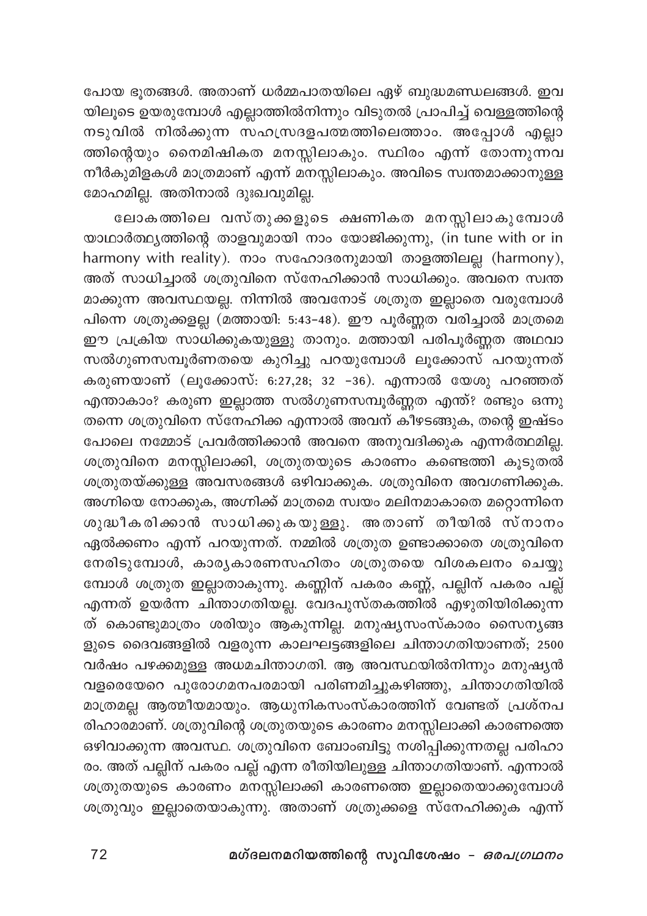പോയ ഭൂതങ്ങൾ. അതാണ് ധർമ്മപാതയിലെ ഏഴ് ബുദ്ധമണ്ഡലങ്ങൾ. ഇവയിലൂടെ ഉയരുമ്പോൾ എല്ലാത്തിൽനിന്നും വിടുതൽ പ്രാപിച്ച് വെള്ളത്തിന്റെ നടുവിൽ നിൽക്കുന്ന സഹസ്രദളപത്മത്തിലെത്താം. അപ്പോൾ എല്ലാത്തിന്റെയും നൈമിഷികത മനസ്സിലാകും. സ്ഥിരം എന്ന് തോന്നുന്നവ നീർകുമിളകൾ മാത്രമാണ് എന്ന് മനസ്സിലാകും. അവിടെ സ്വന്തമാക്കാനുള്ള മോഹമില്ല. അതിനാൽ ദുഃഖവുമില്ല.

ലോകത്തിലെ വസ്തുക്കളുടെ ക്ഷണികത മനസ്സിലാകുമ്പോൾ യാഥാർത്ഥ്യത്തിന്റെ താളവുമായി നാം യോജിക്കുന്നു, (in tune with or in harmony with reality). നാം സഹോദരനുമായി താളത്തിലല്ല (harmony), അത് സാധിച്ചാൽ ശത്രുവിനെ സ്നേഹിക്കാൻ സാധിക്കും. അവനെ സ്വന്തമാക്കുന്ന അവസ്ഥയല്ല. നിന്നിൽ അവനോട് ശത്രുത ഇല്ലാതെ വരുമ്പോൾ പിന്നെ ശത്രുക്കളല്ല (മത്തായി: 5:43-48). ഈ പൂർണ്ണത വരിച്ചാൽ മാത്രമെ ഈ പ്രക്രിയ സാധിക്കുകയുള്ളു താനും. മത്തായി പരിപൂർണ്ണത അഥവാ സൽഗുണസമ്പൂർണതയെ കുറിച്ചു പറയുമ്പോൾ ലൂക്കോസ് പറയുന്നത് കരുണയാണ് (ലൂക്കോസ്: 6:27,28; 32 -36). എന്നാൽ യേശു പറഞ്ഞത് എന്താകാം? കരുണ ഇല്ലാത്ത സൽഗുണസമ്പൂർണ്ണത എന്ത്? രണ്ടും ഒന്നു തന്നെ ശത്രുവിനെ സ്നേഹിക്ക എന്നാൽ അവന് കീഴടങ്ങുക, തന്റെ ഇഷ്ടം പോലെ നമ്മോട് പ്രവർത്തിക്കാൻ അവനെ അനുവദിക്കുക എന്നർത്ഥമില്ല. ശത്രുവിനെ മനസ്സിലാക്കി, ശത്രുതയുടെ കാരണം കണ്ടെത്തി കൂടുതൽ ശത്രുതയ്ക്കുള്ള അവസരങ്ങൾ ഒഴിവാക്കുക. ശത്രുവിനെ അവഗണിക്കുക. അഗ്നിയെ നോക്കുക, അഗ്നിക്ക് മാത്രമെ സ്വയം മലിനമാകാതെ മറ്റൊന്നിനെ ശുദ്ധീകരിക്കാൻ സാധിക്കുകയുള്ളു. അതാണ് തീയിൽ സ്നാനം ഏൽക്കണം എന്ന് പറയുന്നത്. നമ്മിൽ ശത്രുത ഉണ്ടാക്കാതെ ശത്രുവിനെ നേരിടുമ്പോൾ, കാര്യകാരണസഹിതം ശത്രുതയെ വിശകലനം ചെയ്യുമ്പോൾ ശത്രുത ഇല്ലാതാകുന്നു. കണ്ണിന് പകരം കണ്ണ്, പല്ലിന് പകരം പല്ല് എന്നത് ഉയർന്ന ചിന്താഗതിയല്ല. വേദപുസ്തകത്തിൽ എഴുതിയിരിക്കുന്നത് കൊണ്ടുമാത്രം ശരിയും ആകുന്നില്ല. മനുഷ്യസംസ്കാരം സൈന്യങ്ങളുടെ ദൈവങ്ങളിൽ വളരുന്ന കാലഘട്ടങ്ങളിലെ ചിന്താഗതിയാണത്; 2500 വർഷം പഴക്കമുള്ള അധമചിന്താഗതി. ആ അവസ്ഥയിൽനിന്നും മനുഷ്യൻ വളരെയേറെ പുരോഗമനപരമായി പരിണമിച്ചുകഴിഞ്ഞു, ചിന്താഗതിയിൽ മാത്രമല്ല ആത്മീയമായും. ആധുനികസംസ്കാരത്തിന് വേണ്ടത് പ്രശ്നപരിഹാരമാണ്. ശത്രുവിന്റെ ശത്രുതയുടെ കാരണം മനസ്സിലാക്കി കാരണത്തെ ഒഴിവാക്കുന്ന അവസ്ഥ. ശത്രുവിനെ ബോംബിട്ടു നശിപ്പിക്കുന്നതല്ല പരിഹാരം. അത് പല്ലിന് പകരം പല്ല് എന്ന രീതിയിലുള്ള ചിന്താഗതിയാണ്. എന്നാൽ ശത്രുതയുടെ കാരണം മനസ്സിലാക്കി കാരണത്തെ ഇല്ലാതെയാക്കുമ്പോൾ ശത്രുവും ഇല്ലാതെയാകുന്നു. അതാണ് ശത്രുക്കളെ സ്നേഹിക്കുക എന്ന്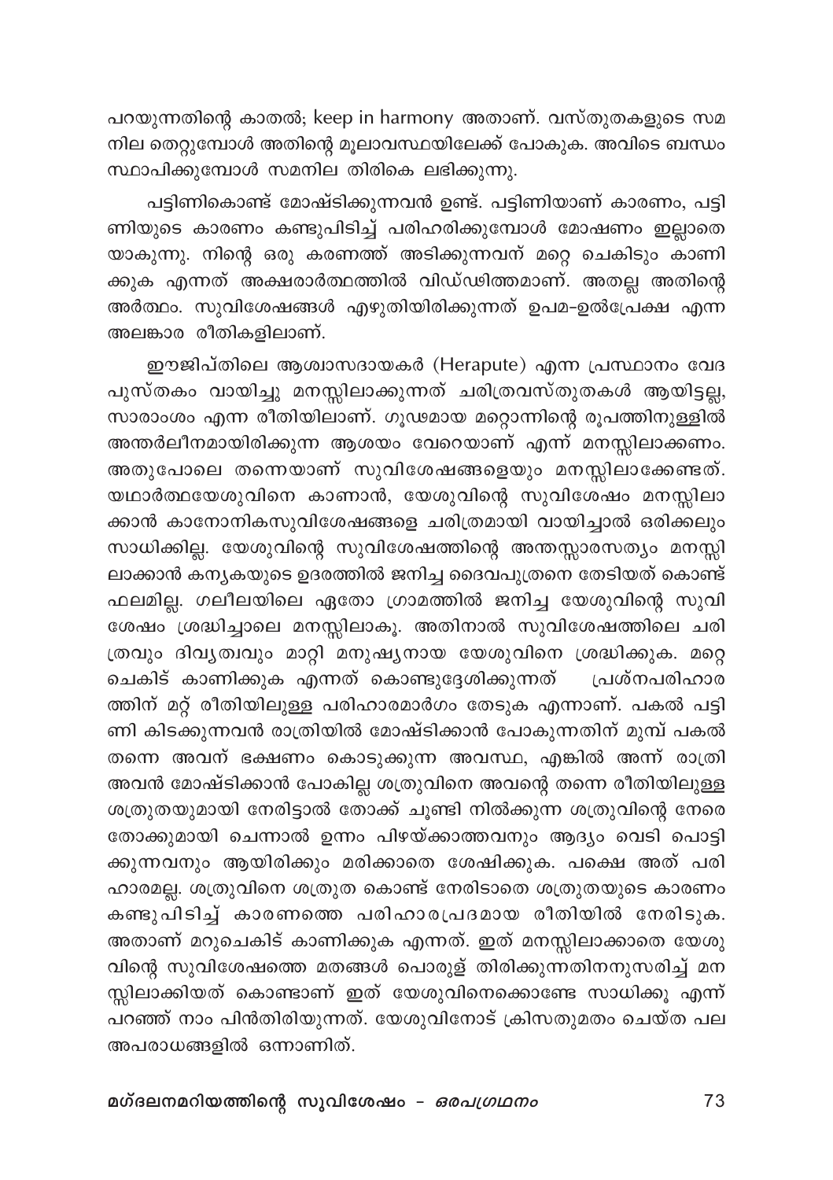പറയുന്നതിന്റെ കാതൽ; keep in harmony അതാണ്. വസ്തുതകളുടെ സമനില തെറ്റുമ്പോൾ അതിന്റെ മൂലാവസ്ഥയിലേക്ക് പോകുക. അവിടെ ബന്ധം സ്ഥാപിക്കുമ്പോൾ സമനില തിരികെ ലഭിക്കുന്നു.

പട്ടിണികൊണ്ട് മോഷ്ടിക്കുന്നവൻ ഉണ്ട്. പട്ടിണിയാണ് കാരണം, പട്ടിണിയുടെ കാരണം കണ്ടുപിടിച്ച് പരിഹരിക്കുമ്പോൾ മോഷണം ഇല്ലാതെയാകുന്നു. നിന്റെ ഒരു കരണത്ത് അടിക്കുന്നവന് മറ്റെ ചെകിടും കാണിക്കുക എന്നത് അക്ഷരാർത്ഥത്തിൽ വിഡ്ഢിത്തമാണ്. അതല്ല അതിന്റെ അർത്ഥം. സുവിശേഷങ്ങൾ എഴുതിയിരിക്കുന്നത് ഉപമ-ഉൽപ്രേക്ഷ എന്ന അലങ്കാര രീതികളിലാണ്.

ഈജിപ്തിലെ ആശ്വാസദായകർ (Herapute) എന്ന പ്രസ്ഥാനം വേദപുസ്തകം വായിച്ചു മനസ്സിലാക്കുന്നത് ചരിത്രവസ്തുതകൾ ആയിട്ടല്ല, സാരാംശം എന്ന രീതിയിലാണ്. ഗൂഢമായ മറ്റൊന്നിന്റെ രൂപത്തിനുള്ളിൽ അന്തർലീനമായിരിക്കുന്ന ആശയം വേറെയാണ് എന്ന് മനസ്സിലാക്കണം. അതുപോലെ തന്നെയാണ് സുവിശേഷങ്ങളെയും മനസ്സിലാക്കേണ്ടത്. യഥാർത്ഥയേശുവിനെ കാണാൻ, യേശുവിന്റെ സുവിശേഷം മനസ്സിലാക്കാൻ കാനോനികസുവിശേഷങ്ങളെ ചരിത്രമായി വായിച്ചാൽ ഒരിക്കലും സാധിക്കില്ല. യേശുവിന്റെ സുവിശേഷത്തിന്റെ അന്തസ്സാരസത്യം മനസ്സിലാക്കാൻ കന്യകയുടെ ഉദരത്തിൽ ജനിച്ച ദൈവപുത്രനെ തേടിയത് കൊണ്ട് ഫലമില്ല. ഗലീലയിലെ ഏതോ ഗ്രാമത്തിൽ ജനിച്ച യേശുവിന്റെ സുവിശേഷം ശ്രദ്ധിച്ചാലെ മനസ്സിലാകൂ. അതിനാൽ സുവിശേഷത്തിലെ ചരിത്രവും ദിവ്യത്വവും മാറ്റി മനുഷ്യനായ യേശുവിനെ ശ്രദ്ധിക്കുക. മറ്റെ ചെകിട് കാണിക്കുക എന്നത് കൊണ്ടുദ്ദേശിക്കുന്നത് പ്രശ്നപരിഹാരത്തിന് മറ്റ് രീതിയിലുള്ള പരിഹാരമാർഗം തേടുക എന്നാണ്. പകൽ പട്ടിണി കിടക്കുന്നവൻ രാത്രിയിൽ മോഷ്ടിക്കാൻ പോകുന്നതിന് മുമ്പ് പകൽ തന്നെ അവന് ഭക്ഷണം കൊടുക്കുന്ന അവസ്ഥ, എങ്കിൽ അന്ന് രാത്രി അവൻ മോഷ്ടിക്കാൻ പോകില്ല ശത്രുവിനെ അവന്റെ തന്നെ രീതിയിലുള്ള ശത്രുതയുമായി നേരിട്ടാൽ തോക്ക് ചൂണ്ടി നിൽക്കുന്ന ശത്രുവിന്റെ നേരെ തോക്കുമായി ചെന്നാൽ ഉന്നം പിഴയ്ക്കാത്തവനും ആദ്യം വെടി പൊട്ടിക്കുന്നവനും ആയിരിക്കും മരിക്കാതെ ശേഷിക്കുക. പക്ഷെ അത് പരിഹാരമല്ല. ശത്രുവിനെ ശത്രുത കൊണ്ട് നേരിടാതെ ശത്രുതയുടെ കാരണം കണ്ടുപിടിച്ച് കാരണത്തെ പരിഹാരപ്രദമായ രീതിയിൽ നേരിടുക. അതാണ് മറുചെകിട് കാണിക്കുക എന്നത്. ഇത് മനസ്സിലാക്കാതെ യേശുവിന്റെ സുവിശേഷത്തെ മതങ്ങൾ പൊരുള് തിരിക്കുന്നതിനനുസരിച്ച് മനസ്സിലാക്കിയത് കൊണ്ടാണ് ഇത് യേശുവിനെക്കൊണ്ടേ സാധിക്കൂ എന്ന് പറഞ്ഞ് നാം പിൻതിരിയുന്നത്. യേശുവിനോട് ക്രിസതുമതം ചെയ്ത പല അപരാധങ്ങളിൽ ഒന്നാണിത്.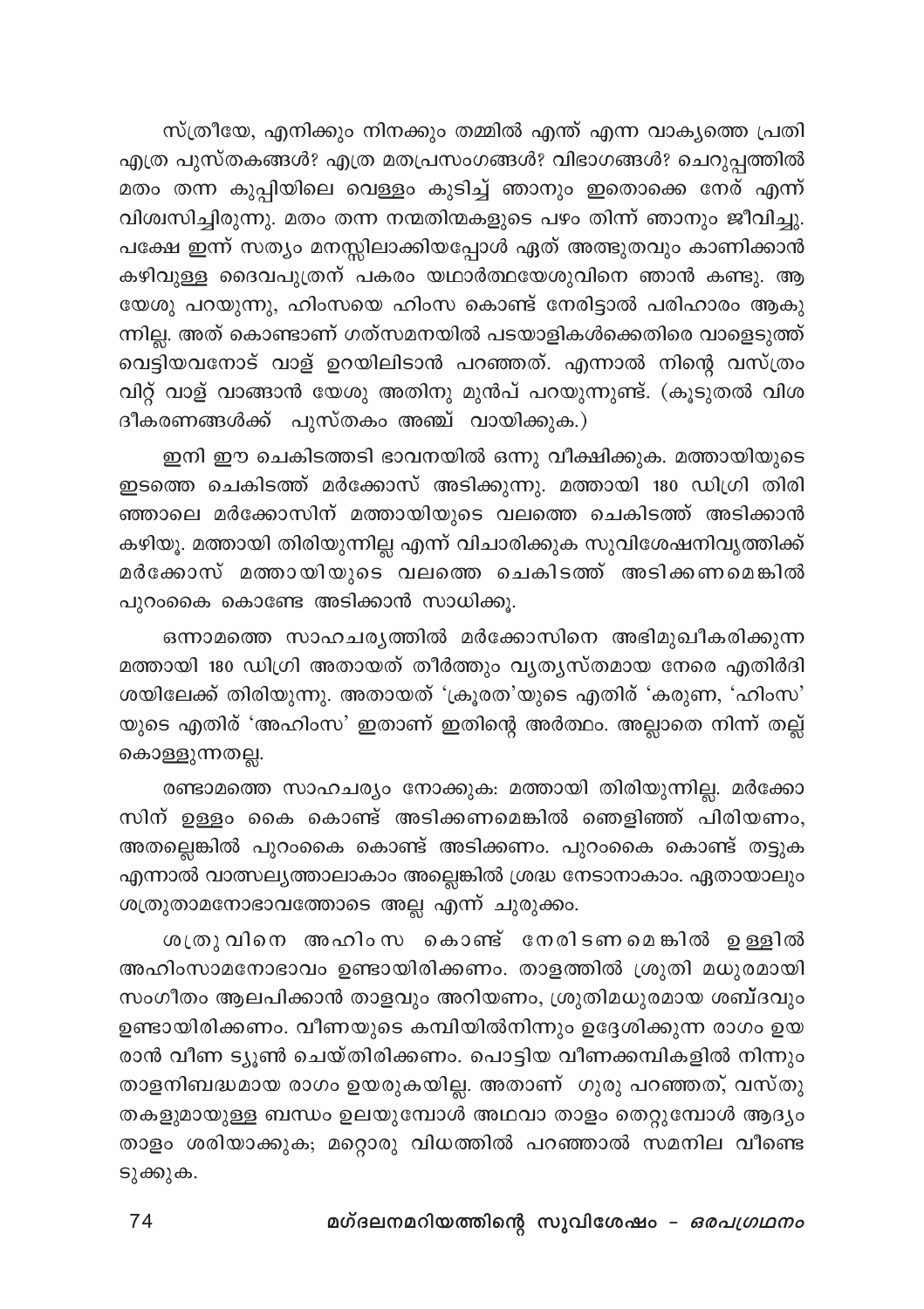സ്ത്രീയേ, എനിക്കും നിനക്കും തമ്മിൽ എന്ത് എന്ന വാക്യത്തെ പ്രതി എത്ര പുസ്തകങ്ങൾ? എത്ര മതപ്രസംഗങ്ങൾ? വിഭാഗങ്ങൾ? ചെറുപ്പത്തിൽ മതം തന്ന കുപ്പിയിലെ വെള്ളം കുടിച്ച് ഞാനും ഇതൊക്കെ നേര് എന്ന് വിശ്വസിച്ചിരുന്നു. മതം തന്ന നന്മതിന്മകളുടെ പഴം തിന്ന് ഞാനും ജീവിച്ചു. പക്ഷേ ഇന്ന് സത്യം മനസ്സിലാക്കിയപ്പോൾ ഏത് അത്ഭുതവും കാണിക്കാൻ കഴിവുള്ള ദൈവപുത്രന് പകരം യഥാർത്ഥയേശുവിനെ ഞാൻ കണ്ടു. ആ യേശു പറയുന്നു, ഹിംസയെ ഹിംസ കൊണ്ട് നേരിട്ടാൽ പരിഹാരം ആകുന്നില്ല. അത് കൊണ്ടാണ് ഗത്സമനയിൽ പടയാളികൾക്കെതിരെ വാളെടുത്ത് വെട്ടിയവനോട് വാള് ഉറയിലിടാൻ പറഞ്ഞത്. എന്നാൽ നിന്റെ വസ്ത്രം വിറ്റ് വാള് വാങ്ങാൻ യേശു അതിനു മുൻപ് പറയുന്നുണ്ട്. (കൂടുതൽ വിശദീകരണങ്ങൾക്ക് പുസ്തകം അഞ്ച് വായിക്കുക.)

ഇനി ഈ ചെകിടത്തടി ഭാവനയിൽ ഒന്നു വീക്ഷിക്കുക. മത്തായിയുടെ ഇടത്തെ ചെകിടത്ത് മർക്കോസ് അടിക്കുന്നു. മത്തായി 180 ഡിഗ്രി തിരിഞ്ഞാലെ മർക്കോസിന് മത്തായിയുടെ വലത്തെ ചെകിടത്ത് അടിക്കാൻ കഴിയൂ. മത്തായി തിരിയുന്നില്ല എന്ന് വിചാരിക്കുക സുവിശേഷനിവൃത്തിക്ക് മർക്കോസ് മത്തായിയുടെ വലത്തെ ചെകിടത്ത് അടിക്കണമെങ്കിൽ പുറംകൈ കൊണ്ടേ അടിക്കാൻ സാധിക്കൂ.

ഒന്നാമത്തെ സാഹചര്യത്തിൽ മർക്കോസിനെ അഭിമുഖീകരിക്കുന്ന മത്തായി 180 ഡിഗ്രി അതായത് തീർത്തും വ്യത്യസ്തമായ നേരെ എതിർദിശയിലേക്ക് തിരിയുന്നു. അതായത് 'ക്രൂരത'യുടെ എതിര് 'കരുണ, 'ഹിംസ' യുടെ എതിര് 'അഹിംസ' ഇതാണ് ഇതിന്റെ അർത്ഥം. അല്ലാതെ നിന്ന് തല്ല് കൊള്ളുന്നതല്ല.

രണ്ടാമത്തെ സാഹചര്യം നോക്കുക: മത്തായി തിരിയുന്നില്ല. മർക്കോസിന് ഉള്ളം കൈ കൊണ്ട് അടിക്കണമെങ്കിൽ ഞെളിഞ്ഞ് പിരിയണം, അതല്ലെങ്കിൽ പുറംകൈ കൊണ്ട് അടിക്കണം. പുറംകൈ കൊണ്ട് തട്ടുക എന്നാൽ വാത്സല്യത്താലാകാം അല്ലെങ്കിൽ ശ്രദ്ധ നേടാനാകാം. ഏതായാലും ശത്രുതാമനോഭാവത്തോടെ അല്ല എന്ന് ചുരുക്കം.

ശത്രുവിനെ അഹിംസ കൊണ്ട് നേരിടണമെങ്കിൽ ഉള്ളിൽ അഹിംസാമനോഭാവം ഉണ്ടായിരിക്കണം. താളത്തിൽ ശ്രുതി മധുരമായി സംഗീതം ആലപിക്കാൻ താളവും അറിയണം, ശ്രുതിമധുരമായ ശബ്ദവും ഉണ്ടായിരിക്കണം. വീണയുടെ കമ്പിയിൽനിന്നും ഉദ്ദേശിക്കുന്ന രാഗം ഉയരാൻ വീണ ട്യൂൺ ചെയ്തിരിക്കണം. പൊട്ടിയ വീണക്കമ്പികളിൽ നിന്നും താളനിബദ്ധമായ രാഗം ഉയരുകയില്ല. അതാണ് ഗുരു പറഞ്ഞത്, വസ്തുതകളുമായുള്ള ബന്ധം ഉലയുമ്പോൾ അഥവാ താളം തെറ്റുമ്പോൾ ആദ്യം താളം ശരിയാക്കുക; മറ്റൊരു വിധത്തിൽ പറഞ്ഞാൽ സമനില വീണ്ടെടുക്കുക.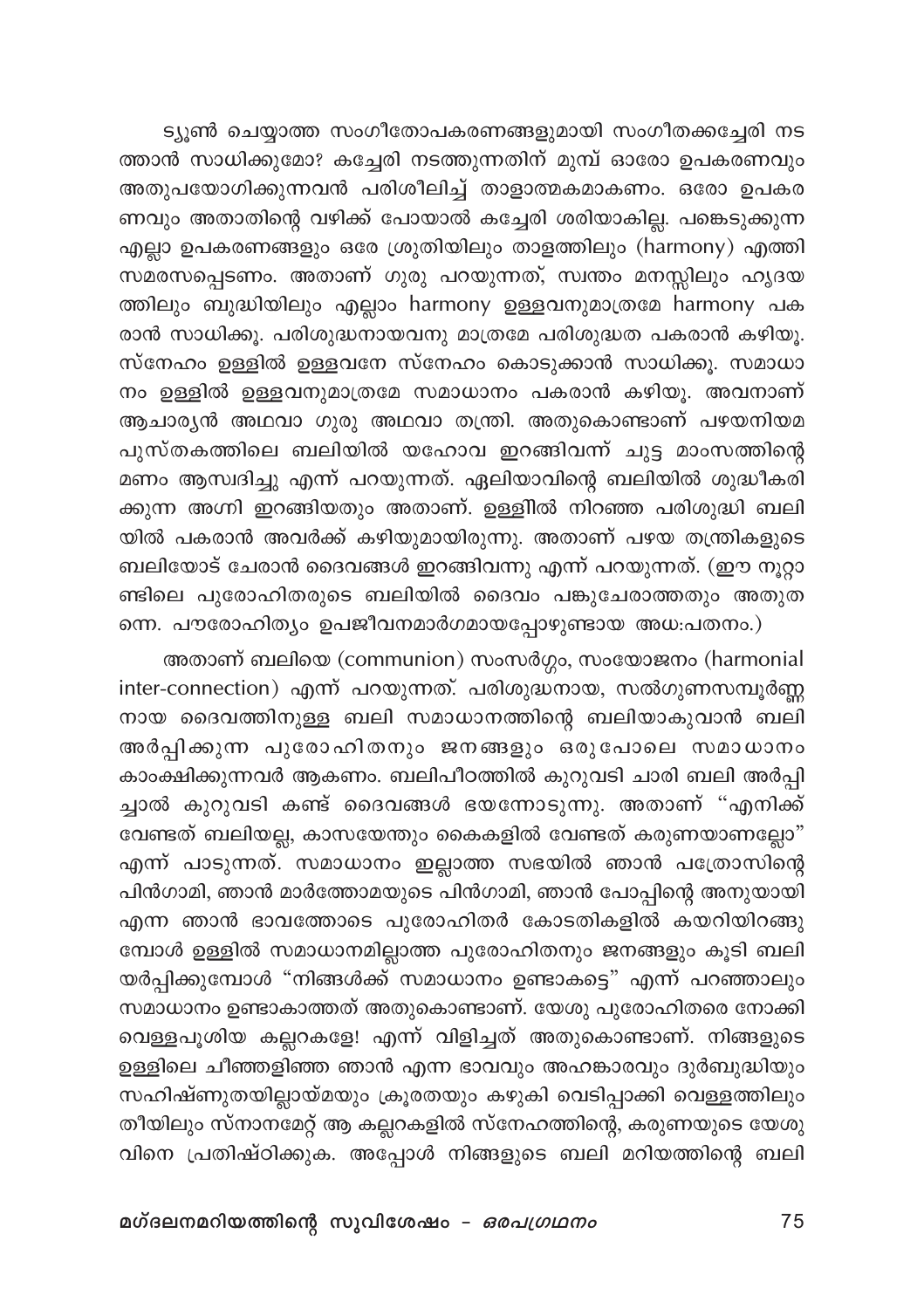ട്യൂൺ ചെയ്യാത്ത സംഗീതോപകരണങ്ങളുമായി സംഗീതക്കച്ചേരി നടത്താൻ സാധിക്കുമോ? കച്ചേരി നടത്തുന്നതിന് മുമ്പ് ഓരോ ഉപകരണവും അതുപയോഗിക്കുന്നവൻ പരിശീലിച്ച് താളാത്മകമാകണം. ഒരോ ഉപകരണവും അതാതിന്റെ വഴിക്ക് പോയാൽ കച്ചേരി ശരിയാകില്ല. പങ്കെടുക്കുന്ന എല്ലാ ഉപകരണങ്ങളും ഒരേ ശ്രുതിയിലും താളത്തിലും (harmony) എത്തി സമരസപ്പെടണം. അതാണ് ഗുരു പറയുന്നത്, സ്വന്തം മനസ്സിലും ഹൃദയത്തിലും ബുദ്ധിയിലും എല്ലാം harmony ഉള്ളവനുമാത്രമേ harmony പകരാൻ സാധിക്കൂ. പരിശുദ്ധനായവനു മാത്രമേ പരിശുദ്ധത പകരാൻ കഴിയൂ. സ്നേഹം ഉള്ളിൽ ഉള്ളവനേ സ്നേഹം കൊടുക്കാൻ സാധിക്കൂ. സമാധാനം ഉള്ളിൽ ഉള്ളവനുമാത്രമേ സമാധാനം പകരാൻ കഴിയൂ. അവനാണ് ആചാര്യൻ അഥവാ ഗുരു അഥവാ തന്ത്രി. അതുകൊണ്ടാണ് പഴയനിയമ പുസ്തകത്തിലെ ബലിയിൽ യഹോവ ഇറങ്ങിവന്ന് ചുട്ട മാംസത്തിന്റെ മണം ആസ്വദിച്ചു എന്ന് പറയുന്നത്. ഏലിയാവിന്റെ ബലിയിൽ ശുദ്ധീകരിക്കുന്ന അഗ്നി ഇറങ്ങിയതും അതാണ്. ഉള്ളിൽ നിറഞ്ഞ പരിശുദ്ധി ബലിയിൽ പകരാൻ അവർക്ക് കഴിയുമായിരുന്നു. അതാണ് പഴയ തന്ത്രികളുടെ ബലിയോട് ചേരാൻ ദൈവങ്ങൾ ഇറങ്ങിവന്നു എന്ന് പറയുന്നത്. (ഈ നൂറ്റാണ്ടിലെ പുരോഹിതരുടെ ബലിയിൽ ദൈവം പങ്കുചേരാത്തതും അതുതന്നെ. പൗരോഹിത്യം ഉപജീവനമാർഗമായപ്പോഴുണ്ടായ അധ:പതനം.)

അതാണ് ബലിയെ (communion) സംസർഗ്ഗം, സംയോജനം (harmonial inter-connection) എന്ന് പറയുന്നത്. പരിശുദ്ധനായ, സൽഗുണസമ്പൂർണ്ണനായ ദൈവത്തിനുള്ള ബലി സമാധാനത്തിന്റെ ബലിയാകുവാൻ ബലി അർപ്പിക്കുന്ന പുരോഹിതനും ജനങ്ങളും ഒരുപോലെ സമാധാനം കാംക്ഷിക്കുന്നവർ ആകണം. ബലിപീഠത്തിൽ കുറുവടി ചാരി ബലി അർപ്പിച്ചാൽ കുറുവടി കണ്ട് ദൈവങ്ങൾ ഭയന്നോടുന്നു. അതാണ് "എനിക്ക് വേണ്ടത് ബലിയല്ല, കാസയേന്തും കൈകളിൽ വേണ്ടത് കരുണയാണല്ലോ" എന്ന് പാടുന്നത്. സമാധാനം ഇല്ലാത്ത സഭയിൽ ഞാൻ പത്രോസിന്റെ പിൻഗാമി, ഞാൻ മാർത്തോമയുടെ പിൻഗാമി, ഞാൻ പോപ്പിന്റെ അനുയായി എന്ന ഞാൻ ഭാവത്തോടെ പുരോഹിതർ കോടതികളിൽ കയറിയിറങ്ങുമ്പോൾ ഉള്ളിൽ സമാധാനമില്ലാത്ത പുരോഹിതനും ജനങ്ങളും കൂടി ബലിയർപ്പിക്കുമ്പോൾ "നിങ്ങൾക്ക് സമാധാനം ഉണ്ടാകട്ടെ" എന്ന് പറഞ്ഞാലും സമാധാനം ഉണ്ടാകാത്തത് അതുകൊണ്ടാണ്. യേശു പുരോഹിതരെ നോക്കി വെള്ളപൂശിയ കല്ലറകളേ! എന്ന് വിളിച്ചത് അതുകൊണ്ടാണ്. നിങ്ങളുടെ ഉള്ളിലെ ചീഞ്ഞളിഞ്ഞ ഞാൻ എന്ന ഭാവവും അഹങ്കാരവും ദുർബുദ്ധിയും സഹിഷ്ണുതയില്ലായ്മയും ക്രൂരതയും കഴുകി വെടിപ്പാക്കി വെള്ളത്തിലും തീയിലും സ്നാനമേറ്റ് ആ കല്ലറകളിൽ സ്നേഹത്തിന്റെ, കരുണയുടെ യേശുവിനെ പ്രതിഷ്ഠിക്കുക. അപ്പോൾ നിങ്ങളുടെ ബലി മറിയത്തിന്റെ ബലി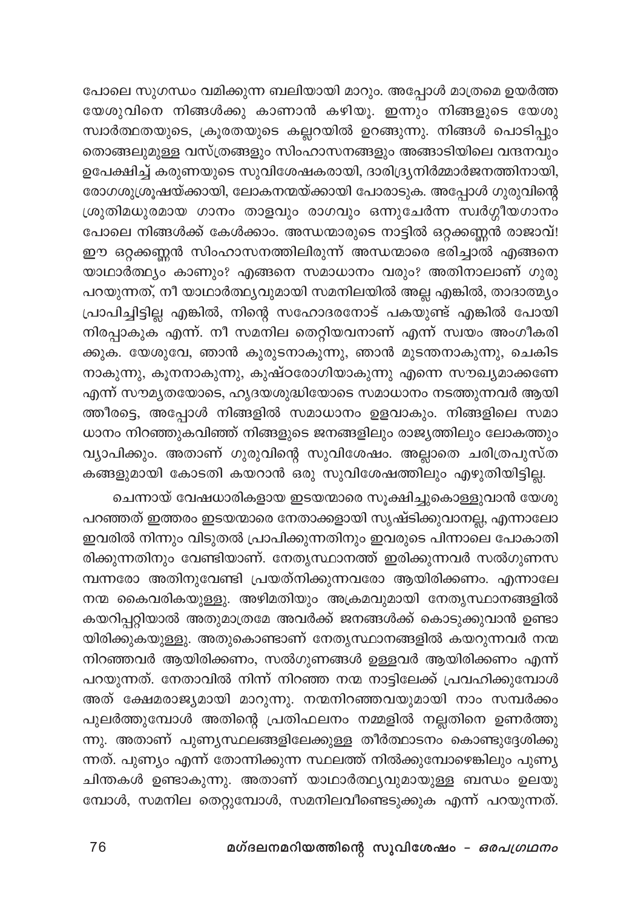പോലെ സുഗന്ധം വമിക്കുന്ന ബലിയായി മാറും. അപ്പോൾ മാത്രമെ ഉയർത്ത യേശുവിനെ നിങ്ങൾക്കു കാണാൻ കഴിയൂ. ഇന്നും നിങ്ങളുടെ യേശു സ്വാർത്ഥതയുടെ, ക്രൂരതയുടെ കല്ലറയിൽ ഉറങ്ങുന്നു. നിങ്ങൾ പൊടിപ്പും തൊങ്ങലുമുള്ള വസ്ത്രങ്ങളും സിംഹാസനങ്ങളും അങ്ങാടിയിലെ വന്ദനവും ഉപേക്ഷിച്ച് കരുണയുടെ സുവിശേഷകരായി, ദാരിദ്ര്യനിർമ്മാർജനത്തിനായി, രോഗശുശ്രൂഷയ്ക്കായി, ലോകനന്മയ്ക്കായി പോരാടുക. അപ്പോൾ ഗുരുവിന്റെ ശ്രുതിമധുരമായ ഗാനം താളവും രാഗവും ഒന്നുചേർന്ന സ്വർഗ്ഗീയഗാനം പോലെ നിങ്ങൾക്ക് കേൾക്കാം. അന്ധന്മാരുടെ നാട്ടിൽ ഒറ്റക്കണ്ണൻ രാജാവ്! ഈ ഒറ്റക്കണ്ണൻ സിംഹാസനത്തിലിരുന്ന് അന്ധന്മാരെ ഭരിച്ചാൽ എങ്ങനെ യാഥാർത്ഥ്യം കാണും? എങ്ങനെ സമാധാനം വരും? അതിനാലാണ് ഗുരു പറയുന്നത്, നീ യാഥാർത്ഥ്യവുമായി സമനിലയിൽ അല്ല എങ്കിൽ, താദാത്മ്യം പ്രാപിച്ചിട്ടില്ല എങ്കിൽ, നിന്റെ സഹോദരനോട് പകയുണ്ട് എങ്കിൽ പോയി നിരപ്പാകുക എന്ന്. നീ സമനില തെറ്റിയവനാണ് എന്ന് സ്വയം അംഗീകരിക്കുക. യേശുവേ, ഞാൻ കുരുടനാകുന്നു, ഞാൻ മുടന്തനാകുന്നു, ചെകിടനാകുന്നു, കൂനനാകുന്നു, കുഷ്ഠരോഗിയാകുന്നു എന്നെ സൗഖ്യമാക്കണേ എന്ന് സൗമ്യതയോടെ, ഹൃദയശുദ്ധിയോടെ സമാധാനം നടത്തുന്നവർ ആയിത്തീരട്ടെ, അപ്പോൾ നിങ്ങളിൽ സമാധാനം ഉളവാകും. നിങ്ങളിലെ സമാധാനം നിറഞ്ഞുകവിഞ്ഞ് നിങ്ങളുടെ ജനങ്ങളിലും രാജ്യത്തിലും ലോകത്തും വ്യാപിക്കും. അതാണ് ഗുരുവിന്റെ സുവിശേഷം. അല്ലാതെ ചരിത്രപുസ്തകങ്ങളുമായി കോടതി കയറാൻ ഒരു സുവിശേഷത്തിലും എഴുതിയിട്ടില്ല.

ചെന്നായ് വേഷധാരികളായ ഇടയന്മാരെ സൂക്ഷിച്ചുകൊള്ളുവാൻ യേശു പറഞ്ഞത് ഇത്തരം ഇടയന്മാരെ നേതാക്കളായി സൃഷ്ടിക്കുവാനല്ല, എന്നാലോ ഇവരിൽ നിന്നും വിടുതൽ പ്രാപിക്കുന്നതിനും ഇവരുടെ പിന്നാലെ പോകാതിരിക്കുന്നതിനും വേണ്ടിയാണ്. നേതൃസ്ഥാനത്ത് ഇരിക്കുന്നവർ സൽഗുണസമ്പന്നരോ അതിനുവേണ്ടി പ്രയത്നിക്കുന്നവരോ ആയിരിക്കണം. എന്നാലേ നന്മ കൈവരികയുള്ളു. അഴിമതിയും അക്രമവുമായി നേതൃസ്ഥാനങ്ങളിൽ കയറിപ്പറ്റിയാൽ അതുമാത്രമേ അവർക്ക് ജനങ്ങൾക്ക് കൊടുക്കുവാൻ ഉണ്ടായിരിക്കുകയുള്ളു. അതുകൊണ്ടാണ് നേതൃസ്ഥാനങ്ങളിൽ കയറുന്നവർ നന്മ നിറഞ്ഞവർ ആയിരിക്കണം, സൽഗുണങ്ങൾ ഉള്ളവർ ആയിരിക്കണം എന്ന് പറയുന്നത്. നേതാവിൽ നിന്ന് നിറഞ്ഞ നന്മ നാട്ടിലേക്ക് പ്രവഹിക്കുമ്പോൾ അത് ക്ഷേമരാജ്യമായി മാറുന്നു. നന്മനിറഞ്ഞവയുമായി നാം സമ്പർക്കം പുലർത്തുമ്പോൾ അതിന്റെ പ്രതിഫലനം നമ്മളിൽ നല്ലതിനെ ഉണർത്തുന്നു. അതാണ് പുണ്യസ്ഥലങ്ങളിലേക്കുള്ള തീർത്ഥാടനം കൊണ്ടുദ്ദേശിക്കുന്നത്. പുണ്യം എന്ന് തോന്നിക്കുന്ന സ്ഥലത്ത് നിൽക്കുമ്പോഴെങ്കിലും പുണ്യചിന്തകൾ ഉണ്ടാകുന്നു. അതാണ് യാഥാർത്ഥ്യവുമായുള്ള ബന്ധം ഉലയുമ്പോൾ, സമനില തെറ്റുമ്പോൾ, സമനിലവീണ്ടെടുക്കുക എന്ന് പറയുന്നത്.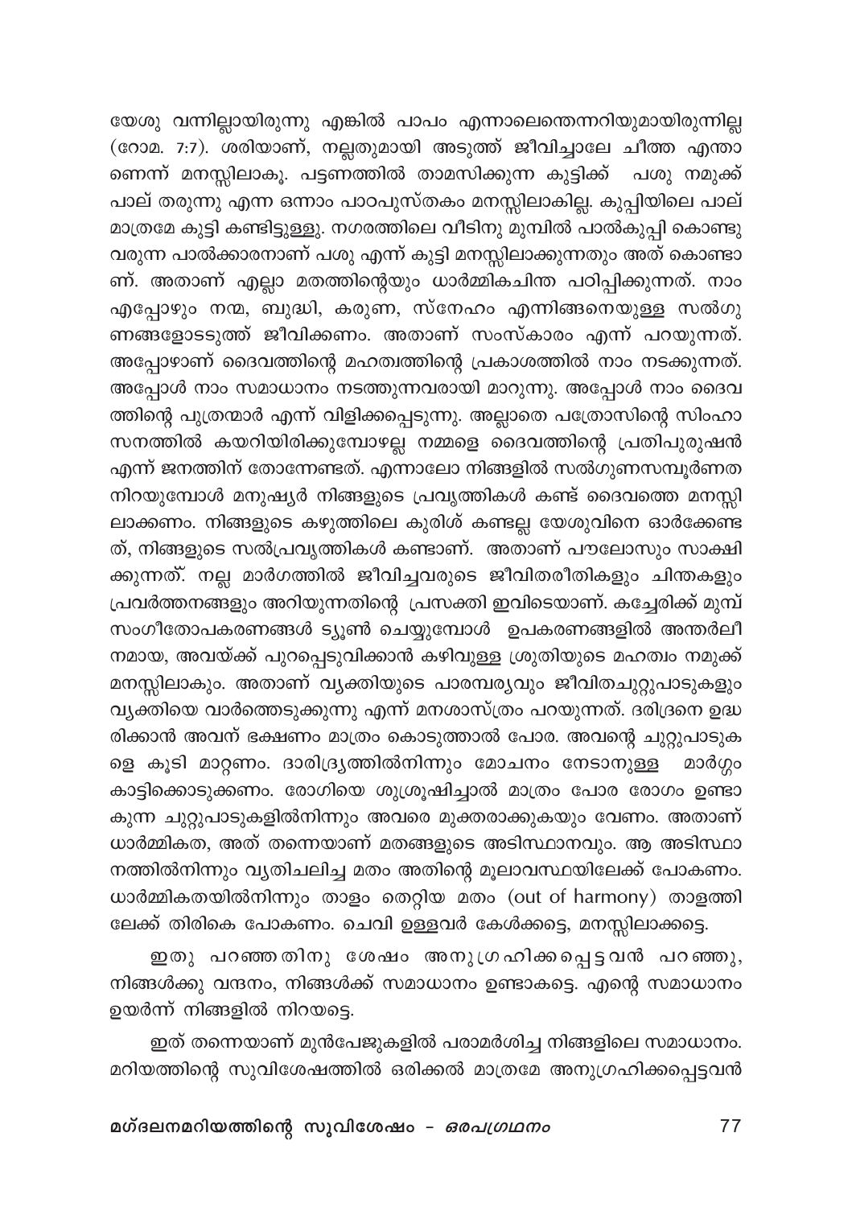യേശു വന്നില്ലായിരുന്നു എങ്കിൽ പാപം എന്നാലെന്തെന്നറിയുമായിരുന്നില്ല (റോമ. 7:7). ശരിയാണ്, നല്ലതുമായി അടുത്ത് ജീവിച്ചാലേ ചീത്ത എന്താണെന്ന് മനസ്സിലാകൂ. പട്ടണത്തിൽ താമസിക്കുന്ന കുട്ടിക്ക് പശു നമുക്ക് പാല് തരുന്നു എന്ന ഒന്നാം പാഠപുസ്തകം മനസ്സിലാകില്ല. കുപ്പിയിലെ പാല് മാത്രമേ കുട്ടി കണ്ടിട്ടുള്ളു. നഗരത്തിലെ വീടിനു മുമ്പിൽ പാൽകുപ്പി കൊണ്ടു വരുന്ന പാൽക്കാരനാണ് പശു എന്ന് കുട്ടി മനസ്സിലാക്കുന്നതും അത് കൊണ്ടാണ്. അതാണ് എല്ലാ മതത്തിന്റെയും ധാർമ്മികചിന്ത പഠിപ്പിക്കുന്നത്. നാം എപ്പോഴും നന്മ, ബുദ്ധി, കരുണ, സ്നേഹം എന്നിങ്ങനെയുള്ള സൽഗുണങ്ങളോടടുത്ത് ജീവിക്കണം. അതാണ് സംസ്കാരം എന്ന് പറയുന്നത്. അപ്പോഴാണ് ദൈവത്തിന്റെ മഹത്വത്തിന്റെ പ്രകാശത്തിൽ നാം നടക്കുന്നത്. അപ്പോൾ നാം സമാധാനം നടത്തുന്നവരായി മാറുന്നു. അപ്പോൾ നാം ദൈവത്തിന്റെ പുത്രന്മാർ എന്ന് വിളിക്കപ്പെടുന്നു. അല്ലാതെ പത്രോസിന്റെ സിംഹാസനത്തിൽ കയറിയിരിക്കുമ്പോഴല്ല നമ്മളെ ദൈവത്തിന്റെ പ്രതിപുരുഷൻ എന്ന് ജനത്തിന് തോന്നേണ്ടത്. എന്നാലോ നിങ്ങളിൽ സൽഗുണസമ്പൂർണത നിറയുമ്പോൾ മനുഷ്യർ നിങ്ങളുടെ പ്രവൃത്തികൾ കണ്ട് ദൈവത്തെ മനസ്സിലാക്കണം. നിങ്ങളുടെ കഴുത്തിലെ കുരിശ് കണ്ടല്ല യേശുവിനെ ഓർക്കേണ്ടത്, നിങ്ങളുടെ സൽപ്രവൃത്തികൾ കണ്ടാണ്. അതാണ് പൗലോസും സാക്ഷിക്കുന്നത്. നല്ല മാർഗത്തിൽ ജീവിച്ചവരുടെ ജീവിതരീതികളും ചിന്തകളും പ്രവർത്തനങ്ങളും അറിയുന്നതിന്റെ പ്രസക്തി ഇവിടെയാണ്. കച്ചേരിക്ക് മുമ്പ് സംഗീതോപകരണങ്ങൾ ട്യൂൺ ചെയ്യുമ്പോൾ ഉപകരണങ്ങളിൽ അന്തർലീനമായ, അവയ്ക്ക് പുറപ്പെടുവിക്കാൻ കഴിവുള്ള ശ്രുതിയുടെ മഹത്വം നമുക്ക് മനസ്സിലാകും. അതാണ് വ്യക്തിയുടെ പാരമ്പര്യവും ജീവിതചുറ്റുപാടുകളും വ്യക്തിയെ വാർത്തെടുക്കുന്നു എന്ന് മനശാസ്ത്രം പറയുന്നത്. ദരിദ്രനെ ഉദ്ധരിക്കാൻ അവന് ഭക്ഷണം മാത്രം കൊടുത്താൽ പോര. അവന്റെ ചുറ്റുപാടുകളെ കൂടി മാറ്റണം. ദാരിദ്ര്യത്തിൽനിന്നും മോചനം നേടാനുള്ള മാർഗ്ഗം കാട്ടിക്കൊടുക്കണം. രോഗിയെ ശുശ്രൂഷിച്ചാൽ മാത്രം പോര രോഗം ഉണ്ടാകുന്ന ചുറ്റുപാടുകളിൽനിന്നും അവരെ മുക്തരാക്കുകയും വേണം. അതാണ് ധാർമ്മികത, അത് തന്നെയാണ് മതങ്ങളുടെ അടിസ്ഥാനവും. ആ അടിസ്ഥാനത്തിൽനിന്നും വ്യതിചലിച്ച മതം അതിന്റെ മൂലാവസ്ഥയിലേക്ക് പോകണം. ധാർമ്മികതയിൽനിന്നും താളം തെറ്റിയ മതം (out of harmony) താളത്തിലേക്ക് തിരികെ പോകണം. ചെവി ഉള്ളവർ കേൾക്കട്ടെ, മനസ്സിലാക്കട്ടെ.

ഇതു പറഞ്ഞതിനു ശേഷം അനുഗ്രഹിക്കപ്പെട്ടവൻ പറഞ്ഞു, നിങ്ങൾക്കു വന്ദനം, നിങ്ങൾക്ക് സമാധാനം ഉണ്ടാകട്ടെ. എന്റെ സമാധാനം ഉയർന്ന് നിങ്ങളിൽ നിറയട്ടെ.

ഇത് തന്നെയാണ് മുൻപേജുകളിൽ പരാമർശിച്ച നിങ്ങളിലെ സമാധാനം. മറിയത്തിന്റെ സുവിശേഷത്തിൽ ഒരിക്കൽ മാത്രമേ അനുഗ്രഹിക്കപ്പെട്ടവൻ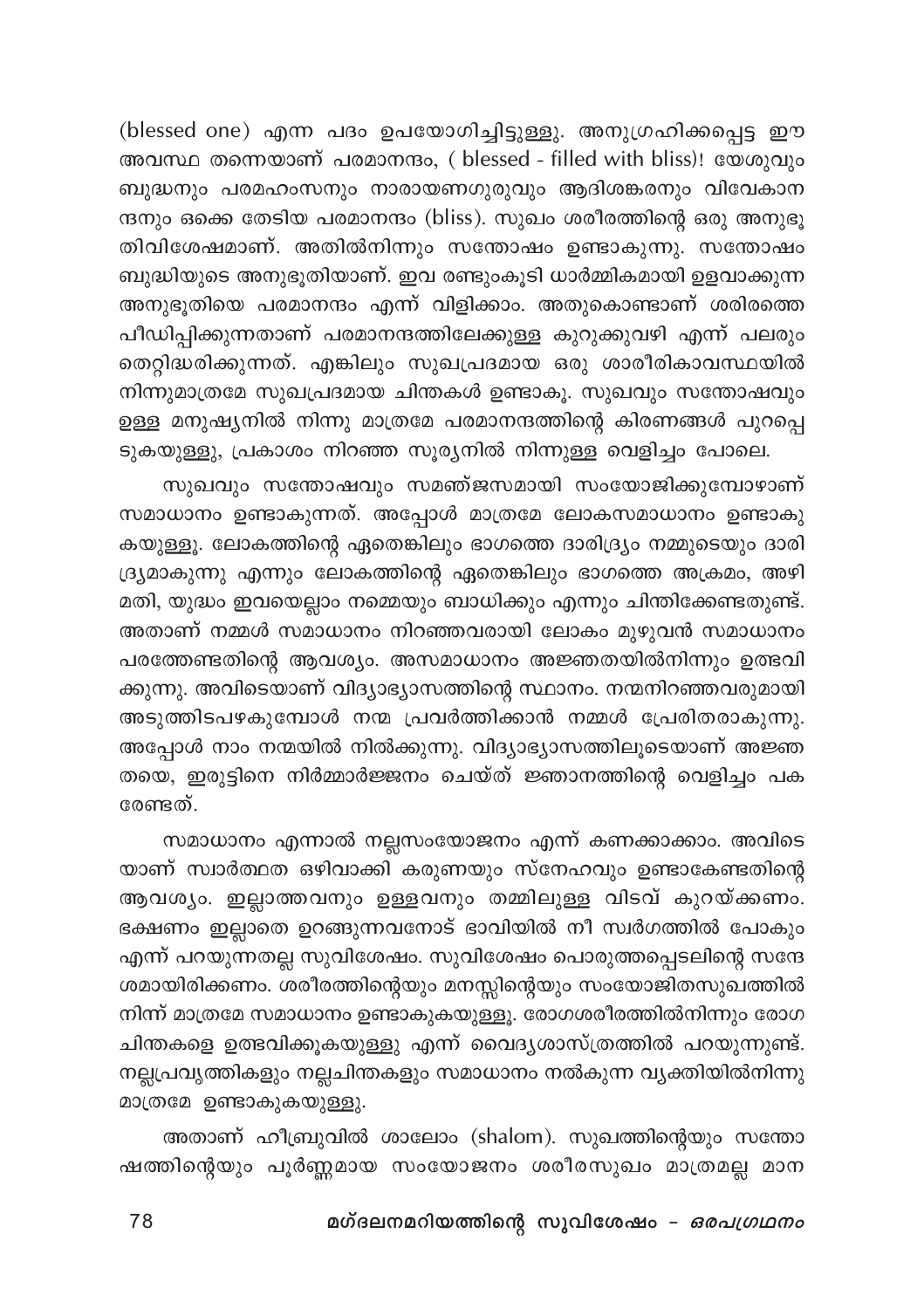(blessed one) എന്ന പദം ഉപയോഗിച്ചിട്ടുള്ളു. അനുഗ്രഹിക്കപ്പെട്ട ഈ അവസ്ഥ തന്നെയാണ് പരമാനന്ദം, ( blessed - filled with bliss)! യേശുവും ബുദ്ധനും പരമഹംസനും നാരായണഗുരുവും ആദിശങ്കരനും വിവേകാനന്ദനും ഒക്കെ തേടിയ പരമാനന്ദം (bliss). സുഖം ശരീരത്തിന്റെ ഒരു അനുഭൂതിവിശേഷമാണ്. അതിൽനിന്നും സന്തോഷം ഉണ്ടാകുന്നു. സന്തോഷം ബുദ്ധിയുടെ അനുഭൂതിയാണ്. ഇവ രണ്ടുംകൂടി ധാർമ്മികമായി ഉളവാക്കുന്ന അനുഭൂതിയെ പരമാനന്ദം എന്ന് വിളിക്കാം. അതുകൊണ്ടാണ് ശരീരത്തെ പീഡിപ്പിക്കുന്നതാണ് പരമാനന്ദത്തിലേക്കുള്ള കുറുക്കുവഴി എന്ന് പലരും തെറ്റിദ്ധരിക്കുന്നത്. എങ്കിലും സുഖപ്രദമായ ഒരു ശാരീരികാവസ്ഥയിൽ നിന്നുമാത്രമേ സുഖപ്രദമായ ചിന്തകൾ ഉണ്ടാകൂ. സുഖവും സന്തോഷവും ഉള്ള മനുഷ്യനിൽ നിന്നു മാത്രമേ പരമാനന്ദത്തിന്റെ കിരണങ്ങൾ പുറപ്പെടുകയുള്ളു, പ്രകാശം നിറഞ്ഞ സൂര്യനിൽ നിന്നുള്ള വെളിച്ചം പോലെ.

സുഖവും സന്തോഷവും സമഞ്ജസമായി സംയോജിക്കുമ്പോഴാണ് സമാധാനം ഉണ്ടാകുന്നത്. അപ്പോൾ മാത്രമേ ലോകസമാധാനം ഉണ്ടാകുകയുള്ളൂ. ലോകത്തിന്റെ ഏതെങ്കിലും ഭാഗത്തെ ദാരിദ്ര്യം നമ്മുടെയും ദാരിദ്ര്യമാകുന്നു എന്നും ലോകത്തിന്റെ ഏതെങ്കിലും ഭാഗത്തെ അക്രമം, അഴിമതി, യുദ്ധം ഇവയെല്ലാം നമ്മെയും ബാധിക്കും എന്നും ചിന്തിക്കേണ്ടതുണ്ട്. അതാണ് നമ്മൾ സമാധാനം നിറഞ്ഞവരായി ലോകം മുഴുവൻ സമാധാനം പരത്തേണ്ടതിന്റെ ആവശ്യം. അസമാധാനം അജ്ഞതയിൽനിന്നും ഉത്ഭവിക്കുന്നു. അവിടെയാണ് വിദ്യാഭ്യാസത്തിന്റെ സ്ഥാനം. നന്മനിറഞ്ഞവരുമായി അടുത്തിടപഴകുമ്പോൾ നന്മ പ്രവർത്തിക്കാൻ നമ്മൾ പ്രേരിതരാകുന്നു. അപ്പോൾ നാം നന്മയിൽ നിൽക്കുന്നു. വിദ്യാഭ്യാസത്തിലൂടെയാണ് അജ്ഞതയെ, ഇരുട്ടിനെ നിർമ്മാർജ്ജനം ചെയ്ത് ജ്ഞാനത്തിന്റെ വെളിച്ചം പകരേണ്ടത്.

സമാധാനം എന്നാൽ നല്ലസംയോജനം എന്ന് കണക്കാക്കാം. അവിടെയാണ് സ്വാർത്ഥത ഒഴിവാക്കി കരുണയും സ്നേഹവും ഉണ്ടാകേണ്ടതിന്റെ ആവശ്യം. ഇല്ലാത്തവനും ഉള്ളവനും തമ്മിലുള്ള വിടവ് കുറയ്ക്കണം. ഭക്ഷണം ഇല്ലാതെ ഉറങ്ങുന്നവനോട് ഭാവിയിൽ നീ സ്വർഗത്തിൽ പോകും എന്ന് പറയുന്നതല്ല സുവിശേഷം. സുവിശേഷം പൊരുത്തപ്പെടലിന്റെ സന്ദേശമായിരിക്കണം. ശരീരത്തിന്റെയും മനസ്സിന്റെയും സംയോജിതസുഖത്തിൽ നിന്ന് മാത്രമേ സമാധാനം ഉണ്ടാകുകയുള്ളൂ. രോഗശരീരത്തിൽനിന്നും രോഗചിന്തകളെ ഉത്ഭവിക്കൂകയുള്ളു എന്ന് വൈദ്യശാസ്ത്രത്തിൽ പറയുന്നുണ്ട്. നല്ലപ്രവൃത്തികളും നല്ലചിന്തകളും സമാധാനം നൽകുന്ന വ്യക്തിയിൽനിന്നു മാത്രമേ ഉണ്ടാകുകയുള്ളു.

അതാണ് ഹീബ്രുവിൽ ശാലോം (shalom). സുഖത്തിന്റെയും സന്തോഷത്തിന്റെയും പൂർണ്ണമായ സംയോജനം ശരീരസുഖം മാത്രമല്ല മാന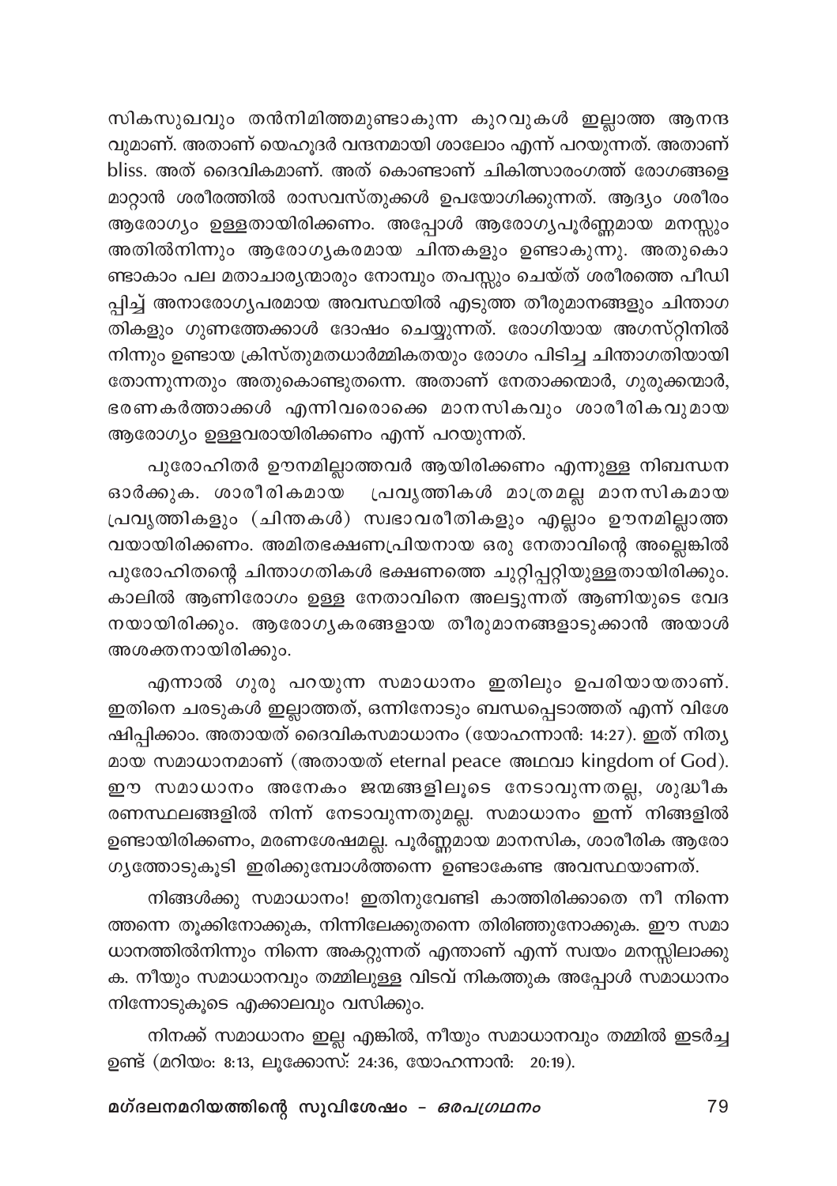സികസുഖവും തൻനിമിത്തമുണ്ടാകുന്ന കുറവുകൾ ഇല്ലാത്ത ആനന്ദവുമാണ്. അതാണ് യെഹൂദർ വന്ദനമായി ശാലോം എന്ന് പറയുന്നത്. അതാണ് bliss. അത് ദൈവികമാണ്. അത് കൊണ്ടാണ് ചികിത്സാരംഗത്ത് രോഗങ്ങളെ മാറ്റാൻ ശരീരത്തിൽ രാസവസ്തുക്കൾ ഉപയോഗിക്കുന്നത്. ആദ്യം ശരീരം ആരോഗ്യം ഉള്ളതായിരിക്കണം. അപ്പോൾ ആരോഗ്യപൂർണ്ണമായ മനസ്സും അതിൽനിന്നും ആരോഗ്യകരമായ ചിന്തകളും ഉണ്ടാകുന്നു. അതുകൊണ്ടാകാം പല മതാചാര്യന്മാരും നോമ്പും തപസ്സും ചെയ്ത് ശരീരത്തെ പീഡിപ്പിച്ച് അനാരോഗ്യപരമായ അവസ്ഥയിൽ എടുത്ത തീരുമാനങ്ങളും ചിന്താഗതികളും ഗുണത്തേക്കാൾ ദോഷം ചെയ്യുന്നത്. രോഗിയായ അഗസ്റ്റിനിൽ നിന്നും ഉണ്ടായ ക്രിസ്തുമതധാർമ്മികതയും രോഗം പിടിച്ച ചിന്താഗതിയായി തോന്നുന്നതും അതുകൊണ്ടുതന്നെ. അതാണ് നേതാക്കന്മാർ, ഗുരുക്കന്മാർ, ഭരണകർത്താക്കൾ എന്നിവരൊക്കെ മാനസികവും ശാരീരികവുമായ ആരോഗ്യം ഉള്ളവരായിരിക്കണം എന്ന് പറയുന്നത്.

പുരോഹിതർ ഊനമില്ലാത്തവർ ആയിരിക്കണം എന്നുള്ള നിബന്ധന ഓർക്കുക. ശാരീരികമായ പ്രവൃത്തികൾ മാത്രമല്ല മാനസികമായ പ്രവൃത്തികളും (ചിന്തകൾ) സ്വഭാവരീതികളും എല്ലാം ഊനമില്ലാത്തവയായിരിക്കണം. അമിതഭക്ഷണപ്രിയനായ ഒരു നേതാവിന്റെ അല്ലെങ്കിൽ പുരോഹിതന്റെ ചിന്താഗതികൾ ഭക്ഷണത്തെ ചുറ്റിപ്പറ്റിയുള്ളതായിരിക്കും. കാലിൽ ആണിരോഗം ഉള്ള നേതാവിനെ അലട്ടുന്നത് ആണിയുടെ വേദനയായിരിക്കും. ആരോഗ്യകരങ്ങളായ തീരുമാനങ്ങളാടുക്കാൻ അയാൾ അശക്തനായിരിക്കും.

എന്നാൽ ഗുരു പറയുന്ന സമാധാനം ഇതിലും ഉപരിയായതാണ്. ഇതിനെ ചരടുകൾ ഇല്ലാത്തത്, ഒന്നിനോടും ബന്ധപ്പെടാത്തത് എന്ന് വിശേഷിപ്പിക്കാം. അതായത് ദൈവികസമാധാനം (യോഹന്നാൻ: 14:27). ഇത് നിത്യമായ സമാധാനമാണ് (അതായത് eternal peace അഥവാ kingdom of God). ഈ സമാധാനം അനേകം ജന്മങ്ങളിലൂടെ നേടാവുന്നതല്ല, ശുദ്ധീകരണസ്ഥലങ്ങളിൽ നിന്ന് നേടാവുന്നതുമല്ല. സമാധാനം ഇന്ന് നിങ്ങളിൽ ഉണ്ടായിരിക്കണം, മരണശേഷമല്ല. പൂർണ്ണമായ മാനസിക, ശാരീരിക ആരോഗ്യത്തോടുകൂടി ഇരിക്കുമ്പോൾത്തന്നെ ഉണ്ടാകേണ്ട അവസ്ഥയാണത്.

നിങ്ങൾക്കു സമാധാനം! ഇതിനുവേണ്ടി കാത്തിരിക്കാതെ നീ നിന്നെത്തന്നെ തൂക്കിനോക്കുക, നിന്നിലേക്കുതന്നെ തിരിഞ്ഞുനോക്കുക. ഈ സമാധാനത്തിൽനിന്നും നിന്നെ അകറ്റുന്നത് എന്താണ് എന്ന് സ്വയം മനസ്സിലാക്കുക. നീയും സമാധാനവും തമ്മിലുള്ള വിടവ് നികത്തുക അപ്പോൾ സമാധാനം നിന്നോടുകൂടെ എക്കാലവും വസിക്കും.

നിനക്ക് സമാധാനം ഇല്ല എങ്കിൽ, നീയും സമാധാനവും തമ്മിൽ ഇടർച്ച ഉണ്ട് (മറിയം: 8:13, ലൂക്കോസ്: 24:36, യോഹന്നാൻ: 20:19).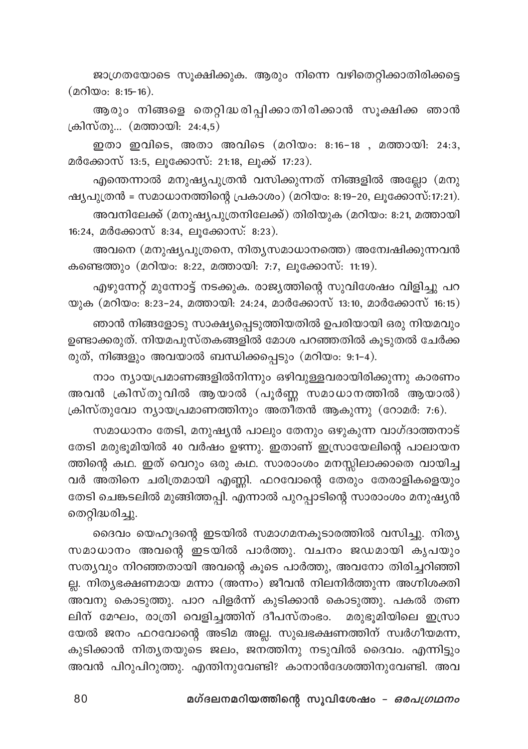ജാഗ്രതയോടെ സൂക്ഷിക്കുക. ആരും നിന്നെ വഴിതെറ്റിക്കാതിരിക്കട്ടെ (മറിയം: 8:15-16).

ആരും നിങ്ങളെ തെറ്റിദ്ധരിപ്പിക്കാതിരിക്കാൻ സൂക്ഷിക്ക ഞാൻ ക്രിസ്തു... (മത്തായി: 24:4,5)

ഇതാ ഇവിടെ, അതാ അവിടെ (മറിയം: 8:16-18 , മത്തായി: 24:3, മർക്കോസ് 13:5, ലൂക്കോസ്: 21:18, ലൂക്ക് 17:23).

എന്തെന്നാൽ മനുഷ്യപുത്രൻ വസിക്കുന്നത് നിങ്ങളിൽ അല്ലോ (മനുഷ്യപുത്രൻ = സമാധാനത്തിന്റെ പ്രകാശം) (മറിയം: 8:19-20, ലൂക്കോസ്:17:21).

അവനിലേക്ക് (മനുഷ്യപുത്രനിലേക്ക്) തിരിയുക (മറിയം: 8:21, മത്തായി 16:24, മർക്കോസ് 8:34, ലൂക്കോസ്: 8:23).

അവനെ (മനുഷ്യപുത്രനെ, നിത്യസമാധാനത്തെ) അന്വേഷിക്കുന്നവൻ കണ്ടെത്തും (മറിയം: 8:22, മത്തായി: 7:7, ലൂക്കോസ്: 11:19).

എഴുന്നേറ്റ് മുന്നോട്ട് നടക്കുക. രാജ്യത്തിന്റെ സുവിശേഷം വിളിച്ചു പറയുക (മറിയം: 8:23-24, മത്തായി: 24:24, മാർക്കോസ് 13:10, മാർക്കോസ് 16:15)

ഞാൻ നിങ്ങളോടു സാക്ഷ്യപ്പെടുത്തിയതിൽ ഉപരിയായി ഒരു നിയമവും ഉണ്ടാക്കരുത്. നിയമപുസ്തകങ്ങളിൽ മോശ പറഞ്ഞതിൽ കൂടുതൽ ചേർക്കരുത്, നിങ്ങളും അവയാൽ ബന്ധിക്കപ്പെടും (മറിയം: 9:1-4).

നാം ന്യായപ്രമാണങ്ങളിൽനിന്നും ഒഴിവുള്ളവരായിരിക്കുന്നു കാരണം അവൻ ക്രിസ്തുവിൽ ആയാൽ (പൂർണ്ണ സമാധാനത്തിൽ ആയാൽ) ക്രിസ്തുവോ ന്യായപ്രമാണത്തിനും അതീതൻ ആകുന്നു (റോമർ: 7:6).

സമാധാനം തേടി, മനുഷ്യൻ പാലും തേനും ഒഴുകുന്ന വാഗ്ദാത്തനാട് തേടി മരുഭൂമിയിൽ 40 വർഷം ഉഴന്നു. ഇതാണ് ഇസ്രായേലിന്റെ പാലായനത്തിന്റെ കഥ. ഇത് വെറും ഒരു കഥ. സാരാംശം മനസ്സിലാക്കാതെ വായിച്ചവർ അതിനെ ചരിത്രമായി എണ്ണി. ഫറവോന്റെ തേരും തേരാളികളെയും തേടി ചെങ്കടലിൽ മുങ്ങിത്തപ്പി. എന്നാൽ പുറപ്പാടിന്റെ സാരാംശം മനുഷ്യൻ തെറ്റിദ്ധരിച്ചു.

ദൈവം യെഹൂദന്റെ ഇടയിൽ സമാഗമനകൂടാരത്തിൽ വസിച്ചു. നിത്യസമാധാനം അവന്റെ ഇടയിൽ പാർത്തു. വചനം ജഡമായി കൃപയും സത്യവും നിറഞ്ഞതായി അവന്റെ കൂടെ പാർത്തു, അവനോ തിരിച്ചറിഞ്ഞില്ല. നിത്യഭക്ഷണമായ മന്നാ (അന്നം) ജീവൻ നിലനിർത്തുന്ന അഗ്നിശക്തി അവനു കൊടുത്തു. പാറ പിളർന്ന് കുടിക്കാൻ കൊടുത്തു. പകൽ തണലിന് മേഘം, രാത്രി വെളിച്ചത്തിന് ദീപസ്തംഭം. മരുഭൂമിയിലെ ഇസ്രായേൽ ജനം ഫറവോന്റെ അടിമ അല്ല. സുഖഭക്ഷണത്തിന് സ്വർഗീയമന്ന, കുടിക്കാൻ നിത്യതയുടെ ജലം, ജനത്തിനു നടുവിൽ ദൈവം. എന്നിട്ടും അവൻ പിറുപിറുത്തു. എന്തിനുവേണ്ടി? കാനാൻദേശത്തിനുവേണ്ടി. അവ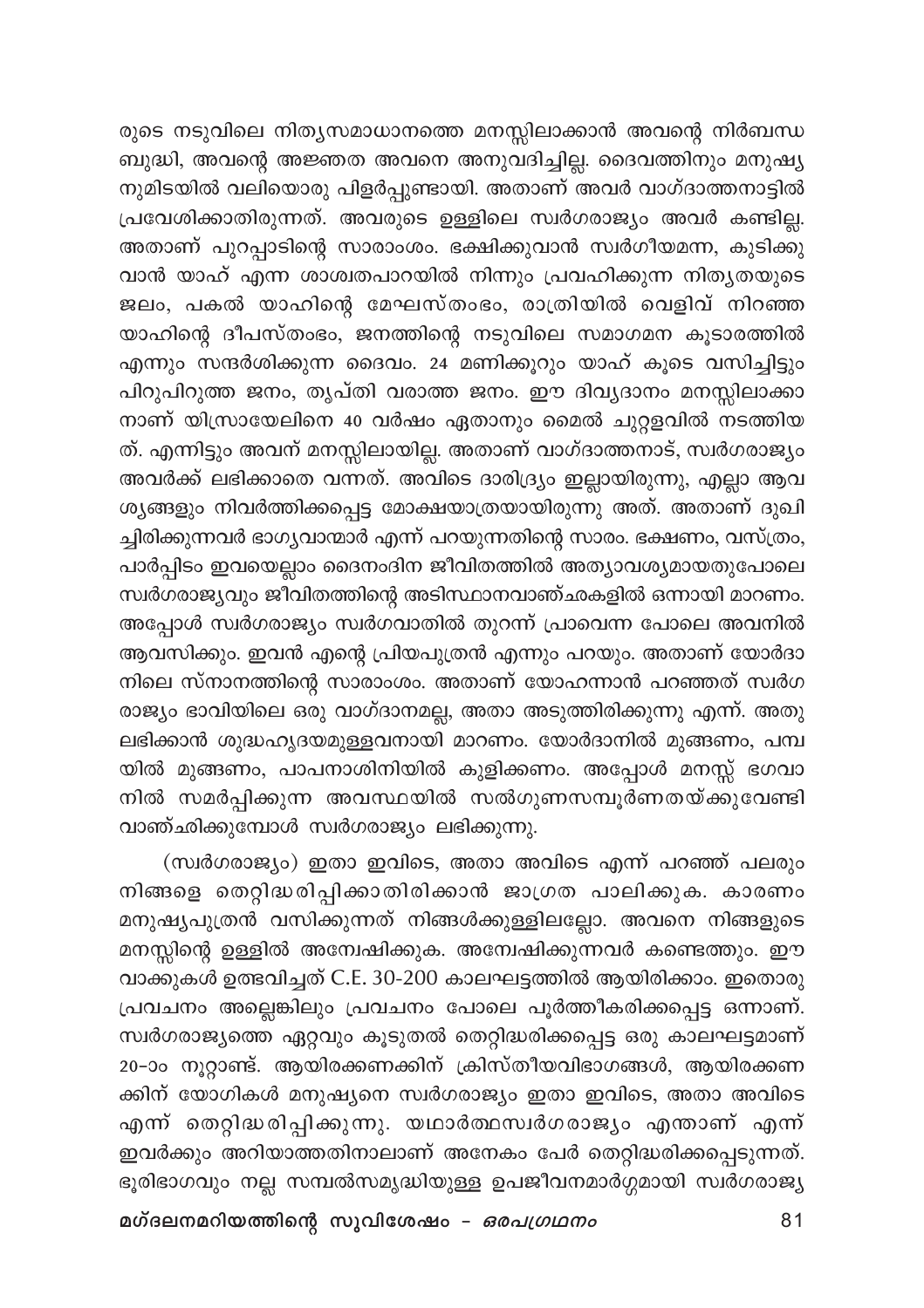രുടെ നടുവിലെ നിത്യസമാധാനത്തെ മനസ്സിലാക്കാൻ അവന്റെ നിർബന്ധ ബുദ്ധി, അവന്റെ അജ്ഞത അവനെ അനുവദിച്ചില്ല. ദൈവത്തിനും മനുഷ്യ നുമിടയിൽ വലിയൊരു പിളർപ്പുണ്ടായി. അതാണ് അവർ വാഗ്ദാത്തനാട്ടിൽ പ്രവേശിക്കാതിരുന്നത്. അവരുടെ ഉള്ളിലെ സ്വർഗരാജ്യം അവർ കണ്ടില്ല. അതാണ് പുറപ്പാടിന്റെ സാരാംശം. ഭക്ഷിക്കുവാൻ സ്വർഗീയമന്ന, കുടിക്കു വാൻ യാഹ് എന്ന ശാശ്വതപാറയിൽ നിന്നും പ്രവഹിക്കുന്ന നിത്യതയുടെ ജലം, പകൽ യാഹിന്റെ മേഘസ്തംഭം, രാത്രിയിൽ വെളിവ് നിറഞ്ഞ യാഹിന്റെ ദീപസ്തംഭം, ജനത്തിന്റെ നടുവിലെ സമാഗമന കൂടാരത്തിൽ എന്നും സന്ദർശിക്കുന്ന ദൈവം. 24 മണിക്കൂറും യാഹ് കൂടെ വസിച്ചിട്ടും പിറുപിറുത്ത ജനം, തൃപ്തി വരാത്ത ജനം. ഈ ദിവ്യദാനം മനസ്സിലാക്കാ നാണ് യിസ്രായേലിനെ 40 വർഷം ഏതാനും മൈൽ ചുറ്റളവിൽ നടത്തിയ ത്. എന്നിട്ടും അവന് മനസ്സിലായില്ല. അതാണ് വാഗ്ദാത്തനാട്, സ്വർഗരാജ്യം അവർക്ക് ലഭിക്കാതെ വന്നത്. അവിടെ ദാരിദ്ര്യം ഇല്ലായിരുന്നു, എല്ലാ ആവ ശ്യങ്ങളും നിവർത്തിക്കപ്പെട്ട മോക്ഷയാത്രയായിരുന്നു അത്. അതാണ് ദുഖി ച്ചിരിക്കുന്നവർ ഭാഗ്യവാന്മാർ എന്ന് പറയുന്നതിന്റെ സാരം. ഭക്ഷണം, വസ്ത്രം, പാർപ്പിടം ഇവയെല്ലാം ദൈനംദിന ജീവിതത്തിൽ അത്യാവശ്യമായതുപോലെ സ്വർഗരാജ്യവും ജീവിതത്തിന്റെ അടിസ്ഥാനവാഞ്ഛകളിൽ ഒന്നായി മാറണം. അപ്പോൾ സ്വർഗരാജ്യം സ്വർഗവാതിൽ തുറന്ന് പ്രാവെന്ന പോലെ അവനിൽ ആവസിക്കും. ഇവൻ എന്റെ പ്രിയപുത്രൻ എന്നും പറയും. അതാണ് യോർദാ നിലെ സ്നാനത്തിന്റെ സാരാംശം. അതാണ് യോഹന്നാൻ പറഞ്ഞത് സ്വർഗ രാജ്യം ഭാവിയിലെ ഒരു വാഗ്ദാനമല്ല, അതാ അടുത്തിരിക്കുന്നു എന്ന്. അതു ലഭിക്കാൻ ശുദ്ധഹൃദയമുള്ളവനായി മാറണം. യോർദാനിൽ മുങ്ങണം, പമ്പ യിൽ മുങ്ങണം, പാപനാശിനിയിൽ കുളിക്കണം. അപ്പോൾ മനസ്സ് ഭഗവാ നിൽ സമർപ്പിക്കുന്ന അവസ്ഥയിൽ സൽഗുണസമ്പൂർണതയ്ക്കുവേണ്ടി വാഞ്ഛിക്കുമ്പോൾ സ്വർഗരാജ്യം ലഭിക്കുന്നു.

(സ്വർഗരാജ്യം) ഇതാ ഇവിടെ, അതാ അവിടെ എന്ന് പറഞ്ഞ് പലരും നിങ്ങളെ തെറ്റിദ്ധരിപ്പിക്കാതിരിക്കാൻ ജാഗ്രത പാലിക്കുക. കാരണം മനുഷ്യപുത്രൻ വസിക്കുന്നത് നിങ്ങൾക്കുള്ളിലല്ലോ. അവനെ നിങ്ങളുടെ മനസ്സിന്റെ ഉള്ളിൽ അന്വേഷിക്കുക. അന്വേഷിക്കുന്നവർ കണ്ടെത്തും. ഈ വാക്കുകൾ ഉത്ഭവിച്ചത് C.E. 30-200 കാലഘട്ടത്തിൽ ആയിരിക്കാം. ഇതൊരു പ്രവചനം അല്ലെങ്കിലും പ്രവചനം പോലെ പൂർത്തീകരിക്കപ്പെട്ട ഒന്നാണ്. സ്വർഗരാജ്യത്തെ ഏറ്റവും കൂടുതൽ തെറ്റിദ്ധരിക്കപ്പെട്ട ഒരു കാലഘട്ടമാണ് 20-ാം നൂറ്റാണ്ട്. ആയിരക്കണക്കിന് ക്രിസ്തീയവിഭാഗങ്ങൾ, ആയിരക്കണ ക്കിന് യോഗികൾ മനുഷ്യനെ സ്വർഗരാജ്യം ഇതാ ഇവിടെ, അതാ അവിടെ എന്ന് തെറ്റിദ്ധരിപ്പിക്കുന്നു. യഥാർത്ഥസ്വർഗരാജ്യം എന്താണ് എന്ന് ഇവർക്കും അറിയാത്തതിനാലാണ് അനേകം പേർ തെറ്റിദ്ധരിക്കപ്പെടുന്നത്. ഭൂരിഭാഗവും നല്ല സമ്പൽസമൃദ്ധിയുള്ള ഉപജീവനമാർഗ്ഗമായി സ്വർഗരാജ്യ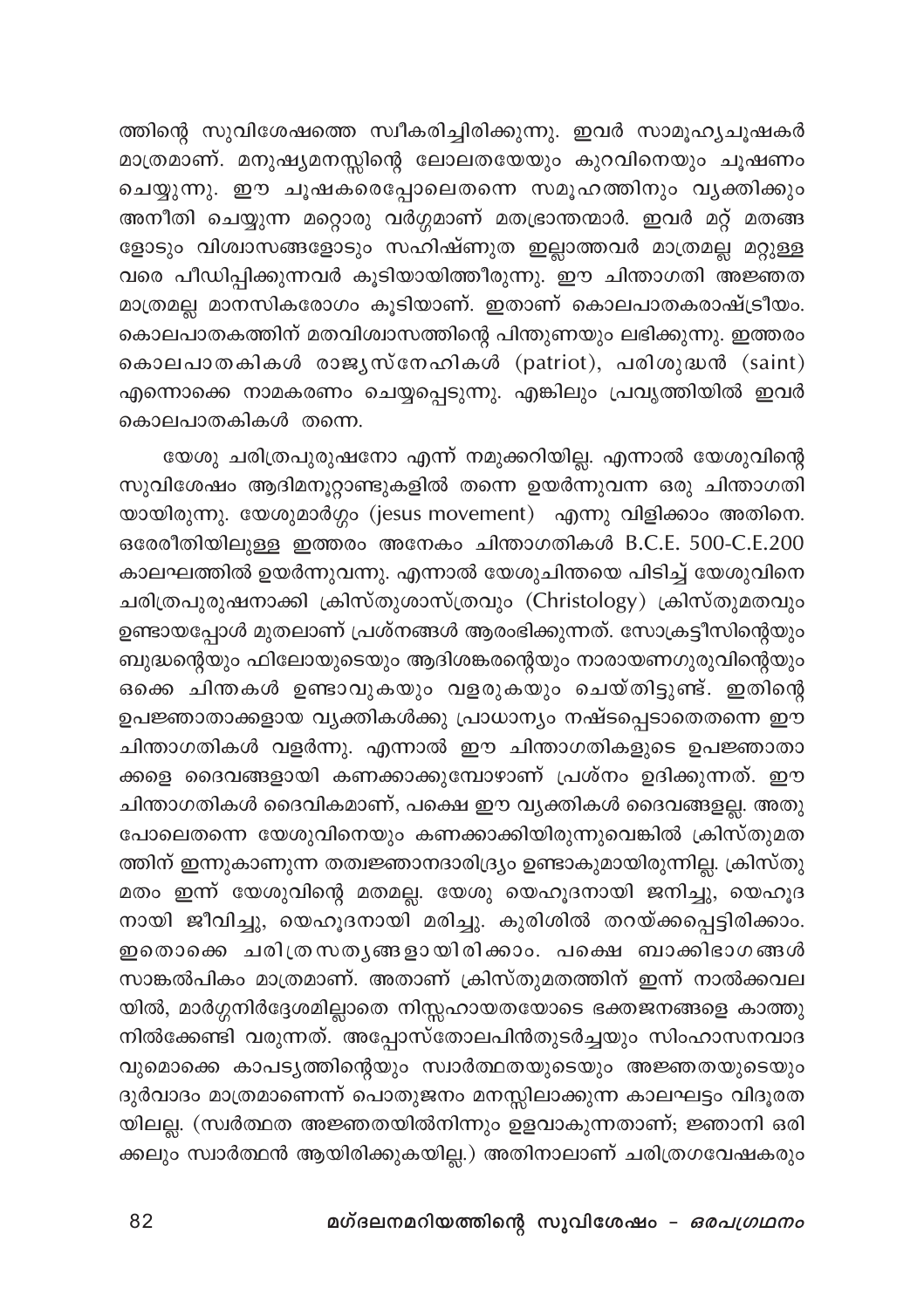ത്തിന്റെ സുവിശേഷത്തെ സ്വീകരിച്ചിരിക്കുന്നു. ഇവർ സാമൂഹ്യചൂഷകർ മാത്രമാണ്. മനുഷ്യമനസ്സിന്റെ ലോലതയേയും കുറവിനെയും ചൂഷണം ചെയ്യുന്നു. ഈ ചൂഷകരെപ്പോലെതന്നെ സമൂഹത്തിനും വ്യക്തിക്കും അനീതി ചെയ്യുന്ന മറ്റൊരു വർഗ്ഗമാണ് മതഭ്രാന്തന്മാർ. ഇവർ മറ്റ് മതങ്ങളോടും വിശ്വാസങ്ങളോടും സഹിഷ്ണുത ഇല്ലാത്തവർ മാത്രമല്ല മറ്റുള്ളവരെ പീഡിപ്പിക്കുന്നവർ കൂടിയായിത്തീരുന്നു. ഈ ചിന്താഗതി അജ്ഞത മാത്രമല്ല മാനസികരോഗം കൂടിയാണ്. ഇതാണ് കൊലപാതകരാഷ്ട്രീയം. കൊലപാതകത്തിന് മതവിശ്വാസത്തിന്റെ പിന്തുണയും ലഭിക്കുന്നു. ഇത്തരം കൊലപാതകികൾ രാജ്യസ്നേഹികൾ (patriot), പരിശുദ്ധൻ (saint) എന്നൊക്കെ നാമകരണം ചെയ്യപ്പെടുന്നു. എങ്കിലും പ്രവൃത്തിയിൽ ഇവർ കൊലപാതകികൾ തന്നെ.

യേശു ചരിത്രപുരുഷനോ എന്ന് നമുക്കറിയില്ല. എന്നാൽ യേശുവിന്റെ സുവിശേഷം ആദിമനൂറ്റാണ്ടുകളിൽ തന്നെ ഉയർന്നുവന്ന ഒരു ചിന്താഗതിയായിരുന്നു. യേശുമാർഗ്ഗം (jesus movement) എന്നു വിളിക്കാം അതിനെ. ഒരേരീതിയിലുള്ള ഇത്തരം അനേകം ചിന്താഗതികൾ B.C.E. 500-C.E.200 കാലഘട്ടത്തിൽ ഉയർന്നുവന്നു. എന്നാൽ യേശുചിന്തയെ പിടിച്ച് യേശുവിനെ ചരിത്രപുരുഷനാക്കി ക്രിസ്തുശാസ്ത്രവും (Christology) ക്രിസ്തുമതവും ഉണ്ടായപ്പോൾ മുതലാണ് പ്രശ്നങ്ങൾ ആരംഭിക്കുന്നത്. സോക്രട്ടീസിന്റെയും ബുദ്ധന്റെയും ഫിലോയുടെയും ആദിശങ്കരന്റെയും നാരായണഗുരുവിന്റെയും ഒക്കെ ചിന്തകൾ ഉണ്ടാവുകയും വളരുകയും ചെയ്തിട്ടുണ്ട്. ഇതിന്റെ ഉപജ്ഞാതാക്കളായ വ്യക്തികൾക്കു പ്രാധാന്യം നഷ്ടപ്പെടാതെതന്നെ ഈ ചിന്താഗതികൾ വളർന്നു. എന്നാൽ ഈ ചിന്താഗതികളുടെ ഉപജ്ഞാതാക്കളെ ദൈവങ്ങളായി കണക്കാക്കുമ്പോഴാണ് പ്രശ്നം ഉദിക്കുന്നത്. ഈ ചിന്താഗതികൾ ദൈവികമാണ്, പക്ഷെ ഈ വ്യക്തികൾ ദൈവങ്ങളല്ല. അതുപോലെതന്നെ യേശുവിനെയും കണക്കാക്കിയിരുന്നുവെങ്കിൽ ക്രിസ്തുമതത്തിന് ഇന്നുകാണുന്ന തത്വജ്ഞാനദാരിദ്ര്യം ഉണ്ടാകുമായിരുന്നില്ല. ക്രിസ്തുമതം ഇന്ന് യേശുവിന്റെ മതമല്ല. യേശു യെഹൂദനായി ജനിച്ചു, യെഹൂദനായി ജീവിച്ചു, യെഹൂദനായി മരിച്ചു. കുരിശിൽ തറയ്ക്കപ്പെട്ടിരിക്കാം. ഇതൊക്കെ ചരിത്രസത്യങ്ങളായിരിക്കാം. പക്ഷെ ബാക്കിഭാഗങ്ങൾ സാങ്കൽപികം മാത്രമാണ്. അതാണ് ക്രിസ്തുമതത്തിന് ഇന്ന് നാൽക്കവലയിൽ, മാർഗ്ഗനിർദ്ദേശമില്ലാതെ നിസ്സഹായതയോടെ ഭക്തജനങ്ങളെ കാത്തുനിൽക്കേണ്ടി വരുന്നത്. അപ്പോസ്തോലപിൻതുടർച്ചയും സിംഹാസനവാദവുമൊക്കെ കാപട്യത്തിന്റെയും സ്വാർത്ഥതയുടെയും അജ്ഞതയുടെയും ദുർവാദം മാത്രമാണെന്ന് പൊതുജനം മനസ്സിലാക്കുന്ന കാലഘട്ടം വിദൂരതയിലല്ല. (സ്വർത്ഥത അജ്ഞതയിൽനിന്നും ഉളവാകുന്നതാണ്; ജ്ഞാനി ഒരിക്കലും സ്വാർത്ഥൻ ആയിരിക്കുകയില്ല.) അതിനാലാണ് ചരിത്രഗവേഷകരും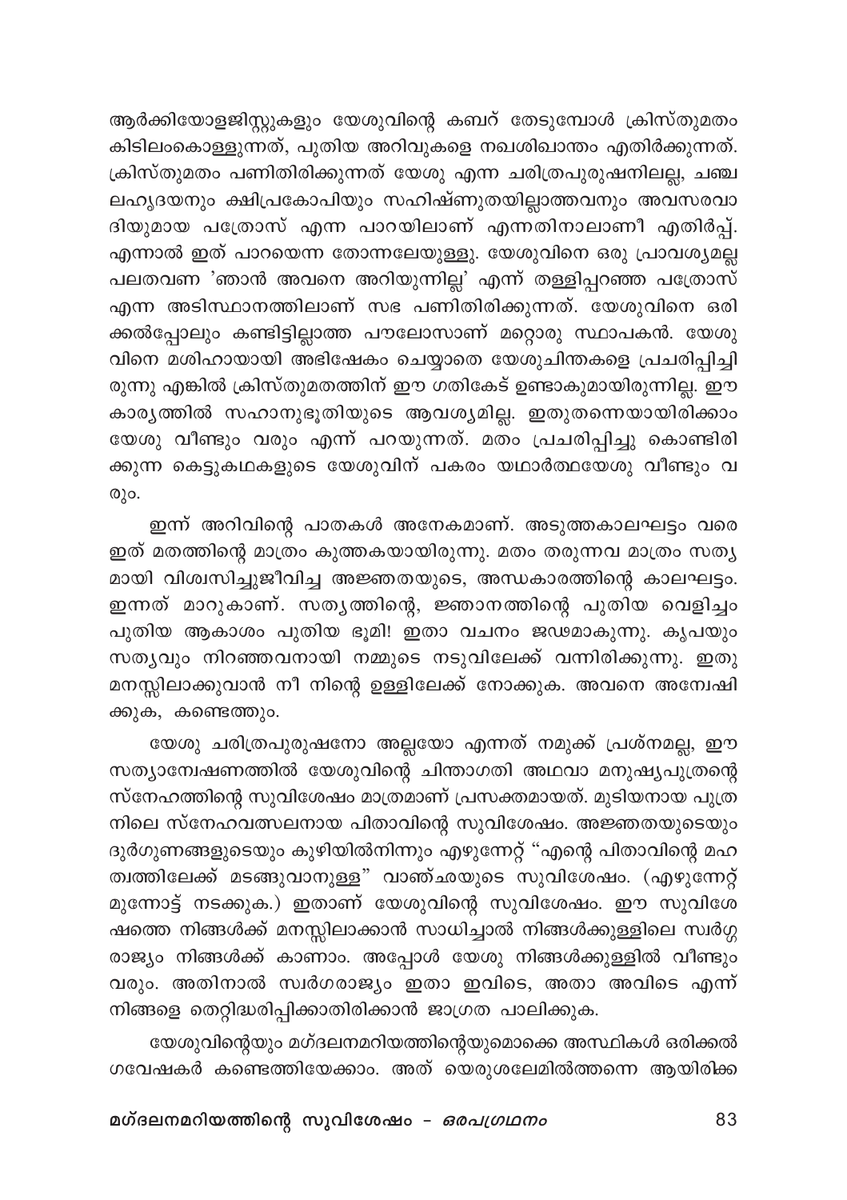ആർക്കിയോളജിസ്റ്റുകളും യേശുവിന്റെ കബറ് തേടുമ്പോൾ ക്രിസ്തുമതം കിടിലംകൊള്ളുന്നത്, പുതിയ അറിവുകളെ നഖശിഖാന്തം എതിർക്കുന്നത്. ക്രിസ്തുമതം പണിതിരിക്കുന്നത് യേശു എന്ന ചരിത്രപുരുഷനിലല്ല, ചഞ്ചലഹൃദയനും ക്ഷിപ്രകോപിയും സഹിഷ്ണുതയില്ലാത്തവനും അവസരവാദിയുമായ പത്രോസ് എന്ന പാറയിലാണ് എന്നതിനാലാണീ എതിർപ്പ്. എന്നാൽ ഇത് പാറയെന്ന തോന്നലേയുള്ളു. യേശുവിനെ ഒരു പ്രാവശ്യമല്ല പലതവണ 'ഞാൻ അവനെ അറിയുന്നില്ല' എന്ന് തള്ളിപ്പറഞ്ഞ പത്രോസ് എന്ന അടിസ്ഥാനത്തിലാണ് സഭ പണിതിരിക്കുന്നത്. യേശുവിനെ ഒരിക്കൽപ്പോലും കണ്ടിട്ടില്ലാത്ത പൗലോസാണ് മറ്റൊരു സ്ഥാപകൻ. യേശുവിനെ മശിഹായായി അഭിഷേകം ചെയ്യാതെ യേശുചിന്തകളെ പ്രചരിപ്പിച്ചിരുന്നു എങ്കിൽ ക്രിസ്തുമതത്തിന് ഈ ഗതികേട് ഉണ്ടാകുമായിരുന്നില്ല. ഈ കാര്യത്തിൽ സഹാനുഭൂതിയുടെ ആവശ്യമില്ല. ഇതുതന്നെയായിരിക്കാം യേശു വീണ്ടും വരും എന്ന് പറയുന്നത്. മതം പ്രചരിപ്പിച്ചു കൊണ്ടിരിക്കുന്ന കെട്ടുകഥകളുടെ യേശുവിന് പകരം യഥാർത്ഥയേശു വീണ്ടും വരും.

ഇന്ന് അറിവിന്റെ പാതകൾ അനേകമാണ്. അടുത്തകാലഘട്ടം വരെ ഇത് മതത്തിന്റെ മാത്രം കുത്തകയായിരുന്നു. മതം തരുന്നവ മാത്രം സത്യമായി വിശ്വസിച്ചുജീവിച്ച അജ്ഞതയുടെ, അന്ധകാരത്തിന്റെ കാലഘട്ടം. ഇന്നത് മാറുകാണ്. സത്യത്തിന്റെ, ജ്ഞാനത്തിന്റെ പുതിയ വെളിച്ചം പുതിയ ആകാശം പുതിയ ഭൂമി! ഇതാ വചനം ജഡമാകുന്നു. കൃപയും സത്യവും നിറഞ്ഞവനായി നമ്മുടെ നടുവിലേക്ക് വന്നിരിക്കുന്നു. ഇതു മനസ്സിലാക്കുവാൻ നീ നിന്റെ ഉള്ളിലേക്ക് നോക്കുക. അവനെ അന്വേഷിക്കുക, കണ്ടെത്തും.

യേശു ചരിത്രപുരുഷനോ അല്ലയോ എന്നത് നമുക്ക് പ്രശ്നമല്ല, ഈ സത്യാന്വേഷണത്തിൽ യേശുവിന്റെ ചിന്താഗതി അഥവാ മനുഷ്യപുത്രന്റെ സ്നേഹത്തിന്റെ സുവിശേഷം മാത്രമാണ് പ്രസക്തമായത്. മുടിയനായ പുത്രനിലെ സ്നേഹവത്സലനായ പിതാവിന്റെ സുവിശേഷം. അജ്ഞതയുടെയും ദുർഗുണങ്ങളുടെയും കുഴിയിൽനിന്നും എഴുന്നേറ്റ് "എന്റെ പിതാവിന്റെ മഹത്വത്തിലേക്ക് മടങ്ങുവാനുള്ള" വാഞ്ഛയുടെ സുവിശേഷം. (എഴുന്നേറ്റ് മുന്നോട്ട് നടക്കുക.) ഇതാണ് യേശുവിന്റെ സുവിശേഷം. ഈ സുവിശേഷത്തെ നിങ്ങൾക്ക് മനസ്സിലാക്കാൻ സാധിച്ചാൽ നിങ്ങൾക്കുള്ളിലെ സ്വർഗ്ഗരാജ്യം നിങ്ങൾക്ക് കാണാം. അപ്പോൾ യേശു നിങ്ങൾക്കുള്ളിൽ വീണ്ടും വരും. അതിനാൽ സ്വർഗരാജ്യം ഇതാ ഇവിടെ, അതാ അവിടെ എന്ന് നിങ്ങളെ തെറ്റിദ്ധരിപ്പിക്കാതിരിക്കാൻ ജാഗ്രത പാലിക്കുക.

യേശുവിന്റെയും മഗ്ദലനമറിയത്തിന്റെയുമൊക്കെ അസ്ഥികൾ ഒരിക്കൽ ഗവേഷകർ കണ്ടെത്തിയേക്കാം. അത് യെരുശലേമിൽത്തന്നെ ആയിരിക്ക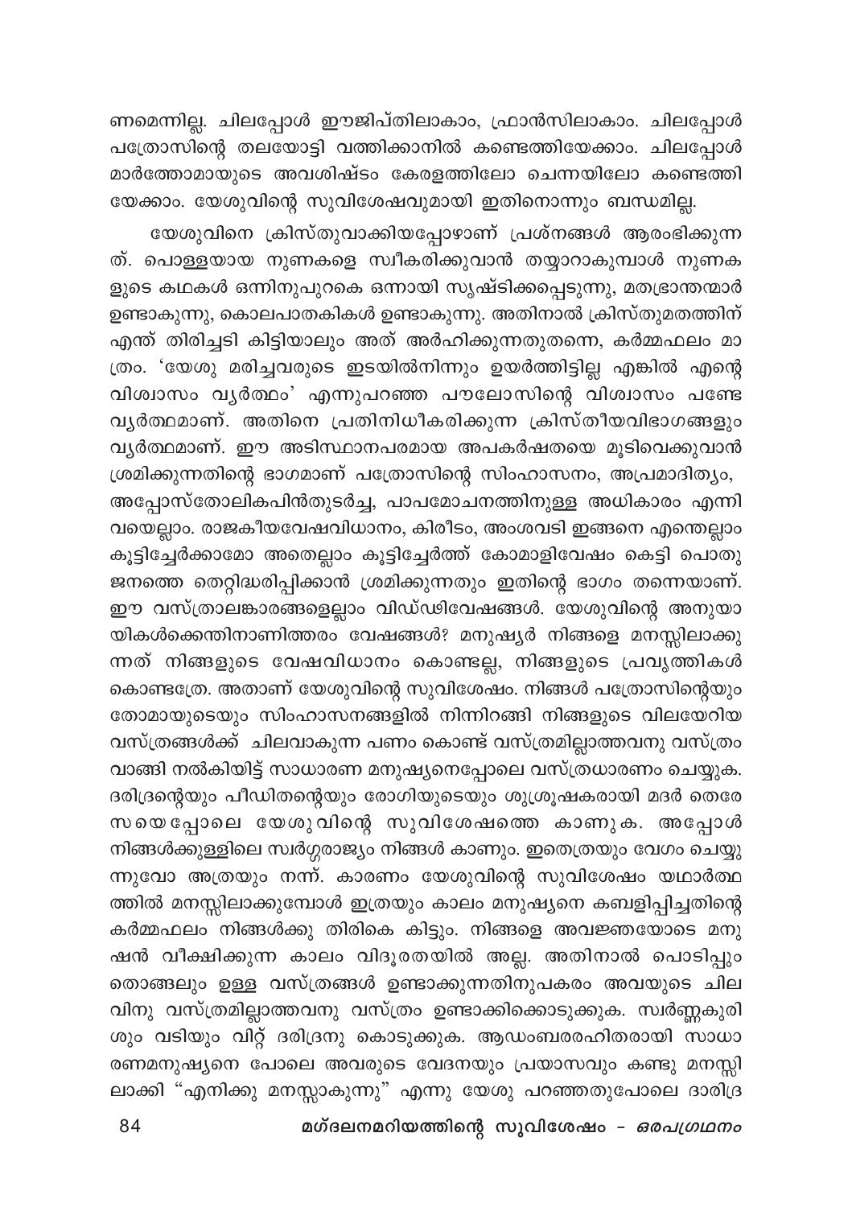ണമെന്നില്ല. ചിലപ്പോൾ ഈജിപ്തിലാകാം, ഫ്രാൻസിലാകാം. ചിലപ്പോൾ പത്രോസിന്റെ തലയോട്ടി വത്തിക്കാനിൽ കണ്ടെത്തിയേക്കാം. ചിലപ്പോൾ മാർത്തോമായുടെ അവശിഷ്ടം കേരളത്തിലോ ചെന്നയിലോ കണ്ടെത്തിയേക്കാം. യേശുവിന്റെ സുവിശേഷവുമായി ഇതിനൊന്നും ബന്ധമില്ല.

യേശുവിനെ ക്രിസ്തുവാക്കിയപ്പോഴാണ് പ്രശ്നങ്ങൾ ആരംഭിക്കുന്നത്. പൊള്ളയായ നുണകളെ സ്വീകരിക്കുവാൻ തയ്യാറാകുമ്പാൾ നുണകളുടെ കഥകൾ ഒന്നിനുപുറകെ ഒന്നായി സൃഷ്ടിക്കപ്പെടുന്നു, മതഭ്രാന്തന്മാർ ഉണ്ടാകുന്നു, കൊലപാതകികൾ ഉണ്ടാകുന്നു. അതിനാൽ ക്രിസ്തുമതത്തിന് എന്ത് തിരിച്ചടി കിട്ടിയാലും അത് അർഹിക്കുന്നതുതന്നെ, കർമ്മഫലം മാത്രം. 'യേശു മരിച്ചവരുടെ ഇടയിൽനിന്നും ഉയർത്തിട്ടില്ല എങ്കിൽ എന്റെ വിശ്വാസം വ്യർത്ഥം' എന്നുപറഞ്ഞ പൗലോസിന്റെ വിശ്വാസം പണ്ടേ വ്യർത്ഥമാണ്. അതിനെ പ്രതിനിധീകരിക്കുന്ന ക്രിസ്തീയവിഭാഗങ്ങളും വ്യർത്ഥമാണ്. ഈ അടിസ്ഥാനപരമായ അപകർഷതയെ മൂടിവെക്കുവാൻ ശ്രമിക്കുന്നതിന്റെ ഭാഗമാണ് പത്രോസിന്റെ സിംഹാസനം, അപ്രമാദിത്യം, അപ്പോസ്തോലികപിൻതുടർച്ച, പാപമോചനത്തിനുള്ള അധികാരം എന്നിവയെല്ലാം. രാജകീയവേഷവിധാനം, കിരീടം, അംശവടി ഇങ്ങനെ എന്തെല്ലാം കൂട്ടിച്ചേർക്കാമോ അതെല്ലാം കൂട്ടിച്ചേർത്ത് കോമാളിവേഷം കെട്ടി പൊതുജനത്തെ തെറ്റിദ്ധരിപ്പിക്കാൻ ശ്രമിക്കുന്നതും ഇതിന്റെ ഭാഗം തന്നെയാണ്. ഈ വസ്ത്രാലങ്കാരങ്ങളെല്ലാം വിഡ്ഢിവേഷങ്ങൾ. യേശുവിന്റെ അനുയായികൾക്കെന്തിനാണിത്തരം വേഷങ്ങൾ? മനുഷ്യർ നിങ്ങളെ മനസ്സിലാക്കുന്നത് നിങ്ങളുടെ വേഷവിധാനം കൊണ്ടല്ല, നിങ്ങളുടെ പ്രവൃത്തികൾ കൊണ്ടത്രേ. അതാണ് യേശുവിന്റെ സുവിശേഷം. നിങ്ങൾ പത്രോസിന്റെയും തോമായുടെയും സിംഹാസനങ്ങളിൽ നിന്നിറങ്ങി നിങ്ങളുടെ വിലയേറിയ വസ്ത്രങ്ങൾക്ക് ചിലവാകുന്ന പണം കൊണ്ട് വസ്ത്രമില്ലാത്തവനു വസ്ത്രം വാങ്ങി നൽകിയിട്ട് സാധാരണ മനുഷ്യനെപ്പോലെ വസ്ത്രധാരണം ചെയ്യുക. ദരിദ്രന്റെയും പീഡിതന്റെയും രോഗിയുടെയും ശുശ്രൂഷകരായി മദർ തെരേസയെപ്പോലെ യേശുവിന്റെ സുവിശേഷത്തെ കാണുക. അപ്പോൾ നിങ്ങൾക്കുള്ളിലെ സ്വർഗ്ഗരാജ്യം നിങ്ങൾ കാണും. ഇതെത്രയും വേഗം ചെയ്യുന്നുവോ അത്രയും നന്ന്. കാരണം യേശുവിന്റെ സുവിശേഷം യഥാർത്ഥത്തിൽ മനസ്സിലാക്കുമ്പോൾ ഇത്രയും കാലം മനുഷ്യനെ കബളിപ്പിച്ചതിന്റെ കർമ്മഫലം നിങ്ങൾക്കു തിരികെ കിട്ടും. നിങ്ങളെ അവജ്ഞയോടെ മനുഷ്യൻ വീക്ഷിക്കുന്ന കാലം വിദൂരതയിൽ അല്ല. അതിനാൽ പൊടിപ്പും തൊങ്ങലും ഉള്ള വസ്ത്രങ്ങൾ ഉണ്ടാക്കുന്നതിനുപകരം അവയുടെ ചിലവിനു വസ്ത്രമില്ലാത്തവനു വസ്ത്രം ഉണ്ടാക്കിക്കൊടുക്കുക. സ്വർണ്ണകുരിശും വടിയും വിറ്റ് ദരിദ്രനു കൊടുക്കുക. ആഡംബരരഹിതരായി സാധാരണമനുഷ്യനെ പോലെ അവരുടെ വേദനയും പ്രയാസവും കണ്ടു മനസ്സിലാക്കി "എനിക്കു മനസ്സാകുന്നു" എന്നു യേശു പറഞ്ഞതുപോലെ ദാരിദ്ര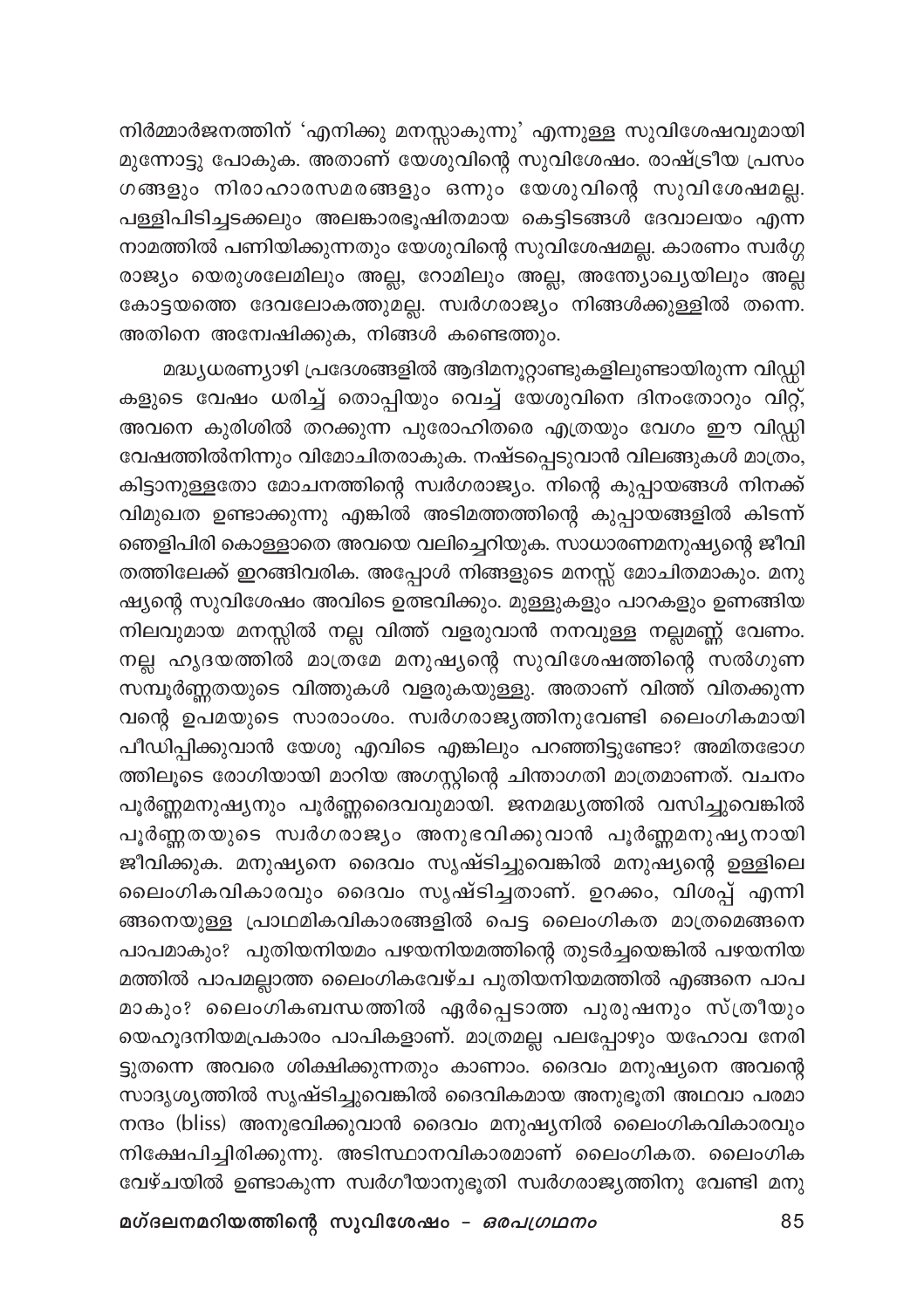നിർമ്മാർജനത്തിന് 'എനിക്കു മനസ്സാകുന്നു' എന്നുള്ള സുവിശേഷവുമായി മുന്നോട്ടു പോകുക. അതാണ് യേശുവിന്റെ സുവിശേഷം. രാഷ്ട്രീയ പ്രസംഗങ്ങളും നിരാഹാരസമരങ്ങളും ഒന്നും യേശുവിന്റെ സുവിശേഷമല്ല. പള്ളിപിടിച്ചടക്കലും അലങ്കാരഭൂഷിതമായ കെട്ടിടങ്ങൾ ദേവാലയം എന്ന നാമത്തിൽ പണിയിക്കുന്നതും യേശുവിന്റെ സുവിശേഷമല്ല. കാരണം സ്വർഗ്ഗരാജ്യം യെരുശലേമിലും അല്ല, റോമിലും അല്ല, അന്ത്യോഖ്യയിലും അല്ല കോട്ടയത്തെ ദേവലോകത്തുമല്ല. സ്വർഗരാജ്യം നിങ്ങൾക്കുള്ളിൽ തന്നെ. അതിനെ അന്വേഷിക്കുക, നിങ്ങൾ കണ്ടെത്തും.

മദ്ധ്യധരണ്യാഴി പ്രദേശങ്ങളിൽ ആദിമനൂറ്റാണ്ടുകളിലുണ്ടായിരുന്ന വിഡ്ഢികളുടെ വേഷം ധരിച്ച് തൊപ്പിയും വെച്ച് യേശുവിനെ ദിനംതോറും വിറ്റ്, അവനെ കുരിശിൽ തറക്കുന്ന പുരോഹിതരെ എത്രയും വേഗം ഈ വിഡ്ഢിവേഷത്തിൽനിന്നും വിമോചിതരാകുക. നഷ്ടപ്പെടുവാൻ വിലങ്ങുകൾ മാത്രം, കിട്ടാനുള്ളതോ മോചനത്തിന്റെ സ്വർഗരാജ്യം. നിന്റെ കുപ്പായങ്ങൾ നിനക്ക് വിമുഖത ഉണ്ടാക്കുന്നു എങ്കിൽ അടിമത്തത്തിന്റെ കുപ്പായങ്ങളിൽ കിടന്ന് ഞെളിപിരി കൊള്ളാതെ അവയെ വലിച്ചെറിയുക. സാധാരണമനുഷ്യന്റെ ജീവിതത്തിലേക്ക് ഇറങ്ങിവരിക. അപ്പോൾ നിങ്ങളുടെ മനസ്സ് മോചിതമാകും. മനുഷ്യന്റെ സുവിശേഷം അവിടെ ഉത്ഭവിക്കും. മുള്ളുകളും പാറകളും ഉണങ്ങിയ നിലവുമായ മനസ്സിൽ നല്ല വിത്ത് വളരുവാൻ നനവുള്ള നല്ലമണ്ണ് വേണം. നല്ല ഹൃദയത്തിൽ മാത്രമേ മനുഷ്യന്റെ സുവിശേഷത്തിന്റെ സൽഗുണസമ്പൂർണ്ണതയുടെ വിത്തുകൾ വളരുകയുള്ളൂ. അതാണ് വിത്ത് വിതക്കുന്നവന്റെ ഉപമയുടെ സാരാംശം. സ്വർഗരാജ്യത്തിനുവേണ്ടി ലൈംഗികമായി പീഡിപ്പിക്കുവാൻ യേശു എവിടെ എങ്കിലും പറഞ്ഞിട്ടുണ്ടോ? അമിതഭോഗത്തിലൂടെ രോഗിയായി മാറിയ അഗസ്റ്റിന്റെ ചിന്താഗതി മാത്രമാണത്. വചനം പൂർണ്ണമനുഷ്യനും പൂർണ്ണദൈവവുമായി. ജനമദ്ധ്യത്തിൽ വസിച്ചുവെങ്കിൽ പൂർണ്ണതയുടെ സ്വർഗരാജ്യം അനുഭവിക്കുവാൻ പൂർണ്ണമനുഷ്യനായി ജീവിക്കുക. മനുഷ്യനെ ദൈവം സൃഷ്ടിച്ചുവെങ്കിൽ മനുഷ്യന്റെ ഉള്ളിലെ ലൈംഗികവികാരവും ദൈവം സൃഷ്ടിച്ചതാണ്. ഉറക്കം, വിശപ്പ് എന്നിങ്ങനെയുള്ള പ്രാഥമികവികാരങ്ങളിൽ പെട്ട ലൈംഗികത മാത്രമെങ്ങനെ പാപമാകും? പുതിയനിയമം പഴയനിയമത്തിന്റെ തുടർച്ചയെങ്കിൽ പഴയനിയമത്തിൽ പാപമല്ലാത്ത ലൈംഗികവേഴ്ച പുതിയനിയമത്തിൽ എങ്ങനെ പാപമാകും? ലൈംഗികബന്ധത്തിൽ ഏർപ്പെടാത്ത പുരുഷനും സ്ത്രീയും യെഹൂദനിയമപ്രകാരം പാപികളാണ്. മാത്രമല്ല പലപ്പോഴും യഹോവ നേരിട്ടുതന്നെ അവരെ ശിക്ഷിക്കുന്നതും കാണാം. ദൈവം മനുഷ്യനെ അവന്റെ സാദൃശ്യത്തിൽ സൃഷ്ടിച്ചുവെങ്കിൽ ദൈവികമായ അനുഭൂതി അഥവാ പരമാനന്ദം (bliss) അനുഭവിക്കുവാൻ ദൈവം മനുഷ്യനിൽ ലൈംഗികവികാരവും നിക്ഷേപിച്ചിരിക്കുന്നു. അടിസ്ഥാനവികാരമാണ് ലൈംഗികത. ലൈംഗികവേഴ്ചയിൽ ഉണ്ടാകുന്ന സ്വർഗീയാനുഭൂതി സ്വർഗരാജ്യത്തിനു വേണ്ടി മനു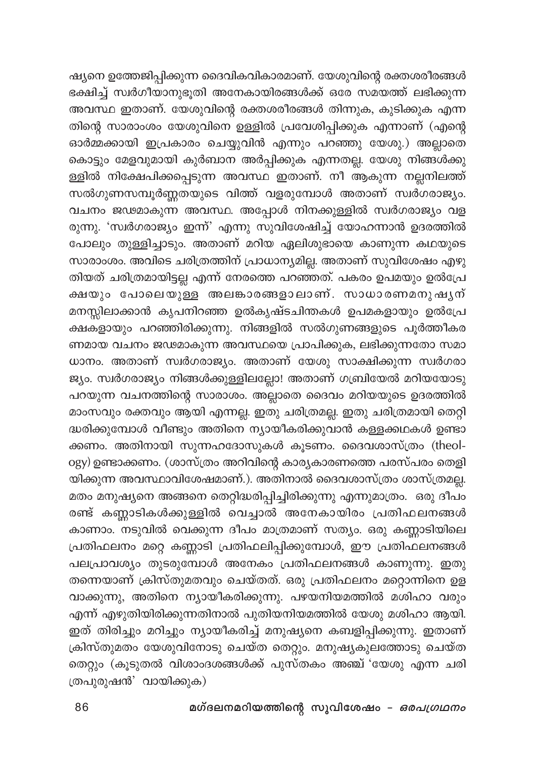ഷ്യനെ ഉത്തേജിപ്പിക്കുന്ന ദൈവികവികാരമാണ്. യേശുവിന്റെ രക്തശരീരങ്ങൾ ഭക്ഷിച്ച് സ്വർഗീയാനുഭൂതി അനേകായിരങ്ങൾക്ക് ഒരേ സമയത്ത് ലഭിക്കുന്ന അവസ്ഥ ഇതാണ്. യേശുവിന്റെ രക്തശരീരങ്ങൾ തിന്നുക, കുടിക്കുക എന്നതിന്റെ സാരാംശം യേശുവിനെ ഉള്ളിൽ പ്രവേശിപ്പിക്കുക എന്നാണ് (എന്റെ ഓർമ്മക്കായി ഇപ്രകാരം ചെയ്യുവിൻ എന്നും പറഞ്ഞു യേശു.) അല്ലാതെ കൊട്ടും മേളവുമായി കുർബാന അർപ്പിക്കുക എന്നതല്ല. യേശു നിങ്ങൾക്കുള്ളിൽ നിക്ഷേപിക്കപ്പെടുന്ന അവസ്ഥ ഇതാണ്. നീ ആകുന്ന നല്ലനിലത്ത് സൽഗുണസമ്പൂർണ്ണതയുടെ വിത്ത് വളരുമ്പോൾ അതാണ് സ്വർഗരാജ്യം. വചനം ജഢമാകുന്ന അവസ്ഥ. അപ്പോൾ നിനക്കുള്ളിൽ സ്വർഗരാജ്യം വളരുന്നു. 'സ്വർഗരാജ്യം ഇന്ന്' എന്നു സുവിശേഷിച്ച് യോഹന്നാൻ ഉദരത്തിൽ പോലും തുള്ളിച്ചാടും. അതാണ് മറിയ ഏലിശുബായെ കാണുന്ന കഥയുടെ സാരാംശം. അവിടെ ചരിത്രത്തിന് പ്രാധാന്യമില്ല. അതാണ് സുവിശേഷം എഴുതിയത് ചരിത്രമായിട്ടല്ല എന്ന് നേരത്തെ പറഞ്ഞത്. പകരം ഉപമയും ഉൽപ്രേക്ഷയും പോലെയുള്ള അലങ്കാരങ്ങളാലാണ്. സാധാരണമനുഷ്യന് മനസ്സിലാക്കാൻ കൃപനിറഞ്ഞ ഉൽകൃഷ്ടചിന്തകൾ ഉപമകളായും ഉൽപ്രേക്ഷകളായും പറഞ്ഞിരിക്കുന്നു. നിങ്ങളിൽ സൽഗുണങ്ങളുടെ പൂർത്തീകരണമായ വചനം ജഢമാകുന്ന അവസ്ഥയെ പ്രാപിക്കുക, ലഭിക്കുന്നതോ സമാധാനം. അതാണ് സ്വർഗരാജ്യം. അതാണ് യേശു സാക്ഷിക്കുന്ന സ്വർഗരാജ്യം. സ്വർഗരാജ്യം നിങ്ങൾക്കുള്ളിലല്ലോ! അതാണ് ഗബ്രിയേൽ മറിയയോടു പറയുന്ന വചനത്തിന്റെ സാരാംശം. അല്ലാതെ ദൈവം മറിയയുടെ ഉദരത്തിൽ മാംസവും രക്തവും ആയി എന്നല്ല. ഇതു ചരിത്രമല്ല. ഇതു ചരിത്രമായി തെറ്റിദ്ധരിക്കുമ്പോൾ വീണ്ടും അതിനെ ന്യായീകരിക്കുവാൻ കള്ളക്കഥകൾ ഉണ്ടാക്കണം. അതിനായി സുന്നഹദോസുകൾ കൂടണം. ദൈവശാസ്ത്രം (theology) ഉണ്ടാക്കണം. (ശാസ്ത്രം അറിവിന്റെ കാര്യകാരണത്തെ പരസ്പരം തെളിയിക്കുന്ന അവസ്ഥാവിശേഷമാണ്.). അതിനാൽ ദൈവശാസ്ത്രം ശാസ്ത്രമല്ല. മതം മനുഷ്യനെ അങ്ങനെ തെറ്റിദ്ധരിപ്പിച്ചിരിക്കുന്നു എന്നുമാത്രം. ഒരു ദീപം രണ്ട് കണ്ണാടികൾക്കുള്ളിൽ വെച്ചാൽ അനേകായിരം പ്രതിഫലനങ്ങൾ കാണാം. നടുവിൽ വെക്കുന്ന ദീപം മാത്രമാണ് സത്യം. ഒരു കണ്ണാടിയിലെ പ്രതിഫലനം മറ്റെ കണ്ണാടി പ്രതിഫലിപ്പിക്കുമ്പോൾ, ഈ പ്രതിഫലനങ്ങൾ പലപ്രാവശ്യം തുടരുമ്പോൾ അനേകം പ്രതിഫലനങ്ങൾ കാണുന്നു. ഇതു തന്നെയാണ് ക്രിസ്തുമതവും ചെയ്തത്. ഒരു പ്രതിഫലനം മറ്റൊന്നിനെ ഉളവാക്കുന്നു, അതിനെ ന്യായീകരിക്കുന്നു. പഴയനിയമത്തിൽ മശിഹാ വരും എന്ന് എഴുതിയിരിക്കുന്നതിനാൽ പുതിയനിയമത്തിൽ യേശു മശിഹാ ആയി. ഇത് തിരിച്ചും മറിച്ചും ന്യായീകരിച്ച് മനുഷ്യനെ കബളിപ്പിക്കുന്നു. ഇതാണ് ക്രിസ്തുമതം യേശുവിനോടു ചെയ്ത തെറ്റും. മനുഷ്യകുലത്തോടു ചെയ്ത തെറ്റും (കൂടുതൽ വിശാംദശങ്ങൾക്ക് പുസ്തകം അഞ്ച് 'യേശു എന്ന ചരിത്രപുരുഷൻ' വായിക്കുക)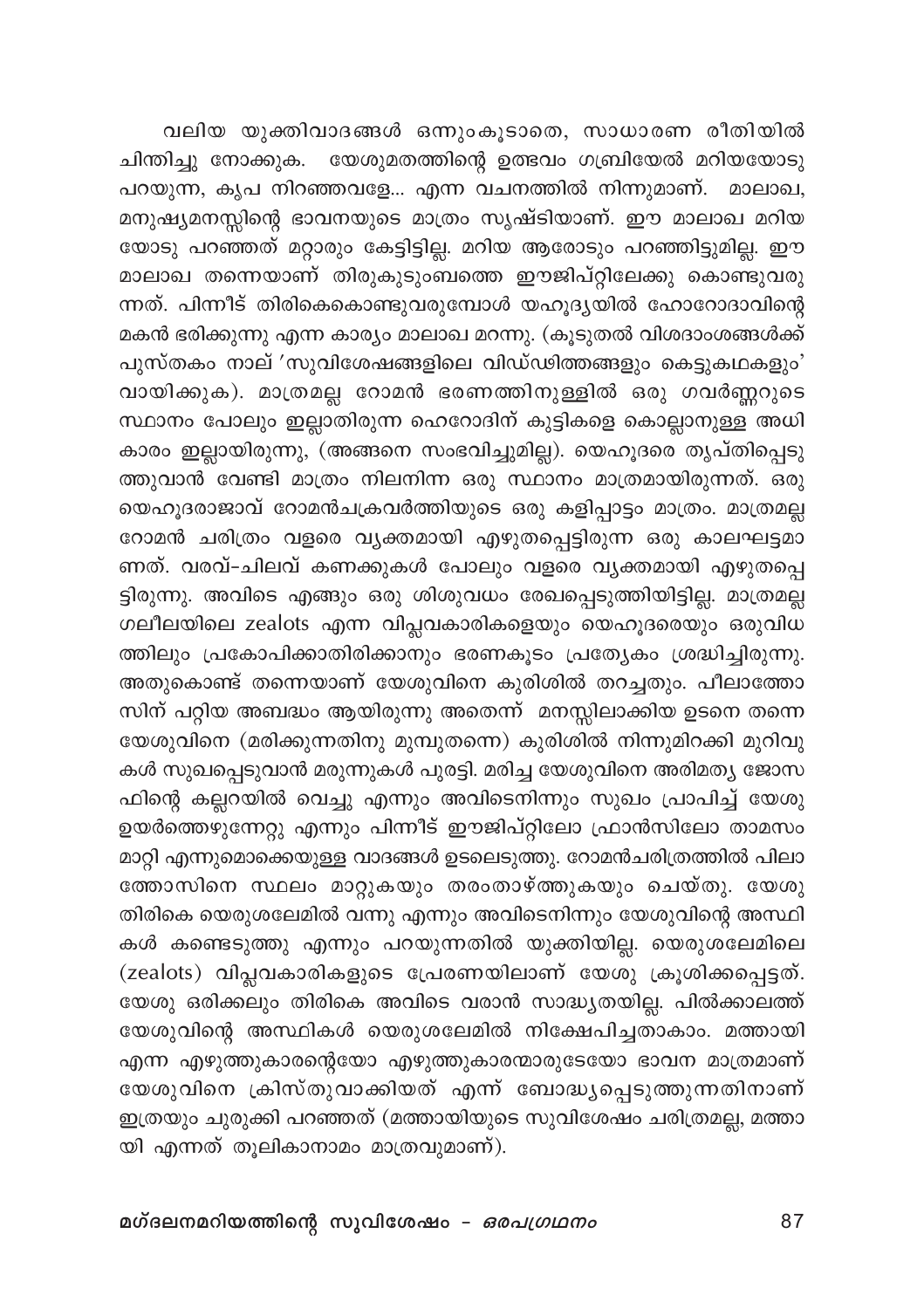വലിയ യുക്തിവാദങ്ങൾ ഒന്നുംകൂടാതെ, സാധാരണ രീതിയിൽ ചിന്തിച്ചു നോക്കുക. യേശുമതത്തിന്റെ ഉത്ഭവം ഗബ്രിയേൽ മറിയയോടു പറയുന്ന, കൃപ നിറഞ്ഞവളേ... എന്ന വചനത്തിൽ നിന്നുമാണ്. മാലാഖ, മനുഷ്യമനസ്സിന്റെ ഭാവനയുടെ മാത്രം സൃഷ്ടിയാണ്. ഈ മാലാഖ മറിയ യോടു പറഞ്ഞത് മറ്റാരും കേട്ടിട്ടില്ല. മറിയ ആരോടും പറഞ്ഞിട്ടുമില്ല. ഈ മാലാഖ തന്നെയാണ് തിരുകുടുംബത്തെ ഈജിപ്റ്റിലേക്കു കൊണ്ടുവരുന്നത്. പിന്നീട് തിരികെകൊണ്ടുവരുമ്പോൾ യഹൂദ്യയിൽ ഹോറോദാവിന്റെ മകൻ ഭരിക്കുന്നു എന്ന കാര്യം മാലാഖ മറന്നു. (കൂടുതൽ വിശദാംശങ്ങൾക്ക് പുസ്തകം നാല് 'സുവിശേഷങ്ങളിലെ വിഡ്ഢിത്തങ്ങളും കെട്ടുകഥകളും' വായിക്കുക). മാത്രമല്ല റോമൻ ഭരണത്തിനുള്ളിൽ ഒരു ഗവർണ്ണറുടെ സ്ഥാനം പോലും ഇല്ലാതിരുന്ന ഹെറോദിന് കുട്ടികളെ കൊല്ലാനുള്ള അധികാരം ഇല്ലായിരുന്നു, (അങ്ങനെ സംഭവിച്ചുമില്ല). യെഹൂദരെ തൃപ്തിപ്പെടുത്തുവാൻ വേണ്ടി മാത്രം നിലനിന്ന ഒരു സ്ഥാനം മാത്രമായിരുന്നത്. ഒരു യെഹൂദരാജാവ് റോമൻചക്രവർത്തിയുടെ ഒരു കളിപ്പാട്ടം മാത്രം. മാത്രമല്ല റോമൻ ചരിത്രം വളരെ വ്യക്തമായി എഴുതപ്പെട്ടിരുന്ന ഒരു കാലഘട്ടമാണത്. വരവ്-ചിലവ് കണക്കുകൾ പോലും വളരെ വ്യക്തമായി എഴുതപ്പെട്ടിരുന്നു. അവിടെ എങ്ങും ഒരു ശിശുവധം രേഖപ്പെടുത്തിയിട്ടില്ല. മാത്രമല്ല ഗലീലയിലെ zealots എന്ന വിപ്ലവകാരികളെയും യെഹൂദരെയും ഒരുവിധത്തിലും പ്രകോപിക്കാതിരിക്കാനും ഭരണകൂടം പ്രത്യേകം ശ്രദ്ധിച്ചിരുന്നു. അതുകൊണ്ട് തന്നെയാണ് യേശുവിനെ കുരിശിൽ തറച്ചതും. പീലാത്തോസിന് പറ്റിയ അബദ്ധം ആയിരുന്നു അതെന്ന് മനസ്സിലാക്കിയ ഉടനെ തന്നെ യേശുവിനെ (മരിക്കുന്നതിനു മുമ്പുതന്നെ) കുരിശിൽ നിന്നുമിറക്കി മുറിവുകൾ സുഖപ്പെടുവാൻ മരുന്നുകൾ പുരട്ടി. മരിച്ച യേശുവിനെ അരിമത്യ ജോസഫിന്റെ കല്ലറയിൽ വെച്ചു എന്നും അവിടെനിന്നും സുഖം പ്രാപിച്ച് യേശു ഉയർത്തെഴുന്നേറ്റു എന്നും പിന്നീട് ഈജിപ്റ്റിലോ ഫ്രാൻസിലോ താമസം മാറ്റി എന്നുമൊക്കെയുള്ള വാദങ്ങൾ ഉടലെടുത്തു. റോമൻചരിത്രത്തിൽ പിലാത്തോസിനെ സ്ഥലം മാറ്റുകയും തരംതാഴ്ത്തുകയും ചെയ്തു. യേശു തിരികെ യെരുശലേമിൽ വന്നു എന്നും അവിടെനിന്നും യേശുവിന്റെ അസ്ഥികൾ കണ്ടെടുത്തു എന്നും പറയുന്നതിൽ യുക്തിയില്ല. യെരുശലേമിലെ (zealots) വിപ്ലവകാരികളുടെ പ്രേരണയിലാണ് യേശു ക്രൂശിക്കപ്പെട്ടത്. യേശു ഒരിക്കലും തിരികെ അവിടെ വരാൻ സാദ്ധ്യതയില്ല. പിൽക്കാലത്ത് യേശുവിന്റെ അസ്ഥികൾ യെരുശലേമിൽ നിക്ഷേപിച്ചതാകാം. മത്തായി എന്ന എഴുത്തുകാരന്റെയോ എഴുത്തുകാരന്മാരുടേയോ ഭാവന മാത്രമാണ് യേശുവിനെ ക്രിസ്തുവാക്കിയത് എന്ന് ബോദ്ധ്യപ്പെടുത്തുന്നതിനാണ് ഇത്രയും ചുരുക്കി പറഞ്ഞത് (മത്തായിയുടെ സുവിശേഷം ചരിത്രമല്ല, മത്തായി എന്നത് തൂലികാനാമം മാത്രവുമാണ്).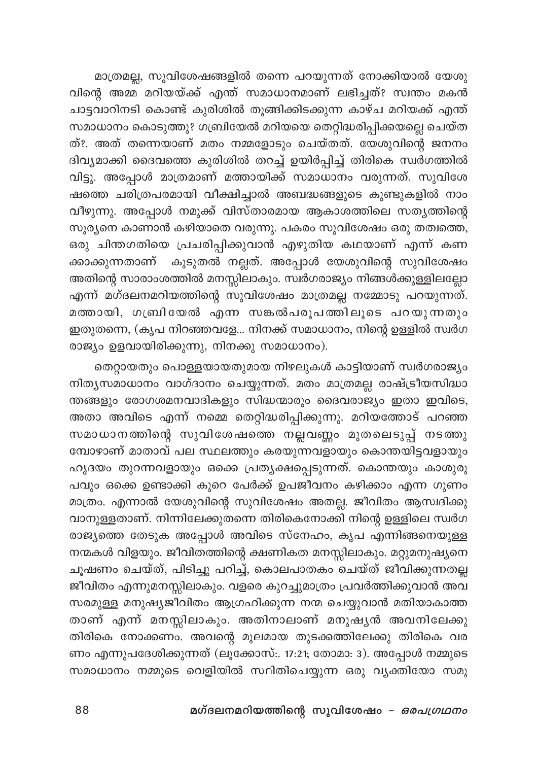മാത്രമല്ല, സുവിശേഷങ്ങളിൽ തന്നെ പറയുന്നത് നോക്കിയാൽ യേശുവിന്റെ അമ്മ മറിയയ്ക്ക് എന്ത് സമാധാനമാണ് ലഭിച്ചത്? സ്വന്തം മകൻ ചാട്ടവാറിനടി കൊണ്ട് കുരിശിൽ തൂങ്ങിക്കിടക്കുന്ന കാഴ്ച മറിയക്ക് എന്ത് സമാധാനം കൊടുത്തു? ഗബ്രിയേൽ മറിയയെ തെറ്റിദ്ധരിപ്പിക്കയല്ലെ ചെയ്തത്?. അത് തന്നെയാണ് മതം നമ്മളോടും ചെയ്തത്. യേശുവിന്റെ ജനനം ദിവ്യമാക്കി ദൈവത്തെ കുരിശിൽ തറച്ച് ഉയിർപ്പിച്ച് തിരികെ സ്വർഗത്തിൽ വിട്ടു. അപ്പോൾ മാത്രമാണ് മത്തായിക്ക് സമാധാനം വരുന്നത്. സുവിശേഷത്തെ ചരിത്രപരമായി വീക്ഷിച്ചാൽ അബദ്ധങ്ങളുടെ കുണ്ടുകളിൽ നാം വീഴുന്നു. അപ്പോൾ നമുക്ക് വിസ്താരമായ ആകാശത്തിലെ സത്യത്തിന്റെ സൂര്യനെ കാണാൻ കഴിയാതെ വരുന്നു. പകരം സുവിശേഷം ഒരു തത്വത്തെ, ഒരു ചിന്തഗതിയെ പ്രചരിപ്പിക്കുവാൻ എഴുതിയ കഥയാണ് എന്ന് കണക്കാക്കുന്നതാണ് കൂടുതൽ നല്ലത്. അപ്പോൾ യേശുവിന്റെ സുവിശേഷം അതിന്റെ സാരാംശത്തിൽ മനസ്സിലാകും. സ്വർഗരാജ്യം നിങ്ങൾക്കുള്ളിലല്ലോ എന്ന് മഗ്ദലനമറിയത്തിന്റെ സുവിശേഷം മാത്രമല്ല നമ്മോടു പറയുന്നത്. മത്തായി, ഗബ്രിയേൽ എന്ന സങ്കൽപരൂപത്തിലൂടെ പറയുന്നതും ഇതുതന്നെ, (കൃപ നിറഞ്ഞവളേ... നിനക്ക് സമാധാനം, നിന്റെ ഉള്ളിൽ സ്വർഗരാജ്യം ഉളവായിരിക്കുന്നു, നിനക്കു സമാധാനം).

തെറ്റായതും പൊള്ളയായതുമായ നിഴലുകൾ കാട്ടിയാണ് സ്വർഗരാജ്യം നിത്യസമാധാനം വാഗ്ദാനം ചെയ്യുന്നത്. മതം മാത്രമല്ല രാഷ്ട്രീയസിദ്ധാന്തങ്ങളും രോഗശമനവാദികളും സിദ്ധന്മാരും ദൈവരാജ്യം ഇതാ ഇവിടെ, അതാ അവിടെ എന്ന് നമ്മെ തെറ്റിദ്ധരിപ്പിക്കുന്നു. മറിയത്തോട് പറഞ്ഞ സമാധാനത്തിന്റെ സുവിശേഷത്തെ നല്ലവണ്ണം മുതലെടുപ്പ് നടത്തുമ്പോഴാണ് മാതാവ് പല സ്ഥലത്തും കരയുന്നവളായും കൊന്തയിട്ടവളായും ഹൃദയം തുറന്നവളായും ഒക്കെ പ്രത്യക്ഷപ്പെടുന്നത്. കൊന്തയും കാശുരൂപവും ഒക്കെ ഉണ്ടാക്കി കുറെ പേർക്ക് ഉപജീവനം കഴിക്കാം എന്ന ഗുണം മാത്രം. എന്നാൽ യേശുവിന്റെ സുവിശേഷം അതല്ല. ജീവിതം ആസ്വദിക്കുവാനുള്ളതാണ്. നിന്നിലേക്കുതന്നെ തിരികെനോക്കി നിന്റെ ഉള്ളിലെ സ്വർഗരാജ്യത്തെ തേടുക അപ്പോൾ അവിടെ സ്നേഹം, കൃപ എന്നിങ്ങനെയുള്ള നന്മകൾ വിളയും. ജീവിതത്തിന്റെ ക്ഷണികത മനസ്സിലാകും. മറ്റുമനുഷ്യനെ ചൂഷണം ചെയ്ത്, പിടിച്ചു പറിച്ച്, കൊലപാതകം ചെയ്ത് ജീവിക്കുന്നതല്ല ജീവിതം എന്നുമനസ്സിലാകും. വളരെ കുറച്ചുമാത്രം പ്രവർത്തിക്കുവാൻ അവസരമുള്ള മനുഷ്യജീവിതം ആഗ്രഹിക്കുന്ന നന്മ ചെയ്യുവാൻ മതിയാകാത്തതാണ് എന്ന് മനസ്സിലാകും. അതിനാലാണ് മനുഷ്യൻ അവനിലേക്കു തിരികെ നോക്കണം. അവന്റെ മൂലമായ തുടക്കത്തിലേക്കു തിരികെ വരണം എന്നുപദേശിക്കുന്നത് (ലൂക്കോസ്:. 17:21; തോമാ: 3). അപ്പോൾ നമ്മുടെ സമാധാനം നമ്മുടെ വെളിയിൽ സ്ഥിതിചെയ്യുന്ന ഒരു വ്യക്തിയോ സമൂ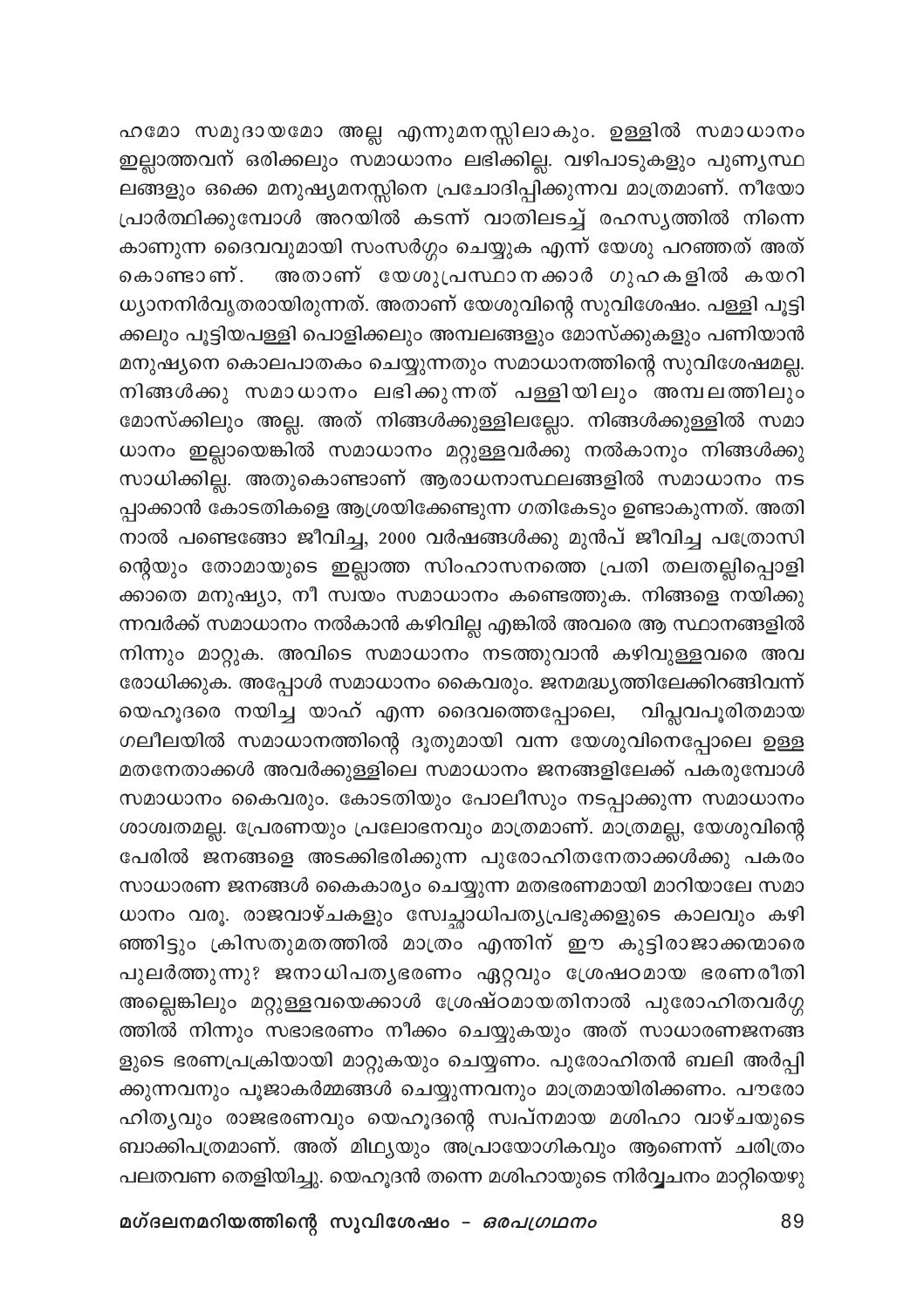ഹമോ സമുദായമോ അല്ല എന്നുമനസ്സിലാകും. ഉള്ളിൽ സമാധാനം ഇല്ലാത്തവന് ഒരിക്കലും സമാധാനം ലഭിക്കില്ല. വഴിപാടുകളും പുണ്യസ്ഥലങ്ങളും ഒക്കെ മനുഷ്യമനസ്സിനെ പ്രചോദിപ്പിക്കുന്നവ മാത്രമാണ്. നീയോ പ്രാർത്ഥിക്കുമ്പോൾ അറയിൽ കടന്ന് വാതിലടച്ച് രഹസ്യത്തിൽ നിന്നെ കാണുന്ന ദൈവവുമായി സംസർഗ്ഗം ചെയ്യുക എന്ന് യേശു പറഞ്ഞത് അത് കൊണ്ടാണ്. അതാണ് യേശുപ്രസ്ഥാനക്കാർ ഗുഹകളിൽ കയറി ധ്യാനനിർവൃതരായിരുന്നത്. അതാണ് യേശുവിന്റെ സുവിശേഷം. പള്ളി പൂട്ടിക്കലും പൂട്ടിയപള്ളി പൊളിക്കലും അമ്പലങ്ങളും മോസ്ക്കുകളും പണിയാൻ മനുഷ്യനെ കൊലപാതകം ചെയ്യുന്നതും സമാധാനത്തിന്റെ സുവിശേഷമല്ല. നിങ്ങൾക്കു സമാധാനം ലഭിക്കുന്നത് പള്ളിയിലും അമ്പലത്തിലും മോസ്ക്കിലും അല്ല. അത് നിങ്ങൾക്കുള്ളിലല്ലോ. നിങ്ങൾക്കുള്ളിൽ സമാധാനം ഇല്ലായെങ്കിൽ സമാധാനം മറ്റുള്ളവർക്കു നൽകാനും നിങ്ങൾക്കു സാധിക്കില്ല. അതുകൊണ്ടാണ് ആരാധനാസ്ഥലങ്ങളിൽ സമാധാനം നടപ്പാക്കാൻ കോടതികളെ ആശ്രയിക്കേണ്ടുന്ന ഗതികേടും ഉണ്ടാകുന്നത്. അതിനാൽ പണ്ടെങ്ങോ ജീവിച്ച, 2000 വർഷങ്ങൾക്കു മുൻപ് ജീവിച്ച പത്രോസിന്റെയും തോമായുടെ ഇല്ലാത്ത സിംഹാസനത്തെ പ്രതി തലതല്ലിപ്പൊളിക്കാതെ മനുഷ്യാ, നീ സ്വയം സമാധാനം കണ്ടെത്തുക. നിങ്ങളെ നയിക്കുന്നവർക്ക് സമാധാനം നൽകാൻ കഴിവില്ല എങ്കിൽ അവരെ ആ സ്ഥാനങ്ങളിൽ നിന്നും മാറ്റുക. അവിടെ സമാധാനം നടത്തുവാൻ കഴിവുള്ളവരെ അവരോധിക്കുക. അപ്പോൾ സമാധാനം കൈവരും. ജനമദ്ധ്യത്തിലേക്കിറങ്ങിവന്ന് യെഹൂദരെ നയിച്ച യാഹ് എന്ന ദൈവത്തെപ്പോലെ, വിപ്ലവപൂരിതമായ ഗലീലയിൽ സമാധാനത്തിന്റെ ദൂതുമായി വന്ന യേശുവിനെപ്പോലെ ഉള്ള മതനേതാക്കൾ അവർക്കുള്ളിലെ സമാധാനം ജനങ്ങളിലേക്ക് പകരുമ്പോൾ സമാധാനം കൈവരും. കോടതിയും പോലീസും നടപ്പാക്കുന്ന സമാധാനം ശാശ്വതമല്ല. പ്രേരണയും പ്രലോഭനവും മാത്രമാണ്. മാത്രമല്ല, യേശുവിന്റെ പേരിൽ ജനങ്ങളെ അടക്കിഭരിക്കുന്ന പുരോഹിതനേതാക്കൾക്കു പകരം സാധാരണ ജനങ്ങൾ കൈകാര്യം ചെയ്യുന്ന മതഭരണമായി മാറിയാലേ സമാധാനം വരൂ. രാജവാഴ്ചകളും സ്വേച്ഛാധിപത്യപ്രഭുക്കളുടെ കാലവും കഴിഞ്ഞിട്ടും ക്രിസതുമതത്തിൽ മാത്രം എന്തിന് ഈ കുട്ടിരാജാക്കന്മാരെ പുലർത്തുന്നു? ജനാധിപത്യഭരണം ഏറ്റവും ശ്രേഷ്ഠമായ ഭരണരീതി അല്ലെങ്കിലും മറ്റുള്ളവയെക്കാൾ ശ്രേഷ്ഠമായതിനാൽ പുരോഹിതവർഗ്ഗത്തിൽ നിന്നും സഭാഭരണം നീക്കം ചെയ്യുകയും അത് സാധാരണജനങ്ങളുടെ ഭരണപ്രക്രിയായി മാറ്റുകയും ചെയ്യണം. പുരോഹിതൻ ബലി അർപ്പിക്കുന്നവനും പൂജാകർമ്മങ്ങൾ ചെയ്യുന്നവനും മാത്രമായിരിക്കണം. പൗരോഹിത്യവും രാജഭരണവും യെഹൂദന്റെ സ്വപ്നമായ മശിഹാ വാഴ്ചയുടെ ബാക്കിപത്രമാണ്. അത് മിഥ്യയും അപ്രായോഗികവും ആണെന്ന് ചരിത്രം പലതവണ തെളിയിച്ചു. യെഹൂദൻ തന്നെ മശിഹായുടെ നിർവ്വചനം മാറ്റിയെഴു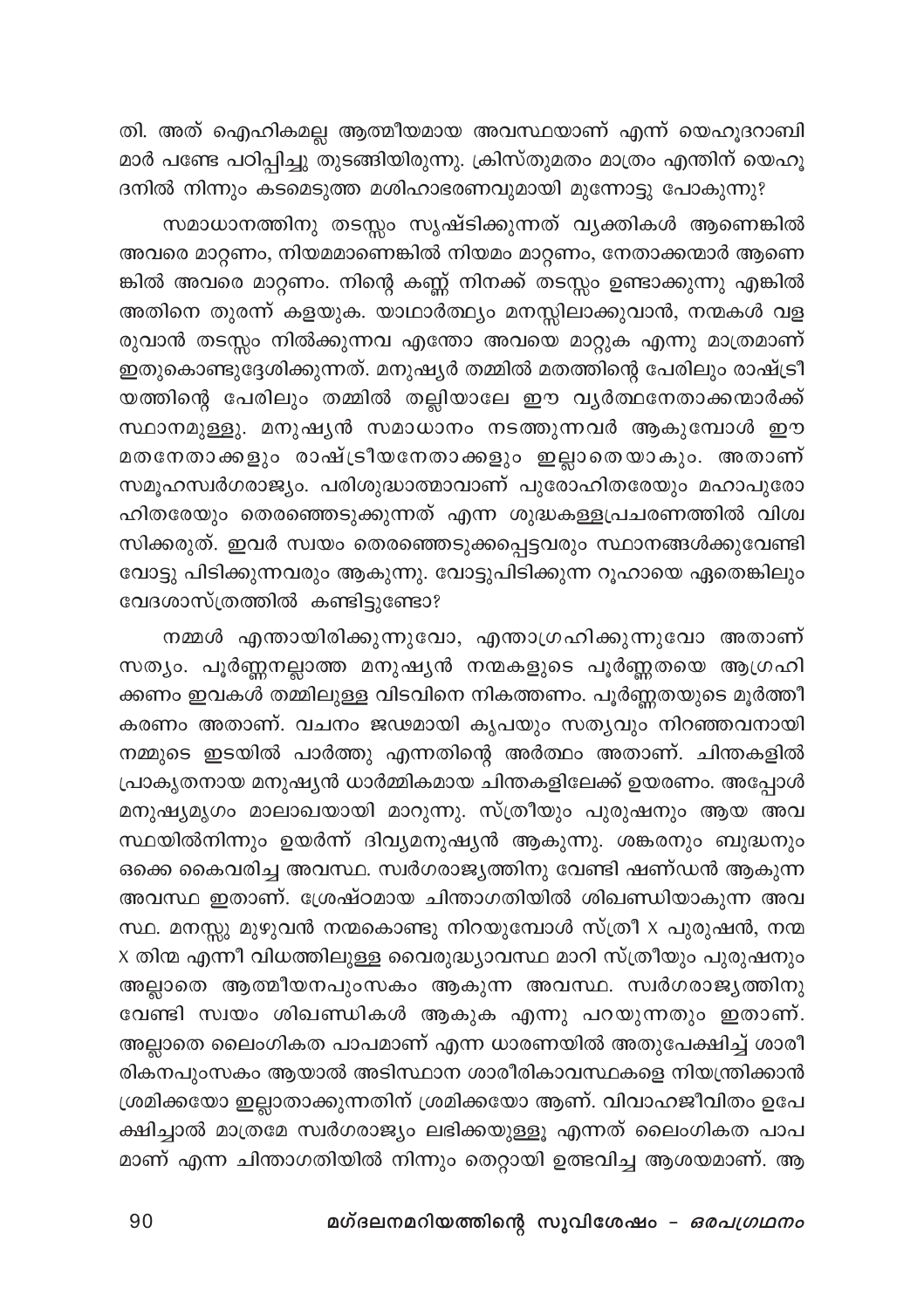തി. അത് ഐഹികമല്ല ആത്മീയമായ അവസ്ഥയാണ് എന്ന് യെഹൂദറാബിമാർ പണ്ടേ പഠിപ്പിച്ചു തുടങ്ങിയിരുന്നു. ക്രിസ്തുമതം മാത്രം എന്തിന് യെഹൂദനിൽ നിന്നും കടമെടുത്ത മശിഹാഭരണവുമായി മുന്നോട്ടു പോകുന്നു?

സമാധാനത്തിനു തടസ്സം സൃഷ്ടിക്കുന്നത് വ്യക്തികൾ ആണെങ്കിൽ അവരെ മാറ്റണം, നിയമമാണെങ്കിൽ നിയമം മാറ്റണം, നേതാക്കന്മാർ ആണെങ്കിൽ അവരെ മാറ്റണം. നിന്റെ കണ്ണ് നിനക്ക് തടസ്സം ഉണ്ടാക്കുന്നു എങ്കിൽ അതിനെ തുരന്ന് കളയുക. യാഥാർത്ഥ്യം മനസ്സിലാക്കുവാൻ, നന്മകൾ വളരുവാൻ തടസ്സം നിൽക്കുന്നവ എന്തോ അവയെ മാറ്റുക എന്നു മാത്രമാണ് ഇതുകൊണ്ടുദ്ദേശിക്കുന്നത്. മനുഷ്യർ തമ്മിൽ മതത്തിന്റെ പേരിലും രാഷ്ട്രീയത്തിന്റെ പേരിലും തമ്മിൽ തല്ലിയാലേ ഈ വ്യർത്ഥനേതാക്കന്മാർക്ക് സ്ഥാനമുള്ളു. മനുഷ്യൻ സമാധാനം നടത്തുന്നവർ ആകുമ്പോൾ ഈ മതനേതാക്കളും രാഷ്ട്രീയനേതാക്കളും ഇല്ലാതെയാകും. അതാണ് സമൂഹസ്വർഗരാജ്യം. പരിശുദ്ധാത്മാവാണ് പുരോഹിതരേയും മഹാപുരോഹിതരേയും തെരഞ്ഞെടുക്കുന്നത് എന്ന ശുദ്ധകള്ളപ്രചരണത്തിൽ വിശ്വസിക്കരുത്. ഇവർ സ്വയം തെരഞ്ഞെടുക്കപ്പെട്ടവരും സ്ഥാനങ്ങൾക്കുവേണ്ടി വോട്ടു പിടിക്കുന്നവരും ആകുന്നു. വോട്ടുപിടിക്കുന്ന റൂഹായെ ഏതെങ്കിലും വേദശാസ്ത്രത്തിൽ കണ്ടിട്ടുണ്ടോ?

നമ്മൾ എന്തായിരിക്കുന്നുവോ, എന്താഗ്രഹിക്കുന്നുവോ അതാണ് സത്യം. പൂർണ്ണനല്ലാത്ത മനുഷ്യൻ നന്മകളുടെ പൂർണ്ണതയെ ആഗ്രഹിക്കണം ഇവകൾ തമ്മിലുള്ള വിടവിനെ നികത്തണം. പൂർണ്ണതയുടെ മൂർത്തീകരണം അതാണ്. വചനം ജഢമായി കൃപയും സത്യവും നിറഞ്ഞവനായി നമ്മുടെ ഇടയിൽ പാർത്തു എന്നതിന്റെ അർത്ഥം അതാണ്. ചിന്തകളിൽ പ്രാകൃതനായ മനുഷ്യൻ ധാർമ്മികമായ ചിന്തകളിലേക്ക് ഉയരണം. അപ്പോൾ മനുഷ്യമൃഗം മാലാഖയായി മാറുന്നു. സ്ത്രീയും പുരുഷനും ആയ അവസ്ഥയിൽനിന്നും ഉയർന്ന് ദിവ്യമനുഷ്യൻ ആകുന്നു. ശങ്കരനും ബുദ്ധനും ഒക്കെ കൈവരിച്ച അവസ്ഥ. സ്വർഗരാജ്യത്തിനു വേണ്ടി ഷണ്ഡൻ ആകുന്ന അവസ്ഥ ഇതാണ്. ശ്രേഷ്ഠമായ ചിന്താഗതിയിൽ ശിഖണ്ഡിയാകുന്ന അവസ്ഥ. മനസ്സു മുഴുവൻ നന്മകൊണ്ടു നിറയുമ്പോൾ സ്ത്രീ X പുരുഷൻ, നന്മ X തിന്മ എന്നീ വിധത്തിലുള്ള വൈരുദ്ധ്യാവസ്ഥ മാറി സ്ത്രീയും പുരുഷനും അല്ലാതെ ആത്മീയനപുംസകം ആകുന്ന അവസ്ഥ. സ്വർഗരാജ്യത്തിനു വേണ്ടി സ്വയം ശിഖണ്ഡികൾ ആകുക എന്നു പറയുന്നതും ഇതാണ്. അല്ലാതെ ലൈംഗികത പാപമാണ് എന്ന ധാരണയിൽ അതുപേക്ഷിച്ച് ശാരീരികനപുംസകം ആയാൽ അടിസ്ഥാന ശാരീരികാവസ്ഥകളെ നിയന്ത്രിക്കാൻ ശ്രമിക്കയോ ഇല്ലാതാക്കുന്നതിന് ശ്രമിക്കയോ ആണ്. വിവാഹജീവിതം ഉപേക്ഷിച്ചാൽ മാത്രമേ സ്വർഗരാജ്യം ലഭിക്കയുള്ളൂ എന്നത് ലൈംഗികത പാപമാണ് എന്ന ചിന്താഗതിയിൽ നിന്നും തെറ്റായി ഉത്ഭവിച്ച ആശയമാണ്. ആ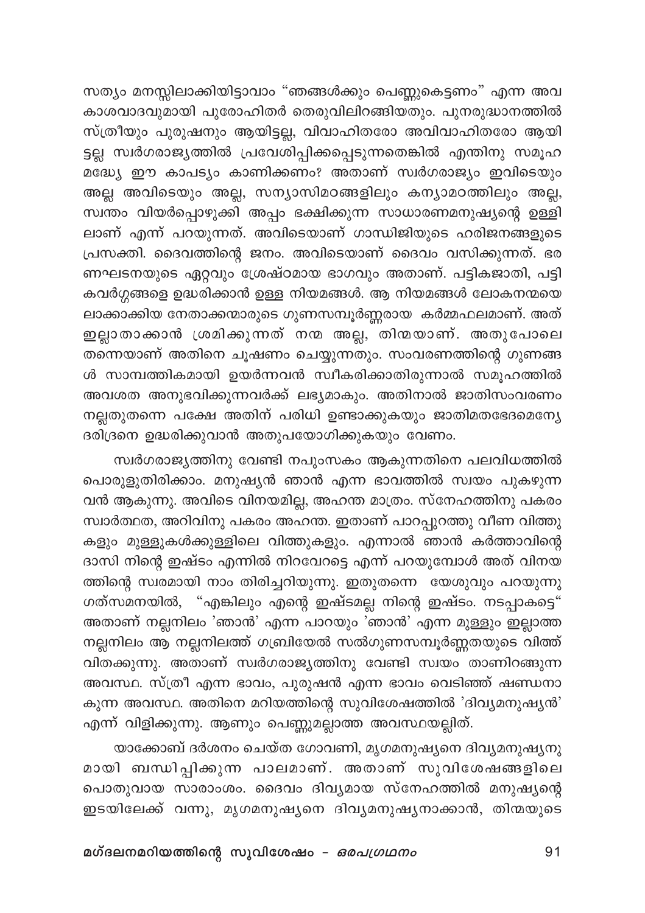സത്യം മനസ്സിലാക്കിയിട്ടാവാം "ഞങ്ങൾക്കും പെണ്ണുകെട്ടണം" എന്ന അവകാശവാദവുമായി പുരോഹിതർ തെരുവിലിറങ്ങിയതും. പുനരുദ്ധാനത്തിൽ സ്ത്രീയും പുരുഷനും ആയിട്ടല്ല, വിവാഹിതരോ അവിവാഹിതരോ ആയിട്ടല്ല സ്വർഗരാജ്യത്തിൽ പ്രവേശിപ്പിക്കപ്പെടുന്നതെങ്കിൽ എന്തിനു സമൂഹമദ്ധ്യേ ഈ കാപട്യം കാണിക്കണം? അതാണ് സ്വർഗരാജ്യം ഇവിടെയും അല്ല അവിടെയും അല്ല, സന്യാസിമഠങ്ങളിലും കന്യാമഠത്തിലും അല്ല, സ്വന്തം വിയർപ്പൊഴുക്കി അപ്പം ഭക്ഷിക്കുന്ന സാധാരണമനുഷ്യന്റെ ഉള്ളിലാണ് എന്ന് പറയുന്നത്. അവിടെയാണ് ഗാന്ധിജിയുടെ ഹരിജനങ്ങളുടെ പ്രസക്തി. ദൈവത്തിന്റെ ജനം. അവിടെയാണ് ദൈവം വസിക്കുന്നത്. ഭരണഘടനയുടെ ഏറ്റവും ശ്രേഷ്ഠമായ ഭാഗവും അതാണ്. പട്ടികജാതി, പട്ടികവർഗ്ഗങ്ങളെ ഉദ്ധരിക്കാൻ ഉള്ള നിയമങ്ങൾ. ആ നിയമങ്ങൾ ലോകനന്മയെ ലാക്കാക്കിയ നേതാക്കന്മാരുടെ ഗുണസമ്പൂർണ്ണരായ കർമ്മഫലമാണ്. അത് ഇല്ലാതാക്കാൻ ശ്രമിക്കുന്നത് നന്മ അല്ല, തിന്മയാണ്. അതുപോലെ തന്നെയാണ് അതിനെ ചൂഷണം ചെയ്യുന്നതും. സംവരണത്തിന്റെ ഗുണങ്ങൾ സാമ്പത്തികമായി ഉയർന്നവൻ സ്വീകരിക്കാതിരുന്നാൽ സമൂഹത്തിൽ അവശത അനുഭവിക്കുന്നവർക്ക് ലഭ്യമാകും. അതിനാൽ ജാതിസംവരണം നല്ലതുതന്നെ പക്ഷേ അതിന് പരിധി ഉണ്ടാക്കുകയും ജാതിമതഭേദമെന്യേ ദരിദ്രനെ ഉദ്ധരിക്കുവാൻ അതുപയോഗിക്കുകയും വേണം.

സ്വർഗരാജ്യത്തിനു വേണ്ടി നപുംസകം ആകുന്നതിനെ പലവിധത്തിൽ പൊരുളുതിരിക്കാം. മനുഷ്യൻ ഞാൻ എന്ന ഭാവത്തിൽ സ്വയം പുകഴുന്നവൻ ആകുന്നു. അവിടെ വിനയമില്ല, അഹന്ത മാത്രം. സ്നേഹത്തിനു പകരം സ്വാർത്ഥത, അറിവിനു പകരം അഹന്ത. ഇതാണ് പാറപ്പുറത്തു വീണ വിത്തുകളും മുള്ളുകൾക്കുള്ളിലെ വിത്തുകളും. എന്നാൽ ഞാൻ കർത്താവിന്റെ ദാസി നിന്റെ ഇഷ്ടം എന്നിൽ നിറവേറട്ടെ എന്ന് പറയുമ്പോൾ അത് വിനയത്തിന്റെ സ്വരമായി നാം തിരിച്ചറിയുന്നു. ഇതുതന്നെ യേശുവും പറയുന്നു ഗത്സമനയിൽ, "എങ്കിലും എന്റെ ഇഷ്ടമല്ല നിന്റെ ഇഷ്ടം. നടപ്പാകട്ടെ" അതാണ് നല്ലനിലം 'ഞാൻ' എന്ന പാറയും 'ഞാൻ' എന്ന മുള്ളും ഇല്ലാത്ത നല്ലനിലം ആ നല്ലനിലത്ത് ഗബ്രിയേൽ സൽഗുണസമ്പൂർണ്ണതയുടെ വിത്ത് വിതക്കുന്നു. അതാണ് സ്വർഗരാജ്യത്തിനു വേണ്ടി സ്വയം താണിറങ്ങുന്ന അവസ്ഥ. സ്ത്രീ എന്ന ഭാവം, പുരുഷൻ എന്ന ഭാവം വെടിഞ്ഞ് ഷണ്ഡനാകുന്ന അവസ്ഥ. അതിനെ മറിയത്തിന്റെ സുവിശേഷത്തിൽ 'ദിവ്യമനുഷ്യൻ' എന്ന് വിളിക്കുന്നു. ആണും പെണ്ണുമല്ലാത്ത അവസ്ഥയല്ലിത്.

യാക്കോബ് ദർശനം ചെയ്ത ഗോവണി, മൃഗമനുഷ്യനെ ദിവ്യമനുഷ്യനുമായി ബന്ധിപ്പിക്കുന്ന പാലമാണ്. അതാണ് സുവിശേഷങ്ങളിലെ പൊതുവായ സാരാംശം. ദൈവം ദിവ്യമായ സ്നേഹത്തിൽ മനുഷ്യന്റെ ഇടയിലേക്ക് വന്നു, മൃഗമനുഷ്യനെ ദിവ്യമനുഷ്യനാക്കാൻ, തിന്മയുടെ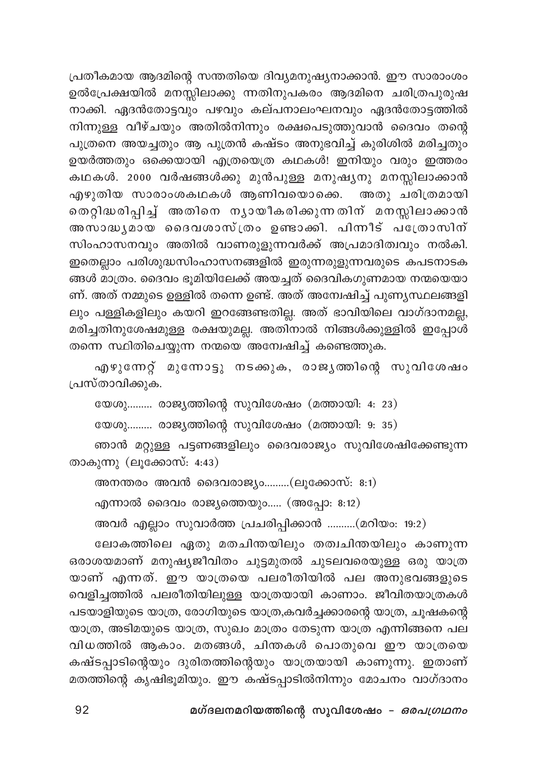പ്രതീകമായ ആദമിന്റെ സന്തതിയെ ദിവ്യമനുഷ്യനാക്കാൻ. ഈ സാരാംശം ഉൽപ്രേക്ഷയിൽ മനസ്സിലാക്കു ന്നതിനുപകരം ആദമിനെ ചരിത്രപുരുഷ നാക്കി. ഏദൻതോട്ടവും പഴവും കല്പനാലംഘനവും ഏദൻതോട്ടത്തിൽ നിന്നുള്ള വീഴ്ചയും അതിൽനിന്നും രക്ഷപെടുത്തുവാൻ ദൈവം തന്റെ പുത്രനെ അയച്ചതും ആ പുത്രൻ കഷ്ടം അനുഭവിച്ച് കുരിശിൽ മരിച്ചതും ഉയർത്തതും ഒക്കെയായി എത്രയെത്ര കഥകൾ! ഇനിയും വരും ഇത്തരം കഥകൾ. 2000 വർഷങ്ങൾക്കു മുൻപുള്ള മനുഷ്യനു മനസ്സിലാക്കാൻ എഴുതിയ സാരാംശകഥകൾ ആണിവയൊക്കെ. അതു ചരിത്രമായി തെറ്റിദ്ധരിപ്പിച്ച് അതിനെ ന്യായീകരിക്കുന്നതിന് മനസ്സിലാക്കാൻ അസാദ്ധ്യമായ ദൈവശാസ്ത്രം ഉണ്ടാക്കി. പിന്നീട് പത്രോസിന് സിംഹാസനവും അതിൽ വാണരുളുന്നവർക്ക് അപ്രമാദിത്വവും നൽകി. ഇതെല്ലാം പരിശുദ്ധസിംഹാസനങ്ങളിൽ ഇരുന്നരുളുന്നവരുടെ കപടനാടക ങ്ങൾ മാത്രം. ദൈവം ഭൂമിയിലേക്ക് അയച്ചത് ദൈവികഗുണമായ നന്മയെയാ ണ്. അത് നമ്മുടെ ഉള്ളിൽ തന്നെ ഉണ്ട്. അത് അന്വേഷിച്ച് പുണ്യസ്ഥലങ്ങളി ലും പള്ളികളിലും കയറി ഇറങ്ങേണ്ടതില്ല. അത് ഭാവിയിലെ വാഗ്ദാനമല്ല, മരിച്ചതിനുശേഷമുള്ള രക്ഷയുമല്ല. അതിനാൽ നിങ്ങൾക്കുള്ളിൽ ഇപ്പോൾ തന്നെ സ്ഥിതിചെയ്യുന്ന നന്മയെ അന്വേഷിച്ച് കണ്ടെത്തുക.

എഴുന്നേറ്റ് മുന്നോട്ടു നടക്കുക, രാജ്യത്തിന്റെ സുവിശേഷം പ്രസ്താവിക്കുക.

യേശു......... രാജ്യത്തിന്റെ സുവിശേഷം (മത്തായി: 4: 23)

യേശു......... രാജ്യത്തിന്റെ സുവിശേഷം (മത്തായി: 9: 35)

ഞാൻ മറ്റുള്ള പട്ടണങ്ങളിലും ദൈവരാജ്യം സുവിശേഷിക്കേണ്ടുന്ന താകുന്നു (ലൂക്കോസ്: 4:43)

അനന്തരം അവൻ ദൈവരാജ്യം.........(ലൂക്കോസ്: 8:1)

എന്നാൽ ദൈവം രാജ്യത്തെയും..... (അപ്പോ: 8:12)

അവർ എല്ലാം സുവാർത്ത പ്രചരിപ്പിക്കാൻ ..........(മറിയം: 19:2)

ലോകത്തിലെ ഏതു മതചിന്തയിലും തത്വചിന്തയിലും കാണുന്ന ഒരാശയമാണ് മനുഷ്യജീവിതം ചുട്ടമുതൽ ചുടലവരെയുള്ള ഒരു യാത്ര യാണ് എന്നത്. ഈ യാത്രയെ പലരീതിയിൽ പല അനുഭവങ്ങളുടെ വെളിച്ചത്തിൽ പലരീതിയിലുള്ള യാത്രയായി കാണാം. ജീവിതയാത്രകൾ പടയാളിയുടെ യാത്ര, രോഗിയുടെ യാത്ര,കവർച്ചക്കാരന്റെ യാത്ര, ചൂഷകന്റെ യാത്ര, അടിമയുടെ യാത്ര, സുഖം മാത്രം തേടുന്ന യാത്ര എന്നിങ്ങനെ പല വിധത്തിൽ ആകാം. മതങ്ങൾ, ചിന്തകൾ പൊതുവെ ഈ യാത്രയെ കഷ്ടപ്പാടിന്റെയും ദുരിതത്തിന്റെയും യാത്രയായി കാണുന്നു. ഇതാണ് മതത്തിന്റെ കൃഷിഭൂമിയും. ഈ കഷ്ടപ്പാടിൽനിന്നും മോചനം വാഗ്ദാനം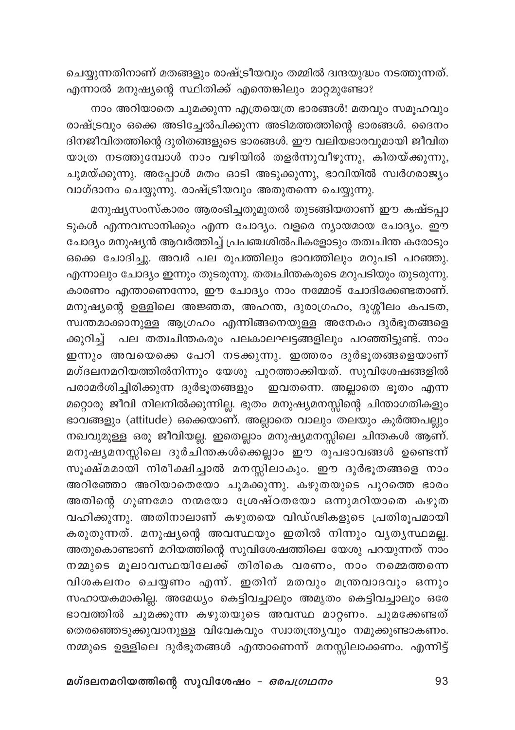ചെയ്യുന്നതിനാണ് മതങ്ങളും രാഷ്ട്രീയവും തമ്മിൽ ദ്വന്ദയുദ്ധം നടത്തുന്നത്. എന്നാൽ മനുഷ്യന്റെ സ്ഥിതിക്ക് എന്തെങ്കിലും മാറ്റമുണ്ടോ?

നാം അറിയാതെ ചുമക്കുന്ന എത്രയെത്ര ഭാരങ്ങൾ! മതവും സമൂഹവും രാഷ്ട്രവും ഒക്കെ അടിച്ചേൽപിക്കുന്ന അടിമത്തത്തിന്റെ ഭാരങ്ങൾ. ദൈനം ദിനജീവിതത്തിന്റെ ദുരിതങ്ങളുടെ ഭാരങ്ങൾ. ഈ വലിയഭാരവുമായി ജീവിത യാത്ര നടത്തുമ്പോൾ നാം വഴിയിൽ തളർന്നുവീഴുന്നു, കിതയ്ക്കുന്നു, ചുമയ്ക്കുന്നു. അപ്പോൾ മതം ഓടി അടുക്കുന്നു, ഭാവിയിൽ സ്വർഗരാജ്യം വാഗ്ദാനം ചെയ്യുന്നു. രാഷ്ട്രീയവും അതുതന്നെ ചെയ്യുന്നു.

മനുഷ്യസംസ്കാരം ആരംഭിച്ചതുമുതൽ തുടങ്ങിയതാണ് ഈ കഷ്ടപ്പാടുകൾ എന്നവസാനിക്കും എന്ന ചോദ്യം. വളരെ ന്യായമായ ചോദ്യം. ഈ ചോദ്യം മനുഷ്യൻ ആവർത്തിച്ച് പ്രപഞ്ചശിൽപികളോടും തത്വചിന്ത കരോടും ഒക്കെ ചോദിച്ചു. അവർ പല രൂപത്തിലും ഭാവത്തിലും മറുപടി പറഞ്ഞു. എന്നാലും ചോദ്യം ഇന്നും തുടരുന്നു. തത്വചിന്തകരുടെ മറുപടിയും തുടരുന്നു. കാരണം എന്താണെന്നോ, ഈ ചോദ്യം നാം നമ്മോട് ചോദിക്കേണ്ടതാണ്. മനുഷ്യന്റെ ഉള്ളിലെ അജ്ഞത, അഹന്ത, ദുരാഗ്രഹം, ദുശ്ശീലം കപടത, സ്വന്തമാക്കാനുള്ള ആഗ്രഹം എന്നിങ്ങനെയുള്ള അനേകം ദുർഭൂതങ്ങളെക്കുറിച്ച് പല തത്വചിന്തകരും പലകാലഘട്ടങ്ങളിലും പറഞ്ഞിട്ടുണ്ട്. നാം ഇന്നും അവയെക്കെ പേറി നടക്കുന്നു. ഇത്തരം ദുർഭൂതങ്ങളെയാണ് മഗ്ദലനമറിയത്തിൽനിന്നും യേശു പുറത്താക്കിയത്. സുവിശേഷങ്ങളിൽ പരാമർശിച്ചിരിക്കുന്ന ദുർഭൂതങ്ങളും ഇവതന്നെ. അല്ലാതെ ഭൂതം എന്ന മറ്റൊരു ജീവി നിലനിൽക്കുന്നില്ല. ഭൂതം മനുഷ്യമനസ്സിന്റെ ചിന്താഗതികളും ഭാവങ്ങളും (attitude) ഒക്കെയാണ്. അല്ലാതെ വാലും തലയും കൂർത്തപല്ലും നഖവുമുള്ള ഒരു ജീവിയല്ല. ഇതെല്ലാം മനുഷ്യമനസ്സിലെ ചിന്തകൾ ആണ്. മനുഷ്യമനസ്സിലെ ദുർചിന്തകൾക്കെല്ലാം ഈ രൂപഭാവങ്ങൾ ഉണ്ടെന്ന് സൂക്ഷ്മമായി നിരീക്ഷിച്ചാൽ മനസ്സിലാകും. ഈ ദുർഭൂതങ്ങളെ നാം അറിഞ്ഞോ അറിയാതെയോ ചുമക്കുന്നു. കഴുതയുടെ പുറത്തെ ഭാരം അതിന്റെ ഗുണമോ നന്മയോ ശ്രേഷ്ഠതയോ ഒന്നുമറിയാതെ കഴുത വഹിക്കുന്നു. അതിനാലാണ് കഴുതയെ വിഡ്ഢികളുടെ പ്രതിരൂപമായി കരുതുന്നത്. മനുഷ്യന്റെ അവസ്ഥയും ഇതിൽ നിന്നും വ്യത്യസ്ഥമല്ല. അതുകൊണ്ടാണ് മറിയത്തിന്റെ സുവിശേഷത്തിലെ യേശു പറയുന്നത് നാം നമ്മുടെ മൂലാവസ്ഥയിലേക്ക് തിരികെ വരണം, നാം നമ്മെത്തന്നെ വിശകലനം ചെയ്യണം എന്ന്. ഇതിന് മതവും മന്ത്രവാദവും ഒന്നും സഹായകമാകില്ല. അമേധ്യം കെട്ടിവച്ചാലും അമൃതം കെട്ടിവച്ചാലും ഒരേ ഭാവത്തിൽ ചുമക്കുന്ന കഴുതയുടെ അവസ്ഥ മാറ്റണം. ചുമക്കേണ്ടത് തെരഞ്ഞെടുക്കുവാനുള്ള വിവേകവും സ്വാതന്ത്ര്യവും നമുക്കുണ്ടാകണം. നമ്മുടെ ഉള്ളിലെ ദുർഭൂതങ്ങൾ എന്താണെന്ന് മനസ്സിലാക്കണം. എന്നിട്ട്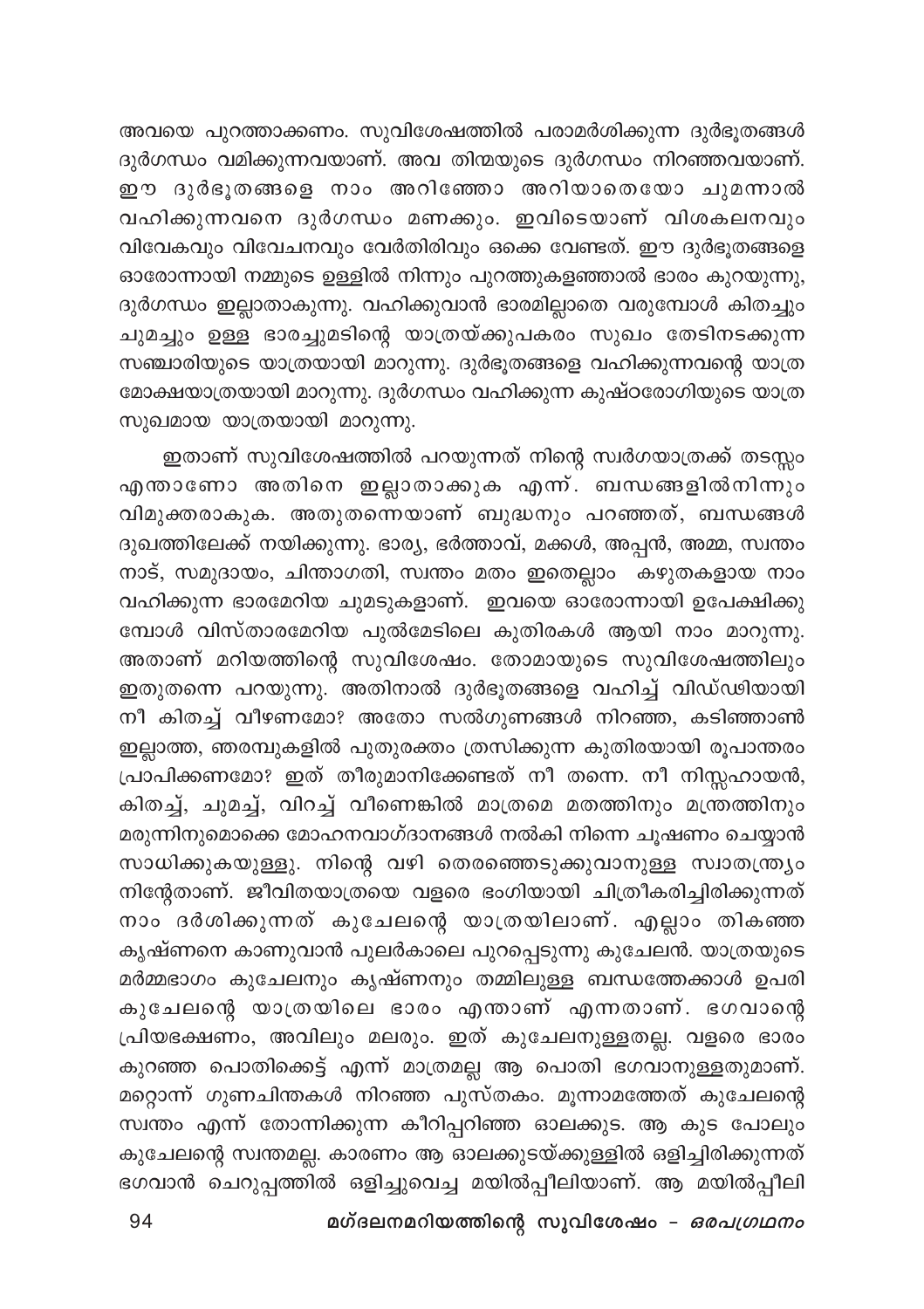അവയെ പുറത്താക്കണം. സുവിശേഷത്തിൽ പരാമർശിക്കുന്ന ദുർഭൂതങ്ങൾ ദുർഗന്ധം വമിക്കുന്നവയാണ്. അവ തിന്മയുടെ ദുർഗന്ധം നിറഞ്ഞവയാണ്. ഈ ദുർഭൂതങ്ങളെ നാം അറിഞ്ഞോ അറിയാതെയോ ചുമന്നാൽ വഹിക്കുന്നവനെ ദുർഗന്ധം മണക്കും. ഇവിടെയാണ് വിശകലനവും വിവേകവും വിവേചനവും വേർതിരിവും ഒക്കെ വേണ്ടത്. ഈ ദുർഭൂതങ്ങളെ ഓരോന്നായി നമ്മുടെ ഉള്ളിൽ നിന്നും പുറത്തുകളഞ്ഞാൽ ഭാരം കുറയുന്നു, ദുർഗന്ധം ഇല്ലാതാകുന്നു. വഹിക്കുവാൻ ഭാരമില്ലാതെ വരുമ്പോൾ കിതച്ചും ചുമച്ചും ഉള്ള ഭാരച്ചുമടിന്റെ യാത്രയ്ക്കുപകരം സുഖം തേടിനടക്കുന്ന സഞ്ചാരിയുടെ യാത്രയായി മാറുന്നു. ദുർഭൂതങ്ങളെ വഹിക്കുന്നവന്റെ യാത്ര മോക്ഷയാത്രയായി മാറുന്നു. ദുർഗന്ധം വഹിക്കുന്ന കുഷ്ഠരോഗിയുടെ യാത്ര സുഖമായ യാത്രയായി മാറുന്നു.

ഇതാണ് സുവിശേഷത്തിൽ പറയുന്നത് നിന്റെ സ്വർഗയാത്രക്ക് തടസ്സം എന്താണോ അതിനെ ഇല്ലാതാക്കുക എന്ന്. ബന്ധങ്ങളിൽനിന്നും വിമുക്തരാകുക. അതുതന്നെയാണ് ബുദ്ധനും പറഞ്ഞത്, ബന്ധങ്ങൾ ദുഖത്തിലേക്ക് നയിക്കുന്നു. ഭാര്യ, ഭർത്താവ്, മക്കൾ, അപ്പൻ, അമ്മ, സ്വന്തം നാട്, സമുദായം, ചിന്താഗതി, സ്വന്തം മതം ഇതെല്ലാം കഴുതകളായ നാം വഹിക്കുന്ന ഭാരമേറിയ ചുമടുകളാണ്. ഇവയെ ഓരോന്നായി ഉപേക്ഷിക്കുമ്പോൾ വിസ്താരമേറിയ പുൽമേടിലെ കുതിരകൾ ആയി നാം മാറുന്നു. അതാണ് മറിയത്തിന്റെ സുവിശേഷം. തോമായുടെ സുവിശേഷത്തിലും ഇതുതന്നെ പറയുന്നു. അതിനാൽ ദുർഭൂതങ്ങളെ വഹിച്ച് വിഡ്ഢിയായി നീ കിതച്ച് വീഴണമോ? അതോ സൽഗുണങ്ങൾ നിറഞ്ഞ, കടിഞ്ഞാൺ ഇല്ലാത്ത, ഞരമ്പുകളിൽ പുതുരക്തം ത്രസിക്കുന്ന കുതിരയായി രൂപാന്തരം പ്രാപിക്കണമോ? ഇത് തീരുമാനിക്കേണ്ടത് നീ തന്നെ. നീ നിസ്സഹായൻ, കിതച്ച്, ചുമച്ച്, വിറച്ച് വീണെങ്കിൽ മാത്രമെ മതത്തിനും മന്ത്രത്തിനും മരുന്നിനുമൊക്കെ മോഹനവാഗ്ദാനങ്ങൾ നൽകി നിന്നെ ചൂഷണം ചെയ്യാൻ സാധിക്കുകയുള്ളു. നിന്റെ വഴി തെരഞ്ഞെടുക്കുവാനുള്ള സ്വാതന്ത്ര്യം നിന്റേതാണ്. ജീവിതയാത്രയെ വളരെ ഭംഗിയായി ചിത്രീകരിച്ചിരിക്കുന്നത് നാം ദർശിക്കുന്നത് കുചേലന്റെ യാത്രയിലാണ്. എല്ലാം തികഞ്ഞ കൃഷ്ണനെ കാണുവാൻ പുലർകാലെ പുറപ്പെടുന്നു കുചേലൻ. യാത്രയുടെ മർമ്മഭാഗം കുചേലനും കൃഷ്ണനും തമ്മിലുള്ള ബന്ധത്തേക്കാൾ ഉപരി കുചേലന്റെ യാത്രയിലെ ഭാരം എന്താണ് എന്നതാണ്. ഭഗവാന്റെ പ്രിയഭക്ഷണം, അവിലും മലരും. ഇത് കുചേലനുള്ളതല്ല. വളരെ ഭാരം കുറഞ്ഞ പൊതിക്കെട്ട് എന്ന് മാത്രമല്ല ആ പൊതി ഭഗവാനുള്ളതുമാണ്. മറ്റൊന്ന് ഗുണചിന്തകൾ നിറഞ്ഞ പുസ്തകം. മൂന്നാമത്തേത് കുചേലന്റെ സ്വന്തം എന്ന് തോന്നിക്കുന്ന കീറിപ്പറിഞ്ഞ ഓലക്കുട. ആ കുട പോലും കുചേലന്റെ സ്വന്തമല്ല. കാരണം ആ ഓലക്കുടയ്ക്കുള്ളിൽ ഒളിച്ചിരിക്കുന്നത് ഭഗവാൻ ചെറുപ്പത്തിൽ ഒളിച്ചുവെച്ച മയിൽപ്പീലിയാണ്. ആ മയിൽപ്പീലി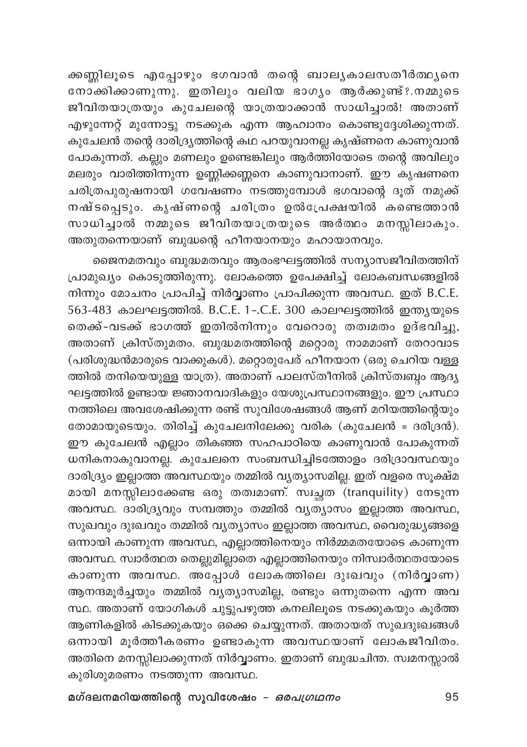ക്കണ്ണിലൂടെ എപ്പോഴും ഭഗവാൻ തന്റെ ബാല്യകാലസതീർത്ഥ്യനെ നോക്കിക്കാണുന്നു. ഇതിലും വലിയ ഭാഗ്യം ആർക്കുണ്ട്?.നമ്മുടെ ജീവിതയാത്രയും കുചേലന്റെ യാത്രയാക്കാൻ സാധിച്ചാൽ! അതാണ് എഴുന്നേറ്റ് മുന്നോട്ടു നടക്കുക എന്ന ആഹ്വാനം കൊണ്ടുദ്ദേശിക്കുന്നത്. കുചേലൻ തന്റെ ദാരിദ്ര്യത്തിന്റെ കഥ പറയുവാനല്ല കൃഷ്ണനെ കാണുവാൻ പോകുന്നത്. കല്ലും മണലും ഉണ്ടെങ്കിലും ആർത്തിയോടെ തന്റെ അവിലും മലരും വാരിത്തിന്നുന്ന ഉണ്ണിക്കണ്ണനെ കാണുവാനാണ്. ഈ കൃഷ്ണനെ ചരിത്രപുരുഷനായി ഗവേഷണം നടത്തുമ്പോൾ ഭഗവാന്റെ ദൂത് നമുക്ക് നഷ്ടപ്പെടും. കൃഷ്ണന്റെ ചരിത്രം ഉൽപ്രേക്ഷയിൽ കണ്ടെത്താൻ സാധിച്ചാൽ നമ്മുടെ ജീവിതയാത്രയുടെ അർത്ഥം മനസ്സിലാകും. അതുതന്നെയാണ് ബുദ്ധന്റെ ഹീനയാനയും മഹായാനവും.

ജൈനമതവും ബുദ്ധമതവും ആരംഭഘട്ടത്തിൽ സന്യാസജീവിതത്തിന് പ്രാമുഖ്യം കൊടുത്തിരുന്നു. ലോകത്തെ ഉപേക്ഷിച്ച് ലോകബന്ധങ്ങളിൽ നിന്നും മോചനം പ്രാപിച്ച് നിർവ്വാണം പ്രാപിക്കുന്ന അവസ്ഥ. ഇത് B.C.E. 563-483 കാലഘട്ടത്തിൽ. B.C.E. 1-.C.E. 300 കാലഘട്ടത്തിൽ ഇന്ത്യയുടെ തെക്ക്-വടക്ക് ഭാഗത്ത് ഇതിൽനിന്നും വേറൊരു തത്വമതം ഉദ്ഭവിച്ചു, അതാണ് ക്രിസ്തുമതം. ബുദ്ധമതത്തിന്റെ മറ്റൊരു നാമമാണ് തേറാവാട (പരിശുദ്ധൻമാരുടെ വാക്കുകൾ). മറ്റൊരുപേര് ഹീനയാന (ഒരു ചെറിയ വള്ളത്തിൽ തനിയെയുള്ള യാത്ര). അതാണ് പാലസ്തീനിൽ ക്രിസ്ത്വബ്ദം ആദ്യഘട്ടത്തിൽ ഉണ്ടായ ജ്ഞാനവാദികളും യേശുപ്രസ്ഥാനങ്ങളും. ഈ പ്രസ്ഥാനത്തിലെ അവശേഷിക്കുന്ന രണ്ട് സുവിശേഷങ്ങൾ ആണ് മറിയത്തിന്റെയും തോമായുടെയും. തിരിച്ച് കുചേലനിലേക്കു വരിക (കുചേലൻ = ദരിദ്രൻ). ഈ കുചേലൻ എല്ലാം തികഞ്ഞ സഹപാഠിയെ കാണുവാൻ പോകുന്നത് ധനികനാകുവാനല്ല. കുചേലനെ സംബന്ധിച്ചിടത്തോളം ദരിദ്രാവസ്ഥയും ദാരിദ്ര്യം ഇല്ലാത്ത അവസ്ഥയും തമ്മിൽ വ്യത്യാസമില്ല. ഇത് വളരെ സൂക്ഷ്മമായി മനസ്സിലാക്കേണ്ട ഒരു തത്വമാണ്. സ്വച്ഛത (tranquility) നേടുന്ന അവസ്ഥ. ദാരിദ്ര്യവും സമ്പത്തും തമ്മിൽ വ്യത്യാസം ഇല്ലാത്ത അവസ്ഥ, സുഖവും ദുഃഖവും തമ്മിൽ വ്യത്യാസം ഇല്ലാത്ത അവസ്ഥ, വൈരുദ്ധ്യങ്ങളെ ഒന്നായി കാണുന്ന അവസ്ഥ, എല്ലാത്തിനെയും നിർമ്മമതയോടെ കാണുന്ന അവസ്ഥ. സ്വാർത്ഥത തെല്ലുമില്ലാതെ എല്ലാത്തിനെയും നിസ്വാർത്ഥതയോടെ കാണുന്ന അവസ്ഥ. അപ്പോൾ ലോകത്തിലെ ദുഃഖവും (നിർവ്വാണ) ആനന്ദമൂർച്ചയും തമ്മിൽ വ്യത്യാസമില്ല, രണ്ടും ഒന്നുതന്നെ എന്ന അവസ്ഥ. അതാണ് യോഗികൾ ചുട്ടുപഴുത്ത കനലിലൂടെ നടക്കുകയും കൂർത്ത ആണികളിൽ കിടക്കുകയും ഒക്കെ ചെയ്യുന്നത്. അതായത് സുഖദുഃഖങ്ങൾ ഒന്നായി മൂർത്തീകരണം ഉണ്ടാകുന്ന അവസ്ഥയാണ് ലോകജീവിതം. അതിനെ മനസ്സിലാക്കുന്നത് നിർവ്വാണം. ഇതാണ് ബുദ്ധചിന്ത. സ്വമനസ്സാൽ കുരിശുമരണം നടത്തുന്ന അവസ്ഥ.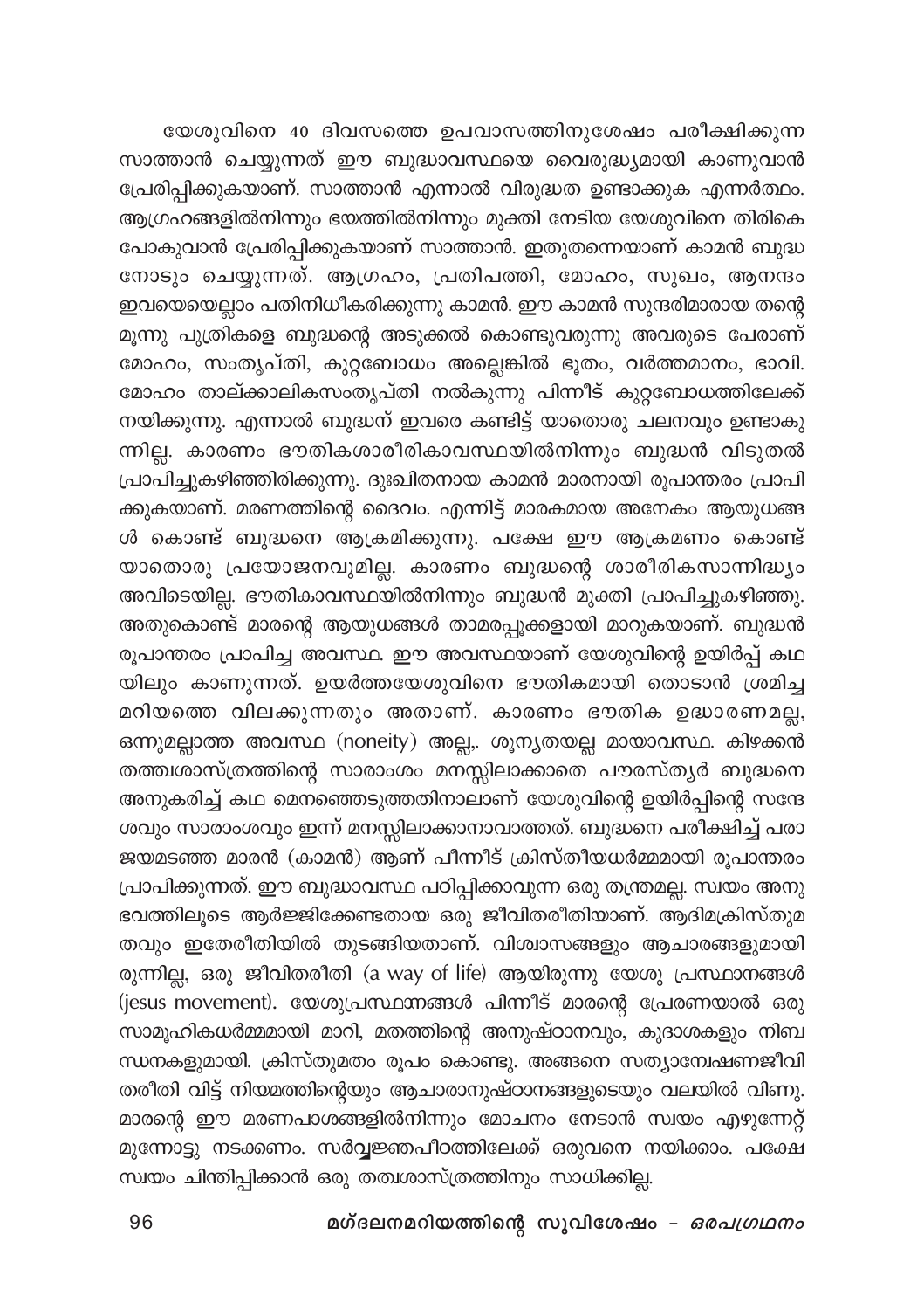യേശുവിനെ 40 ദിവസത്തെ ഉപവാസത്തിനുശേഷം പരീക്ഷിക്കുന്ന സാത്താൻ ചെയ്യുന്നത് ഈ ബുദ്ധാവസ്ഥയെ വൈരുദ്ധ്യമായി കാണുവാൻ പ്രേരിപ്പിക്കുകയാണ്. സാത്താൻ എന്നാൽ വിരുദ്ധത ഉണ്ടാക്കുക എന്നർത്ഥം. ആഗ്രഹങ്ങളിൽനിന്നും ഭയത്തിൽനിന്നും മുക്തി നേടിയ യേശുവിനെ തിരികെ പോകുവാൻ പ്രേരിപ്പിക്കുകയാണ് സാത്താൻ. ഇതുതന്നെയാണ് കാമൻ ബുദ്ധനോടും ചെയ്യുന്നത്. ആഗ്രഹം, പ്രതിപത്തി, മോഹം, സുഖം, ആനന്ദം ഇവയെയെല്ലാം പതിനിധീകരിക്കുന്നു കാമൻ. ഈ കാമൻ സുന്ദരിമാരായ തന്റെ മൂന്നു പുത്രികളെ ബുദ്ധന്റെ അടുക്കൽ കൊണ്ടുവരുന്നു അവരുടെ പേരാണ് മോഹം, സംതൃപ്തി, കുറ്റബോധം അല്ലെങ്കിൽ ഭൂതം, വർത്തമാനം, ഭാവി. മോഹം താല്ക്കാലികസംതൃപ്തി നൽകുന്നു പിന്നീട് കുറ്റബോധത്തിലേക്ക് നയിക്കുന്നു. എന്നാൽ ബുദ്ധന് ഇവരെ കണ്ടിട്ട് യാതൊരു ചലനവും ഉണ്ടാകുന്നില്ല. കാരണം ഭൗതികശാരീരികാവസ്ഥയിൽനിന്നും ബുദ്ധൻ വിടുതൽ പ്രാപിച്ചുകഴിഞ്ഞിരിക്കുന്നു. ദുഃഖിതനായ കാമൻ മാരനായി രൂപാന്തരം പ്രാപിക്കുകയാണ്. മരണത്തിന്റെ ദൈവം. എന്നിട്ട് മാരകമായ അനേകം ആയുധങ്ങൾ കൊണ്ട് ബുദ്ധനെ ആക്രമിക്കുന്നു. പക്ഷേ ഈ ആക്രമണം കൊണ്ട് യാതൊരു പ്രയോജനവുമില്ല. കാരണം ബുദ്ധന്റെ ശാരീരികസാന്നിദ്ധ്യം അവിടെയില്ല. ഭൗതികാവസ്ഥയിൽനിന്നും ബുദ്ധൻ മുക്തി പ്രാപിച്ചുകഴിഞ്ഞു. അതുകൊണ്ട് മാരന്റെ ആയുധങ്ങൾ താമരപ്പൂക്കളായി മാറുകയാണ്. ബുദ്ധൻ രൂപാന്തരം പ്രാപിച്ച അവസ്ഥ. ഈ അവസ്ഥയാണ് യേശുവിന്റെ ഉയിർപ്പ് കഥയിലും കാണുന്നത്. ഉയർത്തയേശുവിനെ ഭൗതികമായി തൊടാൻ ശ്രമിച്ച മറിയത്തെ വിലക്കുന്നതും അതാണ്. കാരണം ഭൗതിക ഉദ്ധാരണമല്ല, ഒന്നുമല്ലാത്ത അവസ്ഥ (noneity) അല്ല,. ശൂന്യതയല്ല മായാവസ്ഥ. കിഴക്കൻ തത്ത്വശാസ്ത്രത്തിന്റെ സാരാംശം മനസ്സിലാക്കാതെ പൗരസ്ത്യർ ബുദ്ധനെ അനുകരിച്ച് കഥ മെനഞ്ഞെടുത്തതിനാലാണ് യേശുവിന്റെ ഉയിർപ്പിന്റെ സന്ദേശവും സാരാംശവും ഇന്ന് മനസ്സിലാക്കാനാവാത്തത്. ബുദ്ധനെ പരീക്ഷിച്ച് പരാജയമടഞ്ഞ മാരൻ (കാമൻ) ആണ് പീന്നീട് ക്രിസ്തീയധർമ്മമായി രൂപാന്തരം പ്രാപിക്കുന്നത്. ഈ ബുദ്ധാവസ്ഥ പഠിപ്പിക്കാവുന്ന ഒരു തന്ത്രമല്ല. സ്വയം അനുഭവത്തിലൂടെ ആർജ്ജിക്കേണ്ടതായ ഒരു ജീവിതരീതിയാണ്. ആദിമക്രിസ്തുമതവും ഇതേരീതിയിൽ തുടങ്ങിയതാണ്. വിശ്വാസങ്ങളും ആചാരങ്ങളുമായിരുന്നില്ല, ഒരു ജീവിതരീതി (a way of life) ആയിരുന്നു യേശു പ്രസ്ഥാനങ്ങൾ (jesus movement). യേശുപ്രസ്ഥാനങ്ങൾ പിന്നീട് മാരന്റെ പ്രേരണയാൽ ഒരു സാമൂഹികധർമ്മമായി മാറി, മതത്തിന്റെ അനുഷ്ഠാനവും, കുദാശകളും നിബന്ധനകളുമായി. ക്രിസ്തുമതം രൂപം കൊണ്ടു. അങ്ങനെ സത്യാന്വേഷണജീവിതരീതി വിട്ട് നിയമത്തിന്റെയും ആചാരാനുഷ്ഠാനങ്ങളുടെയും വലയിൽ വിണു. മാരന്റെ ഈ മരണപാശങ്ങളിൽനിന്നും മോചനം നേടാൻ സ്വയം എഴുന്നേറ്റ് മുന്നോട്ടു നടക്കണം. സർവ്വജ്ഞപീഠത്തിലേക്ക് ഒരുവനെ നയിക്കാം. പക്ഷേ സ്വയം ചിന്തിപ്പിക്കാൻ ഒരു തത്വശാസ്ത്രത്തിനും സാധിക്കില്ല.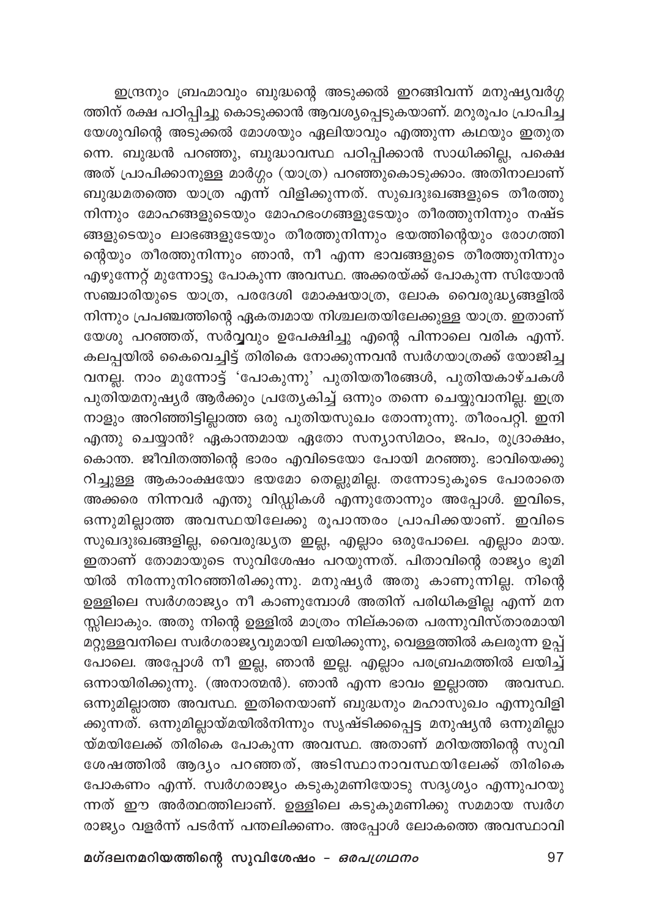ഇന്ദ്രനും ബ്രഹ്മാവും ബുദ്ധന്റെ അടുക്കൽ ഇറങ്ങിവന്ന് മനുഷ്യവർഗ്ഗത്തിന് രക്ഷ പഠിപ്പിച്ചു കൊടുക്കാൻ ആവശ്യപ്പെടുകയാണ്. മറുരൂപം പ്രാപിച്ച യേശുവിന്റെ അടുക്കൽ മോശയും ഏലിയാവും എത്തുന്ന കഥയും ഇതുതന്നെ. ബുദ്ധൻ പറഞ്ഞു, ബുദ്ധാവസ്ഥ പഠിപ്പിക്കാൻ സാധിക്കില്ല, പക്ഷെ അത് പ്രാപിക്കാനുള്ള മാർഗ്ഗം (യാത്ര) പറഞ്ഞുകൊടുക്കാം. അതിനാലാണ് ബുദ്ധമതത്തെ യാത്ര എന്ന് വിളിക്കുന്നത്. സുഖദുഃഖങ്ങളുടെ തീരത്തുനിന്നും മോഹങ്ങളുടെയും മോഹഭംഗങ്ങളുടേയും തീരത്തുനിന്നും നഷ്ടങ്ങളുടെയും ലാഭങ്ങളുടേയും തീരത്തുനിന്നും ഭയത്തിന്റെയും രോഗത്തിന്റെയും തീരത്തുനിന്നും ഞാൻ, നീ എന്ന ഭാവങ്ങളുടെ തീരത്തുനിന്നും എഴുന്നേറ്റ് മുന്നോട്ടു പോകുന്ന അവസ്ഥ. അക്കരയ്ക്ക് പോകുന്ന സിയോൻ സഞ്ചാരിയുടെ യാത്ര, പരദേശി മോക്ഷയാത്ര, ലോക വൈരുദ്ധ്യങ്ങളിൽ നിന്നും പ്രപഞ്ചത്തിന്റെ ഏകത്വമായ നിശ്ചലതയിലേക്കുള്ള യാത്ര. ഇതാണ് യേശു പറഞ്ഞത്, സർവ്വവും ഉപേക്ഷിച്ചു എന്റെ പിന്നാലെ വരിക എന്ന്. കലപ്പയിൽ കൈവെച്ചിട്ട് തിരികെ നോക്കുന്നവൻ സ്വർഗയാത്രക്ക് യോജിച്ചവനല്ല. നാം മുന്നോട്ട് 'പോകുന്നു' പുതിയതീരങ്ങൾ, പുതിയകാഴ്ചകൾ പുതിയമനുഷ്യർ ആർക്കും പ്രത്യേകിച്ച് ഒന്നും തന്നെ ചെയ്യുവാനില്ല. ഇത്രനാളും അറിഞ്ഞിട്ടില്ലാത്ത ഒരു പുതിയസുഖം തോന്നുന്നു. തീരംപറ്റി. ഇനി എന്തു ചെയ്യാൻ? ഏകാന്തമായ ഏതോ സന്യാസിമഠം, ജപം, രുദ്രാക്ഷം, കൊന്ത. ജീവിതത്തിന്റെ ഭാരം എവിടെയോ പോയി മറഞ്ഞു. ഭാവിയെക്കുറിച്ചുള്ള ആകാംക്ഷയോ ഭയമോ തെല്ലുമില്ല. തന്നോടുകൂടെ പോരാതെ അക്കരെ നിന്നവർ എന്തു വിഡ്ഢികൾ എന്നുതോന്നും അപ്പോൾ. ഇവിടെ, ഒന്നുമില്ലാത്ത അവസ്ഥയിലേക്കു രൂപാന്തരം പ്രാപിക്കയാണ്. ഇവിടെ സുഖദുഃഖങ്ങളില്ല, വൈരുദ്ധ്യത ഇല്ല, എല്ലാം ഒരുപോലെ. എല്ലാം മായ. ഇതാണ് തോമായുടെ സുവിശേഷം പറയുന്നത്. പിതാവിന്റെ രാജ്യം ഭൂമിയിൽ നിരന്നുനിറഞ്ഞിരിക്കുന്നു. മനുഷ്യർ അതു കാണുന്നില്ല. നിന്റെ ഉള്ളിലെ സ്വർഗരാജ്യം നീ കാണുമ്പോൾ അതിന് പരിധികളില്ല എന്ന് മനസ്സിലാകും. അതു നിന്റെ ഉള്ളിൽ മാത്രം നില്കാതെ പരന്നുവിസ്താരമായി മറ്റുള്ളവനിലെ സ്വർഗരാജ്യവുമായി ലയിക്കുന്നു, വെള്ളത്തിൽ കലരുന്ന ഉപ്പ് പോലെ. അപ്പോൾ നീ ഇല്ല, ഞാൻ ഇല്ല. എല്ലാം പരബ്രഹ്മത്തിൽ ലയിച്ച് ഒന്നായിരിക്കുന്നു. (അനാത്മൻ). ഞാൻ എന്ന ഭാവം ഇല്ലാത്ത അവസ്ഥ. ഒന്നുമില്ലാത്ത അവസ്ഥ. ഇതിനെയാണ് ബുദ്ധനും മഹാസുഖം എന്നുവിളിക്കുന്നത്. ഒന്നുമില്ലായ്മയിൽനിന്നും സൃഷ്ടിക്കപ്പെട്ട മനുഷ്യൻ ഒന്നുമില്ലായ്മയിലേക്ക് തിരികെ പോകുന്ന അവസ്ഥ. അതാണ് മറിയത്തിന്റെ സുവിശേഷത്തിൽ ആദ്യം പറഞ്ഞത്, അടിസ്ഥാനാവസ്ഥയിലേക്ക് തിരികെ പോകണം എന്ന്. സ്വർഗരാജ്യം കടുകുമണിയോടു സദൃശ്യം എന്നുപറയുന്നത് ഈ അർത്ഥത്തിലാണ്. ഉള്ളിലെ കടുകുമണിക്കു സമമായ സ്വർഗരാജ്യം വളർന്ന് പടർന്ന് പന്തലിക്കണം. അപ്പോൾ ലോകത്തെ അവസ്ഥാവി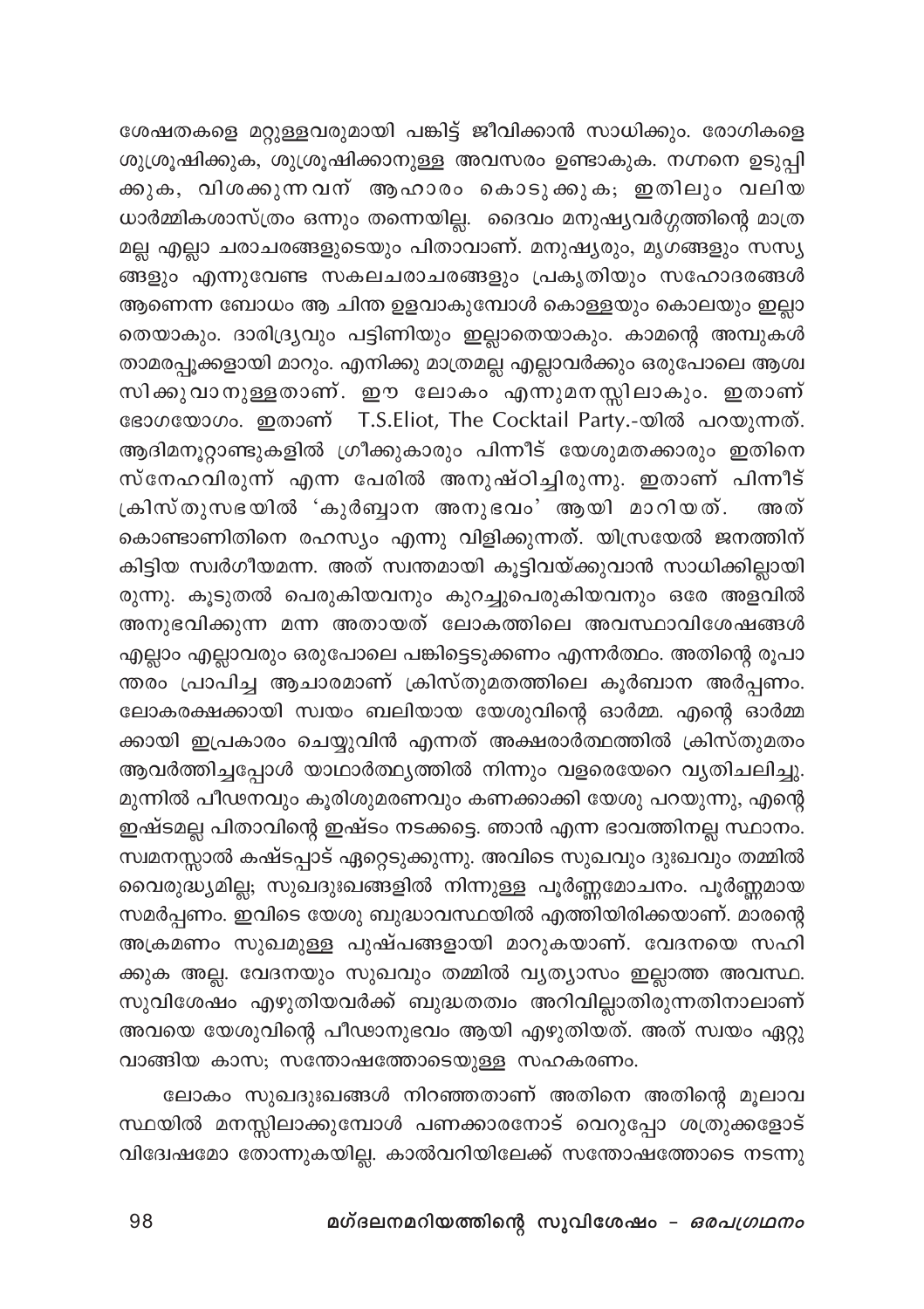ശേഷതകളെ മറ്റുള്ളവരുമായി പങ്കിട്ട് ജീവിക്കാൻ സാധിക്കും. രോഗികളെ ശുശ്രൂഷിക്കുക, ശുശ്രൂഷിക്കാനുള്ള അവസരം ഉണ്ടാകുക. നഗ്നനെ ഉടുപ്പിക്കുക, വിശക്കുന്നവന് ആഹാരം കൊടുക്കുക; ഇതിലും വലിയ ധാർമ്മികശാസ്ത്രം ഒന്നും തന്നെയില്ല. ദൈവം മനുഷ്യവർഗ്ഗത്തിന്റെ മാത്രമല്ല എല്ലാ ചരാചരങ്ങളുടെയും പിതാവാണ്. മനുഷ്യരും, മൃഗങ്ങളും സസ്യങ്ങളും എന്നുവേണ്ട സകലചരാചരങ്ങളും പ്രകൃതിയും സഹോദരങ്ങൾ ആണെന്ന ബോധം ആ ചിന്ത ഉളവാകുമ്പോൾ കൊള്ളയും കൊലയും ഇല്ലാതെയാകും. ദാരിദ്ര്യവും പട്ടിണിയും ഇല്ലാതെയാകും. കാമന്റെ അമ്പുകൾ താമരപ്പൂക്കളായി മാറും. എനിക്കു മാത്രമല്ല എല്ലാവർക്കും ഒരുപോലെ ആശ്വസിക്കുവാനുള്ളതാണ്. ഈ ലോകം എന്നുമനസ്സിലാകും. ഇതാണ് ഭോഗയോഗം. ഇതാണ് T.S.Eliot, The Cocktail Party.-യിൽ പറയുന്നത്. ആദിമനൂറ്റാണ്ടുകളിൽ ഗ്രീക്കുകാരും പിന്നീട് യേശുമതക്കാരും ഇതിനെ സ്നേഹവിരുന്ന് എന്ന പേരിൽ അനുഷ്ഠിച്ചിരുന്നു. ഇതാണ് പിന്നീട് ക്രിസ്തുസഭയിൽ 'കുർബ്ബാന അനുഭവം' ആയി മാറിയത്. അത് കൊണ്ടാണിതിനെ രഹസ്യം എന്നു വിളിക്കുന്നത്. യിസ്രയേൽ ജനത്തിന് കിട്ടിയ സ്വർഗീയമന്ന. അത് സ്വന്തമായി കൂട്ടിവയ്ക്കുവാൻ സാധിക്കില്ലായിരുന്നു. കൂടുതൽ പെരുകിയവനും കുറച്ചുപെരുകിയവനും ഒരേ അളവിൽ അനുഭവിക്കുന്ന മന്ന അതായത് ലോകത്തിലെ അവസ്ഥാവിശേഷങ്ങൾ എല്ലാം എല്ലാവരും ഒരുപോലെ പങ്കിട്ടെടുക്കണം എന്നർത്ഥം. അതിന്റെ രൂപാന്തരം പ്രാപിച്ച ആചാരമാണ് ക്രിസ്തുമതത്തിലെ കുർബാന അർപ്പണം. ലോകരക്ഷക്കായി സ്വയം ബലിയായ യേശുവിന്റെ ഓർമ്മ. എന്റെ ഓർമ്മക്കായി ഇപ്രകാരം ചെയ്യുവിൻ എന്നത് അക്ഷരാർത്ഥത്തിൽ ക്രിസ്തുമതം ആവർത്തിച്ചപ്പോൾ യാഥാർത്ഥ്യത്തിൽ നിന്നും വളരെയേറെ വ്യതിചലിച്ചു. മുന്നിൽ പീഢനവും കുരിശുമരണവും കണക്കാക്കി യേശു പറയുന്നു, എന്റെ ഇഷ്ടമല്ല പിതാവിന്റെ ഇഷ്ടം നടക്കട്ടെ. ഞാൻ എന്ന ഭാവത്തിനല്ല സ്ഥാനം. സ്വമനസ്സാൽ കഷ്ടപ്പാട് ഏറ്റെടുക്കുന്നു. അവിടെ സുഖവും ദുഃഖവും തമ്മിൽ വൈരുദ്ധ്യമില്ല; സുഖദുഃഖങ്ങളിൽ നിന്നുള്ള പൂർണ്ണമോചനം. പൂർണ്ണമായ സമർപ്പണം. ഇവിടെ യേശു ബുദ്ധാവസ്ഥയിൽ എത്തിയിരിക്കയാണ്. മാരന്റെ അക്രമണം സുഖമുള്ള പുഷ്പങ്ങളായി മാറുകയാണ്. വേദനയെ സഹിക്കുക അല്ല. വേദനയും സുഖവും തമ്മിൽ വ്യത്യാസം ഇല്ലാത്ത അവസ്ഥ. സുവിശേഷം എഴുതിയവർക്ക് ബുദ്ധതത്വം അറിവില്ലാതിരുന്നതിനാലാണ് അവയെ യേശുവിന്റെ പീഢാനുഭവം ആയി എഴുതിയത്. അത് സ്വയം ഏറ്റുവാങ്ങിയ കാസ; സന്തോഷത്തോടെയുള്ള സഹകരണം.

ലോകം സുഖദുഃഖങ്ങൾ നിറഞ്ഞതാണ് അതിനെ അതിന്റെ മൂലാവസ്ഥയിൽ മനസ്സിലാക്കുമ്പോൾ പണക്കാരനോട് വെറുപ്പോ ശത്രുക്കളോട് വിദ്വേഷമോ തോന്നുകയില്ല. കാൽവറിയിലേക്ക് സന്തോഷത്തോടെ നടന്നു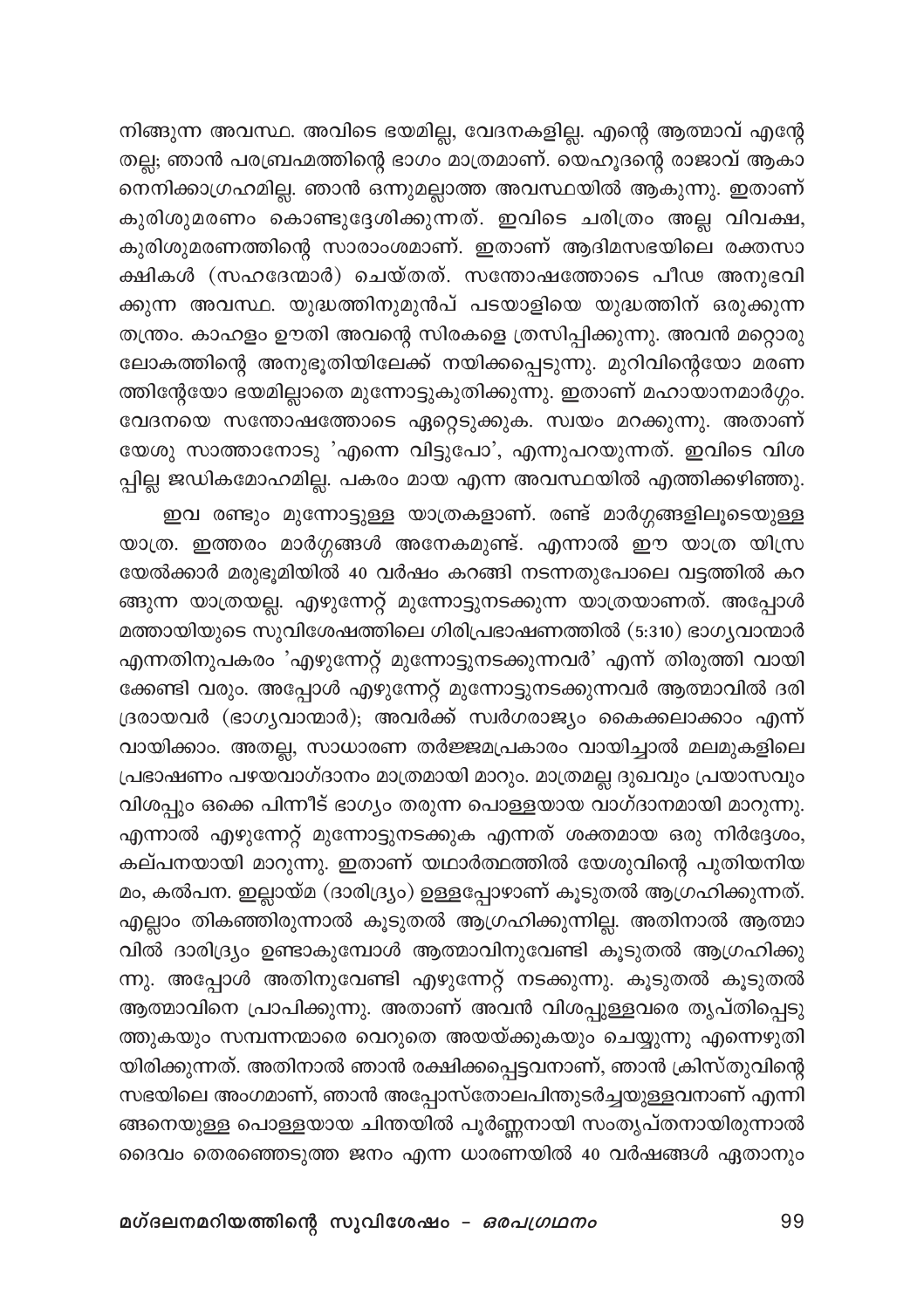നിങ്ങുന്ന അവസ്ഥ. അവിടെ ഭയമില്ല, വേദനകളില്ല. എന്റെ ആത്മാവ് എന്റേതല്ല; ഞാൻ പരബ്രഹ്മത്തിന്റെ ഭാഗം മാത്രമാണ്. യെഹൂദന്റെ രാജാവ് ആകാനെനിക്കാഗ്രഹമില്ല. ഞാൻ ഒന്നുമല്ലാത്ത അവസ്ഥയിൽ ആകുന്നു. ഇതാണ് കുരിശുമരണം കൊണ്ടുദ്ദേശിക്കുന്നത്. ഇവിടെ ചരിത്രം അല്ല വിവക്ഷ, കുരിശുമരണത്തിന്റെ സാരാംശമാണ്. ഇതാണ് ആദിമസഭയിലെ രക്തസാക്ഷികൾ (സഹദേന്മാർ) ചെയ്തത്. സന്തോഷത്തോടെ പീഢ അനുഭവിക്കുന്ന അവസ്ഥ. യുദ്ധത്തിനുമുൻപ് പടയാളിയെ യുദ്ധത്തിന് ഒരുക്കുന്ന തന്ത്രം. കാഹളം ഊതി അവന്റെ സിരകളെ ത്രസിപ്പിക്കുന്നു. അവൻ മറ്റൊരു ലോകത്തിന്റെ അനുഭൂതിയിലേക്ക് നയിക്കപ്പെടുന്നു. മുറിവിന്റേയോ മരണത്തിന്റേയോ ഭയമില്ലാതെ മുന്നോട്ടുകുതിക്കുന്നു. ഇതാണ് മഹായാനമാർഗ്ഗം. വേദനയെ സന്തോഷത്തോടെ ഏറ്റെടുക്കുക. സ്വയം മറക്കുന്നു. അതാണ് യേശു സാത്താനോടു 'എന്നെ വിട്ടുപോ', എന്നുപറയുന്നത്. ഇവിടെ വിശപ്പില്ല ജഢികമോഹമില്ല. പകരം മായ എന്ന അവസ്ഥയിൽ എത്തിക്കഴിഞ്ഞു.

ഇവ രണ്ടും മുന്നോട്ടുള്ള യാത്രകളാണ്. രണ്ട് മാർഗ്ഗങ്ങളിലൂടെയുള്ള യാത്ര. ഇത്തരം മാർഗ്ഗങ്ങൾ അനേകമുണ്ട്. എന്നാൽ ഈ യാത്ര യിസ്രയേൽക്കാർ മരുഭൂമിയിൽ 40 വർഷം കറങ്ങി നടന്നതുപോലെ വട്ടത്തിൽ കറങ്ങുന്ന യാത്രയല്ല. എഴുന്നേറ്റ് മുന്നോട്ടുനടക്കുന്ന യാത്രയാണത്. അപ്പോൾ മത്തായിയുടെ സുവിശേഷത്തിലെ ഗിരിപ്രഭാഷണത്തിൽ (5:310) ഭാഗ്യവാന്മാർ എന്നതിനുപകരം 'എഴുന്നേറ്റ് മുന്നോട്ടുനടക്കുന്നവർ' എന്ന് തിരുത്തി വായിക്കേണ്ടി വരും. അപ്പോൾ എഴുന്നേറ്റ് മുന്നോട്ടുനടക്കുന്നവർ ആത്മാവിൽ ദരിദ്രരായവർ (ഭാഗ്യവാന്മാർ); അവർക്ക് സ്വർഗരാജ്യം കൈക്കലാക്കാം എന്ന് വായിക്കാം. അതല്ല, സാധാരണ തർജ്ജമപ്രകാരം വായിച്ചാൽ മലമുകളിലെ പ്രഭാഷണം പഴയവാഗ്ദാനം മാത്രമായി മാറും. മാത്രമല്ല ദുഖവും പ്രയാസവും വിശപ്പും ഒക്കെ പിന്നീട് ഭാഗ്യം തരുന്ന പൊള്ളയായ വാഗ്ദാനമായി മാറുന്നു. എന്നാൽ എഴുന്നേറ്റ് മുന്നോട്ടുനടക്കുക എന്നത് ശക്തമായ ഒരു നിർദ്ദേശം, കല്പനയായി മാറുന്നു. ഇതാണ് യഥാർത്ഥത്തിൽ യേശുവിന്റെ പുതിയനിയമം, കൽപന. ഇല്ലായ്മ (ദാരിദ്ര്യം) ഉള്ളപ്പോഴാണ് കൂടുതൽ ആഗ്രഹിക്കുന്നത്. എല്ലാം തികഞ്ഞിരുന്നാൽ കൂടുതൽ ആഗ്രഹിക്കുന്നില്ല. അതിനാൽ ആത്മാവിൽ ദാരിദ്ര്യം ഉണ്ടാകുമ്പോൾ ആത്മാവിനുവേണ്ടി കൂടുതൽ ആഗ്രഹിക്കുന്നു. അപ്പോൾ അതിനുവേണ്ടി എഴുന്നേറ്റ് നടക്കുന്നു. കൂടുതൽ കൂടുതൽ ആത്മാവിനെ പ്രാപിക്കുന്നു. അതാണ് അവൻ വിശപ്പുള്ളവരെ തൃപ്തിപ്പെടുത്തുകയും സമ്പന്നന്മാരെ വെറുതെ അയയ്ക്കുകയും ചെയ്യുന്നു എന്നെഴുതിയിരിക്കുന്നത്. അതിനാൽ ഞാൻ രക്ഷിക്കപ്പെട്ടവനാണ്, ഞാൻ ക്രിസ്തുവിന്റെ സഭയിലെ അംഗമാണ്, ഞാൻ അപ്പോസ്തോലപിന്തുടർച്ചയുള്ളവനാണ് എന്നിങ്ങനെയുള്ള പൊള്ളയായ ചിന്തയിൽ പൂർണ്ണനായി സംതൃപ്തനായിരുന്നാൽ ദൈവം തെരഞ്ഞെടുത്ത ജനം എന്ന ധാരണയിൽ 40 വർഷങ്ങൾ ഏതാനും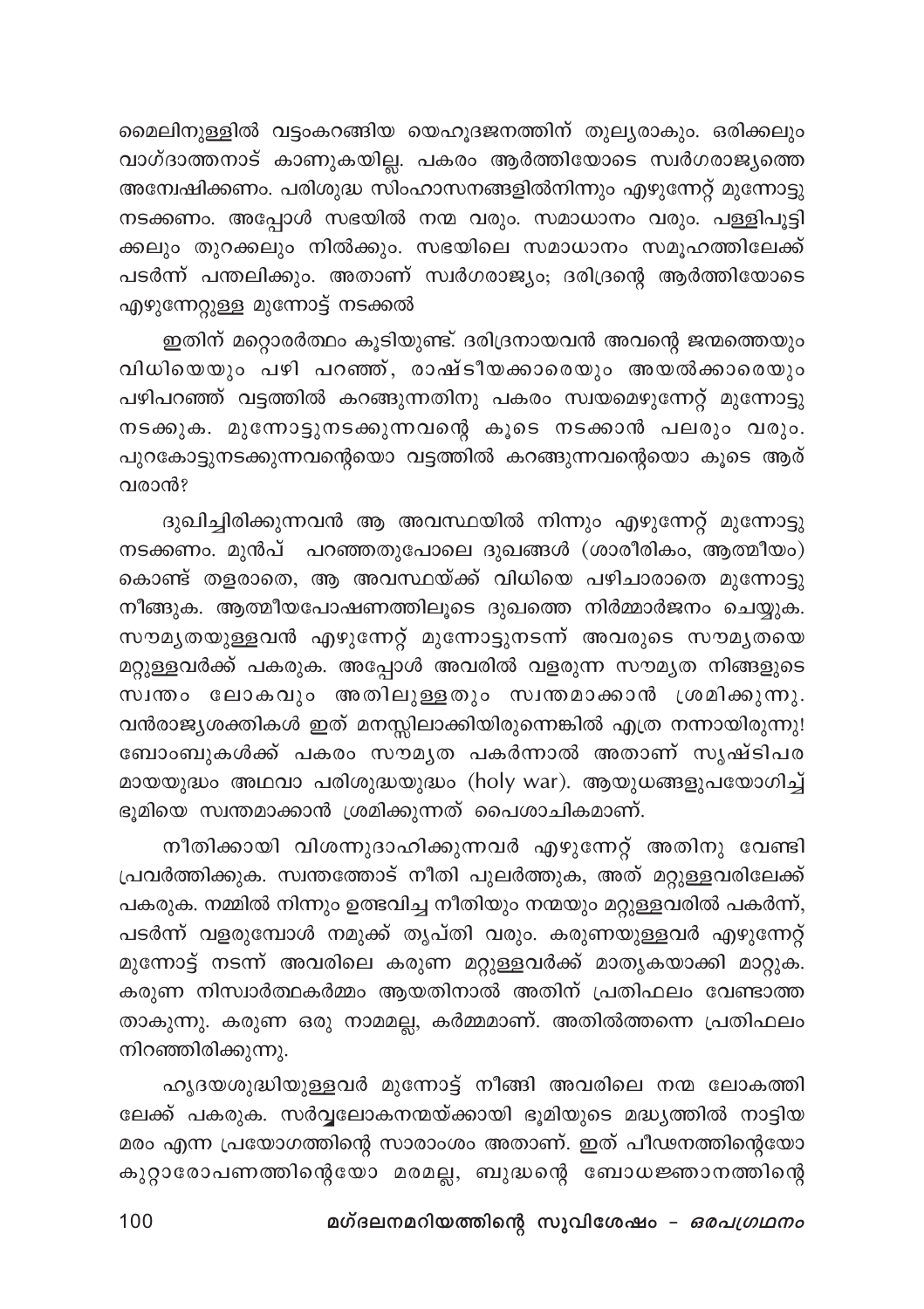മൈലിനുള്ളിൽ വട്ടംകറങ്ങിയ യെഹൂദജനത്തിന് തുല്യരാകും. ഒരിക്കലും വാഗ്ദാത്തനാട് കാണുകയില്ല. പകരം ആർത്തിയോടെ സ്വർഗരാജ്യത്തെ അന്വേഷിക്കണം. പരിശുദ്ധ സിംഹാസനങ്ങളിൽനിന്നും എഴുന്നേറ്റ് മുന്നോട്ടു നടക്കണം. അപ്പോൾ സഭയിൽ നന്മ വരും. സമാധാനം വരും. പള്ളിപൂട്ടിക്കലും തുറക്കലും നിൽക്കും. സഭയിലെ സമാധാനം സമൂഹത്തിലേക്ക് പടർന്ന് പന്തലിക്കും. അതാണ് സ്വർഗരാജ്യം; ദരിദ്രന്റെ ആർത്തിയോടെ എഴുന്നേറ്റുള്ള മുന്നോട്ട് നടക്കൽ

ഇതിന് മറ്റൊരർത്ഥം കൂടിയുണ്ട്. ദരിദ്രനായവൻ അവന്റെ ജന്മത്തെയും വിധിയെയും പഴി പറഞ്ഞ്, രാഷ്ടീയക്കാരെയും അയൽക്കാരെയും പഴിപറഞ്ഞ് വട്ടത്തിൽ കറങ്ങുന്നതിനു പകരം സ്വയമെഴുന്നേറ്റ് മുന്നോട്ടു നടക്കുക. മുന്നോട്ടുനടക്കുന്നവന്റെ കൂടെ നടക്കാൻ പലരും വരും. പുറകോട്ടുനടക്കുന്നവന്റെയൊ വട്ടത്തിൽ കറങ്ങുന്നവന്റെയൊ കൂടെ ആര് വരാൻ?

ദുഖിച്ചിരിക്കുന്നവൻ ആ അവസ്ഥയിൽ നിന്നും എഴുന്നേറ്റ് മുന്നോട്ടു നടക്കണം. മുൻപ് പറഞ്ഞതുപോലെ ദുഖങ്ങൾ (ശാരീരികം, ആത്മീയം) കൊണ്ട് തളരാതെ, ആ അവസ്ഥയ്ക്ക് വിധിയെ പഴിചാരാതെ മുന്നോട്ടു നീങ്ങുക. ആത്മീയപോഷണത്തിലൂടെ ദുഖത്തെ നിർമ്മാർജനം ചെയ്യുക. സൗമ്യതയുള്ളവൻ എഴുന്നേറ്റ് മുന്നോട്ടുനടന്ന് അവരുടെ സൗമ്യതയെ മറ്റുള്ളവർക്ക് പകരുക. അപ്പോൾ അവരിൽ വളരുന്ന സൗമ്യത നിങ്ങളുടെ സ്വന്തം ലോകവും അതിലുള്ളതും സ്വന്തമാക്കാൻ ശ്രമിക്കുന്നു. വൻരാജ്യശക്തികൾ ഇത് മനസ്സിലാക്കിയിരുന്നെങ്കിൽ എത്ര നന്നായിരുന്നു! ബോംബുകൾക്ക് പകരം സൗമ്യത പകർന്നാൽ അതാണ് സൃഷ്ടിപരമായയുദ്ധം അഥവാ പരിശുദ്ധയുദ്ധം (holy war). ആയുധങ്ങളുപയോഗിച്ച് ഭൂമിയെ സ്വന്തമാക്കാൻ ശ്രമിക്കുന്നത് പൈശാചികമാണ്.

നീതിക്കായി വിശന്നുദാഹിക്കുന്നവർ എഴുന്നേറ്റ് അതിനു വേണ്ടി പ്രവർത്തിക്കുക. സ്വന്തത്തോട് നീതി പുലർത്തുക, അത് മറ്റുള്ളവരിലേക്ക് പകരുക. നമ്മിൽ നിന്നും ഉത്ഭവിച്ച നീതിയും നന്മയും മറ്റുള്ളവരിൽ പകർന്ന്, പടർന്ന് വളരുമ്പോൾ നമുക്ക് തൃപ്തി വരും. കരുണയുള്ളവർ എഴുന്നേറ്റ് മുന്നോട്ട് നടന്ന് അവരിലെ കരുണ മറ്റുള്ളവർക്ക് മാതൃകയാക്കി മാറ്റുക. കരുണ നിസ്വാർത്ഥകർമ്മം ആയതിനാൽ അതിന് പ്രതിഫലം വേണ്ടാത്തതാകുന്നു. കരുണ ഒരു നാമമല്ല, കർമ്മമാണ്. അതിൽത്തന്നെ പ്രതിഫലം നിറഞ്ഞിരിക്കുന്നു.

ഹൃദയശുദ്ധിയുള്ളവർ മുന്നോട്ട് നീങ്ങി അവരിലെ നന്മ ലോകത്തിലേക്ക് പകരുക. സർവ്വലോകനന്മയ്ക്കായി ഭൂമിയുടെ മദ്ധ്യത്തിൽ നാട്ടിയ മരം എന്ന പ്രയോഗത്തിന്റെ സാരാംശം അതാണ്. ഇത് പീഢനത്തിന്റെയോ കുറ്റാരോപണത്തിന്റെയോ മരമല്ല, ബുദ്ധന്റെ ബോധജ്ഞാനത്തിന്റെ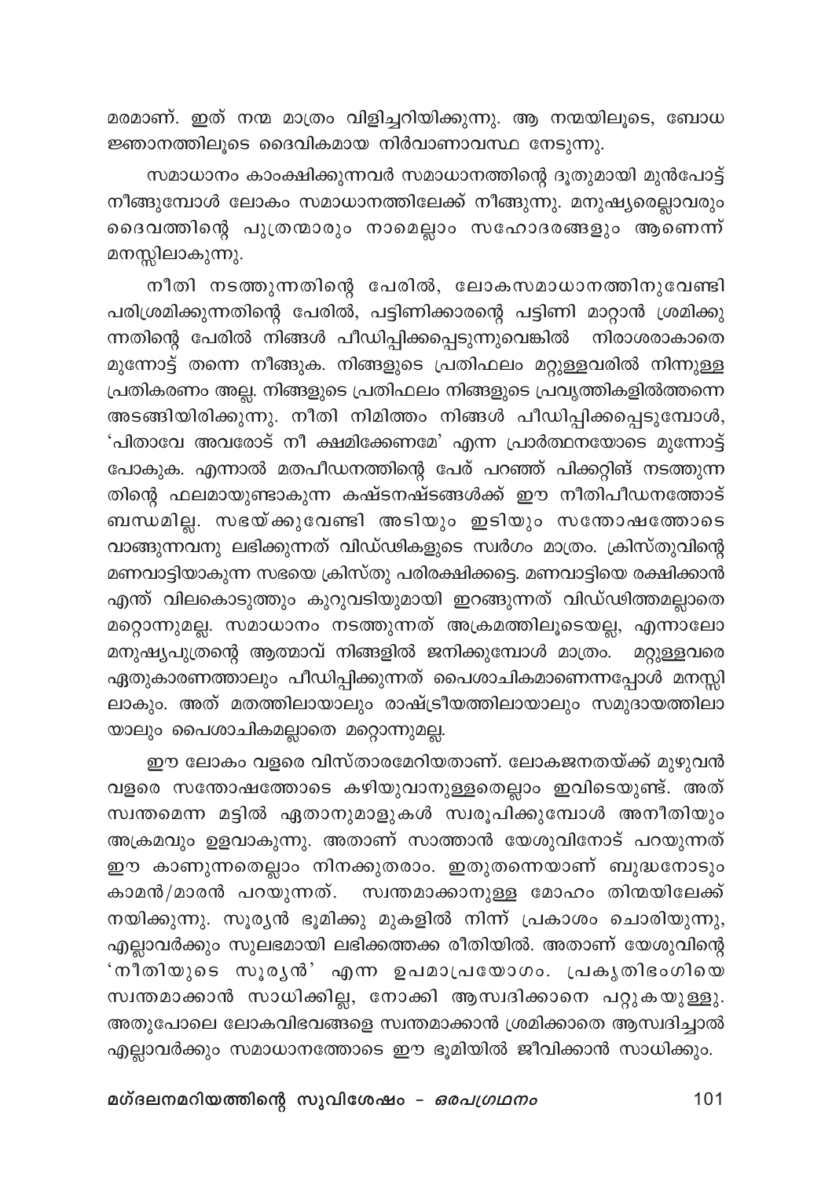മരമാണ്. ഇത് നന്മ മാത്രം വിളിച്ചറിയിക്കുന്നു. ആ നന്മയിലൂടെ, ബോധ ജ്ഞാനത്തിലൂടെ ദൈവികമായ നിർവാണാവസ്ഥ നേടുന്നു.

സമാധാനം കാംക്ഷിക്കുന്നവർ സമാധാനത്തിന്റെ ദൂതുമായി മുൻപോട്ട് നീങ്ങുമ്പോൾ ലോകം സമാധാനത്തിലേക്ക് നീങ്ങുന്നു. മനുഷ്യരെല്ലാവരും ദൈവത്തിന്റെ പുത്രന്മാരും നാമെല്ലാം സഹോദരങ്ങളും ആണെന്ന് മനസ്സിലാകുന്നു.

നീതി നടത്തുന്നതിന്റെ പേരിൽ, ലോകസമാധാനത്തിനുവേണ്ടി പരിശ്രമിക്കുന്നതിന്റെ പേരിൽ, പട്ടിണിക്കാരന്റെ പട്ടിണി മാറ്റാൻ ശ്രമിക്കുന്നതിന്റെ പേരിൽ നിങ്ങൾ പീഡിപ്പിക്കപ്പെടുന്നുവെങ്കിൽ നിരാശരാകാതെ മുന്നോട്ട് തന്നെ നീങ്ങുക. നിങ്ങളുടെ പ്രതിഫലം മറ്റുള്ളവരിൽ നിന്നുള്ള പ്രതികരണം അല്ല. നിങ്ങളുടെ പ്രതിഫലം നിങ്ങളുടെ പ്രവൃത്തികളിൽത്തന്നെ അടങ്ങിയിരിക്കുന്നു. നീതി നിമിത്തം നിങ്ങൾ പീഡിപ്പിക്കപ്പെടുമ്പോൾ, 'പിതാവേ അവരോട് നീ ക്ഷമിക്കേണമേ' എന്ന പ്രാർത്ഥനയോടെ മുന്നോട്ട് പോകുക. എന്നാൽ മതപീഡനത്തിന്റെ പേര് പറഞ്ഞ് പിക്കറ്റിങ് നടത്തുന്നതിന്റെ ഫലമായുണ്ടാകുന്ന കഷ്ടനഷ്ടങ്ങൾക്ക് ഈ നീതിപീഡനത്തോട് ബന്ധമില്ല. സഭയ്ക്കുവേണ്ടി അടിയും ഇടിയും സന്തോഷത്തോടെ വാങ്ങുന്നവനു ലഭിക്കുന്നത് വിഡ്ഢികളുടെ സ്വർഗം മാത്രം. ക്രിസ്തുവിന്റെ മണവാട്ടിയാകുന്ന സഭയെ ക്രിസ്തു പരിരക്ഷിക്കട്ടെ. മണവാട്ടിയെ രക്ഷിക്കാൻ എന്ത് വിലകൊടുത്തും കുറുവടിയുമായി ഇറങ്ങുന്നത് വിഡ്ഢിത്തമല്ലാതെ മറ്റൊന്നുമല്ല. സമാധാനം നടത്തുന്നത് അക്രമത്തിലൂടെയല്ല, എന്നാലോ മനുഷ്യപുത്രന്റെ ആത്മാവ് നിങ്ങളിൽ ജനിക്കുമ്പോൾ മാത്രം. മറ്റുള്ളവരെ ഏതുകാരണത്താലും പീഡിപ്പിക്കുന്നത് പൈശാചികമാണെന്നപ്പോൾ മനസ്സിലാകും. അത് മതത്തിലായാലും രാഷ്ട്രീയത്തിലായാലും സമുദായത്തിലായാലും പൈശാചികമല്ലാതെ മറ്റൊന്നുമല്ല.

ഈ ലോകം വളരെ വിസ്താരമേറിയതാണ്. ലോകജനതയ്ക്ക് മുഴുവൻ വളരെ സന്തോഷത്തോടെ കഴിയുവാനുള്ളതെല്ലാം ഇവിടെയുണ്ട്. അത് സ്വന്തമെന്ന മട്ടിൽ ഏതാനുമാളുകൾ സ്വരൂപിക്കുമ്പോൾ അനീതിയും അക്രമവും ഉളവാകുന്നു. അതാണ് സാത്താൻ യേശുവിനോട് പറയുന്നത് ഈ കാണുന്നതെല്ലാം നിനക്കുതരാം. ഇതുതന്നെയാണ് ബുദ്ധനോടും കാമൻ/മാരൻ പറയുന്നത്. സ്വന്തമാക്കാനുള്ള മോഹം തിന്മയിലേക്ക് നയിക്കുന്നു. സൂര്യൻ ഭൂമിക്കു മുകളിൽ നിന്ന് പ്രകാശം ചൊരിയുന്നു, എല്ലാവർക്കും സുലഭമായി ലഭിക്കത്തക്ക രീതിയിൽ. അതാണ് യേശുവിന്റെ 'നീതിയുടെ സൂര്യൻ' എന്ന ഉപമാപ്രയോഗം. പ്രകൃതിഭംഗിയെ സ്വന്തമാക്കാൻ സാധിക്കില്ല, നോക്കി ആസ്വദിക്കാനെ പറ്റുകയുള്ളു. അതുപോലെ ലോകവിഭവങ്ങളെ സ്വന്തമാക്കാൻ ശ്രമിക്കാതെ ആസ്വദിച്ചാൽ എല്ലാവർക്കും സമാധാനത്തോടെ ഈ ഭൂമിയിൽ ജീവിക്കാൻ സാധിക്കും.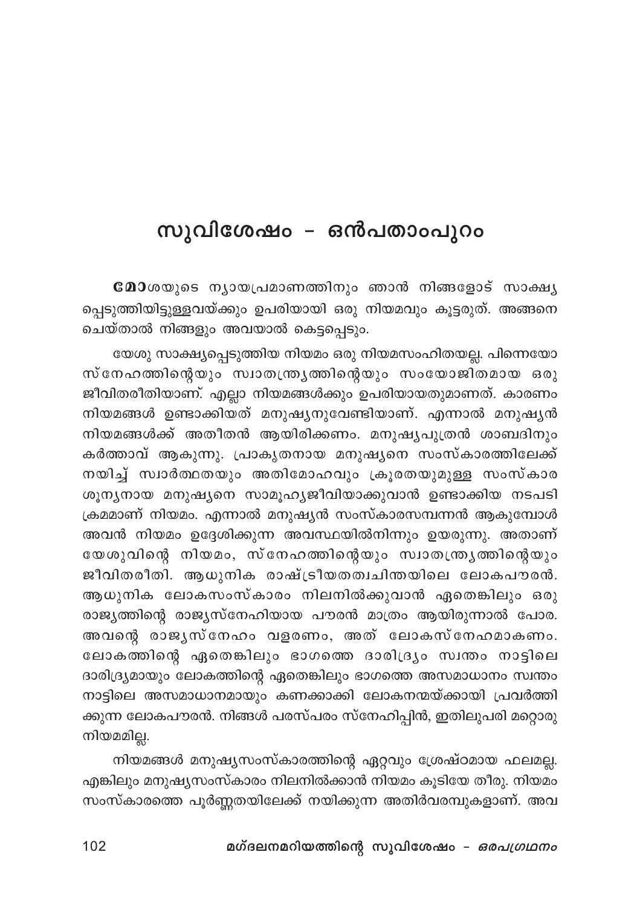## സുവിശേഷം - ഒൻപതാംപുറം

**മോ**ശയുടെ ന്യായപ്രമാണത്തിനും ഞാൻ നിങ്ങളോട് സാക്ഷ്യപ്പെടുത്തിയിട്ടുള്ളവയ്ക്കും ഉപരിയായി ഒരു നിയമവും കൂട്ടരുത്. അങ്ങനെ ചെയ്താൽ നിങ്ങളും അവയാൽ കെട്ടപ്പെടും.

യേശു സാക്ഷ്യപ്പെടുത്തിയ നിയമം ഒരു നിയമസംഹിതയല്ല. പിന്നെയോ സ്നേഹത്തിന്റെയും സ്വാതന്ത്ര്യത്തിന്റെയും സംയോജിതമായ ഒരു ജീവിതരീതിയാണ്. എല്ലാ നിയമങ്ങൾക്കും ഉപരിയായതുമാണത്. കാരണം നിയമങ്ങൾ ഉണ്ടാക്കിയത് മനുഷ്യനുവേണ്ടിയാണ്. എന്നാൽ മനുഷ്യൻ നിയമങ്ങൾക്ക് അതീതൻ ആയിരിക്കണം. മനുഷ്യപുത്രൻ ശാബദിനും കർത്താവ് ആകുന്നു. പ്രാകൃതനായ മനുഷ്യനെ സംസ്കാരത്തിലേക്ക് നയിച്ച് സ്വാർത്ഥതയും അതിമോഹവും ക്രൂരതയുമുള്ള സംസ്കാര ശൂന്യനായ മനുഷ്യനെ സാമൂഹ്യജീവിയാക്കുവാൻ ഉണ്ടാക്കിയ നടപടി ക്രമമാണ് നിയമം. എന്നാൽ മനുഷ്യൻ സംസ്കാരസമ്പന്നൻ ആകുമ്പോൾ അവൻ നിയമം ഉദ്ദേശിക്കുന്ന അവസ്ഥയിൽനിന്നും ഉയരുന്നു. അതാണ് യേശുവിന്റെ നിയമം, സ്നേഹത്തിന്റെയും സ്വാതന്ത്ര്യത്തിന്റെയും ജീവിതരീതി. ആധുനിക രാഷ്ട്രീയതത്വചിന്തയിലെ ലോകപൗരൻ. ആധുനിക ലോകസംസ്കാരം നിലനിൽക്കുവാൻ ഏതെങ്കിലും ഒരു രാജ്യത്തിന്റെ രാജ്യസ്നേഹിയായ പൗരൻ മാത്രം ആയിരുന്നാൽ പോര. അവന്റെ രാജ്യസ്നേഹം വളരണം, അത് ലോകസ്നേഹമാകണം. ലോകത്തിന്റെ ഏതെങ്കിലും ഭാഗത്തെ ദാരിദ്ര്യം സ്വന്തം നാട്ടിലെ ദാരിദ്ര്യമായും ലോകത്തിന്റെ ഏതെങ്കിലും ഭാഗത്തെ അസമാധാനം സ്വന്തം നാട്ടിലെ അസമാധാനമായും കണക്കാക്കി ലോകനന്മയ്ക്കായി പ്രവർത്തിക്കുന്ന ലോകപൗരൻ. നിങ്ങൾ പരസ്പരം സ്നേഹിപ്പിൻ, ഇതിലുപരി മറ്റൊരു നിയമമില്ല.

നിയമങ്ങൾ മനുഷ്യസംസ്കാരത്തിന്റെ ഏറ്റവും ശ്രേഷ്ഠമായ ഫലമല്ല. എങ്കിലും മനുഷ്യസംസ്കാരം നിലനിൽക്കാൻ നിയമം കൂടിയേ തീരു. നിയമം സംസ്കാരത്തെ പൂർണ്ണതയിലേക്ക് നയിക്കുന്ന അതിർവരമ്പുകളാണ്. അവ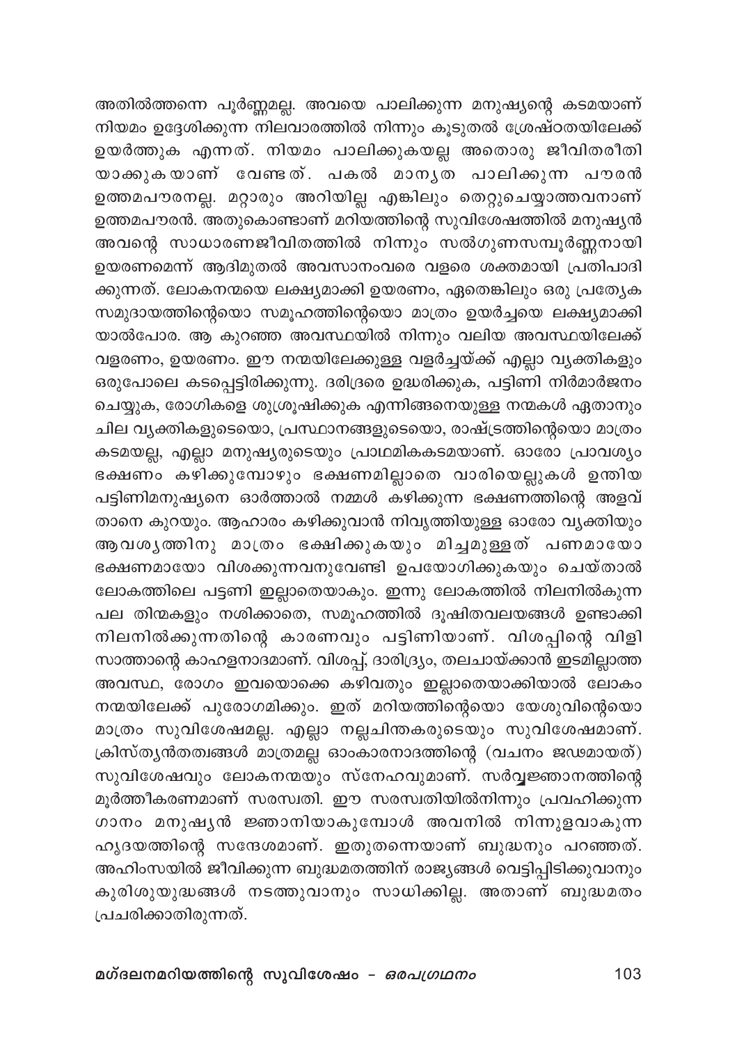അതിൽത്തന്നെ പൂർണ്ണമല്ല. അവയെ പാലിക്കുന്ന മനുഷ്യന്റെ കടമയാണ് നിയമം ഉദ്ദേശിക്കുന്ന നിലവാരത്തിൽ നിന്നും കൂടുതൽ ശ്രേഷ്ഠതയിലേക്ക് ഉയർത്തുക എന്നത്. നിയമം പാലിക്കുകയല്ല അതൊരു ജീവിതരീതി യാക്കുകയാണ് വേണ്ടത്. പകൽ മാന്യത പാലിക്കുന്ന പൗരൻ ഉത്തമപൗരനല്ല. മറ്റാരും അറിയില്ല എങ്കിലും തെറ്റുചെയ്യാത്തവനാണ് ഉത്തമപൗരൻ. അതുകൊണ്ടാണ് മറിയത്തിന്റെ സുവിശേഷത്തിൽ മനുഷ്യൻ അവന്റെ സാധാരണജീവിതത്തിൽ നിന്നും സൽഗുണസമ്പൂർണ്ണനായി ഉയരണമെന്ന് ആദിമുതൽ അവസാനംവരെ വളരെ ശക്തമായി പ്രതിപാദി ക്കുന്നത്. ലോകനന്മയെ ലക്ഷ്യമാക്കി ഉയരണം, ഏതെങ്കിലും ഒരു പ്രത്യേക സമുദായത്തിന്റെയൊ സമൂഹത്തിന്റെയൊ മാത്രം ഉയർച്ചയെ ലക്ഷ്യമാക്കി യാൽപോര. ആ കുറഞ്ഞ അവസ്ഥയിൽ നിന്നും വലിയ അവസ്ഥയിലേക്ക് വളരണം, ഉയരണം. ഈ നന്മയിലേക്കുള്ള വളർച്ചയ്ക്ക് എല്ലാ വ്യക്തികളും ഒരുപോലെ കടപ്പെട്ടിരിക്കുന്നു. ദരിദ്രരെ ഉദ്ധരിക്കുക, പട്ടിണി നിർമാർജനം ചെയ്യുക, രോഗികളെ ശുശ്രൂഷിക്കുക എന്നിങ്ങനെയുള്ള നന്മകൾ ഏതാനും ചില വ്യക്തികളുടെയൊ, പ്രസ്ഥാനങ്ങളുടെയൊ, രാഷ്ട്രത്തിന്റെയൊ മാത്രം കടമയല്ല, എല്ലാ മനുഷ്യരുടെയും പ്രാഥമികകടമയാണ്. ഓരോ പ്രാവശ്യം ഭക്ഷണം കഴിക്കുമ്പോഴും ഭക്ഷണമില്ലാതെ വാരിയെല്ലുകൾ ഉന്തിയ പട്ടിണിമനുഷ്യനെ ഓർത്താൽ നമ്മൾ കഴിക്കുന്ന ഭക്ഷണത്തിന്റെ അളവ് താനെ കുറയും. ആഹാരം കഴിക്കുവാൻ നിവൃത്തിയുള്ള ഓരോ വ്യക്തിയും ആവശ്യത്തിനു മാത്രം ഭക്ഷിക്കുകയും മിച്ചമുള്ളത് പണമായോ ഭക്ഷണമായോ വിശക്കുന്നവനുവേണ്ടി ഉപയോഗിക്കുകയും ചെയ്താൽ ലോകത്തിലെ പട്ടണി ഇല്ലാതെയാകും. ഇന്നു ലോകത്തിൽ നിലനിൽകുന്ന പല തിന്മകളും നശിക്കാതെ, സമൂഹത്തിൽ ദൂഷിതവലയങ്ങൾ ഉണ്ടാക്കി നിലനിൽക്കുന്നതിന്റെ കാരണവും പട്ടിണിയാണ്. വിശപ്പിന്റെ വിളി സാത്താന്റെ കാഹളനാദമാണ്. വിശപ്പ്, ദാരിദ്ര്യം, തലചായ്ക്കാൻ ഇടമില്ലാത്ത അവസ്ഥ, രോഗം ഇവയൊക്കെ കഴിവതും ഇല്ലാതെയാക്കിയാൽ ലോകം നന്മയിലേക്ക് പുരോഗമിക്കും. ഇത് മറിയത്തിന്റെയൊ യേശുവിന്റെയൊ മാത്രം സുവിശേഷമല്ല. എല്ലാ നല്ലചിന്തകരുടെയും സുവിശേഷമാണ്. ക്രിസ്ത്യൻതത്വങ്ങൾ മാത്രമല്ല ഓംകാരനാദത്തിന്റെ (വചനം ജഢമായത്) സുവിശേഷവും ലോകനന്മയും സ്നേഹവുമാണ്. സർവ്വജ്ഞാനത്തിന്റെ മൂർത്തീകരണമാണ് സരസ്വതി. ഈ സരസ്വതിയിൽനിന്നും പ്രവഹിക്കുന്ന ഗാനം മനുഷ്യൻ ജ്ഞാനിയാകുമ്പോൾ അവനിൽ നിന്നുളവാകുന്ന ഹൃദയത്തിന്റെ സന്ദേശമാണ്. ഇതുതന്നെയാണ് ബുദ്ധനും പറഞ്ഞത്. അഹിംസയിൽ ജീവിക്കുന്ന ബുദ്ധമതത്തിന് രാജ്യങ്ങൾ വെട്ടിപ്പിടിക്കുവാനും കുരിശുയുദ്ധങ്ങൾ നടത്തുവാനും സാധിക്കില്ല. അതാണ് ബുദ്ധമതം പ്രചരിക്കാതിരുന്നത്.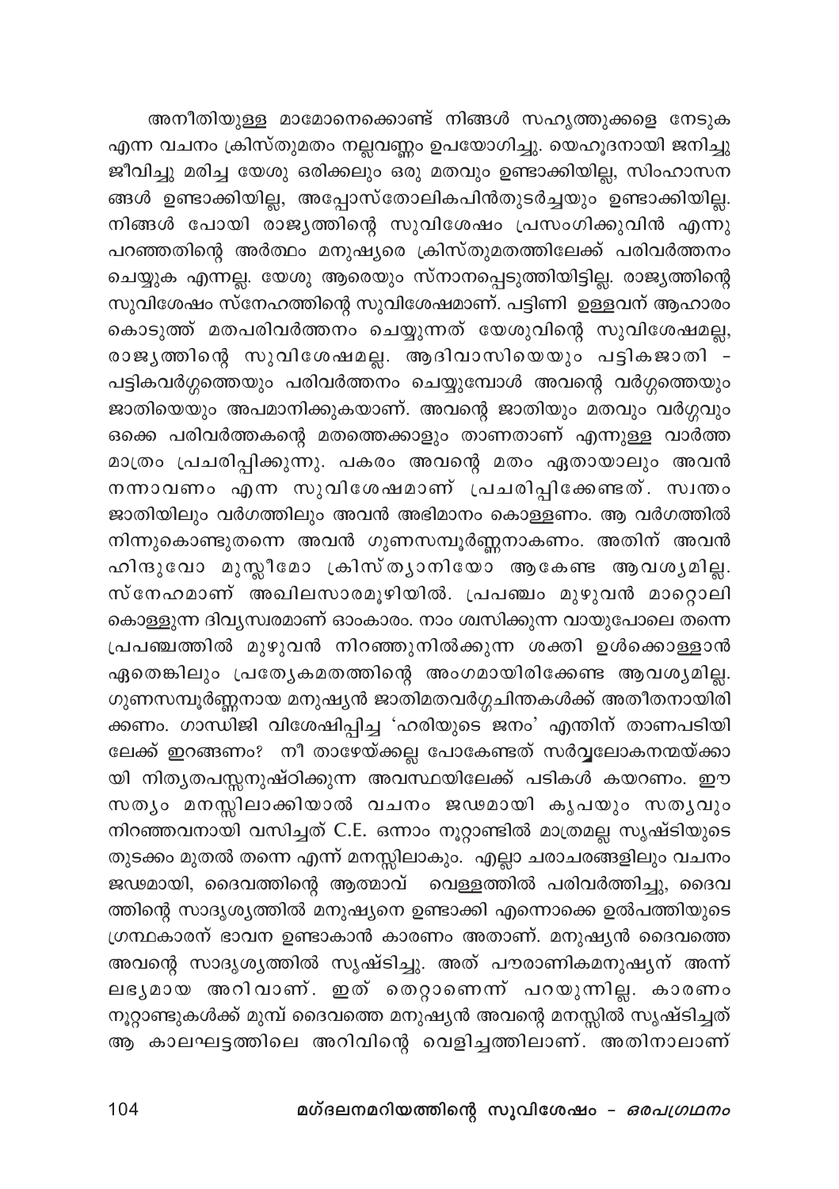അനീതിയുള്ള മാമോനെക്കൊണ്ട് നിങ്ങൾ സഹൃത്തുക്കളെ നേടുക എന്ന വചനം ക്രിസ്തുമതം നല്ലവണ്ണം ഉപയോഗിച്ചു. യെഹൂദനായി ജനിച്ചു ജീവിച്ചു മരിച്ച യേശു ഒരിക്കലും ഒരു മതവും ഉണ്ടാക്കിയില്ല, സിംഹാസനങ്ങൾ ഉണ്ടാക്കിയില്ല, അപ്പോസ്തോലികപിൻതുടർച്ചയും ഉണ്ടാക്കിയില്ല. നിങ്ങൾ പോയി രാജ്യത്തിന്റെ സുവിശേഷം പ്രസംഗിക്കുവിൻ എന്നു പറഞ്ഞതിന്റെ അർത്ഥം മനുഷ്യരെ ക്രിസ്തുമതത്തിലേക്ക് പരിവർത്തനം ചെയ്യുക എന്നല്ല. യേശു ആരെയും സ്നാനപ്പെടുത്തിയിട്ടില്ല. രാജ്യത്തിന്റെ സുവിശേഷം സ്നേഹത്തിന്റെ സുവിശേഷമാണ്. പട്ടിണി ഉള്ളവന് ആഹാരം കൊടുത്ത് മതപരിവർത്തനം ചെയ്യുന്നത് യേശുവിന്റെ സുവിശേഷമല്ല, രാജ്യത്തിന്റെ സുവിശേഷമല്ല. ആദിവാസിയെയും പട്ടികജാതി - പട്ടികവർഗ്ഗത്തെയും പരിവർത്തനം ചെയ്യുമ്പോൾ അവന്റെ വർഗ്ഗത്തെയും ജാതിയെയും അപമാനിക്കുകയാണ്. അവന്റെ ജാതിയും മതവും വർഗ്ഗവും ഒക്കെ പരിവർത്തകന്റെ മതത്തെക്കാളും താണതാണ് എന്നുള്ള വാർത്ത മാത്രം പ്രചരിപ്പിക്കുന്നു. പകരം അവന്റെ മതം ഏതായാലും അവൻ നന്നാവണം എന്ന സുവിശേഷമാണ് പ്രചരിപ്പിക്കേണ്ടത്. സ്വന്തം ജാതിയിലും വർഗത്തിലും അവൻ അഭിമാനം കൊള്ളണം. ആ വർഗത്തിൽ നിന്നുകൊണ്ടുതന്നെ അവൻ ഗുണസമ്പൂർണ്ണനാകണം. അതിന് അവൻ ഹിന്ദുവോ മുസ്ലീമോ ക്രിസ്ത്യാനിയോ ആകേണ്ട ആവശ്യമില്ല. സ്നേഹമാണ് അഖിലസാരമൂഴിയിൽ. പ്രപഞ്ചം മുഴുവൻ മാറ്റൊലി കൊള്ളുന്ന ദിവ്യസ്വരമാണ് ഓംകാരം. നാം ശ്വസിക്കുന്ന വായുപോലെ തന്നെ പ്രപഞ്ചത്തിൽ മുഴുവൻ നിറഞ്ഞുനിൽക്കുന്ന ശക്തി ഉൾക്കൊള്ളാൻ ഏതെങ്കിലും പ്രത്യേകമതത്തിന്റെ അംഗമായിരിക്കേണ്ട ആവശ്യമില്ല. ഗുണസമ്പൂർണ്ണനായ മനുഷ്യൻ ജാതിമതവർഗ്ഗചിന്തകൾക്ക് അതീതനായിരിക്കണം. ഗാന്ധിജി വിശേഷിപ്പിച്ച 'ഹരിയുടെ ജനം' എന്തിന് താണപടിയിലേക്ക് ഇറങ്ങണം? നീ താഴേയ്ക്കല്ല പോകേണ്ടത് സർവ്വലോകനന്മയ്ക്കായി നിത്യതപസ്സനുഷ്ഠിക്കുന്ന അവസ്ഥയിലേക്ക് പടികൾ കയറണം. ഈ സത്യം മനസ്സിലാക്കിയാൽ വചനം ജഢമായി കൃപയും സത്യവും നിറഞ്ഞവനായി വസിച്ചത് C.E. ഒന്നാം നൂറ്റാണ്ടിൽ മാത്രമല്ല സൃഷ്ടിയുടെ തുടക്കം മുതൽ തന്നെ എന്ന് മനസ്സിലാകും. എല്ലാ ചരാചരങ്ങളിലും വചനം ജഢമായി, ദൈവത്തിന്റെ ആത്മാവ് വെള്ളത്തിൽ പരിവർത്തിച്ചു, ദൈവത്തിന്റെ സാദൃശ്യത്തിൽ മനുഷ്യനെ ഉണ്ടാക്കി എന്നൊക്കെ ഉൽപത്തിയുടെ ഗ്രന്ഥകാരന് ഭാവന ഉണ്ടാകാൻ കാരണം അതാണ്. മനുഷ്യൻ ദൈവത്തെ അവന്റെ സാദൃശ്യത്തിൽ സൃഷ്ടിച്ചു. അത് പൗരാണികമനുഷ്യന് അന്ന് ലഭ്യമായ അറിവാണ്. ഇത് തെറ്റാണെന്ന് പറയുന്നില്ല. കാരണം നൂറ്റാണ്ടുകൾക്ക് മുമ്പ് ദൈവത്തെ മനുഷ്യൻ അവന്റെ മനസ്സിൽ സൃഷ്ടിച്ചത് ആ കാലഘട്ടത്തിലെ അറിവിന്റെ വെളിച്ചത്തിലാണ്. അതിനാലാണ്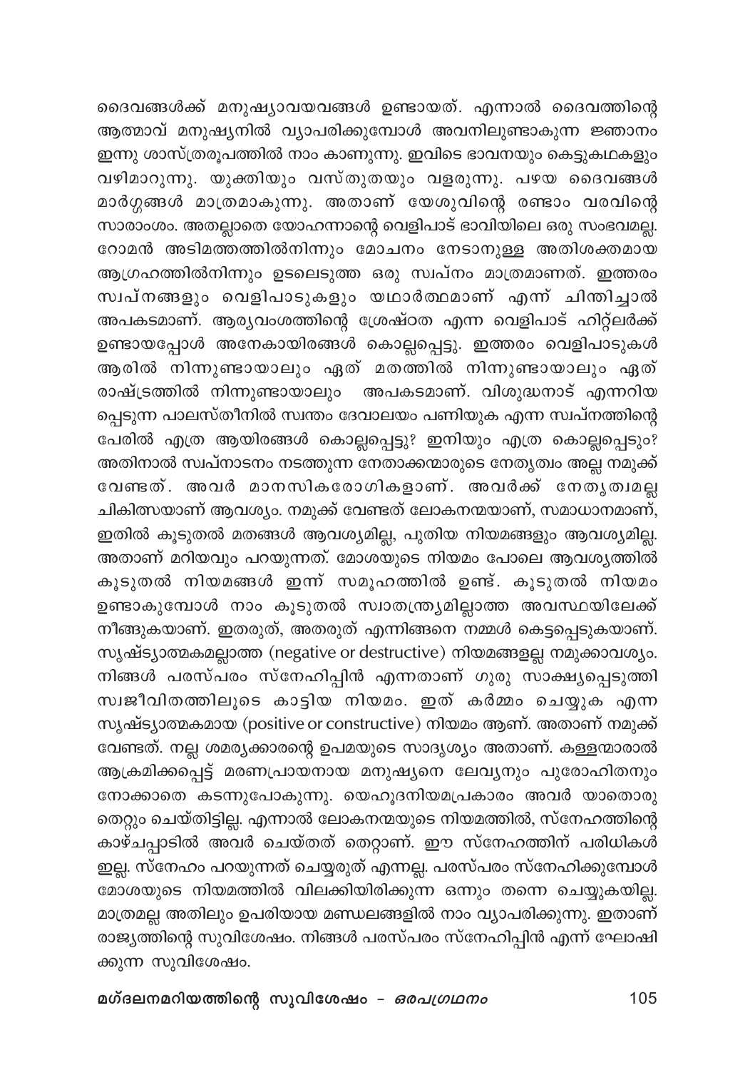ദൈവങ്ങൾക്ക് മനുഷ്യാവയവങ്ങൾ ഉണ്ടായത്. എന്നാൽ ദൈവത്തിന്റെ ആത്മാവ് മനുഷ്യനിൽ വ്യാപരിക്കുമ്പോൾ അവനിലുണ്ടാകുന്ന ജ്ഞാനം ഇന്നു ശാസ്ത്രരൂപത്തിൽ നാം കാണുന്നു. ഇവിടെ ഭാവനയും കെട്ടുകഥകളും വഴിമാറുന്നു. യുക്തിയും വസ്തുതയും വളരുന്നു. പഴയ ദൈവങ്ങൾ മാർഗ്ഗങ്ങൾ മാത്രമാകുന്നു. അതാണ് യേശുവിന്റെ രണ്ടാം വരവിന്റെ സാരാംശം. അതല്ലാതെ യോഹന്നാന്റെ വെളിപാട് ഭാവിയിലെ ഒരു സംഭവമല്ല. റോമൻ അടിമത്തത്തിൽനിന്നും മോചനം നേടാനുള്ള അതിശക്തമായ ആഗ്രഹത്തിൽനിന്നും ഉടലെടുത്ത ഒരു സ്വപ്നം മാത്രമാണത്. ഇത്തരം സ്വപ്നങ്ങളും വെളിപാടുകളും യഥാർത്ഥമാണ് എന്ന് ചിന്തിച്ചാൽ അപകടമാണ്. ആര്യവംശത്തിന്റെ ശ്രേഷ്ഠത എന്ന വെളിപാട് ഹിറ്റ്ലർക്ക് ഉണ്ടായപ്പോൾ അനേകായിരങ്ങൾ കൊല്ലപ്പെട്ടു. ഇത്തരം വെളിപാടുകൾ ആരിൽ നിന്നുണ്ടായാലും ഏത് മതത്തിൽ നിന്നുണ്ടായാലും ഏത് രാഷ്ട്രത്തിൽ നിന്നുണ്ടായാലും അപകടമാണ്. വിശുദ്ധനാട് എന്നറിയപ്പെടുന്ന പാലസ്തീനിൽ സ്വന്തം ദേവാലയം പണിയുക എന്ന സ്വപ്നത്തിന്റെ പേരിൽ എത്ര ആയിരങ്ങൾ കൊല്ലപ്പെട്ടു? ഇനിയും എത്ര കൊല്ലപ്പെടും? അതിനാൽ സ്വപ്നാടനം നടത്തുന്ന നേതാക്കന്മാരുടെ നേതൃത്വം അല്ല നമുക്ക് വേണ്ടത്. അവർ മാനസികരോഗികളാണ്. അവർക്ക് നേതൃത്വമല്ല ചികിത്സയാണ് ആവശ്യം. നമുക്ക് വേണ്ടത് ലോകനന്മയാണ്, സമാധാനമാണ്, ഇതിൽ കൂടുതൽ മതങ്ങൾ ആവശ്യമില്ല, പുതിയ നിയമങ്ങളും ആവശ്യമില്ല. അതാണ് മറിയവും പറയുന്നത്. മോശയുടെ നിയമം പോലെ ആവശ്യത്തിൽ കൂടുതൽ നിയമങ്ങൾ ഇന്ന് സമൂഹത്തിൽ ഉണ്ട്. കൂടുതൽ നിയമം ഉണ്ടാകുമ്പോൾ നാം കൂടുതൽ സ്വാതന്ത്ര്യമില്ലാത്ത അവസ്ഥയിലേക്ക് നീങ്ങുകയാണ്. ഇതരുത്, അതരുത് എന്നിങ്ങനെ നമ്മൾ കെട്ടപ്പെടുകയാണ്. സൃഷ്ട്യാത്മകമല്ലാത്ത (negative or destructive) നിയമങ്ങളല്ല നമുക്കാവശ്യം. നിങ്ങൾ പരസ്പരം സ്നേഹിപ്പിൻ എന്നതാണ് ഗുരു സാക്ഷ്യപ്പെടുത്തി സ്വജീവിതത്തിലൂടെ കാട്ടിയ നിയമം. ഇത് കർമ്മം ചെയ്യുക എന്ന സൃഷ്ട്യാത്മകമായ (positive or constructive) നിയമം ആണ്. അതാണ് നമുക്ക് വേണ്ടത്. നല്ല ശമര്യക്കാരന്റെ ഉപമയുടെ സാദൃശ്യം അതാണ്. കള്ളന്മാരാൽ ആക്രമിക്കപ്പെട്ട് മരണപ്രായനായ മനുഷ്യനെ ലേവ്യനും പുരോഹിതനും നോക്കാതെ കടന്നുപോകുന്നു. യെഹൂദനിയമപ്രകാരം അവർ യാതൊരു തെറ്റും ചെയ്തിട്ടില്ല. എന്നാൽ ലോകനന്മയുടെ നിയമത്തിൽ, സ്നേഹത്തിന്റെ കാഴ്ചപ്പാടിൽ അവർ ചെയ്തത് തെറ്റാണ്. ഈ സ്നേഹത്തിന് പരിധികൾ ഇല്ല. സ്നേഹം പറയുന്നത് ചെയ്യരുത് എന്നല്ല. പരസ്പരം സ്നേഹിക്കുമ്പോൾ മോശയുടെ നിയമത്തിൽ വിലക്കിയിരിക്കുന്ന ഒന്നും തന്നെ ചെയ്യുകയില്ല. മാത്രമല്ല അതിലും ഉപരിയായ മണ്ഡലങ്ങളിൽ നാം വ്യാപരിക്കുന്നു. ഇതാണ് രാജ്യത്തിന്റെ സുവിശേഷം. നിങ്ങൾ പരസ്പരം സ്നേഹിപ്പിൻ എന്ന് ഘോഷിക്കുന്ന സുവിശേഷം.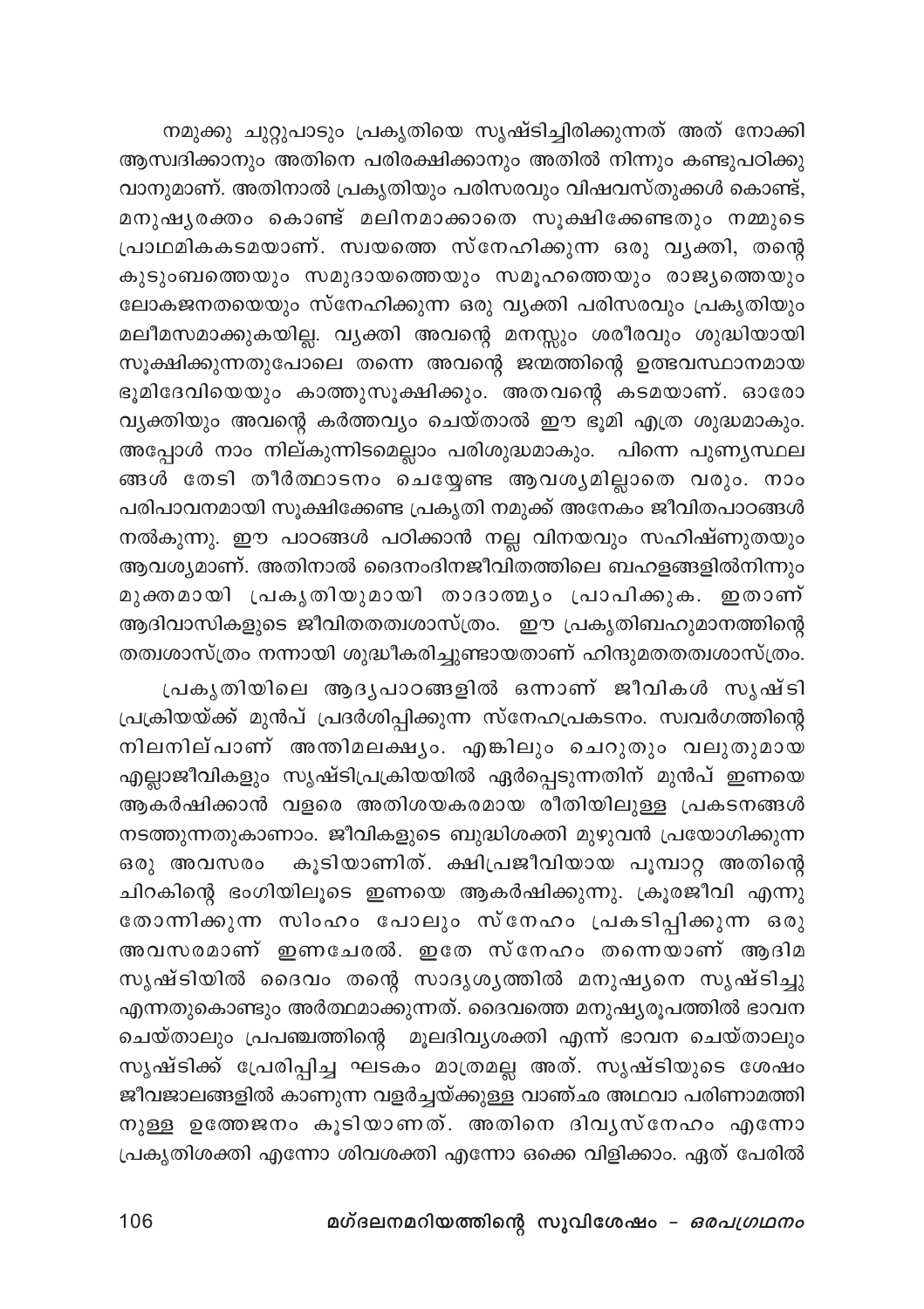നമുക്കു ചുറ്റുപാടും പ്രകൃതിയെ സൃഷ്ടിച്ചിരിക്കുന്നത് അത് നോക്കി ആസ്വദിക്കാനും അതിനെ പരിരക്ഷിക്കാനും അതിൽ നിന്നും കണ്ടുപഠിക്കുവാനുമാണ്. അതിനാൽ പ്രകൃതിയും പരിസരവും വിഷവസ്തുക്കൾ കൊണ്ട്, മനുഷ്യരക്തം കൊണ്ട് മലിനമാക്കാതെ സൂക്ഷിക്കേണ്ടതും നമ്മുടെ പ്രാഥമികകടമയാണ്. സ്വയത്തെ സ്നേഹിക്കുന്ന ഒരു വ്യക്തി, തന്റെ കുടുംബത്തെയും സമുദായത്തെയും സമൂഹത്തെയും രാജ്യത്തെയും ലോകജനതയെയും സ്നേഹിക്കുന്ന ഒരു വ്യക്തി പരിസരവും പ്രകൃതിയും മലീമസമാക്കുകയില്ല. വ്യക്തി അവന്റെ മനസ്സും ശരീരവും ശുദ്ധിയായി സൂക്ഷിക്കുന്നതുപോലെ തന്നെ അവന്റെ ജന്മത്തിന്റെ ഉത്ഭവസ്ഥാനമായ ഭൂമിദേവിയെയും കാത്തുസൂക്ഷിക്കും. അതവന്റെ കടമയാണ്. ഓരോ വ്യക്തിയും അവന്റെ കർത്തവ്യം ചെയ്താൽ ഈ ഭൂമി എത്ര ശുദ്ധമാകും. അപ്പോൾ നാം നില്കുന്നിടമെല്ലാം പരിശുദ്ധമാകും. പിന്നെ പുണ്യസ്ഥലങ്ങൾ തേടി തീർത്ഥാടനം ചെയ്യേണ്ട ആവശ്യമില്ലാതെ വരും. നാം പരിപാവനമായി സൂക്ഷിക്കേണ്ട പ്രകൃതി നമുക്ക് അനേകം ജീവിതപാഠങ്ങൾ നൽകുന്നു. ഈ പാഠങ്ങൾ പഠിക്കാൻ നല്ല വിനയവും സഹിഷ്ണുതയും ആവശ്യമാണ്. അതിനാൽ ദൈനംദിനജീവിതത്തിലെ ബഹളങ്ങളിൽനിന്നും മുക്തമായി പ്രകൃതിയുമായി താദാത്മ്യം പ്രാപിക്കുക. ഇതാണ് ആദിവാസികളുടെ ജീവിതതത്വശാസ്ത്രം. ഈ പ്രകൃതിബഹുമാനത്തിന്റെ തത്വശാസ്ത്രം നന്നായി ശുദ്ധീകരിച്ചുണ്ടായതാണ് ഹിന്ദുമതതത്വശാസ്ത്രം.

പ്രകൃതിയിലെ ആദ്യപാഠങ്ങളിൽ ഒന്നാണ് ജീവികൾ സൃഷ്ടി പ്രക്രിയയ്ക്ക് മുൻപ് പ്രദർശിപ്പിക്കുന്ന സ്നേഹപ്രകടനം. സ്വവർഗത്തിന്റെ നിലനില്പാണ് അന്തിമലക്ഷ്യം. എങ്കിലും ചെറുതും വലുതുമായ എല്ലാജീവികളും സൃഷ്ടിപ്രക്രിയയിൽ ഏർപ്പെടുന്നതിന് മുൻപ് ഇണയെ ആകർഷിക്കാൻ വളരെ അതിശയകരമായ രീതിയിലുള്ള പ്രകടനങ്ങൾ നടത്തുന്നതുകാണാം. ജീവികളുടെ ബുദ്ധിശക്തി മുഴുവൻ പ്രയോഗിക്കുന്ന ഒരു അവസരം കൂടിയാണിത്. ക്ഷിപ്രജീവിയായ പൂമ്പാറ്റ അതിന്റെ ചിറകിന്റെ ഭംഗിയിലൂടെ ഇണയെ ആകർഷിക്കുന്നു. ക്രൂരജീവി എന്നു തോന്നിക്കുന്ന സിംഹം പോലും സ്നേഹം പ്രകടിപ്പിക്കുന്ന ഒരു അവസരമാണ് ഇണചേരൽ. ഇതേ സ്നേഹം തന്നെയാണ് ആദിമ സൃഷ്ടിയിൽ ദൈവം തന്റെ സാദൃശ്യത്തിൽ മനുഷ്യനെ സൃഷ്ടിച്ചു എന്നതുകൊണ്ടും അർത്ഥമാക്കുന്നത്. ദൈവത്തെ മനുഷ്യരൂപത്തിൽ ഭാവന ചെയ്താലും പ്രപഞ്ചത്തിന്റെ മൂലദിവ്യശക്തി എന്ന് ഭാവന ചെയ്താലും സൃഷ്ടിക്ക് പ്രേരിപ്പിച്ച ഘടകം മാത്രമല്ല അത്. സൃഷ്ടിയുടെ ശേഷം ജീവജാലങ്ങളിൽ കാണുന്ന വളർച്ചയ്ക്കുള്ള വാഞ്ഛ അഥവാ പരിണാമത്തിനുള്ള ഉത്തേജനം കൂടിയാണത്. അതിനെ ദിവ്യസ്നേഹം എന്നോ പ്രകൃതിശക്തി എന്നോ ശിവശക്തി എന്നോ ഒക്കെ വിളിക്കാം. ഏത് പേരിൽ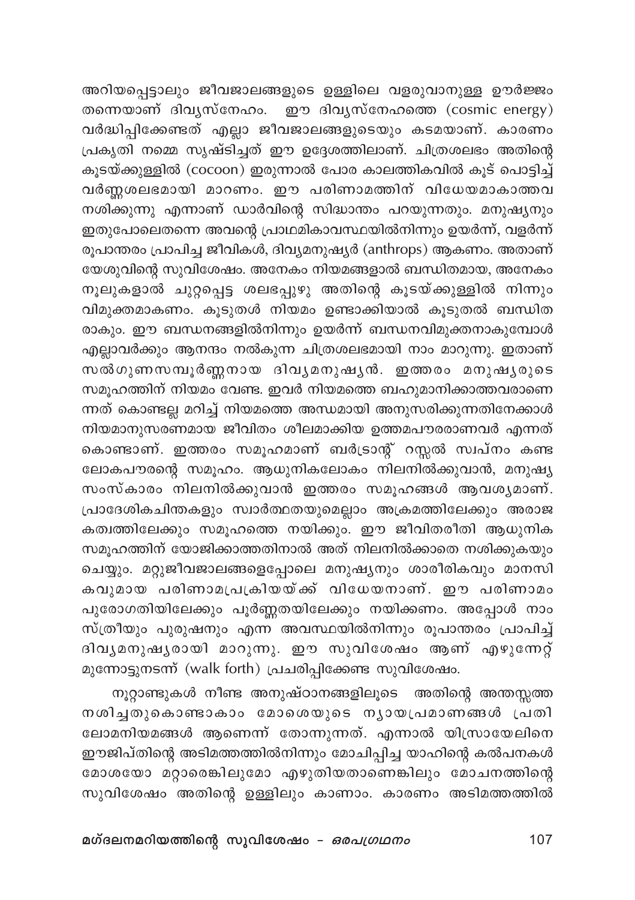അറിയപ്പെട്ടാലും ജീവജാലങ്ങളുടെ ഉള്ളിലെ വളരുവാനുള്ള ഊർജ്ജം തന്നെയാണ് ദിവ്യസ്നേഹം. ഈ ദിവ്യസ്നേഹത്തെ (cosmic energy) വർദ്ധിപ്പിക്കേണ്ടത് എല്ലാ ജീവജാലങ്ങളുടെയും കടമയാണ്. കാരണം പ്രകൃതി നമ്മെ സൃഷ്ടിച്ചത് ഈ ഉദ്ദേശത്തിലാണ്. ചിത്രശലഭം അതിന്റെ കൂടയ്ക്കുള്ളിൽ (cocoon) ഇരുന്നാൽ പോര കാലത്തികവിൽ കൂട് പൊട്ടിച്ച് വർണ്ണശലഭമായി മാറണം. ഈ പരിണാമത്തിന് വിധേയമാകാത്തവ നശിക്കുന്നു എന്നാണ് ഡാർവിന്റെ സിദ്ധാന്തം പറയുന്നതും. മനുഷ്യനും ഇതുപോലെതന്നെ അവന്റെ പ്രാഥമികാവസ്ഥയിൽനിന്നും ഉയർന്ന്, വളർന്ന് രൂപാന്തരം പ്രാപിച്ച ജീവികൾ, ദിവ്യമനുഷ്യർ (anthrops) ആകണം. അതാണ് യേശുവിന്റെ സുവിശേഷം. അനേകം നിയമങ്ങളാൽ ബന്ധിതമായ, അനേകം നൂലുകളാൽ ചുറ്റപ്പെട്ട ശലഭപ്പുഴു അതിന്റെ കൂടയ്ക്കുള്ളിൽ നിന്നും വിമുക്തമാകണം. കൂടുതൾ നിയമം ഉണ്ടാക്കിയാൽ കൂടുതൽ ബന്ധിത രാകും. ഈ ബന്ധനങ്ങളിൽനിന്നും ഉയർന്ന് ബന്ധനവിമുക്തനാകുമ്പോൾ എല്ലാവർക്കും ആനന്ദം നൽകുന്ന ചിത്രശലഭമായി നാം മാറുന്നു. ഇതാണ് സൽഗുണസമ്പൂർണ്ണനായ ദിവ്യമനുഷ്യൻ. ഇത്തരം മനുഷ്യരുടെ സമൂഹത്തിന് നിയമം വേണ്ട. ഇവർ നിയമത്തെ ബഹുമാനിക്കാത്തവരാണെന്നത് കൊണ്ടല്ല മറിച്ച് നിയമത്തെ അന്ധമായി അനുസരിക്കുന്നതിനേക്കാൾ നിയമാനുസരണമായ ജീവിതം ശീലമാക്കിയ ഉത്തമപൗരരാണവർ എന്നത് കൊണ്ടാണ്. ഇത്തരം സമൂഹമാണ് ബർട്രാന്റ് റസ്സൽ സ്വപ്നം കണ്ട ലോകപൗരന്റെ സമൂഹം. ആധുനികലോകം നിലനിൽക്കുവാൻ, മനുഷ്യ സംസ്കാരം നിലനിൽക്കുവാൻ ഇത്തരം സമൂഹങ്ങൾ ആവശ്യമാണ്. പ്രാദേശികചിന്തകളും സ്വാർത്ഥതയുമെല്ലാം അക്രമത്തിലേക്കും അരാജകത്വത്തിലേക്കും സമൂഹത്തെ നയിക്കും. ഈ ജീവിതരീതി ആധുനിക സമൂഹത്തിന് യോജിക്കാത്തതിനാൽ അത് നിലനിൽക്കാതെ നശിക്കുകയും ചെയ്യും. മറ്റുജീവജാലങ്ങളെപ്പോലെ മനുഷ്യനും ശാരീരികവും മാനസികവുമായ പരിണാമപ്രക്രിയയ്ക്ക് വിധേയനാണ്. ഈ പരിണാമം പുരോഗതിയിലേക്കും പൂർണ്ണതയിലേക്കും നയിക്കണം. അപ്പോൾ നാം സ്ത്രീയും പുരുഷനും എന്ന അവസ്ഥയിൽനിന്നും രൂപാന്തരം പ്രാപിച്ച് ദിവ്യമനുഷ്യരായി മാറുന്നു. ഈ സുവിശേഷം ആണ് എഴുന്നേറ്റ് മുന്നോട്ടുനടന്ന് (walk forth) പ്രചരിപ്പിക്കേണ്ട സുവിശേഷം.

നൂറ്റാണ്ടുകൾ നീണ്ട അനുഷ്ഠാനങ്ങളിലൂടെ അതിന്റെ അന്തസ്സത്ത നശിച്ചതുകൊണ്ടാകാം മോശെയുടെ ന്യായപ്രമാണങ്ങൾ പ്രതിലോമനിയമങ്ങൾ ആണെന്ന് തോന്നുന്നത്. എന്നാൽ യിസ്രായേലിനെ ഈജിപ്തിന്റെ അടിമത്തത്തിൽനിന്നും മോചിപ്പിച്ച യാഹിന്റെ കൽപനകൾ മോശയോ മറ്റാരെങ്കിലുമോ എഴുതിയതാണെങ്കിലും മോചനത്തിന്റെ സുവിശേഷം അതിന്റെ ഉള്ളിലും കാണാം. കാരണം അടിമത്തത്തിൽ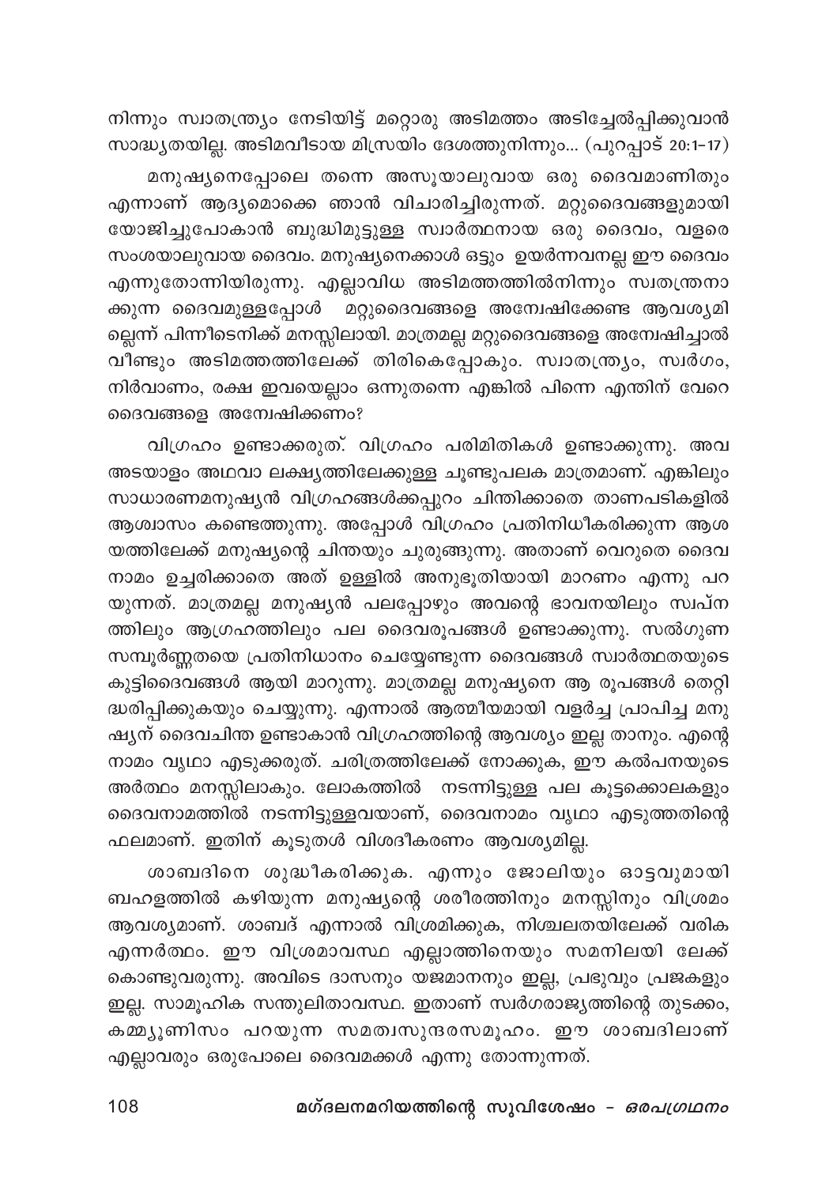നിന്നും സ്വാതന്ത്ര്യം നേടിയിട്ട് മറ്റൊരു അടിമത്തം അടിച്ചേൽപ്പിക്കുവാൻ സാദ്ധ്യതയില്ല. അടിമവീടായ മിസ്രയിം ദേശത്തുനിന്നും... (പുറപ്പാട് 20:1–17)

മനുഷ്യനെപ്പോലെ തന്നെ അസൂയാലുവായ ഒരു ദൈവമാണിതും എന്നാണ് ആദ്യമൊക്കെ ഞാൻ വിചാരിച്ചിരുന്നത്. മറ്റുദൈവങ്ങളുമായി യോജിച്ചുപോകാൻ ബുദ്ധിമുട്ടുള്ള സ്വാർത്ഥനായ ഒരു ദൈവം, വളരെ സംശയാലുവായ ദൈവം. മനുഷ്യനെക്കാൾ ഒട്ടും ഉയർന്നവനല്ല ഈ ദൈവം എന്നുതോന്നിയിരുന്നു. എല്ലാവിധ അടിമത്തത്തിൽനിന്നും സ്വതന്ത്രനാക്കുന്ന ദൈവമുള്ളപ്പോൾ മറ്റുദൈവങ്ങളെ അന്വേഷിക്കേണ്ട ആവശ്യമില്ലെന്ന് പിന്നീടെനിക്ക് മനസ്സിലായി. മാത്രമല്ല മറ്റുദൈവങ്ങളെ അന്വേഷിച്ചാൽ വീണ്ടും അടിമത്തത്തിലേക്ക് തിരികെപ്പോകും. സ്വാതന്ത്ര്യം, സ്വർഗം, നിർവാണം, രക്ഷ ഇവയെല്ലാം ഒന്നുതന്നെ എങ്കിൽ പിന്നെ എന്തിന് വേറെ ദൈവങ്ങളെ അന്വേഷിക്കണം?

വിഗ്രഹം ഉണ്ടാക്കരുത്. വിഗ്രഹം പരിമിതികൾ ഉണ്ടാക്കുന്നു. അവ അടയാളം അഥവാ ലക്ഷ്യത്തിലേക്കുള്ള ചൂണ്ടുപലക മാത്രമാണ്. എങ്കിലും സാധാരണമനുഷ്യൻ വിഗ്രഹങ്ങൾക്കപ്പുറം ചിന്തിക്കാതെ താണപടികളിൽ ആശ്വാസം കണ്ടെത്തുന്നു. അപ്പോൾ വിഗ്രഹം പ്രതിനിധീകരിക്കുന്ന ആശയത്തിലേക്ക് മനുഷ്യന്റെ ചിന്തയും ചുരുങ്ങുന്നു. അതാണ് വെറുതെ ദൈവനാമം ഉച്ചരിക്കാതെ അത് ഉള്ളിൽ അനുഭൂതിയായി മാറണം എന്നു പറയുന്നത്. മാത്രമല്ല മനുഷ്യൻ പലപ്പോഴും അവന്റെ ഭാവനയിലും സ്വപ്നത്തിലും ആഗ്രഹത്തിലും പല ദൈവരൂപങ്ങൾ ഉണ്ടാക്കുന്നു. സൽഗുണസമ്പൂർണ്ണതയെ പ്രതിനിധാനം ചെയ്യേണ്ടുന്ന ദൈവങ്ങൾ സ്വാർത്ഥതയുടെ കുട്ടിദൈവങ്ങൾ ആയി മാറുന്നു. മാത്രമല്ല മനുഷ്യനെ ആ രൂപങ്ങൾ തെറ്റിദ്ധരിപ്പിക്കുകയും ചെയ്യുന്നു. എന്നാൽ ആത്മീയമായി വളർച്ച പ്രാപിച്ച മനുഷ്യന് ദൈവചിന്ത ഉണ്ടാകാൻ വിഗ്രഹത്തിന്റെ ആവശ്യം ഇല്ല താനും. എന്റെ നാമം വൃഥാ എടുക്കരുത്. ചരിത്രത്തിലേക്ക് നോക്കുക, ഈ കൽപനയുടെ അർത്ഥം മനസ്സിലാകും. ലോകത്തിൽ നടന്നിട്ടുള്ള പല കൂട്ടക്കൊലകളും ദൈവനാമത്തിൽ നടന്നിട്ടുള്ളവയാണ്, ദൈവനാമം വൃഥാ എടുത്തതിന്റെ ഫലമാണ്. ഇതിന് കൂടുതൽ വിശദീകരണം ആവശ്യമില്ല.

ശാബദിനെ ശുദ്ധീകരിക്കുക. എന്നും ജോലിയും ഓട്ടവുമായി ബഹളത്തിൽ കഴിയുന്ന മനുഷ്യന്റെ ശരീരത്തിനും മനസ്സിനും വിശ്രമം ആവശ്യമാണ്. ശാബദ് എന്നാൽ വിശ്രമിക്കുക, നിശ്ചലതയിലേക്ക് വരിക എന്നർത്ഥം. ഈ വിശ്രമാവസ്ഥ എല്ലാത്തിനെയും സമനിലയി ലേക്ക് കൊണ്ടുവരുന്നു. അവിടെ ദാസനും യജമാനനും ഇല്ല, പ്രഭുവും പ്രജകളും ഇല്ല. സാമൂഹിക സന്തുലിതാവസ്ഥ. ഇതാണ് സ്വർഗരാജ്യത്തിന്റെ തുടക്കം, കമ്മ്യൂണിസം പറയുന്ന സമത്വസുന്ദരസമൂഹം. ഈ ശാബദിലാണ് എല്ലാവരും ഒരുപോലെ ദൈവമക്കൾ എന്നു തോന്നുന്നത്.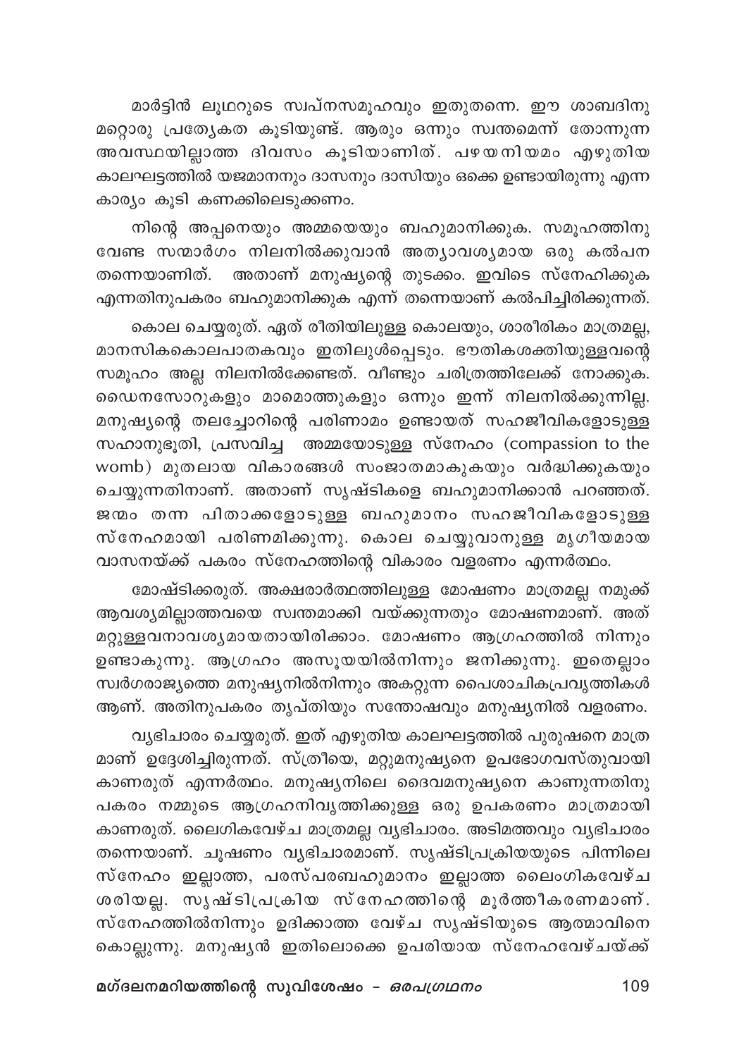മാർട്ടിൻ ലൂഥറുടെ സ്വപ്നസമൂഹവും ഇതുതന്നെ. ഈ ശാബദിനു മറ്റൊരു പ്രത്യേകത കൂടിയുണ്ട്. ആരും ഒന്നും സ്വന്തമെന്ന് തോന്നുന്ന അവസ്ഥയില്ലാത്ത ദിവസം കൂടിയാണിത്. പഴയനിയമം എഴുതിയ കാലഘട്ടത്തിൽ യജമാനനും ദാസനും ദാസിയും ഒക്കെ ഉണ്ടായിരുന്നു എന്ന കാര്യം കൂടി കണക്കിലെടുക്കണം.

നിന്റെ അപ്പനെയും അമ്മയെയും ബഹുമാനിക്കുക. സമൂഹത്തിനു വേണ്ട സന്മാർഗം നിലനിൽക്കുവാൻ അത്യാവശ്യമായ ഒരു കൽപന തന്നെയാണിത്. അതാണ് മനുഷ്യന്റെ തുടക്കം. ഇവിടെ സ്നേഹിക്കുക എന്നതിനുപകരം ബഹുമാനിക്കുക എന്ന് തന്നെയാണ് കൽപിച്ചിരിക്കുന്നത്.

കൊല ചെയ്യരുത്. ഏത് രീതിയിലുള്ള കൊലയും, ശാരീരികം മാത്രമല്ല, മാനസികകൊലപാതകവും ഇതിലുൾപ്പെടും. ഭൗതികശക്തിയുള്ളവന്റെ സമൂഹം അല്ല നിലനിൽക്കേണ്ടത്. വീണ്ടും ചരിത്രത്തിലേക്ക് നോക്കുക. ഡൈനസോറുകളും മാമൊത്തുകളും ഒന്നും ഇന്ന് നിലനിൽക്കുന്നില്ല. മനുഷ്യന്റെ തലച്ചോറിന്റെ പരിണാമം ഉണ്ടായത് സഹജീവികളോടുള്ള സഹാനുഭൂതി, പ്രസവിച്ച അമ്മയോടുള്ള സ്നേഹം (compassion to the womb) മുതലായ വികാരങ്ങൾ സംജാതമാകുകയും വർദ്ധിക്കുകയും ചെയ്യുന്നതിനാണ്. അതാണ് സൃഷ്ടികളെ ബഹുമാനിക്കാൻ പറഞ്ഞത്. ജന്മം തന്ന പിതാക്കളോടുള്ള ബഹുമാനം സഹജീവികളോടുള്ള സ്നേഹമായി പരിണമിക്കുന്നു. കൊല ചെയ്യുവാനുള്ള മൃഗീയമായ വാസനയ്ക്ക് പകരം സ്നേഹത്തിന്റെ വികാരം വളരണം എന്നർത്ഥം.

മോഷ്ടിക്കരുത്. അക്ഷരാർത്ഥത്തിലുള്ള മോഷണം മാത്രമല്ല നമുക്ക് ആവശ്യമില്ലാത്തവയെ സ്വന്തമാക്കി വയ്ക്കുന്നതും മോഷണമാണ്. അത് മറ്റുള്ളവനാവശ്യമായതായിരിക്കാം. മോഷണം ആഗ്രഹത്തിൽ നിന്നും ഉണ്ടാകുന്നു. ആഗ്രഹം അസൂയയിൽനിന്നും ജനിക്കുന്നു. ഇതെല്ലാം സ്വർഗരാജ്യത്തെ മനുഷ്യനിൽനിന്നും അകറ്റുന്ന പൈശാചികപ്രവൃത്തികൾ ആണ്. അതിനുപകരം തൃപ്തിയും സന്തോഷവും മനുഷ്യനിൽ വളരണം.

വ്യഭിചാരം ചെയ്യരുത്. ഇത് എഴുതിയ കാലഘട്ടത്തിൽ പുരുഷനെ മാത്ര മാണ് ഉദ്ദേശിച്ചിരുന്നത്. സ്ത്രീയെ, മറ്റുമനുഷ്യനെ ഉപഭോഗവസ്തുവായി കാണരുത് എന്നർത്ഥം. മനുഷ്യനിലെ ദൈവമനുഷ്യനെ കാണുന്നതിനു പകരം നമ്മുടെ ആഗ്രഹനിവൃത്തിക്കുള്ള ഒരു ഉപകരണം മാത്രമായി കാണരുത്. ലൈഗികവേഴ്ച മാത്രമല്ല വ്യഭിചാരം. അടിമത്തവും വ്യഭിചാരം തന്നെയാണ്. ചൂഷണം വ്യഭിചാരമാണ്. സൃഷ്ടിപ്രക്രിയയുടെ പിന്നിലെ സ്നേഹം ഇല്ലാത്ത, പരസ്പരബഹുമാനം ഇല്ലാത്ത ലൈംഗികവേഴ്ച ശരിയല്ല. സൃഷ്ടിപ്രക്രിയ സ്നേഹത്തിന്റെ മൂർത്തീകരണമാണ്. സ്നേഹത്തിൽനിന്നും ഉദിക്കാത്ത വേഴ്ച സൃഷ്ടിയുടെ ആത്മാവിനെ കൊല്ലുന്നു. മനുഷ്യൻ ഇതിലൊക്കെ ഉപരിയായ സ്നേഹവേഴ്ചയ്ക്ക്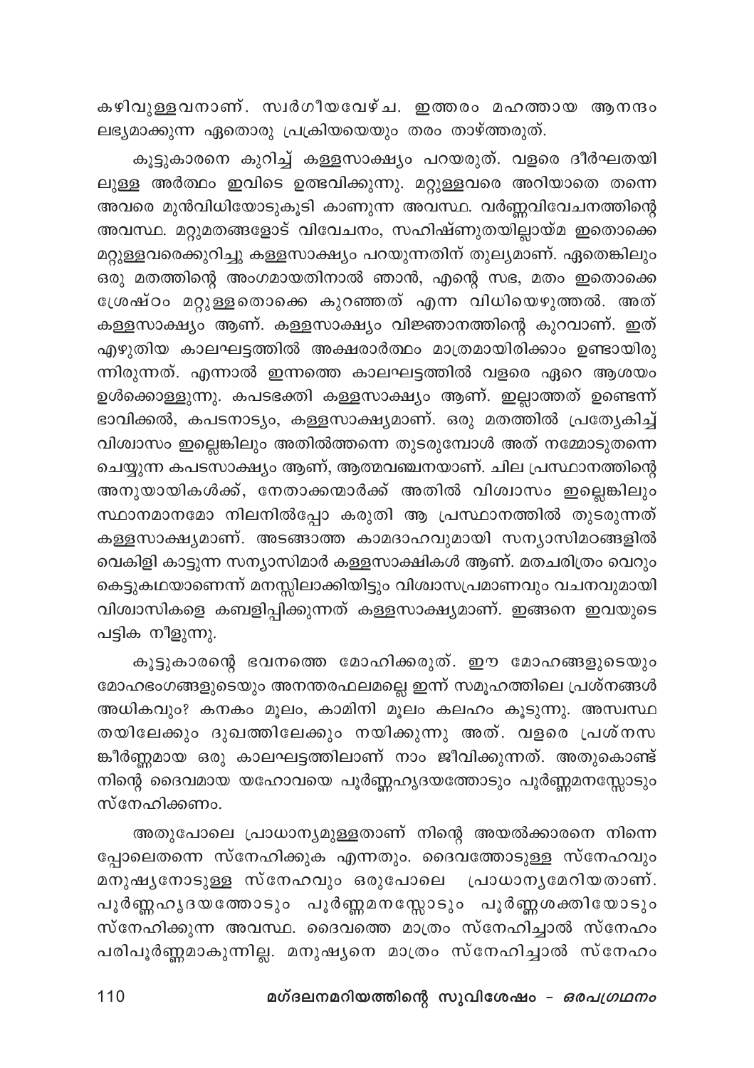കഴിവുള്ളവനാണ്. സ്വർഗീയവേഴ്ച. ഇത്തരം മഹത്തായ ആനന്ദം ലഭ്യമാക്കുന്ന ഏതൊരു പ്രക്രിയയെയും തരം താഴ്ത്തരുത്.

കൂട്ടുകാരനെ കുറിച്ച് കള്ളസാക്ഷ്യം പറയരുത്. വളരെ ദീർഘതയിലുള്ള അർത്ഥം ഇവിടെ ഉത്ഭവിക്കുന്നു. മറ്റുള്ളവരെ അറിയാതെ തന്നെ അവരെ മുൻവിധിയോടുകൂടി കാണുന്ന അവസ്ഥ. വർണ്ണവിവേചനത്തിന്റെ അവസ്ഥ. മറ്റുമതങ്ങളോട് വിവേചനം, സഹിഷ്ണുതയില്ലായ്മ ഇതൊക്കെ മറ്റുള്ളവരെക്കുറിച്ചു കള്ളസാക്ഷ്യം പറയുന്നതിന് തുല്യമാണ്. ഏതെങ്കിലും ഒരു മതത്തിന്റെ അംഗമായതിനാൽ ഞാൻ, എന്റെ സഭ, മതം ഇതൊക്കെ ശ്രേഷ്ഠം മറ്റുള്ളതൊക്കെ കുറഞ്ഞത് എന്ന വിധിയെഴുത്തൽ. അത് കള്ളസാക്ഷ്യം ആണ്. കള്ളസാക്ഷ്യം വിജ്ഞാനത്തിന്റെ കുറവാണ്. ഇത് എഴുതിയ കാലഘട്ടത്തിൽ അക്ഷരാർത്ഥം മാത്രമായിരിക്കാം ഉണ്ടായിരുന്നിരുന്നത്. എന്നാൽ ഇന്നത്തെ കാലഘട്ടത്തിൽ വളരെ ഏറെ ആശയം ഉൾക്കൊള്ളുന്നു. കപടഭക്തി കള്ളസാക്ഷ്യം ആണ്. ഇല്ലാത്തത് ഉണ്ടെന്ന് ഭാവിക്കൽ, കപടനാട്യം, കള്ളസാക്ഷ്യമാണ്. ഒരു മതത്തിൽ പ്രത്യേകിച്ച് വിശ്വാസം ഇല്ലെങ്കിലും അതിൽത്തന്നെ തുടരുമ്പോൾ അത് നമ്മോടുതന്നെ ചെയ്യുന്ന കപടസാക്ഷ്യം ആണ്, ആത്മവഞ്ചനയാണ്. ചില പ്രസ്ഥാനത്തിന്റെ അനുയായികൾക്ക്, നേതാക്കന്മാർക്ക് അതിൽ വിശ്വാസം ഇല്ലെങ്കിലും സ്ഥാനമാനമോ നിലനിൽപ്പോ കരുതി ആ പ്രസ്ഥാനത്തിൽ തുടരുന്നത് കള്ളസാക്ഷ്യമാണ്. അടങ്ങാത്ത കാമദാഹവുമായി സന്യാസിമഠങ്ങളിൽ വെകിളി കാട്ടുന്ന സന്യാസിമാർ കള്ളസാക്ഷികൾ ആണ്. മതചരിത്രം വെറും കെട്ടുകഥയാണെന്ന് മനസ്സിലാക്കിയിട്ടും വിശ്വാസപ്രമാണവും വചനവുമായി വിശ്വാസികളെ കബളിപ്പിക്കുന്നത് കള്ളസാക്ഷ്യമാണ്. ഇങ്ങനെ ഇവയുടെ പട്ടിക നീളുന്നു.

കൂട്ടുകാരന്റെ ഭവനത്തെ മോഹിക്കരുത്. ഈ മോഹങ്ങളുടെയും മോഹഭംഗങ്ങളുടെയും അനന്തരഫലമല്ലെ ഇന്ന് സമൂഹത്തിലെ പ്രശ്നങ്ങൾ അധികവും? കനകം മൂലം, കാമിനി മൂലം കലഹം കൂടുന്നു. അസ്വസ്ഥതയിലേക്കും ദുഃഖത്തിലേക്കും നയിക്കുന്നു അത്. വളരെ പ്രശ്നസങ്കീർണ്ണമായ ഒരു കാലഘട്ടത്തിലാണ് നാം ജീവിക്കുന്നത്. അതുകൊണ്ട് നിന്റെ ദൈവമായ യഹോവയെ പൂർണ്ണഹൃദയത്തോടും പൂർണ്ണമനസ്സോടും സ്നേഹിക്കണം.

അതുപോലെ പ്രാധാന്യമുള്ളതാണ് നിന്റെ അയൽക്കാരനെ നിന്നെപ്പോലെതന്നെ സ്നേഹിക്കുക എന്നതും. ദൈവത്തോടുള്ള സ്നേഹവും മനുഷ്യനോടുള്ള സ്നേഹവും ഒരുപോലെ പ്രാധാന്യമേറിയതാണ്. പൂർണ്ണഹൃദയത്തോടും പൂർണ്ണമനസ്സോടും പൂർണ്ണശക്തിയോടും സ്നേഹിക്കുന്ന അവസ്ഥ. ദൈവത്തെ മാത്രം സ്നേഹിച്ചാൽ സ്നേഹം പരിപൂർണ്ണമാകുന്നില്ല. മനുഷ്യനെ മാത്രം സ്നേഹിച്ചാൽ സ്നേഹം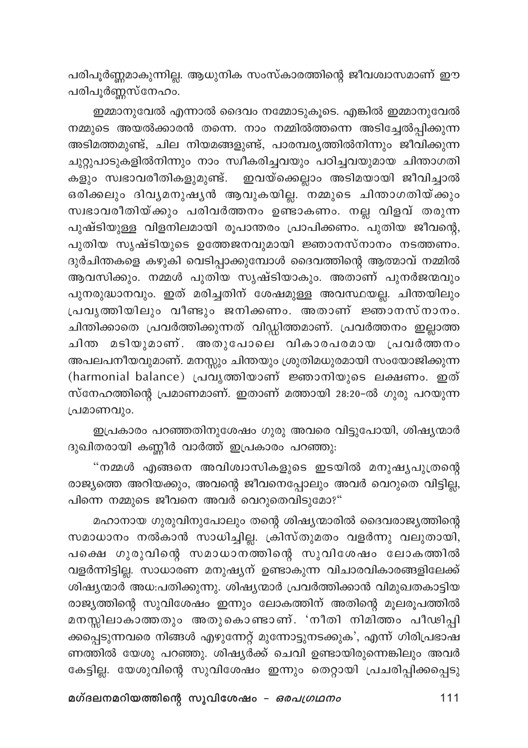പരിപൂർണ്ണമാകുന്നില്ല. ആധുനിക സംസ്കാരത്തിന്റെ ജീവശ്വാസമാണ് ഈ പരിപൂർണ്ണസ്നേഹം.

ഇമ്മാനുവേൽ എന്നാൽ ദൈവം നമ്മോടുകൂടെ. എങ്കിൽ ഇമ്മാനുവേൽ നമ്മുടെ അയൽക്കാരൻ തന്നെ. നാം നമ്മിൽത്തന്നെ അടിച്ചേൽപ്പിക്കുന്ന അടിമത്തമുണ്ട്, ചില നിയമങ്ങളുണ്ട്, പാരമ്പര്യത്തിൽനിന്നും ജീവിക്കുന്ന ചുറ്റുപാടുകളിൽനിന്നും നാം സ്വീകരിച്ചവയും പഠിച്ചവയുമായ ചിന്താഗതികളും സ്വഭാവരീതികളുമുണ്ട്. ഇവയ്ക്കെല്ലാം അടിമയായി ജീവിച്ചാൽ ഒരിക്കലും ദിവ്യമനുഷ്യൻ ആവുകയില്ല. നമ്മുടെ ചിന്താഗതിയ്ക്കും സ്വഭാവരീതിയ്ക്കും പരിവർത്തനം ഉണ്ടാകണം. നല്ല വിളവ് തരുന്ന പുഷ്ടിയുള്ള വിളനിലമായി രൂപാന്തരം പ്രാപിക്കണം. പുതിയ ജീവന്റെ, പുതിയ സൃഷ്ടിയുടെ ഉത്തേജനവുമായി ജ്ഞാനസ്നാനം നടത്തണം. ദുർചിന്തകളെ കഴുകി വെടിപ്പാക്കുമ്പോൾ ദൈവത്തിന്റെ ആത്മാവ് നമ്മിൽ ആവസിക്കും. നമ്മൾ പുതിയ സൃഷ്ടിയാകും. അതാണ് പുനർജന്മവും പുനരുദ്ധാനവും. ഇത് മരിച്ചതിന് ശേഷമുള്ള അവസ്ഥയല്ല. ചിന്തയിലും പ്രവൃത്തിയിലും വീണ്ടും ജനിക്കണം. അതാണ് ജ്ഞാനസ്നാനം. ചിന്തിക്കാതെ പ്രവർത്തിക്കുന്നത് വിഡ്ഢിത്തമാണ്. പ്രവർത്തനം ഇല്ലാത്ത ചിന്ത മടിയുമാണ്. അതുപോലെ വികാരപരമായ പ്രവർത്തനം അപലപനീയവുമാണ്. മനസ്സും ചിന്തയും ശ്രുതിമധുരമായി സംയോജിക്കുന്ന (harmonial balance) പ്രവൃത്തിയാണ് ജ്ഞാനിയുടെ ലക്ഷണം. ഇത് സ്നേഹത്തിന്റെ പ്രമാണമാണ്. ഇതാണ് മത്തായി 28:20-ൽ ഗുരു പറയുന്ന പ്രമാണവും.

ഇപ്രകാരം പറഞ്ഞതിനുശേഷം ഗുരു അവരെ വിട്ടുപോയി, ശിഷ്യന്മാർ ദുഖിതരായി കണ്ണീർ വാർത്ത് ഇപ്രകാരം പറഞ്ഞു:

"നമ്മൾ എങ്ങനെ അവിശ്വാസികളുടെ ഇടയിൽ മനുഷ്യപുത്രന്റെ രാജ്യത്തെ അറിയക്കും, അവന്റെ ജീവനെപ്പോലും അവർ വെറുതെ വിട്ടില്ല, പിന്നെ നമ്മുടെ ജീവനെ അവർ വെറുതെവിടുമോ?"

മഹാനായ ഗുരുവിനുപോലും തന്റെ ശിഷ്യന്മാരിൽ ദൈവരാജ്യത്തിന്റെ സമാധാനം നൽകാൻ സാധിച്ചില്ല. ക്രിസ്തുമതം വളർന്നു വലുതായി, പക്ഷെ ഗുരുവിന്റെ സമാധാനത്തിന്റെ സുവിശേഷം ലോകത്തിൽ വളർന്നിട്ടില്ല. സാധാരണ മനുഷ്യന് ഉണ്ടാകുന്ന വിചാരവികാരങ്ങളിലേക്ക് ശിഷ്യന്മാർ അധഃപതിക്കുന്നു. ശിഷ്യന്മാർ പ്രവർത്തിക്കാൻ വിമുഖതകാട്ടിയ രാജ്യത്തിന്റെ സുവിശേഷം ഇന്നും ലോകത്തിന് അതിന്റെ മൂലരൂപത്തിൽ മനസ്സിലാകാത്തതും അതുകൊണ്ടാണ്. 'നീതി നിമിത്തം പീഢിപ്പിക്കപ്പെടുന്നവരെ നിങ്ങൾ എഴുന്നേറ്റ് മുന്നോട്ടുനടക്കുക', എന്ന് ഗിരിപ്രഭാഷണത്തിൽ യേശു പറഞ്ഞു. ശിഷ്യർക്ക് ചെവി ഉണ്ടായിരുന്നെങ്കിലും അവർ കേട്ടില്ല. യേശുവിന്റെ സുവിശേഷം ഇന്നും തെറ്റായി പ്രചരിപ്പിക്കപ്പെടു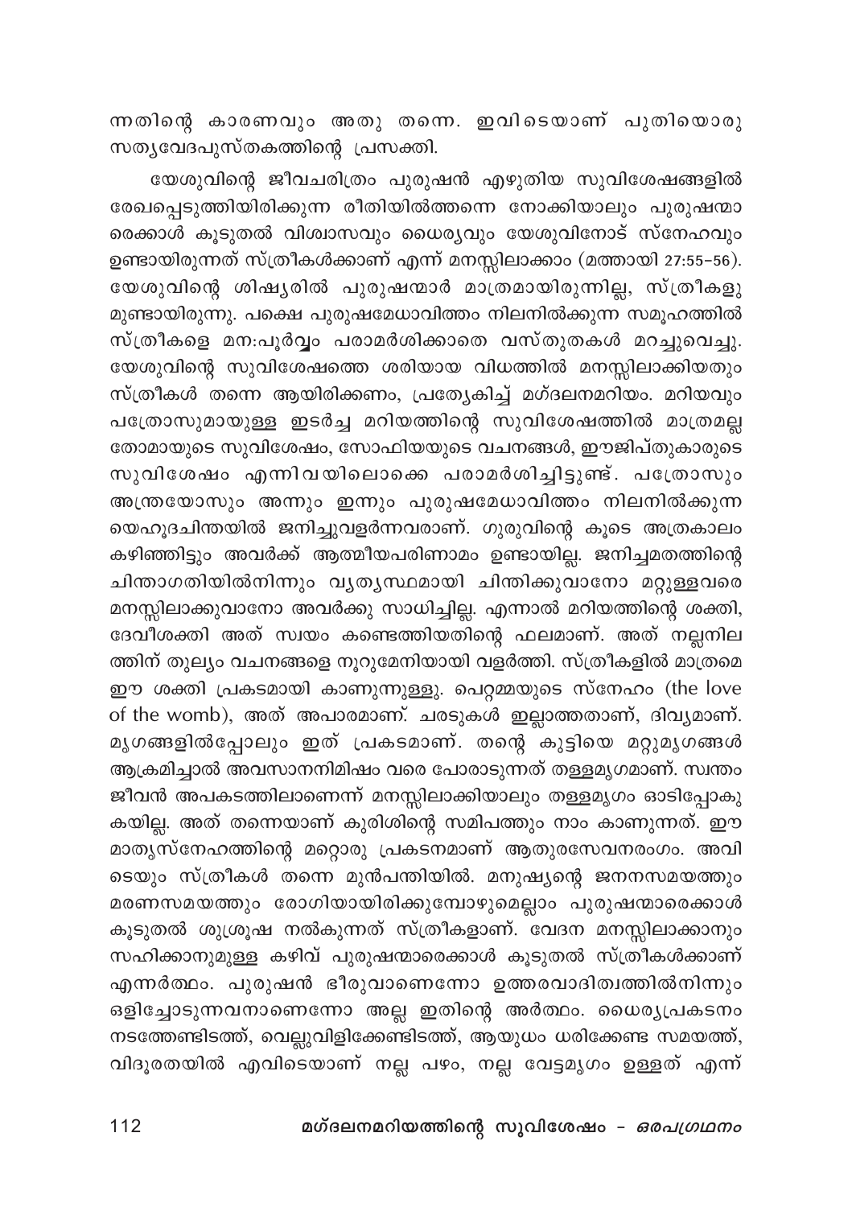ന്നതിന്റെ കാരണവും അതു തന്നെ. ഇവിടെയാണ് പുതിയൊരു സത്യവേദപുസ്തകത്തിന്റെ പ്രസക്തി.

യേശുവിന്റെ ജീവചരിത്രം പുരുഷൻ എഴുതിയ സുവിശേഷങ്ങളിൽ രേഖപ്പെടുത്തിയിരിക്കുന്ന രീതിയിൽത്തന്നെ നോക്കിയാലും പുരുഷന്മാരെക്കാൾ കൂടുതൽ വിശ്വാസവും ധൈര്യവും യേശുവിനോട് സ്നേഹവും ഉണ്ടായിരുന്നത് സ്ത്രീകൾക്കാണ് എന്ന് മനസ്സിലാക്കാം (മത്തായി 27:55–56). യേശുവിന്റെ ശിഷ്യരിൽ പുരുഷന്മാർ മാത്രമായിരുന്നില്ല, സ്ത്രീകളുമുണ്ടായിരുന്നു. പക്ഷെ പുരുഷമേധാവിത്തം നിലനിൽക്കുന്ന സമൂഹത്തിൽ സ്ത്രീകളെ മനഃപൂർവ്വം പരാമർശിക്കാതെ വസ്തുതകൾ മറച്ചുവെച്ചു. യേശുവിന്റെ സുവിശേഷത്തെ ശരിയായ വിധത്തിൽ മനസ്സിലാക്കിയതും സ്ത്രീകൾ തന്നെ ആയിരിക്കണം, പ്രത്യേകിച്ച് മഗ്ദലനമറിയം. മറിയവും പത്രോസുമായുള്ള ഇടർച്ച മറിയത്തിന്റെ സുവിശേഷത്തിൽ മാത്രമല്ല തോമായുടെ സുവിശേഷം, സോഫിയയുടെ വചനങ്ങൾ, ഈജിപ്തുകാരുടെ സുവിശേഷം എന്നിവയിലൊക്കെ പരാമർശിച്ചിട്ടുണ്ട്. പത്രോസും അന്ത്രയോസും അന്നും ഇന്നും പുരുഷമേധാവിത്തം നിലനിൽക്കുന്ന യെഹൂദചിന്തയിൽ ജനിച്ചുവളർന്നവരാണ്. ഗുരുവിന്റെ കൂടെ അത്രകാലം കഴിഞ്ഞിട്ടും അവർക്ക് ആത്മീയപരിണാമം ഉണ്ടായില്ല. ജനിച്ചമതത്തിന്റെ ചിന്താഗതിയിൽനിന്നും വ്യത്യസ്ഥമായി ചിന്തിക്കുവാനോ മറ്റുള്ളവരെ മനസ്സിലാക്കുവാനോ അവർക്കു സാധിച്ചില്ല. എന്നാൽ മറിയത്തിന്റെ ശക്തി, ദേവീശക്തി അത് സ്വയം കണ്ടെത്തിയതിന്റെ ഫലമാണ്. അത് നല്ലനിലത്തിന് തുല്യം വചനങ്ങളെ നൂറുമേനിയായി വളർത്തി. സ്ത്രീകളിൽ മാത്രമെ ഈ ശക്തി പ്രകടമായി കാണുന്നുള്ളു. പെറ്റമ്മയുടെ സ്നേഹം (the love of the womb), അത് അപാരമാണ്. ചരടുകൾ ഇല്ലാത്തതാണ്, ദിവ്യമാണ്. മൃഗങ്ങളിൽപ്പോലും ഇത് പ്രകടമാണ്. തന്റെ കുട്ടിയെ മറ്റുമൃഗങ്ങൾ ആക്രമിച്ചാൽ അവസാനനിമിഷം വരെ പോരാടുന്നത് തള്ളമൃഗമാണ്. സ്വന്തം ജീവൻ അപകടത്തിലാണെന്ന് മനസ്സിലാക്കിയാലും തള്ളമൃഗം ഓടിപ്പോകുകയില്ല. അത് തന്നെയാണ് കുരിശിന്റെ സമിപത്തും നാം കാണുന്നത്. ഈ മാതൃസ്നേഹത്തിന്റെ മറ്റൊരു പ്രകടനമാണ് ആതുരസേവനരംഗം. അവിടെയും സ്ത്രീകൾ തന്നെ മുൻപന്തിയിൽ. മനുഷ്യന്റെ ജനനസമയത്തും മരണസമയത്തും രോഗിയായിരിക്കുമ്പോഴുമെല്ലാം പുരുഷന്മാരെക്കാൾ കൂടുതൽ ശുശ്രൂഷ നൽകുന്നത് സ്ത്രീകളാണ്. വേദന മനസ്സിലാക്കാനും സഹിക്കാനുമുള്ള കഴിവ് പുരുഷന്മാരെക്കാൾ കൂടുതൽ സ്ത്രീകൾക്കാണ് എന്നർത്ഥം. പുരുഷൻ ഭീരുവാണെന്നോ ഉത്തരവാദിത്വത്തിൽനിന്നും ഒളിച്ചോടുന്നവനാണെന്നോ അല്ല ഇതിന്റെ അർത്ഥം. ധൈര്യപ്രകടനം നടത്തേണ്ടിടത്ത്, വെല്ലുവിളിക്കേണ്ടിടത്ത്, ആയുധം ധരിക്കേണ്ട സമയത്ത്, വിദൂരതയിൽ എവിടെയാണ് നല്ല പഴം, നല്ല വേട്ടമൃഗം ഉള്ളത് എന്ന്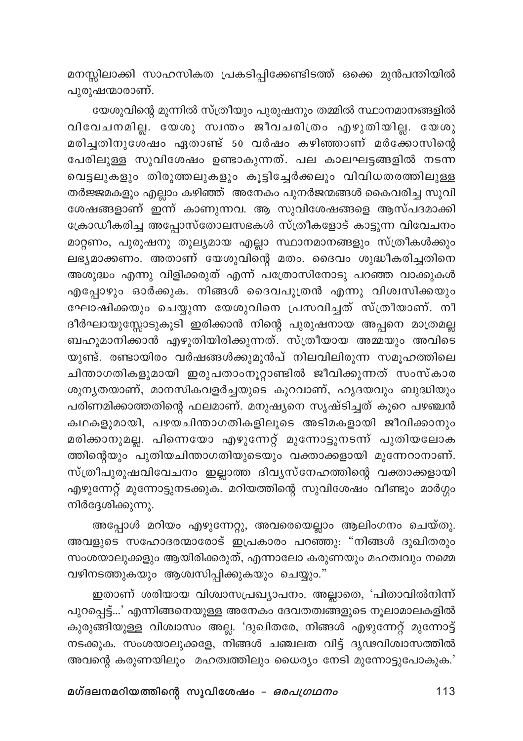മനസ്സിലാക്കി സാഹസികത പ്രകടിപ്പിക്കേണ്ടിടത്ത് ഒക്കെ മുൻപന്തിയിൽ പുരുഷന്മാരാണ്.

യേശുവിന്റെ മുന്നിൽ സ്ത്രീയും പുരുഷനും തമ്മിൽ സ്ഥാനമാനങ്ങളിൽ വിവേചനമില്ല. യേശു സ്വന്തം ജീവചരിത്രം എഴുതിയില്ല. യേശു മരിച്ചതിനുശേഷം ഏതാണ്ട് 50 വർഷം കഴിഞ്ഞാണ് മർക്കോസിന്റെ പേരിലുള്ള സുവിശേഷം ഉണ്ടാകുന്നത്. പല കാലഘട്ടങ്ങളിൽ നടന്ന വെട്ടലുകളും തിരുത്തലുകളും കൂട്ടിച്ചേർക്കലും വിവിധതരത്തിലുള്ള തർജ്ജമകളും എല്ലാം കഴിഞ്ഞ് അനേകം പുനർജന്മങ്ങൾ കൈവരിച്ച സുവിശേഷങ്ങളാണ് ഇന്ന് കാണുന്നവ. ആ സുവിശേഷങ്ങളെ ആസ്പദമാക്കി ക്രോഡീകരിച്ച അപ്പോസ്തോലസഭകൾ സ്ത്രീകളോട് കാട്ടുന്ന വിവേചനം മാറ്റണം, പുരുഷനു തുല്യമായ എല്ലാ സ്ഥാനമാനങ്ങളും സ്ത്രീകൾക്കും ലഭ്യമാക്കണം. അതാണ് യേശുവിന്റെ മതം. ദൈവം ശുദ്ധീകരിച്ചതിനെ അശുദ്ധം എന്നു വിളിക്കരുത് എന്ന് പത്രോസിനോടു പറഞ്ഞ വാക്കുകൾ എപ്പോഴും ഓർക്കുക. നിങ്ങൾ ദൈവപുത്രൻ എന്നു വിശ്വസിക്കയും ഘോഷിക്കയും ചെയ്യുന്ന യേശുവിനെ പ്രസവിച്ചത് സ്ത്രീയാണ്. നീ ദീർഘായുസ്സോടുകൂടി ഇരിക്കാൻ നിന്റെ പുരുഷനായ അപ്പനെ മാത്രമല്ല ബഹുമാനിക്കാൻ എഴുതിയിരിക്കുന്നത്. സ്ത്രീയായ അമ്മയും അവിടെയുണ്ട്. രണ്ടായിരം വർഷങ്ങൾക്കുമുൻപ് നിലവിലിരുന്ന സമൂഹത്തിലെ ചിന്താഗതികളുമായി ഇരുപതാംനൂറ്റാണ്ടിൽ ജീവിക്കുന്നത് സംസ്കാര ശൂന്യതയാണ്, മാനസികവളർച്ചയുടെ കുറവാണ്, ഹൃദയവും ബുദ്ധിയും പരിണമിക്കാത്തതിന്റെ ഫലമാണ്. മനുഷ്യനെ സൃഷ്ടിച്ചത് കുറെ പഴഞ്ചൻ കഥകളുമായി, പഴയചിന്താഗതികളിലൂടെ അടിമകളായി ജീവിക്കാനും മരിക്കാനുമല്ല. പിന്നെയോ എഴുന്നേറ്റ് മുന്നോട്ടുനടന്ന് പുതിയലോകത്തിന്റെയും പുതിയചിന്താഗതിയുടെയും വക്താക്കളായി മുന്നേറാനാണ്. സ്ത്രീപുരുഷവിവേചനം ഇല്ലാത്ത ദിവ്യസ്നേഹത്തിന്റെ വക്താക്കളായി എഴുന്നേറ്റ് മുന്നോട്ടുനടക്കുക. മറിയത്തിന്റെ സുവിശേഷം വീണ്ടും മാർഗ്ഗം നിർദ്ദേശിക്കുന്നു.

അപ്പോൾ മറിയം എഴുന്നേറ്റു, അവരെയെല്ലാം ആലിംഗനം ചെയ്തു. അവളുടെ സഹോദരന്മാരോട് ഇപ്രകാരം പറഞ്ഞു: "നിങ്ങൾ ദുഖിതരും സംശയാലുക്കളും ആയിരിക്കരുത്, എന്നാലോ കരുണയും മഹത്വവും നമ്മെ വഴിനടത്തുകയും ആശ്വസിപ്പിക്കുകയും ചെയ്യും."

ഇതാണ് ശരിയായ വിശ്വാസപ്രഖ്യാപനം. അല്ലാതെ, 'പിതാവിൽനിന്ന് പുറപ്പെട്ട്...' എന്നിങ്ങനെയുള്ള അനേകം ദേവതത്വങ്ങളുടെ നൂലാമാലകളിൽ കുരുങ്ങിയുള്ള വിശ്വാസം അല്ല. 'ദുഖിതരേ, നിങ്ങൾ എഴുന്നേറ്റ് മുന്നോട്ട് നടക്കുക. സംശയാലുക്കളേ, നിങ്ങൾ ചഞ്ചലത വിട്ട് ദൃഢവിശ്വാസത്തിൽ അവന്റെ കരുണയിലും മഹത്വത്തിലും ധൈര്യം നേടി മുന്നോട്ടുപോകുക.'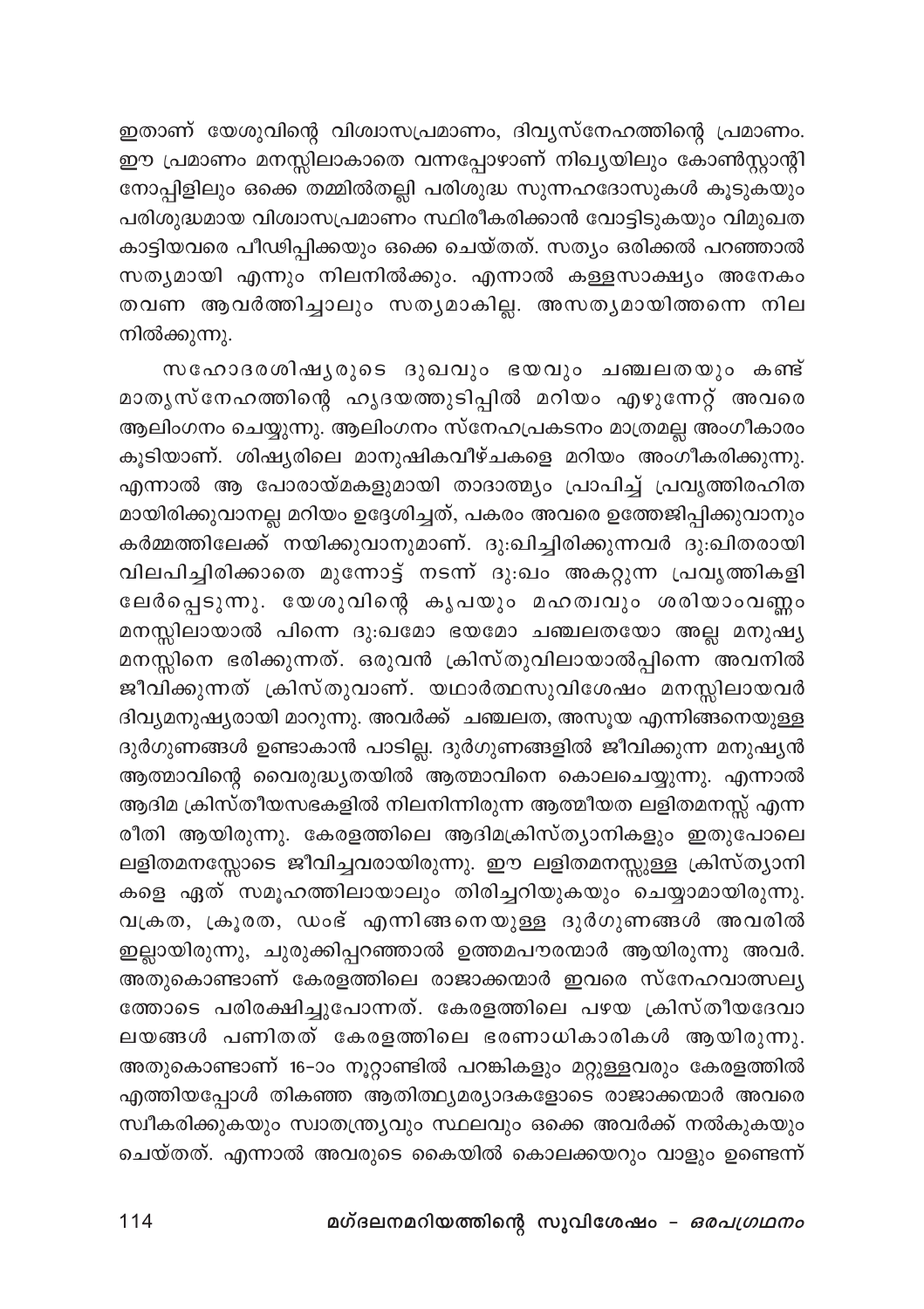ഇതാണ് യേശുവിന്റെ വിശ്വാസപ്രമാണം, ദിവ്യസ്നേഹത്തിന്റെ പ്രമാണം. ഈ പ്രമാണം മനസ്സിലാകാതെ വന്നപ്പോഴാണ് നിഖ്യയിലും കോൺസ്റ്റാന്റി നോപ്പിളിലും ഒക്കെ തമ്മിൽതല്ലി പരിശുദ്ധ സുന്നഹദോസുകൾ കൂടുകയും പരിശുദ്ധമായ വിശ്വാസപ്രമാണം സ്ഥിരീകരിക്കാൻ വോട്ടിടുകയും വിമുഖത കാട്ടിയവരെ പീഢിപ്പിക്കയും ഒക്കെ ചെയ്തത്. സത്യം ഒരിക്കൽ പറഞ്ഞാൽ സത്യമായി എന്നും നിലനിൽക്കും. എന്നാൽ കള്ളസാക്ഷ്യം അനേകം തവണ ആവർത്തിച്ചാലും സത്യമാകില്ല. അസത്യമായിത്തന്നെ നില നിൽക്കുന്നു.

സഹോദരശിഷ്യരുടെ ദുഖവും ഭയവും ചഞ്ചലതയും കണ്ട് മാതൃസ്നേഹത്തിന്റെ ഹൃദയത്തുടിപ്പിൽ മറിയം എഴുന്നേറ്റ് അവരെ ആലിംഗനം ചെയ്യുന്നു. ആലിംഗനം സ്നേഹപ്രകടനം മാത്രമല്ല അംഗീകാരം കൂടിയാണ്. ശിഷ്യരിലെ മാനുഷികവീഴ്ചകളെ മറിയം അംഗീകരിക്കുന്നു. എന്നാൽ ആ പോരായ്മകളുമായി താദാത്മ്യം പ്രാപിച്ച് പ്രവൃത്തിരഹിത മായിരിക്കുവാനല്ല മറിയം ഉദ്ദേശിച്ചത്, പകരം അവരെ ഉത്തേജിപ്പിക്കുവാനും കർമ്മത്തിലേക്ക് നയിക്കുവാനുമാണ്. ദു:ഖിച്ചിരിക്കുന്നവർ ദു:ഖിതരായി വിലപിച്ചിരിക്കാതെ മുന്നോട്ട് നടന്ന് ദു:ഖം അകറ്റുന്ന പ്രവൃത്തികളി ലേർപ്പെടുന്നു. യേശുവിന്റെ കൃപയും മഹത്വവും ശരിയാംവണ്ണം മനസ്സിലായാൽ പിന്നെ ദു:ഖമോ ഭയമോ ചഞ്ചലതയോ അല്ല മനുഷ്യ മനസ്സിനെ ഭരിക്കുന്നത്. ഒരുവൻ ക്രിസ്തുവിലായാൽപ്പിന്നെ അവനിൽ ജീവിക്കുന്നത് ക്രിസ്തുവാണ്. യഥാർത്ഥസുവിശേഷം മനസ്സിലായവർ ദിവ്യമനുഷ്യരായി മാറുന്നു. അവർക്ക് ചഞ്ചലത, അസൂയ എന്നിങ്ങനെയുള്ള ദുർഗുണങ്ങൾ ഉണ്ടാകാൻ പാടില്ല. ദുർഗുണങ്ങളിൽ ജീവിക്കുന്ന മനുഷ്യൻ ആത്മാവിന്റെ വൈരുദ്ധ്യതയിൽ ആത്മാവിനെ കൊലചെയ്യുന്നു. എന്നാൽ ആദിമ ക്രിസ്തീയസഭകളിൽ നിലനിന്നിരുന്ന ആത്മീയത ലളിതമനസ്സ് എന്ന രീതി ആയിരുന്നു. കേരളത്തിലെ ആദിമക്രിസ്ത്യാനികളും ഇതുപോലെ ലളിതമനസ്സോടെ ജീവിച്ചവരായിരുന്നു. ഈ ലളിതമനസ്സുള്ള ക്രിസ്ത്യാനി കളെ ഏത് സമൂഹത്തിലായാലും തിരിച്ചറിയുകയും ചെയ്യാമായിരുന്നു. വക്രത, ക്രൂരത, ഡംഭ് എന്നിങ്ങനെയുള്ള ദുർഗുണങ്ങൾ അവരിൽ ഇല്ലായിരുന്നു, ചുരുക്കിപ്പറഞ്ഞാൽ ഉത്തമപൗരന്മാർ ആയിരുന്നു അവർ. അതുകൊണ്ടാണ് കേരളത്തിലെ രാജാക്കന്മാർ ഇവരെ സ്നേഹവാത്സല്യ ത്തോടെ പരിരക്ഷിച്ചുപോന്നത്. കേരളത്തിലെ പഴയ ക്രിസ്തീയദേവാ ലയങ്ങൾ പണിതത് കേരളത്തിലെ ഭരണാധികാരികൾ ആയിരുന്നു. അതുകൊണ്ടാണ് 16-ാം നൂറ്റാണ്ടിൽ പറങ്കികളും മറ്റുള്ളവരും കേരളത്തിൽ എത്തിയപ്പോൾ തികഞ്ഞ ആതിത്ഥ്യമര്യാദകളോടെ രാജാക്കന്മാർ അവരെ സ്വീകരിക്കുകയും സ്വാതന്ത്ര്യവും സ്ഥലവും ഒക്കെ അവർക്ക് നൽകുകയും ചെയ്തത്. എന്നാൽ അവരുടെ കൈയിൽ കൊലക്കയറും വാളും ഉണ്ടെന്ന്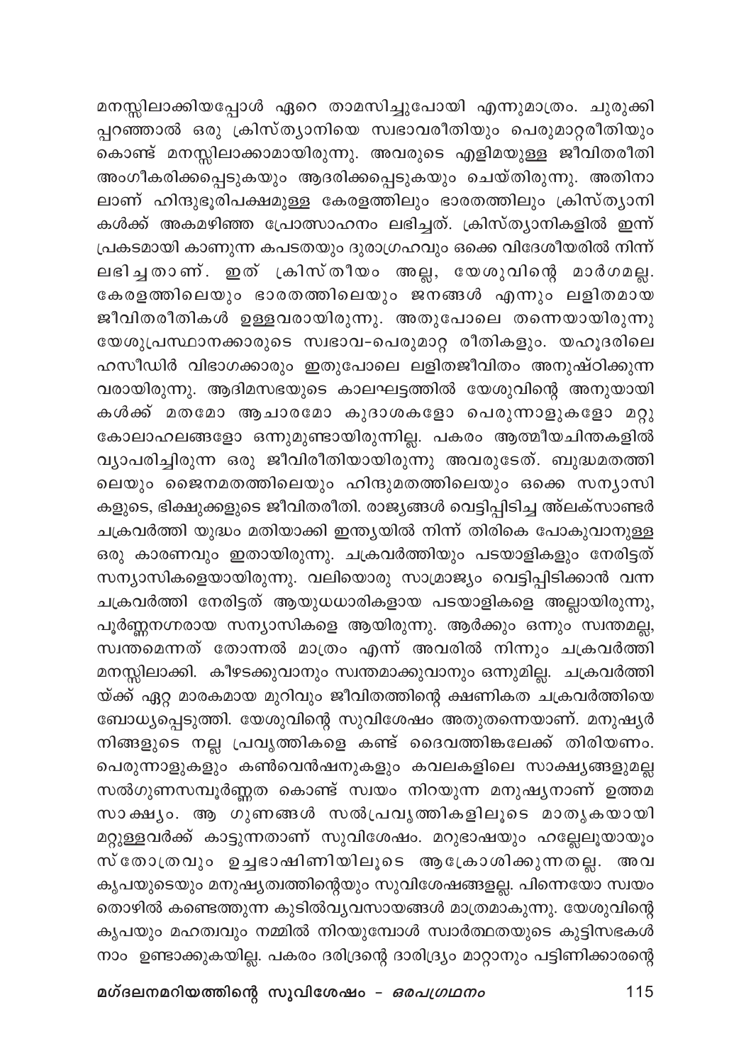മനസ്സിലാക്കിയപ്പോൾ ഏറെ താമസിച്ചുപോയി എന്നുമാത്രം. ചുരുക്കി പ്പറഞ്ഞാൽ ഒരു ക്രിസ്ത്യാനിയെ സ്വഭാവരീതിയും പെരുമാറ്റരീതിയും കൊണ്ട് മനസ്സിലാക്കാമായിരുന്നു. അവരുടെ എളിമയുള്ള ജീവിതരീതി അംഗീകരിക്കപ്പെടുകയും ആദരിക്കപ്പെടുകയും ചെയ്തിരുന്നു. അതിനാ ലാണ് ഹിന്ദുഭൂരിപക്ഷമുള്ള കേരളത്തിലും ഭാരതത്തിലും ക്രിസ്ത്യാനി കൾക്ക് അകമഴിഞ്ഞ പ്രോത്സാഹനം ലഭിച്ചത്. ക്രിസ്ത്യാനികളിൽ ഇന്ന് പ്രകടമായി കാണുന്ന കപടതയും ദുരാഗ്രഹവും ഒക്കെ വിദേശീയരിൽ നിന്ന് ലഭിച്ചതാണ്. ഇത് ക്രിസ്തീയം അല്ല, യേശുവിന്റെ മാർഗമല്ല. കേരളത്തിലെയും ഭാരതത്തിലെയും ജനങ്ങൾ എന്നും ലളിതമായ ജീവിതരീതികൾ ഉള്ളവരായിരുന്നു. അതുപോലെ തന്നെയായിരുന്നു യേശുപ്രസ്ഥാനക്കാരുടെ സ്വഭാവ-പെരുമാറ്റ രീതികളും. യഹൂദരിലെ ഹസീഡിർ വിഭാഗക്കാരും ഇതുപോലെ ലളിതജീവിതം അനുഷ്ഠിക്കുന്ന വരായിരുന്നു. ആദിമസഭയുടെ കാലഘട്ടത്തിൽ യേശുവിന്റെ അനുയായി കൾക്ക് മതമോ ആചാരമോ കുദാശകളോ പെരുന്നാളുകളോ മറ്റു കോലാഹലങ്ങളോ ഒന്നുമുണ്ടായിരുന്നില്ല. പകരം ആത്മീയചിന്തകളിൽ വ്യാപരിച്ചിരുന്ന ഒരു ജീവിരീതിയായിരുന്നു അവരുടേത്. ബുദ്ധമതത്തി ലെയും ജൈനമതത്തിലെയും ഹിന്ദുമതത്തിലെയും ഒക്കെ സന്യാസി കളുടെ, ഭിക്ഷുക്കളുടെ ജീവിതരീതി. രാജ്യങ്ങൾ വെട്ടിപ്പിടിച്ച അ്ലക്സാണ്ടർ ചക്രവർത്തി യുദ്ധം മതിയാക്കി ഇന്ത്യയിൽ നിന്ന് തിരികെ പോകുവാനുള്ള ഒരു കാരണവും ഇതായിരുന്നു. ചക്രവർത്തിയും പടയാളികളും നേരിട്ടത് സന്യാസികളെയായിരുന്നു. വലിയൊരു സാമ്രാജ്യം വെട്ടിപ്പിടിക്കാൻ വന്ന ചക്രവർത്തി നേരിട്ടത് ആയുധധാരികളായ പടയാളികളെ അല്ലായിരുന്നു, പൂർണ്ണനഗ്നരായ സന്യാസികളെ ആയിരുന്നു. ആർക്കും ഒന്നും സ്വന്തമല്ല, സ്വന്തമെന്നത് തോന്നൽ മാത്രം എന്ന് അവരിൽ നിന്നും ചക്രവർത്തി മനസ്സിലാക്കി. കീഴടക്കുവാനും സ്വന്തമാക്കുവാനും ഒന്നുമില്ല. ചക്രവർത്തി യ്ക്ക് ഏറ്റ മാരകമായ മുറിവും ജീവിതത്തിന്റെ ക്ഷണികത ചക്രവർത്തിയെ ബോധ്യപ്പെടുത്തി. യേശുവിന്റെ സുവിശേഷം അതുതന്നെയാണ്. മനുഷ്യർ നിങ്ങളുടെ നല്ല പ്രവൃത്തികളെ കണ്ട് ദൈവത്തിങ്കലേക്ക് തിരിയണം. പെരുന്നാളുകളും കൺവെൻഷനുകളും കവലകളിലെ സാക്ഷ്യങ്ങളുമല്ല സൽഗുണസമ്പൂർണ്ണത കൊണ്ട് സ്വയം നിറയുന്ന മനുഷ്യനാണ് ഉത്തമ സാക്ഷ്യം. ആ ഗുണങ്ങൾ സൽപ്രവൃത്തികളിലൂടെ മാതൃകയായി മറ്റുള്ളവർക്ക് കാട്ടുന്നതാണ് സുവിശേഷം. മറുഭാഷയും ഹല്ലേലൂയായും സ്തോത്രവും ഉച്ചഭാഷിണിയിലൂടെ ആക്രോശിക്കുന്നതല്ല. അവ കൃപയുടെയും മനുഷ്യത്വത്തിന്റെയും സുവിശേഷങ്ങളല്ല. പിന്നെയോ സ്വയം തൊഴിൽ കണ്ടെത്തുന്ന കുടിൽവ്യവസായങ്ങൾ മാത്രമാകുന്നു. യേശുവിന്റെ കൃപയും മഹത്വവും നമ്മിൽ നിറയുമ്പോൾ സ്വാർത്ഥതയുടെ കുട്ടിസഭകൾ നാം ഉണ്ടാക്കുകയില്ല. പകരം ദരിദ്രന്റെ ദാരിദ്ര്യം മാറ്റാനും പട്ടിണിക്കാരന്റെ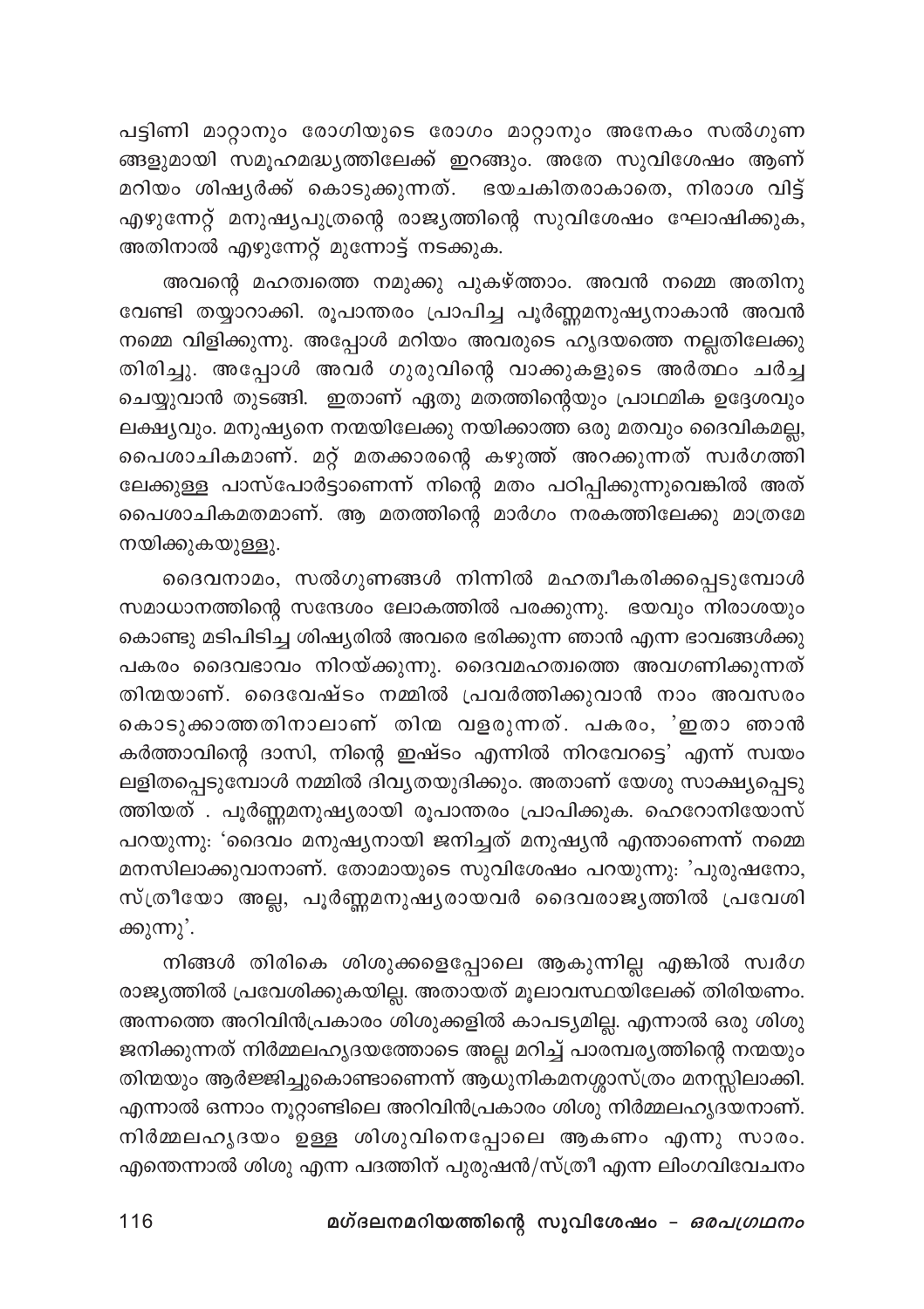പട്ടിണി മാറ്റാനും രോഗിയുടെ രോഗം മാറ്റാനും അനേകം സൽഗുണങ്ങളുമായി സമൂഹമദ്ധ്യത്തിലേക്ക് ഇറങ്ങും. അതേ സുവിശേഷം ആണ് മറിയം ശിഷ്യർക്ക് കൊടുക്കുന്നത്. ഭയചകിതരാകാതെ, നിരാശ വിട്ട് എഴുന്നേറ്റ് മനുഷ്യപുത്രന്റെ രാജ്യത്തിന്റെ സുവിശേഷം ഘോഷിക്കുക, അതിനാൽ എഴുന്നേറ്റ് മുന്നോട്ട് നടക്കുക.

അവന്റെ മഹത്വത്തെ നമുക്കു പുകഴ്ത്താം. അവൻ നമ്മെ അതിനു വേണ്ടി തയ്യാറാക്കി. രൂപാന്തരം പ്രാപിച്ച പൂർണ്ണമനുഷ്യനാകാൻ അവൻ നമ്മെ വിളിക്കുന്നു. അപ്പോൾ മറിയം അവരുടെ ഹൃദയത്തെ നല്ലതിലേക്കു തിരിച്ചു. അപ്പോൾ അവർ ഗുരുവിന്റെ വാക്കുകളുടെ അർത്ഥം ചർച്ച ചെയ്യുവാൻ തുടങ്ങി. ഇതാണ് ഏതു മതത്തിന്റെയും പ്രാഥമിക ഉദ്ദേശവും ലക്ഷ്യവും. മനുഷ്യനെ നന്മയിലേക്കു നയിക്കാത്ത ഒരു മതവും ദൈവികമല്ല, പൈശാചികമാണ്. മറ്റ് മതക്കാരന്റെ കഴുത്ത് അറക്കുന്നത് സ്വർഗത്തിലേക്കുള്ള പാസ്പോർട്ടാണെന്ന് നിന്റെ മതം പഠിപ്പിക്കുന്നുവെങ്കിൽ അത് പൈശാചികമതമാണ്. ആ മതത്തിന്റെ മാർഗം നരകത്തിലേക്കു മാത്രമേ നയിക്കുകയുള്ളൂ.

ദൈവനാമം, സൽഗുണങ്ങൾ നിന്നിൽ മഹത്വീകരിക്കപ്പെടുമ്പോൾ സമാധാനത്തിന്റെ സന്ദേശം ലോകത്തിൽ പരക്കുന്നു. ഭയവും നിരാശയും കൊണ്ടു മടിപിടിച്ച ശിഷ്യരിൽ അവരെ ഭരിക്കുന്ന ഞാൻ എന്ന ഭാവങ്ങൾക്കു പകരം ദൈവഭാവം നിറയ്ക്കുന്നു. ദൈവമഹത്വത്തെ അവഗണിക്കുന്നത് തിന്മയാണ്. ദൈവേഷ്ടം നമ്മിൽ പ്രവർത്തിക്കുവാൻ നാം അവസരം കൊടുക്കാത്തതിനാലാണ് തിന്മ വളരുന്നത്. പകരം, 'ഇതാ ഞാൻ കർത്താവിന്റെ ദാസി, നിന്റെ ഇഷ്ടം എന്നിൽ നിറവേറട്ടെ' എന്ന് സ്വയം ലളിതപ്പെടുമ്പോൾ നമ്മിൽ ദിവ്യതയുദിക്കും. അതാണ് യേശു സാക്ഷ്യപ്പെടുത്തിയത് . പൂർണ്ണമനുഷ്യരായി രൂപാന്തരം പ്രാപിക്കുക. ഹെറോനിയോസ് പറയുന്നു: 'ദൈവം മനുഷ്യനായി ജനിച്ചത് മനുഷ്യൻ എന്താണെന്ന് നമ്മെ മനസിലാക്കുവാനാണ്. തോമായുടെ സുവിശേഷം പറയുന്നു: 'പുരുഷനോ, സ്ത്രീയോ അല്ല, പൂർണ്ണമനുഷ്യരായവർ ദൈവരാജ്യത്തിൽ പ്രവേശിക്കുന്നു'.

നിങ്ങൾ തിരികെ ശിശുക്കളെപ്പോലെ ആകുന്നില്ല എങ്കിൽ സ്വർഗരാജ്യത്തിൽ പ്രവേശിക്കുകയില്ല. അതായത് മൂലാവസ്ഥയിലേക്ക് തിരിയണം. അന്നത്തെ അറിവിൻപ്രകാരം ശിശുക്കളിൽ കാപട്യമില്ല. എന്നാൽ ഒരു ശിശു ജനിക്കുന്നത് നിർമ്മലഹൃദയത്തോടെ അല്ല മറിച്ച് പാരമ്പര്യത്തിന്റെ നന്മയും തിന്മയും ആർജ്ജിച്ചുകൊണ്ടാണെന്ന് ആധുനികമനശ്ശാസ്ത്രം മനസ്സിലാക്കി. എന്നാൽ ഒന്നാം നൂറ്റാണ്ടിലെ അറിവിൻപ്രകാരം ശിശു നിർമ്മലഹൃദയനാണ്. നിർമ്മലഹൃദയം ഉള്ള ശിശുവിനെപ്പോലെ ആകണം എന്നു സാരം. എന്തെന്നാൽ ശിശു എന്ന പദത്തിന് പുരുഷൻ/സ്ത്രീ എന്ന ലിംഗവിവേചനം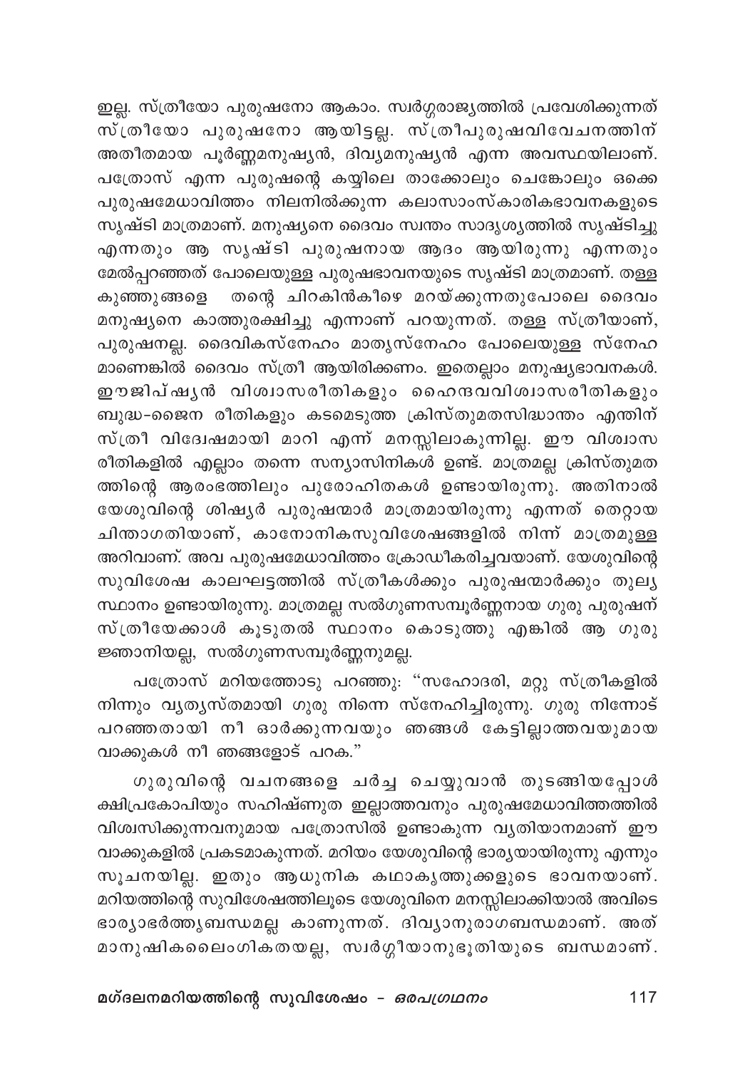ഇല്ല. സ്ത്രീയോ പുരുഷനോ ആകാം. സ്വർഗ്ഗരാജ്യത്തിൽ പ്രവേശിക്കുന്നത് സ്ത്രീയോ പുരുഷനോ ആയിട്ടല്ല. സ്ത്രീപുരുഷവിവേചനത്തിന് അതീതമായ പൂർണ്ണമനുഷ്യൻ, ദിവ്യമനുഷ്യൻ എന്ന അവസ്ഥയിലാണ്. പത്രോസ് എന്ന പുരുഷന്റെ കയ്യിലെ താക്കോലും ചെങ്കോലും ഒക്കെ പുരുഷമേധാവിത്തം നിലനിൽക്കുന്ന കലാസാംസ്കാരികഭാവനകളുടെ സൃഷ്ടി മാത്രമാണ്. മനുഷ്യനെ ദൈവം സ്വന്തം സാദൃശ്യത്തിൽ സൃഷ്ടിച്ചു എന്നതും ആ സൃഷ്ടി പുരുഷനായ ആദം ആയിരുന്നു എന്നതും മേൽപ്പറഞ്ഞത് പോലെയുള്ള പുരുഷഭാവനയുടെ സൃഷ്ടി മാത്രമാണ്. തള്ള കുഞ്ഞുങ്ങളെ തന്റെ ചിറകിൻകീഴെ മറയ്ക്കുന്നതുപോലെ ദൈവം മനുഷ്യനെ കാത്തുരക്ഷിച്ചു എന്നാണ് പറയുന്നത്. തള്ള സ്ത്രീയാണ്, പുരുഷനല്ല. ദൈവികസ്നേഹം മാതൃസ്നേഹം പോലെയുള്ള സ്നേഹ മാണെങ്കിൽ ദൈവം സ്ത്രീ ആയിരിക്കണം. ഇതെല്ലാം മനുഷ്യഭാവനകൾ. ഈജിപ്ഷ്യൻ വിശ്വാസരീതികളും ഹൈന്ദവവിശ്വാസരീതികളും ബുദ്ധ-ജൈന രീതികളും കടമെടുത്ത ക്രിസ്തുമതസിദ്ധാന്തം എന്തിന് സ്ത്രീ വിദ്വേഷമായി മാറി എന്ന് മനസ്സിലാകുന്നില്ല. ഈ വിശ്വാസ രീതികളിൽ എല്ലാം തന്നെ സന്യാസിനികൾ ഉണ്ട്. മാത്രമല്ല ക്രിസ്തുമത ത്തിന്റെ ആരംഭത്തിലും പുരോഹിതകൾ ഉണ്ടായിരുന്നു. അതിനാൽ യേശുവിന്റെ ശിഷ്യർ പുരുഷന്മാർ മാത്രമായിരുന്നു എന്നത് തെറ്റായ ചിന്താഗതിയാണ്, കാനോനികസുവിശേഷങ്ങളിൽ നിന്ന് മാത്രമുള്ള അറിവാണ്. അവ പുരുഷമേധാവിത്തം ക്രോഡീകരിച്ചവയാണ്. യേശുവിന്റെ സുവിശേഷ കാലഘട്ടത്തിൽ സ്ത്രീകൾക്കും പുരുഷന്മാർക്കും തുല്യ സ്ഥാനം ഉണ്ടായിരുന്നു. മാത്രമല്ല സൽഗുണസമ്പൂർണ്ണനായ ഗുരു പുരുഷന് സ്ത്രീയേക്കാൾ കൂടുതൽ സ്ഥാനം കൊടുത്തു എങ്കിൽ ആ ഗുരു ജ്ഞാനിയല്ല, സൽഗുണസമ്പൂർണ്ണനുമല്ല.

പത്രോസ് മറിയത്തോടു പറഞ്ഞു: "സഹോദരി, മറ്റു സ്ത്രീകളിൽ നിന്നും വ്യത്യസ്തമായി ഗുരു നിന്നെ സ്നേഹിച്ചിരുന്നു. ഗുരു നിന്നോട് പറഞ്ഞതായി നീ ഓർക്കുന്നവയും ഞങ്ങൾ കേട്ടില്ലാത്തവയുമായ വാക്കുകൾ നീ ഞങ്ങളോട് പറക."

ഗുരുവിന്റെ വചനങ്ങളെ ചർച്ച ചെയ്യുവാൻ തുടങ്ങിയപ്പോൾ ക്ഷിപ്രകോപിയും സഹിഷ്ണുത ഇല്ലാത്തവനും പുരുഷമേധാവിത്തത്തിൽ വിശ്വസിക്കുന്നവനുമായ പത്രോസിൽ ഉണ്ടാകുന്ന വ്യതിയാനമാണ് ഈ വാക്കുകളിൽ പ്രകടമാകുന്നത്. മറിയം യേശുവിന്റെ ഭാര്യയായിരുന്നു എന്നും സൂചനയില്ല. ഇതും ആധുനിക കഥാകൃത്തുക്കളുടെ ഭാവനയാണ്. മറിയത്തിന്റെ സുവിശേഷത്തിലൂടെ യേശുവിനെ മനസ്സിലാക്കിയാൽ അവിടെ ഭാര്യാഭർത്തൃബന്ധമല്ല കാണുന്നത്. ദിവ്യാനുരാഗബന്ധമാണ്. അത് മാനുഷികലൈംഗികതയല്ല, സ്വർഗ്ഗീയാനുഭൂതിയുടെ ബന്ധമാണ്.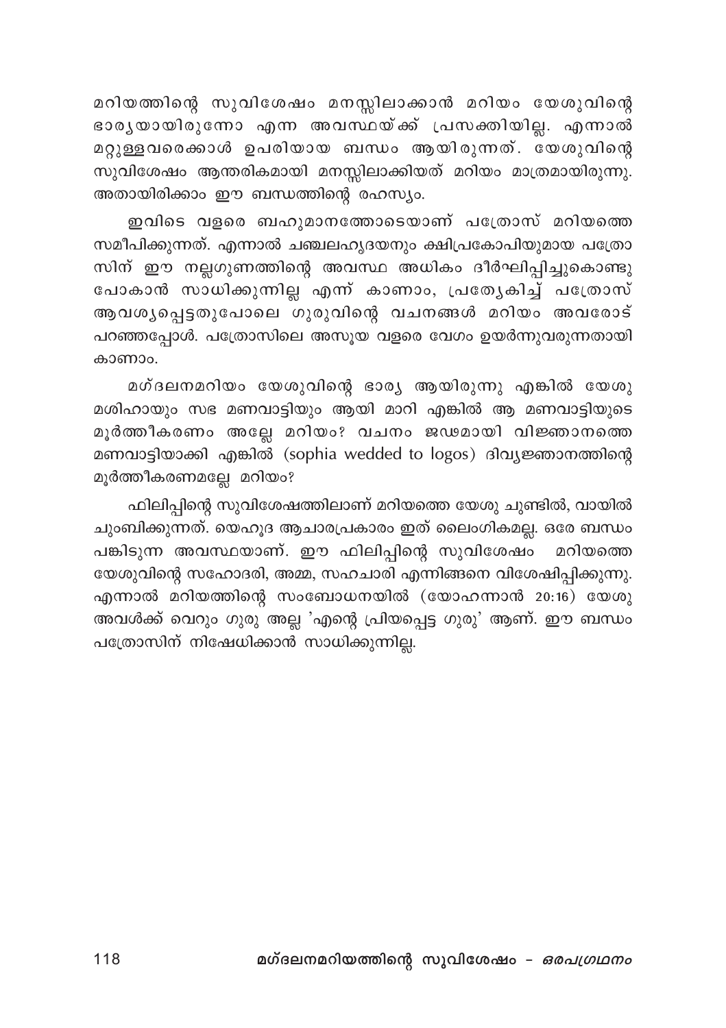മറിയത്തിന്റെ സുവിശേഷം മനസ്സിലാക്കാൻ മറിയം യേശുവിന്റെ ഭാര്യയായിരുന്നോ എന്ന അവസ്ഥയ്ക്ക് പ്രസക്തിയില്ല. എന്നാൽ മറ്റുള്ളവരെക്കാൾ ഉപരിയായ ബന്ധം ആയിരുന്നത്. യേശുവിന്റെ സുവിശേഷം ആന്തരികമായി മനസ്സിലാക്കിയത് മറിയം മാത്രമായിരുന്നു. അതായിരിക്കാം ഈ ബന്ധത്തിന്റെ രഹസ്യം.

ഇവിടെ വളരെ ബഹുമാനത്തോടെയാണ് പത്രോസ് മറിയത്തെ സമീപിക്കുന്നത്. എന്നാൽ ചഞ്ചലഹൃദയനും ക്ഷിപ്രകോപിയുമായ പത്രോസിന് ഈ നല്ലഗുണത്തിന്റെ അവസ്ഥ അധികം ദീർഘിപ്പിച്ചുകൊണ്ടുപോകാൻ സാധിക്കുന്നില്ല എന്ന് കാണാം, പ്രത്യേകിച്ച് പത്രോസ് ആവശ്യപ്പെട്ടതുപോലെ ഗുരുവിന്റെ വചനങ്ങൾ മറിയം അവരോട് പറഞ്ഞപ്പോൾ. പത്രോസിലെ അസൂയ വളരെ വേഗം ഉയർന്നുവരുന്നതായി കാണാം.

മഗ്ദലനമറിയം യേശുവിന്റെ ഭാര്യ ആയിരുന്നു എങ്കിൽ യേശു മശിഹായും സഭ മണവാട്ടിയും ആയി മാറി എങ്കിൽ ആ മണവാട്ടിയുടെ മൂർത്തീകരണം അല്ലേ മറിയം? വചനം ജഢമായി വിജ്ഞാനത്തെ മണവാട്ടിയാക്കി എങ്കിൽ (sophia wedded to logos) ദിവ്യജ്ഞാനത്തിന്റെ മൂർത്തീകരണമല്ലേ മറിയം?

ഫിലിപ്പിന്റെ സുവിശേഷത്തിലാണ് മറിയത്തെ യേശു ചുണ്ടിൽ, വായിൽ ചുംബിക്കുന്നത്. യെഹൂദ ആചാരപ്രകാരം ഇത് ലൈംഗികമല്ല. ഒരേ ബന്ധം പങ്കിടുന്ന അവസ്ഥയാണ്. ഈ ഫിലിപ്പിന്റെ സുവിശേഷം മറിയത്തെ യേശുവിന്റെ സഹോദരി, അമ്മ, സഹചാരി എന്നിങ്ങനെ വിശേഷിപ്പിക്കുന്നു. എന്നാൽ മറിയത്തിന്റെ സംബോധനയിൽ (യോഹന്നാൻ 20:16) യേശു അവൾക്ക് വെറും ഗുരു അല്ല 'എന്റെ പ്രിയപ്പെട്ട ഗുരു' ആണ്. ഈ ബന്ധം പത്രോസിന് നിഷേധിക്കാൻ സാധിക്കുന്നില്ല.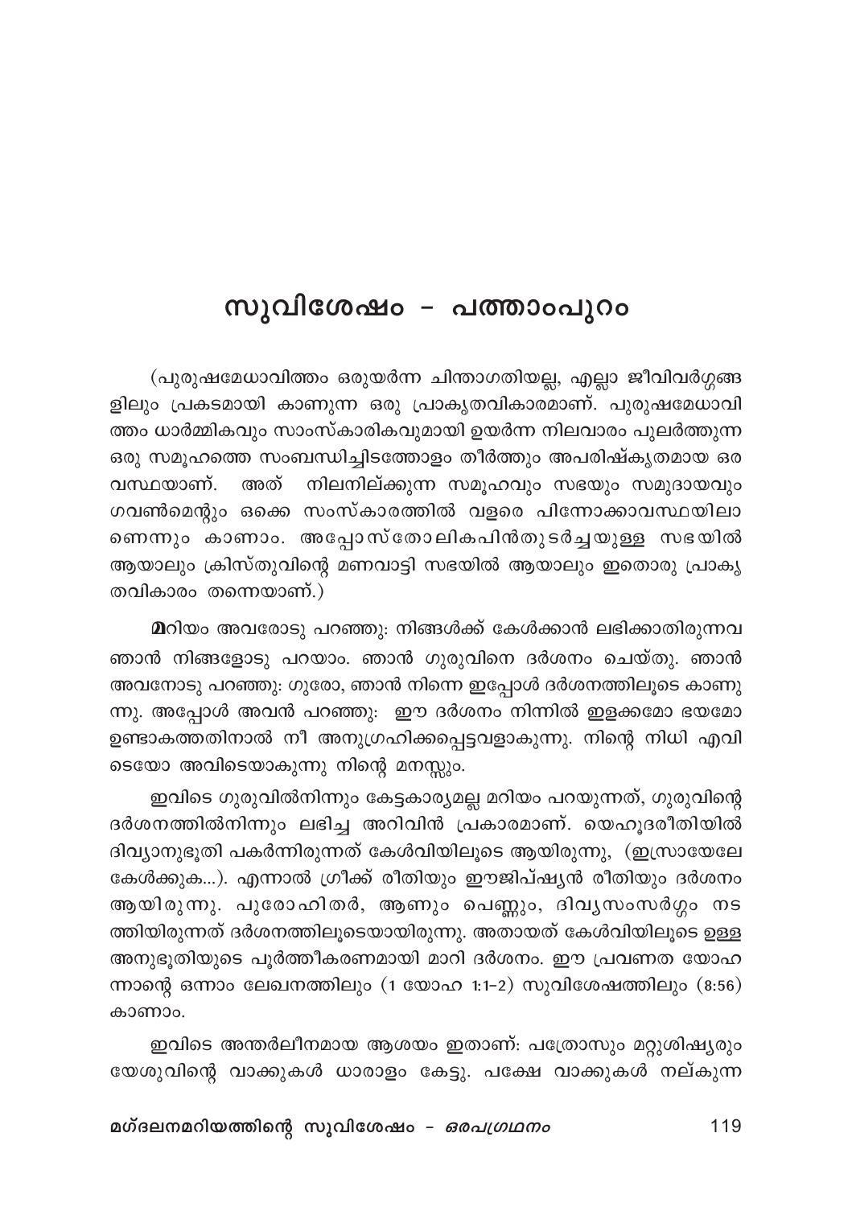# സുവിശേഷം - പത്താംപുറം

(പുരുഷമേധാവിത്തം ഒരുയർന്ന ചിന്താഗതിയല്ല, എല്ലാ ജീവിവർഗ്ഗങ്ങളിലും പ്രകടമായി കാണുന്ന ഒരു പ്രാകൃതവികാരമാണ്. പുരുഷമേധാവിത്തം ധാർമ്മികവും സാംസ്കാരികവുമായി ഉയർന്ന നിലവാരം പുലർത്തുന്ന ഒരു സമൂഹത്തെ സംബന്ധിച്ചിടത്തോളം തീർത്തും അപരിഷ്കൃതമായ ഒരവസ്ഥയാണ്. അത് നിലനില്ക്കുന്ന സമൂഹവും സഭയും സമുദായവും ഗവൺമെന്റും ഒക്കെ സംസ്കാരത്തിൽ വളരെ പിന്നോക്കാവസ്ഥയിലാണെന്നും കാണാം. അപ്പോസ്തോലികപിൻതുടർച്ചയുള്ള സഭയിൽ ആയാലും ക്രിസ്തുവിന്റെ മണവാട്ടി സഭയിൽ ആയാലും ഇതൊരു പ്രാകൃതവികാരം തന്നെയാണ്.)

**മ**റിയം അവരോടു പറഞ്ഞു: നിങ്ങൾക്ക് കേൾക്കാൻ ലഭിക്കാതിരുന്നവ ഞാൻ നിങ്ങളോടു പറയാം. ഞാൻ ഗുരുവിനെ ദർശനം ചെയ്തു. ഞാൻ അവനോടു പറഞ്ഞു: ഗുരോ, ഞാൻ നിന്നെ ഇപ്പോൾ ദർശനത്തിലൂടെ കാണുന്നു. അപ്പോൾ അവൻ പറഞ്ഞു: ഈ ദർശനം നിന്നിൽ ഇളക്കമോ ഭയമോ ഉണ്ടാകത്തതിനാൽ നീ അനുഗ്രഹിക്കപ്പെട്ടവളാകുന്നു. നിന്റെ നിധി എവിടെയോ അവിടെയാകുന്നു നിന്റെ മനസ്സും.

ഇവിടെ ഗുരുവിൽനിന്നും കേട്ടകാര്യമല്ല മറിയം പറയുന്നത്, ഗുരുവിന്റെ ദർശനത്തിൽനിന്നും ലഭിച്ച അറിവിൻ പ്രകാരമാണ്. യെഹൂദരീതിയിൽ ദിവ്യാനുഭൂതി പകർന്നിരുന്നത് കേൾവിയിലൂടെ ആയിരുന്നു, (ഇസ്രായേലേ കേൾക്കുക...). എന്നാൽ ഗ്രീക്ക് രീതിയും ഈജിപ്ഷ്യൻ രീതിയും ദർശനം ആയിരുന്നു. പുരോഹിതർ, ആണും പെണ്ണും, ദിവ്യസംസർഗ്ഗം നടത്തിയിരുന്നത് ദർശനത്തിലൂടെയായിരുന്നു. അതായത് കേൾവിയിലൂടെ ഉള്ള അനുഭൂതിയുടെ പൂർത്തീകരണമായി മാറി ദർശനം. ഈ പ്രവണത യോഹന്നാന്റെ ഒന്നാം ലേഖനത്തിലും (1 യോഹ 1:1–2) സുവിശേഷത്തിലും (8:56) കാണാം.

ഇവിടെ അന്തർലീനമായ ആശയം ഇതാണ്: പത്രോസും മറ്റുശിഷ്യരും യേശുവിന്റെ വാക്കുകൾ ധാരാളം കേട്ടു. പക്ഷേ വാക്കുകൾ നല്കുന്ന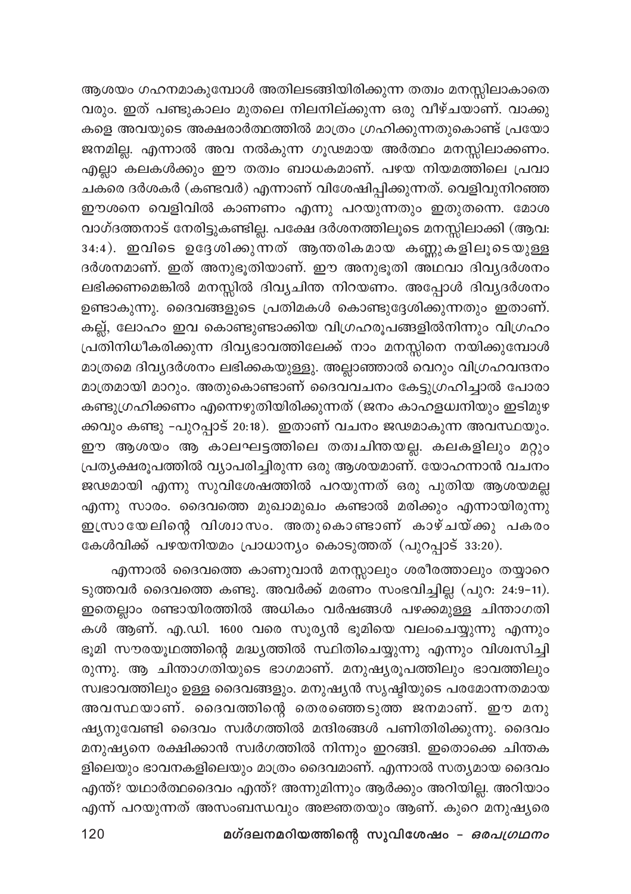ആശയം ഗഹനമാകുമ്പോൾ അതിലടങ്ങിയിരിക്കുന്ന തത്വം മനസ്സിലാകാതെ വരും. ഇത് പണ്ടുകാലം മുതലെ നിലനില്ക്കുന്ന ഒരു വീഴ്ചയാണ്. വാക്കുകളെ അവയുടെ അക്ഷരാർത്ഥത്തിൽ മാത്രം ഗ്രഹിക്കുന്നതുകൊണ്ട് പ്രയോജനമില്ല. എന്നാൽ അവ നൽകുന്ന ഗൂഢമായ അർത്ഥം മനസ്സിലാക്കണം. എല്ലാ കലകൾക്കും ഈ തത്വം ബാധകമാണ്. പഴയ നിയമത്തിലെ പ്രവാചകരെ ദർശകർ (കണ്ടവർ) എന്നാണ് വിശേഷിപ്പിക്കുന്നത്. വെളിവുനിറഞ്ഞ ഈശനെ വെളിവിൽ കാണണം എന്നു പറയുന്നതും ഇതുതന്നെ. മോശ വാഗ്ദത്തനാട് നേരിട്ടുകണ്ടില്ല. പക്ഷേ ദർശനത്തിലൂടെ മനസ്സിലാക്കി (ആവ: 34:4). ഇവിടെ ഉദ്ദേശിക്കുന്നത് ആന്തരികമായ കണ്ണുകളിലൂടെയുള്ള ദർശനമാണ്. ഇത് അനുഭൂതിയാണ്. ഈ അനുഭൂതി അഥവാ ദിവ്യദർശനം ലഭിക്കണമെങ്കിൽ മനസ്സിൽ ദിവ്യചിന്ത നിറയണം. അപ്പോൾ ദിവ്യദർശനം ഉണ്ടാകുന്നു. ദൈവങ്ങളുടെ പ്രതിമകൾ കൊണ്ടുദ്ദേശിക്കുന്നതും ഇതാണ്. കല്ല്, ലോഹം ഇവ കൊണ്ടുണ്ടാക്കിയ വിഗ്രഹരൂപങ്ങളിൽനിന്നും വിഗ്രഹം പ്രതിനിധീകരിക്കുന്ന ദിവ്യഭാവത്തിലേക്ക് നാം മനസ്സിനെ നയിക്കുമ്പോൾ മാത്രമെ ദിവ്യദർശനം ലഭിക്കുകയുള്ളു. അല്ലാഞ്ഞാൽ വെറും വിഗ്രഹവന്ദനം മാത്രമായി മാറും. അതുകൊണ്ടാണ് ദൈവവചനം കേട്ടുഗ്രഹിച്ചാൽ പോരാ കണ്ടുഗ്രഹിക്കണം എന്നെഴുതിയിരിക്കുന്നത് (ജനം കാഹളധ്വനിയും ഇടിമുഴക്കവും കണ്ടു –പുറപ്പാട് 20:18). ഇതാണ് വചനം ജഡമാകുന്ന അവസ്ഥയും. ഈ ആശയം ആ കാലഘട്ടത്തിലെ തത്വചിന്തയല്ല. കലകളിലും മറ്റും പ്രത്യക്ഷരൂപത്തിൽ വ്യാപരിച്ചിരുന്ന ഒരു ആശയമാണ്. യോഹന്നാൻ വചനം ജഡമായി എന്നു സുവിശേഷത്തിൽ പറയുന്നത് ഒരു പുതിയ ആശയമല്ല എന്നു സാരം. ദൈവത്തെ മുഖാമുഖം കണ്ടാൽ മരിക്കും എന്നായിരുന്നു ഇസ്രായേലിന്റെ വിശ്വാസം. അതുകൊണ്ടാണ് കാഴ്ചയ്ക്കു പകരം കേൾവിക്ക് പഴയനിയമം പ്രാധാന്യം കൊടുത്തത് (പുറപ്പാട് 33:20).

എന്നാൽ ദൈവത്തെ കാണുവാൻ മനസ്സാലും ശരീരത്താലും തയ്യാറെടുത്തവർ ദൈവത്തെ കണ്ടു. അവർക്ക് മരണം സംഭവിച്ചില്ല (പുറ: 24:9-11). ഇതെല്ലാം രണ്ടായിരത്തിൽ അധികം വർഷങ്ങൾ പഴക്കമുള്ള ചിന്താഗതികൾ ആണ്. എ.ഡി. 1600 വരെ സൂര്യൻ ഭൂമിയെ വലംചെയ്യുന്നു എന്നും ഭൂമി സൗരയൂഥത്തിന്റെ മദ്ധ്യത്തിൽ സ്ഥിതിചെയ്യുന്നു എന്നും വിശ്വസിച്ചിരുന്നു. ആ ചിന്താഗതിയുടെ ഭാഗമാണ്. മനുഷ്യരൂപത്തിലും ഭാവത്തിലും സ്വഭാവത്തിലും ഉള്ള ദൈവങ്ങളും. മനുഷ്യൻ സൃഷ്ടിയുടെ പരമോന്നതമായ അവസ്ഥയാണ്. ദൈവത്തിന്റെ തെരഞ്ഞെടുത്ത ജനമാണ്. ഈ മനുഷ്യനുവേണ്ടി ദൈവം സ്വർഗത്തിൽ മന്ദിരങ്ങൾ പണിതിരിക്കുന്നു. ദൈവം മനുഷ്യനെ രക്ഷിക്കാൻ സ്വർഗത്തിൽ നിന്നും ഇറങ്ങി. ഇതൊക്കെ ചിന്തകളിലെയും ഭാവനകളിലെയും മാത്രം ദൈവമാണ്. എന്നാൽ സത്യമായ ദൈവം എന്ത്? യഥാർത്ഥദൈവം എന്ത്? അന്നുമിന്നും ആർക്കും അറിയില്ല. അറിയാം എന്ന് പറയുന്നത് അസംബന്ധവും അജ്ഞതയും ആണ്. കുറെ മനുഷ്യരെ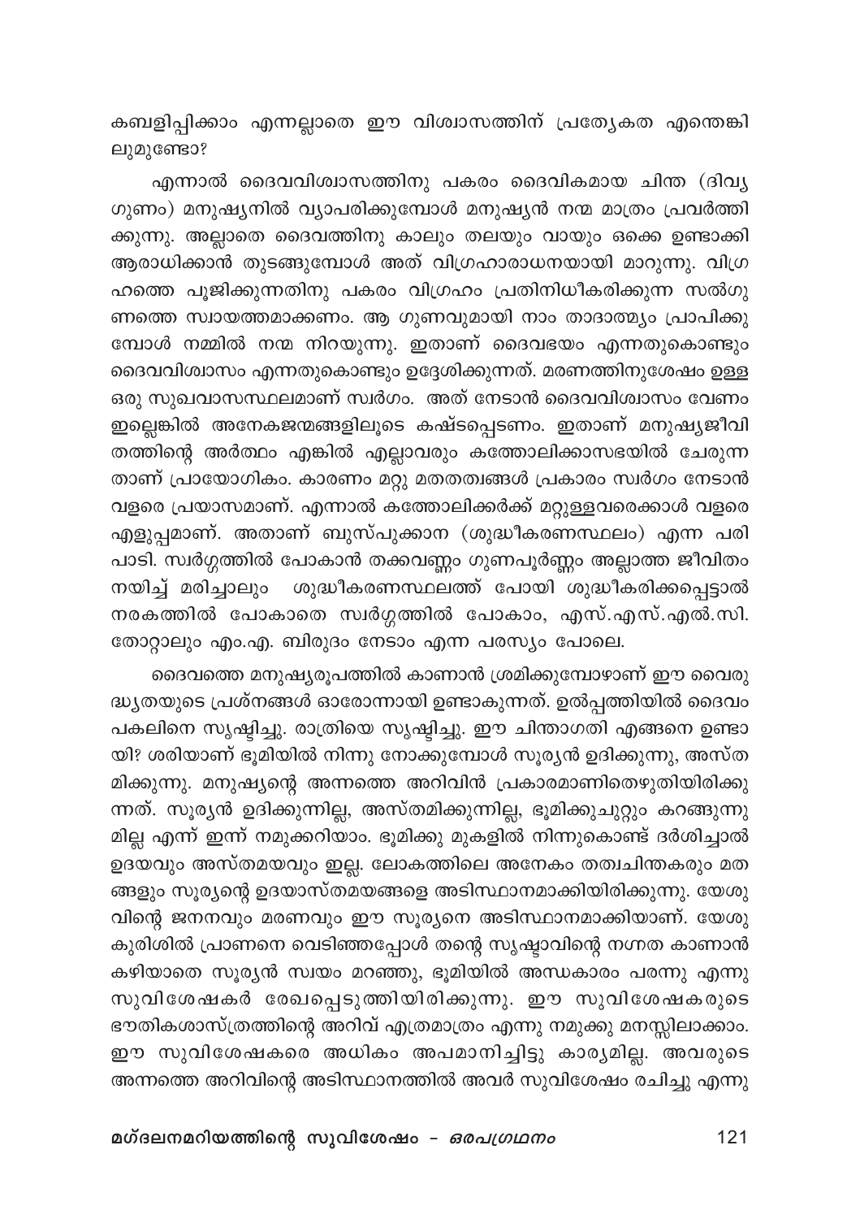കബളിപ്പിക്കാം എന്നല്ലാതെ ഈ വിശ്വാസത്തിന് പ്രത്യേകത എന്തെങ്കിലുമുണ്ടോ?

എന്നാൽ ദൈവവിശ്വാസത്തിനു പകരം ദൈവികമായ ചിന്ത (ദിവ്യ ഗുണം) മനുഷ്യനിൽ വ്യാപരിക്കുമ്പോൾ മനുഷ്യൻ നന്മ മാത്രം പ്രവർത്തിക്കുന്നു. അല്ലാതെ ദൈവത്തിനു കാലും തലയും വായും ഒക്കെ ഉണ്ടാക്കി ആരാധിക്കാൻ തുടങ്ങുമ്പോൾ അത് വിഗ്രഹാരാധനയായി മാറുന്നു. വിഗ്രഹത്തെ പൂജിക്കുന്നതിനു പകരം വിഗ്രഹം പ്രതിനിധീകരിക്കുന്ന സൽഗുണത്തെ സ്വായത്തമാക്കണം. ആ ഗുണവുമായി നാം താദാത്മ്യം പ്രാപിക്കുമ്പോൾ നമ്മിൽ നന്മ നിറയുന്നു. ഇതാണ് ദൈവഭയം എന്നതുകൊണ്ടും ദൈവവിശ്വാസം എന്നതുകൊണ്ടും ഉദ്ദേശിക്കുന്നത്. മരണത്തിനുശേഷം ഉള്ള ഒരു സുഖവാസസ്ഥലമാണ് സ്വർഗം. അത് നേടാൻ ദൈവവിശ്വാസം വേണം ഇല്ലെങ്കിൽ അനേകജന്മങ്ങളിലൂടെ കഷ്ടപ്പെടണം. ഇതാണ് മനുഷ്യജീവിതത്തിന്റെ അർത്ഥം എങ്കിൽ എല്ലാവരും കത്തോലിക്കാസഭയിൽ ചേരുന്നതാണ് പ്രായോഗികം. കാരണം മറ്റു മതതത്വങ്ങൾ പ്രകാരം സ്വർഗം നേടാൻ വളരെ പ്രയാസമാണ്. എന്നാൽ കത്തോലിക്കർക്ക് മറ്റുള്ളവരെക്കാൾ വളരെ എളുപ്പമാണ്. അതാണ് ബുസ്പുക്കാന (ശുദ്ധീകരണസ്ഥലം) എന്ന പരിപാടി. സ്വർഗ്ഗത്തിൽ പോകാൻ തക്കവണ്ണം ഗുണപൂർണ്ണം അല്ലാത്ത ജീവിതം നയിച്ച് മരിച്ചാലും ശുദ്ധീകരണസ്ഥലത്ത് പോയി ശുദ്ധീകരിക്കപ്പെട്ടാൽ നരകത്തിൽ പോകാതെ സ്വർഗ്ഗത്തിൽ പോകാം, എസ്.എസ്.എൽ.സി. തോറ്റാലും എം.എ. ബിരുദം നേടാം എന്ന പരസ്യം പോലെ.

ദൈവത്തെ മനുഷ്യരൂപത്തിൽ കാണാൻ ശ്രമിക്കുമ്പോഴാണ് ഈ വൈരുദ്ധ്യതയുടെ പ്രശ്നങ്ങൾ ഓരോന്നായി ഉണ്ടാകുന്നത്. ഉൽപ്പത്തിയിൽ ദൈവം പകലിനെ സൃഷ്ടിച്ചു. രാത്രിയെ സൃഷ്ടിച്ചു. ഈ ചിന്താഗതി എങ്ങനെ ഉണ്ടായി? ശരിയാണ് ഭൂമിയിൽ നിന്നു നോക്കുമ്പോൾ സൂര്യൻ ഉദിക്കുന്നു, അസ്തമിക്കുന്നു. മനുഷ്യന്റെ അന്നത്തെ അറിവിൻ പ്രകാരമാണിതെഴുതിയിരിക്കുന്നത്. സൂര്യൻ ഉദിക്കുന്നില്ല, അസ്തമിക്കുന്നില്ല, ഭൂമിക്കുചുറ്റും കറങ്ങുന്നുമില്ല എന്ന് ഇന്ന് നമുക്കറിയാം. ഭൂമിക്കു മുകളിൽ നിന്നുകൊണ്ട് ദർശിച്ചാൽ ഉദയവും അസ്തമയവും ഇല്ല. ലോകത്തിലെ അനേകം തത്വചിന്തകരും മതങ്ങളും സൂര്യന്റെ ഉദയാസ്തമയങ്ങളെ അടിസ്ഥാനമാക്കിയിരിക്കുന്നു. യേശുവിന്റെ ജനനവും മരണവും ഈ സൂര്യനെ അടിസ്ഥാനമാക്കിയാണ്. യേശു കുരിശിൽ പ്രാണനെ വെടിഞ്ഞപ്പോൾ തന്റെ സൃഷ്ടാവിന്റെ നഗ്നത കാണാൻ കഴിയാതെ സൂര്യൻ സ്വയം മറഞ്ഞു, ഭൂമിയിൽ അന്ധകാരം പരന്നു എന്നു സുവിശേഷകർ രേഖപ്പെടുത്തിയിരിക്കുന്നു. ഈ സുവിശേഷകരുടെ ഭൗതികശാസ്ത്രത്തിന്റെ അറിവ് എത്രമാത്രം എന്നു നമുക്കു മനസ്സിലാക്കാം. ഈ സുവിശേഷകരെ അധികം അപമാനിച്ചിട്ടു കാര്യമില്ല. അവരുടെ അന്നത്തെ അറിവിന്റെ അടിസ്ഥാനത്തിൽ അവർ സുവിശേഷം രചിച്ചു എന്നു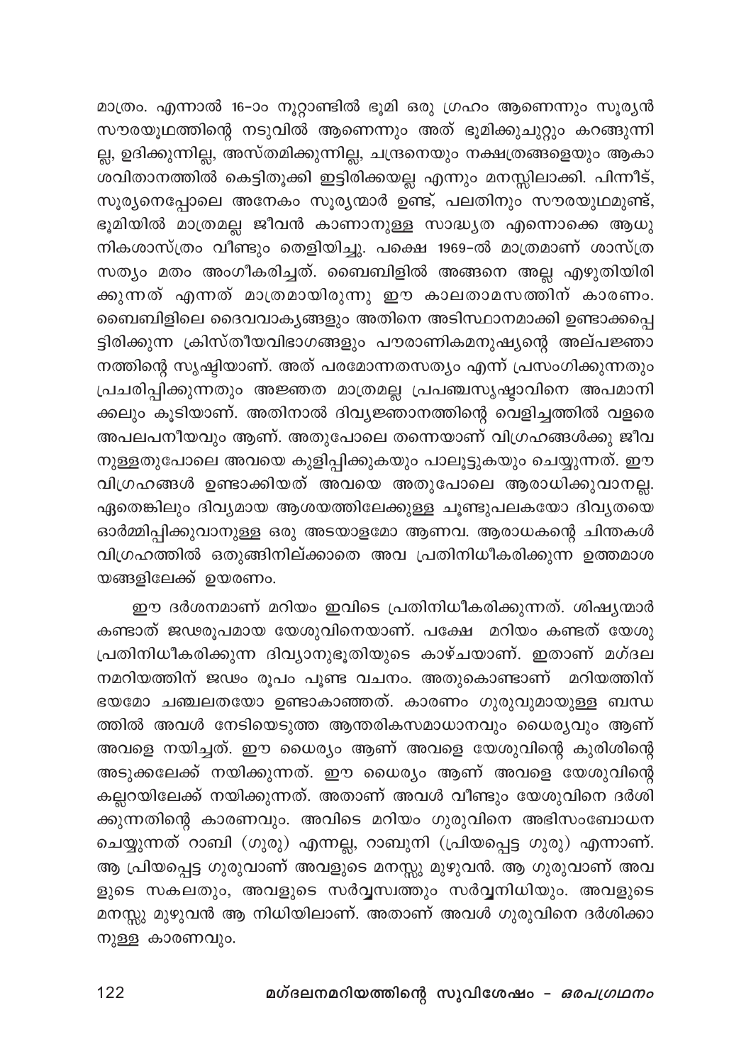മാത്രം. എന്നാൽ 16-ാം നൂറ്റാണ്ടിൽ ഭൂമി ഒരു ഗ്രഹം ആണെന്നും സൂര്യൻ സൗരയൂഥത്തിന്റെ നടുവിൽ ആണെന്നും അത് ഭൂമിക്കുചുറ്റും കറങ്ങുന്നില്ല, ഉദിക്കുന്നില്ല, അസ്തമിക്കുന്നില്ല, ചന്ദ്രനെയും നക്ഷത്രങ്ങളെയും ആകാശവിതാനത്തിൽ കെട്ടിതൂക്കി ഇട്ടിരിക്കയല്ല എന്നും മനസ്സിലാക്കി. പിന്നീട്, സൂര്യനെപ്പോലെ അനേകം സൂര്യന്മാർ ഉണ്ട്, പലതിനും സൗരയൂഥമുണ്ട്, ഭൂമിയിൽ മാത്രമല്ല ജീവൻ കാണാനുള്ള സാദ്ധ്യത എന്നൊക്കെ ആധുനികശാസ്ത്രം വീണ്ടും തെളിയിച്ചു. പക്ഷെ 1969-ൽ മാത്രമാണ് ശാസ്ത്രസത്യം മതം അംഗീകരിച്ചത്. ബൈബിളിൽ അങ്ങനെ അല്ല എഴുതിയിരിക്കുന്നത് എന്നത് മാത്രമായിരുന്നു ഈ കാലതാമസത്തിന് കാരണം. ബൈബിളിലെ ദൈവവാക്യങ്ങളും അതിനെ അടിസ്ഥാനമാക്കി ഉണ്ടാക്കപ്പെട്ടിരിക്കുന്ന ക്രിസ്തീയവിഭാഗങ്ങളും പൗരാണികമനുഷ്യന്റെ അല്പജ്ഞാനത്തിന്റെ സൃഷ്ടിയാണ്. അത് പരമോന്നതസത്യം എന്ന് പ്രസംഗിക്കുന്നതും പ്രചരിപ്പിക്കുന്നതും അജ്ഞത മാത്രമല്ല പ്രപഞ്ചസൃഷ്ടാവിനെ അപമാനിക്കലും കൂടിയാണ്. അതിനാൽ ദിവ്യജ്ഞാനത്തിന്റെ വെളിച്ചത്തിൽ വളരെ അപലപനീയവും ആണ്. അതുപോലെ തന്നെയാണ് വിഗ്രഹങ്ങൾക്കു ജീവനുള്ളതുപോലെ അവയെ കുളിപ്പിക്കുകയും പാലൂട്ടുകയും ചെയ്യുന്നത്. ഈ വിഗ്രഹങ്ങൾ ഉണ്ടാക്കിയത് അവയെ അതുപോലെ ആരാധിക്കുവാനല്ല. ഏതെങ്കിലും ദിവ്യമായ ആശയത്തിലേക്കുള്ള ചൂണ്ടുപലകയോ ദിവ്യതയെ ഓർമ്മിപ്പിക്കുവാനുള്ള ഒരു അടയാളമോ ആണവ. ആരാധകന്റെ ചിന്തകൾ വിഗ്രഹത്തിൽ ഒതുങ്ങിനില്ക്കാതെ അവ പ്രതിനിധീകരിക്കുന്ന ഉത്തമാശയങ്ങളിലേക്ക് ഉയരണം.

ഈ ദർശനമാണ് മറിയം ഇവിടെ പ്രതിനിധീകരിക്കുന്നത്. ശിഷ്യന്മാർ കണ്ടാത് ജഢരൂപമായ യേശുവിനെയാണ്. പക്ഷേ മറിയം കണ്ടത് യേശു പ്രതിനിധീകരിക്കുന്ന ദിവ്യാനുഭൂതിയുടെ കാഴ്ചയാണ്. ഇതാണ് മഗ്ദലനമറിയത്തിന് ജഢം രൂപം പൂണ്ട വചനം. അതുകൊണ്ടാണ് മറിയത്തിന് ഭയമോ ചഞ്ചലതയോ ഉണ്ടാകാഞ്ഞത്. കാരണം ഗുരുവുമായുള്ള ബന്ധത്തിൽ അവൾ നേടിയെടുത്ത ആന്തരികസമാധാനവും ധൈര്യവും ആണ് അവളെ നയിച്ചത്. ഈ ധൈര്യം ആണ് അവളെ യേശുവിന്റെ കുരിശിന്റെ അടുക്കലേക്ക് നയിക്കുന്നത്. ഈ ധൈര്യം ആണ് അവളെ യേശുവിന്റെ കല്ലറയിലേക്ക് നയിക്കുന്നത്. അതാണ് അവൾ വീണ്ടും യേശുവിനെ ദർശിക്കുന്നതിന്റെ കാരണവും. അവിടെ മറിയം ഗുരുവിനെ അഭിസംബോധന ചെയ്യുന്നത് റാബി (ഗുരു) എന്നല്ല, റാബുനി (പ്രിയപ്പെട്ട ഗുരു) എന്നാണ്. ആ പ്രിയപ്പെട്ട ഗുരുവാണ് അവളുടെ മനസ്സു മുഴുവൻ. ആ ഗുരുവാണ് അവളുടെ സകലതും, അവളുടെ സർവ്വസ്വത്തും സർവ്വനിധിയും. അവളുടെ മനസ്സു മുഴുവൻ ആ നിധിയിലാണ്. അതാണ് അവൾ ഗുരുവിനെ ദർശിക്കാനുള്ള കാരണവും.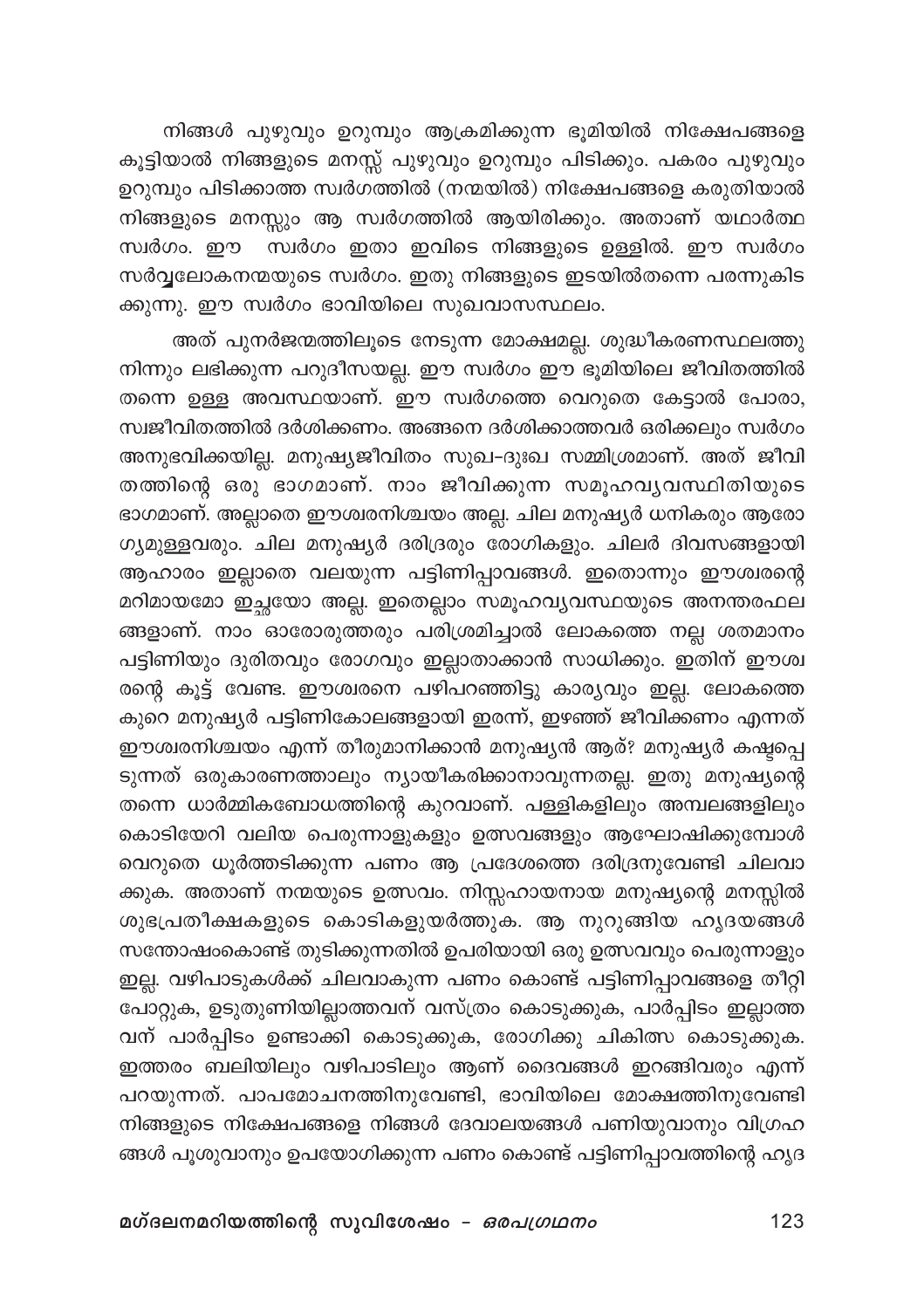നിങ്ങൾ പുഴുവും ഉറുമ്പും ആക്രമിക്കുന്ന ഭൂമിയിൽ നിക്ഷേപങ്ങളെ കൂട്ടിയാൽ നിങ്ങളുടെ മനസ്സ് പുഴുവും ഉറുമ്പും പിടിക്കും. പകരം പുഴുവും ഉറുമ്പും പിടിക്കാത്ത സ്വർഗത്തിൽ (നന്മയിൽ) നിക്ഷേപങ്ങളെ കരുതിയാൽ നിങ്ങളുടെ മനസ്സും ആ സ്വർഗത്തിൽ ആയിരിക്കും. അതാണ് യഥാർത്ഥ സ്വർഗം. ഈ സ്വർഗം ഇതാ ഇവിടെ നിങ്ങളുടെ ഉള്ളിൽ. ഈ സ്വർഗം സർവ്വലോകനന്മയുടെ സ്വർഗം. ഇതു നിങ്ങളുടെ ഇടയിൽതന്നെ പരന്നുകിടക്കുന്നു. ഈ സ്വർഗം ഭാവിയിലെ സുഖവാസസ്ഥലം.

അത് പുനർജന്മത്തിലൂടെ നേടുന്ന മോക്ഷമല്ല. ശുദ്ധീകരണസ്ഥലത്തു നിന്നും ലഭിക്കുന്ന പറുദീസയല്ല. ഈ സ്വർഗം ഈ ഭൂമിയിലെ ജീവിതത്തിൽ തന്നെ ഉള്ള അവസ്ഥയാണ്. ഈ സ്വർഗത്തെ വെറുതെ കേട്ടാൽ പോരാ, സ്വജീവിതത്തിൽ ദർശിക്കണം. അങ്ങനെ ദർശിക്കാത്തവർ ഒരിക്കലും സ്വർഗം അനുഭവിക്കയില്ല. മനുഷ്യജീവിതം സുഖ-ദുഃഖ സമ്മിശ്രമാണ്. അത് ജീവിതത്തിന്റെ ഒരു ഭാഗമാണ്. നാം ജീവിക്കുന്ന സമൂഹവ്യവസ്ഥിതിയുടെ ഭാഗമാണ്. അല്ലാതെ ഈശ്വരനിശ്ചയം അല്ല. ചില മനുഷ്യർ ധനികരും ആരോഗ്യമുള്ളവരും. ചില മനുഷ്യർ ദരിദ്രരും രോഗികളും. ചിലർ ദിവസങ്ങളായി ആഹാരം ഇല്ലാതെ വലയുന്ന പട്ടിണിപ്പാവങ്ങൾ. ഇതൊന്നും ഈശ്വരന്റെ മറിമായമോ ഇച്ഛയോ അല്ല. ഇതെല്ലാം സമൂഹവ്യവസ്ഥയുടെ അനന്തരഫലങ്ങളാണ്. നാം ഓരോരുത്തരും പരിശ്രമിച്ചാൽ ലോകത്തെ നല്ല ശതമാനം പട്ടിണിയും ദുരിതവും രോഗവും ഇല്ലാതാക്കാൻ സാധിക്കും. ഇതിന് ഈശ്വരന്റെ കൂട്ട് വേണ്ട. ഈശ്വരനെ പഴിപറഞ്ഞിട്ടു കാര്യവും ഇല്ല. ലോകത്തെ കുറെ മനുഷ്യർ പട്ടിണികോലങ്ങളായി ഇരന്ന്, ഇഴഞ്ഞ് ജീവിക്കണം എന്നത് ഈശ്വരനിശ്ചയം എന്ന് തീരുമാനിക്കാൻ മനുഷ്യൻ ആര്? മനുഷ്യർ കഷ്ടപ്പെടുന്നത് ഒരുകാരണത്താലും ന്യായീകരിക്കാനാവുന്നതല്ല. ഇതു മനുഷ്യന്റെ തന്നെ ധാർമ്മികബോധത്തിന്റെ കുറവാണ്. പള്ളികളിലും അമ്പലങ്ങളിലും കൊടിയേറി വലിയ പെരുന്നാളുകളും ഉത്സവങ്ങളും ആഘോഷിക്കുമ്പോൾ വെറുതെ ധൂർത്തടിക്കുന്ന പണം ആ പ്രദേശത്തെ ദരിദ്രനുവേണ്ടി ചിലവാക്കുക. അതാണ് നന്മയുടെ ഉത്സവം. നിസ്സഹായനായ മനുഷ്യന്റെ മനസ്സിൽ ശുഭപ്രതീക്ഷകളുടെ കൊടികളുയർത്തുക. ആ നുറുങ്ങിയ ഹൃദയങ്ങൾ സന്തോഷംകൊണ്ട് തുടിക്കുന്നതിൽ ഉപരിയായി ഒരു ഉത്സവവും പെരുന്നാളും ഇല്ല. വഴിപാടുകൾക്ക് ചിലവാകുന്ന പണം കൊണ്ട് പട്ടിണിപ്പാവങ്ങളെ തീറ്റിപോറ്റുക, ഉടുതുണിയില്ലാത്തവന് വസ്ത്രം കൊടുക്കുക, പാർപ്പിടം ഇല്ലാത്തവന് പാർപ്പിടം ഉണ്ടാക്കി കൊടുക്കുക, രോഗിക്കു ചികിത്സ കൊടുക്കുക. ഇത്തരം ബലിയിലും വഴിപാടിലും ആണ് ദൈവങ്ങൾ ഇറങ്ങിവരും എന്ന് പറയുന്നത്. പാപമോചനത്തിനുവേണ്ടി, ഭാവിയിലെ മോക്ഷത്തിനുവേണ്ടി നിങ്ങളുടെ നിക്ഷേപങ്ങളെ നിങ്ങൾ ദേവാലയങ്ങൾ പണിയുവാനും വിഗ്രഹങ്ങൾ പൂശുവാനും ഉപയോഗിക്കുന്ന പണം കൊണ്ട് പട്ടിണിപ്പാവത്തിന്റെ ഹൃദ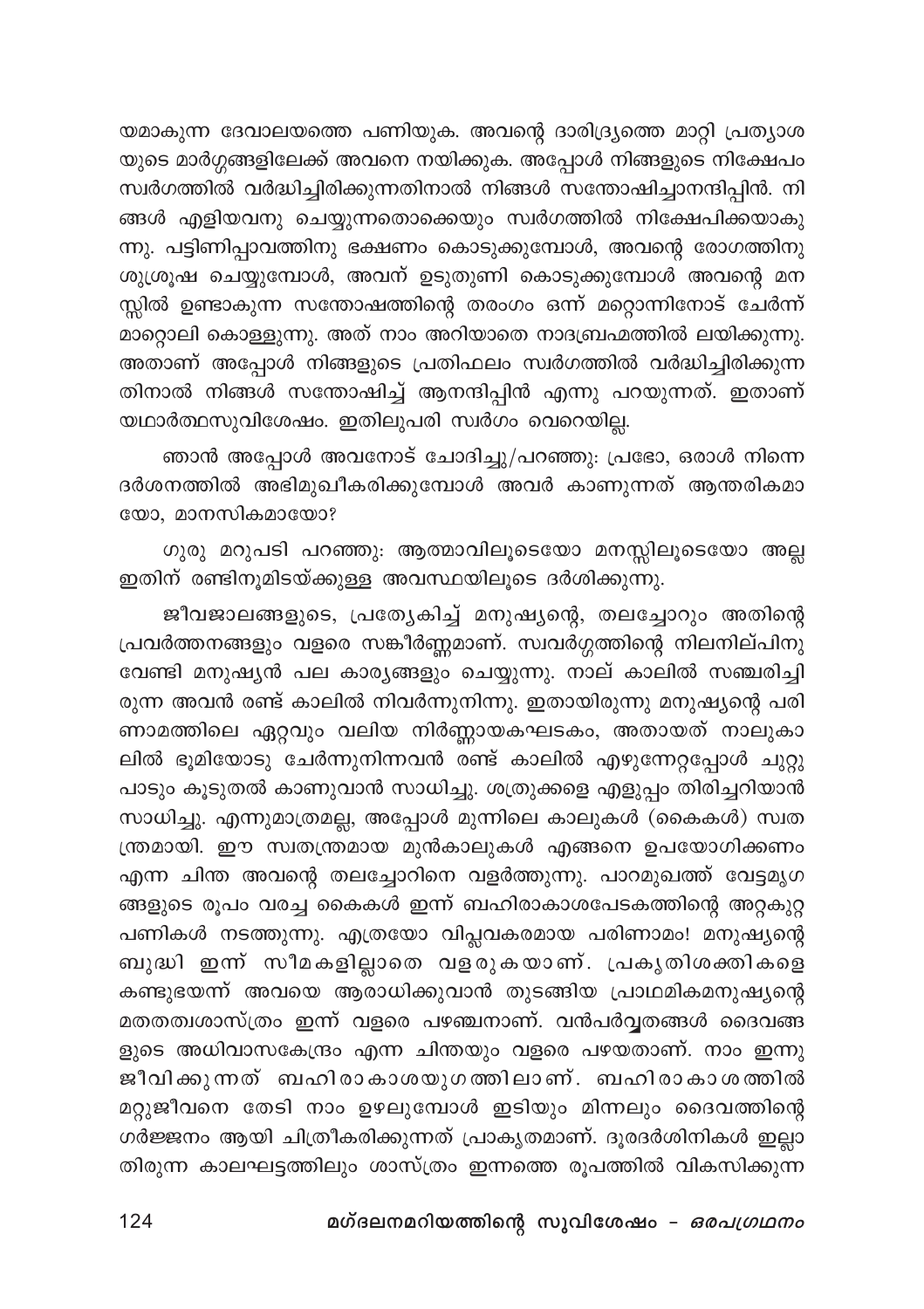യമാകുന്ന ദേവാലയത്തെ പണിയുക. അവന്റെ ദാരിദ്ര്യത്തെ മാറ്റി പ്രത്യാശയുടെ മാർഗ്ഗങ്ങളിലേക്ക് അവനെ നയിക്കുക. അപ്പോൾ നിങ്ങളുടെ നിക്ഷേപം സ്വർഗത്തിൽ വർദ്ധിച്ചിരിക്കുന്നതിനാൽ നിങ്ങൾ സന്തോഷിച്ചാനന്ദിപ്പിൻ. നിങ്ങൾ എളിയവനു ചെയ്യുന്നതൊക്കെയും സ്വർഗത്തിൽ നിക്ഷേപിക്കയാകുന്നു. പട്ടിണിപ്പാവത്തിനു ഭക്ഷണം കൊടുക്കുമ്പോൾ, അവന്റെ രോഗത്തിനു ശുശ്രൂഷ ചെയ്യുമ്പോൾ, അവന് ഉടുതുണി കൊടുക്കുമ്പോൾ അവന്റെ മനസ്സിൽ ഉണ്ടാകുന്ന സന്തോഷത്തിന്റെ തരംഗം ഒന്ന് മറ്റൊന്നിനോട് ചേർന്ന് മാറ്റൊലി കൊള്ളുന്നു. അത് നാം അറിയാതെ നാദബ്രഹ്മത്തിൽ ലയിക്കുന്നു. അതാണ് അപ്പോൾ നിങ്ങളുടെ പ്രതിഫലം സ്വർഗത്തിൽ വർദ്ധിച്ചിരിക്കുന്നതിനാൽ നിങ്ങൾ സന്തോഷിച്ച് ആനന്ദിപ്പിൻ എന്നു പറയുന്നത്. ഇതാണ് യഥാർത്ഥസുവിശേഷം. ഇതിലുപരി സ്വർഗം വെറെയില്ല.

ഞാൻ അപ്പോൾ അവനോട് ചോദിച്ചു/പറഞ്ഞു: പ്രഭോ, ഒരാൾ നിന്നെ ദർശനത്തിൽ അഭിമുഖീകരിക്കുമ്പോൾ അവർ കാണുന്നത് ആന്തരികമായോ, മാനസികമായോ?

ഗുരു മറുപടി പറഞ്ഞു: ആത്മാവിലൂടെയോ മനസ്സിലൂടെയോ അല്ല ഇതിന് രണ്ടിനുമിടയ്ക്കുള്ള അവസ്ഥയിലൂടെ ദർശിക്കുന്നു.

ജീവജാലങ്ങളുടെ, പ്രത്യേകിച്ച് മനുഷ്യന്റെ, തലച്ചോറും അതിന്റെ പ്രവർത്തനങ്ങളും വളരെ സങ്കീർണ്ണമാണ്. സ്വവർഗ്ഗത്തിന്റെ നിലനില്പിനു വേണ്ടി മനുഷ്യൻ പല കാര്യങ്ങളും ചെയ്യുന്നു. നാല് കാലിൽ സഞ്ചരിച്ചിരുന്ന അവൻ രണ്ട് കാലിൽ നിവർന്നുനിന്നു. ഇതായിരുന്നു മനുഷ്യന്റെ പരിണാമത്തിലെ ഏറ്റവും വലിയ നിർണ്ണായകഘടകം, അതായത് നാലുകാലിൽ ഭൂമിയോടു ചേർന്നുനിന്നവൻ രണ്ട് കാലിൽ എഴുന്നേറ്റപ്പോൾ ചുറ്റുപാടും കൂടുതൽ കാണുവാൻ സാധിച്ചു. ശത്രുക്കളെ എളുപ്പം തിരിച്ചറിയാൻ സാധിച്ചു. എന്നുമാത്രമല്ല, അപ്പോൾ മുന്നിലെ കാലുകൾ (കൈകൾ) സ്വതന്ത്രമായി. ഈ സ്വതന്ത്രമായ മുൻകാലുകൾ എങ്ങനെ ഉപയോഗിക്കണം എന്ന ചിന്ത അവന്റെ തലച്ചോറിനെ വളർത്തുന്നു. പാറമുഖത്ത് വേട്ടമൃഗങ്ങളുടെ രൂപം വരച്ച കൈകൾ ഇന്ന് ബഹിരാകാശപേടകത്തിന്റെ അറ്റകുറ്റപണികൾ നടത്തുന്നു. എത്രയോ വിപ്ലവകരമായ പരിണാമം! മനുഷ്യന്റെ ബുദ്ധി ഇന്ന് സീമകളില്ലാതെ വളരുകയാണ്. പ്രകൃതിശക്തികളെ കണ്ടുഭയന്ന് അവയെ ആരാധിക്കുവാൻ തുടങ്ങിയ പ്രാഥമികമനുഷ്യന്റെ മതതത്വശാസ്ത്രം ഇന്ന് വളരെ പഴഞ്ചനാണ്. വൻപർവ്വതങ്ങൾ ദൈവങ്ങളുടെ അധിവാസകേന്ദ്രം എന്ന ചിന്തയും വളരെ പഴയതാണ്. നാം ഇന്നു ജീവിക്കുന്നത് ബഹിരാകാശയുഗത്തിലാണ്. ബഹിരാകാശത്തിൽ മറ്റുജീവനെ തേടി നാം ഉഴലുമ്പോൾ ഇടിയും മിന്നലും ദൈവത്തിന്റെ ഗർജ്ജനം ആയി ചിത്രീകരിക്കുന്നത് പ്രാകൃതമാണ്. ദൂരദർശിനികൾ ഇല്ലാതിരുന്ന കാലഘട്ടത്തിലും ശാസ്ത്രം ഇന്നത്തെ രൂപത്തിൽ വികസിക്കുന്ന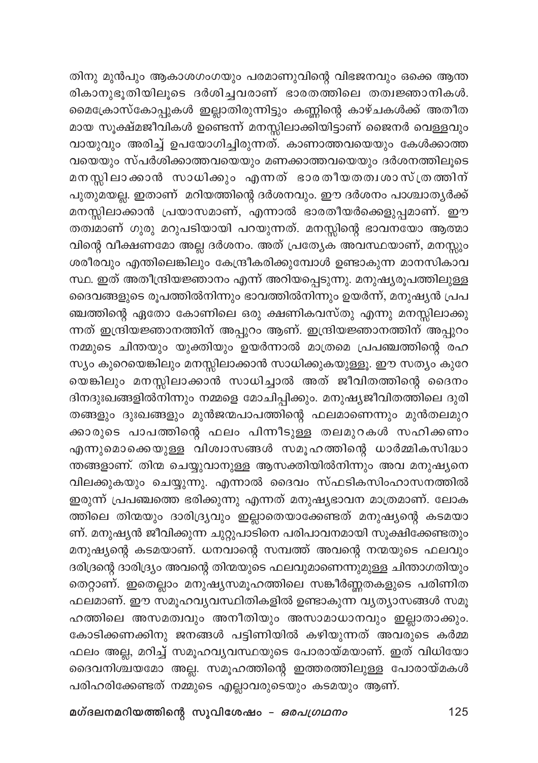തിനു മുൻപും ആകാശഗംഗയും പരമാണുവിന്റെ വിഭജനവും ഒക്കെ ആന്തരികാനുഭൂതിയിലൂടെ ദർശിച്ചവരാണ് ഭാരതത്തിലെ തത്വജ്ഞാനികൾ. മൈക്രോസ്കോപ്പുകൾ ഇല്ലാതിരുന്നിട്ടും കണ്ണിന്റെ കാഴ്ചകൾക്ക് അതീതമായ സൂക്ഷ്മജീവികൾ ഉണ്ടെന്ന് മനസ്സിലാക്കിയിട്ടാണ് ജൈനർ വെള്ളവും വായുവും അരിച്ച് ഉപയോഗിച്ചിരുന്നത്. കാണാത്തവയെയും കേൾക്കാത്തവയെയും സ്പർശിക്കാത്തവയെയും മണക്കാത്തവയെയും ദർശനത്തിലൂടെ മനസ്സിലാക്കാൻ സാധിക്കും എന്നത് ഭാരതീയതത്വശാസ്ത്രത്തിന് പുതുമയല്ല. ഇതാണ് മറിയത്തിന്റെ ദർശനവും. ഈ ദർശനം പാശ്ചാത്യർക്ക് മനസ്സിലാക്കാൻ പ്രയാസമാണ്, എന്നാൽ ഭാരതീയർക്കെളുപ്പമാണ്. ഈ തത്വമാണ് ഗുരു മറുപടിയായി പറയുന്നത്. മനസ്സിന്റെ ഭാവനയോ ആത്മാവിന്റെ വീക്ഷണമോ അല്ല ദർശനം. അത് പ്രത്യേക അവസ്ഥയാണ്, മനസ്സും ശരീരവും എന്തിലെങ്കിലും കേന്ദ്രീകരിക്കുമ്പോൾ ഉണ്ടാകുന്ന മാനസികാവസ്ഥ. ഇത് അതീന്ദ്രിയജ്ഞാനം എന്ന് അറിയപ്പെടുന്നു. മനുഷ്യരൂപത്തിലുള്ള ദൈവങ്ങളുടെ രൂപത്തിൽനിന്നും ഭാവത്തിൽനിന്നും ഉയർന്ന്, മനുഷ്യൻ പ്രപഞ്ചത്തിന്റെ ഏതോ കോണിലെ ഒരു ക്ഷണികവസ്തു എന്നു മനസ്സിലാക്കുന്നത് ഇന്ദ്രിയജ്ഞാനത്തിന് അപ്പുറം ആണ്. ഇന്ദ്രിയജ്ഞാനത്തിന് അപ്പുറം നമ്മുടെ ചിന്തയും യുക്തിയും ഉയർന്നാൽ മാത്രമെ പ്രപഞ്ചത്തിന്റെ രഹസ്യം കുറെയെങ്കിലും മനസ്സിലാക്കാൻ സാധിക്കുകയുള്ളൂ. ഈ സത്യം കുറേയെങ്കിലും മനസ്സിലാക്കാൻ സാധിച്ചാൽ അത് ജീവിതത്തിന്റെ ദൈനംദിനദുഃഖങ്ങളിൽനിന്നും നമ്മളെ മോചിപ്പിക്കും. മനുഷ്യജീവിതത്തിലെ ദുരിതങ്ങളും ദുഃഖങ്ങളും മുൻജന്മപാപത്തിന്റെ ഫലമാണെന്നും മുൻതലമുറക്കാരുടെ പാപത്തിന്റെ ഫലം പിന്നീടുള്ള തലമുറകൾ സഹിക്കണം എന്നുമൊക്കെയുള്ള വിശ്വാസങ്ങൾ സമൂഹത്തിന്റെ ധാർമ്മികസിദ്ധാന്തങ്ങളാണ്. തിന്മ ചെയ്യുവാനുള്ള ആസക്തിയിൽനിന്നും അവ മനുഷ്യനെ വിലക്കുകയും ചെയ്യുന്നു. എന്നാൽ ദൈവം സ്ഫടികസിംഹാസനത്തിൽ ഇരുന്ന് പ്രപഞ്ചത്തെ ഭരിക്കുന്നു എന്നത് മനുഷ്യഭാവന മാത്രമാണ്. ലോകത്തിലെ തിന്മയും ദാരിദ്ര്യവും ഇല്ലാതെയാക്കേണ്ടത് മനുഷ്യന്റെ കടമയാണ്. മനുഷ്യൻ ജീവിക്കുന്ന ചുറ്റുപാടിനെ പരിപാവനമായി സൂക്ഷിക്കേണ്ടതും മനുഷ്യന്റെ കടമയാണ്. ധനവാന്റെ സമ്പത്ത് അവന്റെ നന്മയുടെ ഫലവും ദരിദ്രന്റെ ദാരിദ്ര്യം അവന്റെ തിന്മയുടെ ഫലവുമാണെന്നുമുള്ള ചിന്താഗതിയും തെറ്റാണ്. ഇതെല്ലാം മനുഷ്യസമൂഹത്തിലെ സങ്കീർണ്ണതകളുടെ പരിണിത ഫലമാണ്. ഈ സമൂഹവ്യവസ്ഥിതികളിൽ ഉണ്ടാകുന്ന വ്യത്യാസങ്ങൾ സമൂഹത്തിലെ അസമത്വവും അനീതിയും അസാമാധാനവും ഇല്ലാതാക്കും. കോടിക്കണക്കിനു ജനങ്ങൾ പട്ടിണിയിൽ കഴിയുന്നത് അവരുടെ കർമ്മഫലം അല്ല, മറിച്ച് സമൂഹവ്യവസ്ഥയുടെ പോരായ്മയാണ്. ഇത് വിധിയോ ദൈവനിശ്ചയമോ അല്ല. സമൂഹത്തിന്റെ ഇത്തരത്തിലുള്ള പോരായ്മകൾ പരിഹരിക്കേണ്ടത് നമ്മുടെ എല്ലാവരുടെയും കടമയും ആണ്.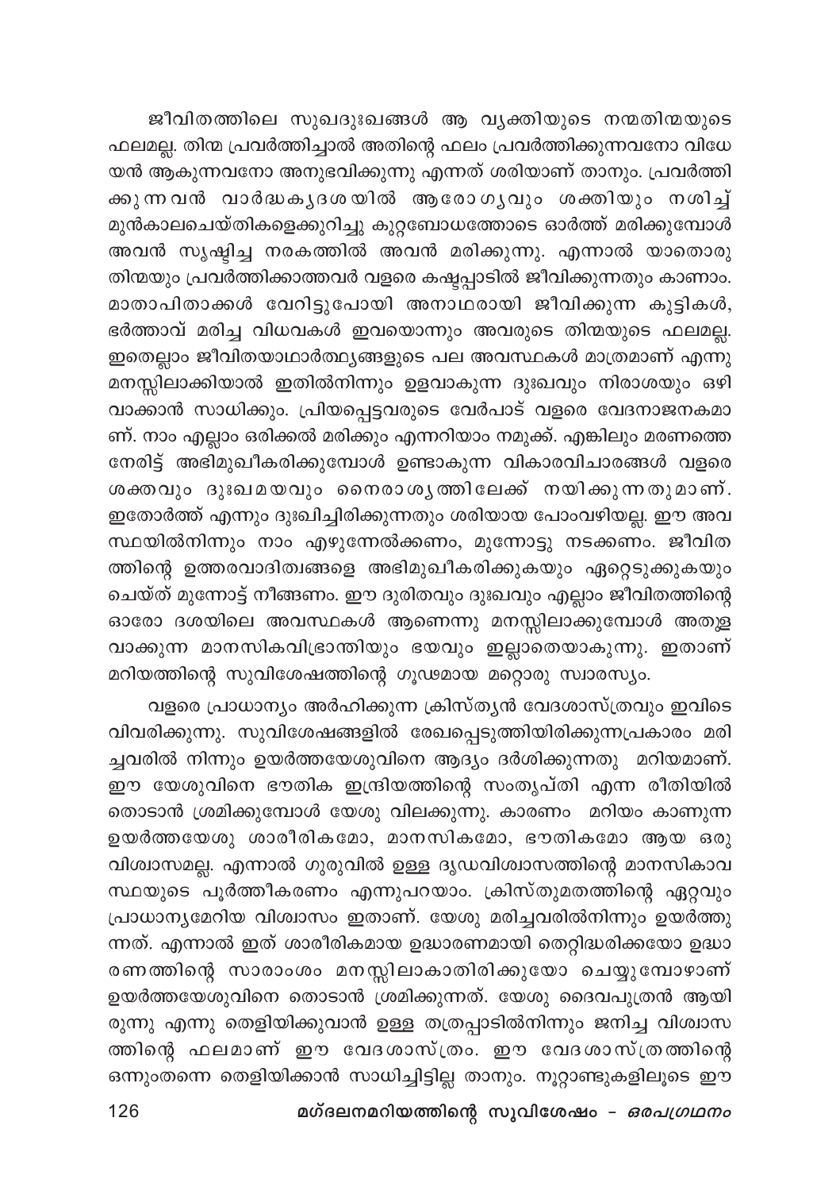ജീവിതത്തിലെ സുഖദുഃഖങ്ങൾ ആ വ്യക്തിയുടെ നന്മതിന്മയുടെ ഫലമല്ല. തിന്മ പ്രവർത്തിച്ചാൽ അതിന്റെ ഫലം പ്രവർത്തിക്കുന്നവനോ വിധേയൻ ആകുന്നവനോ അനുഭവിക്കുന്നു എന്നത് ശരിയാണ് താനും. പ്രവർത്തിക്കുന്നവൻ വാർദ്ധക്യദശയിൽ ആരോഗ്യവും ശക്തിയും നശിച്ച് മുൻകാലചെയ്തികളെക്കുറിച്ചു കുറ്റബോധത്തോടെ ഓർത്ത് മരിക്കുമ്പോൾ അവൻ സൃഷ്ടിച്ച നരകത്തിൽ അവൻ മരിക്കുന്നു. എന്നാൽ യാതൊരു തിന്മയും പ്രവർത്തിക്കാത്തവർ വളരെ കഷ്ടപ്പാടിൽ ജീവിക്കുന്നതും കാണാം. മാതാപിതാക്കൾ വേറിട്ടുപോയി അനാഥരായി ജീവിക്കുന്ന കുട്ടികൾ, ഭർത്താവ് മരിച്ച വിധവകൾ ഇവയൊന്നും അവരുടെ തിന്മയുടെ ഫലമല്ല. ഇതെല്ലാം ജീവിതയാഥാർത്ഥ്യങ്ങളുടെ പല അവസ്ഥകൾ മാത്രമാണ് എന്നു മനസ്സിലാക്കിയാൽ ഇതിൽനിന്നും ഉളവാകുന്ന ദുഃഖവും നിരാശയും ഒഴിവാക്കാൻ സാധിക്കും. പ്രിയപ്പെട്ടവരുടെ വേർപാട് വളരെ വേദനാജനകമാണ്. നാം എല്ലാം ഒരിക്കൽ മരിക്കും എന്നറിയാം നമുക്ക്. എങ്കിലും മരണത്തെ നേരിട്ട് അഭിമുഖീകരിക്കുമ്പോൾ ഉണ്ടാകുന്ന വികാരവിചാരങ്ങൾ വളരെ ശക്തവും ദുഃഖമയവും നൈരാശ്യത്തിലേക്ക് നയിക്കുന്നതുമാണ്. ഇതോർത്ത് എന്നും ദുഃഖിച്ചിരിക്കുന്നതും ശരിയായ പോംവഴിയല്ല. ഈ അവസ്ഥയിൽനിന്നും നാം എഴുന്നേൽക്കണം, മുന്നോട്ടു നടക്കണം. ജീവിതത്തിന്റെ ഉത്തരവാദിത്വങ്ങളെ അഭിമുഖീകരിക്കുകയും ഏറ്റെടുക്കുകയും ചെയ്ത് മുന്നോട്ട് നീങ്ങണം. ഈ ദുരിതവും ദുഃഖവും എല്ലാം ജീവിതത്തിന്റെ ഓരോ ദശയിലെ അവസ്ഥകൾ ആണെന്നു മനസ്സിലാക്കുമ്പോൾ അതുളവാക്കുന്ന മാനസികവിഭ്രാന്തിയും ഭയവും ഇല്ലാതെയാകുന്നു. ഇതാണ് മറിയത്തിന്റെ സുവിശേഷത്തിന്റെ ഗൂഢമായ മറ്റൊരു സ്വാരസ്യം.

വളരെ പ്രാധാന്യം അർഹിക്കുന്ന ക്രിസ്ത്യൻ വേദശാസ്ത്രവും ഇവിടെ വിവരിക്കുന്നു. സുവിശേഷങ്ങളിൽ രേഖപ്പെടുത്തിയിരിക്കുന്നപ്രകാരം മരിച്ചവരിൽ നിന്നും ഉയർത്തയേശുവിനെ ആദ്യം ദർശിക്കുന്നതു മറിയമാണ്. ഈ യേശുവിനെ ഭൗതിക ഇന്ദ്രിയത്തിന്റെ സംതൃപ്തി എന്ന രീതിയിൽ തൊടാൻ ശ്രമിക്കുമ്പോൾ യേശു വിലക്കുന്നു. കാരണം മറിയം കാണുന്ന ഉയർത്തയേശു ശാരീരികമോ, മാനസികമോ, ഭൗതികമോ ആയ ഒരു വിശ്വാസമല്ല. എന്നാൽ ഗുരുവിൽ ഉള്ള ദൃഢവിശ്വാസത്തിന്റെ മാനസികാവസ്ഥയുടെ പൂർത്തീകരണം എന്നുപറയാം. ക്രിസ്തുമതത്തിന്റെ ഏറ്റവും പ്രാധാന്യമേറിയ വിശ്വാസം ഇതാണ്. യേശു മരിച്ചവരിൽനിന്നും ഉയർത്തുന്നത്. എന്നാൽ ഇത് ശാരീരികമായ ഉദ്ധാരണമായി തെറ്റിദ്ധരിക്കയോ ഉദ്ധാരണത്തിന്റെ സാരാംശം മനസ്സിലാകാതിരിക്കുയോ ചെയ്യുമ്പോഴാണ് ഉയർത്തയേശുവിനെ തൊടാൻ ശ്രമിക്കുന്നത്. യേശു ദൈവപുത്രൻ ആയിരുന്നു എന്നു തെളിയിക്കുവാൻ ഉള്ള തത്രപ്പാടിൽനിന്നും ജനിച്ച വിശ്വാസത്തിന്റെ ഫലമാണ് ഈ വേദശാസ്ത്രം. ഈ വേദശാസ്ത്രത്തിന്റെ ഒന്നുംതന്നെ തെളിയിക്കാൻ സാധിച്ചിട്ടില്ല താനും. നൂറ്റാണ്ടുകളിലൂടെ ഈ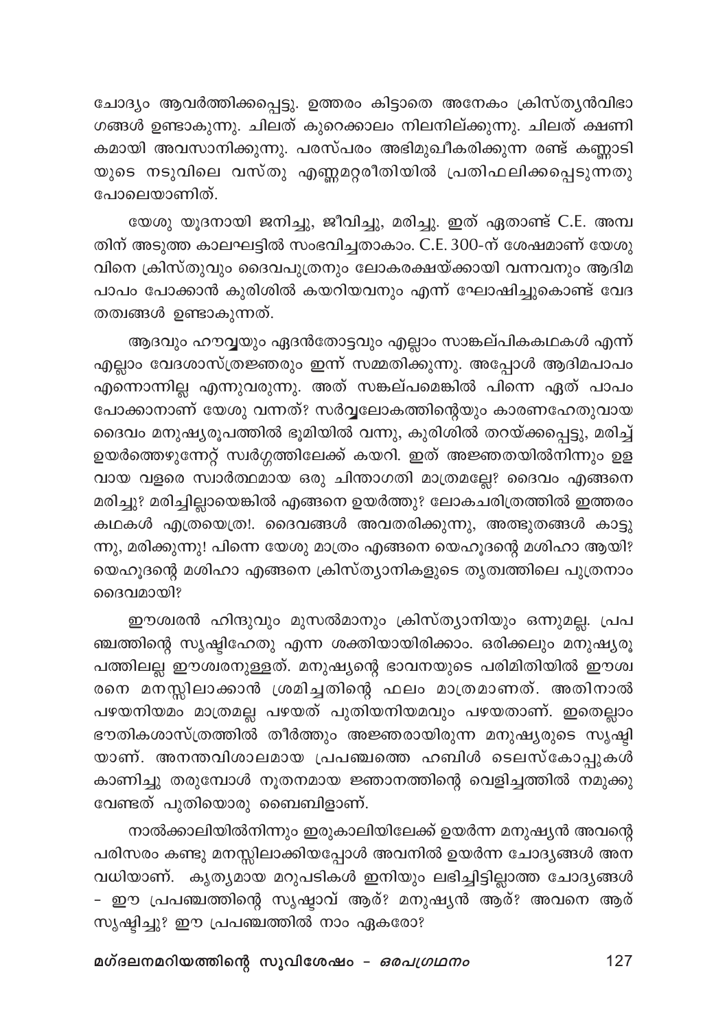ചോദ്യം ആവർത്തിക്കപ്പെട്ടു. ഉത്തരം കിട്ടാതെ അനേകം ക്രിസ്ത്യൻവിഭാഗങ്ങൾ ഉണ്ടാകുന്നു. ചിലത് കുറെക്കാലം നിലനില്ക്കുന്നു. ചിലത് ക്ഷണികമായി അവസാനിക്കുന്നു. പരസ്പരം അഭിമുഖീകരിക്കുന്ന രണ്ട് കണ്ണാടിയുടെ നടുവിലെ വസ്തു എണ്ണമറ്റരീതിയിൽ പ്രതിഫലിക്കപ്പെടുന്നതു പോലെയാണിത്.

യേശു യൂദനായി ജനിച്ചു, ജീവിച്ചു, മരിച്ചു. ഇത് ഏതാണ്ട് C.E. അമ്പതിന് അടുത്ത കാലഘട്ടിൽ സംഭവിച്ചതാകാം. C.E. 300-ന് ശേഷമാണ് യേശുവിനെ ക്രിസ്തുവും ദൈവപുത്രനും ലോകരക്ഷയ്ക്കായി വന്നവനും ആദിമപാപം പോക്കാൻ കുരിശിൽ കയറിയവനും എന്ന് ഘോഷിച്ചുകൊണ്ട് വേദതത്വങ്ങൾ ഉണ്ടാകുന്നത്.

ആദവും ഹൗവ്വയും ഏദൻതോട്ടവും എല്ലാം സാങ്കല്പികകഥകൾ എന്ന് എല്ലാം വേദശാസ്ത്രജ്ഞരും ഇന്ന് സമ്മതിക്കുന്നു. അപ്പോൾ ആദിമപാപം എന്നൊന്നില്ല എന്നുവരുന്നു. അത് സങ്കല്പമെങ്കിൽ പിന്നെ ഏത് പാപം പോക്കാനാണ് യേശു വന്നത്? സർവ്വലോകത്തിന്റെയും കാരണഹേതുവായ ദൈവം മനുഷ്യരൂപത്തിൽ ഭൂമിയിൽ വന്നു, കുരിശിൽ തറയ്ക്കപ്പെട്ടു, മരിച്ച് ഉയർത്തെഴുന്നേറ്റ് സ്വർഗ്ഗത്തിലേക്ക് കയറി. ഇത് അജ്ഞതയിൽനിന്നും ഉളവായ വളരെ സ്വാർത്ഥമായ ഒരു ചിന്താഗതി മാത്രമല്ലേ? ദൈവം എങ്ങനെ മരിച്ചു? മരിച്ചില്ലായെങ്കിൽ എങ്ങനെ ഉയർത്തു? ലോകചരിത്രത്തിൽ ഇത്തരം കഥകൾ എത്രയെത്ര!. ദൈവങ്ങൾ അവതരിക്കുന്നു, അത്ഭുതങ്ങൾ കാട്ടുന്നു, മരിക്കുന്നു! പിന്നെ യേശു മാത്രം എങ്ങനെ യെഹൂദന്റെ മശിഹാ ആയി? യെഹൂദന്റെ മശിഹാ എങ്ങനെ ക്രിസ്ത്യാനികളുടെ തൃത്വത്തിലെ പുത്രനാം ദൈവമായി?

ഈശ്വരൻ ഹിന്ദുവും മുസൽമാനും ക്രിസ്ത്യാനിയും ഒന്നുമല്ല. പ്രപഞ്ചത്തിന്റെ സൃഷ്ടിഹേതു എന്ന ശക്തിയായിരിക്കാം. ഒരിക്കലും മനുഷ്യരൂപത്തിലല്ല ഈശ്വരനുള്ളത്. മനുഷ്യന്റെ ഭാവനയുടെ പരിമിതിയിൽ ഈശ്വരനെ മനസ്സിലാക്കാൻ ശ്രമിച്ചതിന്റെ ഫലം മാത്രമാണത്. അതിനാൽ പഴയനിയമം മാത്രമല്ല പഴയത് പുതിയനിയമവും പഴയതാണ്. ഇതെല്ലാം ഭൗതികശാസ്ത്രത്തിൽ തീർത്തും അജ്ഞരായിരുന്ന മനുഷ്യരുടെ സൃഷ്ടിയാണ്. അനന്തവിശാലമായ പ്രപഞ്ചത്തെ ഹബിൾ ടെലസ്കോപ്പുകൾ കാണിച്ചു തരുമ്പോൾ നൂതനമായ ജ്ഞാനത്തിന്റെ വെളിച്ചത്തിൽ നമുക്കു വേണ്ടത് പുതിയൊരു ബൈബിളാണ്.

നാൽക്കാലിയിൽനിന്നും ഇരുകാലിയിലേക്ക് ഉയർന്ന മനുഷ്യൻ അവന്റെ പരിസരം കണ്ടു മനസ്സിലാക്കിയപ്പോൾ അവനിൽ ഉയർന്ന ചോദ്യങ്ങൾ അനവധിയാണ്. കൃത്യമായ മറുപടികൾ ഇനിയും ലഭിച്ചിട്ടില്ലാത്ത ചോദ്യങ്ങൾ - ഈ പ്രപഞ്ചത്തിന്റെ സൃഷ്ടാവ് ആര്? മനുഷ്യൻ ആര്? അവനെ ആര് സൃഷ്ടിച്ചു? ഈ പ്രപഞ്ചത്തിൽ നാം ഏകരോ?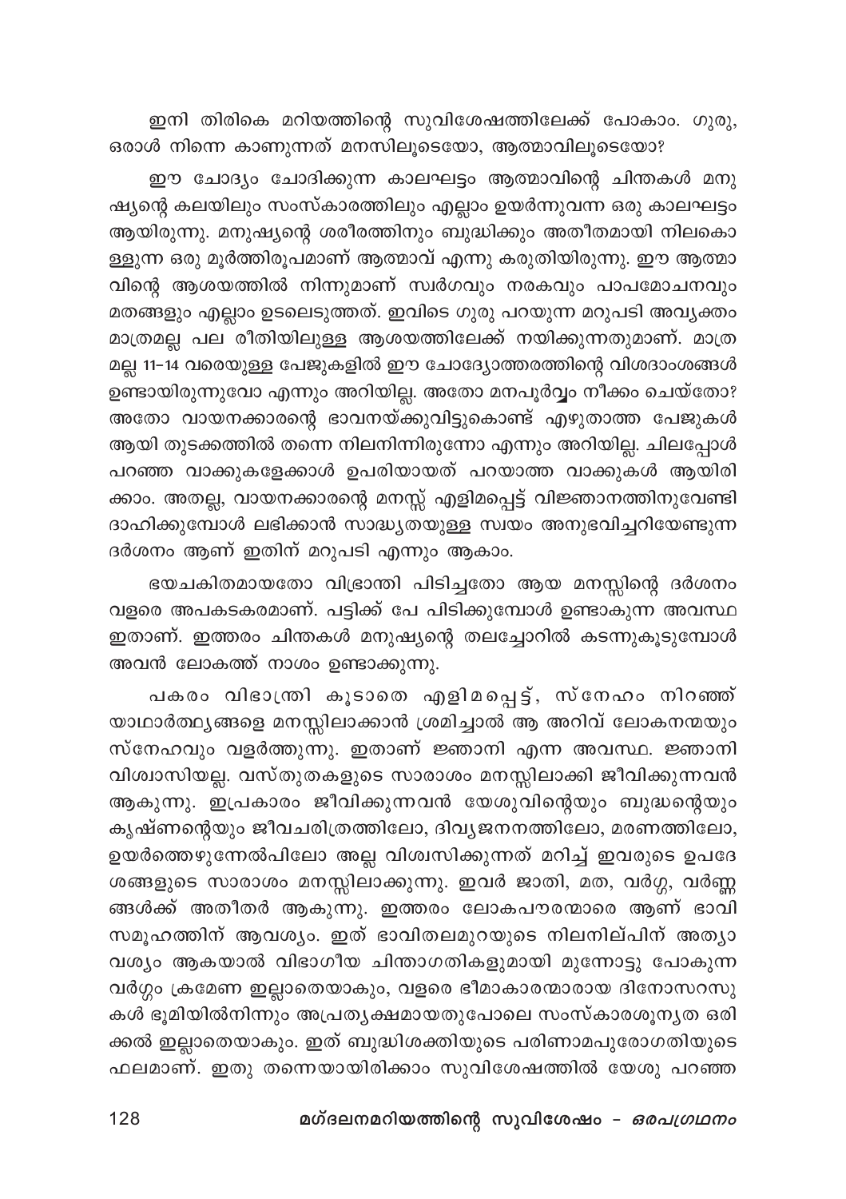ഇനി തിരികെ മറിയത്തിന്റെ സുവിശേഷത്തിലേക്ക് പോകാം. ഗുരു, ഒരാൾ നിന്നെ കാണുന്നത് മനസിലൂടെയോ, ആത്മാവിലൂടെയോ?

ഈ ചോദ്യം ചോദിക്കുന്ന കാലഘട്ടം ആത്മാവിന്റെ ചിന്തകൾ മനുഷ്യന്റെ കലയിലും സംസ്കാരത്തിലും എല്ലാം ഉയർന്നുവന്ന ഒരു കാലഘട്ടം ആയിരുന്നു. മനുഷ്യന്റെ ശരീരത്തിനും ബുദ്ധിക്കും അതീതമായി നിലകൊള്ളുന്ന ഒരു മൂർത്തിരൂപമാണ് ആത്മാവ് എന്നു കരുതിയിരുന്നു. ഈ ആത്മാവിന്റെ ആശയത്തിൽ നിന്നുമാണ് സ്വർഗവും നരകവും പാപമോചനവും മതങ്ങളും എല്ലാം ഉടലെടുത്തത്. ഇവിടെ ഗുരു പറയുന്ന മറുപടി അവ്യക്തം മാത്രമല്ല പല രീതിയിലുള്ള ആശയത്തിലേക്ക് നയിക്കുന്നതുമാണ്. മാത്രമല്ല 11-14 വരെയുള്ള പേജുകളിൽ ഈ ചോദ്യോത്തരത്തിന്റെ വിശദാംശങ്ങൾ ഉണ്ടായിരുന്നുവോ എന്നും അറിയില്ല. അതോ മനപൂർവ്വം നീക്കം ചെയ്തോ? അതോ വായനക്കാരന്റെ ഭാവനയ്ക്കുവിട്ടുകൊണ്ട് എഴുതാത്ത പേജുകൾ ആയി തുടക്കത്തിൽ തന്നെ നിലനിന്നിരുന്നോ എന്നും അറിയില്ല. ചിലപ്പോൾ പറഞ്ഞ വാക്കുകളേക്കാൾ ഉപരിയായത് പറയാത്ത വാക്കുകൾ ആയിരിക്കാം. അതല്ല, വായനക്കാരന്റെ മനസ്സ് എളിമപ്പെട്ട് വിജ്ഞാനത്തിനുവേണ്ടി ദാഹിക്കുമ്പോൾ ലഭിക്കാൻ സാദ്ധ്യതയുള്ള സ്വയം അനുഭവിച്ചറിയേണ്ടുന്ന ദർശനം ആണ് ഇതിന് മറുപടി എന്നും ആകാം.

ഭയചകിതമായതോ വിഭ്രാന്തി പിടിച്ചതോ ആയ മനസ്സിന്റെ ദർശനം വളരെ അപകടകരമാണ്. പട്ടിക്ക് പേ പിടിക്കുമ്പോൾ ഉണ്ടാകുന്ന അവസ്ഥ ഇതാണ്. ഇത്തരം ചിന്തകൾ മനുഷ്യന്റെ തലച്ചോറിൽ കടന്നുകൂടുമ്പോൾ അവൻ ലോകത്ത് നാശം ഉണ്ടാക്കുന്നു.

പകരം വിഭാന്ത്രി കൂടാതെ എളിമപ്പെട്ട്, സ്നേഹം നിറഞ്ഞ് യാഥാർത്ഥ്യങ്ങളെ മനസ്സിലാക്കാൻ ശ്രമിച്ചാൽ ആ അറിവ് ലോകനന്മയും സ്നേഹവും വളർത്തുന്നു. ഇതാണ് ജ്ഞാനി എന്ന അവസ്ഥ. ജ്ഞാനി വിശ്വാസിയല്ല. വസ്തുതകളുടെ സാരാംശം മനസ്സിലാക്കി ജീവിക്കുന്നവൻ ആകുന്നു. ഇപ്രകാരം ജീവിക്കുന്നവൻ യേശുവിന്റെയും ബുദ്ധന്റെയും കൃഷ്ണന്റെയും ജീവചരിത്രത്തിലോ, ദിവ്യജനനത്തിലോ, മരണത്തിലോ, ഉയർത്തെഴുന്നേൽപിലോ അല്ല വിശ്വസിക്കുന്നത് മറിച്ച് ഇവരുടെ ഉപദേശങ്ങളുടെ സാരാംശം മനസ്സിലാക്കുന്നു. ഇവർ ജാതി, മത, വർഗ്ഗ, വർണ്ണങ്ങൾക്ക് അതീതർ ആകുന്നു. ഇത്തരം ലോകപൗരന്മാരെ ആണ് ഭാവി സമൂഹത്തിന് ആവശ്യം. ഇത് ഭാവിതലമുറയുടെ നിലനില്പിന് അത്യാവശ്യം ആകയാൽ വിഭാഗീയ ചിന്താഗതികളുമായി മുന്നോട്ടു പോകുന്ന വർഗ്ഗം ക്രമേണ ഇല്ലാതെയാകും, വളരെ ഭീമാകാരന്മാരായ ദിനോസറസുകൾ ഭൂമിയിൽനിന്നും അപ്രത്യക്ഷമായതുപോലെ സംസ്കാരശൂന്യത ഒരിക്കൽ ഇല്ലാതെയാകും. ഇത് ബുദ്ധിശക്തിയുടെ പരിണാമപുരോഗതിയുടെ ഫലമാണ്. ഇതു തന്നെയായിരിക്കാം സുവിശേഷത്തിൽ യേശു പറഞ്ഞ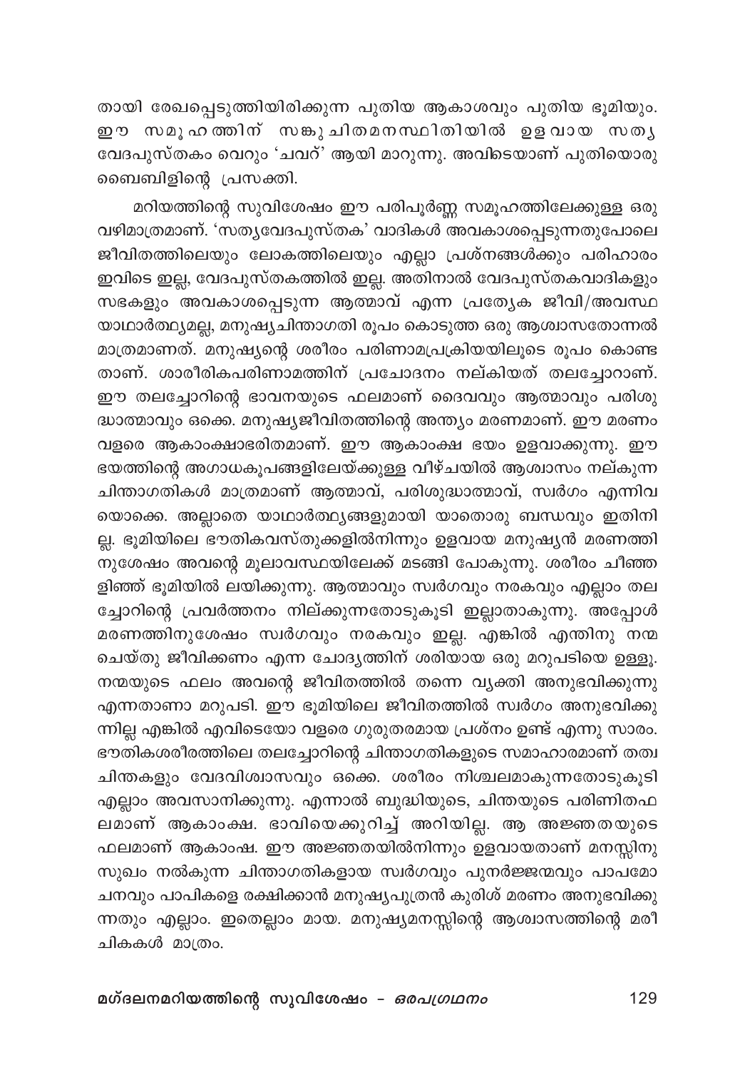തായി രേഖപ്പെടുത്തിയിരിക്കുന്ന പുതിയ ആകാശവും പുതിയ ഭൂമിയും. ഈ സമൂഹത്തിന് സങ്കുചിതമനസ്ഥിതിയിൽ ഉളവായ സത്യ വേദപുസ്തകം വെറും 'ചവറ്' ആയി മാറുന്നു. അവിടെയാണ് പുതിയൊരു ബൈബിളിന്റെ പ്രസക്തി.

മറിയത്തിന്റെ സുവിശേഷം ഈ പരിപൂർണ്ണ സമൂഹത്തിലേക്കുള്ള ഒരു വഴിമാത്രമാണ്. 'സത്യവേദപുസ്തക' വാദികൾ അവകാശപ്പെടുന്നതുപോലെ ജീവിതത്തിലെയും ലോകത്തിലെയും എല്ലാ പ്രശ്നങ്ങൾക്കും പരിഹാരം ഇവിടെ ഇല്ല, വേദപുസ്തകത്തിൽ ഇല്ല. അതിനാൽ വേദപുസ്തകവാദികളും സഭകളും അവകാശപ്പെടുന്ന ആത്മാവ് എന്ന പ്രത്യേക ജീവി/അവസ്ഥ യാഥാർത്ഥ്യമല്ല, മനുഷ്യചിന്താഗതി രൂപം കൊടുത്ത ഒരു ആശ്വാസതോന്നൽ മാത്രമാണത്. മനുഷ്യന്റെ ശരീരം പരിണാമപ്രക്രിയയിലൂടെ രൂപം കൊണ്ട താണ്. ശാരീരികപരിണാമത്തിന് പ്രചോദനം നല്കിയത് തലച്ചോറാണ്. ഈ തലച്ചോറിന്റെ ഭാവനയുടെ ഫലമാണ് ദൈവവും ആത്മാവും പരിശു ദ്ധാത്മാവും ഒക്കെ. മനുഷ്യജീവിതത്തിന്റെ അന്ത്യം മരണമാണ്. ഈ മരണം വളരെ ആകാംക്ഷാഭരിതമാണ്. ഈ ആകാംക്ഷ ഭയം ഉളവാക്കുന്നു. ഈ ഭയത്തിന്റെ അഗാധകൂപങ്ങളിലേയ്ക്കുള്ള വീഴ്ചയിൽ ആശ്വാസം നല്കുന്ന ചിന്താഗതികൾ മാത്രമാണ് ആത്മാവ്, പരിശുദ്ധാത്മാവ്, സ്വർഗം എന്നിവ യൊക്കെ. അല്ലാതെ യാഥാർത്ഥ്യങ്ങളുമായി യാതൊരു ബന്ധവും ഇതിനി ല്ല. ഭൂമിയിലെ ഭൗതികവസ്തുക്കളിൽനിന്നും ഉളവായ മനുഷ്യൻ മരണത്തി നുശേഷം അവന്റെ മൂലാവസ്ഥയിലേക്ക് മടങ്ങി പോകുന്നു. ശരീരം ചീഞ്ഞ ളിഞ്ഞ് ഭൂമിയിൽ ലയിക്കുന്നു. ആത്മാവും സ്വർഗവും നരകവും എല്ലാം തല ച്ചോറിന്റെ പ്രവർത്തനം നില്ക്കുന്നതോടുകൂടി ഇല്ലാതാകുന്നു. അപ്പോൾ മരണത്തിനുശേഷം സ്വർഗവും നരകവും ഇല്ല. എങ്കിൽ എന്തിനു നന്മ ചെയ്തു ജീവിക്കണം എന്ന ചോദ്യത്തിന് ശരിയായ ഒരു മറുപടിയെ ഉള്ളൂ. നന്മയുടെ ഫലം അവന്റെ ജീവിതത്തിൽ തന്നെ വ്യക്തി അനുഭവിക്കുന്നു എന്നതാണാ മറുപടി. ഈ ഭൂമിയിലെ ജീവിതത്തിൽ സ്വർഗം അനുഭവിക്കു ന്നില്ല എങ്കിൽ എവിടെയോ വളരെ ഗുരുതരമായ പ്രശ്നം ഉണ്ട് എന്നു സാരം. ഭൗതികശരീരത്തിലെ തലച്ചോറിന്റെ ചിന്താഗതികളുടെ സമാഹാരമാണ് തത്വ ചിന്തകളും വേദവിശ്വാസവും ഒക്കെ. ശരീരം നിശ്ചലമാകുന്നതോടുകൂടി എല്ലാം അവസാനിക്കുന്നു. എന്നാൽ ബുദ്ധിയുടെ, ചിന്തയുടെ പരിണിതഫ ലമാണ് ആകാംക്ഷ. ഭാവിയെക്കുറിച്ച് അറിയില്ല. ആ അജ്ഞതയുടെ ഫലമാണ് ആകാംഷ. ഈ അജ്ഞതയിൽനിന്നും ഉളവായതാണ് മനസ്സിനു സുഖം നൽകുന്ന ചിന്താഗതികളായ സ്വർഗവും പുനർജ്ജന്മവും പാപമോ ചനവും പാപികളെ രക്ഷിക്കാൻ മനുഷ്യപുത്രൻ കുരിശ് മരണം അനുഭവിക്കു ന്നതും എല്ലാം. ഇതെല്ലാം മായ. മനുഷ്യമനസ്സിന്റെ ആശ്വാസത്തിന്റെ മരീ ചികകൾ മാത്രം.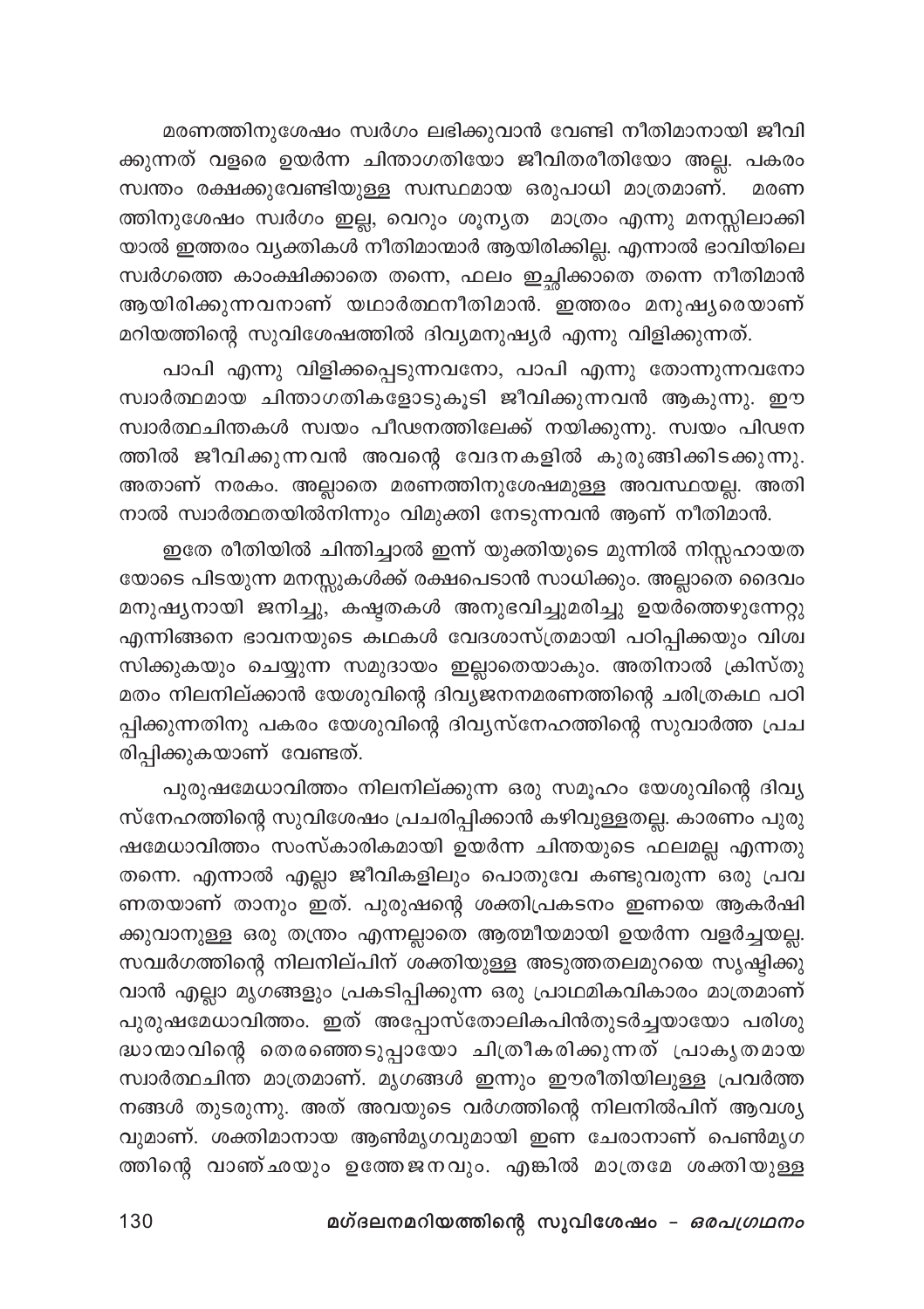മരണത്തിനുശേഷം സ്വർഗം ലഭിക്കുവാൻ വേണ്ടി നീതിമാനായി ജീവിക്കുന്നത് വളരെ ഉയർന്ന ചിന്താഗതിയോ ജീവിതരീതിയോ അല്ല. പകരം സ്വന്തം രക്ഷക്കുവേണ്ടിയുള്ള സ്വസ്ഥമായ ഒരുപാധി മാത്രമാണ്. മരണത്തിനുശേഷം സ്വർഗം ഇല്ല, വെറും ശൂന്യത മാത്രം എന്നു മനസ്സിലാക്കിയാൽ ഇത്തരം വ്യക്തികൾ നീതിമാന്മാർ ആയിരിക്കില്ല. എന്നാൽ ഭാവിയിലെ സ്വർഗത്തെ കാംക്ഷിക്കാതെ തന്നെ, ഫലം ഇച്ഛിക്കാതെ തന്നെ നീതിമാൻ ആയിരിക്കുന്നവനാണ് യഥാർത്ഥനീതിമാൻ. ഇത്തരം മനുഷ്യരെയാണ് മറിയത്തിന്റെ സുവിശേഷത്തിൽ ദിവ്യമനുഷ്യർ എന്നു വിളിക്കുന്നത്.

പാപി എന്നു വിളിക്കപ്പെടുന്നവനോ, പാപി എന്നു തോന്നുന്നവനോ സ്വാർത്ഥമായ ചിന്താഗതികളോടുകൂടി ജീവിക്കുന്നവൻ ആകുന്നു. ഈ സ്വാർത്ഥചിന്തകൾ സ്വയം പീഢനത്തിലേക്ക് നയിക്കുന്നു. സ്വയം പീഢനത്തിൽ ജീവിക്കുന്നവൻ അവന്റെ വേദനകളിൽ കുരുങ്ങിക്കിടക്കുന്നു. അതാണ് നരകം. അല്ലാതെ മരണത്തിനുശേഷമുള്ള അവസ്ഥയല്ല. അതിനാൽ സ്വാർത്ഥതയിൽനിന്നും വിമുക്തി നേടുന്നവൻ ആണ് നീതിമാൻ.

ഇതേ രീതിയിൽ ചിന്തിച്ചാൽ ഇന്ന് യുക്തിയുടെ മുന്നിൽ നിസ്സഹായതയോടെ പിടയുന്ന മനസ്സുകൾക്ക് രക്ഷപെടാൻ സാധിക്കും. അല്ലാതെ ദൈവം മനുഷ്യനായി ജനിച്ചു, കഷ്ടതകൾ അനുഭവിച്ചുമരിച്ചു ഉയർത്തെഴുന്നേറ്റു എന്നിങ്ങനെ ഭാവനയുടെ കഥകൾ വേദശാസ്ത്രമായി പഠിപ്പിക്കയും വിശ്വസിക്കുകയും ചെയ്യുന്ന സമുദായം ഇല്ലാതെയാകും. അതിനാൽ ക്രിസ്തുമതം നിലനില്ക്കാൻ യേശുവിന്റെ ദിവ്യജനനമരണത്തിന്റെ ചരിത്രകഥ പഠിപ്പിക്കുന്നതിനു പകരം യേശുവിന്റെ ദിവ്യസ്നേഹത്തിന്റെ സുവാർത്ത പ്രചരിപ്പിക്കുകയാണ് വേണ്ടത്.

പുരുഷമേധാവിത്തം നിലനില്ക്കുന്ന ഒരു സമൂഹം യേശുവിന്റെ ദിവ്യസ്നേഹത്തിന്റെ സുവിശേഷം പ്രചരിപ്പിക്കാൻ കഴിവുള്ളതല്ല. കാരണം പുരുഷമേധാവിത്തം സംസ്കാരികമായി ഉയർന്ന ചിന്തയുടെ ഫലമല്ല എന്നതുതന്നെ. എന്നാൽ എല്ലാ ജീവികളിലും പൊതുവേ കണ്ടുവരുന്ന ഒരു പ്രവണതയാണ് താനും ഇത്. പുരുഷന്റെ ശക്തിപ്രകടനം ഇണയെ ആകർഷിക്കുവാനുള്ള ഒരു തന്ത്രം എന്നല്ലാതെ ആത്മീയമായി ഉയർന്ന വളർച്ചയല്ല. സവർഗത്തിന്റെ നിലനില്പിന് ശക്തിയുള്ള അടുത്തതലമുറയെ സൃഷ്ടിക്കുവാൻ എല്ലാ മൃഗങ്ങളും പ്രകടിപ്പിക്കുന്ന ഒരു പ്രാഥമികവികാരം മാത്രമാണ് പുരുഷമേധാവിത്തം. ഇത് അപ്പോസ്തോലികപിൻതുടർച്ചയായോ പരിശുദ്ധാത്മാവിന്റെ തെരഞ്ഞെടുപ്പായോ ചിത്രീകരിക്കുന്നത് പ്രാകൃതമായ സ്വാർത്ഥചിന്ത മാത്രമാണ്. മൃഗങ്ങൾ ഇന്നും ഈരീതിയിലുള്ള പ്രവർത്തനങ്ങൾ തുടരുന്നു. അത് അവയുടെ വർഗത്തിന്റെ നിലനിൽപിന് ആവശ്യവുമാണ്. ശക്തിമാനായ ആൺമൃഗവുമായി ഇണ ചേരാനാണ് പെൺമൃഗത്തിന്റെ വാഞ്ഛയും ഉത്തേജനവും. എങ്കിൽ മാത്രമേ ശക്തിയുള്ള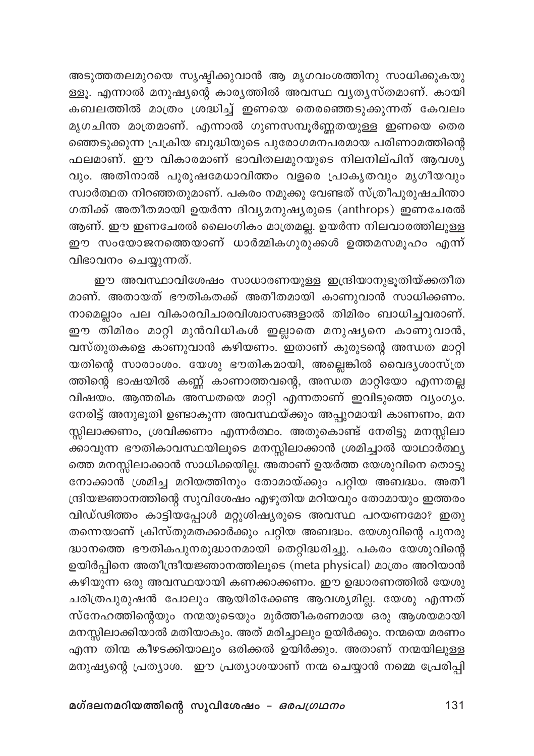അടുത്തതലമുറയെ സൃഷ്ടിക്കുവാൻ ആ മൃഗവംശത്തിനു സാധിക്കുകയുള്ളൂ. എന്നാൽ മനുഷ്യന്റെ കാര്യത്തിൽ അവസ്ഥ വ്യത്യസ്തമാണ്. കായികബലത്തിൽ മാത്രം ശ്രദ്ധിച്ച് ഇണയെ തെരഞ്ഞെടുക്കുന്നത് കേവലം മൃഗചിന്ത മാത്രമാണ്. എന്നാൽ ഗുണസമ്പൂർണ്ണതയുള്ള ഇണയെ തെരഞ്ഞെടുക്കുന്ന പ്രക്രിയ ബുദ്ധിയുടെ പുരോഗമനപരമായ പരിണാമത്തിന്റെ ഫലമാണ്. ഈ വികാരമാണ് ഭാവിതലമുറയുടെ നിലനില്പിന് ആവശ്യവും. അതിനാൽ പുരുഷമേധാവിത്തം വളരെ പ്രാകൃതവും മൃഗീയവും സ്വാർത്ഥത നിറഞ്ഞതുമാണ്. പകരം നമുക്കു വേണ്ടത് സ്ത്രീപുരുഷചിന്താഗതിക്ക് അതീതമായി ഉയർന്ന ദിവ്യമനുഷ്യരുടെ (anthrops) ഇണചേരൽ ആണ്. ഈ ഇണചേരൽ ലൈംഗികം മാത്രമല്ല. ഉയർന്ന നിലവാരത്തിലുള്ള ഈ സംയോജനത്തെയാണ് ധാർമ്മികഗുരുക്കൾ ഉത്തമസമൂഹം എന്ന് വിഭാവനം ചെയ്യുന്നത്.

ഈ അവസ്ഥാവിശേഷം സാധാരണയുള്ള ഇന്ദ്രിയാനുഭൂതിയ്ക്കതീതമാണ്. അതായത് ഭൗതികതക്ക് അതീതമായി കാണുവാൻ സാധിക്കണം. നാമെല്ലാം പല വികാരവിചാരവിശ്വാസങ്ങളാൽ തിമിരം ബാധിച്ചവരാണ്. ഈ തിമിരം മാറ്റി മുൻവിധികൾ ഇല്ലാതെ മനുഷ്യനെ കാണുവാൻ, വസ്തുതകളെ കാണുവാൻ കഴിയണം. ഇതാണ് കുരുടന്റെ അന്ധത മാറ്റിയതിന്റെ സാരാംശം. യേശു ഭൗതികമായി, അല്ലെങ്കിൽ വൈദ്യശാസ്ത്രത്തിന്റെ ഭാഷയിൽ കണ്ണ് കാണാത്തവന്റെ, അന്ധത മാറ്റിയോ എന്നതല്ല വിഷയം. ആന്തരിക അന്ധതയെ മാറ്റി എന്നതാണ് ഇവിടുത്തെ വ്യംഗ്യം. നേരിട്ട് അനുഭൂതി ഉണ്ടാകുന്ന അവസ്ഥയ്ക്കും അപ്പുറമായി കാണണം, മനസ്സിലാക്കണം, ശ്രവിക്കണം എന്നർത്ഥം. അതുകൊണ്ട് നേരിട്ടു മനസ്സിലാക്കാവുന്ന ഭൗതികാവസ്ഥയിലൂടെ മനസ്സിലാക്കാൻ ശ്രമിച്ചാൽ യാഥാർത്ഥ്യത്തെ മനസ്സിലാക്കാൻ സാധിക്കയില്ല. അതാണ് ഉയർത്ത യേശുവിനെ തൊട്ടുനോക്കാൻ ശ്രമിച്ച മറിയത്തിനും തോമായ്ക്കും പറ്റിയ അബദ്ധം. അതീന്ദ്രിയജ്ഞാനത്തിന്റെ സുവിശേഷം എഴുതിയ മറിയവും തോമായും ഇത്തരം വിഡ്ഢിത്തം കാട്ടിയപ്പോൾ മറ്റുശിഷ്യരുടെ അവസ്ഥ പറയണമോ? ഇതുതന്നെയാണ് ക്രിസ്തുമതക്കാർക്കും പറ്റിയ അബദ്ധം. യേശുവിന്റെ പുനരുദ്ധാനത്തെ ഭൗതികപുനരുദ്ധാനമായി തെറ്റിദ്ധരിച്ചു. പകരം യേശുവിന്റെ ഉയിർപ്പിനെ അതീന്ദ്രീയജ്ഞാനത്തിലൂടെ (meta physical) മാത്രം അറിയാൻ കഴിയുന്ന ഒരു അവസ്ഥയായി കണക്കാക്കണം. ഈ ഉദ്ധാരണത്തിൽ യേശു ചരിത്രപുരുഷൻ പോലും ആയിരിക്കേണ്ട ആവശ്യമില്ല. യേശു എന്നത് സ്നേഹത്തിന്റെയും നന്മയുടെയും മൂർത്തീകരണമായ ഒരു ആശയമായി മനസ്സിലാക്കിയാൽ മതിയാകും. അത് മരിച്ചാലും ഉയിർക്കും. നന്മയെ മരണം എന്ന തിന്മ കീഴടക്കിയാലും ഒരിക്കൽ ഉയിർക്കും. അതാണ് നന്മയിലുള്ള മനുഷ്യന്റെ പ്രത്യാശ. ഈ പ്രത്യാശയാണ് നന്മ ചെയ്യാൻ നമ്മെ പ്രേരിപ്പി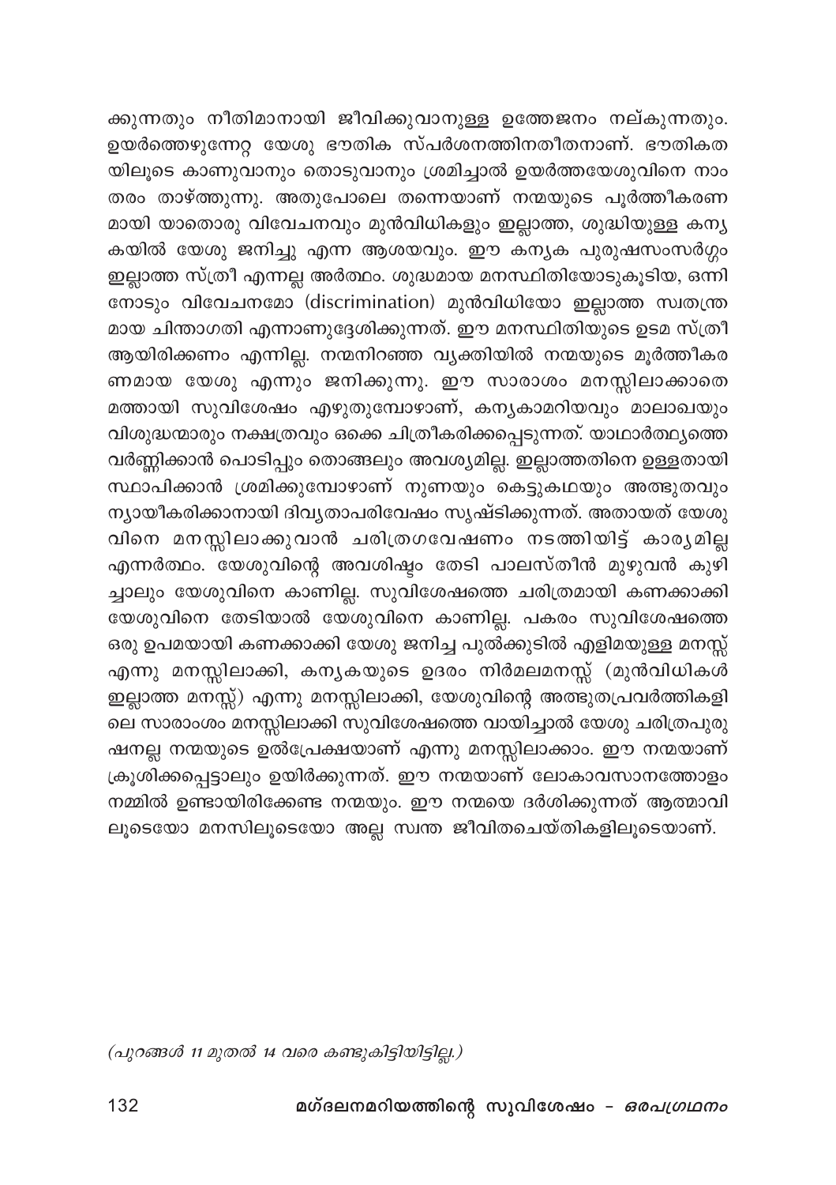ക്കുന്നതും നീതിമാനായി ജീവിക്കുവാനുള്ള ഉത്തേജനം നല്കുന്നതും. ഉയർത്തെഴുന്നേറ്റ യേശു ഭൗതിക സ്പർശനത്തിനതീതനാണ്. ഭൗതികതയിലൂടെ കാണുവാനും തൊടുവാനും ശ്രമിച്ചാൽ ഉയർത്തയേശുവിനെ നാം തരം താഴ്ത്തുന്നു. അതുപോലെ തന്നെയാണ് നന്മയുടെ പൂർത്തീകരണമായി യാതൊരു വിവേചനവും മുൻവിധികളും ഇല്ലാത്ത, ശുദ്ധിയുള്ള കന്യകയിൽ യേശു ജനിച്ചു എന്ന ആശയവും. ഈ കന്യക പുരുഷസംസർഗ്ഗം ഇല്ലാത്ത സ്ത്രീ എന്നല്ല അർത്ഥം. ശുദ്ധമായ മനസ്ഥിതിയോടുകൂടിയ, ഒന്നിനോടും വിവേചനമോ (discrimination) മുൻവിധിയോ ഇല്ലാത്ത സ്വതന്ത്രമായ ചിന്താഗതി എന്നാണുദ്ദേശിക്കുന്നത്. ഈ മനസ്ഥിതിയുടെ ഉടമ സ്ത്രീ ആയിരിക്കണം എന്നില്ല. നന്മനിറഞ്ഞ വ്യക്തിയിൽ നന്മയുടെ മൂർത്തീകരണമായ യേശു എന്നും ജനിക്കുന്നു. ഈ സാരാശം മനസ്സിലാക്കാതെ മത്തായി സുവിശേഷം എഴുതുമ്പോഴാണ്, കന്യകാമറിയവും മാലാഖയും വിശുദ്ധന്മാരും നക്ഷത്രവും ഒക്കെ ചിത്രീകരിക്കപ്പെടുന്നത്. യാഥാർത്ഥ്യത്തെ വർണ്ണിക്കാൻ പൊടിപ്പും തൊങ്ങലും അവശ്യമില്ല. ഇല്ലാത്തതിനെ ഉള്ളതായി സ്ഥാപിക്കാൻ ശ്രമിക്കുമ്പോഴാണ് നുണയും കെട്ടുകഥയും അത്ഭുതവും ന്യായീകരിക്കാനായി ദിവ്യതാപരിവേഷം സൃഷ്ടിക്കുന്നത്. അതായത് യേശുവിനെ മനസ്സിലാക്കുവാൻ ചരിത്രഗവേഷണം നടത്തിയിട്ട് കാര്യമില്ല എന്നർത്ഥം. യേശുവിന്റെ അവശിഷ്ടം തേടി പാലസ്തീൻ മുഴുവൻ കുഴിച്ചാലും യേശുവിനെ കാണില്ല. സുവിശേഷത്തെ ചരിത്രമായി കണക്കാക്കി യേശുവിനെ തേടിയാൽ യേശുവിനെ കാണില്ല. പകരം സുവിശേഷത്തെ ഒരു ഉപമയായി കണക്കാക്കി യേശു ജനിച്ച പുൽക്കുടിൽ എളിമയുള്ള മനസ്സ് എന്നു മനസ്സിലാക്കി, കന്യകയുടെ ഉദരം നിർമലമനസ്സ് (മുൻവിധികൾ ഇല്ലാത്ത മനസ്സ്) എന്നു മനസ്സിലാക്കി, യേശുവിന്റെ അത്ഭുതപ്രവർത്തികളിലെ സാരാംശം മനസ്സിലാക്കി സുവിശേഷത്തെ വായിച്ചാൽ യേശു ചരിത്രപുരുഷനല്ല നന്മയുടെ ഉൽപ്രേക്ഷയാണ് എന്നു മനസ്സിലാക്കാം. ഈ നന്മയാണ് ക്രൂശിക്കപ്പെട്ടാലും ഉയിർക്കുന്നത്. ഈ നന്മയാണ് ലോകാവസാനത്തോളം നമ്മിൽ ഉണ്ടായിരിക്കേണ്ട നന്മയും. ഈ നന്മയെ ദർശിക്കുന്നത് ആത്മാവിലൂടെയോ മനസിലൂടെയോ അല്ല സ്വന്ത ജീവിതചെയ്തികളിലൂടെയാണ്.

*(പുറങ്ങൾ 11 മുതൽ 14 വരെ കണ്ടുകിട്ടിയിട്ടില്ല.)*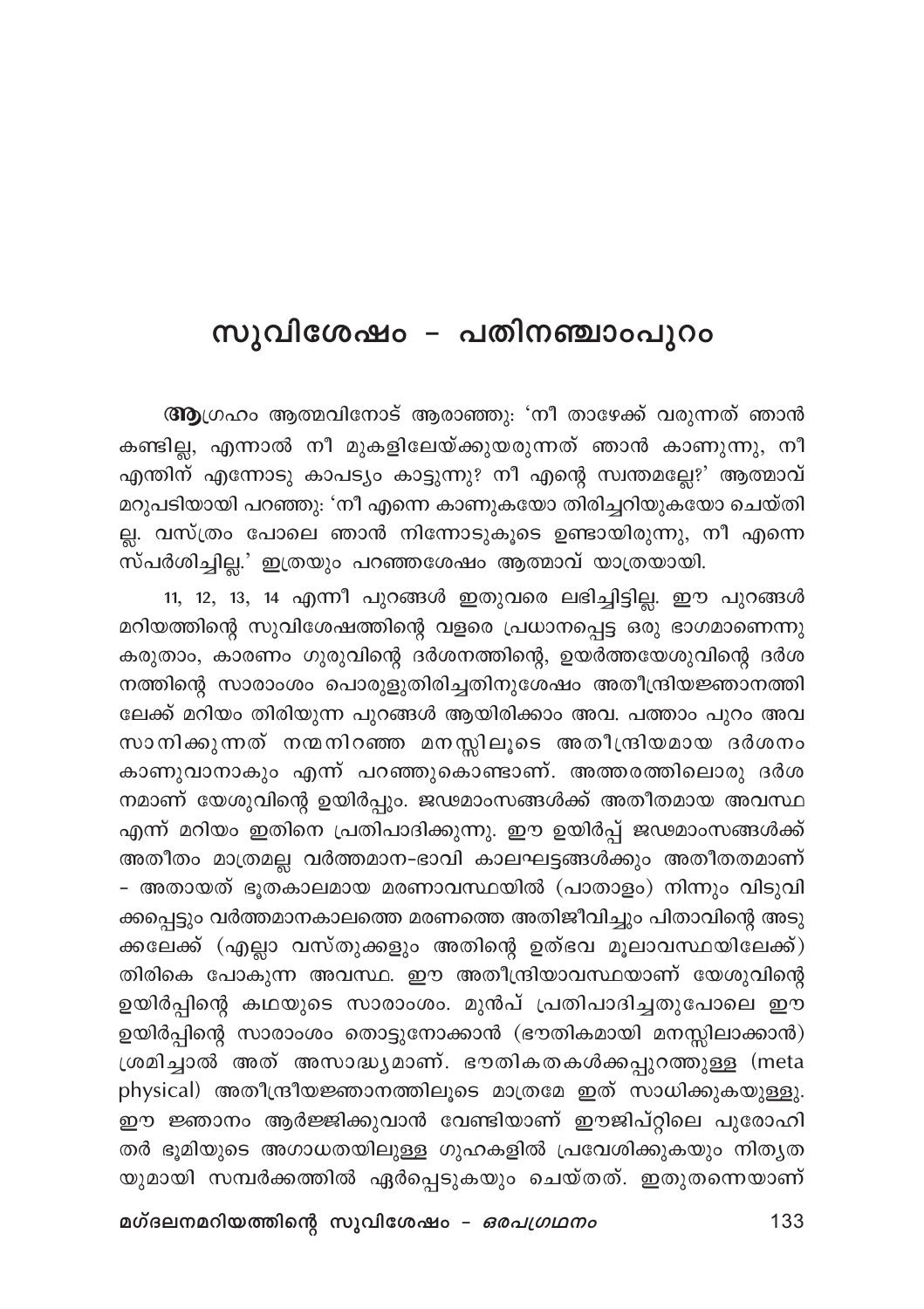## സുവിശേഷം - പതിനഞ്ചാംപുറം

**ആ**ഗ്രഹം ആത്മവിനോട് ആരാഞ്ഞു: 'നീ താഴേക്ക് വരുന്നത് ഞാൻ കണ്ടില്ല, എന്നാൽ നീ മുകളിലേയ്ക്കുയരുന്നത് ഞാൻ കാണുന്നു, നീ എന്തിന് എന്നോടു കാപട്യം കാട്ടുന്നു? നീ എന്റെ സ്വന്തമല്ലേ?' ആത്മാവ് മറുപടിയായി പറഞ്ഞു: 'നീ എന്നെ കാണുകയോ തിരിച്ചറിയുകയോ ചെയ്തില്ല. വസ്ത്രം പോലെ ഞാൻ നിന്നോടുകൂടെ ഉണ്ടായിരുന്നു, നീ എന്നെ സ്പർശിച്ചില്ല.' ഇത്രയും പറഞ്ഞശേഷം ആത്മാവ് യാത്രയായി.

11, 12, 13, 14 എന്നീ പുറങ്ങൾ ഇതുവരെ ലഭിച്ചിട്ടില്ല. ഈ പുറങ്ങൾ മറിയത്തിന്റെ സുവിശേഷത്തിന്റെ വളരെ പ്രധാനപ്പെട്ട ഒരു ഭാഗമാണെന്നു കരുതാം, കാരണം ഗുരുവിന്റെ ദർശനത്തിന്റെ, ഉയർത്തയേശുവിന്റെ ദർശനത്തിന്റെ സാരാംശം പൊരുളുതിരിച്ചതിനുശേഷം അതീന്ദ്രിയജ്ഞാനത്തിലേക്ക് മറിയം തിരിയുന്ന പുറങ്ങൾ ആയിരിക്കാം അവ. പത്താം പുറം അവസാനിക്കുന്നത് നന്മനിറഞ്ഞ മനസ്സിലൂടെ അതീന്ദ്രിയമായ ദർശനം കാണുവാനാകും എന്ന് പറഞ്ഞുകൊണ്ടാണ്. അത്തരത്തിലൊരു ദർശനമാണ് യേശുവിന്റെ ഉയിർപ്പും. ജഢമാംസങ്ങൾക്ക് അതീതമായ അവസ്ഥ എന്ന് മറിയം ഇതിനെ പ്രതിപാദിക്കുന്നു. ഈ ഉയിർപ്പ് ജഢമാംസങ്ങൾക്ക് അതീതം മാത്രമല്ല വർത്തമാന-ഭാവി കാലഘട്ടങ്ങൾക്കും അതീതതമാണ് - അതായത് ഭൂതകാലമായ മരണാവസ്ഥയിൽ (പാതാളം) നിന്നും വിടുവിക്കപ്പെട്ടും വർത്തമാനകാലത്തെ മരണത്തെ അതിജീവിച്ചും പിതാവിന്റെ അടുക്കലേക്ക് (എല്ലാ വസ്തുക്കളും അതിന്റെ ഉത്ഭവ മൂലാവസ്ഥയിലേക്ക്) തിരികെ പോകുന്ന അവസ്ഥ. ഈ അതീന്ദ്രിയാവസ്ഥയാണ് യേശുവിന്റെ ഉയിർപ്പിന്റെ കഥയുടെ സാരാംശം. മുൻപ് പ്രതിപാദിച്ചതുപോലെ ഈ ഉയിർപ്പിന്റെ സാരാംശം തൊട്ടുനോക്കാൻ (ഭൗതികമായി മനസ്സിലാക്കാൻ) ശ്രമിച്ചാൽ അത് അസാദ്ധ്യമാണ്. ഭൗതികതകൾക്കപ്പുറത്തുള്ള (meta physical) അതീന്ദ്രീയജ്ഞാനത്തിലൂടെ മാത്രമേ ഇത് സാധിക്കുകയുള്ളൂ. ഈ ജ്ഞാനം ആർജ്ജിക്കുവാൻ വേണ്ടിയാണ് ഈജിപ്റ്റിലെ പുരോഹിതർ ഭൂമിയുടെ അഗാധതയിലുള്ള ഗുഹകളിൽ പ്രവേശിക്കുകയും നിത്യതയുമായി സമ്പർക്കത്തിൽ ഏർപ്പെടുകയും ചെയ്തത്. ഇതുതന്നെയാണ്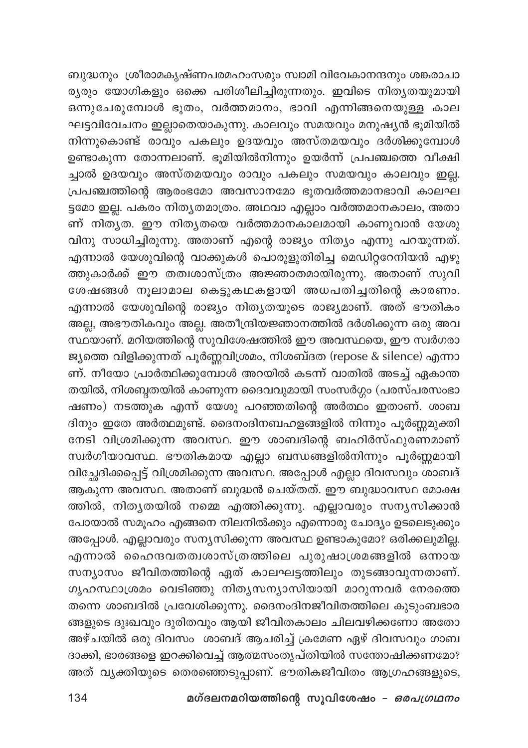ബുദ്ധനും ശ്രീരാമകൃഷ്ണപരമഹംസരും സ്വാമി വിവേകാനന്ദനും ശങ്കരാചാര്യരും യോഗികളും ഒക്കെ പരിശീലിച്ചിരുന്നതും. ഇവിടെ നിത്യതയുമായി ഒന്നുചേരുമ്പോൾ ഭൂതം, വർത്തമാനം, ഭാവി എന്നിങ്ങനെയുള്ള കാലഘട്ടവിവേചനം ഇല്ലാതെയാകുന്നു. കാലവും സമയവും മനുഷ്യൻ ഭൂമിയിൽ നിന്നുകൊണ്ട് രാവും പകലും ഉദയവും അസ്തമയവും ദർശിക്കുമ്പോൾ ഉണ്ടാകുന്ന തോന്നലാണ്. ഭൂമിയിൽനിന്നും ഉയർന്ന് പ്രപഞ്ചത്തെ വീക്ഷിച്ചാൽ ഉദയവും അസ്തമയവും രാവും പകലും സമയവും കാലവും ഇല്ല. പ്രപഞ്ചത്തിന്റെ ആരംഭമോ അവസാനമോ ഭൂതവർത്തമാനഭാവി കാലഘട്ടമോ ഇല്ല. പകരം നിത്യതമാത്രം. അഥവാ എല്ലാം വർത്തമാനകാലം, അതാണ് നിത്യത. ഈ നിത്യതയെ വർത്തമാനകാലമായി കാണുവാൻ യേശുവിനു സാധിച്ചിരുന്നു. അതാണ് എന്റെ രാജ്യം നിത്യം എന്നു പറയുന്നത്. എന്നാൽ യേശുവിന്റെ വാക്കുകൾ പൊരുളുതിരിച്ച മെഡിറ്ററേനിയൻ എഴുത്തുകാർക്ക് ഈ തത്വശാസ്ത്രം അജ്ഞാതമായിരുന്നു. അതാണ് സുവിശേഷങ്ങൾ നൂലാമാല കെട്ടുകഥകളായി അധപതിച്ചതിന്റെ കാരണം. എന്നാൽ യേശുവിന്റെ രാജ്യം നിത്യതയുടെ രാജ്യമാണ്. അത് ഭൗതികം അല്ല, അഭൗതികവും അല്ല. അതീന്ദ്രിയജ്ഞാനത്തിൽ ദർശിക്കുന്ന ഒരു അവസ്ഥയാണ്. മറിയത്തിന്റെ സുവിശേഷത്തിൽ ഈ അവസ്ഥയെ, ഈ സ്വർഗരാജ്യത്തെ വിളിക്കുന്നത് പൂർണ്ണവിശ്രമം, നിശബ്ദത (repose & silence) എന്നാണ്. നീയോ പ്രാർത്ഥിക്കുമ്പോൾ അറയിൽ കടന്ന് വാതിൽ അടച്ച് ഏകാന്തതയിൽ, നിശബ്ദതയിൽ കാണുന്ന ദൈവവുമായി സംസർഗ്ഗം (പരസ്പരസംഭാഷണം) നടത്തുക എന്ന് യേശു പറഞ്ഞതിന്റെ അർത്ഥം ഇതാണ്. ശാബദിനും ഇതേ അർത്ഥമുണ്ട്. ദൈനംദിനബഹളങ്ങളിൽ നിന്നും പൂർണ്ണമുക്തി നേടി വിശ്രമിക്കുന്ന അവസ്ഥ. ഈ ശാബദിന്റെ ബഹിർസ്ഫുരണമാണ് സ്വർഗീയാവസ്ഥ. ഭൗതികമായ എല്ലാ ബന്ധങ്ങളിൽനിന്നും പൂർണ്ണമായി വിച്ഛേദിക്കപ്പെട്ട് വിശ്രമിക്കുന്ന അവസ്ഥ. അപ്പോൾ എല്ലാ ദിവസവും ശാബദ് ആകുന്ന അവസ്ഥ. അതാണ് ബുദ്ധൻ ചെയ്തത്. ഈ ബുദ്ധാവസ്ഥ മോക്ഷത്തിൽ, നിത്യതയിൽ നമ്മെ എത്തിക്കുന്നു. എല്ലാവരും സന്യസിക്കാൻ പോയാൽ സമൂഹം എങ്ങനെ നിലനിൽക്കും എന്നൊരു ചോദ്യം ഉടലെടുക്കും അപ്പോൾ. എല്ലാവരും സന്യസിക്കുന്ന അവസ്ഥ ഉണ്ടാകുമോ? ഒരിക്കലുമില്ല. എന്നാൽ ഹൈന്ദവതത്വശാസ്ത്രത്തിലെ പുരുഷാശ്രമങ്ങളിൽ ഒന്നായ സന്യാസം ജീവിതത്തിന്റെ ഏത് കാലഘട്ടത്തിലും തുടങ്ങാവുന്നതാണ്. ഗൃഹസ്ഥാശ്രമം വെടിഞ്ഞു നിത്യസന്യാസിയായി മാറുന്നവർ നേരത്തെ തന്നെ ശാബദിൽ പ്രവേശിക്കുന്നു. ദൈനംദിനജീവിതത്തിലെ കുടുംബഭാരങ്ങളുടെ ദുഃഖവും ദുരിതവും ആയി ജീവിതകാലം ചിലവഴിക്കണോ അതോ അഴ്ചയിൽ ഒരു ദിവസം ശാബദ് ആചരിച്ച് ക്രമേണ ഏഴ് ദിവസവും ശാബദാക്കി, ഭാരങ്ങളെ ഇറക്കിവെച്ച് ആത്മസംതൃപ്തിയിൽ സന്തോഷിക്കണമോ? അത് വ്യക്തിയുടെ തെരഞ്ഞെടുപ്പാണ്. ഭൗതികജീവിതം ആഗ്രഹങ്ങളുടെ,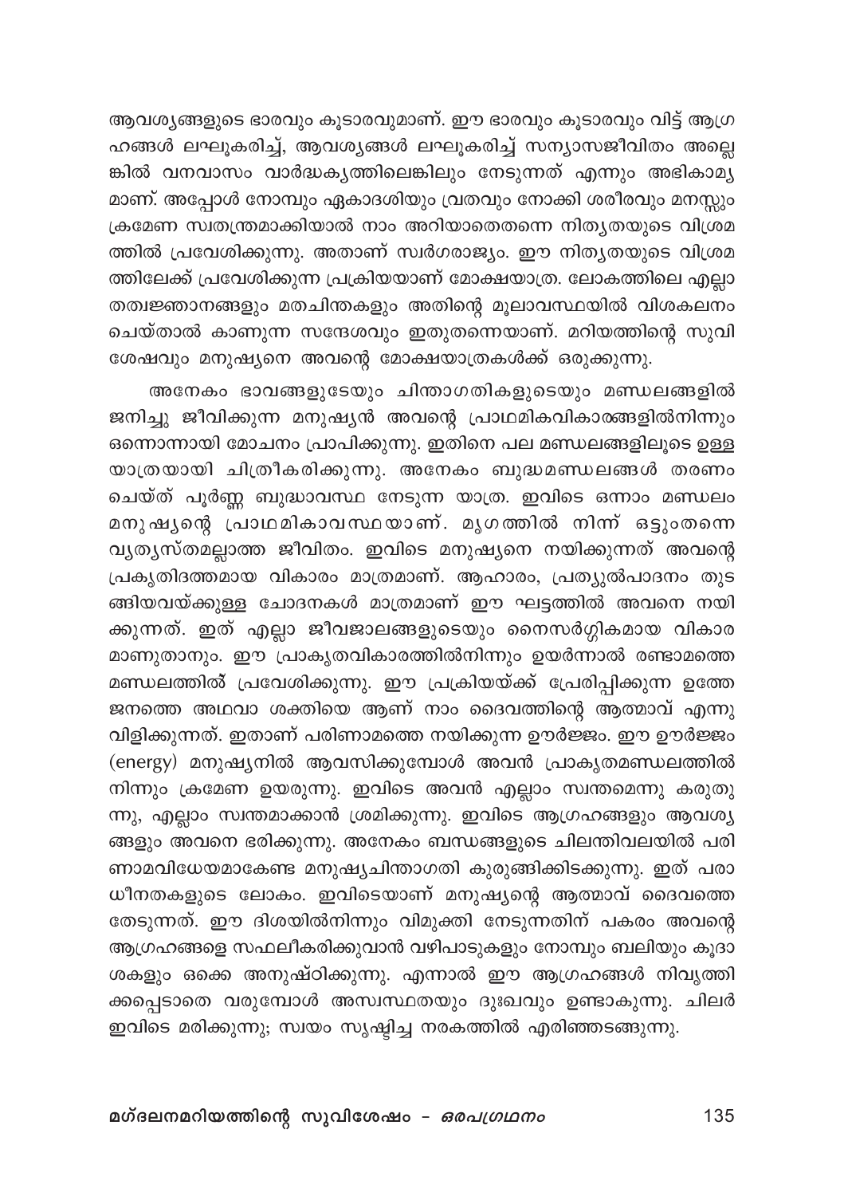ആവശ്യങ്ങളുടെ ഭാരവും കൂടാരവുമാണ്. ഈ ഭാരവും കൂടാരവും വിട്ട് ആഗ്രഹങ്ങൾ ലഘൂകരിച്ച്, ആവശ്യങ്ങൾ ലഘൂകരിച്ച് സന്യാസജീവിതം അല്ലെങ്കിൽ വനവാസം വാർദ്ധക്യത്തിലെങ്കിലും നേടുന്നത് എന്നും അഭികാമ്യമാണ്. അപ്പോൾ നോമ്പും ഏകാദശിയും വ്രതവും നോക്കി ശരീരവും മനസ്സും ക്രമേണ സ്വതന്ത്രമാക്കിയാൽ നാം അറിയാതെതന്നെ നിത്യതയുടെ വിശ്രമത്തിൽ പ്രവേശിക്കുന്നു. അതാണ് സ്വർഗരാജ്യം. ഈ നിത്യതയുടെ വിശ്രമത്തിലേക്ക് പ്രവേശിക്കുന്ന പ്രക്രിയയാണ് മോക്ഷയാത്ര. ലോകത്തിലെ എല്ലാ തത്വജ്ഞാനങ്ങളും മതചിന്തകളും അതിന്റെ മൂലാവസ്ഥയിൽ വിശകലനം ചെയ്താൽ കാണുന്ന സന്ദേശവും ഇതുതന്നെയാണ്. മറിയത്തിന്റെ സുവിശേഷവും മനുഷ്യനെ അവന്റെ മോക്ഷയാത്രകൾക്ക് ഒരുക്കുന്നു.

അനേകം ഭാവങ്ങളുടേയും ചിന്താഗതികളുടെയും മണ്ഡലങ്ങളിൽ ജനിച്ചു ജീവിക്കുന്ന മനുഷ്യൻ അവന്റെ പ്രാഥമികവികാരങ്ങളിൽനിന്നും ഒന്നൊന്നായി മോചനം പ്രാപിക്കുന്നു. ഇതിനെ പല മണ്ഡലങ്ങളിലൂടെ ഉള്ള യാത്രയായി ചിത്രീകരിക്കുന്നു. അനേകം ബുദ്ധമണ്ഡലങ്ങൾ തരണം ചെയ്ത് പൂർണ്ണ ബുദ്ധാവസ്ഥ നേടുന്ന യാത്ര. ഇവിടെ ഒന്നാം മണ്ഡലം മനുഷ്യന്റെ പ്രാഥമികാവസ്ഥയാണ്. മൃഗത്തിൽ നിന്ന് ഒട്ടുംതന്നെ വ്യത്യസ്തമല്ലാത്ത ജീവിതം. ഇവിടെ മനുഷ്യനെ നയിക്കുന്നത് അവന്റെ പ്രകൃതിദത്തമായ വികാരം മാത്രമാണ്. ആഹാരം, പ്രത്യുൽപാദനം തുടങ്ങിയവയ്ക്കുള്ള ചോദനകൾ മാത്രമാണ് ഈ ഘട്ടത്തിൽ അവനെ നയിക്കുന്നത്. ഇത് എല്ലാ ജീവജാലങ്ങളുടെയും നൈസർഗ്ഗികമായ വികാരമാണുതാനും. ഈ പ്രാകൃതവികാരത്തിൽനിന്നും ഉയർന്നാൽ രണ്ടാമത്തെ മണ്ഡലത്തിൽ പ്രവേശിക്കുന്നു. ഈ പ്രക്രിയയ്ക്ക് പ്രേരിപ്പിക്കുന്ന ഉത്തേജനത്തെ അഥവാ ശക്തിയെ ആണ് നാം ദൈവത്തിന്റെ ആത്മാവ് എന്നു വിളിക്കുന്നത്. ഇതാണ് പരിണാമത്തെ നയിക്കുന്ന ഊർജ്ജം. ഈ ഊർജ്ജം (energy) മനുഷ്യനിൽ ആവസിക്കുമ്പോൾ അവൻ പ്രാകൃതമണ്ഡലത്തിൽനിന്നും ക്രമേണ ഉയരുന്നു. ഇവിടെ അവൻ എല്ലാം സ്വന്തമെന്നു കരുതുന്നു, എല്ലാം സ്വന്തമാക്കാൻ ശ്രമിക്കുന്നു. ഇവിടെ ആഗ്രഹങ്ങളും ആവശ്യങ്ങളും അവനെ ഭരിക്കുന്നു. അനേകം ബന്ധങ്ങളുടെ ചിലന്തിവലയിൽ പരിണാമവിധേയമാകേണ്ട മനുഷ്യചിന്താഗതി കുരുങ്ങിക്കിടക്കുന്നു. ഇത് പരാധീനതകളുടെ ലോകം. ഇവിടെയാണ് മനുഷ്യന്റെ ആത്മാവ് ദൈവത്തെ തേടുന്നത്. ഈ ദിശയിൽനിന്നും വിമുക്തി നേടുന്നതിന് പകരം അവന്റെ ആഗ്രഹങ്ങളെ സഫലീകരിക്കുവാൻ വഴിപാടുകളും നോമ്പും ബലിയും കൂദാശകളും ഒക്കെ അനുഷ്ഠിക്കുന്നു. എന്നാൽ ഈ ആഗ്രഹങ്ങൾ നിവൃത്തിക്കപ്പെടാതെ വരുമ്പോൾ അസ്വസ്ഥതയും ദുഃഖവും ഉണ്ടാകുന്നു. ചിലർ ഇവിടെ മരിക്കുന്നു; സ്വയം സൃഷ്ടിച്ച നരകത്തിൽ എരിഞ്ഞടങ്ങുന്നു.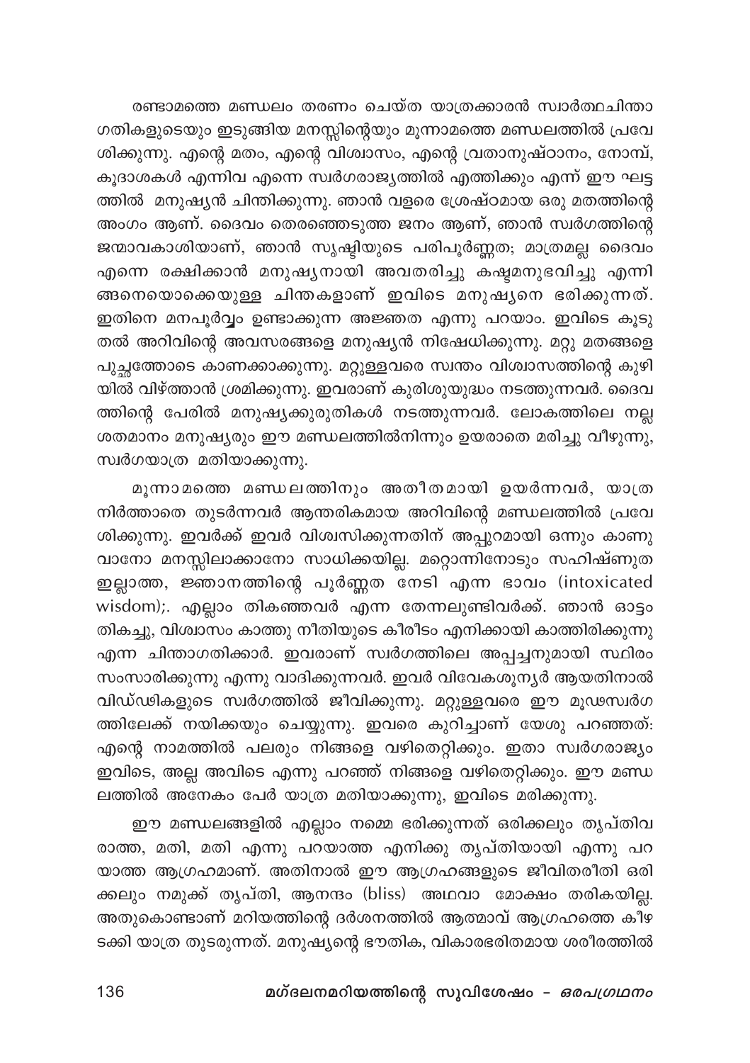രണ്ടാമത്തെ മണ്ഡലം തരണം ചെയ്ത യാത്രക്കാരൻ സ്വാർത്ഥചിന്താഗതികളുടെയും ഇടുങ്ങിയ മനസ്സിന്റെയും മൂന്നാമത്തെ മണ്ഡലത്തിൽ പ്രവേശിക്കുന്നു. എന്റെ മതം, എന്റെ വിശ്വാസം, എന്റെ വ്രതാനുഷ്ഠാനം, നോമ്പ്, കൂദാശകൾ എന്നിവ എന്നെ സ്വർഗരാജ്യത്തിൽ എത്തിക്കും എന്ന് ഈ ഘട്ടത്തിൽ മനുഷ്യൻ ചിന്തിക്കുന്നു. ഞാൻ വളരെ ശ്രേഷ്ഠമായ ഒരു മതത്തിന്റെ അംഗം ആണ്. ദൈവം തെരഞ്ഞെടുത്ത ജനം ആണ്, ഞാൻ സ്വർഗത്തിന്റെ ജന്മാവകാശിയാണ്, ഞാൻ സൃഷ്ടിയുടെ പരിപൂർണ്ണത; മാത്രമല്ല ദൈവം എന്നെ രക്ഷിക്കാൻ മനുഷ്യനായി അവതരിച്ചു കഷ്ടമനുഭവിച്ചു എന്നിങ്ങനെയൊക്കെയുള്ള ചിന്തകളാണ് ഇവിടെ മനുഷ്യനെ ഭരിക്കുന്നത്. ഇതിനെ മനപൂർവ്വം ഉണ്ടാക്കുന്ന അജ്ഞത എന്നു പറയാം. ഇവിടെ കൂടുതൽ അറിവിന്റെ അവസരങ്ങളെ മനുഷ്യൻ നിഷേധിക്കുന്നു. മറ്റു മതങ്ങളെ പുച്ഛത്തോടെ കാണക്കാക്കുന്നു. മറ്റുള്ളവരെ സ്വന്തം വിശ്വാസത്തിന്റെ കുഴിയിൽ വിഴ്ത്താൻ ശ്രമിക്കുന്നു. ഇവരാണ് കുരിശുയുദ്ധം നടത്തുന്നവർ. ദൈവത്തിന്റെ പേരിൽ മനുഷ്യക്കുരുതികൾ നടത്തുന്നവർ. ലോകത്തിലെ നല്ല ശതമാനം മനുഷ്യരും ഈ മണ്ഡലത്തിൽനിന്നും ഉയരാതെ മരിച്ചു വീഴുന്നു, സ്വർഗയാത്ര മതിയാക്കുന്നു.

മൂന്നാമത്തെ മണ്ഡലത്തിനും അതീതമായി ഉയർന്നവർ, യാത്ര നിർത്താതെ തുടർന്നവർ ആന്തരികമായ അറിവിന്റെ മണ്ഡലത്തിൽ പ്രവേശിക്കുന്നു. ഇവർക്ക് ഇവർ വിശ്വസിക്കുന്നതിന് അപ്പുറമായി ഒന്നും കാണുവാനോ മനസ്സിലാക്കാനോ സാധിക്കയില്ല. മറ്റൊന്നിനോടും സഹിഷ്ണുത ഇല്ലാത്ത, ജ്ഞാനത്തിന്റെ പൂർണ്ണത നേടി എന്ന ഭാവം (intoxicated wisdom);. എല്ലാം തികഞ്ഞവർ എന്ന തോന്നലുണ്ടിവർക്ക്. ഞാൻ ഓട്ടം തികച്ചു, വിശ്വാസം കാത്തു നീതിയുടെ കീരീടം എനിക്കായി കാത്തിരിക്കുന്നു എന്ന ചിന്താഗതിക്കാർ. ഇവരാണ് സ്വർഗത്തിലെ അപ്പച്ചനുമായി സ്ഥിരം സംസാരിക്കുന്നു എന്നു വാദിക്കുന്നവർ. ഇവർ വിവേകശൂന്യർ ആയതിനാൽ വിഡ്ഢികളുടെ സ്വർഗത്തിൽ ജീവിക്കുന്നു. മറ്റുള്ളവരെ ഈ മൂഢസ്വർഗത്തിലേക്ക് നയിക്കയും ചെയ്യുന്നു. ഇവരെ കുറിച്ചാണ് യേശു പറഞ്ഞത്: എന്റെ നാമത്തിൽ പലരും നിങ്ങളെ വഴിതെറ്റിക്കും. ഇതാ സ്വർഗരാജ്യം ഇവിടെ, അല്ല അവിടെ എന്നു പറഞ്ഞ് നിങ്ങളെ വഴിതെറ്റിക്കും. ഈ മണ്ഡലത്തിൽ അനേകം പേർ യാത്ര മതിയാക്കുന്നു, ഇവിടെ മരിക്കുന്നു.

ഈ മണ്ഡലങ്ങളിൽ എല്ലാം നമ്മെ ഭരിക്കുന്നത് ഒരിക്കലും തൃപ്തിവരാത്ത, മതി, മതി എന്നു പറയാത്ത എനിക്കു തൃപ്തിയായി എന്നു പറയാത്ത ആഗ്രഹമാണ്. അതിനാൽ ഈ ആഗ്രഹങ്ങളുടെ ജീവിതരീതി ഒരിക്കലും നമുക്ക് തൃപ്തി, ആനന്ദം (bliss) അഥവാ മോക്ഷം തരികയില്ല. അതുകൊണ്ടാണ് മറിയത്തിന്റെ ദർശനത്തിൽ ആത്മാവ് ആഗ്രഹത്തെ കീഴടക്കി യാത്ര തുടരുന്നത്. മനുഷ്യന്റെ ഭൗതിക, വികാരഭരിതമായ ശരീരത്തിൽ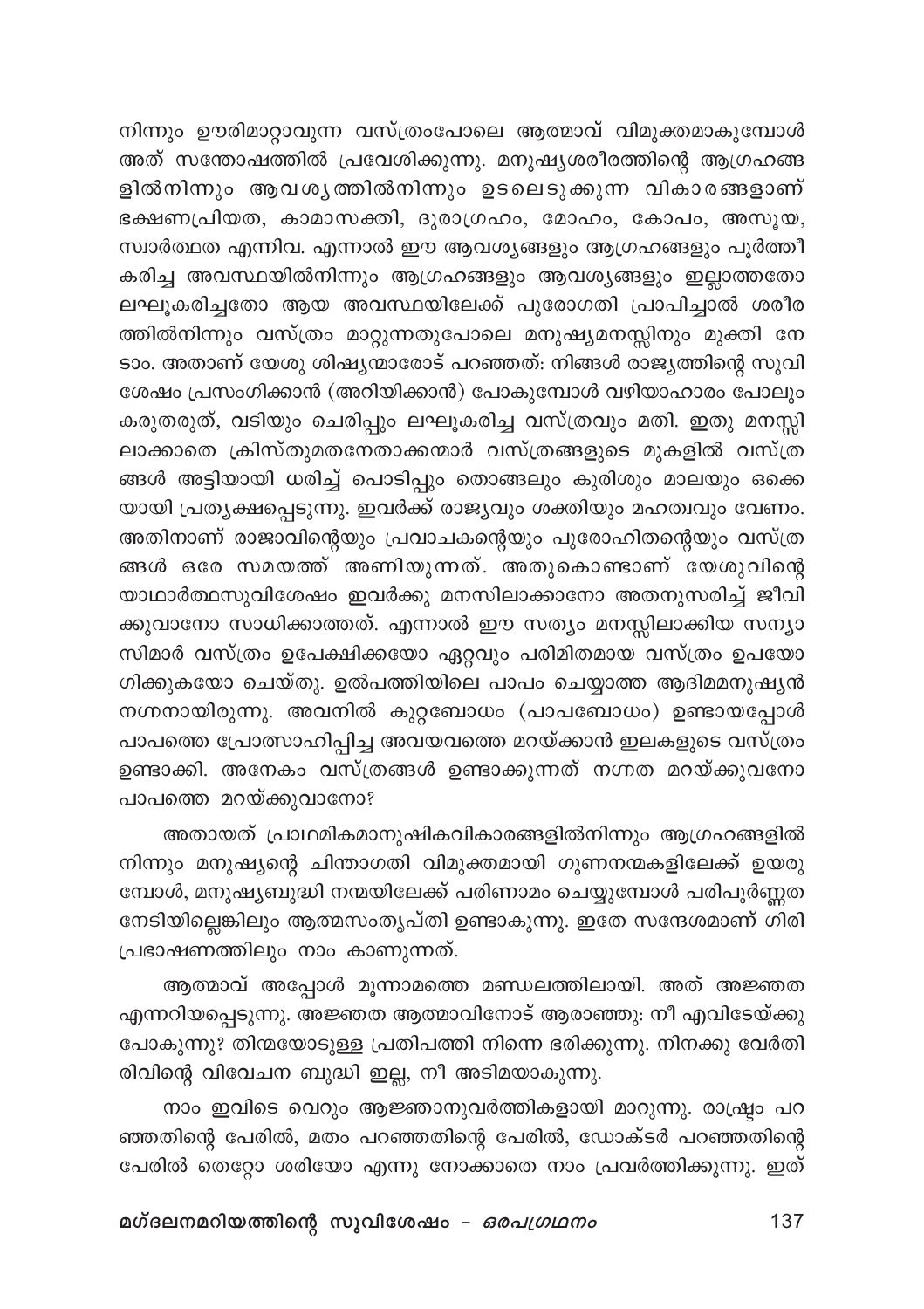നിന്നും ഊരിമാറ്റാവുന്ന വസ്ത്രംപോലെ ആത്മാവ് വിമുക്തമാകുമ്പോൾ അത് സന്തോഷത്തിൽ പ്രവേശിക്കുന്നു. മനുഷ്യശരീരത്തിന്റെ ആഗ്രഹങ്ങളിൽനിന്നും ആവശ്യത്തിൽനിന്നും ഉടലെടുക്കുന്ന വികാരങ്ങളാണ് ഭക്ഷണപ്രിയത, കാമാസക്തി, ദുരാഗ്രഹം, മോഹം, കോപം, അസൂയ, സ്വാർത്ഥത എന്നിവ. എന്നാൽ ഈ ആവശ്യങ്ങളും ആഗ്രഹങ്ങളും പൂർത്തീകരിച്ച അവസ്ഥയിൽനിന്നും ആഗ്രഹങ്ങളും ആവശ്യങ്ങളും ഇല്ലാത്തതോ ലഘൂകരിച്ചതോ ആയ അവസ്ഥയിലേക്ക് പുരോഗതി പ്രാപിച്ചാൽ ശരീരത്തിൽനിന്നും വസ്ത്രം മാറ്റുന്നതുപോലെ മനുഷ്യമനസ്സിനും മുക്തി നേടാം. അതാണ് യേശു ശിഷ്യന്മാരോട് പറഞ്ഞത്: നിങ്ങൾ രാജ്യത്തിന്റെ സുവിശേഷം പ്രസംഗിക്കാൻ (അറിയിക്കാൻ) പോകുമ്പോൾ വഴിയാഹാരം പോലും കരുതരുത്, വടിയും ചെരിപ്പും ലഘൂകരിച്ച വസ്ത്രവും മതി. ഇതു മനസ്സിലാക്കാതെ ക്രിസ്തുമതനേതാക്കന്മാർ വസ്ത്രങ്ങളുടെ മുകളിൽ വസ്ത്രങ്ങൾ അട്ടിയായി ധരിച്ച് പൊടിപ്പും തൊങ്ങലും കുരിശും മാലയും ഒക്കെയായി പ്രത്യക്ഷപ്പെടുന്നു. ഇവർക്ക് രാജ്യവും ശക്തിയും മഹത്വവും വേണം. അതിനാണ് രാജാവിന്റെയും പ്രവാചകന്റെയും പുരോഹിതന്റെയും വസ്ത്രങ്ങൾ ഒരേ സമയത്ത് അണിയുന്നത്. അതുകൊണ്ടാണ് യേശുവിന്റെ യാഥാർത്ഥസുവിശേഷം ഇവർക്കു മനസിലാക്കാനോ അതനുസരിച്ച് ജീവിക്കുവാനോ സാധിക്കാത്തത്. എന്നാൽ ഈ സത്യം മനസ്സിലാക്കിയ സന്യാസിമാർ വസ്ത്രം ഉപേക്ഷിക്കയോ ഏറ്റവും പരിമിതമായ വസ്ത്രം ഉപയോഗിക്കുകയോ ചെയ്തു. ഉൽപത്തിയിലെ പാപം ചെയ്യാത്ത ആദിമമനുഷ്യൻ നഗ്നനായിരുന്നു. അവനിൽ കുറ്റബോധം (പാപബോധം) ഉണ്ടായപ്പോൾ പാപത്തെ പ്രോത്സാഹിപ്പിച്ച അവയവത്തെ മറയ്ക്കാൻ ഇലകളുടെ വസ്ത്രം ഉണ്ടാക്കി. അനേകം വസ്ത്രങ്ങൾ ഉണ്ടാക്കുന്നത് നഗ്നത മറയ്ക്കുവനോ പാപത്തെ മറയ്ക്കുവാനോ?

അതായത് പ്രാഥമികമാനുഷികവികാരങ്ങളിൽനിന്നും ആഗ്രഹങ്ങളിൽനിന്നും മനുഷ്യന്റെ ചിന്താഗതി വിമുക്തമായി ഗുണനന്മകളിലേക്ക് ഉയരുമ്പോൾ, മനുഷ്യബുദ്ധി നന്മയിലേക്ക് പരിണാമം ചെയ്യുമ്പോൾ പരിപൂർണ്ണത നേടിയില്ലെങ്കിലും ആത്മസംതൃപ്തി ഉണ്ടാകുന്നു. ഇതേ സന്ദേശമാണ് ഗിരിപ്രഭാഷണത്തിലും നാം കാണുന്നത്.

ആത്മാവ് അപ്പോൾ മൂന്നാമത്തെ മണ്ഡലത്തിലായി. അത് അജ്ഞത എന്നറിയപ്പെടുന്നു. അജ്ഞത ആത്മാവിനോട് ആരാഞ്ഞു: നീ എവിടേയ്ക്കു പോകുന്നു? തിന്മയോടുള്ള പ്രതിപത്തി നിന്നെ ഭരിക്കുന്നു. നിനക്കു വേർതിരിവിന്റെ വിവേചന ബുദ്ധി ഇല്ല, നീ അടിമയാകുന്നു.

നാം ഇവിടെ വെറും ആജ്ഞാനുവർത്തികളായി മാറുന്നു. രാഷ്ട്രം പറഞ്ഞതിന്റെ പേരിൽ, മതം പറഞ്ഞതിന്റെ പേരിൽ, ഡോക്ടർ പറഞ്ഞതിന്റെ പേരിൽ തെറ്റോ ശരിയോ എന്നു നോക്കാതെ നാം പ്രവർത്തിക്കുന്നു. ഇത്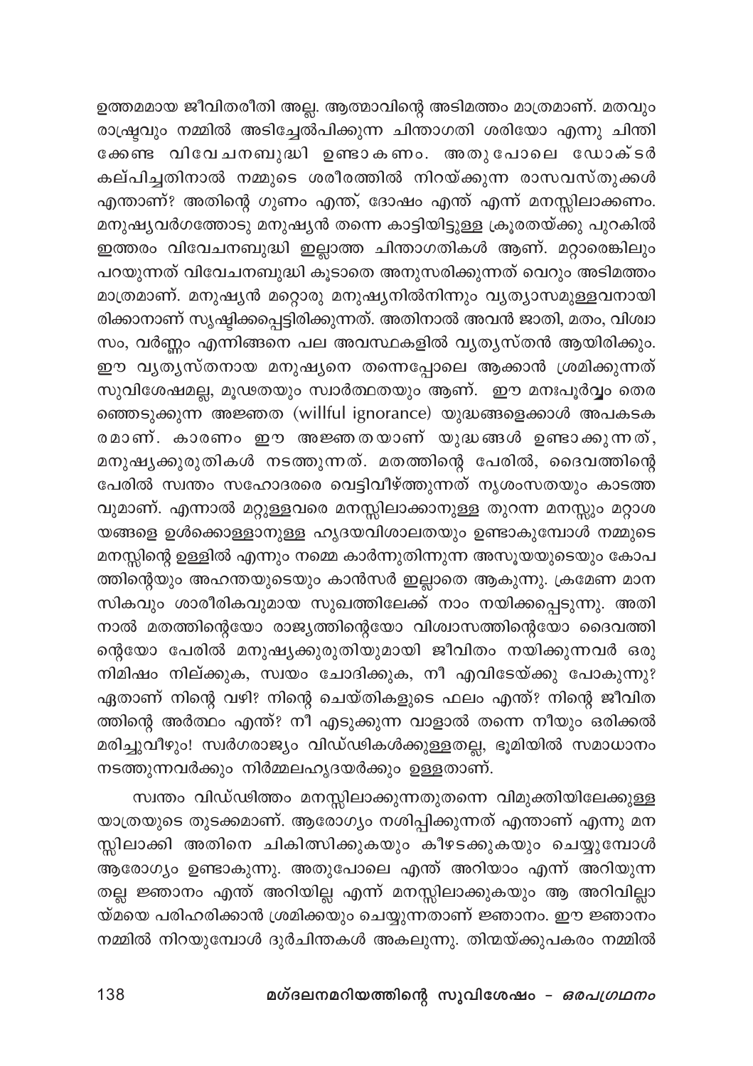ഉത്തമമായ ജീവിതരീതി അല്ല. ആത്മാവിന്റെ അടിമത്തം മാത്രമാണ്. മതവും രാഷ്ട്രവും നമ്മിൽ അടിച്ചേൽപിക്കുന്ന ചിന്താഗതി ശരിയോ എന്നു ചിന്തിക്കേണ്ട വിവേചനബുദ്ധി ഉണ്ടാകണം. അതുപോലെ ഡോക്ടർ കല്പിച്ചതിനാൽ നമ്മുടെ ശരീരത്തിൽ നിറയ്ക്കുന്ന രാസവസ്തുക്കൾ എന്താണ്? അതിന്റെ ഗുണം എന്ത്, ദോഷം എന്ത് എന്ന് മനസ്സിലാക്കണം. മനുഷ്യവർഗത്തോടു മനുഷ്യൻ തന്നെ കാട്ടിയിട്ടുള്ള ക്രൂരതയ്ക്കു പുറകിൽ ഇത്തരം വിവേചനബുദ്ധി ഇല്ലാത്ത ചിന്താഗതികൾ ആണ്. മറ്റാരെങ്കിലും പറയുന്നത് വിവേചനബുദ്ധി കൂടാതെ അനുസരിക്കുന്നത് വെറും അടിമത്തം മാത്രമാണ്. മനുഷ്യൻ മറ്റൊരു മനുഷ്യനിൽനിന്നും വ്യത്യാസമുള്ളവനായിരിക്കാനാണ് സൃഷ്ടിക്കപ്പെട്ടിരിക്കുന്നത്. അതിനാൽ അവൻ ജാതി, മതം, വിശ്വാസം, വർണ്ണം എന്നിങ്ങനെ പല അവസ്ഥകളിൽ വ്യത്യസ്തൻ ആയിരിക്കും. ഈ വ്യത്യസ്തനായ മനുഷ്യനെ തന്നെപ്പോലെ ആക്കാൻ ശ്രമിക്കുന്നത് സുവിശേഷമല്ല, മൂഢതയും സ്വാർത്ഥതയും ആണ്. ഈ മനഃപൂർവ്വം തെരഞ്ഞെടുക്കുന്ന അജ്ഞത (willful ignorance) യുദ്ധങ്ങളെക്കാൾ അപകടകരമാണ്. കാരണം ഈ അജ്ഞതയാണ് യുദ്ധങ്ങൾ ഉണ്ടാക്കുന്നത്, മനുഷ്യക്കുരുതികൾ നടത്തുന്നത്. മതത്തിന്റെ പേരിൽ, ദൈവത്തിന്റെ പേരിൽ സ്വന്തം സഹോദരരെ വെട്ടിവീഴ്ത്തുന്നത് നൃശംസതയും കാടത്തവുമാണ്. എന്നാൽ മറ്റുള്ളവരെ മനസ്സിലാക്കാനുള്ള തുറന്ന മനസ്സും മറ്റാശയങ്ങളെ ഉൾക്കൊള്ളാനുള്ള ഹൃദയവിശാലതയും ഉണ്ടാകുമ്പോൾ നമ്മുടെ മനസ്സിന്റെ ഉള്ളിൽ എന്നും നമ്മെ കാർന്നുതിന്നുന്ന അസൂയയുടെയും കോപത്തിന്റെയും അഹന്തയുടെയും കാൻസർ ഇല്ലാതെ ആകുന്നു. ക്രമേണ മാനസികവും ശാരീരികവുമായ സുഖത്തിലേക്ക് നാം നയിക്കപ്പെടുന്നു. അതിനാൽ മതത്തിന്റെയോ രാജ്യത്തിന്റെയോ വിശ്വാസത്തിന്റെയോ ദൈവത്തിന്റെയോ പേരിൽ മനുഷ്യക്കുരുതിയുമായി ജീവിതം നയിക്കുന്നവർ ഒരു നിമിഷം നില്ക്കുക, സ്വയം ചോദിക്കുക, നീ എവിടേയ്ക്കു പോകുന്നു? ഏതാണ് നിന്റെ വഴി? നിന്റെ ചെയ്തികളുടെ ഫലം എന്ത്? നിന്റെ ജീവിതത്തിന്റെ അർത്ഥം എന്ത്? നീ എടുക്കുന്ന വാളാൽ തന്നെ നീയും ഒരിക്കൽ മരിച്ചുവീഴും! സ്വർഗരാജ്യം വിഡ്ഢികൾക്കുള്ളതല്ല, ഭൂമിയിൽ സമാധാനം നടത്തുന്നവർക്കും നിർമ്മലഹൃദയർക്കും ഉള്ളതാണ്.

സ്വന്തം വിഡ്ഢിത്തം മനസ്സിലാക്കുന്നതുതന്നെ വിമുക്തിയിലേക്കുള്ള യാത്രയുടെ തുടക്കമാണ്. ആരോഗ്യം നശിപ്പിക്കുന്നത് എന്താണ് എന്നു മനസ്സിലാക്കി അതിനെ ചികിത്സിക്കുകയും കീഴടക്കുകയും ചെയ്യുമ്പോൾ ആരോഗ്യം ഉണ്ടാകുന്നു. അതുപോലെ എന്ത് അറിയാം എന്ന് അറിയുന്നതല്ല ജ്ഞാനം എന്ത് അറിയില്ല എന്ന് മനസ്സിലാക്കുകയും ആ അറിവില്ലായ്മയെ പരിഹരിക്കാൻ ശ്രമിക്കയും ചെയ്യുന്നതാണ് ജ്ഞാനം. ഈ ജ്ഞാനം നമ്മിൽ നിറയുമ്പോൾ ദുർചിന്തകൾ അകലുന്നു. തിന്മയ്ക്കുപകരം നമ്മിൽ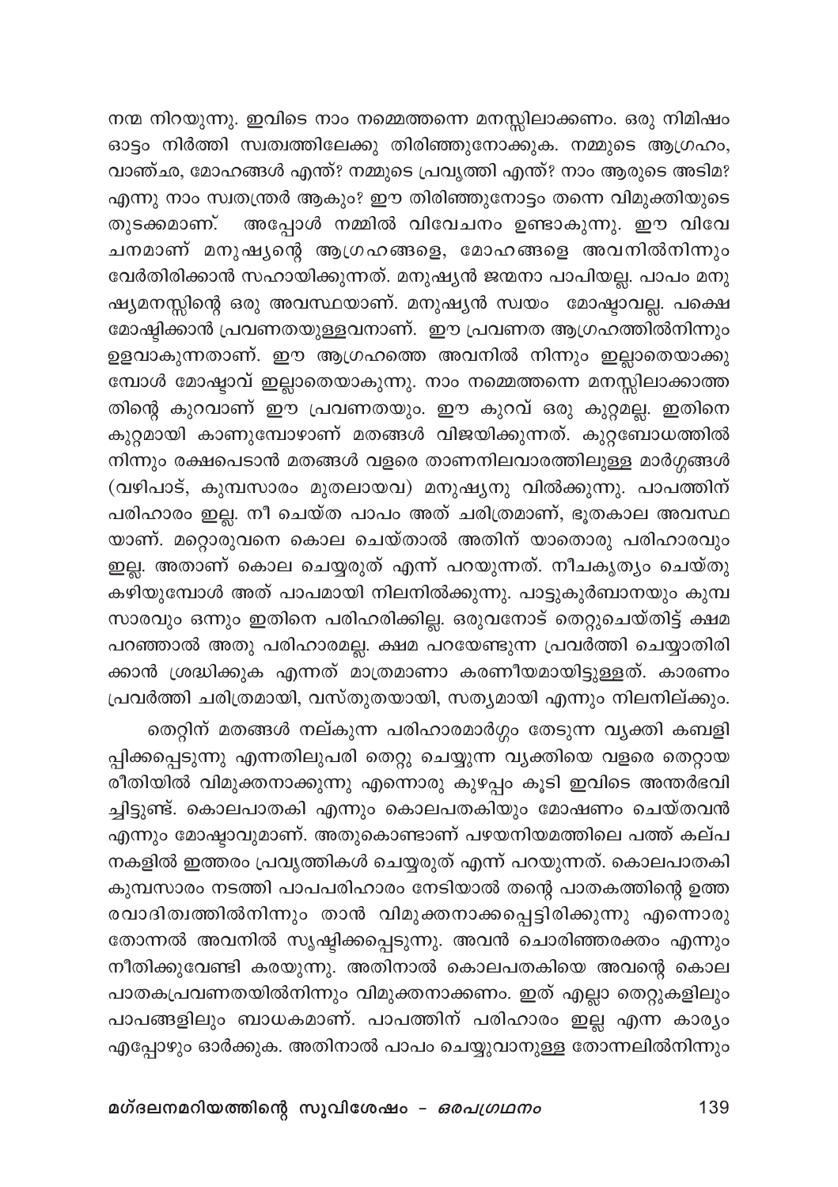നന്മ നിറയുന്നു. ഇവിടെ നാം നമ്മെത്തന്നെ മനസ്സിലാക്കണം. ഒരു നിമിഷം ഓട്ടം നിർത്തി സ്വത്വത്തിലേക്കു തിരിഞ്ഞുനോക്കുക. നമ്മുടെ ആഗ്രഹം, വാഞ്ഛ, മോഹങ്ങൾ എന്ത്? നമ്മുടെ പ്രവൃത്തി എന്ത്? നാം ആരുടെ അടിമ? എന്നു നാം സ്വതന്ത്രർ ആകും? ഈ തിരിഞ്ഞുനോട്ടം തന്നെ വിമുക്തിയുടെ തുടക്കമാണ്. അപ്പോൾ നമ്മിൽ വിവേചനം ഉണ്ടാകുന്നു. ഈ വിവേചനമാണ് മനുഷ്യന്റെ ആഗ്രഹങ്ങളെ, മോഹങ്ങളെ അവനിൽനിന്നും വേർതിരിക്കാൻ സഹായിക്കുന്നത്. മനുഷ്യൻ ജന്മനാ പാപിയല്ല. പാപം മനുഷ്യമനസ്സിന്റെ ഒരു അവസ്ഥയാണ്. മനുഷ്യൻ സ്വയം മോഷ്ടാവല്ല. പക്ഷെ മോഷ്ടിക്കാൻ പ്രവണതയുള്ളവനാണ്. ഈ പ്രവണത ആഗ്രഹത്തിൽനിന്നും ഉളവാകുന്നതാണ്. ഈ ആഗ്രഹത്തെ അവനിൽ നിന്നും ഇല്ലാതെയാക്കുമ്പോൾ മോഷ്ടാവ് ഇല്ലാതെയാകുന്നു. നാം നമ്മെത്തന്നെ മനസ്സിലാക്കാത്തതിന്റെ കുറവാണ് ഈ പ്രവണതയും. ഈ കുറവ് ഒരു കുറ്റമല്ല. ഇതിനെ കുറ്റമായി കാണുമ്പോഴാണ് മതങ്ങൾ വിജയിക്കുന്നത്. കുറ്റബോധത്തിൽ നിന്നും രക്ഷപെടാൻ മതങ്ങൾ വളരെ താണനിലവാരത്തിലുള്ള മാർഗ്ഗങ്ങൾ (വഴിപാട്, കുമ്പസാരം മുതലായവ) മനുഷ്യനു വിൽക്കുന്നു. പാപത്തിന് പരിഹാരം ഇല്ല. നീ ചെയ്ത പാപം അത് ചരിത്രമാണ്, ഭൂതകാല അവസ്ഥയാണ്. മറ്റൊരുവനെ കൊല ചെയ്താൽ അതിന് യാതൊരു പരിഹാരവും ഇല്ല. അതാണ് കൊല ചെയ്യരുത് എന്ന് പറയുന്നത്. നീചകൃത്യം ചെയ്തു കഴിയുമ്പോൾ അത് പാപമായി നിലനിൽക്കുന്നു. പാട്ടുകുർബാനയും കുമ്പസാരവും ഒന്നും ഇതിനെ പരിഹരിക്കില്ല. ഒരുവനോട് തെറ്റുചെയ്തിട്ട് ക്ഷമ പറഞ്ഞാൽ അതു പരിഹാരമല്ല. ക്ഷമ പറയേണ്ടുന്ന പ്രവർത്തി ചെയ്യാതിരിക്കാൻ ശ്രദ്ധിക്കുക എന്നത് മാത്രമാണാ കരണീയമായിട്ടുള്ളത്. കാരണം പ്രവർത്തി ചരിത്രമായി, വസ്തുതയായി, സത്യമായി എന്നും നിലനില്ക്കും.

തെറ്റിന് മതങ്ങൾ നല്കുന്ന പരിഹാരമാർഗ്ഗം തേടുന്ന വ്യക്തി കബളിപ്പിക്കപ്പെടുന്നു എന്നതിലുപരി തെറ്റു ചെയ്യുന്ന വ്യക്തിയെ വളരെ തെറ്റായ രീതിയിൽ വിമുക്തനാക്കുന്നു എന്നൊരു കുഴപ്പം കൂടി ഇവിടെ അന്തർഭവിച്ചിട്ടുണ്ട്. കൊലപാതകി എന്നും കൊലപതകിയും മോഷണം ചെയ്തവൻ എന്നും മോഷ്ടാവുമാണ്. അതുകൊണ്ടാണ് പഴയനിയമത്തിലെ പത്ത് കല്പനകളിൽ ഇത്തരം പ്രവൃത്തികൾ ചെയ്യരുത് എന്ന് പറയുന്നത്. കൊലപാതകി കുമ്പസാരം നടത്തി പാപപരിഹാരം നേടിയാൽ തന്റെ പാതകത്തിന്റെ ഉത്തരവാദിത്വത്തിൽനിന്നും താൻ വിമുക്തനാക്കപ്പെട്ടിരിക്കുന്നു എന്നൊരു തോന്നൽ അവനിൽ സൃഷ്ടിക്കപ്പെടുന്നു. അവൻ ചൊരിഞ്ഞരക്തം എന്നും നീതിക്കുവേണ്ടി കരയുന്നു. അതിനാൽ കൊലപതകിയെ അവന്റെ കൊലപാതകപ്രവണതയിൽനിന്നും വിമുക്തനാക്കണം. ഇത് എല്ലാ തെറ്റുകളിലും പാപങ്ങളിലും ബാധകമാണ്. പാപത്തിന് പരിഹാരം ഇല്ല എന്ന കാര്യം എപ്പോഴും ഓർക്കുക. അതിനാൽ പാപം ചെയ്യുവാനുള്ള തോന്നലിൽനിന്നും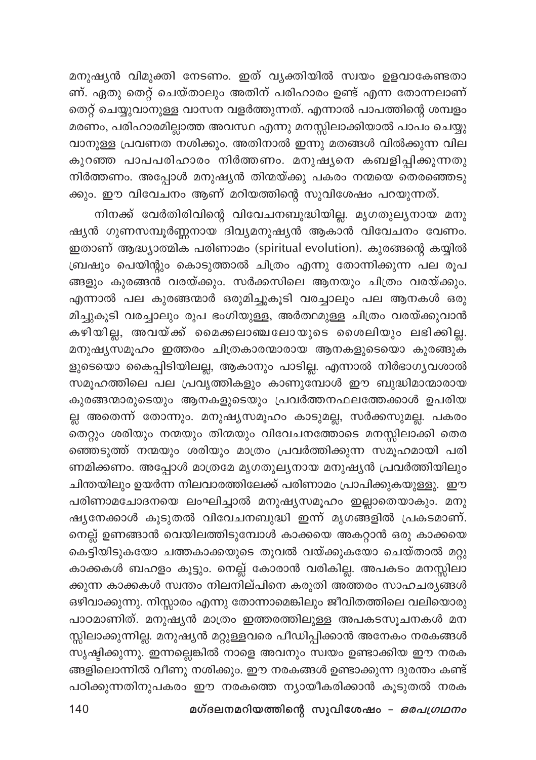മനുഷ്യൻ വിമുക്തി നേടണം. ഇത് വ്യക്തിയിൽ സ്വയം ഉളവാകേണ്ടതാണ്. ഏതു തെറ്റ് ചെയ്താലും അതിന് പരിഹാരം ഉണ്ട് എന്ന തോന്നലാണ് തെറ്റ് ചെയ്യുവാനുള്ള വാസന വളർത്തുന്നത്. എന്നാൽ പാപത്തിന്റെ ശമ്പളം മരണം, പരിഹാരമില്ലാത്ത അവസ്ഥ എന്നു മനസ്സിലാക്കിയാൽ പാപം ചെയ്യുവാനുള്ള പ്രവണത നശിക്കും. അതിനാൽ ഇന്നു മതങ്ങൾ വിൽക്കുന്ന വില കുറഞ്ഞ പാപപരിഹാരം നിർത്തണം. മനുഷ്യനെ കബളിപ്പിക്കുന്നതു നിർത്തണം. അപ്പോൾ മനുഷ്യൻ തിന്മയ്ക്കു പകരം നന്മയെ തെരഞ്ഞെടുക്കും. ഈ വിവേചനം ആണ് മറിയത്തിന്റെ സുവിശേഷം പറയുന്നത്.

നിനക്ക് വേർതിരിവിന്റെ വിവേചനബുദ്ധിയില്ല. മൃഗതുല്യനായ മനുഷ്യൻ ഗുണസമ്പൂർണ്ണനായ ദിവ്യമനുഷ്യൻ ആകാൻ വിവേചനം വേണം. ഇതാണ് ആദ്ധ്യാത്മിക പരിണാമം (spiritual evolution). കുരങ്ങന്റെ കയ്യിൽ ബ്രഷും പെയിന്റും കൊടുത്താൽ ചിത്രം എന്നു തോന്നിക്കുന്ന പല രൂപങ്ങളും കുരങ്ങൻ വരയ്ക്കും. സർക്കസിലെ ആനയും ചിത്രം വരയ്ക്കും. എന്നാൽ പല കുരങ്ങന്മാർ ഒരുമിച്ചുകൂടി വരച്ചാലും പല ആനകൾ ഒരുമിച്ചുകൂടി വരച്ചാലും രൂപ ഭംഗിയുള്ള, അർത്ഥമുള്ള ചിത്രം വരയ്ക്കുവാൻ കഴിയില്ല, അവയ്ക്ക് മൈക്കലാഞ്ചലോയുടെ ശൈലിയും ലഭിക്കില്ല. മനുഷ്യസമൂഹം ഇത്തരം ചിത്രകാരന്മാരായ ആനകളുടെയൊ കുരങ്ങുകളുടെയൊ കൈപ്പിടിയിലല്ല, ആകാനും പാടില്ല. എന്നാൽ നിർഭാഗ്യവശാൽ സമൂഹത്തിലെ പല പ്രവൃത്തികളും കാണുമ്പോൾ ഈ ബുദ്ധിമാന്മാരായ കുരങ്ങന്മാരുടെയും ആനകളുടെയും പ്രവർത്തനഫലത്തേക്കാൾ ഉപരിയല്ല അതെന്ന് തോന്നും. മനുഷ്യസമൂഹം കാടുമല്ല, സർക്കസുമല്ല. പകരം തെറ്റും ശരിയും നന്മയും തിന്മയും വിവേചനത്തോടെ മനസ്സിലാക്കി തെരഞ്ഞെടുത്ത് നന്മയും ശരിയും മാത്രം പ്രവർത്തിക്കുന്ന സമൂഹമായി പരിണമിക്കണം. അപ്പോൾ മാത്രമേ മൃഗതുല്യനായ മനുഷ്യൻ പ്രവർത്തിയിലും ചിന്തയിലും ഉയർന്ന നിലവാരത്തിലേക്ക് പരിണാമം പ്രാപിക്കുകയുള്ളൂ. ഈ പരിണാമചോദനയെ ലംഘിച്ചാൽ മനുഷ്യസമൂഹം ഇല്ലാതെയാകും. മനുഷ്യനേക്കാൾ കൂടുതൽ വിവേചനബുദ്ധി ഇന്ന് മൃഗങ്ങളിൽ പ്രകടമാണ്. നെല്ല് ഉണങ്ങാൻ വെയിലത്തിടുമ്പോൾ കാക്കയെ അകറ്റാൻ ഒരു കാക്കയെ കെട്ടിയിടുകയോ ചത്തകാക്കയുടെ തൂവൽ വയ്ക്കുകയോ ചെയ്താൽ മറ്റു കാക്കകൾ ബഹളം കൂട്ടും. നെല്ല് കോരാൻ വരികില്ല. അപകടം മനസ്സിലാക്കുന്ന കാക്കകൾ സ്വന്തം നിലനില്പിനെ കരുതി അത്തരം സാഹചര്യങ്ങൾ ഒഴിവാക്കുന്നു. നിസ്സാരം എന്നു തോന്നാമെങ്കിലും ജീവിതത്തിലെ വലിയൊരു പാഠമാണിത്. മനുഷ്യൻ മാത്രം ഇത്തരത്തിലുള്ള അപകടസൂചനകൾ മനസ്സിലാക്കുന്നില്ല. മനുഷ്യൻ മറ്റുള്ളവരെ പീഡിപ്പിക്കാൻ അനേകം നരകങ്ങൾ സൃഷ്ടിക്കുന്നു. ഇന്നല്ലെങ്കിൽ നാളെ അവനും സ്വയം ഉണ്ടാക്കിയ ഈ നരകങ്ങളിലൊന്നിൽ വീണു നശിക്കും. ഈ നരകങ്ങൾ ഉണ്ടാക്കുന്ന ദുരന്തം കണ്ട് പഠിക്കുന്നതിനുപകരം ഈ നരകത്തെ ന്യായീകരിക്കാൻ കൂടുതൽ നരക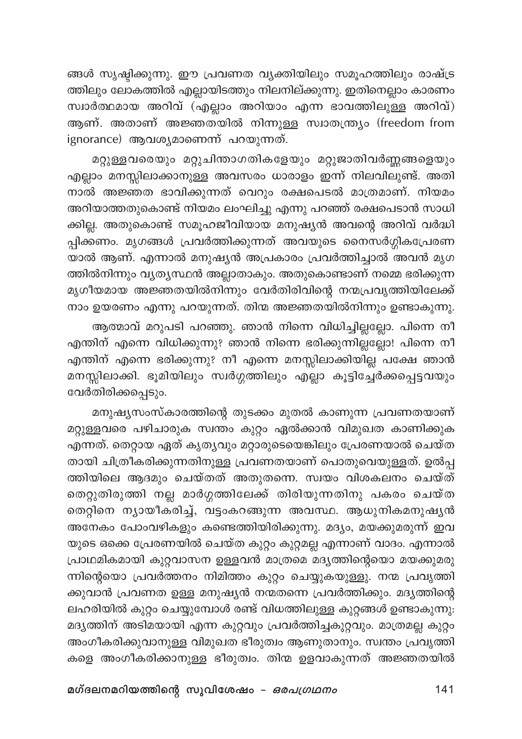ങ്ങൾ സൃഷ്ടിക്കുന്നു. ഈ പ്രവണത വ്യക്തിയിലും സമൂഹത്തിലും രാഷ്ട്രത്തിലും ലോകത്തിൽ എല്ലായിടത്തും നിലനില്ക്കുന്നു. ഇതിനെല്ലാം കാരണം സ്വാർത്ഥമായ അറിവ് (എല്ലാം അറിയാം എന്ന ഭാവത്തിലുള്ള അറിവ്) ആണ്. അതാണ് അജ്ഞതയിൽ നിന്നുള്ള സ്വാതന്ത്ര്യം (freedom from ignorance) ആവശ്യമാണെന്ന് പറയുന്നത്.

മറ്റുള്ളവരെയും മറ്റുചിന്താഗതികളേയും മറ്റുജാതിവർണ്ണങ്ങളെയും എല്ലാം മനസ്സിലാക്കാനുള്ള അവസരം ധാരാളം ഇന്ന് നിലവിലുണ്ട്. അതിനാൽ അജ്ഞത ഭാവിക്കുന്നത് വെറും രക്ഷപെടൽ മാത്രമാണ്. നിയമം അറിയാത്തതുകൊണ്ട് നിയമം ലംഘിച്ചു എന്നു പറഞ്ഞ് രക്ഷപെടാൻ സാധിക്കില്ല. അതുകൊണ്ട് സമൂഹജീവിയായ മനുഷ്യൻ അവന്റെ അറിവ് വർദ്ധിപ്പിക്കണം. മൃഗങ്ങൾ പ്രവർത്തിക്കുന്നത് അവയുടെ നൈസർഗ്ഗികപ്രേരണയാൽ ആണ്. എന്നാൽ മനുഷ്യൻ അപ്രകാരം പ്രവർത്തിച്ചാൽ അവൻ മൃഗത്തിൽനിന്നും വ്യത്യസ്ഥൻ അല്ലാതാകും. അതുകൊണ്ടാണ് നമ്മെ ഭരിക്കുന്ന മൃഗീയമായ അജ്ഞതയിൽനിന്നും വേർതിരിവിന്റെ നന്മപ്രവൃത്തിയിലേക്ക് നാം ഉയരണം എന്നു പറയുന്നത്. തിന്മ അജ്ഞതയിൽനിന്നും ഉണ്ടാകുന്നു.

ആത്മാവ് മറുപടി പറഞ്ഞു. ഞാൻ നിന്നെ വിധിച്ചില്ലല്ലോ. പിന്നെ നീ എന്തിന് എന്നെ വിധിക്കുന്നു? ഞാൻ നിന്നെ ഭരിക്കുന്നില്ലല്ലോ! പിന്നെ നീ എന്തിന് എന്നെ ഭരിക്കുന്നു? നീ എന്നെ മനസ്സിലാക്കിയില്ല പക്ഷേ ഞാൻ മനസ്സിലാക്കി. ഭൂമിയിലും സ്വർഗ്ഗത്തിലും എല്ലാ കൂട്ടിച്ചേർക്കപ്പെട്ടവയും വേർതിരിക്കപ്പെടും.

മനുഷ്യസംസ്കാരത്തിന്റെ തുടക്കം മുതൽ കാണുന്ന പ്രവണതയാണ് മറ്റുള്ളവരെ പഴിചാരുക സ്വന്തം കുറ്റം ഏൽക്കാൻ വിമുഖത കാണിക്കുക എന്നത്. തെറ്റായ ഏത് കൃത്യവും മറ്റാരുടെയെങ്കിലും പ്രേരണയാൽ ചെയ്തതായി ചിത്രീകരിക്കുന്നതിനുള്ള പ്രവണതയാണ് പൊതുവെയുള്ളത്. ഉൽപ്പത്തിയിലെ ആദമും ചെയ്തത് അതുതന്നെ. സ്വയം വിശകലനം ചെയ്ത് തെറ്റുതിരുത്തി നല്ല മാർഗ്ഗത്തിലേക്ക് തിരിയുന്നതിനു പകരം ചെയ്ത തെറ്റിനെ ന്യായീകരിച്ച്, വട്ടംകറങ്ങുന്ന അവസ്ഥ. ആധുനികമനുഷ്യൻ അനേകം പോംവഴികളും കണ്ടെത്തിയിരിക്കുന്നു. മദ്യം, മയക്കുമരുന്ന് ഇവയുടെ ഒക്കെ പ്രേരണയിൽ ചെയ്ത കുറ്റം കുറ്റമല്ല എന്നാണ് വാദം. എന്നാൽ പ്രാഥമികമായി കുറ്റവാസന ഉള്ളവൻ മാത്രമെ മദ്യത്തിന്റെയൊ മയക്കുമരുന്നിന്റെയൊ പ്രവർത്തനം നിമിത്തം കുറ്റം ചെയ്യുകയുള്ളു. നന്മ പ്രവൃത്തിക്കുവാൻ പ്രവണത ഉള്ള മനുഷ്യൻ നന്മതന്നെ പ്രവർത്തിക്കും. മദ്യത്തിന്റെ ലഹരിയിൽ കുറ്റം ചെയ്യുമ്പോൾ രണ്ട് വിധത്തിലുള്ള കുറ്റങ്ങൾ ഉണ്ടാകുന്നു: മദ്യത്തിന് അടിമയായി എന്ന കുറ്റവും പ്രവർത്തിച്ചകുറ്റവും. മാത്രമല്ല കുറ്റം അംഗീകരിക്കുവാനുള്ള വിമുഖത ഭീരുത്വം ആണുതാനും. സ്വന്തം പ്രവൃത്തികളെ അംഗീകരിക്കാനുള്ള ഭീരുത്വം. തിന്മ ഉളവാകുന്നത് അജ്ഞതയിൽ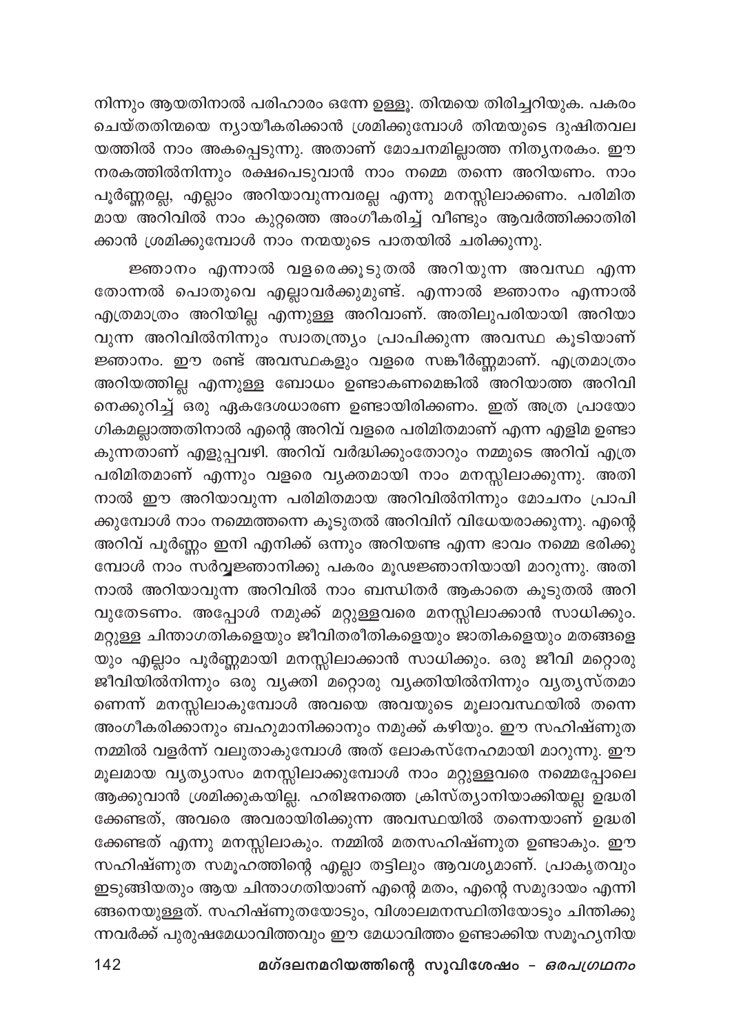നിന്നും ആയതിനാൽ പരിഹാരം ഒന്നേ ഉള്ളൂ. തിന്മയെ തിരിച്ചറിയുക. പകരം ചെയ്തതിന്മയെ ന്യായീകരിക്കാൻ ശ്രമിക്കുമ്പോൾ തിന്മയുടെ ദുഷിതവലയത്തിൽ നാം അകപ്പെടുന്നു. അതാണ് മോചനമില്ലാത്ത നിത്യനരകം. ഈ നരകത്തിൽനിന്നും രക്ഷപെടുവാൻ നാം നമ്മെ തന്നെ അറിയണം. നാം പൂർണ്ണരല്ല, എല്ലാം അറിയാവുന്നവരല്ല എന്നു മനസ്സിലാക്കണം. പരിമിതമായ അറിവിൽ നാം കുറ്റത്തെ അംഗീകരിച്ച് വീണ്ടും ആവർത്തിക്കാതിരിക്കാൻ ശ്രമിക്കുമ്പോൾ നാം നന്മയുടെ പാതയിൽ ചരിക്കുന്നു.

ജ്ഞാനം എന്നാൽ വളരെക്കൂടുതൽ അറിയുന്ന അവസ്ഥ എന്ന തോന്നൽ പൊതുവെ എല്ലാവർക്കുമുണ്ട്. എന്നാൽ ജ്ഞാനം എന്നാൽ എത്രമാത്രം അറിയില്ല എന്നുള്ള അറിവാണ്. അതിലുപരിയായി അറിയാവുന്ന അറിവിൽനിന്നും സ്വാതന്ത്ര്യം പ്രാപിക്കുന്ന അവസ്ഥ കൂടിയാണ് ജ്ഞാനം. ഈ രണ്ട് അവസ്ഥകളും വളരെ സങ്കീർണ്ണമാണ്. എത്രമാത്രം അറിയത്തില്ല എന്നുള്ള ബോധം ഉണ്ടാകണമെങ്കിൽ അറിയാത്ത അറിവിനെക്കുറിച്ച് ഒരു ഏകദേശധാരണ ഉണ്ടായിരിക്കണം. ഇത് അത്ര പ്രായോഗികമല്ലാത്തതിനാൽ എന്റെ അറിവ് വളരെ പരിമിതമാണ് എന്ന എളിമ ഉണ്ടാകുന്നതാണ് എളുപ്പവഴി. അറിവ് വർദ്ധിക്കുംതോറും നമ്മുടെ അറിവ് എത്ര പരിമിതമാണ് എന്നും വളരെ വ്യക്തമായി നാം മനസ്സിലാക്കുന്നു. അതിനാൽ ഈ അറിയാവുന്ന പരിമിതമായ അറിവിൽനിന്നും മോചനം പ്രാപിക്കുമ്പോൾ നാം നമ്മെത്തന്നെ കൂടുതൽ അറിവിന് വിധേയരാക്കുന്നു. എന്റെ അറിവ് പൂർണ്ണം ഇനി എനിക്ക് ഒന്നും അറിയണ്ട എന്ന ഭാവം നമ്മെ ഭരിക്കുമ്പോൾ നാം സർവ്വജ്ഞാനിക്കു പകരം മൂഢജ്ഞാനിയായി മാറുന്നു. അതിനാൽ അറിയാവുന്ന അറിവിൽ നാം ബന്ധിതർ ആകാതെ കൂടുതൽ അറിവുതേടണം. അപ്പോൾ നമുക്ക് മറ്റുള്ളവരെ മനസ്സിലാക്കാൻ സാധിക്കും. മറ്റുള്ള ചിന്താഗതികളെയും ജീവിതരീതികളെയും ജാതികളെയും മതങ്ങളെയും എല്ലാം പൂർണ്ണമായി മനസ്സിലാക്കാൻ സാധിക്കും. ഒരു ജീവി മറ്റൊരു ജീവിയിൽനിന്നും ഒരു വ്യക്തി മറ്റൊരു വ്യക്തിയിൽനിന്നും വ്യത്യസ്തമാണെന്ന് മനസ്സിലാകുമ്പോൾ അവയെ അവയുടെ മൂലാവസ്ഥയിൽ തന്നെ അംഗീകരിക്കാനും ബഹുമാനിക്കാനും നമുക്ക് കഴിയും. ഈ സഹിഷ്ണുത നമ്മിൽ വളർന്ന് വലുതാകുമ്പോൾ അത് ലോകസ്നേഹമായി മാറുന്നു. ഈ മൂലമായ വ്യത്യാസം മനസ്സിലാക്കുമ്പോൾ നാം മറ്റുള്ളവരെ നമ്മെപ്പോലെ ആക്കുവാൻ ശ്രമിക്കുകയില്ല. ഹരിജനത്തെ ക്രിസ്ത്യാനിയാക്കിയല്ല ഉദ്ധരിക്കേണ്ടത്, അവരെ അവരായിരിക്കുന്ന അവസ്ഥയിൽ തന്നെയാണ് ഉദ്ധരിക്കേണ്ടത് എന്നു മനസ്സിലാകും. നമ്മിൽ മതസഹിഷ്ണുത ഉണ്ടാകും. ഈ സഹിഷ്ണുത സമൂഹത്തിന്റെ എല്ലാ തട്ടിലും ആവശ്യമാണ്. പ്രാകൃതവും ഇടുങ്ങിയതും ആയ ചിന്താഗതിയാണ് എന്റെ മതം, എന്റെ സമുദായം എന്നിങ്ങനെയുള്ളത്. സഹിഷ്ണുതയോടും, വിശാലമനസ്ഥിതിയോടും ചിന്തിക്കുന്നവർക്ക് പുരുഷമേധാവിത്തവും ഈ മേധാവിത്തം ഉണ്ടാക്കിയ സമൂഹ്യനിയ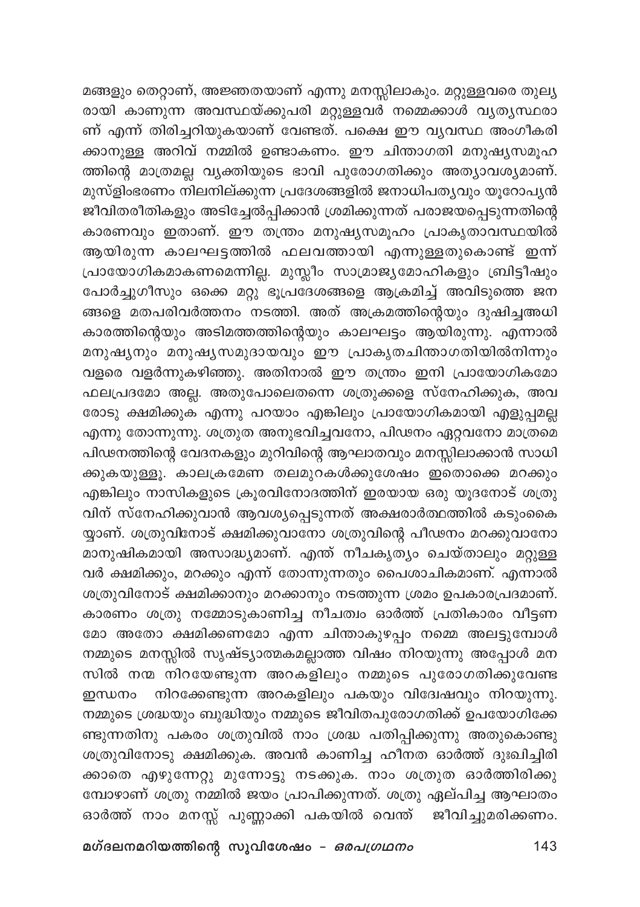മങ്ങളും തെറ്റാണ്, അജ്ഞതയാണ് എന്നു മനസ്സിലാകും. മറ്റുള്ളവരെ തുല്യരായി കാണുന്ന അവസ്ഥയ്ക്കുപരി മറ്റുള്ളവർ നമ്മെക്കാൾ വ്യത്യസ്ഥരാണ് എന്ന് തിരിച്ചറിയുകയാണ് വേണ്ടത്. പക്ഷെ ഈ വ്യവസ്ഥ അംഗീകരിക്കാനുള്ള അറിവ് നമ്മിൽ ഉണ്ടാകണം. ഈ ചിന്താഗതി മനുഷ്യസമൂഹത്തിന്റെ മാത്രമല്ല വ്യക്തിയുടെ ഭാവി പുരോഗതിക്കും അത്യാവശ്യമാണ്. മുസ്ളിംഭരണം നിലനില്ക്കുന്ന പ്രദേശങ്ങളിൽ ജനാധിപത്യവും യൂറോപ്യൻ ജീവിതരീതികളും അടിച്ചേൽപ്പിക്കാൻ ശ്രമിക്കുന്നത് പരാജയപ്പെടുന്നതിന്റെ കാരണവും ഇതാണ്. ഈ തന്ത്രം മനുഷ്യസമൂഹം പ്രാകൃതാവസ്ഥയിൽ ആയിരുന്ന കാലഘട്ടത്തിൽ ഫലവത്തായി എന്നുള്ളതുകൊണ്ട് ഇന്ന് പ്രായോഗികമാകണമെന്നില്ല. മുസ്ലീം സാമ്രാജ്യമോഹികളും ബ്രിട്ടീഷും പോർച്ചുഗീസും ഒക്കെ മറ്റു ഭൂപ്രദേശങ്ങളെ ആക്രമിച്ച് അവിടുത്തെ ജനങ്ങളെ മതപരിവർത്തനം നടത്തി. അത് അക്രമത്തിന്റെയും ദുഷിച്ചഅധികാരത്തിന്റെയും അടിമത്തത്തിന്റെയും കാലഘട്ടം ആയിരുന്നു. എന്നാൽ മനുഷ്യനും മനുഷ്യസമുദായവും ഈ പ്രാകൃതചിന്താഗതിയിൽനിന്നും വളരെ വളർന്നുകഴിഞ്ഞു. അതിനാൽ ഈ തന്ത്രം ഇനി പ്രായോഗികമോ ഫലപ്രദമോ അല്ല. അതുപോലെതന്നെ ശത്രുക്കളെ സ്നേഹിക്കുക, അവരോടു ക്ഷമിക്കുക എന്നു പറയാം എങ്കിലും പ്രായോഗികമായി എളുപ്പമല്ല എന്നു തോന്നുന്നു. ശത്രുത അനുഭവിച്ചവനോ, പിഢനം ഏറ്റവനോ മാത്രമെ പിഢനത്തിന്റെ വേദനകളും മുറിവിന്റെ ആഘാതവും മനസ്സിലാക്കാൻ സാധിക്കുകയുള്ളൂ. കാലക്രമേണ തലമുറകൾക്കുശേഷം ഇതൊക്കെ മറക്കും എങ്കിലും നാസികളുടെ ക്രൂരവിനോദത്തിന് ഇരയായ ഒരു യൂദനോട് ശത്രുവിന് സ്നേഹിക്കുവാൻ ആവശ്യപ്പെടുന്നത് അക്ഷരാർത്ഥത്തിൽ കടുംകൈയ്യാണ്. ശത്രുവിനോട് ക്ഷമിക്കുവാനോ ശത്രുവിന്റെ പീഢനം മറക്കുവാനോ മാനുഷികമായി അസാദ്ധ്യമാണ്. എന്ത് നീചകൃത്യം ചെയ്താലും മറ്റുള്ളവർ ക്ഷമിക്കും, മറക്കും എന്ന് തോന്നുന്നതും പൈശാചികമാണ്. എന്നാൽ ശത്രുവിനോട് ക്ഷമിക്കാനും മറക്കാനും നടത്തുന്ന ശ്രമം ഉപകാരപ്രദമാണ്. കാരണം ശത്രു നമ്മോടുകാണിച്ച നീചത്വം ഓർത്ത് പ്രതികാരം വീട്ടണമോ അതോ ക്ഷമിക്കണമോ എന്ന ചിന്താകുഴപ്പം നമ്മെ അലട്ടുമ്പോൾ നമ്മുടെ മനസ്സിൽ സൃഷ്ട്യാത്മകമല്ലാത്ത വിഷം നിറയുന്നു അപ്പോൾ മനസിൽ നന്മ നിറയേണ്ടുന്ന അറകളിലും നമ്മുടെ പുരോഗതിക്കുവേണ്ട ഇന്ധനം നിറക്കേണ്ടുന്ന അറകളിലും പകയും വിദ്വേഷവും നിറയുന്നു. നമ്മുടെ ശ്രദ്ധയും ബുദ്ധിയും നമ്മുടെ ജീവിതപുരോഗതിക്ക് ഉപയോഗിക്കേണ്ടുന്നതിനു പകരം ശത്രുവിൽ നാം ശ്രദ്ധ പതിപ്പിക്കുന്നു അതുകൊണ്ടു ശത്രുവിനോടു ക്ഷമിക്കുക. അവൻ കാണിച്ച ഹീനത ഓർത്ത് ദുഃഖിച്ചിരിക്കാതെ എഴുന്നേറ്റു മുന്നോട്ടു നടക്കുക. നാം ശത്രുത ഓർത്തിരിക്കുമ്പോഴാണ് ശത്രു നമ്മിൽ ജയം പ്രാപിക്കുന്നത്. ശത്രു ഏല്പിച്ച ആഘാതം ഓർത്ത് നാം മനസ്സ് പുണ്ണാക്കി പകയിൽ വെന്ത് ജീവിച്ചുമരിക്കണം.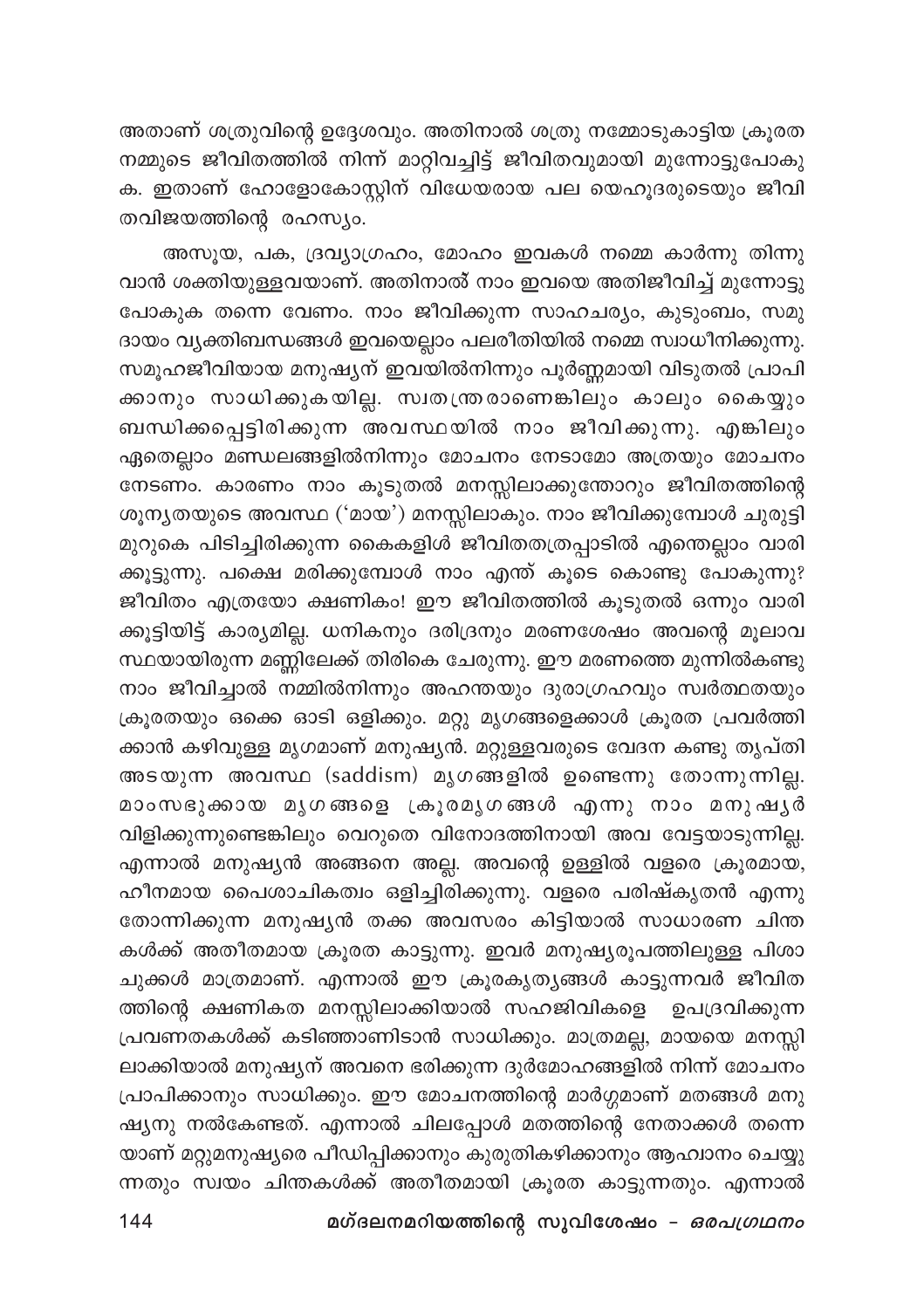അതാണ് ശത്രുവിന്റെ ഉദ്ദേശവും. അതിനാൽ ശത്രു നമ്മോടുകാട്ടിയ ക്രൂരത നമ്മുടെ ജീവിതത്തിൽ നിന്ന് മാറ്റിവച്ചിട്ട് ജീവിതവുമായി മുന്നോട്ടുപോകുക. ഇതാണ് ഹോളോകോസ്റ്റിന് വിധേയരായ പല യെഹൂദരുടെയും ജീവിതവിജയത്തിന്റെ രഹസ്യം.

അസൂയ, പക, ദ്രവ്യാഗ്രഹം, മോഹം ഇവകൾ നമ്മെ കാർന്നു തിന്നുവാൻ ശക്തിയുള്ളവയാണ്. അതിനാൽ നാം ഇവയെ അതിജീവിച്ച് മുന്നോട്ടു പോകുക തന്നെ വേണം. നാം ജീവിക്കുന്ന സാഹചര്യം, കുടുംബം, സമുദായം വ്യക്തിബന്ധങ്ങൾ ഇവയെല്ലാം പലരീതിയിൽ നമ്മെ സ്വാധീനിക്കുന്നു. സമൂഹജീവിയായ മനുഷ്യന് ഇവയിൽനിന്നും പൂർണ്ണമായി വിടുതൽ പ്രാപിക്കാനും സാധിക്കുകയില്ല. സ്വതന്ത്രരാണെങ്കിലും കാലും കൈയ്യും ബന്ധിക്കപ്പെട്ടിരിക്കുന്ന അവസ്ഥയിൽ നാം ജീവിക്കുന്നു. എങ്കിലും ഏതെല്ലാം മണ്ഡലങ്ങളിൽനിന്നും മോചനം നേടാമോ അത്രയും മോചനം നേടണം. കാരണം നാം കൂടുതൽ മനസ്സിലാക്കുന്തോറും ജീവിതത്തിന്റെ ശൂന്യതയുടെ അവസ്ഥ ('മായ') മനസ്സിലാകും. നാം ജീവിക്കുമ്പോൾ ചുരുട്ടി മുറുകെ പിടിച്ചിരിക്കുന്ന കൈകളിൽ ജീവിതത്രപ്പാടിൽ എന്തെല്ലാം വാരിക്കൂട്ടുന്നു. പക്ഷെ മരിക്കുമ്പോൾ നാം എന്ത് കൂടെ കൊണ്ടു പോകുന്നു? ജീവിതം എത്രയോ ക്ഷണികം! ഈ ജീവിതത്തിൽ കൂടുതൽ ഒന്നും വാരിക്കൂട്ടിയിട്ട് കാര്യമില്ല. ധനികനും ദരിദ്രനും മരണശേഷം അവന്റെ മൂലാവസ്ഥയായിരുന്ന മണ്ണിലേക്ക് തിരികെ ചേരുന്നു. ഈ മരണത്തെ മുന്നിൽകണ്ടു നാം ജീവിച്ചാൽ നമ്മിൽനിന്നും അഹന്തയും ദുരാഗ്രഹവും സ്വർത്ഥതയും ക്രൂരതയും ഒക്കെ ഓടി ഒളിക്കും. മറ്റു മൃഗങ്ങളെക്കാൾ ക്രൂരത പ്രവർത്തിക്കാൻ കഴിവുള്ള മൃഗമാണ് മനുഷ്യൻ. മറ്റുള്ളവരുടെ വേദന കണ്ടു തൃപ്തി അടയുന്ന അവസ്ഥ (saddism) മൃഗങ്ങളിൽ ഉണ്ടെന്നു തോന്നുന്നില്ല. മാംസഭുക്കായ മൃഗങ്ങളെ ക്രൂരമൃഗങ്ങൾ എന്നു നാം മനുഷ്യർ വിളിക്കുന്നുണ്ടെങ്കിലും വെറുതെ വിനോദത്തിനായി അവ വേട്ടയാടുന്നില്ല. എന്നാൽ മനുഷ്യൻ അങ്ങനെ അല്ല. അവന്റെ ഉള്ളിൽ വളരെ ക്രൂരമായ, ഹീനമായ പൈശാചികത്വം ഒളിച്ചിരിക്കുന്നു. വളരെ പരിഷ്കൃതൻ എന്നു തോന്നിക്കുന്ന മനുഷ്യൻ തക്ക അവസരം കിട്ടിയാൽ സാധാരണ ചിന്തകൾക്ക് അതീതമായ ക്രൂരത കാട്ടുന്നു. ഇവർ മനുഷ്യരൂപത്തിലുള്ള പിശാചുക്കൾ മാത്രമാണ്. എന്നാൽ ഈ ക്രൂരകൃത്യങ്ങൾ കാട്ടുന്നവർ ജീവിതത്തിന്റെ ക്ഷണികത മനസ്സിലാക്കിയാൽ സഹജിവികളെ ഉപദ്രവിക്കുന്ന പ്രവണതകൾക്ക് കടിഞ്ഞാണിടാൻ സാധിക്കും. മാത്രമല്ല, മായയെ മനസ്സിലാക്കിയാൽ മനുഷ്യന് അവനെ ഭരിക്കുന്ന ദുർമോഹങ്ങളിൽ നിന്ന് മോചനം പ്രാപിക്കാനും സാധിക്കും. ഈ മോചനത്തിന്റെ മാർഗ്ഗമാണ് മതങ്ങൾ മനുഷ്യനു നൽകേണ്ടത്. എന്നാൽ ചിലപ്പോൾ മതത്തിന്റെ നേതാക്കൾ തന്നെയാണ് മറ്റുമനുഷ്യരെ പീഡിപ്പിക്കാനും കുരുതികഴിക്കാനും ആഹ്വാനം ചെയ്യുന്നതും സ്വയം ചിന്തകൾക്ക് അതീതമായി ക്രൂരത കാട്ടുന്നതും. എന്നാൽ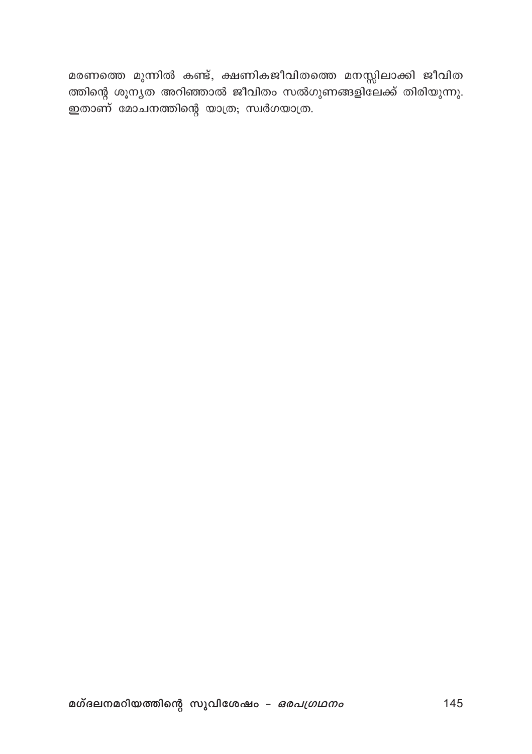മരണത്തെ മുന്നിൽ കണ്ട്, ക്ഷണികജീവിതത്തെ മനസ്സിലാക്കി ജീവിതത്തിന്റെ ശൂന്യത അറിഞ്ഞാൽ ജീവിതം സൽഗുണങ്ങളിലേക്ക് തിരിയുന്നു. ഇതാണ് മോചനത്തിന്റെ യാത്ര; സ്വർഗയാത്ര.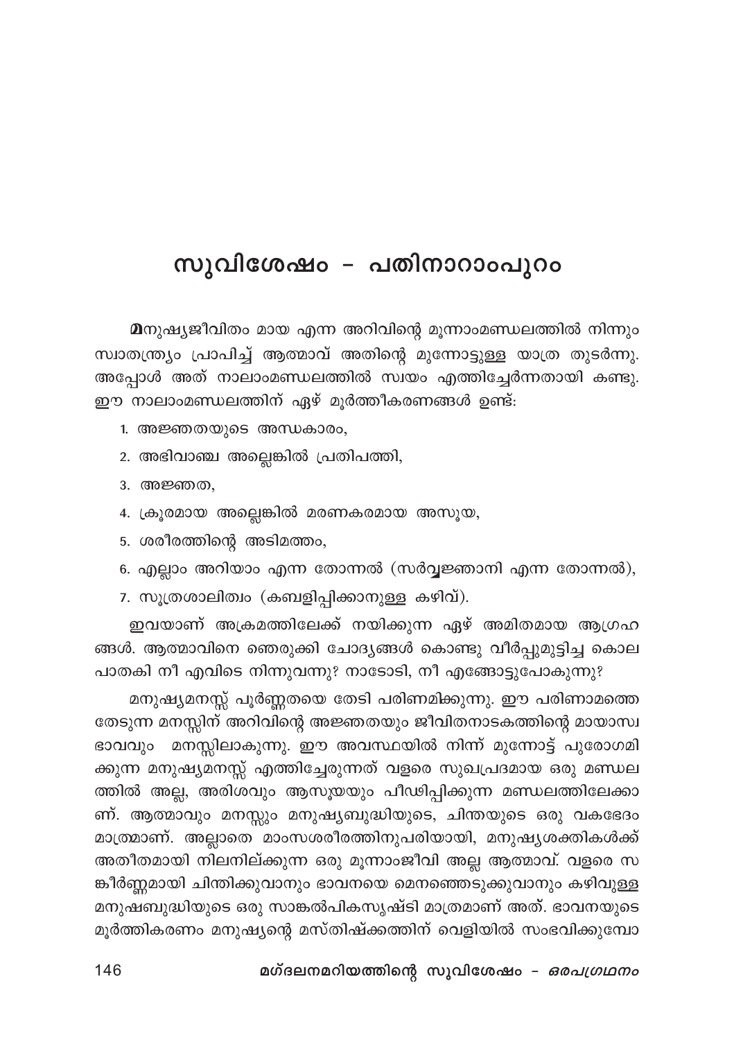# സുവിശേഷം – പതിനാറാംപുറം

**മ**നുഷ്യജീവിതം മായ എന്ന അറിവിന്റെ മൂന്നാംമണ്ഡലത്തിൽ നിന്നും സ്വാതന്ത്ര്യം പ്രാപിച്ച് ആത്മാവ് അതിന്റെ മുന്നോട്ടുള്ള യാത്ര തുടർന്നു. അപ്പോൾ അത് നാലാംമണ്ഡലത്തിൽ സ്വയം എത്തിച്ചേർന്നതായി കണ്ടു. ഈ നാലാംമണ്ഡലത്തിന് ഏഴ് മൂർത്തീകരണങ്ങൾ ഉണ്ട്:

1. അജ്ഞതയുടെ അന്ധകാരം,
2. അഭിവാഞ്ഛ അല്ലെങ്കിൽ പ്രതിപത്തി,
3. അജ്ഞത,
4. ക്രൂരമായ അല്ലെങ്കിൽ മരണകരമായ അസൂയ,
5. ശരീരത്തിന്റെ അടിമത്തം,
6. എല്ലാം അറിയാം എന്ന തോന്നൽ (സർവ്വജ്ഞാനി എന്ന തോന്നൽ),
7. സൂത്രശാലിത്വം (കബളിപ്പിക്കാനുള്ള കഴിവ്).

ഇവയാണ് അക്രമത്തിലേക്ക് നയിക്കുന്ന ഏഴ് അമിതമായ ആഗ്രഹങ്ങൾ. ആത്മാവിനെ ഞെരുക്കി ചോദ്യങ്ങൾ കൊണ്ടു വീർപ്പുമുട്ടിച്ച കൊലപാതകി നീ എവിടെ നിന്നുവന്നു? നാടോടി, നീ എങ്ങോട്ടുപോകുന്നു?

മനുഷ്യമനസ്സ് പൂർണ്ണതയെ തേടി പരിണമിക്കുന്നു. ഈ പരിണാമത്തെ തേടുന്ന മനസ്സിന് അറിവിന്റെ അജ്ഞതയും ജീവിതനാടകത്തിന്റെ മായാസ്വഭാവവും മനസ്സിലാകുന്നു. ഈ അവസ്ഥയിൽ നിന്ന് മുന്നോട്ട് പുരോഗമിക്കുന്ന മനുഷ്യമനസ്സ് എത്തിച്ചേരുന്നത് വളരെ സുഖപ്രദമായ ഒരു മണ്ഡലത്തിൽ അല്ല, അരിശവും ആസൂയയും പീഡിപ്പിക്കുന്ന മണ്ഡലത്തിലേക്കാണ്. ആത്മാവും മനസ്സും മനുഷ്യബുദ്ധിയുടെ, ചിന്തയുടെ ഒരു വകഭേദം മാത്രമാണ്. അല്ലാതെ മാംസശരീരത്തിനുപരിയായി, മനുഷ്യശക്തികൾക്ക് അതീതമായി നിലനില്ക്കുന്ന ഒരു മൂന്നാംജീവി അല്ല ആത്മാവ്. വളരെ സങ്കീർണ്ണമായി ചിന്തിക്കുവാനും ഭാവനയെ മെനഞ്ഞെടുക്കുവാനും കഴിവുള്ള മനുഷബുദ്ധിയുടെ ഒരു സാങ്കൽപികസൃഷ്ടി മാത്രമാണ് അത്. ഭാവനയുടെ മൂർത്തികരണം മനുഷ്യന്റെ മസ്തിഷ്ക്കത്തിന് വെളിയിൽ സംഭവിക്കുമ്പോ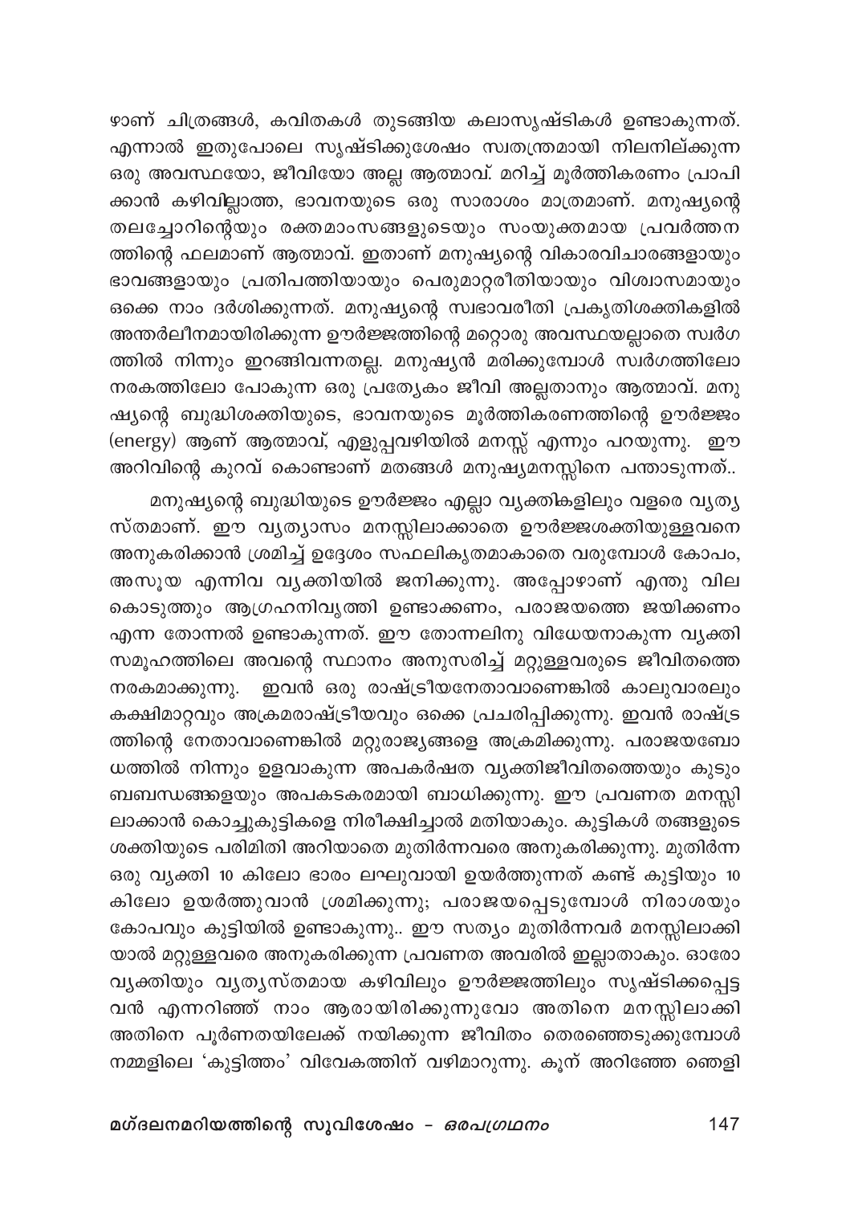ഴാണ് ചിത്രങ്ങൾ, കവിതകൾ തുടങ്ങിയ കലാസൃഷ്ടികൾ ഉണ്ടാകുന്നത്. എന്നാൽ ഇതുപോലെ സൃഷ്ടിക്കുശേഷം സ്വതന്ത്രമായി നിലനില്ക്കുന്ന ഒരു അവസ്ഥയോ, ജീവിയോ അല്ല ആത്മാവ്. മറിച്ച് മൂർത്തികരണം പ്രാപിക്കാൻ കഴിവില്ലാത്ത, ഭാവനയുടെ ഒരു സാരാംശം മാത്രമാണ്. മനുഷ്യന്റെ തലച്ചോറിന്റെയും രക്തമാംസങ്ങളുടെയും സംയുക്തമായ പ്രവർത്തനത്തിന്റെ ഫലമാണ് ആത്മാവ്. ഇതാണ് മനുഷ്യന്റെ വികാരവിചാരങ്ങളായും ഭാവങ്ങളായും പ്രതിപത്തിയായും പെരുമാറ്റരീതിയായും വിശ്വാസമായും ഒക്കെ നാം ദർശിക്കുന്നത്. മനുഷ്യന്റെ സ്വഭാവരീതി പ്രകൃതിശക്തികളിൽ അന്തർലീനമായിരിക്കുന്ന ഊർജ്ജത്തിന്റെ മറ്റൊരു അവസ്ഥയല്ലാതെ സ്വർഗത്തിൽ നിന്നും ഇറങ്ങിവന്നതല്ല. മനുഷ്യൻ മരിക്കുമ്പോൾ സ്വർഗത്തിലോ നരകത്തിലോ പോകുന്ന ഒരു പ്രത്യേകം ജീവി അല്ലതാനും ആത്മാവ്. മനുഷ്യന്റെ ബുദ്ധിശക്തിയുടെ, ഭാവനയുടെ മൂർത്തികരണത്തിന്റെ ഊർജ്ജം (energy) ആണ് ആത്മാവ്, എളുപ്പവഴിയിൽ മനസ്സ് എന്നും പറയുന്നു. ഈ അറിവിന്റെ കുറവ് കൊണ്ടാണ് മതങ്ങൾ മനുഷ്യമനസ്സിനെ പന്താടുന്നത്..

മനുഷ്യന്റെ ബുദ്ധിയുടെ ഊർജ്ജം എല്ലാ വ്യക്തികളിലും വളരെ വ്യത്യസ്തമാണ്. ഈ വ്യത്യാസം മനസ്സിലാക്കാതെ ഊർജ്ജശക്തിയുള്ളവനെ അനുകരിക്കാൻ ശ്രമിച്ച് ഉദ്ദേശം സഫലികൃതമാകാതെ വരുമ്പോൾ കോപം, അസൂയ എന്നിവ വ്യക്തിയിൽ ജനിക്കുന്നു. അപ്പോഴാണ് എന്തു വില കൊടുത്തും ആഗ്രഹനിവൃത്തി ഉണ്ടാക്കണം, പരാജയത്തെ ജയിക്കണം എന്ന തോന്നൽ ഉണ്ടാകുന്നത്. ഈ തോന്നലിനു വിധേയനാകുന്ന വ്യക്തി സമൂഹത്തിലെ അവന്റെ സ്ഥാനം അനുസരിച്ച് മറ്റുള്ളവരുടെ ജീവിതത്തെ നരകമാക്കുന്നു. ഇവൻ ഒരു രാഷ്ട്രീയനേതാവാണെങ്കിൽ കാലുവാരലും കക്ഷിമാറ്റവും അക്രമരാഷ്ട്രീയവും ഒക്കെ പ്രചരിപ്പിക്കുന്നു. ഇവൻ രാഷ്ട്രത്തിന്റെ നേതാവാണെങ്കിൽ മറ്റുരാജ്യങ്ങളെ അക്രമിക്കുന്നു. പരാജയബോധത്തിൽ നിന്നും ഉളവാകുന്ന അപകർഷത വ്യക്തിജീവിതത്തെയും കുടുംബബന്ധങ്ങളെയും അപകടകരമായി ബാധിക്കുന്നു. ഈ പ്രവണത മനസ്സിലാക്കാൻ കൊച്ചുകുട്ടികളെ നിരീക്ഷിച്ചാൽ മതിയാകും. കുട്ടികൾ തങ്ങളുടെ ശക്തിയുടെ പരിമിതി അറിയാതെ മുതിർന്നവരെ അനുകരിക്കുന്നു. മുതിർന്ന ഒരു വ്യക്തി 10 കിലോ ഭാരം ലഘുവായി ഉയർത്തുന്നത് കണ്ട് കുട്ടിയും 10 കിലോ ഉയർത്തുവാൻ ശ്രമിക്കുന്നു; പരാജയപ്പെടുമ്പോൾ നിരാശയും കോപവും കുട്ടിയിൽ ഉണ്ടാകുന്നു.. ഈ സത്യം മുതിർന്നവർ മനസ്സിലാക്കിയാൽ മറ്റുള്ളവരെ അനുകരിക്കുന്ന പ്രവണത അവരിൽ ഇല്ലാതാകും. ഓരോ വ്യക്തിയും വ്യത്യസ്തമായ കഴിവിലും ഊർജ്ജത്തിലും സൃഷ്ടിക്കപ്പെട്ടവൻ എന്നറിഞ്ഞ് നാം ആരായിരിക്കുന്നുവോ അതിനെ മനസ്സിലാക്കി അതിനെ പൂർണതയിലേക്ക് നയിക്കുന്ന ജീവിതം തെരഞ്ഞെടുക്കുമ്പോൾ നമ്മളിലെ 'കുട്ടിത്തം' വിവേകത്തിന് വഴിമാറുന്നു. കുന് അറിഞ്ഞേ ഞെളി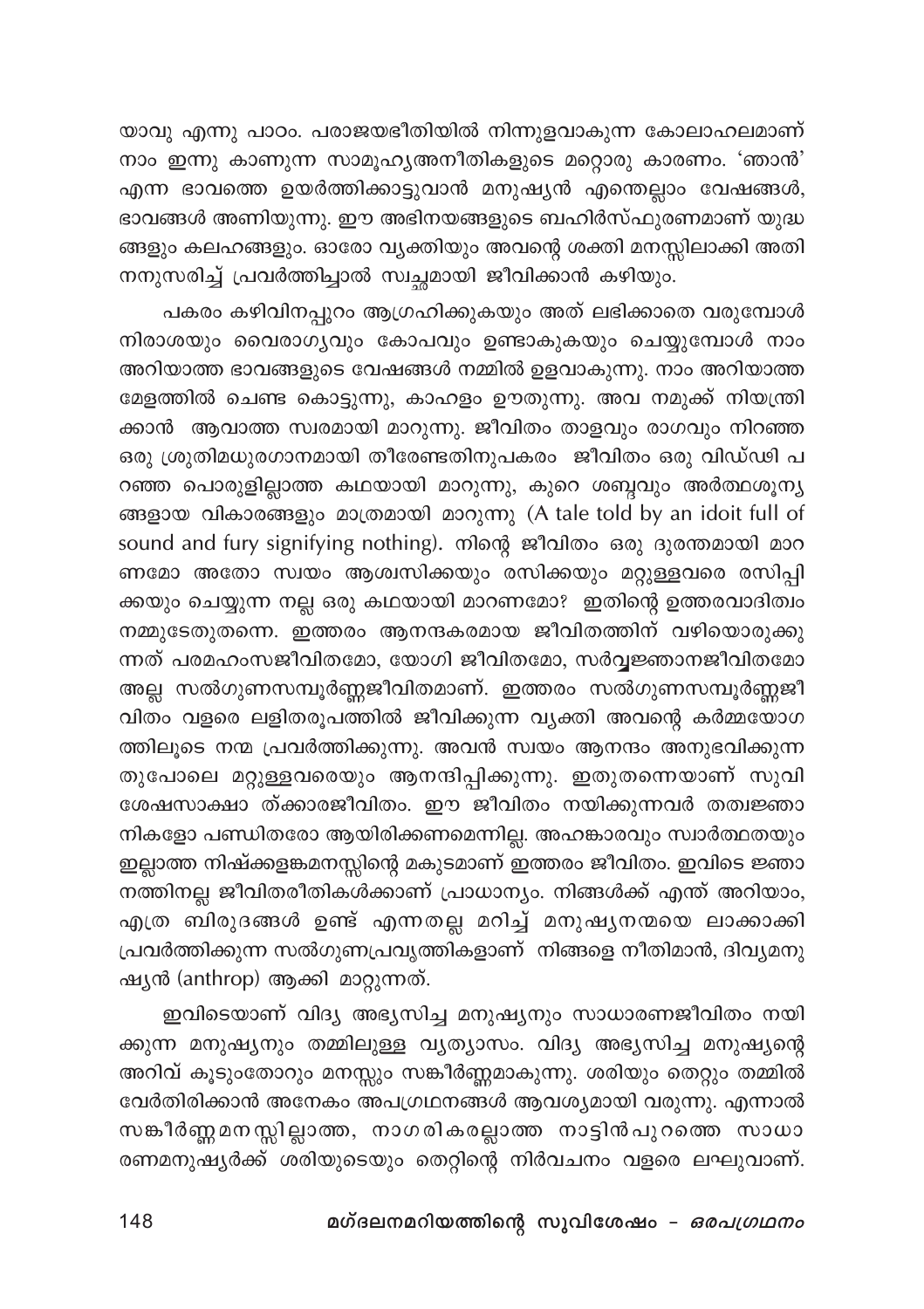യാവു എന്നു പാഠം. പരാജയഭീതിയിൽ നിന്നുളവാകുന്ന കോലാഹലമാണ് നാം ഇന്നു കാണുന്ന സാമൂഹ്യഅനീതികളുടെ മറ്റൊരു കാരണം. 'ഞാൻ' എന്ന ഭാവത്തെ ഉയർത്തിക്കാട്ടുവാൻ മനുഷ്യൻ എന്തെല്ലാം വേഷങ്ങൾ, ഭാവങ്ങൾ അണിയുന്നു. ഈ അഭിനയങ്ങളുടെ ബഹിർസ്ഫുരണമാണ് യുദ്ധങ്ങളും കലഹങ്ങളും. ഓരോ വ്യക്തിയും അവന്റെ ശക്തി മനസ്സിലാക്കി അതിനനുസരിച്ച് പ്രവർത്തിച്ചാൽ സ്വച്ഛമായി ജീവിക്കാൻ കഴിയും.

പകരം കഴിവിനപ്പുറം ആഗ്രഹിക്കുകയും അത് ലഭിക്കാതെ വരുമ്പോൾ നിരാശയും വൈരാഗ്യവും കോപവും ഉണ്ടാകുകയും ചെയ്യുമ്പോൾ നാം അറിയാത്ത ഭാവങ്ങളുടെ വേഷങ്ങൾ നമ്മിൽ ഉളവാകുന്നു. നാം അറിയാത്ത മേളത്തിൽ ചെണ്ട കൊട്ടുന്നു, കാഹളം ഊതുന്നു. അവ നമുക്ക് നിയന്ത്രിക്കാൻ ആവാത്ത സ്വരമായി മാറുന്നു. ജീവിതം താളവും രാഗവും നിറഞ്ഞ ഒരു ശ്രുതിമധുരഗാനമായി തീരേണ്ടതിനുപകരം ജീവിതം ഒരു വിഡ്ഢി പറഞ്ഞ പൊരുളില്ലാത്ത കഥയായി മാറുന്നു, കുറെ ശബ്ദവും അർത്ഥശൂന്യങ്ങളായ വികാരങ്ങളും മാത്രമായി മാറുന്നു (A tale told by an idoit full of sound and fury signifying nothing). നിന്റെ ജീവിതം ഒരു ദുരന്തമായി മാറണമോ അതോ സ്വയം ആശ്വസിക്കയും രസിക്കയും മറ്റുള്ളവരെ രസിപ്പിക്കയും ചെയ്യുന്ന നല്ല ഒരു കഥയായി മാറണമോ? ഇതിന്റെ ഉത്തരവാദിത്വം നമ്മുടേതുതന്നെ. ഇത്തരം ആനന്ദകരമായ ജീവിതത്തിന് വഴിയൊരുക്കുന്നത് പരമഹംസജീവിതമോ, യോഗി ജീവിതമോ, സർവ്വജ്ഞാനജീവിതമോ അല്ല സൽഗുണസമ്പൂർണ്ണജീവിതമാണ്. ഇത്തരം സൽഗുണസമ്പൂർണ്ണജീവിതം വളരെ ലളിതരൂപത്തിൽ ജീവിക്കുന്ന വ്യക്തി അവന്റെ കർമ്മയോഗത്തിലൂടെ നന്മ പ്രവർത്തിക്കുന്നു. അവൻ സ്വയം ആനന്ദം അനുഭവിക്കുന്നതുപോലെ മറ്റുള്ളവരെയും ആനന്ദിപ്പിക്കുന്നു. ഇതുതന്നെയാണ് സുവിശേഷസാക്ഷാ ത്ക്കാരജീവിതം. ഈ ജീവിതം നയിക്കുന്നവർ തത്വജ്ഞാനികളോ പണ്ഡിതരോ ആയിരിക്കണമെന്നില്ല. അഹങ്കാരവും സ്വാർത്ഥതയും ഇല്ലാത്ത നിഷ്ക്കളങ്കമനസ്സിന്റെ മകുടമാണ് ഇത്തരം ജീവിതം. ഇവിടെ ജ്ഞാനത്തിനല്ല ജീവിതരീതികൾക്കാണ് പ്രാധാന്യം. നിങ്ങൾക്ക് എന്ത് അറിയാം, എത്ര ബിരുദങ്ങൾ ഉണ്ട് എന്നതല്ല മറിച്ച് മനുഷ്യനന്മയെ ലാക്കാക്കി പ്രവർത്തിക്കുന്ന സൽഗുണപ്രവൃത്തികളാണ് നിങ്ങളെ നീതിമാൻ, ദിവ്യമനുഷ്യൻ (anthrop) ആക്കി മാറ്റുന്നത്.

ഇവിടെയാണ് വിദ്യ അഭ്യസിച്ച മനുഷ്യനും സാധാരണജീവിതം നയിക്കുന്ന മനുഷ്യനും തമ്മിലുള്ള വ്യത്യാസം. വിദ്യ അഭ്യസിച്ച മനുഷ്യന്റെ അറിവ് കൂടുംതോറും മനസ്സും സങ്കീർണ്ണമാകുന്നു. ശരിയും തെറ്റും തമ്മിൽ വേർതിരിക്കാൻ അനേകം അപഗ്രഥനങ്ങൾ ആവശ്യമായി വരുന്നു. എന്നാൽ സങ്കീർണ്ണമനസ്സില്ലാത്ത, നാഗരികരല്ലാത്ത നാട്ടിൻപുറത്തെ സാധാരണമനുഷ്യർക്ക് ശരിയുടെയും തെറ്റിന്റെ നിർവചനം വളരെ ലഘുവാണ്.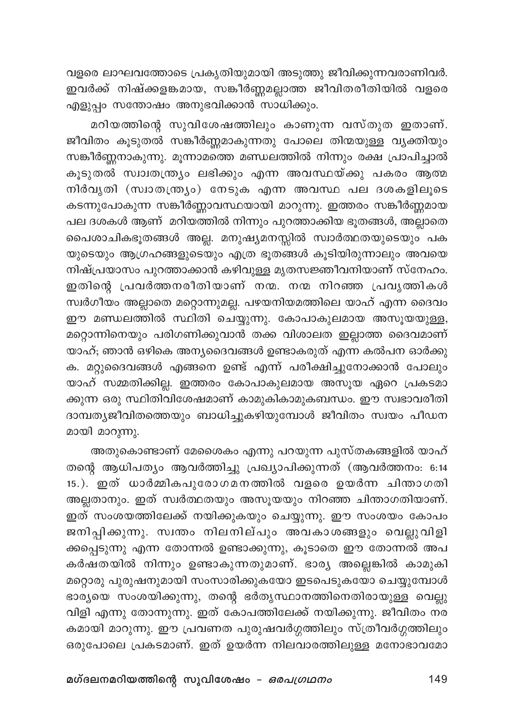വളരെ ലാഘവത്തോടെ പ്രകൃതിയുമായി അടുത്തു ജീവിക്കുന്നവരാണിവർ. ഇവർക്ക് നിഷ്ക്കളങ്കമായ, സങ്കീർണ്ണമല്ലാത്ത ജീവിതരീതിയിൽ വളരെ എളുപ്പം സന്തോഷം അനുഭവിക്കാൻ സാധിക്കും.

മറിയത്തിന്റെ സുവിശേഷത്തിലും കാണുന്ന വസ്തുത ഇതാണ്. ജീവിതം കൂടുതൽ സങ്കീർണ്ണമാകുന്നതു പോലെ തിന്മയുള്ള വ്യക്തിയും സങ്കീർണ്ണനാകുന്നു. മൂന്നാമത്തെ മണ്ഡലത്തിൽ നിന്നും രക്ഷ പ്രാപിച്ചാൽ കൂടുതൽ സ്വാതന്ത്ര്യം ലഭിക്കും എന്ന അവസ്ഥയ്ക്കു പകരം ആത്മ നിർവൃതി (സ്വാതന്ത്ര്യം) നേടുക എന്ന അവസ്ഥ പല ദശകളിലൂടെ കടന്നുപോകുന്ന സങ്കീർണ്ണാവസ്ഥയായി മാറുന്നു. ഇത്തരം സങ്കീർണ്ണമായ പല ദശകൾ ആണ് മറിയത്തിൽ നിന്നും പുറത്താക്കിയ ഭൂതങ്ങൾ, അല്ലാതെ പൈശാചികഭൂതങ്ങൾ അല്ല. മനുഷ്യമനസ്സിൽ സ്വാർത്ഥതയുടെയും പകയുടെയും ആഗ്രഹങ്ങളുടെയും എത്ര ഭൂതങ്ങൾ കൂടിയിരുന്നാലും അവയെ നിഷ്പ്രയാസം പുറത്താക്കാൻ കഴിവുള്ള മൃതസഞ്ജീവനിയാണ് സ്നേഹം. ഇതിന്റെ പ്രവർത്തനരീതിയാണ് നന്മ. നന്മ നിറഞ്ഞ പ്രവൃത്തികൾ സ്വർഗീയം അല്ലാതെ മറ്റൊന്നുമല്ല. പഴയനിയമത്തിലെ യാഹ് എന്ന ദൈവം ഈ മണ്ഡലത്തിൽ സ്ഥിതി ചെയ്യുന്നു. കോപാകുലമായ അസൂയയുള്ള, മറ്റൊന്നിനെയും പരിഗണിക്കുവാൻ തക്ക വിശാലത ഇല്ലാത്ത ദൈവമാണ് യാഹ്; ഞാൻ ഒഴികെ അന്യദൈവങ്ങൾ ഉണ്ടാകരുത് എന്ന കൽപന ഓർക്കുക. മറ്റുദൈവങ്ങൾ എങ്ങനെ ഉണ്ട് എന്ന് പരീക്ഷിച്ചുനോക്കാൻ പോലും യാഹ് സമ്മതിക്കില്ല. ഇത്തരം കോപാകുലമായ അസൂയ ഏറെ പ്രകടമാക്കുന്ന ഒരു സ്ഥിതിവിശേഷമാണ് കാമുകികാമുകബന്ധം. ഈ സ്വഭാവരീതി ദാമ്പത്യജീവിതത്തെയും ബാധിച്ചുകഴിയുമ്പോൾ ജീവിതം സ്വയം പീഡനമായി മാറുന്നു.

അതുകൊണ്ടാണ് മേശൈകം എന്നു പറയുന്ന പുസ്തകങ്ങളിൽ യാഹ് തന്റെ ആധിപത്യം ആവർത്തിച്ചു പ്രഖ്യാപിക്കുന്നത് (ആവർത്തനം: 6:14 15.). ഇത് ധാർമ്മികപുരോഗമനത്തിൽ വളരെ ഉയർന്ന ചിന്താഗതി അല്ലതാനും. ഇത് സ്വർത്ഥതയും അസൂയയും നിറഞ്ഞ ചിന്താഗതിയാണ്. ഇത് സംശയത്തിലേക്ക് നയിക്കുകയും ചെയ്യുന്നു. ഈ സംശയം കോപം ജനിപ്പിക്കുന്നു. സ്വന്തം നിലനില്പും അവകാശങ്ങളും വെല്ലുവിളിക്കപ്പെടുന്നു എന്ന തോന്നൽ ഉണ്ടാക്കുന്നു, കൂടാതെ ഈ തോന്നൽ അപകർഷതയിൽ നിന്നും ഉണ്ടാകുന്നതുമാണ്. ഭാര്യ അല്ലെങ്കിൽ കാമുകി മറ്റൊരു പുരുഷനുമായി സംസാരിക്കുകയോ ഇടപെടുകയോ ചെയ്യുമ്പോൾ ഭാര്യയെ സംശയിക്കുന്നു, തന്റെ ഭർതൃസ്ഥാനത്തിനെതിരായുള്ള വെല്ലുവിളി എന്നു തോന്നുന്നു. ഇത് കോപത്തിലേക്ക് നയിക്കുന്നു. ജീവിതം നരകമായി മാറുന്നു. ഈ പ്രവണത പുരുഷവർഗ്ഗത്തിലും സ്ത്രീവർഗ്ഗത്തിലും ഒരുപോലെ പ്രകടമാണ്. ഇത് ഉയർന്ന നിലവാരത്തിലുള്ള മനോഭാവമോ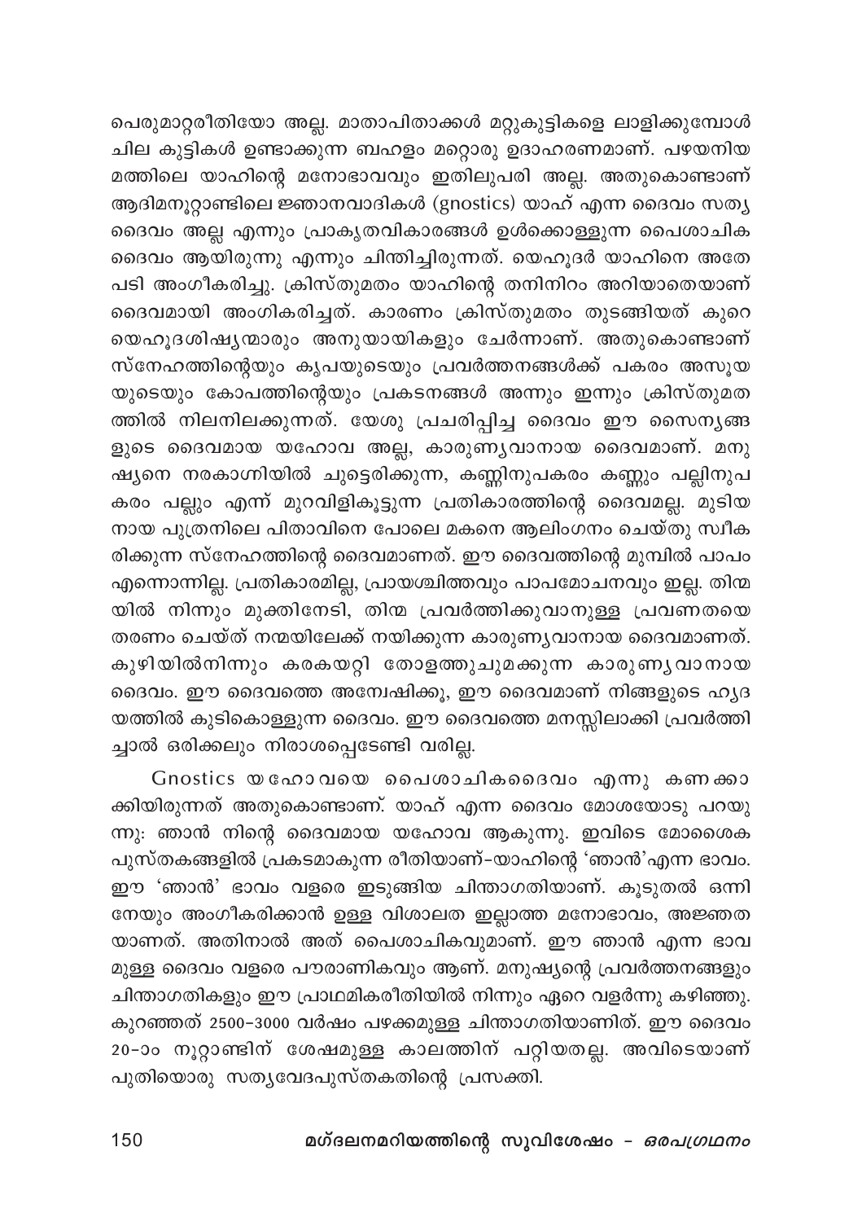പെരുമാറ്റരീതിയോ അല്ല. മാതാപിതാക്കൾ മറ്റുകുട്ടികളെ ലാളിക്കുമ്പോൾ ചില കുട്ടികൾ ഉണ്ടാക്കുന്ന ബഹളം മറ്റൊരു ഉദാഹരണമാണ്. പഴയനിയമത്തിലെ യാഹിന്റെ മനോഭാവവും ഇതിലുപരി അല്ല. അതുകൊണ്ടാണ് ആദിമനൂറ്റാണ്ടിലെ ജ്ഞാനവാദികൾ (gnostics) യാഹ് എന്ന ദൈവം സത്യദൈവം അല്ല എന്നും പ്രാകൃതവികാരങ്ങൾ ഉൾക്കൊള്ളുന്ന പൈശാചിക ദൈവം ആയിരുന്നു എന്നും ചിന്തിച്ചിരുന്നത്. യെഹൂദർ യാഹിനെ അതേപടി അംഗീകരിച്ചു. ക്രിസ്തുമതം യാഹിന്റെ തനിനിറം അറിയാതെയാണ് ദൈവമായി അംഗികരിച്ചത്. കാരണം ക്രിസ്തുമതം തുടങ്ങിയത് കുറെ യെഹൂദശിഷ്യന്മാരും അനുയായികളും ചേർന്നാണ്. അതുകൊണ്ടാണ് സ്നേഹത്തിന്റെയും കൃപയുടെയും പ്രവർത്തനങ്ങൾക്ക് പകരം അസൂയയുടെയും കോപത്തിന്റെയും പ്രകടനങ്ങൾ അന്നും ഇന്നും ക്രിസ്തുമതത്തിൽ നിലനിലക്കുന്നത്. യേശു പ്രചരിപ്പിച്ച ദൈവം ഈ സൈന്യങ്ങളുടെ ദൈവമായ യഹോവ അല്ല, കാരുണ്യവാനായ ദൈവമാണ്. മനുഷ്യനെ നരകാഗ്നിയിൽ ചുട്ടെരിക്കുന്ന, കണ്ണിനുപകരം കണ്ണും പല്ലിനുപകരം പല്ലും എന്ന് മുറവിളികൂട്ടുന്ന പ്രതികാരത്തിന്റെ ദൈവമല്ല. മുടിയനായ പുത്രനിലെ പിതാവിനെ പോലെ മകനെ ആലിംഗനം ചെയ്തു സ്വീകരിക്കുന്ന സ്നേഹത്തിന്റെ ദൈവമാണത്. ഈ ദൈവത്തിന്റെ മുമ്പിൽ പാപം എന്നൊന്നില്ല. പ്രതികാരമില്ല, പ്രായശ്ചിത്തവും പാപമോചനവും ഇല്ല. തിന്മയിൽ നിന്നും മുക്തിനേടി, തിന്മ പ്രവർത്തിക്കുവാനുള്ള പ്രവണതയെ തരണം ചെയ്ത് നന്മയിലേക്ക് നയിക്കുന്ന കാരുണ്യവാനായ ദൈവമാണത്. കുഴിയിൽനിന്നും കരകയറ്റി തോളത്തുചുമക്കുന്ന കാരുണ്യവാനായ ദൈവം. ഈ ദൈവത്തെ അന്വേഷിക്കൂ, ഈ ദൈവമാണ് നിങ്ങളുടെ ഹൃദയത്തിൽ കുടികൊള്ളുന്ന ദൈവം. ഈ ദൈവത്തെ മനസ്സിലാക്കി പ്രവർത്തിച്ചാൽ ഒരിക്കലും നിരാശപ്പെടേണ്ടി വരില്ല.

Gnostics യഹോവയെ പൈശാചികദൈവം എന്നു കണക്കാക്കിയിരുന്നത് അതുകൊണ്ടാണ്. യാഹ് എന്ന ദൈവം മോശയോടു പറയുന്നു: ഞാൻ നിന്റെ ദൈവമായ യഹോവ ആകുന്നു. ഇവിടെ മോശൈക പുസ്തകങ്ങളിൽ പ്രകടമാകുന്ന രീതിയാണ്-യാഹിന്റെ 'ഞാൻ'എന്ന ഭാവം. ഈ 'ഞാൻ' ഭാവം വളരെ ഇടുങ്ങിയ ചിന്താഗതിയാണ്. കൂടുതൽ ഒന്നിനേയും അംഗീകരിക്കാൻ ഉള്ള വിശാലത ഇല്ലാത്ത മനോഭാവം, അജ്ഞതയാണത്. അതിനാൽ അത് പൈശാചികവുമാണ്. ഈ ഞാൻ എന്ന ഭാവമുള്ള ദൈവം വളരെ പൗരാണികവും ആണ്. മനുഷ്യന്റെ പ്രവർത്തനങ്ങളും ചിന്താഗതികളും ഈ പ്രാഥമികരീതിയിൽ നിന്നും ഏറെ വളർന്നു കഴിഞ്ഞു. കുറഞ്ഞത് 2500-3000 വർഷം പഴക്കമുള്ള ചിന്താഗതിയാണിത്. ഈ ദൈവം 20-ാം നൂറ്റാണ്ടിന് ശേഷമുള്ള കാലത്തിന് പറ്റിയതല്ല. അവിടെയാണ് പുതിയൊരു സത്യവേദപുസ്തകതിന്റെ പ്രസക്തി.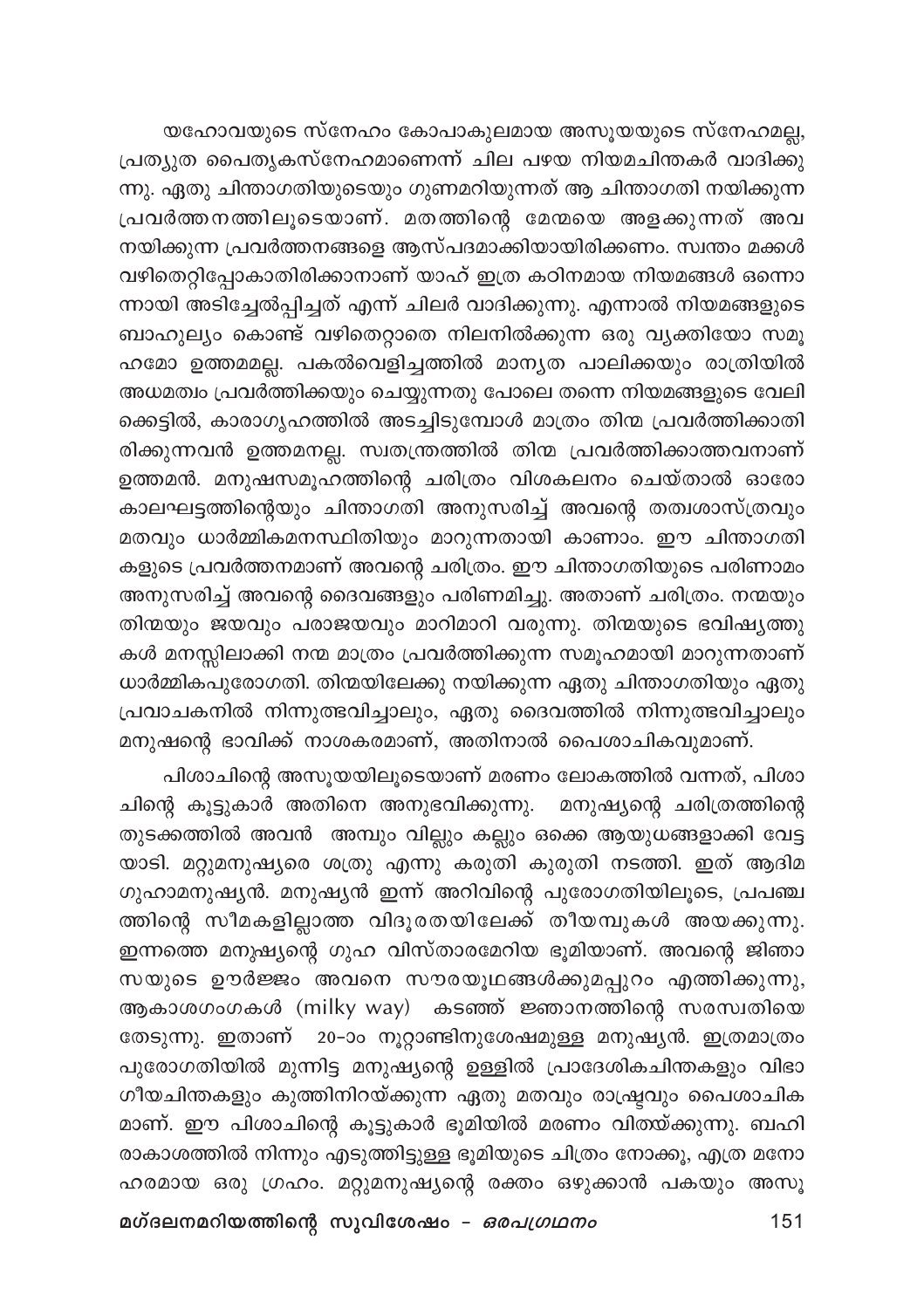യഹോവയുടെ സ്നേഹം കോപാകുലമായ അസൂയയുടെ സ്നേഹമല്ല, പ്രത്യുത പൈതൃകസ്നേഹമാണെന്ന് ചില പഴയ നിയമചിന്തകർ വാദിക്കുന്നു. ഏതു ചിന്താഗതിയുടെയും ഗുണമറിയുന്നത് ആ ചിന്താഗതി നയിക്കുന്ന പ്രവർത്തനത്തിലൂടെയാണ്. മതത്തിന്റെ മേന്മയെ അളക്കുന്നത് അവ നയിക്കുന്ന പ്രവർത്തനങ്ങളെ ആസ്പദമാക്കിയായിരിക്കണം. സ്വന്തം മക്കൾ വഴിതെറ്റിപ്പോകാതിരിക്കാനാണ് യാഹ് ഇത്ര കഠിനമായ നിയമങ്ങൾ ഒന്നൊന്നായി അടിച്ചേൽപ്പിച്ചത് എന്ന് ചിലർ വാദിക്കുന്നു. എന്നാൽ നിയമങ്ങളുടെ ബാഹുല്യം കൊണ്ട് വഴിതെറ്റാതെ നിലനിൽക്കുന്ന ഒരു വ്യക്തിയോ സമൂഹമോ ഉത്തമമല്ല. പകൽവെളിച്ചത്തിൽ മാന്യത പാലിക്കയും രാത്രിയിൽ അധമത്വം പ്രവർത്തിക്കയും ചെയ്യുന്നതു പോലെ തന്നെ നിയമങ്ങളുടെ വേലിക്കെട്ടിൽ, കാരാഗൃഹത്തിൽ അടച്ചിടുമ്പോൾ മാത്രം തിന്മ പ്രവർത്തിക്കാതിരിക്കുന്നവൻ ഉത്തമനല്ല. സ്വതന്ത്രത്തിൽ തിന്മ പ്രവർത്തിക്കാത്തവനാണ് ഉത്തമൻ. മനുഷസമൂഹത്തിന്റെ ചരിത്രം വിശകലനം ചെയ്താൽ ഓരോ കാലഘട്ടത്തിന്റെയും ചിന്താഗതി അനുസരിച്ച് അവന്റെ തത്വശാസ്ത്രവും മതവും ധാർമ്മികമനസ്ഥിതിയും മാറുന്നതായി കാണാം. ഈ ചിന്താഗതികളുടെ പ്രവർത്തനമാണ് അവന്റെ ചരിത്രം. ഈ ചിന്താഗതിയുടെ പരിണാമം അനുസരിച്ച് അവന്റെ ദൈവങ്ങളും പരിണമിച്ചു. അതാണ് ചരിത്രം. നന്മയും തിന്മയും ജയവും പരാജയവും മാറിമാറി വരുന്നു. തിന്മയുടെ ഭവിഷ്യത്തുകൾ മനസ്സിലാക്കി നന്മ മാത്രം പ്രവർത്തിക്കുന്ന സമൂഹമായി മാറുന്നതാണ് ധാർമ്മികപുരോഗതി. തിന്മയിലേക്കു നയിക്കുന്ന ഏതു ചിന്താഗതിയും ഏതു പ്രവാചകനിൽ നിന്നുത്ഭവിച്ചാലും, ഏതു ദൈവത്തിൽ നിന്നുത്ഭവിച്ചാലും മനുഷന്റെ ഭാവിക്ക് നാശകരമാണ്, അതിനാൽ പൈശാചികവുമാണ്.

പിശാചിന്റെ അസൂയയിലൂടെയാണ് മരണം ലോകത്തിൽ വന്നത്, പിശാചിന്റെ കൂട്ടുകാർ അതിനെ അനുഭവിക്കുന്നു. മനുഷ്യന്റെ ചരിത്രത്തിന്റെ തുടക്കത്തിൽ അവൻ അമ്പും വില്ലും കല്ലും ഒക്കെ ആയുധങ്ങളാക്കി വേട്ടയാടി. മറ്റുമനുഷ്യരെ ശത്രു എന്നു കരുതി കുരുതി നടത്തി. ഇത് ആദിമ ഗുഹാമനുഷ്യൻ. മനുഷ്യൻ ഇന്ന് അറിവിന്റെ പുരോഗതിയിലൂടെ, പ്രപഞ്ചത്തിന്റെ സീമകളില്ലാത്ത വിദൂരതയിലേക്ക് തീയമ്പുകൾ അയക്കുന്നു. ഇന്നത്തെ മനുഷ്യന്റെ ഗുഹ വിസ്താരമേറിയ ഭൂമിയാണ്. അവന്റെ ജിജ്ഞാസയുടെ ഊർജ്ജം അവനെ സൗരയൂഥങ്ങൾക്കുമപ്പുറം എത്തിക്കുന്നു, ആകാശഗംഗകൾ (milky way) കടഞ്ഞ് ജ്ഞാനത്തിന്റെ സരസ്വതിയെ തേടുന്നു. ഇതാണ് 20-ാം നൂറ്റാണ്ടിനുശേഷമുള്ള മനുഷ്യൻ. ഇത്രമാത്രം പുരോഗതിയിൽ മുന്നിട്ട മനുഷ്യന്റെ ഉള്ളിൽ പ്രാദേശികചിന്തകളും വിഭാഗീയചിന്തകളും കുത്തിനിറയ്ക്കുന്ന ഏതു മതവും രാഷ്ട്രവും പൈശാചികമാണ്. ഈ പിശാചിന്റെ കൂട്ടുകാർ ഭൂമിയിൽ മരണം വിതയ്ക്കുന്നു. ബഹിരാകാശത്തിൽ നിന്നും എടുത്തിട്ടുള്ള ഭൂമിയുടെ ചിത്രം നോക്കൂ, എത്ര മനോഹരമായ ഒരു ഗ്രഹം. മറ്റുമനുഷ്യന്റെ രക്തം ഒഴുക്കാൻ പകയും അസൂ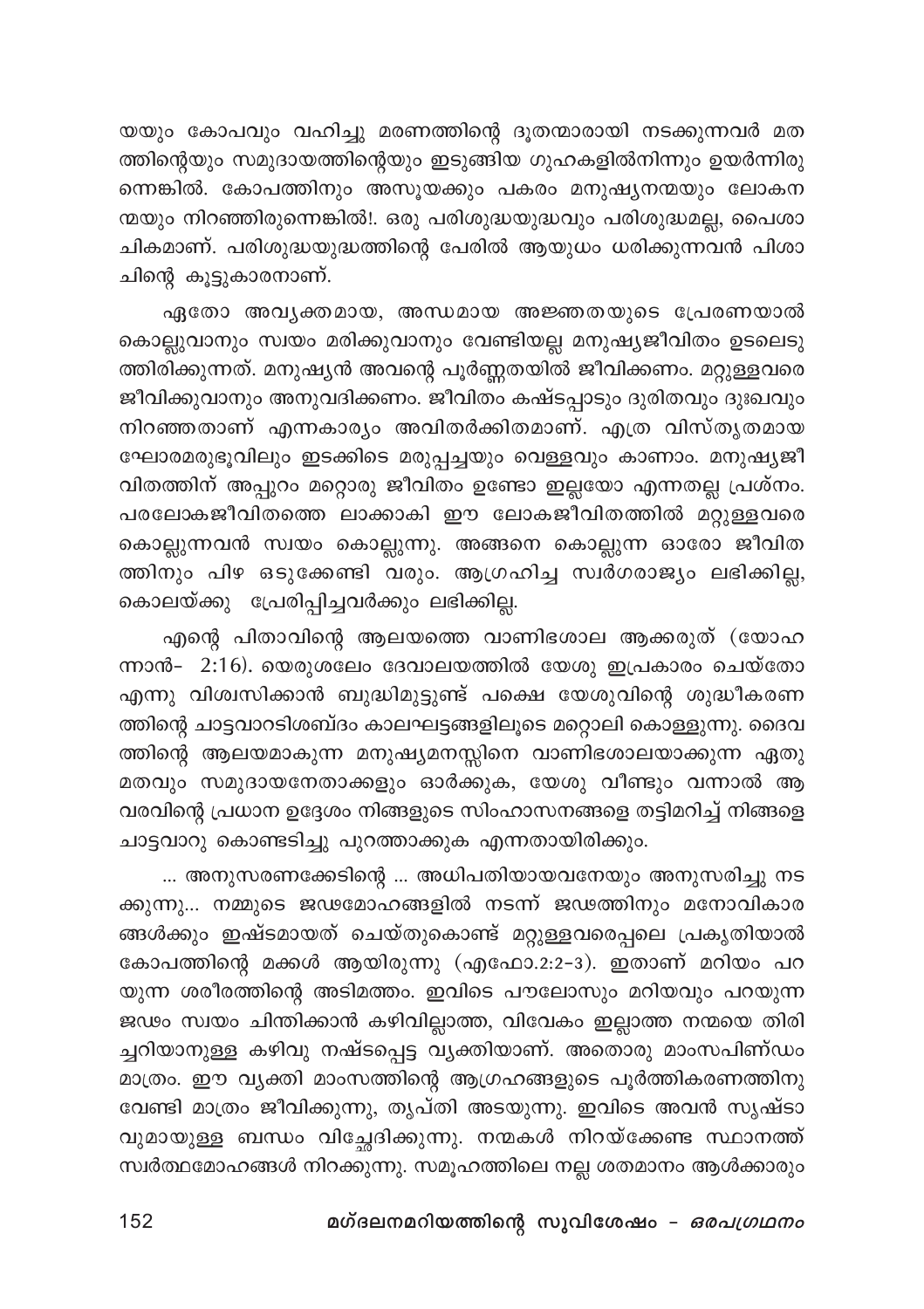യയും കോപവും വഹിച്ചു മരണത്തിന്റെ ദൂതന്മാരായി നടക്കുന്നവർ മതത്തിന്റെയും സമുദായത്തിന്റെയും ഇടുങ്ങിയ ഗുഹകളിൽനിന്നും ഉയർന്നിരുന്നെങ്കിൽ. കോപത്തിനും അസൂയക്കും പകരം മനുഷ്യനന്മയും ലോകനന്മയും നിറഞ്ഞിരുന്നെങ്കിൽ!. ഒരു പരിശുദ്ധയുദ്ധവും പരിശുദ്ധമല്ല, പൈശാചികമാണ്. പരിശുദ്ധയുദ്ധത്തിന്റെ പേരിൽ ആയുധം ധരിക്കുന്നവൻ പിശാചിന്റെ കൂട്ടുകാരനാണ്.

ഏതോ അവ്യക്തമായ, അന്ധമായ അജ്ഞതയുടെ പ്രേരണയാൽ കൊല്ലുവാനും സ്വയം മരിക്കുവാനും വേണ്ടിയല്ല മനുഷ്യജീവിതം ഉടലെടുത്തിരിക്കുന്നത്. മനുഷ്യൻ അവന്റെ പൂർണ്ണതയിൽ ജീവിക്കണം. മറ്റുള്ളവരെ ജീവിക്കുവാനും അനുവദിക്കണം. ജീവിതം കഷ്ടപ്പാടും ദുരിതവും ദുഃഖവും നിറഞ്ഞതാണ് എന്നകാര്യം അവിതർക്കിതമാണ്. എത്ര വിസ്തൃതമായ ഘോരമരുഭൂവിലും ഇടക്കിടെ മരുപ്പച്ചയും വെള്ളവും കാണാം. മനുഷ്യജീവിതത്തിന് അപ്പുറം മറ്റൊരു ജീവിതം ഉണ്ടോ ഇല്ലയോ എന്നതല്ല പ്രശ്നം. പരലോകജീവിതത്തെ ലാക്കാകി ഈ ലോകജീവിതത്തിൽ മറ്റുള്ളവരെ കൊല്ലുന്നവൻ സ്വയം കൊല്ലുന്നു. അങ്ങനെ കൊല്ലുന്ന ഓരോ ജീവിതത്തിനും പിഴ ഒടുക്കേണ്ടി വരും. ആഗ്രഹിച്ച സ്വർഗരാജ്യം ലഭിക്കില്ല, കൊലയ്ക്കു പ്രേരിപ്പിച്ചവർക്കും ലഭിക്കില്ല.

എന്റെ പിതാവിന്റെ ആലയത്തെ വാണിഭശാല ആക്കരുത് (യോഹന്നാൻ- 2:16). യെരുശലേം ദേവാലയത്തിൽ യേശു ഇപ്രകാരം ചെയ്തോ എന്നു വിശ്വസിക്കാൻ ബുദ്ധിമുട്ടുണ്ട് പക്ഷെ യേശുവിന്റെ ശുദ്ധീകരണത്തിന്റെ ചാട്ടവാറടിശബ്ദം കാലഘട്ടങ്ങളിലൂടെ മറ്റൊലി കൊള്ളുന്നു. ദൈവത്തിന്റെ ആലയമാകുന്ന മനുഷ്യമനസ്സിനെ വാണിഭശാലയാക്കുന്ന ഏതു മതവും സമുദായനേതാക്കളും ഓർക്കുക, യേശു വീണ്ടും വന്നാൽ ആ വരവിന്റെ പ്രധാന ഉദ്ദേശം നിങ്ങളുടെ സിംഹാസനങ്ങളെ തട്ടിമറിച്ച് നിങ്ങളെ ചാട്ടവാറു കൊണ്ടടിച്ചു പുറത്താക്കുക എന്നതായിരിക്കും.

... അനുസരണക്കേടിന്റെ ... അധിപതിയായവനേയും അനുസരിച്ചു നടക്കുന്നു... നമ്മുടെ ജഢമോഹങ്ങളിൽ നടന്ന് ജഢത്തിനും മനോവികാരങ്ങൾക്കും ഇഷ്ടമായത് ചെയ്തുകൊണ്ട് മറ്റുള്ളവരെപ്പലെ പ്രകൃതിയാൽ കോപത്തിന്റെ മക്കൾ ആയിരുന്നു (എഫോ.2:2-3). ഇതാണ് മറിയം പറയുന്ന ശരീരത്തിന്റെ അടിമത്തം. ഇവിടെ പൗലോസും മറിയവും പറയുന്ന ജഢം സ്വയം ചിന്തിക്കാൻ കഴിവില്ലാത്ത, വിവേകം ഇല്ലാത്ത നന്മയെ തിരിച്ചറിയാനുള്ള കഴിവു നഷ്ടപ്പെട്ട വ്യക്തിയാണ്. അതൊരു മാംസപിണ്ഡം മാത്രം. ഈ വ്യക്തി മാംസത്തിന്റെ ആഗ്രഹങ്ങളുടെ പൂർത്തികരണത്തിനു വേണ്ടി മാത്രം ജീവിക്കുന്നു, തൃപ്തി അടയുന്നു. ഇവിടെ അവൻ സൃഷ്ടാവുമായുള്ള ബന്ധം വിച്ഛേദിക്കുന്നു. നന്മകൾ നിറയ്ക്കേണ്ട സ്ഥാനത്ത് സ്വർത്ഥമോഹങ്ങൾ നിറക്കുന്നു. സമൂഹത്തിലെ നല്ല ശതമാനം ആൾക്കാരും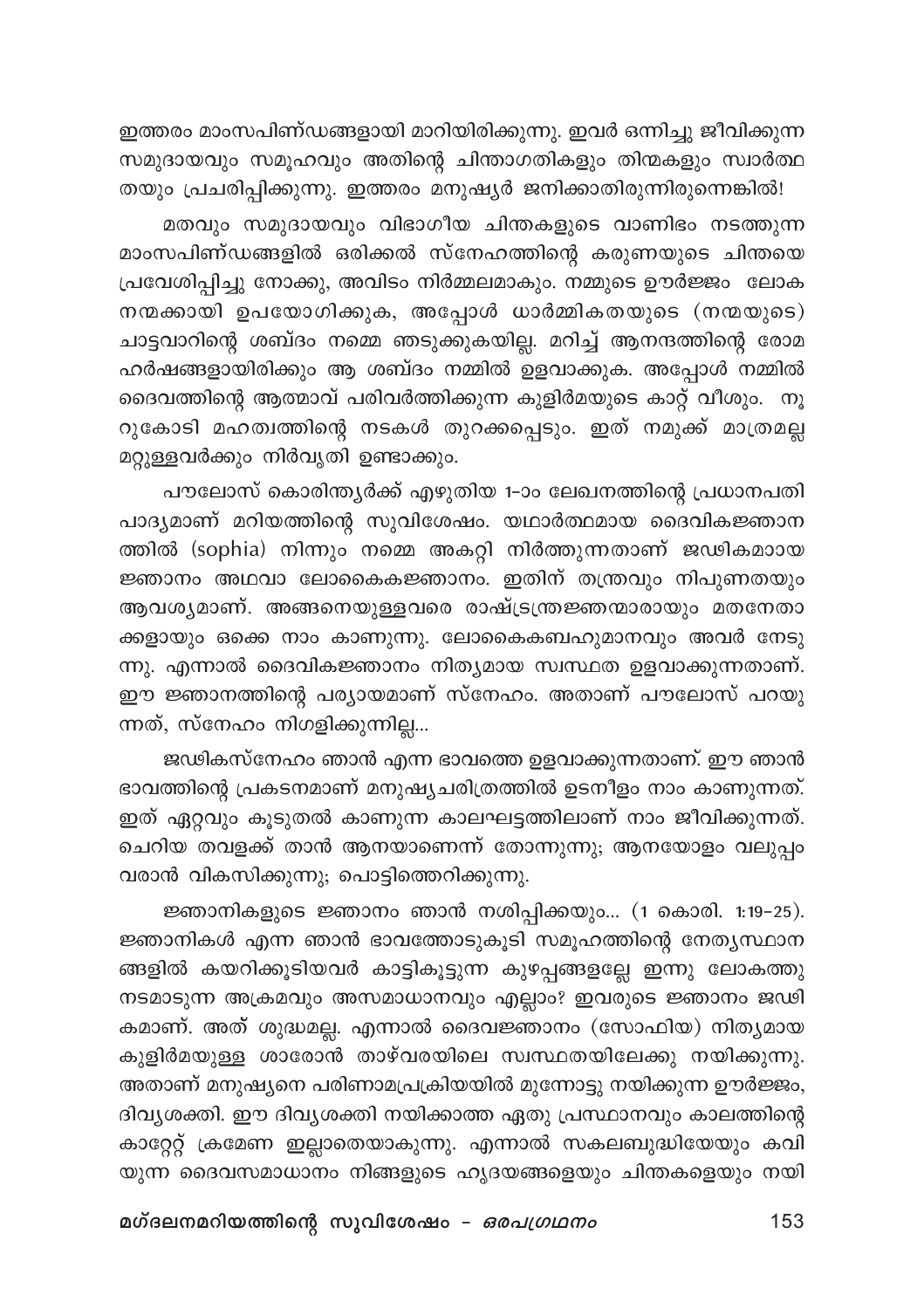ഇത്തരം മാംസപിണ്ഡങ്ങളായി മാറിയിരിക്കുന്നു. ഇവർ ഒന്നിച്ചു ജീവിക്കുന്ന സമുദായവും സമൂഹവും അതിന്റെ ചിന്താഗതികളും തിന്മകളും സ്വാർത്ഥ തയും പ്രചരിപ്പിക്കുന്നു. ഇത്തരം മനുഷ്യർ ജനിക്കാതിരുന്നിരുന്നെങ്കിൽ!

മതവും സമുദായവും വിഭാഗീയ ചിന്തകളുടെ വാണിഭം നടത്തുന്ന മാംസപിണ്ഡങ്ങളിൽ ഒരിക്കൽ സ്നേഹത്തിന്റെ കരുണയുടെ ചിന്തയെ പ്രവേശിപ്പിച്ചു നോക്കൂ, അവിടം നിർമ്മലമാകും. നമ്മുടെ ഊർജ്ജം ലോക നന്മക്കായി ഉപയോഗിക്കുക, അപ്പോൾ ധാർമ്മികതയുടെ (നന്മയുടെ) ചാട്ടവാറിന്റെ ശബ്ദം നമ്മെ ഞടുക്കുകയില്ല. മറിച്ച് ആനന്ദത്തിന്റെ രോമ ഹർഷങ്ങളായിരിക്കും ആ ശബ്ദം നമ്മിൽ ഉളവാക്കുക. അപ്പോൾ നമ്മിൽ ദൈവത്തിന്റെ ആത്മാവ് പരിവർത്തിക്കുന്ന കുളിർമയുടെ കാറ്റ് വീശും. നൂറുകോടി മഹത്വത്തിന്റെ നടകൾ തുറക്കപ്പെടും. ഇത് നമുക്ക് മാത്രമല്ല മറ്റുള്ളവർക്കും നിർവൃതി ഉണ്ടാക്കും.

പൗലോസ് കൊരിന്ത്യർക്ക് എഴുതിയ 1-ാം ലേഖനത്തിന്റെ പ്രധാനപതി പാദ്യമാണ് മറിയത്തിന്റെ സുവിശേഷം. യഥാർത്ഥമായ ദൈവികജ്ഞാന ത്തിൽ (sophia) നിന്നും നമ്മെ അകറ്റി നിർത്തുന്നതാണ് ജഢികമായ ജ്ഞാനം അഥവാ ലോകൈകജ്ഞാനം. ഇതിന് തന്ത്രവും നിപുണതയും ആവശ്യമാണ്. അങ്ങനെയുള്ളവരെ രാഷ്ട്രന്ത്രജ്ഞന്മാരായും മതനേതാ ക്കളായും ഒക്കെ നാം കാണുന്നു. ലോകൈകബഹുമാനവും അവർ നേടു ന്നു. എന്നാൽ ദൈവികജ്ഞാനം നിത്യമായ സ്വസ്ഥത ഉളവാക്കുന്നതാണ്. ഈ ജ്ഞാനത്തിന്റെ പര്യായമാണ് സ്നേഹം. അതാണ് പൗലോസ് പറയു ന്നത്, സ്നേഹം നിഗളിക്കുന്നില്ല...

ജഢികസ്നേഹം ഞാൻ എന്ന ഭാവത്തെ ഉളവാക്കുന്നതാണ്. ഈ ഞാൻ ഭാവത്തിന്റെ പ്രകടനമാണ് മനുഷ്യചരിത്രത്തിൽ ഉടനീളം നാം കാണുന്നത്. ഇത് ഏറ്റവും കൂടുതൽ കാണുന്ന കാലഘട്ടത്തിലാണ് നാം ജീവിക്കുന്നത്. ചെറിയ തവളക്ക് താൻ ആനയാണെന്ന് തോന്നുന്നു; ആനയോളം വലുപ്പം വരാൻ വികസിക്കുന്നു; പൊട്ടിത്തെറിക്കുന്നു.

ജ്ഞാനികളുടെ ജ്ഞാനം ഞാൻ നശിപ്പിക്കയും... (1 കൊരി. 1:19-25). ജ്ഞാനികൾ എന്ന ഞാൻ ഭാവത്തോടുകൂടി സമൂഹത്തിന്റെ നേതൃസ്ഥാന ങ്ങളിൽ കയറിക്കൂടിയവർ കാട്ടികൂട്ടുന്ന കുഴപ്പങ്ങളല്ലേ ഇന്നു ലോകത്തു നടമാടുന്ന അക്രമവും അസമാധാനവും എല്ലാം? ഇവരുടെ ജ്ഞാനം ജഢി കമാണ്. അത് ശുദ്ധമല്ല. എന്നാൽ ദൈവജ്ഞാനം (സോഫിയ) നിത്യമായ കുളിർമയുള്ള ശാരോൻ താഴ്വരയിലെ സ്വസ്ഥതയിലേക്കു നയിക്കുന്നു. അതാണ് മനുഷ്യനെ പരിണാമപ്രക്രിയയിൽ മുന്നോട്ടു നയിക്കുന്ന ഊർജ്ജം, ദിവ്യശക്തി. ഈ ദിവ്യശക്തി നയിക്കാത്ത ഏതു പ്രസ്ഥാനവും കാലത്തിന്റെ കാറ്റേറ്റ് ക്രമേണ ഇല്ലാതെയാകുന്നു. എന്നാൽ സകലബുദ്ധിയേയും കവി യുന്ന ദൈവസമാധാനം നിങ്ങളുടെ ഹൃദയങ്ങളെയും ചിന്തകളെയും നയി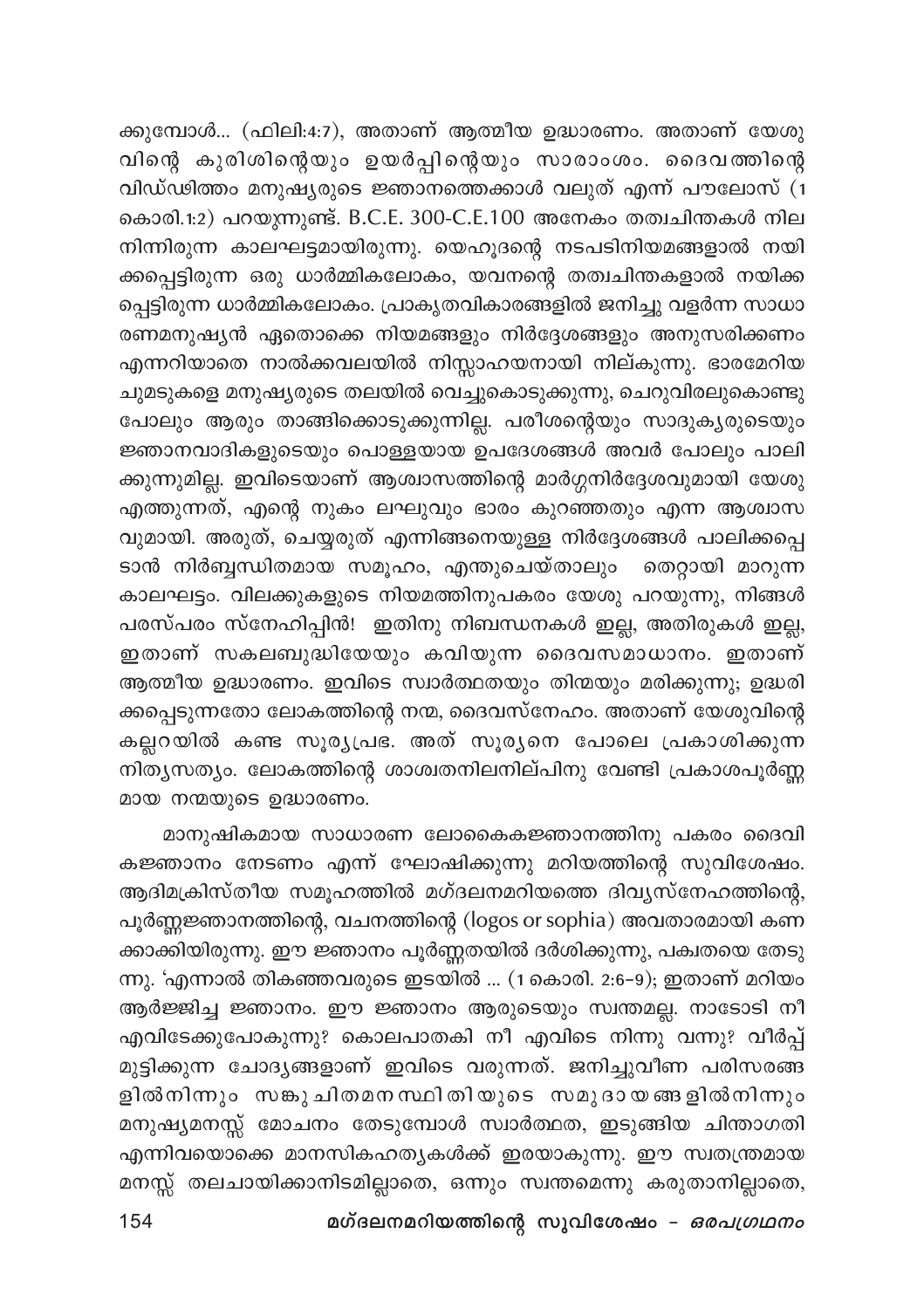ക്കുമ്പോൾ... (ഫിലി:4:7), അതാണ് ആത്മീയ ഉദ്ധാരണം. അതാണ് യേശുവിന്റെ കുരിശിന്റെയും ഉയർപ്പിന്റെയും സാരാംശം. ദൈവത്തിന്റെ വിഡ്ഢിത്തം മനുഷ്യരുടെ ജ്ഞാനത്തെക്കാൾ വലുത് എന്ന് പൗലോസ് (1 കൊരി.1:2) പറയുന്നുണ്ട്. B.C.E. 300-C.E.100 അനേകം തത്വചിന്തകൾ നിലനിന്നിരുന്ന കാലഘട്ടമായിരുന്നു. യെഹൂദന്റെ നടപടിനിയമങ്ങളാൽ നയിക്കപ്പെട്ടിരുന്ന ഒരു ധാർമ്മികലോകം, യവനന്റെ തത്വചിന്തകളാൽ നയിക്കപ്പെട്ടിരുന്ന ധാർമ്മികലോകം. പ്രാകൃതവികാരങ്ങളിൽ ജനിച്ചു വളർന്ന സാധാരണമനുഷ്യൻ ഏതൊക്കെ നിയമങ്ങളും നിർദ്ദേശങ്ങളും അനുസരിക്കണം എന്നറിയാതെ നാൽക്കവലയിൽ നിസ്സാഹയനായി നില്കുന്നു. ഭാരമേറിയ ചുമടുകളെ മനുഷ്യരുടെ തലയിൽ വെച്ചുകൊടുക്കുന്നു, ചെറുവിരലുകൊണ്ടു പോലും ആരും താങ്ങിക്കൊടുക്കുന്നില്ല. പരീശന്റെയും സാദുക്യരുടെയും ജ്ഞാനവാദികളുടെയും പൊള്ളയായ ഉപദേശങ്ങൾ അവർ പോലും പാലിക്കുന്നുമില്ല. ഇവിടെയാണ് ആശ്വാസത്തിന്റെ മാർഗ്ഗനിർദ്ദേശവുമായി യേശു എത്തുന്നത്, എന്റെ നുകം ലഘുവും ഭാരം കുറഞ്ഞതും എന്ന ആശ്വാസവുമായി. അരുത്, ചെയ്യരുത് എന്നിങ്ങനെയുള്ള നിർദ്ദേശങ്ങൾ പാലിക്കപ്പെടാൻ നിർബ്ബന്ധിതമായ സമൂഹം, എന്തുചെയ്താലും തെറ്റായി മാറുന്ന കാലഘട്ടം. വിലക്കുകളുടെ നിയമത്തിനുപകരം യേശു പറയുന്നു, നിങ്ങൾ പരസ്പരം സ്നേഹിപ്പിൻ! ഇതിനു നിബന്ധനകൾ ഇല്ല, അതിരുകൾ ഇല്ല, ഇതാണ് സകലബുദ്ധിയേയും കവിയുന്ന ദൈവസമാധാനം. ഇതാണ് ആത്മീയ ഉദ്ധാരണം. ഇവിടെ സ്വാർത്ഥതയും തിന്മയും മരിക്കുന്നു; ഉദ്ധരിക്കപ്പെടുന്നതോ ലോകത്തിന്റെ നന്മ, ദൈവസ്നേഹം. അതാണ് യേശുവിന്റെ കല്ലറയിൽ കണ്ട സൂര്യപ്രഭ. അത് സൂര്യനെ പോലെ പ്രകാശിക്കുന്ന നിത്യസത്യം. ലോകത്തിന്റെ ശാശ്വതനിലനില്പിനു വേണ്ടി പ്രകാശപൂർണ്ണമായ നന്മയുടെ ഉദ്ധാരണം.

മാനുഷികമായ സാധാരണ ലോകൈകജ്ഞാനത്തിനു പകരം ദൈവികജ്ഞാനം നേടണം എന്ന് ഘോഷിക്കുന്നു മറിയത്തിന്റെ സുവിശേഷം. ആദിമക്രിസ്തീയ സമൂഹത്തിൽ മഗ്ദലനമറിയത്തെ ദിവ്യസ്നേഹത്തിന്റെ, പൂർണ്ണജ്ഞാനത്തിന്റെ, വചനത്തിന്റെ (logos or sophia) അവതാരമായി കണക്കാക്കിയിരുന്നു. ഈ ജ്ഞാനം പൂർണ്ണതയിൽ ദർശിക്കുന്നു, പക്വതയെ തേടുന്നു. 'എന്നാൽ തികഞ്ഞവരുടെ ഇടയിൽ ... (1 കൊരി. 2:6–9); ഇതാണ് മറിയം ആർജ്ജിച്ച ജ്ഞാനം. ഈ ജ്ഞാനം ആരുടെയും സ്വന്തമല്ല. നാടോടി നീ എവിടേക്കുപോകുന്നു? കൊലപാതകി നീ എവിടെ നിന്നു വന്നു? വീർപ്പ് മുട്ടിക്കുന്ന ചോദ്യങ്ങളാണ് ഇവിടെ വരുന്നത്. ജനിച്ചുവീണ പരിസരങ്ങളിൽനിന്നും സങ്കുചിതമനസ്ഥിതിയുടെ സമുദായങ്ങളിൽനിന്നും മനുഷ്യമനസ്സ് മോചനം തേടുമ്പോൾ സ്വാർത്ഥത, ഇടുങ്ങിയ ചിന്താഗതി എന്നിവയൊക്കെ മാനസികഹത്യകൾക്ക് ഇരയാകുന്നു. ഈ സ്വതന്ത്രമായ മനസ്സ് തലചായിക്കാനിടമില്ലാതെ, ഒന്നും സ്വന്തമെന്നു കരുതാനില്ലാതെ,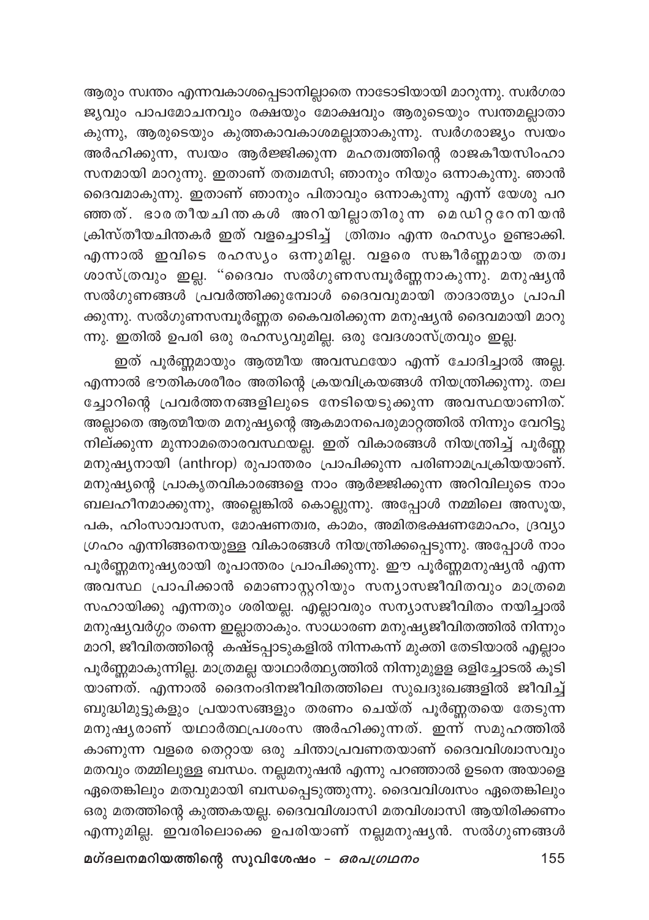ആരും സ്വന്തം എന്നവകാശപ്പെടാനില്ലാതെ നാടോടിയായി മാറുന്നു. സ്വർഗരാജ്യവും പാപമോചനവും രക്ഷയും മോക്ഷവും ആരുടെയും സ്വന്തമല്ലാതാകുന്നു, ആരുടെയും കുത്തകാവകാശമല്ലാതാകുന്നു. സ്വർഗരാജ്യം സ്വയം അർഹിക്കുന്ന, സ്വയം ആർജ്ജിക്കുന്ന മഹത്വത്തിന്റെ രാജകീയസിംഹാസനമായി മാറുന്നു. ഇതാണ് തത്വമസി; ഞാനും നിയും ഒന്നാകുന്നു. ഞാൻ ദൈവമാകുന്നു. ഇതാണ് ഞാനും പിതാവും ഒന്നാകുന്നു എന്ന് യേശു പറഞ്ഞത്. ഭാരതീയചിന്തകൾ അറിയില്ലാതിരുന്ന മെഡിറ്ററേനിയൻ ക്രിസ്തീയചിന്തകർ ഇത് വളച്ചൊടിച്ച് ത്രിത്വം എന്ന രഹസ്യം ഉണ്ടാക്കി. എന്നാൽ ഇവിടെ രഹസ്യം ഒന്നുമില്ല. വളരെ സങ്കീർണ്ണമായ തത്വശാസ്ത്രവും ഇല്ല. "ദൈവം സൽഗുണസമ്പൂർണ്ണനാകുന്നു. മനുഷ്യൻ സൽഗുണങ്ങൾ പ്രവർത്തിക്കുമ്പോൾ ദൈവവുമായി താദാത്മ്യം പ്രാപിക്കുന്നു. സൽഗുണസമ്പൂർണ്ണത കൈവരിക്കുന്ന മനുഷ്യൻ ദൈവമായി മാറുന്നു. ഇതിൽ ഉപരി ഒരു രഹസ്യവുമില്ല. ഒരു വേദശാസ്ത്രവും ഇല്ല.

ഇത് പൂർണ്ണമായും ആത്മീയ അവസ്ഥയോ എന്ന് ചോദിച്ചാൽ അല്ല. എന്നാൽ ഭൗതികശരീരം അതിന്റെ ക്രയവിക്രയങ്ങൾ നിയന്ത്രിക്കുന്നു. തലച്ചോറിന്റെ പ്രവർത്തനങ്ങളിലൂടെ നേടിയെടുക്കുന്ന അവസ്ഥയാണിത്. അല്ലാതെ ആത്മീയത മനുഷ്യന്റെ ആകമാനപെരുമാറ്റത്തിൽ നിന്നും വേറിട്ടു നില്ക്കുന്ന മൂന്നാമതൊരവസ്ഥയല്ല. ഇത് വികാരങ്ങൾ നിയന്ത്രിച്ച് പൂർണ്ണമനുഷ്യനായി (anthrop) രൂപാന്തരം പ്രാപിക്കുന്ന പരിണാമപ്രക്രിയയാണ്. മനുഷ്യന്റെ പ്രാകൃതവികാരങ്ങളെ നാം ആർജ്ജിക്കുന്ന അറിവിലൂടെ നാം ബലഹീനമാക്കുന്നു, അല്ലെങ്കിൽ കൊല്ലുന്നു. അപ്പോൾ നമ്മിലെ അസൂയ, പക, ഹിംസാവാസന, മോഷണത്വര, കാമം, അമിതഭക്ഷണമോഹം, ദ്രവ്യാഗ്രഹം എന്നിങ്ങനെയുള്ള വികാരങ്ങൾ നിയന്ത്രിക്കപ്പെടുന്നു. അപ്പോൾ നാം പൂർണ്ണമനുഷ്യരായി രൂപാന്തരം പ്രാപിക്കുന്നു. ഈ പൂർണ്ണമനുഷ്യൻ എന്ന അവസ്ഥ പ്രാപിക്കാൻ മൊണാസ്റ്ററിയും സന്യാസജീവിതവും മാത്രമെ സഹായിക്കൂ എന്നതും ശരിയല്ല. എല്ലാവരും സന്യാസജീവിതം നയിച്ചാൽ മനുഷ്യവർഗ്ഗം തന്നെ ഇല്ലാതാകും. സാധാരണ മനുഷ്യജീവിതത്തിൽ നിന്നും മാറി, ജീവിതത്തിന്റെ കഷ്ടപ്പാടുകളിൽ നിന്നകന്ന് മുക്തി തേടിയാൽ എല്ലാം പൂർണ്ണമാകുന്നില്ല. മാത്രമല്ല യാഥാർത്ഥ്യത്തിൽ നിന്നുമുള്ള ഒളിച്ചോടൽ കൂടിയാണത്. എന്നാൽ ദൈനംദിനജീവിതത്തിലെ സുഖദുഃഖങ്ങളിൽ ജീവിച്ച് ബുദ്ധിമുട്ടുകളും പ്രയാസങ്ങളും തരണം ചെയ്ത് പൂർണ്ണതയെ തേടുന്ന മനുഷ്യരാണ് യഥാർത്ഥപ്രശംസ അർഹിക്കുന്നത്. ഇന്ന് സമൂഹത്തിൽ കാണുന്ന വളരെ തെറ്റായ ഒരു ചിന്താപ്രവണതയാണ് ദൈവവിശ്വാസവും മതവും തമ്മിലുള്ള ബന്ധം. നല്ലമനുഷൻ എന്നു പറഞ്ഞാൽ ഉടനെ അയാളെ ഏതെങ്കിലും മതവുമായി ബന്ധപ്പെടുത്തുന്നു. ദൈവവിശ്വസം ഏതെങ്കിലും ഒരു മതത്തിന്റെ കുത്തകയല്ല. ദൈവവിശ്വാസി മതവിശ്വാസി ആയിരിക്കണം എന്നുമില്ല. ഇവരിലൊക്കെ ഉപരിയാണ് നല്ലമനുഷ്യൻ. സൽഗുണങ്ങൾ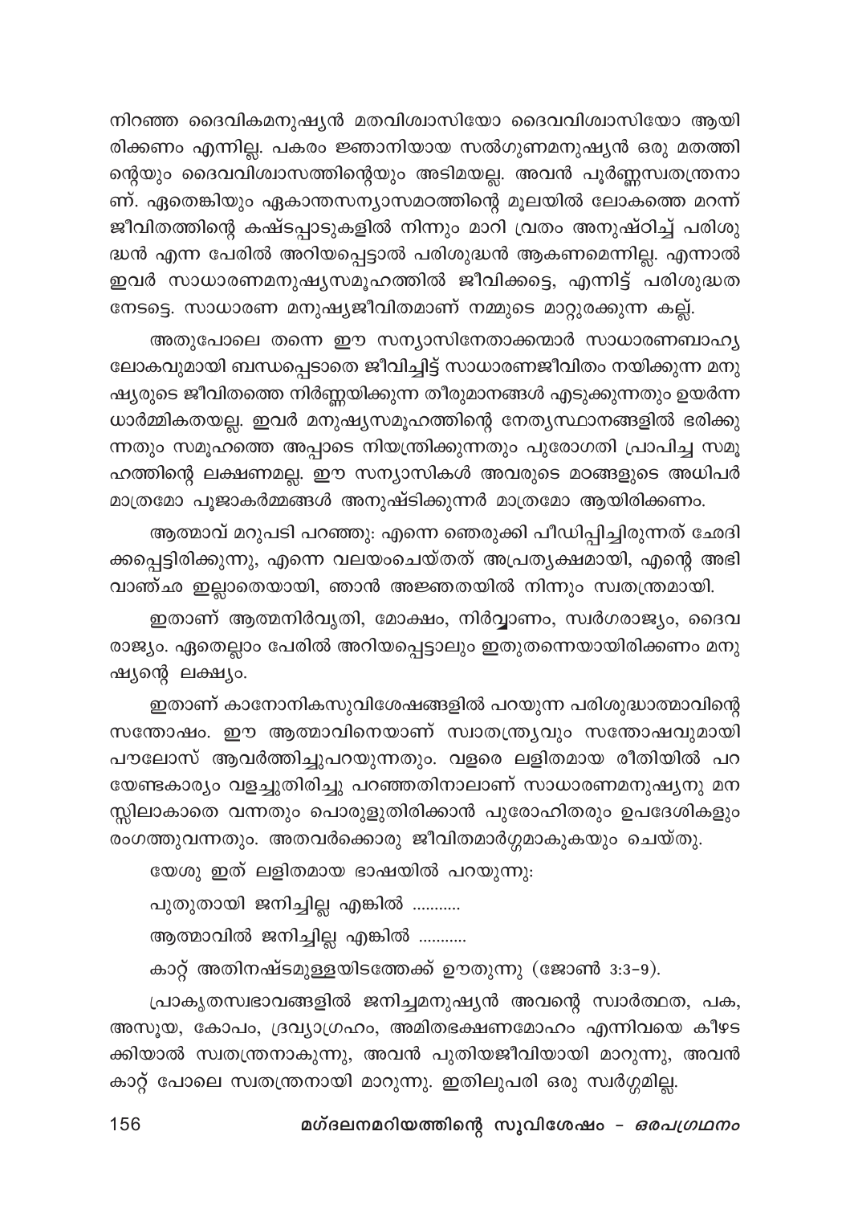നിറഞ്ഞ ദൈവികമനുഷ്യൻ മതവിശ്വാസിയോ ദൈവവിശ്വാസിയോ ആയിരിക്കണം എന്നില്ല. പകരം ജ്ഞാനിയായ സൽഗുണമനുഷ്യൻ ഒരു മതത്തിന്റെയും ദൈവവിശ്വാസത്തിന്റെയും അടിമയല്ല. അവൻ പൂർണ്ണസ്വതന്ത്രനാണ്. ഏതെങ്കിലും ഏകാന്തസന്യാസമഠത്തിന്റെ മൂലയിൽ ലോകത്തെ മറന്ന് ജീവിതത്തിന്റെ കഷ്ടപ്പാടുകളിൽ നിന്നും മാറി വ്രതം അനുഷ്ഠിച്ച് പരിശുദ്ധൻ എന്ന പേരിൽ അറിയപ്പെട്ടാൽ പരിശുദ്ധൻ ആകണമെന്നില്ല. എന്നാൽ ഇവർ സാധാരണമനുഷ്യസമൂഹത്തിൽ ജീവിക്കട്ടെ, എന്നിട്ട് പരിശുദ്ധത നേടട്ടെ. സാധാരണ മനുഷ്യജീവിതമാണ് നമ്മുടെ മാറ്റുരക്കുന്ന കല്ല്.

അതുപോലെ തന്നെ ഈ സന്യാസിനേതാക്കന്മാർ സാധാരണബാഹ്യലോകവുമായി ബന്ധപ്പെടാതെ ജീവിച്ചിട്ട് സാധാരണജീവിതം നയിക്കുന്ന മനുഷ്യരുടെ ജീവിതത്തെ നിർണ്ണയിക്കുന്ന തീരുമാനങ്ങൾ എടുക്കുന്നതും ഉയർന്ന ധാർമ്മികതയല്ല. ഇവർ മനുഷ്യസമൂഹത്തിന്റെ നേതൃസ്ഥാനങ്ങളിൽ ഭരിക്കുന്നതും സമൂഹത്തെ അപ്പാടെ നിയന്ത്രിക്കുന്നതും പുരോഗതി പ്രാപിച്ച സമൂഹത്തിന്റെ ലക്ഷണമല്ല. ഈ സന്യാസികൾ അവരുടെ മഠങ്ങളുടെ അധിപർ മാത്രമോ പൂജാകർമ്മങ്ങൾ അനുഷ്ടിക്കുന്നർ മാത്രമോ ആയിരിക്കണം.

ആത്മാവ് മറുപടി പറഞ്ഞു: എന്നെ ഞെരുക്കി പീഡിപ്പിച്ചിരുന്നത് ഛേദിക്കപ്പെട്ടിരിക്കുന്നു, എന്നെ വലയംചെയ്തത് അപ്രത്യക്ഷമായി, എന്റെ അഭിവാഞ്ഛ ഇല്ലാതെയായി, ഞാൻ അജ്ഞതയിൽ നിന്നും സ്വതന്ത്രമായി.

ഇതാണ് ആത്മനിർവൃതി, മോക്ഷം, നിർവ്വാണം, സ്വർഗരാജ്യം, ദൈവരാജ്യം. ഏതെല്ലാം പേരിൽ അറിയപ്പെട്ടാലും ഇതുതന്നെയായിരിക്കണം മനുഷ്യന്റെ ലക്ഷ്യം.

ഇതാണ് കാനോനികസുവിശേഷങ്ങളിൽ പറയുന്ന പരിശുദ്ധാത്മാവിന്റെ സന്തോഷം. ഈ ആത്മാവിനെയാണ് സ്വാതന്ത്ര്യവും സന്തോഷവുമായി പൗലോസ് ആവർത്തിച്ചുപറയുന്നതും. വളരെ ലളിതമായ രീതിയിൽ പറയേണ്ടകാര്യം വളച്ചുതിരിച്ചു പറഞ്ഞതിനാലാണ് സാധാരണമനുഷ്യനു മനസ്സിലാകാതെ വന്നതും പൊരുളുതിരിക്കാൻ പുരോഹിതരും ഉപദേശികളും രംഗത്തുവന്നതും. അതവർക്കൊരു ജീവിതമാർഗ്ഗമാകുകയും ചെയ്തു.

യേശു ഇത് ലളിതമായ ഭാഷയിൽ പറയുന്നു:

പുതുതായി ജനിച്ചില്ല എങ്കിൽ ...........

ആത്മാവിൽ ജനിച്ചില്ല എങ്കിൽ ...........

കാറ്റ് അതിനഷ്ടമുള്ളയിടത്തേക്ക് ഊതുന്നു (ജോൺ 3:3-9).

പ്രാകൃതസ്വഭാവങ്ങളിൽ ജനിച്ചമനുഷ്യൻ അവന്റെ സ്വാർത്ഥത, പക, അസൂയ, കോപം, ദ്രവ്യാഗ്രഹം, അമിതഭക്ഷണമോഹം എന്നിവയെ കീഴടക്കിയാൽ സ്വതന്ത്രനാകുന്നു, അവൻ പുതിയജീവിയായി മാറുന്നു, അവൻ കാറ്റ് പോലെ സ്വതന്ത്രനായി മാറുന്നു. ഇതിലുപരി ഒരു സ്വർഗ്ഗമില്ല.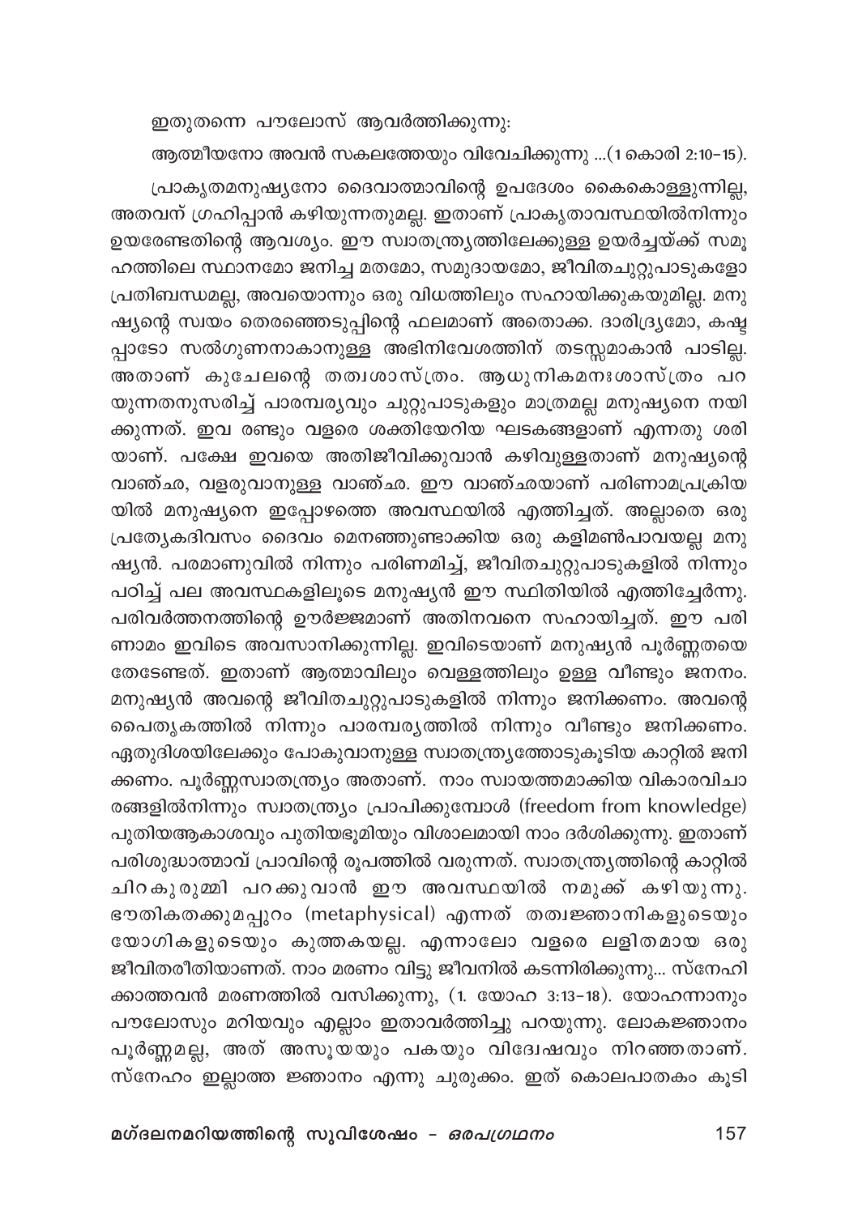ഇതുതന്നെ പൗലോസ് ആവർത്തിക്കുന്നു:

ആത്മീയനോ അവൻ സകലത്തേയും വിവേചിക്കുന്നു ...(1 കൊരി 2:10-15).

പ്രാകൃതമനുഷ്യനോ ദൈവാത്മാവിന്റെ ഉപദേശം കൈകൊള്ളുന്നില്ല, അതവന് ഗ്രഹിപ്പാൻ കഴിയുന്നതുമല്ല. ഇതാണ് പ്രാകൃതാവസ്ഥയിൽനിന്നും ഉയരേണ്ടതിന്റെ ആവശ്യം. ഈ സ്വാതന്ത്ര്യത്തിലേക്കുള്ള ഉയർച്ചയ്ക്ക് സമൂഹത്തിലെ സ്ഥാനമോ ജനിച്ച മതമോ, സമുദായമോ, ജീവിതചുറ്റുപാടുകളോ പ്രതിബന്ധമല്ല, അവയൊന്നും ഒരു വിധത്തിലും സഹായിക്കുകയുമില്ല. മനുഷ്യന്റെ സ്വയം തെരഞ്ഞെടുപ്പിന്റെ ഫലമാണ് അതൊക്ക. ദാരിദ്ര്യമോ, കഷ്ടപ്പാടോ സൽഗുണനാകാനുള്ള അഭിനിവേശത്തിന് തടസ്സമാകാൻ പാടില്ല. അതാണ് കുചേലന്റെ തത്വശാസ്ത്രം. ആധുനികമനഃശാസ്ത്രം പറയുന്നതനുസരിച്ച് പാരമ്പര്യവും ചുറ്റുപാടുകളും മാത്രമല്ല മനുഷ്യനെ നയിക്കുന്നത്. ഇവ രണ്ടും വളരെ ശക്തിയേറിയ ഘടകങ്ങളാണ് എന്നതു ശരിയാണ്. പക്ഷേ ഇവയെ അതിജീവിക്കുവാൻ കഴിവുള്ളതാണ് മനുഷ്യന്റെ വാഞ്ഛ, വളരുവാനുള്ള വാഞ്ഛ. ഈ വാഞ്ഛയാണ് പരിണാമപ്രക്രിയയിൽ മനുഷ്യനെ ഇപ്പോഴത്തെ അവസ്ഥയിൽ എത്തിച്ചത്. അല്ലാതെ ഒരു പ്രത്യേകദിവസം ദൈവം മെനഞ്ഞുണ്ടാക്കിയ ഒരു കളിമൺപാവയല്ല മനുഷ്യൻ. പരമാണുവിൽ നിന്നും പരിണമിച്ച്, ജീവിതചുറ്റുപാടുകളിൽ നിന്നും പഠിച്ച് പല അവസ്ഥകളിലൂടെ മനുഷ്യൻ ഈ സ്ഥിതിയിൽ എത്തിച്ചേർന്നു. പരിവർത്തനത്തിന്റെ ഊർജ്ജമാണ് അതിനവനെ സഹായിച്ചത്. ഈ പരിണാമം ഇവിടെ അവസാനിക്കുന്നില്ല. ഇവിടെയാണ് മനുഷ്യൻ പൂർണ്ണതയെ തേടേണ്ടത്. ഇതാണ് ആത്മാവിലും വെള്ളത്തിലും ഉള്ള വീണ്ടും ജനനം. മനുഷ്യൻ അവന്റെ ജീവിതചുറ്റുപാടുകളിൽ നിന്നും ജനിക്കണം. അവന്റെ പൈതൃകത്തിൽ നിന്നും പാരമ്പര്യത്തിൽ നിന്നും വീണ്ടും ജനിക്കണം. ഏതുദിശയിലേക്കും പോകുവാനുള്ള സ്വാതന്ത്ര്യത്തോടുകൂടിയ കാറ്റിൽ ജനിക്കണം. പൂർണ്ണസ്വാതന്ത്ര്യം അതാണ്. നാം സ്വായത്തമാക്കിയ വികാരവിചാരങ്ങളിൽനിന്നും സ്വാതന്ത്ര്യം പ്രാപിക്കുമ്പോൾ (freedom from knowledge) പുതിയആകാശവും പുതിയഭൂമിയും വിശാലമായി നാം ദർശിക്കുന്നു. ഇതാണ് പരിശുദ്ധാത്മാവ് പ്രാവിന്റെ രൂപത്തിൽ വരുന്നത്. സ്വാതന്ത്ര്യത്തിന്റെ കാറ്റിൽ ചിറകുരുമ്മി പറക്കുവാൻ ഈ അവസ്ഥയിൽ നമുക്ക് കഴിയുന്നു. ഭൗതികതക്കുമപ്പുറം (metaphysical) എന്നത് തത്വജ്ഞാനികളുടെയും യോഗികളുടെയും കുത്തകയല്ല. എന്നാലോ വളരെ ലളിതമായ ഒരു ജീവിതരീതിയാണത്. നാം മരണം വിട്ടു ജീവനിൽ കടന്നിരിക്കുന്നു... സ്നേഹിക്കാത്തവൻ മരണത്തിൽ വസിക്കുന്നു, (1. യോഹ 3:13-18). യോഹന്നാനും പൗലോസും മറിയവും എല്ലാം ഇതാവർത്തിച്ചു പറയുന്നു. ലോകജ്ഞാനം പൂർണ്ണമല്ല, അത് അസൂയയും പകയും വിദ്വേഷവും നിറഞ്ഞതാണ്. സ്നേഹം ഇല്ലാത്ത ജ്ഞാനം എന്നു ചുരുക്കം. ഇത് കൊലപാതകം കൂടി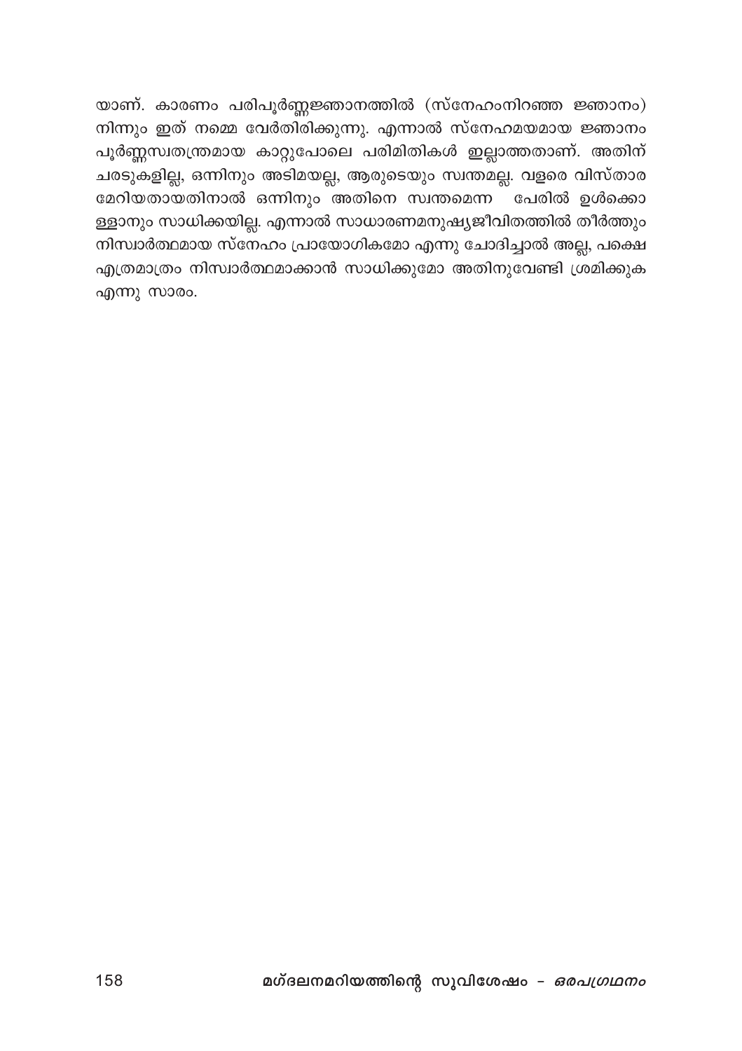യാണ്. കാരണം പരിപൂർണ്ണജ്ഞാനത്തിൽ (സ്നേഹംനിറഞ്ഞ ജ്ഞാനം) നിന്നും ഇത് നമ്മെ വേർതിരിക്കുന്നു. എന്നാൽ സ്നേഹമയമായ ജ്ഞാനം പൂർണ്ണസ്വതന്ത്രമായ കാറ്റുപോലെ പരിമിതികൾ ഇല്ലാത്തതാണ്. അതിന് ചരടുകളില്ല, ഒന്നിനും അടിമയല്ല, ആരുടെയും സ്വന്തമല്ല. വളരെ വിസ്താര മേറിയതായതിനാൽ ഒന്നിനും അതിനെ സ്വന്തമെന്ന പേരിൽ ഉൾക്കൊ ള്ളാനും സാധിക്കയില്ല. എന്നാൽ സാധാരണമനുഷ്യജീവിതത്തിൽ തീർത്തും നിസ്വാർത്ഥമായ സ്നേഹം പ്രായോഗികമോ എന്നു ചോദിച്ചാൽ അല്ല, പക്ഷെ എത്രമാത്രം നിസ്വാർത്ഥമാക്കാൻ സാധിക്കുമോ അതിനുവേണ്ടി ശ്രമിക്കുക എന്നു സാരം.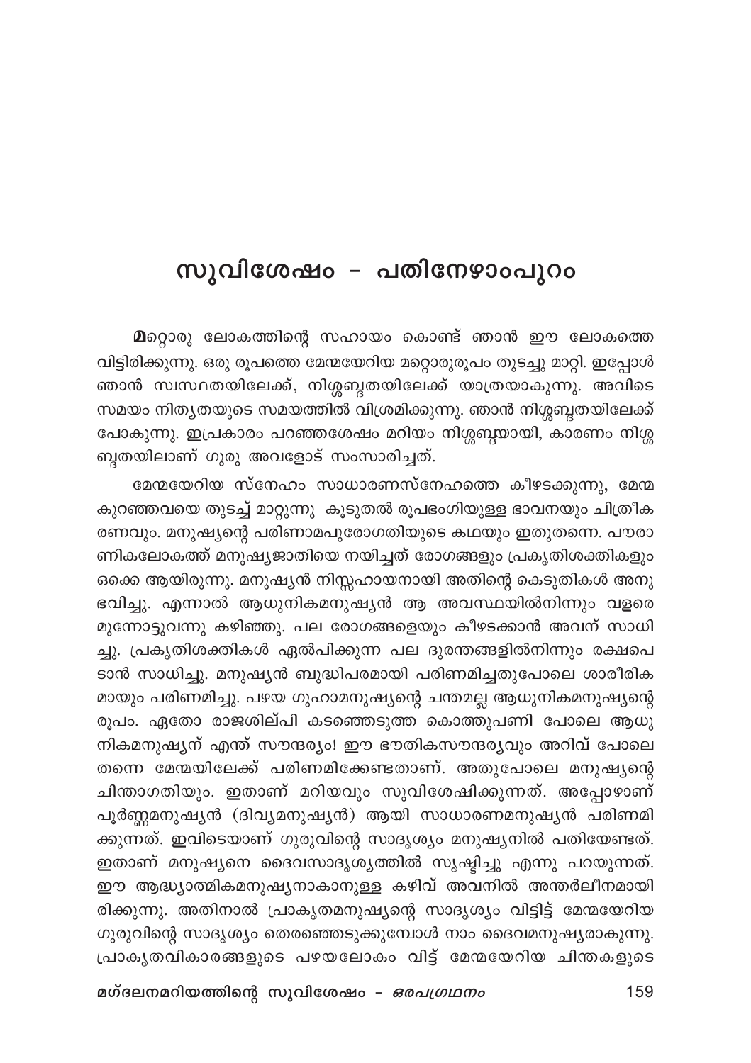# സുവിശേഷം – പതിനേഴാംപുറം

**മ**റ്റൊരു ലോകത്തിന്റെ സഹായം കൊണ്ട് ഞാൻ ഈ ലോകത്തെ വിട്ടിരിക്കുന്നു. ഒരു രൂപത്തെ മേന്മയേറിയ മറ്റൊരുരൂപം തുടച്ചു മാറ്റി. ഇപ്പോൾ ഞാൻ സ്വസ്ഥതയിലേക്ക്, നിശ്ശബ്ദതയിലേക്ക് യാത്രയാകുന്നു. അവിടെ സമയം നിത്യതയുടെ സമയത്തിൽ വിശ്രമിക്കുന്നു. ഞാൻ നിശ്ശബ്ദതയിലേക്ക് പോകുന്നു. ഇപ്രകാരം പറഞ്ഞശേഷം മറിയം നിശ്ശബ്ദയായി, കാരണം നിശ്ശബ്ദതയിലാണ് ഗുരു അവളോട് സംസാരിച്ചത്.

മേന്മയേറിയ സ്നേഹം സാധാരണസ്നേഹത്തെ കീഴടക്കുന്നു, മേന്മ കുറഞ്ഞവയെ തുടച്ച് മാറ്റുന്നു കൂടുതൽ രൂപഭംഗിയുള്ള ഭാവനയും ചിത്രീകരണവും. മനുഷ്യന്റെ പരിണാമപുരോഗതിയുടെ കഥയും ഇതുതന്നെ. പൗരാണികലോകത്ത് മനുഷ്യജാതിയെ നയിച്ചത് രോഗങ്ങളും പ്രകൃതിശക്തികളും ഒക്കെ ആയിരുന്നു. മനുഷ്യൻ നിസ്സഹായനായി അതിന്റെ കെടുതികൾ അനുഭവിച്ചു. എന്നാൽ ആധുനികമനുഷ്യൻ ആ അവസ്ഥയിൽനിന്നും വളരെ മുന്നോട്ടുവന്നു കഴിഞ്ഞു. പല രോഗങ്ങളെയും കീഴടക്കാൻ അവന് സാധിച്ചു. പ്രകൃതിശക്തികൾ ഏൽപിക്കുന്ന പല ദുരന്തങ്ങളിൽനിന്നും രക്ഷപെടാൻ സാധിച്ചു. മനുഷ്യൻ ബുദ്ധിപരമായി പരിണമിച്ചതുപോലെ ശാരീരികമായും പരിണമിച്ചു. പഴയ ഗുഹാമനുഷ്യന്റെ ചന്തമല്ല ആധുനികമനുഷ്യന്റെ രൂപം. ഏതോ രാജശില്പി കടഞ്ഞെടുത്ത കൊത്തുപണി പോലെ ആധുനികമനുഷ്യന് എന്ത് സൗന്ദര്യം! ഈ ഭൗതികസൗന്ദര്യവും അറിവ് പോലെ തന്നെ മേന്മയിലേക്ക് പരിണമിക്കേണ്ടതാണ്. അതുപോലെ മനുഷ്യന്റെ ചിന്താഗതിയും. ഇതാണ് മറിയവും സുവിശേഷിക്കുന്നത്. അപ്പോഴാണ് പൂർണ്ണമനുഷ്യൻ (ദിവ്യമനുഷ്യൻ) ആയി സാധാരണമനുഷ്യൻ പരിണമിക്കുന്നത്. ഇവിടെയാണ് ഗുരുവിന്റെ സാദൃശ്യം മനുഷ്യനിൽ പതിയേണ്ടത്. ഇതാണ് മനുഷ്യനെ ദൈവസാദൃശ്യത്തിൽ സൃഷ്ടിച്ചു എന്നു പറയുന്നത്. ഈ ആദ്ധ്യാത്മികമനുഷ്യനാകാനുള്ള കഴിവ് അവനിൽ അന്തർലീനമായിരിക്കുന്നു. അതിനാൽ പ്രാകൃതമനുഷ്യന്റെ സാദൃശ്യം വിട്ടിട്ട് മേന്മയേറിയ ഗുരുവിന്റെ സാദൃശ്യം തെരഞ്ഞെടുക്കുമ്പോൾ നാം ദൈവമനുഷ്യരാകുന്നു. പ്രാകൃതവികാരങ്ങളുടെ പഴയലോകം വിട്ട് മേന്മയേറിയ ചിന്തകളുടെ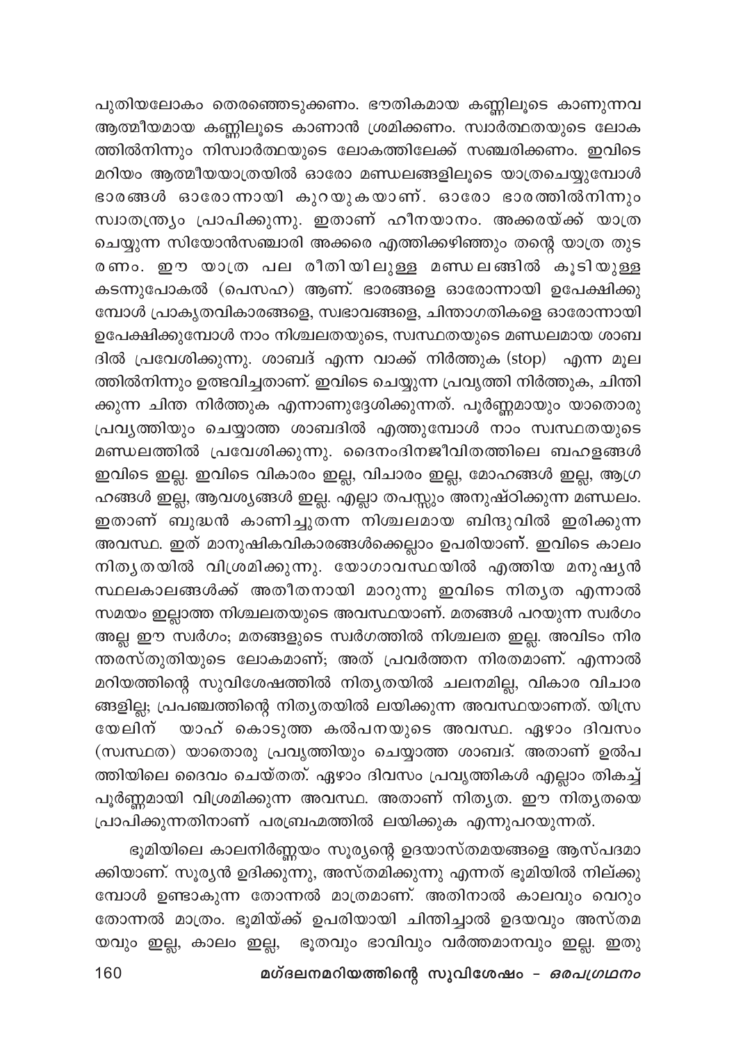പുതിയലോകം തെരഞ്ഞെടുക്കണം. ഭൗതികമായ കണ്ണിലൂടെ കാണുന്നവ ആത്മീയമായ കണ്ണിലൂടെ കാണാൻ ശ്രമിക്കണം. സ്വാർത്ഥതയുടെ ലോകത്തിൽനിന്നും നിസ്വാർത്ഥയുടെ ലോകത്തിലേക്ക് സഞ്ചരിക്കണം. ഇവിടെ മറിയം ആത്മീയയാത്രയിൽ ഓരോ മണ്ഡലങ്ങളിലൂടെ യാത്രചെയ്യുമ്പോൾ ഭാരങ്ങൾ ഓരോന്നായി കുറയുകയാണ്. ഓരോ ഭാരത്തിൽനിന്നും സ്വാതന്ത്ര്യം പ്രാപിക്കുന്നു. ഇതാണ് ഹീനയാനം. അക്കരയ്ക്ക് യാത്ര ചെയ്യുന്ന സിയോൻസഞ്ചാരി അക്കരെ എത്തിക്കഴിഞ്ഞും തന്റെ യാത്ര തുടരണം. ഈ യാത്ര പല രീതിയിലുള്ള മണ്ഡലങ്ങിൽ കൂടിയുള്ള കടന്നുപോകൽ (പെസഹ) ആണ്. ഭാരങ്ങളെ ഓരോന്നായി ഉപേക്ഷിക്കുമ്പോൾ പ്രാകൃതവികാരങ്ങളെ, സ്വഭാവങ്ങളെ, ചിന്താഗതികളെ ഓരോന്നായി ഉപേക്ഷിക്കുമ്പോൾ നാം നിശ്ചലതയുടെ, സ്വസ്ഥതയുടെ മണ്ഡലമായ ശാബദിൽ പ്രവേശിക്കുന്നു. ശാബദ് എന്ന വാക്ക് നിർത്തുക (stop) എന്ന മൂലത്തിൽനിന്നും ഉത്ഭവിച്ചതാണ്. ഇവിടെ ചെയ്യുന്ന പ്രവൃത്തി നിർത്തുക, ചിന്തിക്കുന്ന ചിന്ത നിർത്തുക എന്നാണുദ്ദേശിക്കുന്നത്. പൂർണ്ണമായും യാതൊരു പ്രവൃത്തിയും ചെയ്യാത്ത ശാബദിൽ എത്തുമ്പോൾ നാം സ്വസ്ഥതയുടെ മണ്ഡലത്തിൽ പ്രവേശിക്കുന്നു. ദൈനംദിനജീവിതത്തിലെ ബഹളങ്ങൾ ഇവിടെ ഇല്ല. ഇവിടെ വികാരം ഇല്ല, വിചാരം ഇല്ല, മോഹങ്ങൾ ഇല്ല, ആഗ്രഹങ്ങൾ ഇല്ല, ആവശ്യങ്ങൾ ഇല്ല. എല്ലാ തപസ്സും അനുഷ്ഠിക്കുന്ന മണ്ഡലം. ഇതാണ് ബുദ്ധൻ കാണിച്ചുതന്ന നിശ്ചലമായ ബിന്ദുവിൽ ഇരിക്കുന്ന അവസ്ഥ. ഇത് മാനുഷികവികാരങ്ങൾക്കെല്ലാം ഉപരിയാണ്. ഇവിടെ കാലം നിത്യതയിൽ വിശ്രമിക്കുന്നു. യോഗാവസ്ഥയിൽ എത്തിയ മനുഷ്യൻ സ്ഥലകാലങ്ങൾക്ക് അതീതനായി മാറുന്നു ഇവിടെ നിത്യത എന്നാൽ സമയം ഇല്ലാത്ത നിശ്ചലതയുടെ അവസ്ഥയാണ്. മതങ്ങൾ പറയുന്ന സ്വർഗം അല്ല ഈ സ്വർഗം; മതങ്ങളുടെ സ്വർഗത്തിൽ നിശ്ചലത ഇല്ല. അവിടം നിരന്തരസ്തുതിയുടെ ലോകമാണ്; അത് പ്രവർത്തന നിരതമാണ്. എന്നാൽ മറിയത്തിന്റെ സുവിശേഷത്തിൽ നിത്യതയിൽ ചലനമില്ല, വികാര വിചാരങ്ങളില്ല; പ്രപഞ്ചത്തിന്റെ നിത്യതയിൽ ലയിക്കുന്ന അവസ്ഥയാണത്. യിസ്രയേലിന് യാഹ് കൊടുത്ത കൽപനയുടെ അവസ്ഥ. ഏഴാം ദിവസം (സ്വസ്ഥത) യാതൊരു പ്രവൃത്തിയും ചെയ്യാത്ത ശാബദ്. അതാണ് ഉൽപത്തിയിലെ ദൈവം ചെയ്തത്. ഏഴാം ദിവസം പ്രവൃത്തികൾ എല്ലാം തികച്ച് പൂർണ്ണമായി വിശ്രമിക്കുന്ന അവസ്ഥ. അതാണ് നിത്യത. ഈ നിത്യതയെ പ്രാപിക്കുന്നതിനാണ് പരബ്രഹ്മത്തിൽ ലയിക്കുക എന്നുപറയുന്നത്.

ഭൂമിയിലെ കാലനിർണ്ണയം സൂര്യന്റെ ഉദയാസ്തമയങ്ങളെ ആസ്പദമാക്കിയാണ്. സൂര്യൻ ഉദിക്കുന്നു, അസ്തമിക്കുന്നു എന്നത് ഭൂമിയിൽ നില്ക്കുമ്പോൾ ഉണ്ടാകുന്ന തോന്നൽ മാത്രമാണ്. അതിനാൽ കാലവും വെറും തോന്നൽ മാത്രം. ഭൂമിയ്ക്ക് ഉപരിയായി ചിന്തിച്ചാൽ ഉദയവും അസ്തമയവും ഇല്ല, കാലം ഇല്ല, ഭൂതവും ഭാവിവും വർത്തമാനവും ഇല്ല. ഇതു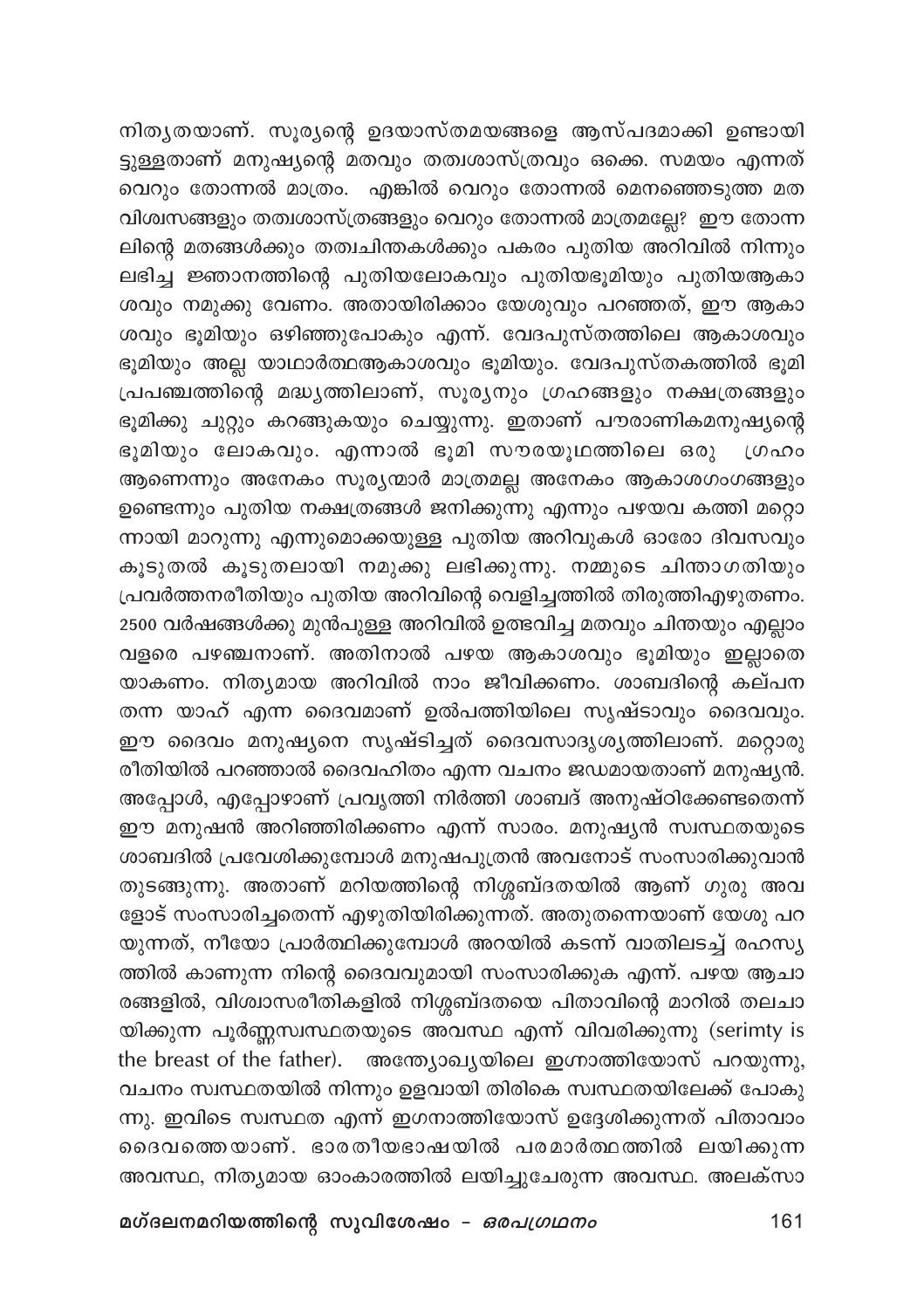നിത്യതയാണ്. സൂര്യന്റെ ഉദയാസ്തമയങ്ങളെ ആസ്പദമാക്കി ഉണ്ടായിട്ടുള്ളതാണ് മനുഷ്യന്റെ മതവും തത്വശാസ്ത്രവും ഒക്കെ. സമയം എന്നത് വെറും തോന്നൽ മാത്രം. എങ്കിൽ വെറും തോന്നൽ മെനഞ്ഞെടുത്ത മതവിശ്വസങ്ങളും തത്വശാസ്ത്രങ്ങളും വെറും തോന്നൽ മാത്രമല്ലേ? ഈ തോന്നലിന്റെ മതങ്ങൾക്കും തത്വചിന്തകൾക്കും പകരം പുതിയ അറിവിൽ നിന്നും ലഭിച്ച ജ്ഞാനത്തിന്റെ പുതിയലോകവും പുതിയഭൂമിയും പുതിയആകാശവും നമുക്കു വേണം. അതായിരിക്കാം യേശുവും പറഞ്ഞത്, ഈ ആകാശവും ഭൂമിയും ഒഴിഞ്ഞുപോകും എന്ന്. വേദപുസ്തത്തിലെ ആകാശവും ഭൂമിയും അല്ല യാഥാർത്ഥആകാശവും ഭൂമിയും. വേദപുസ്തകത്തിൽ ഭൂമി പ്രപഞ്ചത്തിന്റെ മദ്ധ്യത്തിലാണ്, സൂര്യനും ഗ്രഹങ്ങളും നക്ഷത്രങ്ങളും ഭൂമിക്കു ചുറ്റും കറങ്ങുകയും ചെയ്യുന്നു. ഇതാണ് പൗരാണികമനുഷ്യന്റെ ഭൂമിയും ലോകവും. എന്നാൽ ഭൂമി സൗരയൂഥത്തിലെ ഒരു ഗ്രഹം ആണെന്നും അനേകം സൂര്യന്മാർ മാത്രമല്ല അനേകം ആകാശഗംഗങ്ങളും ഉണ്ടെന്നും പുതിയ നക്ഷത്രങ്ങൾ ജനിക്കുന്നു എന്നും പഴയവ കത്തി മറ്റൊന്നായി മാറുന്നു എന്നുമൊക്കയുള്ള പുതിയ അറിവുകൾ ഓരോ ദിവസവും കൂടുതൽ കൂടുതലായി നമുക്കു ലഭിക്കുന്നു. നമ്മുടെ ചിന്താഗതിയും പ്രവർത്തനരീതിയും പുതിയ അറിവിന്റെ വെളിച്ചത്തിൽ തിരുത്തിഎഴുതണം. 2500 വർഷങ്ങൾക്കു മുൻപുള്ള അറിവിൽ ഉത്ഭവിച്ച മതവും ചിന്തയും എല്ലാം വളരെ പഴഞ്ചനാണ്. അതിനാൽ പഴയ ആകാശവും ഭൂമിയും ഇല്ലാതെയാകണം. നിത്യമായ അറിവിൽ നാം ജീവിക്കണം. ശാബദിന്റെ കല്പന തന്ന യാഹ് എന്ന ദൈവമാണ് ഉൽപത്തിയിലെ സൃഷ്ടാവും ദൈവവും. ഈ ദൈവം മനുഷ്യനെ സൃഷ്ടിച്ചത് ദൈവസാദൃശ്യത്തിലാണ്. മറ്റൊരു രീതിയിൽ പറഞ്ഞാൽ ദൈവഹിതം എന്ന വചനം ജഡമായതാണ് മനുഷ്യൻ. അപ്പോൾ, എപ്പോഴാണ് പ്രവൃത്തി നിർത്തി ശാബദ് അനുഷ്ഠിക്കേണ്ടതെന്ന് ഈ മനുഷൻ അറിഞ്ഞിരിക്കണം എന്ന് സാരം. മനുഷ്യൻ സ്വസ്ഥതയുടെ ശാബദിൽ പ്രവേശിക്കുമ്പോൾ മനുഷപുത്രൻ അവനോട് സംസാരിക്കുവാൻ തുടങ്ങുന്നു. അതാണ് മറിയത്തിന്റെ നിശ്ശബ്ദതയിൽ ആണ് ഗുരു അവളോട് സംസാരിച്ചതെന്ന് എഴുതിയിരിക്കുന്നത്. അതുതന്നെയാണ് യേശു പറയുന്നത്, നീയോ പ്രാർത്ഥിക്കുമ്പോൾ അറയിൽ കടന്ന് വാതിലടച്ച് രഹസ്യത്തിൽ കാണുന്ന നിന്റെ ദൈവവുമായി സംസാരിക്കുക എന്ന്. പഴയ ആചാരങ്ങളിൽ, വിശ്വാസരീതികളിൽ നിശ്ശബ്ദതയെ പിതാവിന്റെ മാറിൽ തലചായിക്കുന്ന പൂർണ്ണസ്വസ്ഥതയുടെ അവസ്ഥ എന്ന് വിവരിക്കുന്നു (serimty is the breast of the father). അന്ത്യോഖ്യയിലെ ഇഗ്നാത്തിയോസ് പറയുന്നു, വചനം സ്വസ്ഥതയിൽ നിന്നും ഉളവായി തിരികെ സ്വസ്ഥതയിലേക്ക് പോകുന്നു. ഇവിടെ സ്വസ്ഥത എന്ന് ഇഗനാത്തിയോസ് ഉദ്ദേശിക്കുന്നത് പിതാവാം ദൈവത്തെയാണ്. ഭാരതീയഭാഷയിൽ പരമാർത്ഥത്തിൽ ലയിക്കുന്ന അവസ്ഥ, നിത്യമായ ഓംകാരത്തിൽ ലയിച്ചുചേരുന്ന അവസ്ഥ. അലക്സാ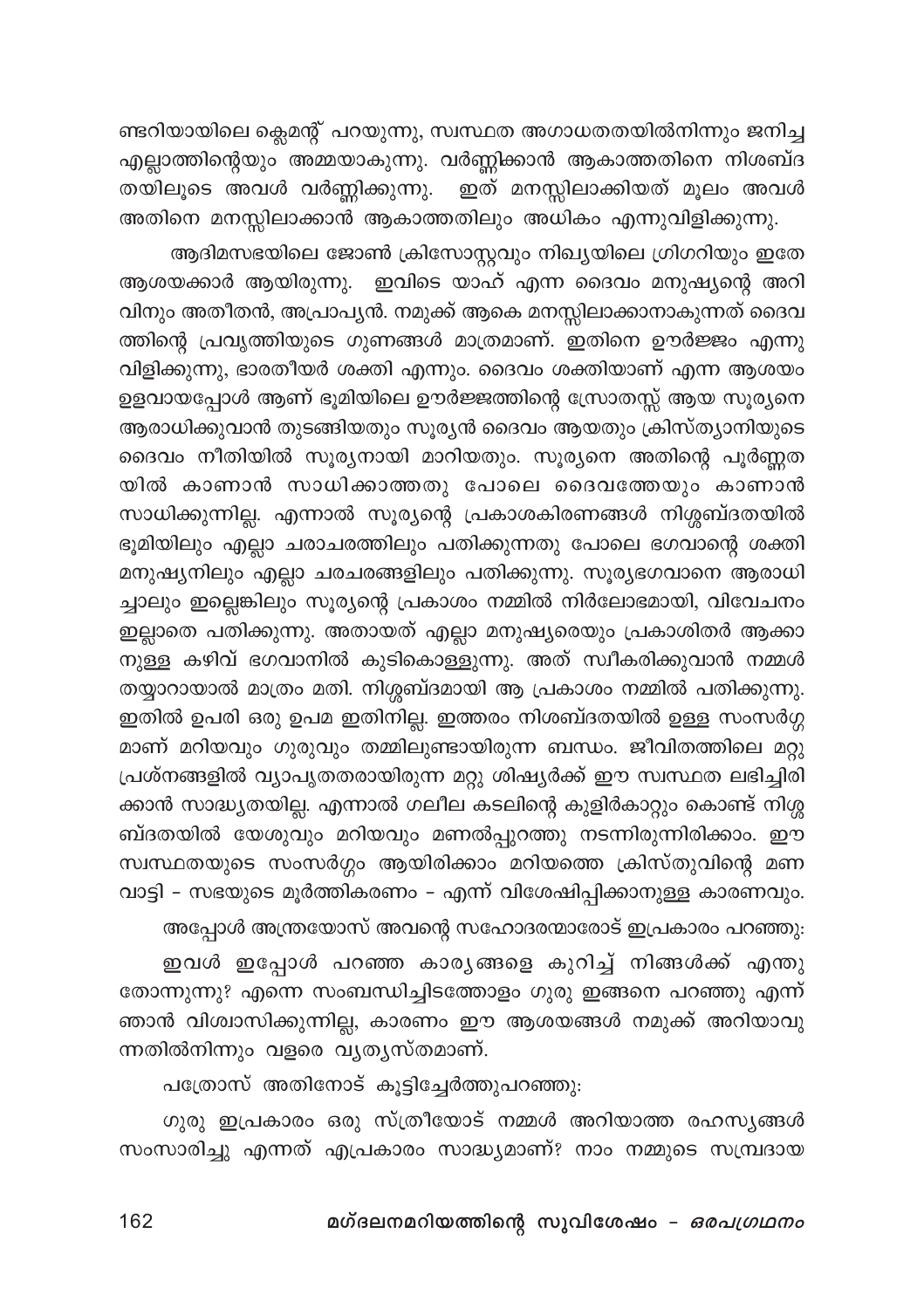ണ്ടറിയായിലെ ക്ലെമന്റ് പറയുന്നു, സ്വസ്ഥത അഗാധതതയിൽനിന്നും ജനിച്ച എല്ലാത്തിന്റെയും അമ്മയാകുന്നു. വർണ്ണിക്കാൻ ആകാത്തതിനെ നിശബ്ദതയിലൂടെ അവൾ വർണ്ണിക്കുന്നു. ഇത് മനസ്സിലാക്കിയത് മൂലം അവൾ അതിനെ മനസ്സിലാക്കാൻ ആകാത്തതിലും അധികം എന്നുവിളിക്കുന്നു.

ആദിമസഭയിലെ ജോൺ ക്രിസോസ്റ്റവും നിഴ്യയിലെ ഗ്രിഗറിയും ഇതേ ആശയക്കാർ ആയിരുന്നു. ഇവിടെ യാഹ് എന്ന ദൈവം മനുഷ്യന്റെ അറിവിനും അതീതൻ, അപ്രാപ്യൻ. നമുക്ക് ആകെ മനസ്സിലാക്കാനാകുന്നത് ദൈവത്തിന്റെ പ്രവൃത്തിയുടെ ഗുണങ്ങൾ മാത്രമാണ്. ഇതിനെ ഊർജ്ജം എന്നു വിളിക്കുന്നു, ഭാരതീയർ ശക്തി എന്നും. ദൈവം ശക്തിയാണ് എന്ന ആശയം ഉളവായപ്പോൾ ആണ് ഭൂമിയിലെ ഊർജ്ജത്തിന്റെ സ്രോതസ്സ് ആയ സൂര്യനെ ആരാധിക്കുവാൻ തുടങ്ങിയതും സൂര്യൻ ദൈവം ആയതും ക്രിസ്ത്യാനിയുടെ ദൈവം നീതിയിൽ സൂര്യനായി മാറിയതും. സൂര്യനെ അതിന്റെ പൂർണ്ണതയിൽ കാണാൻ സാധിക്കാത്തതു പോലെ ദൈവത്തേയും കാണാൻ സാധിക്കുന്നില്ല. എന്നാൽ സൂര്യന്റെ പ്രകാശകിരണങ്ങൾ നിശ്ശബ്ദതയിൽ ഭൂമിയിലും എല്ലാ ചരാചരത്തിലും പതിക്കുന്നതു പോലെ ഭഗവാന്റെ ശക്തി മനുഷ്യനിലും എല്ലാ ചരചരങ്ങളിലും പതിക്കുന്നു. സൂര്യഭഗവാനെ ആരാധിച്ചാലും ഇല്ലെങ്കിലും സൂര്യന്റെ പ്രകാശം നമ്മിൽ നിർലോഭമായി, വിവേചനം ഇല്ലാതെ പതിക്കുന്നു. അതായത് എല്ലാ മനുഷ്യരെയും പ്രകാശിതർ ആക്കാനുള്ള കഴിവ് ഭഗവാനിൽ കുടികൊള്ളുന്നു. അത് സ്വീകരിക്കുവാൻ നമ്മൾ തയ്യാറായാൽ മാത്രം മതി. നിശ്ശബ്ദമായി ആ പ്രകാശം നമ്മിൽ പതിക്കുന്നു. ഇതിൽ ഉപരി ഒരു ഉപമ ഇതിനില്ല. ഇത്തരം നിശബ്ദതയിൽ ഉള്ള സംസർഗ്ഗമാണ് മറിയവും ഗുരുവും തമ്മിലുണ്ടായിരുന്ന ബന്ധം. ജീവിതത്തിലെ മറ്റു പ്രശ്നങ്ങളിൽ വ്യാപൃതതരായിരുന്ന മറ്റു ശിഷ്യർക്ക് ഈ സ്വസ്ഥത ലഭിച്ചിരിക്കാൻ സാദ്ധ്യതയില്ല. എന്നാൽ ഗലീല കടലിന്റെ കുളിർകാറ്റും കൊണ്ട് നിശ്ശബ്ദതയിൽ യേശുവും മറിയവും മണൽപ്പുറത്തു നടന്നിരുന്നിരിക്കാം. ഈ സ്വസ്ഥതയുടെ സംസർഗ്ഗം ആയിരിക്കാം മറിയത്തെ ക്രിസ്തുവിന്റെ മണവാട്ടി – സഭയുടെ മൂർത്തികരണം – എന്ന് വിശേഷിപ്പിക്കാനുള്ള കാരണവും.

അപ്പോൾ അന്ത്രയോസ് അവന്റെ സഹോദരന്മാരോട് ഇപ്രകാരം പറഞ്ഞു:

ഇവൾ ഇപ്പോൾ പറഞ്ഞ കാര്യങ്ങളെ കുറിച്ച് നിങ്ങൾക്ക് എന്തു തോന്നുന്നു? എന്നെ സംബന്ധിച്ചിടത്തോളം ഗുരു ഇങ്ങനെ പറഞ്ഞു എന്ന് ഞാൻ വിശ്വസിക്കുന്നില്ല, കാരണം ഈ ആശയങ്ങൾ നമുക്ക് അറിയാവുന്നതിൽനിന്നും വളരെ വ്യത്യസ്തമാണ്.

പത്രോസ് അതിനോട് കൂട്ടിച്ചേർത്തുപറഞ്ഞു:

ഗുരു ഇപ്രകാരം ഒരു സ്ത്രീയോട് നമ്മൾ അറിയാത്ത രഹസ്യങ്ങൾ സംസാരിച്ചു എന്നത് എപ്രകാരം സാദ്ധ്യമാണ്? നാം നമ്മുടെ സമ്പ്രദായ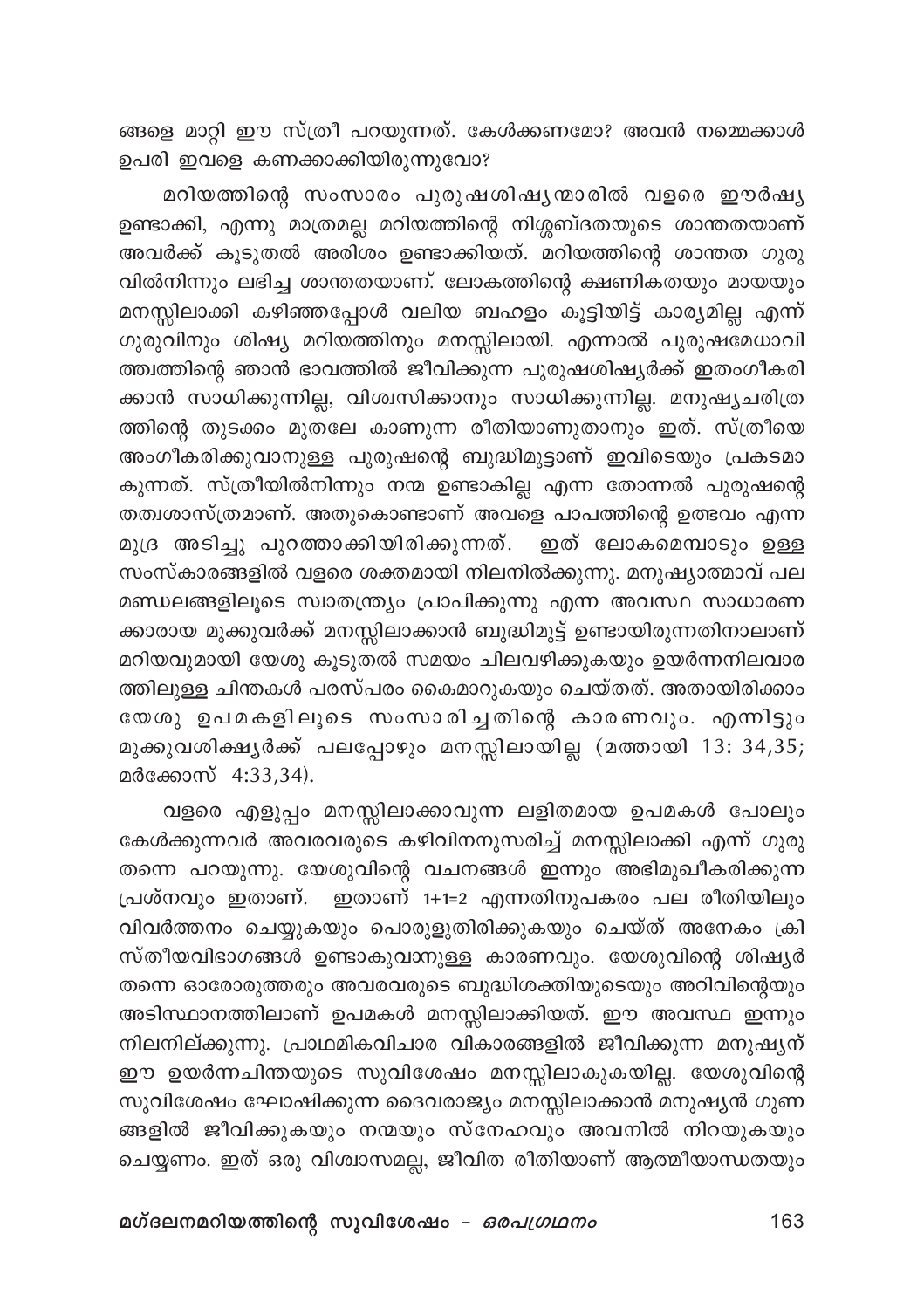ങ്ങളെ മാറ്റി ഈ സ്ത്രീ പറയുന്നത്. കേൾക്കണമോ? അവൻ നമ്മെക്കാൾ ഉപരി ഇവളെ കണക്കാക്കിയിരുന്നുവോ?

മറിയത്തിന്റെ സംസാരം പുരുഷശിഷ്യന്മാരിൽ വളരെ ഈർഷ്യ ഉണ്ടാക്കി, എന്നു മാത്രമല്ല മറിയത്തിന്റെ നിശ്ശബ്ദതയുടെ ശാന്തതയാണ് അവർക്ക് കൂടുതൽ അരിശം ഉണ്ടാക്കിയത്. മറിയത്തിന്റെ ശാന്തത ഗുരുവിൽനിന്നും ലഭിച്ച ശാന്തതയാണ്. ലോകത്തിന്റെ ക്ഷണികതയും മായയും മനസ്സിലാക്കി കഴിഞ്ഞപ്പോൾ വലിയ ബഹളം കൂട്ടിയിട്ട് കാര്യമില്ല എന്ന് ഗുരുവിനും ശിഷ്യ മറിയത്തിനും മനസ്സിലായി. എന്നാൽ പുരുഷമേധാവിത്വത്തിന്റെ ഞാൻ ഭാവത്തിൽ ജീവിക്കുന്ന പുരുഷശിഷ്യർക്ക് ഇതംഗീകരിക്കാൻ സാധിക്കുന്നില്ല, വിശ്വസിക്കാനും സാധിക്കുന്നില്ല. മനുഷ്യചരിത്രത്തിന്റെ തുടക്കം മുതലേ കാണുന്ന രീതിയാണുതാനും ഇത്. സ്ത്രീയെ അംഗീകരിക്കുവാനുള്ള പുരുഷന്റെ ബുദ്ധിമുട്ടാണ് ഇവിടെയും പ്രകടമാകുന്നത്. സ്ത്രീയിൽനിന്നും നന്മ ഉണ്ടാകില്ല എന്ന തോന്നൽ പുരുഷന്റെ തത്വശാസ്ത്രമാണ്. അതുകൊണ്ടാണ് അവളെ പാപത്തിന്റെ ഉത്ഭവം എന്ന മുദ്ര അടിച്ചു പുറത്താക്കിയിരിക്കുന്നത്. ഇത് ലോകമെമ്പാടും ഉള്ള സംസ്കാരങ്ങളിൽ വളരെ ശക്തമായി നിലനിൽക്കുന്നു. മനുഷ്യാത്മാവ് പല മണ്ഡലങ്ങളിലൂടെ സ്വാതന്ത്ര്യം പ്രാപിക്കുന്നു എന്ന അവസ്ഥ സാധാരണക്കാരായ മുക്കുവർക്ക് മനസ്സിലാക്കാൻ ബുദ്ധിമുട്ട് ഉണ്ടായിരുന്നതിനാലാണ് മറിയവുമായി യേശു കൂടുതൽ സമയം ചിലവഴിക്കുകയും ഉയർന്നനിലവാരത്തിലുള്ള ചിന്തകൾ പരസ്പരം കൈമാറുകയും ചെയ്തത്. അതായിരിക്കാം യേശു ഉപമകളിലൂടെ സംസാരിച്ചതിന്റെ കാരണവും. എന്നിട്ടും മുക്കുവശിക്ഷ്യർക്ക് പലപ്പോഴും മനസ്സിലായില്ല (മത്തായി 13: 34,35; മർക്കോസ് 4:33,34).

വളരെ എളുപ്പം മനസ്സിലാക്കാവുന്ന ലളിതമായ ഉപമകൾ പോലും കേൾക്കുന്നവർ അവരവരുടെ കഴിവിനനുസരിച്ച് മനസ്സിലാക്കി എന്ന് ഗുരു തന്നെ പറയുന്നു. യേശുവിന്റെ വചനങ്ങൾ ഇന്നും അഭിമുഖീകരിക്കുന്ന പ്രശ്നവും ഇതാണ്. ഇതാണ് 1+1=2 എന്നതിനുപകരം പല രീതിയിലും വിവർത്തനം ചെയ്യുകയും പൊരുളുതിരിക്കുകയും ചെയ്ത് അനേകം ക്രിസ്തീയവിഭാഗങ്ങൾ ഉണ്ടാകുവാനുള്ള കാരണവും. യേശുവിന്റെ ശിഷ്യർ തന്നെ ഓരോരുത്തരും അവരവരുടെ ബുദ്ധിശക്തിയുടെയും അറിവിന്റെയും അടിസ്ഥാനത്തിലാണ് ഉപമകൾ മനസ്സിലാക്കിയത്. ഈ അവസ്ഥ ഇന്നും നിലനില്ക്കുന്നു. പ്രാഥമികവിചാര വികാരങ്ങളിൽ ജീവിക്കുന്ന മനുഷ്യന് ഈ ഉയർന്നചിന്തയുടെ സുവിശേഷം മനസ്സിലാകുകയില്ല. യേശുവിന്റെ സുവിശേഷം ഘോഷിക്കുന്ന ദൈവരാജ്യം മനസ്സിലാക്കാൻ മനുഷ്യൻ ഗുണങ്ങളിൽ ജീവിക്കുകയും നന്മയും സ്നേഹവും അവനിൽ നിറയുകയും ചെയ്യണം. ഇത് ഒരു വിശ്വാസമല്ല, ജീവിത രീതിയാണ് ആത്മീയാന്ധതയും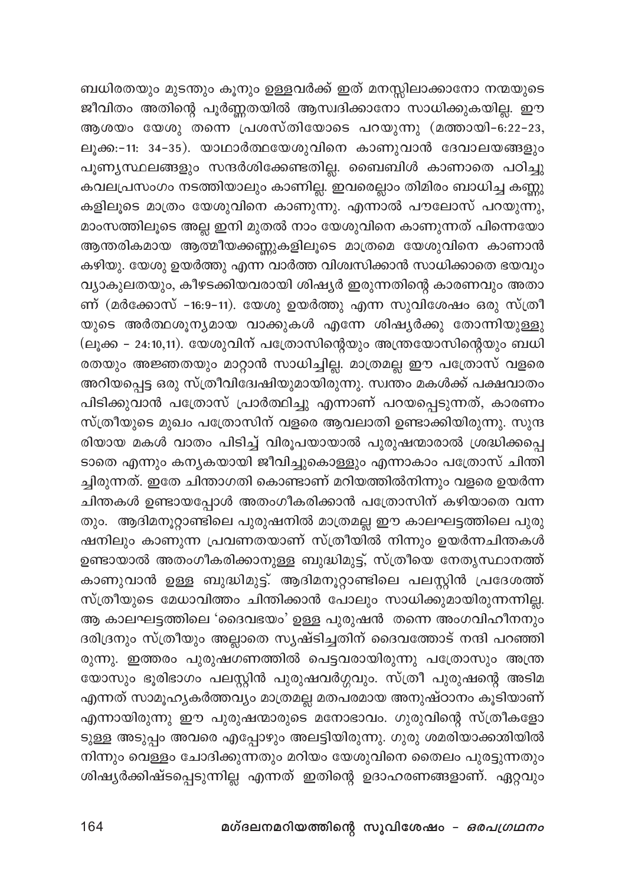ബധിരതയും മുടന്തും കൂനും ഉള്ളവർക്ക് ഇത് മനസ്സിലാക്കാനോ നമ്മയുടെ ജീവിതം അതിന്റെ പൂർണ്ണതയിൽ ആസ്വദിക്കാനോ സാധിക്കുകയില്ല. ഈ ആശയം യേശു തന്നെ പ്രശസ്തിയോടെ പറയുന്നു (മത്തായി-6:22-23, ലൂക്ക:-11: 34-35). യാഥാർത്ഥയേശുവിനെ കാണുവാൻ ദേവാലയങ്ങളും പുണ്യസ്ഥലങ്ങളും സന്ദർശിക്കേണ്ടതില്ല. ബൈബിൾ കാണാതെ പഠിച്ചു കവലപ്രസംഗം നടത്തിയാലും കാണില്ല. ഇവരെല്ലാം തിമിരം ബാധിച്ച കണ്ണുകളിലൂടെ മാത്രം യേശുവിനെ കാണുന്നു. എന്നാൽ പൗലോസ് പറയുന്നു, മാംസത്തിലൂടെ അല്ല ഇനി മുതൽ നാം യേശുവിനെ കാണുന്നത് പിന്നെയോ ആന്തരികമായ ആത്മീയക്കണ്ണുകളിലൂടെ മാത്രമെ യേശുവിനെ കാണാൻ കഴിയു. യേശു ഉയർത്തു എന്ന വാർത്ത വിശ്വസിക്കാൻ സാധിക്കാതെ ഭയവും വ്യാകുലതയും, കീഴടക്കിയവരായി ശിഷ്യർ ഇരുന്നതിന്റെ കാരണവും അതാണ് (മർക്കോസ് -16:9-11). യേശു ഉയർത്തു എന്ന സുവിശേഷം ഒരു സ്ത്രീയുടെ അർത്ഥശൂന്യമായ വാക്കുകൾ എന്നേ ശിഷ്യർക്കു തോന്നിയുള്ളു (ലൂക്ക - 24:10,11). യേശുവിന് പത്രോസിന്റെയും അന്ത്രയോസിന്റെയും ബധിരതയും അജ്ഞതയും മാറ്റാൻ സാധിച്ചില്ല. മാത്രമല്ല ഈ പത്രോസ് വളരെ അറിയപ്പെട്ട ഒരു സ്ത്രീവിദ്വേഷിയുമായിരുന്നു. സ്വന്തം മകൾക്ക് പക്ഷവാതം പിടിക്കുവാൻ പത്രോസ് പ്രാർത്ഥിച്ചു എന്നാണ് പറയപ്പെടുന്നത്, കാരണം സ്ത്രീയുടെ മുഖം പത്രോസിന് വളരെ ആവലാതി ഉണ്ടാക്കിയിരുന്നു. സുന്ദരിയായ മകൾ വാതം പിടിച്ച് വിരൂപയായാൽ പുരുഷന്മാരാൽ ശ്രദ്ധിക്കപ്പെടാതെ എന്നും കന്യകയായി ജീവിച്ചുകൊള്ളും എന്നാകാം പത്രോസ് ചിന്തിച്ചിരുന്നത്. ഇതേ ചിന്താഗതി കൊണ്ടാണ് മറിയത്തിൽനിന്നും വളരെ ഉയർന്ന ചിന്തകൾ ഉണ്ടായപ്പോൾ അതംഗീകരിക്കാൻ പത്രോസിന് കഴിയാതെ വന്നതും. ആദിമനൂറ്റാണ്ടിലെ പുരുഷനിൽ മാത്രമല്ല ഈ കാലഘട്ടത്തിലെ പുരുഷനിലും കാണുന്ന പ്രവണതയാണ് സ്ത്രീയിൽ നിന്നും ഉയർന്നചിന്തകൾ ഉണ്ടായാൽ അതംഗീകരിക്കാനുള്ള ബുദ്ധിമുട്ട്, സ്ത്രീയെ നേതൃസ്ഥാനത്ത് കാണുവാൻ ഉള്ള ബുദ്ധിമുട്ട്. ആദിമനൂറ്റാണ്ടിലെ പലസ്റ്റിൻ പ്രദേശത്ത് സ്ത്രീയുടെ മേധാവിത്തം ചിന്തിക്കാൻ പോലും സാധിക്കുമായിരുന്നന്നില്ല. ആ കാലഘട്ടത്തിലെ 'ദൈവഭയം' ഉള്ള പുരുഷൻ തന്നെ അംഗവിഹീനനും ദരിദ്രനും സ്ത്രീയും അല്ലാതെ സൃഷ്ടിച്ചതിന് ദൈവത്തോട് നന്ദി പറഞ്ഞിരുന്നു. ഇത്തരം പുരുഷഗണത്തിൽ പെട്ടവരായിരുന്നു പത്രോസും അന്ത്രയോസും ഭൂരിഭാഗം പലസ്റ്റിൻ പുരുഷവർഗ്ഗവും. സ്ത്രീ പുരുഷന്റെ അടിമ എന്നത് സാമൂഹ്യകർത്തവ്യം മാത്രമല്ല മതപരമായ അനുഷ്ഠാനം കൂടിയാണ് എന്നായിരുന്നു ഈ പുരുഷന്മാരുടെ മനോഭാവം. ഗുരുവിന്റെ സ്ത്രീകളോടുള്ള അടുപ്പം അവരെ എപ്പോഴും അലട്ടിയിരുന്നു. ഗുരു ശമരിയാക്കാരിയിൽ നിന്നും വെള്ളം ചോദിക്കുന്നതും മറിയം യേശുവിനെ തൈലം പുരട്ടുന്നതും ശിഷ്യർക്കിഷ്ടപ്പെടുന്നില്ല എന്നത് ഇതിന്റെ ഉദാഹരണങ്ങളാണ്. ഏറ്റവും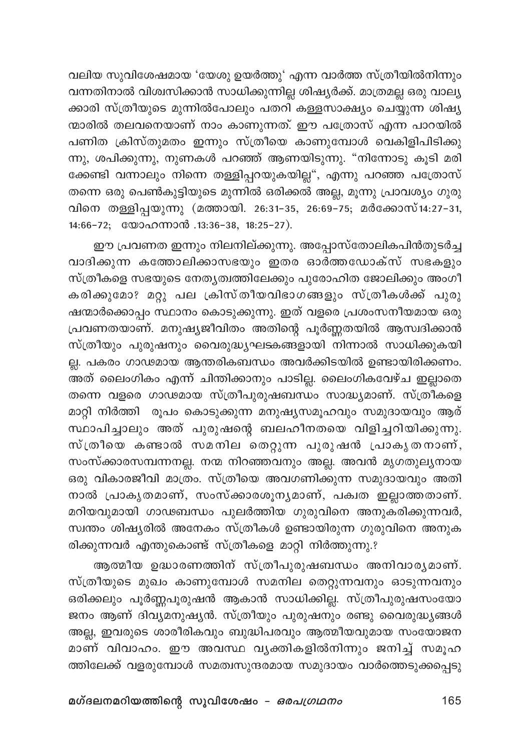വലിയ സുവിശേഷമായ 'യേശു ഉയർത്തു' എന്ന വാർത്ത സ്ത്രീയിൽനിന്നും വന്നതിനാൽ വിശ്വസിക്കാൻ സാധിക്കുന്നില്ല ശിഷ്യർക്ക്. മാത്രമല്ല ഒരു വാല്യക്കാരി സ്ത്രീയുടെ മുന്നിൽപോലും പതറി കള്ളസാക്ഷ്യം ചെയ്യുന്ന ശിഷ്യന്മാരിൽ തലവനെയാണ് നാം കാണുന്നത്. ഈ പത്രോസ് എന്ന പാറയിൽ പണിത ക്രിസ്തുമതം ഇന്നും സ്ത്രീയെ കാണുമ്പോൾ വെകിളിപിടിക്കുന്നു, ശപിക്കുന്നു, നുണകൾ പറഞ്ഞ് ആണയിടുന്നു. "നിന്നോടു കൂടി മരിക്കേണ്ടി വന്നാലും നിന്നെ തള്ളിപ്പറയുകയില്ല", എന്നു പറഞ്ഞ പത്രോസ് തന്നെ ഒരു പെൺകുട്ടിയുടെ മുന്നിൽ ഒരിക്കൽ അല്ല, മൂന്നു പ്രാവശ്യം ഗുരുവിനെ തള്ളിപ്പയുന്നു (മത്തായി. 26:31-35, 26:69-75; മർക്കോസ്14:27-31, 14:66-72; യോഹന്നാൻ .13:36-38, 18:25-27).

ഈ പ്രവണത ഇന്നും നിലനില്ക്കുന്നു. അപ്പോസ്തോലികപിൻതുടർച്ച വാദിക്കുന്ന കത്തോലിക്കാസഭയും ഇതര ഓർത്തഡോക്സ് സഭകളും സ്ത്രീകളെ സഭയുടെ നേതൃത്വത്തിലേക്കും പുരോഹിത ജോലിക്കും അംഗീകരിക്കുമോ? മറ്റു പല ക്രിസ്തീയവിഭാഗങ്ങളും സ്ത്രീകൾക്ക് പുരുഷന്മാർക്കൊപ്പം സ്ഥാനം കൊടുക്കുന്നു. ഇത് വളരെ പ്രശംസനീയമായ ഒരു പ്രവണതയാണ്. മനുഷ്യജീവിതം അതിന്റെ പൂർണ്ണതയിൽ ആസ്വദിക്കാൻ സ്ത്രീയും പുരുഷനും വൈരുദ്ധ്യഘടകങ്ങളായി നിന്നാൽ സാധിക്കുകയില്ല. പകരം ഗാഢമായ ആന്തരികബന്ധം അവർക്കിടയിൽ ഉണ്ടായിരിക്കണം. അത് ലൈംഗികം എന്ന് ചിന്തിക്കാനും പാടില്ല. ലൈംഗികവേഴ്ച ഇല്ലാതെ തന്നെ വളരെ ഗാഢമായ സ്ത്രീപുരുഷബന്ധം സാദ്ധ്യമാണ്. സ്ത്രീകളെ മാറ്റി നിർത്തി രൂപം കൊടുക്കുന്ന മനുഷ്യസമൂഹവും സമുദായവും ആര് സ്ഥാപിച്ചാലും അത് പുരുഷന്റെ ബലഹീനതയെ വിളിച്ചറിയിക്കുന്നു. സ്ത്രീയെ കണ്ടാൽ സമനില തെറ്റുന്ന പുരുഷൻ പ്രാകൃതനാണ്, സംസ്ക്കാരസമ്പന്നനല്ല. നന്മ നിറഞ്ഞവനും അല്ല. അവൻ മൃഗതുല്യനായ ഒരു വികാരജീവി മാത്രം. സ്ത്രീയെ അവഗണിക്കുന്ന സമുദായവും അതിനാൽ പ്രാകൃതമാണ്, സംസ്ക്കാരശൂന്യമാണ്, പക്വത ഇല്ലാത്തതാണ്. മറിയവുമായി ഗാഢബന്ധം പുലർത്തിയ ഗുരുവിനെ അനുകരിക്കുന്നവർ, സ്വന്തം ശിഷ്യരിൽ അനേകം സ്ത്രീകൾ ഉണ്ടായിരുന്ന ഗുരുവിനെ അനുകരിക്കുന്നവർ എന്തുകൊണ്ട് സ്ത്രീകളെ മാറ്റി നിർത്തുന്നു.?

ആത്മീയ ഉദ്ധാരണത്തിന് സ്ത്രീപുരുഷബന്ധം അനിവാര്യമാണ്. സ്ത്രീയുടെ മുഖം കാണുമ്പോൾ സമനില തെറ്റുന്നവനും ഓടുന്നവനും ഒരിക്കലും പൂർണ്ണപൂരുഷൻ ആകാൻ സാധിക്കില്ല. സ്ത്രീപുരുഷസംയോജനം ആണ് ദിവ്യമനുഷ്യൻ. സ്ത്രീയും പുരുഷനും രണ്ടു വൈരുദ്ധ്യങ്ങൾ അല്ല, ഇവരുടെ ശാരീരികവും ബുദ്ധിപരവും ആത്മീയവുമായ സംയോജനമാണ് വിവാഹം. ഈ അവസ്ഥ വ്യക്തികളിൽനിന്നും ജനിച്ച് സമൂഹത്തിലേക്ക് വളരുമ്പോൾ സമത്വസുന്ദരമായ സമുദായം വാർത്തെടുക്കപ്പെടു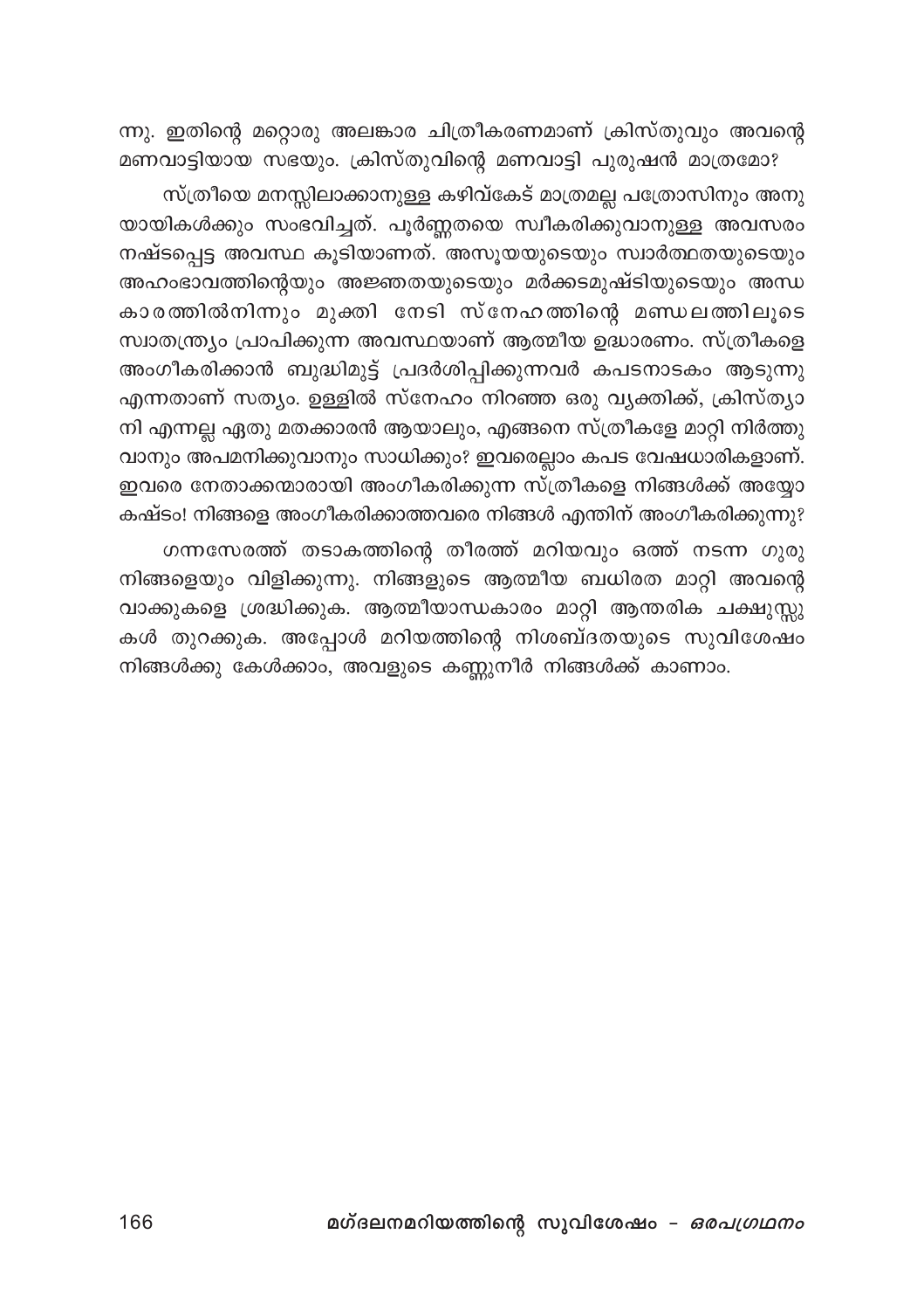ന്നു. ഇതിന്റെ മറ്റൊരു അലങ്കാര ചിത്രീകരണമാണ് ക്രിസ്തുവും അവന്റെ മണവാട്ടിയായ സഭയും. ക്രിസ്തുവിന്റെ മണവാട്ടി പുരുഷൻ മാത്രമോ?

സ്ത്രീയെ മനസ്സിലാക്കാനുള്ള കഴിവ്കേട് മാത്രമല്ല പത്രോസിനും അനുയായികൾക്കും സംഭവിച്ചത്. പൂർണ്ണതയെ സ്വീകരിക്കുവാനുള്ള അവസരം നഷ്ടപ്പെട്ട അവസ്ഥ കൂടിയാണത്. അസൂയയുടെയും സ്വാർത്ഥതയുടെയും അഹംഭാവത്തിന്റെയും അജ്ഞതയുടെയും മർക്കടമുഷ്ടിയുടെയും അന്ധകാരത്തിൽനിന്നും മുക്തി നേടി സ്നേഹത്തിന്റെ മണ്ഡലത്തിലൂടെ സ്വാതന്ത്ര്യം പ്രാപിക്കുന്ന അവസ്ഥയാണ് ആത്മീയ ഉദ്ധാരണം. സ്ത്രീകളെ അംഗീകരിക്കാൻ ബുദ്ധിമുട്ട് പ്രദർശിപ്പിക്കുന്നവർ കപടനാടകം ആടുന്നു എന്നതാണ് സത്യം. ഉള്ളിൽ സ്നേഹം നിറഞ്ഞ ഒരു വ്യക്തിക്ക്, ക്രിസ്ത്യാനി എന്നല്ല ഏതു മതക്കാരൻ ആയാലും, എങ്ങനെ സ്ത്രീകളേ മാറ്റി നിർത്തുവാനും അപമനിക്കുവാനും സാധിക്കും? ഇവരെല്ലാം കപട വേഷധാരികളാണ്. ഇവരെ നേതാക്കന്മാരായി അംഗീകരിക്കുന്ന സ്ത്രീകളെ നിങ്ങൾക്ക് അയ്യോ കഷ്ടം! നിങ്ങളെ അംഗീകരിക്കാത്തവരെ നിങ്ങൾ എന്തിന് അംഗീകരിക്കുന്നു?

ഗന്നസേരത്ത് തടാകത്തിന്റെ തീരത്ത് മറിയവും ഒത്ത് നടന്ന ഗുരു നിങ്ങളെയും വിളിക്കുന്നു. നിങ്ങളുടെ ആത്മീയ ബധിരത മാറ്റി അവന്റെ വാക്കുകളെ ശ്രദ്ധിക്കുക. ആത്മീയാന്ധകാരം മാറ്റി ആന്തരിക ചക്ഷുസ്സുകൾ തുറക്കുക. അപ്പോൾ മറിയത്തിന്റെ നിശബ്ദതയുടെ സുവിശേഷം നിങ്ങൾക്കു കേൾക്കാം, അവളുടെ കണ്ണുനീർ നിങ്ങൾക്ക് കാണാം.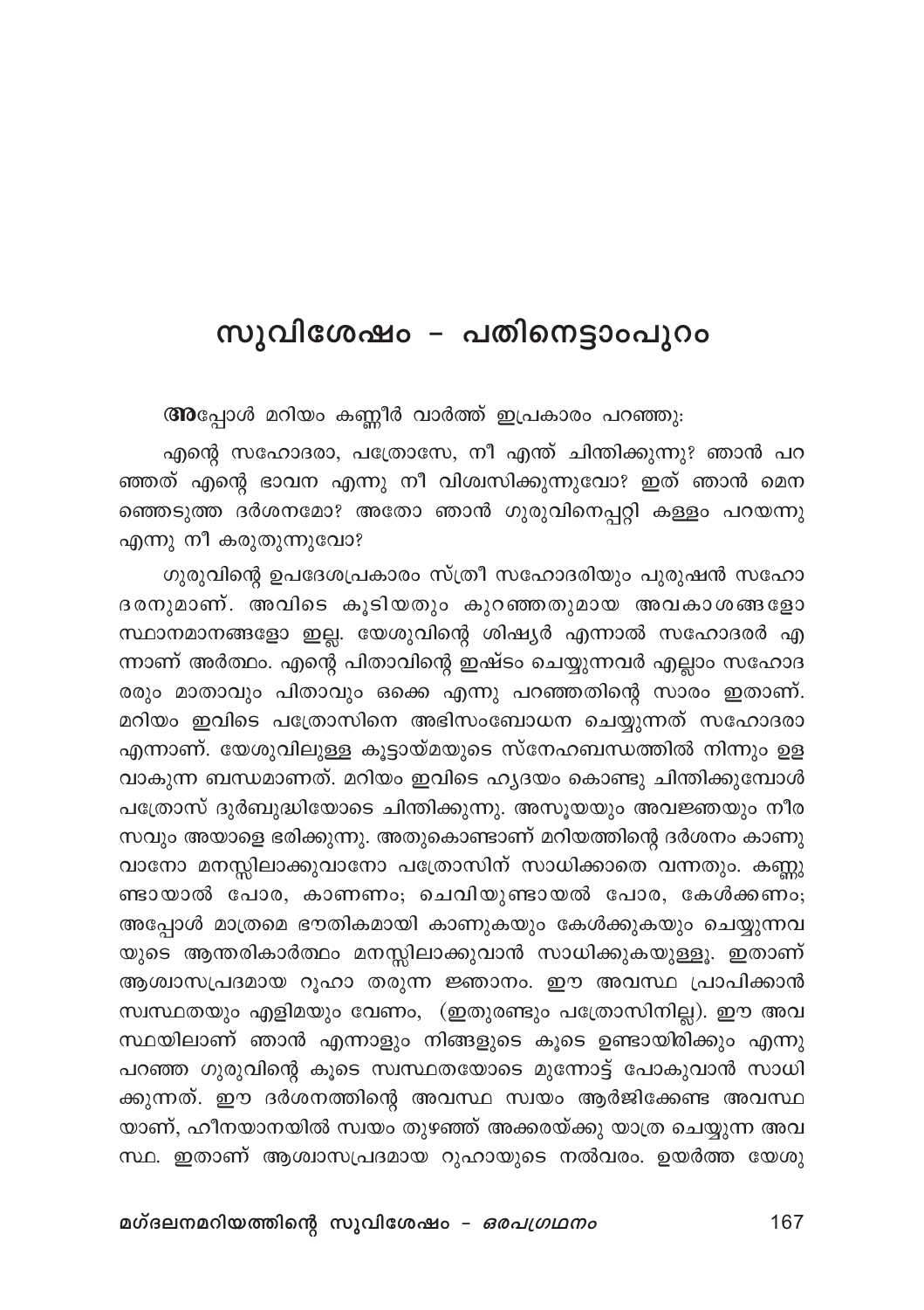# സുവിശേഷം – പതിനെട്ടാംപുറം

**അ**പ്പോൾ മറിയം കണ്ണീർ വാർത്ത് ഇപ്രകാരം പറഞ്ഞു:

എന്റെ സഹോദരാ, പത്രോസേ, നീ എന്ത് ചിന്തിക്കുന്നു? ഞാൻ പറഞ്ഞത് എന്റെ ഭാവന എന്നു നീ വിശ്വസിക്കുന്നുവോ? ഇത് ഞാൻ മെനഞ്ഞെടുത്ത ദർശനമോ? അതോ ഞാൻ ഗുരുവിനെപ്പറ്റി കള്ളം പറയുന്നു എന്നു നീ കരുതുന്നുവോ?

ഗുരുവിന്റെ ഉപദേശപ്രകാരം സ്ത്രീ സഹോദരിയും പുരുഷൻ സഹോദരനുമാണ്. അവിടെ കൂടിയതും കുറഞ്ഞതുമായ അവകാശങ്ങളോ സ്ഥാനമാനങ്ങളോ ഇല്ല. യേശുവിന്റെ ശിഷ്യർ എന്നാൽ സഹോദരർ എന്നാണ് അർത്ഥം. എന്റെ പിതാവിന്റെ ഇഷ്ടം ചെയ്യുന്നവർ എല്ലാം സഹോദരരും മാതാവും പിതാവും ഒക്കെ എന്നു പറഞ്ഞതിന്റെ സാരം ഇതാണ്. മറിയം ഇവിടെ പത്രോസിനെ അഭിസംബോധന ചെയ്യുന്നത് സഹോദരാ എന്നാണ്. യേശുവിലുള്ള കൂട്ടായ്മയുടെ സ്നേഹബന്ധത്തിൽ നിന്നും ഉളവാകുന്ന ബന്ധമാണത്. മറിയം ഇവിടെ ഹൃദയം കൊണ്ടു ചിന്തിക്കുമ്പോൾ പത്രോസ് ദുർബുദ്ധിയോടെ ചിന്തിക്കുന്നു. അസൂയയും അവജ്ഞയും നീരസവും അയാളെ ഭരിക്കുന്നു. അതുകൊണ്ടാണ് മറിയത്തിന്റെ ദർശനം കാണുവാനോ മനസ്സിലാക്കുവാനോ പത്രോസിന് സാധിക്കാതെ വന്നതും. കണ്ണുണ്ടായാൽ പോര, കാണണം; ചെവിയുണ്ടായൽ പോര, കേൾക്കണം; അപ്പോൾ മാത്രമെ ഭൗതികമായി കാണുകയും കേൾക്കുകയും ചെയ്യുന്നവയുടെ ആന്തരികാർത്ഥം മനസ്സിലാക്കുവാൻ സാധിക്കുകയുള്ളൂ. ഇതാണ് ആശ്വാസപ്രദമായ റൂഹാ തരുന്ന ജ്ഞാനം. ഈ അവസ്ഥ പ്രാപിക്കാൻ സ്വസ്ഥതയും എളിമയും വേണം, (ഇതുരണ്ടും പത്രോസിനില്ല). ഈ അവസ്ഥയിലാണ് ഞാൻ എന്നാളും നിങ്ങളുടെ കൂടെ ഉണ്ടായിരിക്കും എന്നു പറഞ്ഞ ഗുരുവിന്റെ കൂടെ സ്വസ്ഥതയോടെ മുന്നോട്ട് പോകുവാൻ സാധിക്കുന്നത്. ഈ ദർശനത്തിന്റെ അവസ്ഥ സ്വയം ആർജിക്കേണ്ട അവസ്ഥയാണ്, ഹീനയാനയിൽ സ്വയം തുഴഞ്ഞ് അക്കരയ്ക്കു യാത്ര ചെയ്യുന്ന അവസ്ഥ. ഇതാണ് ആശ്വാസപ്രദമായ റുഹായുടെ നൽവരം. ഉയർത്ത യേശു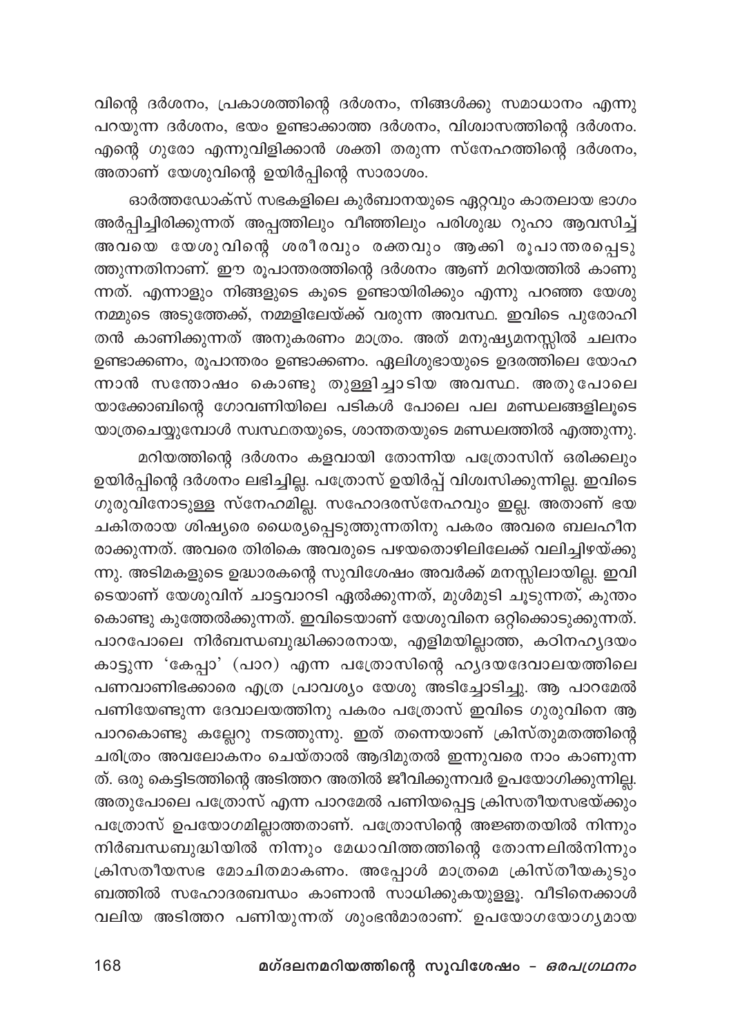വിന്റെ ദർശനം, പ്രകാശത്തിന്റെ ദർശനം, നിങ്ങൾക്കു സമാധാനം എന്നു പറയുന്ന ദർശനം, ഭയം ഉണ്ടാക്കാത്ത ദർശനം, വിശ്വാസത്തിന്റെ ദർശനം. എന്റെ ഗുരോ എന്നുവിളിക്കാൻ ശക്തി തരുന്ന സ്നേഹത്തിന്റെ ദർശനം, അതാണ് യേശുവിന്റെ ഉയിർപ്പിന്റെ സാരാംശം.

ഓർത്തഡോക്സ് സഭകളിലെ കുർബാനയുടെ ഏറ്റവും കാതലായ ഭാഗം അർപ്പിച്ചിരിക്കുന്നത് അപ്പത്തിലും വീഞ്ഞിലും പരിശുദ്ധ റൂഹാ ആവസിച്ച് അവയെ യേശുവിന്റെ ശരീരവും രക്തവും ആക്കി രൂപാന്തരപ്പെടുത്തുന്നതിനാണ്. ഈ രൂപാന്തരത്തിന്റെ ദർശനം ആണ് മറിയത്തിൽ കാണുന്നത്. എന്നാളും നിങ്ങളുടെ കൂടെ ഉണ്ടായിരിക്കും എന്നു പറഞ്ഞ യേശു നമ്മുടെ അടുത്തേക്ക്, നമ്മളിലേയ്ക്ക് വരുന്ന അവസ്ഥ. ഇവിടെ പുരോഹിതൻ കാണിക്കുന്നത് അനുകരണം മാത്രം. അത് മനുഷ്യമനസ്സിൽ ചലനം ഉണ്ടാക്കണം, രൂപാന്തരം ഉണ്ടാക്കണം. ഏലിശുബായുടെ ഉദരത്തിലെ യോഹന്നാൻ സന്തോഷം കൊണ്ടു തുള്ളിച്ചാടിയ അവസ്ഥ. അതുപോലെ യാക്കോബിന്റെ ഗോവണിയിലെ പടികൾ പോലെ പല മണ്ഡലങ്ങളിലൂടെ യാത്രചെയ്യുമ്പോൾ സ്വസ്ഥതയുടെ, ശാന്തതയുടെ മണ്ഡലത്തിൽ എത്തുന്നു.

മറിയത്തിന്റെ ദർശനം കളവായി തോന്നിയ പത്രോസിന് ഒരിക്കലും ഉയിർപ്പിന്റെ ദർശനം ലഭിച്ചില്ല. പത്രോസ് ഉയിർപ്പ് വിശ്വസിക്കുന്നില്ല. ഇവിടെ ഗുരുവിനോടുള്ള സ്നേഹമില്ല. സഹോദരസ്നേഹവും ഇല്ല. അതാണ് ഭയചകിതരായ ശിഷ്യരെ ധൈര്യപ്പെടുത്തുന്നതിനു പകരം അവരെ ബലഹീനരാക്കുന്നത്. അവരെ തിരികെ അവരുടെ പഴയതൊഴിലിലേക്ക് വലിച്ചിഴയ്ക്കുന്നു. അടിമകളുടെ ഉദ്ധാരകന്റെ സുവിശേഷം അവർക്ക് മനസ്സിലായില്ല. ഇവിടെയാണ് യേശുവിന് ചാട്ടവാറടി ഏൽക്കുന്നത്, മുൾമുടി ചൂടുന്നത്, കുന്തം കൊണ്ടു കുത്തേൽക്കുന്നത്. ഇവിടെയാണ് യേശുവിനെ ഒറ്റിക്കൊടുക്കുന്നത്. പാറപോലെ നിർബന്ധബുദ്ധിക്കാരനായ, എളിമയില്ലാത്ത, കഠിനഹൃദയം കാട്ടുന്ന 'കേപ്പാ' (പാറ) എന്ന പത്രോസിന്റെ ഹൃദയദേവാലയത്തിലെ പണവാണിഭക്കാരെ എത്ര പ്രാവശ്യം യേശു അടിച്ചോടിച്ചു. ആ പാറമേൽ പണിയേണ്ടുന്ന ദേവാലയത്തിനു പകരം പത്രോസ് ഇവിടെ ഗുരുവിനെ ആ പാറകൊണ്ടു കല്ലേറു നടത്തുന്നു. ഇത് തന്നെയാണ് ക്രിസ്തുമതത്തിന്റെ ചരിത്രം അവലോകനം ചെയ്താൽ ആദിമുതൽ ഇന്നുവരെ നാം കാണുന്നത്. ഒരു കെട്ടിടത്തിന്റെ അടിത്തറ അതിൽ ജീവിക്കുന്നവർ ഉപയോഗിക്കുന്നില്ല. അതുപോലെ പത്രോസ് എന്ന പാറമേൽ പണിയപ്പെട്ട ക്രിസതീയസഭയ്ക്കും പത്രോസ് ഉപയോഗമില്ലാത്തതാണ്. പത്രോസിന്റെ അജ്ഞതയിൽ നിന്നും നിർബന്ധബുദ്ധിയിൽ നിന്നും മേധാവിത്തത്തിന്റെ തോന്നലിൽനിന്നും ക്രിസതീയസഭ മോചിതമാകണം. അപ്പോൾ മാത്രമെ ക്രിസ്തീയകുടുംബത്തിൽ സഹോദരബന്ധം കാണാൻ സാധിക്കുകയുള്ളൂ. വീടിനെക്കാൾ വലിയ അടിത്തറ പണിയുന്നത് ശുംഭൻമാരാണ്. ഉപയോഗയോഗ്യമായ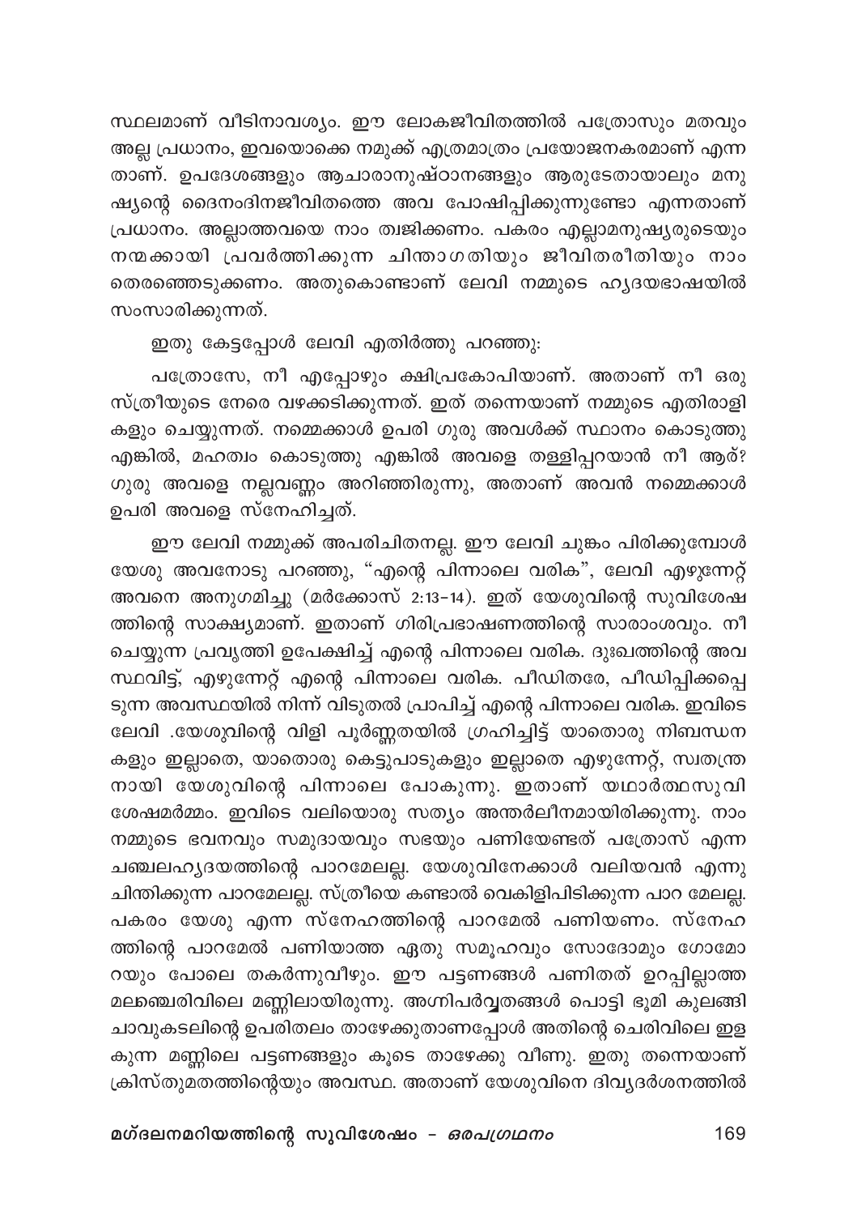സ്ഥലമാണ് വീടിനാവശ്യം. ഈ ലോകജീവിതത്തിൽ പത്രോസും മതവും അല്ല പ്രധാനം, ഇവയൊക്കെ നമുക്ക് എത്രമാത്രം പ്രയോജനകരമാണ് എന്നതാണ്. ഉപദേശങ്ങളും ആചാരാനുഷ്ഠാനങ്ങളും ആരുടേതായാലും മനുഷ്യന്റെ ദൈനംദിനജീവിതത്തെ അവ പോഷിപ്പിക്കുന്നുണ്ടോ എന്നതാണ് പ്രധാനം. അല്ലാത്തവയെ നാം ത്വജിക്കണം. പകരം എല്ലാമനുഷ്യരുടെയും നന്മക്കായി പ്രവർത്തിക്കുന്ന ചിന്താഗതിയും ജീവിതരീതിയും നാം തെരഞ്ഞെടുക്കണം. അതുകൊണ്ടാണ് ലേവി നമ്മുടെ ഹൃദയഭാഷയിൽ സംസാരിക്കുന്നത്.

ഇതു കേട്ടപ്പോൾ ലേവി എതിർത്തു പറഞ്ഞു:

പത്രോസേ, നീ എപ്പോഴും ക്ഷിപ്രകോപിയാണ്. അതാണ് നീ ഒരു സ്ത്രീയുടെ നേരെ വഴക്കടിക്കുന്നത്. ഇത് തന്നെയാണ് നമ്മുടെ എതിരാളികളും ചെയ്യുന്നത്. നമ്മെക്കാൾ ഉപരി ഗുരു അവൾക്ക് സ്ഥാനം കൊടുത്തു എങ്കിൽ, മഹത്വം കൊടുത്തു എങ്കിൽ അവളെ തള്ളിപ്പറയാൻ നീ ആര്? ഗുരു അവളെ നല്ലവണ്ണം അറിഞ്ഞിരുന്നു, അതാണ് അവൻ നമ്മെക്കാൾ ഉപരി അവളെ സ്നേഹിച്ചത്.

ഈ ലേവി നമ്മുക്ക് അപരിചിതനല്ല. ഈ ലേവി ചുങ്കം പിരിക്കുമ്പോൾ യേശു അവനോടു പറഞ്ഞു, "എന്റെ പിന്നാലെ വരിക", ലേവി എഴുന്നേറ്റ് അവനെ അനുഗമിച്ചു (മർക്കോസ് 2:13-14). ഇത് യേശുവിന്റെ സുവിശേഷത്തിന്റെ സാക്ഷ്യമാണ്. ഇതാണ് ഗിരിപ്രഭാഷണത്തിന്റെ സാരാംശവും. നീ ചെയ്യുന്ന പ്രവൃത്തി ഉപേക്ഷിച്ച് എന്റെ പിന്നാലെ വരിക. ദുഃഖത്തിന്റെ അവസ്ഥവിട്ട്, എഴുന്നേറ്റ് എന്റെ പിന്നാലെ വരിക. പീഡിതരേ, പീഡിപ്പിക്കപ്പെടുന്ന അവസ്ഥയിൽ നിന്ന് വിടുതൽ പ്രാപിച്ച് എന്റെ പിന്നാലെ വരിക. ഇവിടെ ലേവി .യേശുവിന്റെ വിളി പൂർണ്ണതയിൽ ഗ്രഹിച്ചിട്ട് യാതൊരു നിബന്ധനകളും ഇല്ലാതെ, യാതൊരു കെട്ടുപാടുകളും ഇല്ലാതെ എഴുന്നേറ്റ്, സ്വതന്ത്രനായി യേശുവിന്റെ പിന്നാലെ പോകുന്നു. ഇതാണ് യഥാർത്ഥസുവിശേഷമർമ്മം. ഇവിടെ വലിയൊരു സത്യം അന്തർലീനമായിരിക്കുന്നു. നാം നമ്മുടെ ഭവനവും സമുദായവും സഭയും പണിയേണ്ടത് പത്രോസ് എന്ന ചഞ്ചലഹൃദയത്തിന്റെ പാറമേലല്ല. യേശുവിനേക്കാൾ വലിയവൻ എന്നു ചിന്തിക്കുന്ന പാറമേലല്ല. സ്ത്രീയെ കണ്ടാൽ വെകിളിപിടിക്കുന്ന പാറ മേലല്ല. പകരം യേശു എന്ന സ്നേഹത്തിന്റെ പാറമേൽ പണിയണം. സ്നേഹത്തിന്റെ പാറമേൽ പണിയാത്ത ഏതു സമൂഹവും സോദോമും ഗോമോറയും പോലെ തകർന്നുവീഴും. ഈ പട്ടണങ്ങൾ പണിതത് ഉറപ്പില്ലാത്ത മലഞ്ചെരിവിലെ മണ്ണിലായിരുന്നു. അഗ്നിപർവ്വതങ്ങൾ പൊട്ടി ഭൂമി കുലങ്ങി ചാവുകടലിന്റെ ഉപരിതലം താഴേക്കുതാണപ്പോൾ അതിന്റെ ചെരിവിലെ ഇളകുന്ന മണ്ണിലെ പട്ടണങ്ങളും കൂടെ താഴേക്കു വീണു. ഇതു തന്നെയാണ് ക്രിസ്തുമതത്തിന്റെയും അവസ്ഥ. അതാണ് യേശുവിനെ ദിവ്യദർശനത്തിൽ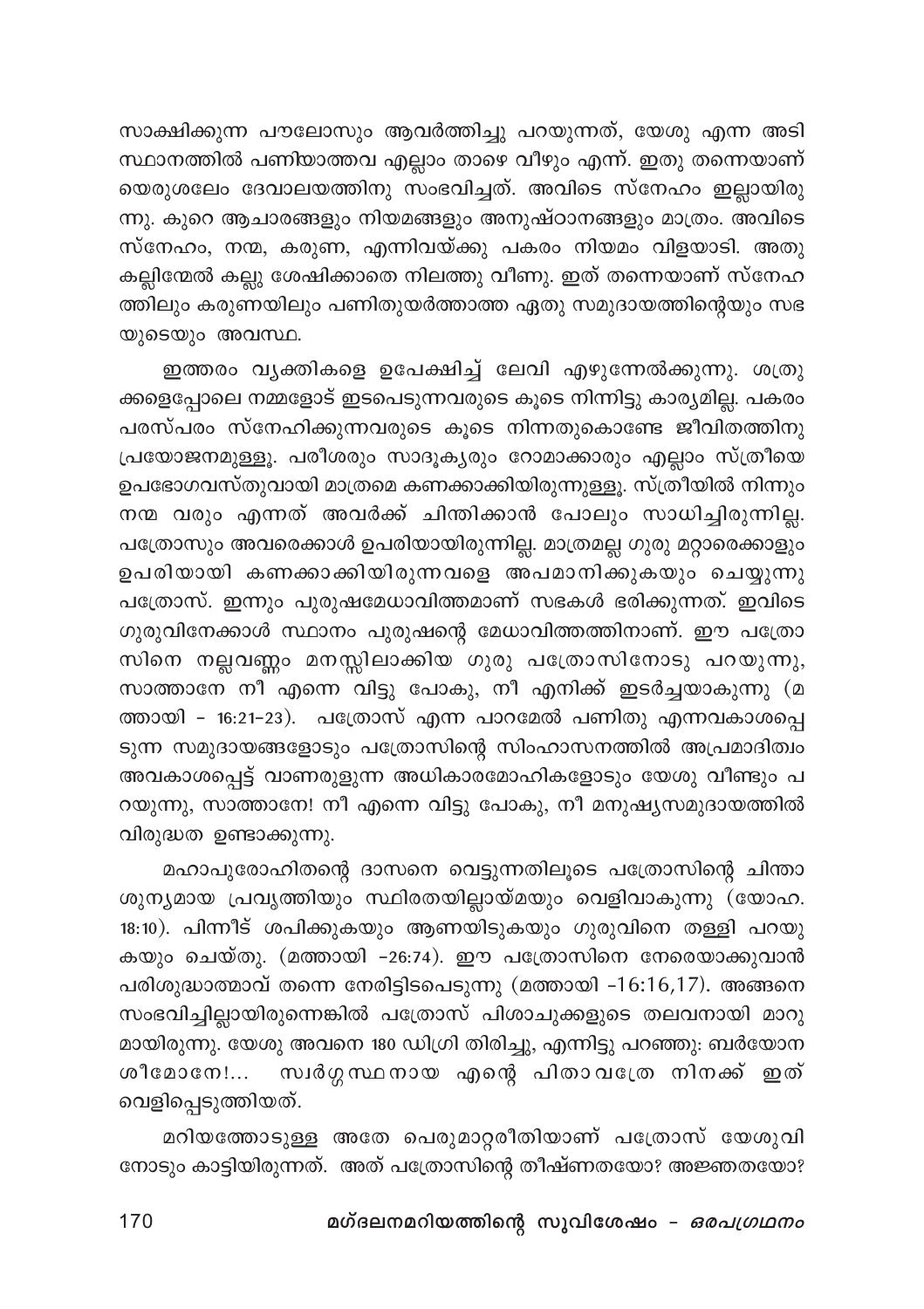സാക്ഷിക്കുന്ന പൗലോസും ആവർത്തിച്ചു പറയുന്നത്, യേശു എന്ന അടിസ്ഥാനത്തിൽ പണിയാത്തവ എല്ലാം താഴെ വീഴും എന്ന്. ഇതു തന്നെയാണ് യെരുശലേം ദേവാലയത്തിനു സംഭവിച്ചത്. അവിടെ സ്നേഹം ഇല്ലായിരുന്നു. കുറെ ആചാരങ്ങളും നിയമങ്ങളും അനുഷ്ഠാനങ്ങളും മാത്രം. അവിടെ സ്നേഹം, നന്മ, കരുണ, എന്നിവയ്ക്കു പകരം നിയമം വിളയാടി. അതു കല്ലിന്മേൽ കല്ലു ശേഷിക്കാതെ നിലത്തു വീണു. ഇത് തന്നെയാണ് സ്നേഹത്തിലും കരുണയിലും പണിതുയർത്താത്ത ഏതു സമുദായത്തിന്റെയും സഭയുടെയും അവസ്ഥ.

ഇത്തരം വ്യക്തികളെ ഉപേക്ഷിച്ച് ലേവി എഴുന്നേൽക്കുന്നു. ശത്രുക്കളെപ്പോലെ നമ്മളോട് ഇടപെടുന്നവരുടെ കൂടെ നിന്നിട്ടു കാര്യമില്ല. പകരം പരസ്പരം സ്നേഹിക്കുന്നവരുടെ കൂടെ നിന്നതുകൊണ്ടേ ജീവിതത്തിനു പ്രയോജനമുള്ളൂ. പരീശരും സാദൂക്യരും റോമാക്കാരും എല്ലാം സ്ത്രീയെ ഉപഭോഗവസ്തുവായി മാത്രമെ കണക്കാക്കിയിരുന്നുള്ളൂ. സ്ത്രീയിൽ നിന്നും നന്മ വരും എന്നത് അവർക്ക് ചിന്തിക്കാൻ പോലും സാധിച്ചിരുന്നില്ല. പത്രോസും അവരെക്കാൾ ഉപരിയായിരുന്നില്ല. മാത്രമല്ല ഗുരു മറ്റാരെക്കാളും ഉപരിയായി കണക്കാക്കിയിരുന്നവളെ അപമാനിക്കുകയും ചെയ്യുന്നു പത്രോസ്. ഇന്നും പുരുഷമേധാവിത്തമാണ് സഭകൾ ഭരിക്കുന്നത്. ഇവിടെ ഗുരുവിനേക്കാൾ സ്ഥാനം പുരുഷന്റെ മേധാവിത്തത്തിനാണ്. ഈ പത്രോസിനെ നല്ലവണ്ണം മനസ്സിലാക്കിയ ഗുരു പത്രോസിനോടു പറയുന്നു, സാത്താനേ നീ എന്നെ വിട്ടു പോകു, നീ എനിക്ക് ഇടർച്ചയാകുന്നു (മത്തായി - 16:21-23). പത്രോസ് എന്ന പാറമേൽ പണിതു എന്നവകാശപ്പെടുന്ന സമുദായങ്ങളോടും പത്രോസിന്റെ സിംഹാസനത്തിൽ അപ്രമാദിത്വം അവകാശപ്പെട്ട് വാണരുളുന്ന അധികാരമോഹികളോടും യേശു വീണ്ടും പറയുന്നു, സാത്താനേ! നീ എന്നെ വിട്ടു പോകു, നീ മനുഷ്യസമുദായത്തിൽ വിരുദ്ധത ഉണ്ടാക്കുന്നു.

മഹാപുരോഹിതന്റെ ദാസനെ വെട്ടുന്നതിലൂടെ പത്രോസിന്റെ ചിന്താശൂന്യമായ പ്രവൃത്തിയും സ്ഥിരതയില്ലായ്മയും വെളിവാകുന്നു (യോഹ. 18:10). പിന്നീട് ശപിക്കുകയും ആണയിടുകയും ഗുരുവിനെ തള്ളി പറയുകയും ചെയ്തു. (മത്തായി -26:74). ഈ പത്രോസിനെ നേരെയാക്കുവാൻ പരിശുദ്ധാത്മാവ് തന്നെ നേരിട്ടിടപെടുന്നു (മത്തായി -16:16,17). അങ്ങനെ സംഭവിച്ചില്ലായിരുന്നെങ്കിൽ പത്രോസ് പിശാചുക്കളുടെ തലവനായി മാറുമായിരുന്നു. യേശു അവനെ 180 ഡിഗ്രി തിരിച്ചു, എന്നിട്ടു പറഞ്ഞു: ബർയോനാ ശീമോനേ!... സ്വർഗ്ഗസ്ഥനായ എന്റെ പിതാവത്രേ നിനക്ക് ഇത് വെളിപ്പെടുത്തിയത്.

മറിയത്തോടുള്ള അതേ പെരുമാറ്റരീതിയാണ് പത്രോസ് യേശുവിനോടും കാട്ടിയിരുന്നത്. അത് പത്രോസിന്റെ തീഷ്ണതയോ? അജ്ഞതയോ?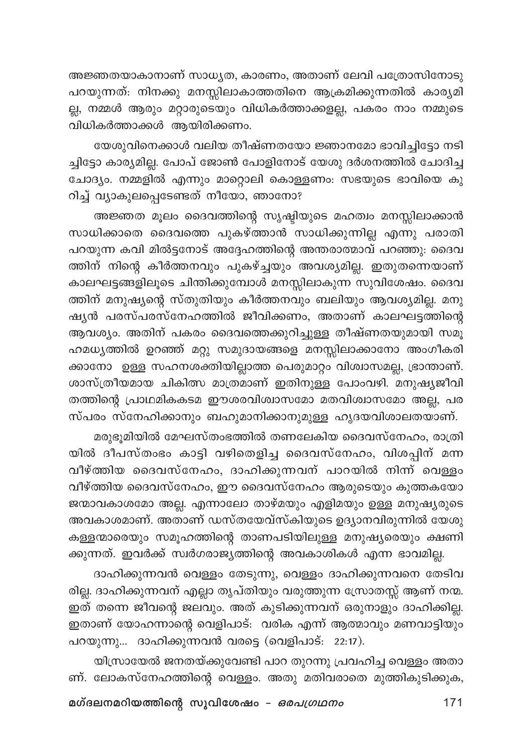അജ്ഞതയാകാനാണ് സാധ്യത, കാരണം, അതാണ് ലേവി പത്രോസിനോടു പറയുന്നത്: നിനക്കു മനസ്സിലാകാത്തതിനെ ആക്രമിക്കുന്നതിൽ കാര്യമില്ല, നമ്മൾ ആരും മറ്റാരുടെയും വിധികർത്താക്കളല്ല, പകരം നാം നമ്മുടെ വിധികർത്താക്കൾ ആയിരിക്കണം.

യേശുവിനെക്കാൾ വലിയ തീഷ്ണതയോ ജ്ഞാനമോ ഭാവിച്ചിട്ടോ നടിച്ചിട്ടോ കാര്യമില്ല. പോപ് ജോൺ പോളിനോട് യേശു ദർശനത്തിൽ ചോദിച്ച ചോദ്യം. നമ്മളിൽ എന്നും മാറ്റൊലി കൊള്ളണം: സഭയുടെ ഭാവിയെ കുറിച്ച് വ്യാകുലപ്പെടേണ്ടത് നീയോ, ഞാനോ?

അജ്ഞത മൂലം ദൈവത്തിന്റെ സൃഷ്ടിയുടെ മഹത്വം മനസ്സിലാക്കാൻ സാധിക്കാതെ ദൈവത്തെ പുകഴ്ത്താൻ സാധിക്കുന്നില്ല എന്നു പരാതി പറയുന്ന കവി മിൽട്ടനോട് അദ്ദേഹത്തിന്റെ അന്തരാത്മാവ് പറഞ്ഞു: ദൈവത്തിന് നിന്റെ കീർത്തനവും പുകഴ്ച്ചയും അവശ്യമില്ല. ഇതുതന്നെയാണ് കാലഘട്ടങ്ങളിലൂടെ ചിന്തിക്കുമ്പോൾ മനസ്സിലാകുന്ന സുവിശേഷം. ദൈവത്തിന് മനുഷ്യന്റെ സ്തുതിയും കീർത്തനവും ബലിയും ആവശ്യമില്ല. മനുഷ്യൻ പരസ്പരസ്നേഹത്തിൽ ജീവിക്കണം, അതാണ് കാലഘട്ടത്തിന്റെ ആവശ്യം. അതിന് പകരം ദൈവത്തെക്കുറിച്ചുള്ള തീഷ്ണതയുമായി സമൂഹമധ്യത്തിൽ ഉറഞ്ഞ് മറ്റു സമുദായങ്ങളെ മനസ്സിലാക്കാനോ അംഗീകരിക്കാനോ ഉള്ള സഹനശക്തിയില്ലാത്ത പെരുമാറ്റം വിശ്വാസമല്ല, ഭ്രാന്താണ്. ശാസ്ത്രീയമായ ചികിത്സ മാത്രമാണ് ഇതിനുള്ള പോംവഴി. മനുഷ്യജീവിതത്തിന്റെ പ്രാഥമികകടമ ഈശരവിശ്വാസമോ മതവിശ്വാസമോ അല്ല, പരസ്പരം സ്നേഹിക്കാനും ബഹുമാനിക്കാനുമുള്ള ഹൃദയവിശാലതയാണ്.

മരുഭൂമിയിൽ മേഘസ്തംഭത്തിൽ തണലേകിയ ദൈവസ്നേഹം, രാത്രിയിൽ ദീപസ്തംഭം കാട്ടി വഴിതെളിച്ച ദൈവസ്നേഹം, വിശപ്പിന് മന്ന വീഴ്ത്തിയ ദൈവസ്നേഹം, ദാഹിക്കുന്നവന് പാറയിൽ നിന്ന് വെള്ളം വീഴ്ത്തിയ ദൈവസ്നേഹം, ഈ ദൈവസ്നേഹം ആരുടെയും കുത്തകയോ ജന്മാവകാശമോ അല്ല. എന്നാലോ താഴ്മയും എളിമയും ഉള്ള മനുഷ്യരുടെ അവകാശമാണ്. അതാണ് ഡസ്തയേവ്സ്കിയുടെ ഉദ്യാനവിരുന്നിൽ യേശു കള്ളന്മാരെയും സമൂഹത്തിന്റെ താണപടിയിലുള്ള മനുഷ്യരെയും ക്ഷണിക്കുന്നത്. ഇവർക്ക് സ്വർഗരാജ്യത്തിന്റെ അവകാശികൾ എന്ന ഭാവമില്ല.

ദാഹിക്കുന്നവൻ വെള്ളം തേടുന്നു, വെള്ളം ദാഹിക്കുന്നവനെ തേടിവരില്ല. ദാഹിക്കുന്നവന് എല്ലാ തൃപ്തിയും വരുത്തുന്ന സ്രോതസ്സ് ആണ് നന്മ. ഇത് തന്നെ ജീവന്റെ ജലവും. അത് കുടിക്കുന്നവന് ഒരുനാളും ദാഹിക്കില്ല. ഇതാണ് യോഹന്നാന്റെ വെളിപാട്: വരിക എന്ന് ആത്മാവും മണവാട്ടിയും പറയുന്നു... ദാഹിക്കുന്നവൻ വരട്ടെ (വെളിപാട്: 22:17).

യിസ്രായേൽ ജനതയ്ക്കുവേണ്ടി പാറ തുറന്നു പ്രവഹിച്ച വെള്ളം അതാണ്. ലോകസ്നേഹത്തിന്റെ വെള്ളം. അതു മതിവരാതെ മുത്തികുടിക്കുക,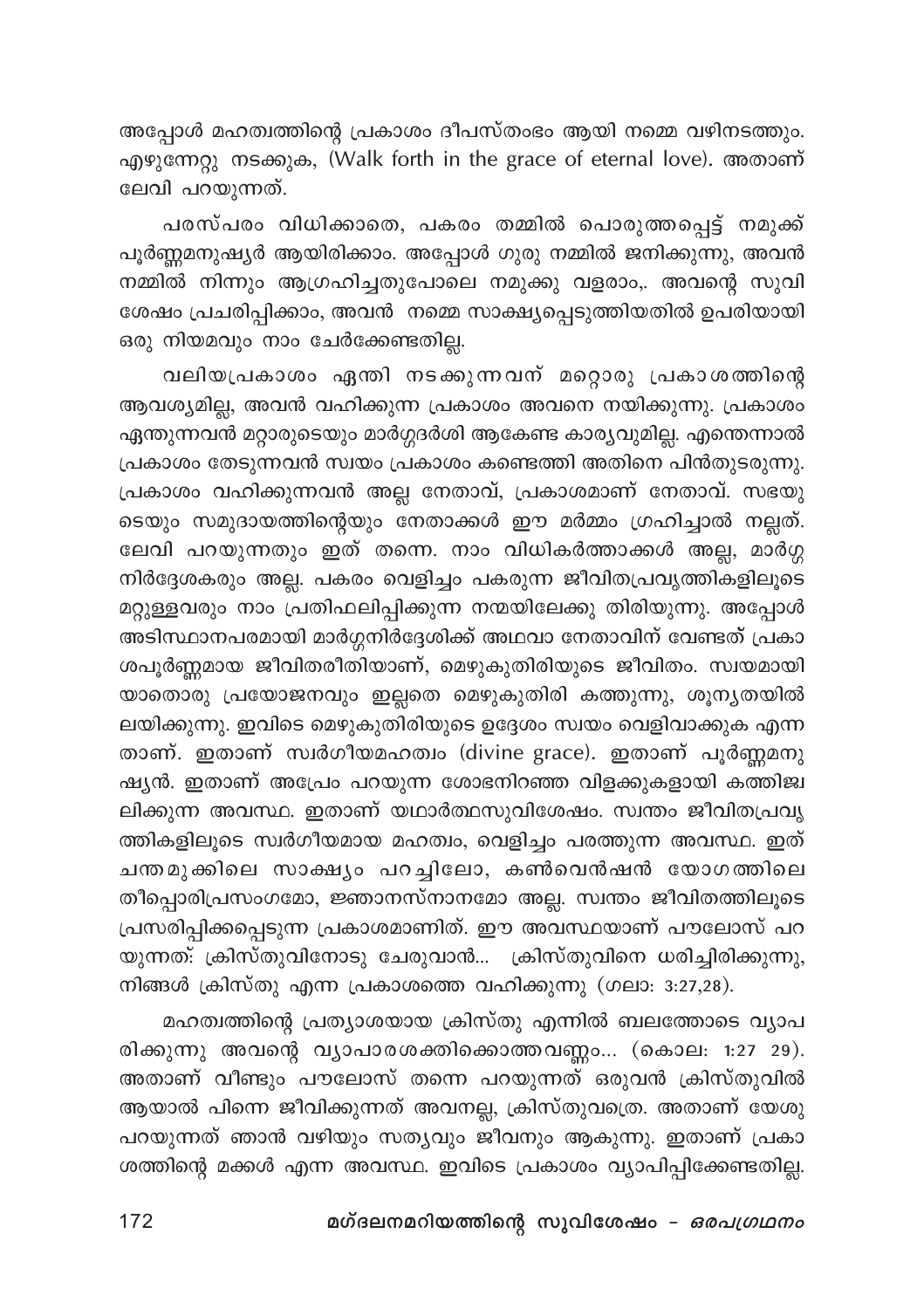അപ്പോൾ മഹത്വത്തിന്റെ പ്രകാശം ദീപസ്തംഭം ആയി നമ്മെ വഴിനടത്തും. എഴുന്നേറ്റു നടക്കുക, (Walk forth in the grace of eternal love). അതാണ് ലേവി പറയുന്നത്.

പരസ്പരം വിധിക്കാതെ, പകരം തമ്മിൽ പൊരുത്തപ്പെട്ട് നമുക്ക് പൂർണ്ണമനുഷ്യർ ആയിരിക്കാം. അപ്പോൾ ഗുരു നമ്മിൽ ജനിക്കുന്നു, അവൻ നമ്മിൽ നിന്നും ആഗ്രഹിച്ചതുപോലെ നമുക്കു വളരാം,. അവന്റെ സുവിശേഷം പ്രചരിപ്പിക്കാം, അവൻ നമ്മെ സാക്ഷ്യപ്പെടുത്തിയതിൽ ഉപരിയായി ഒരു നിയമവും നാം ചേർക്കേണ്ടതില്ല.

വലിയപ്രകാശം ഏന്തി നടക്കുന്നവന് മറ്റൊരു പ്രകാശത്തിന്റെ ആവശ്യമില്ല, അവൻ വഹിക്കുന്ന പ്രകാശം അവനെ നയിക്കുന്നു. പ്രകാശം ഏന്തുന്നവൻ മറ്റാരുടെയും മാർഗ്ഗദർശി ആകേണ്ട കാര്യവുമില്ല. എന്തെന്നാൽ പ്രകാശം തേടുന്നവൻ സ്വയം പ്രകാശം കണ്ടെത്തി അതിനെ പിൻതുടരുന്നു. പ്രകാശം വഹിക്കുന്നവൻ അല്ല നേതാവ്, പ്രകാശമാണ് നേതാവ്. സഭയുടെയും സമുദായത്തിന്റെയും നേതാക്കൾ ഈ മർമ്മം ഗ്രഹിച്ചാൽ നല്ലത്. ലേവി പറയുന്നതും ഇത് തന്നെ. നാം വിധികർത്താക്കൾ അല്ല, മാർഗ്ഗനിർദ്ദേശകരും അല്ല. പകരം വെളിച്ചം പകരുന്ന ജീവിതപ്രവൃത്തികളിലൂടെ മറ്റുള്ളവരും നാം പ്രതിഫലിപ്പിക്കുന്ന നന്മയിലേക്കു തിരിയുന്നു. അപ്പോൾ അടിസ്ഥാനപരമായി മാർഗ്ഗനിർദ്ദേശിക്ക് അഥവാ നേതാവിന് വേണ്ടത് പ്രകാശപൂർണ്ണമായ ജീവിതരീതിയാണ്, മെഴുകുതിരിയുടെ ജീവിതം. സ്വയമായി യാതൊരു പ്രയോജനവും ഇല്ലാതെ മെഴുകുതിരി കത്തുന്നു, ശൂന്യതയിൽ ലയിക്കുന്നു. ഇവിടെ മെഴുകുതിരിയുടെ ഉദ്ദേശം സ്വയം വെളിവാക്കുക എന്നതാണ്. ഇതാണ് സ്വർഗീയമഹത്വം (divine grace). ഇതാണ് പൂർണ്ണമനുഷ്യൻ. ഇതാണ് അപ്രേം പറയുന്ന ശോഭനിറഞ്ഞ വിളക്കുകളായി കത്തിജ്വലിക്കുന്ന അവസ്ഥ. ഇതാണ് യഥാർത്ഥസുവിശേഷം. സ്വന്തം ജീവിതപ്രവൃത്തികളിലൂടെ സ്വർഗീയമായ മഹത്വം, വെളിച്ചം പരത്തുന്ന അവസ്ഥ. ഇത് ചന്തമുക്കിലെ സാക്ഷ്യം പറച്ചിലോ, കൺവെൻഷൻ യോഗത്തിലെ തീപ്പൊരിപ്രസംഗമോ, ജ്ഞാനസ്നാനമോ അല്ല. സ്വന്തം ജീവിതത്തിലൂടെ പ്രസരിപ്പിക്കപ്പെടുന്ന പ്രകാശമാണിത്. ഈ അവസ്ഥയാണ് പൗലോസ് പറയുന്നത്: ക്രിസ്തുവിനോടു ചേരുവാൻ... ക്രിസ്തുവിനെ ധരിച്ചിരിക്കുന്നു, നിങ്ങൾ ക്രിസ്തു എന്ന പ്രകാശത്തെ വഹിക്കുന്നു (ഗലാ: 3:27,28).

മഹത്വത്തിന്റെ പ്രത്യാശയായ ക്രിസ്തു എന്നിൽ ബലത്തോടെ വ്യാപരിക്കുന്നു അവന്റെ വ്യാപാരശക്തിക്കൊത്തവണ്ണം... (കൊല: 1:27 29). അതാണ് വീണ്ടും പൗലോസ് തന്നെ പറയുന്നത് ഒരുവൻ ക്രിസ്തുവിൽ ആയാൽ പിന്നെ ജീവിക്കുന്നത് അവനല്ല, ക്രിസ്തുവത്രെ. അതാണ് യേശു പറയുന്നത് ഞാൻ വഴിയും സത്യവും ജീവനും ആകുന്നു. ഇതാണ് പ്രകാശത്തിന്റെ മക്കൾ എന്ന അവസ്ഥ. ഇവിടെ പ്രകാശം വ്യാപിപ്പിക്കേണ്ടതില്ല.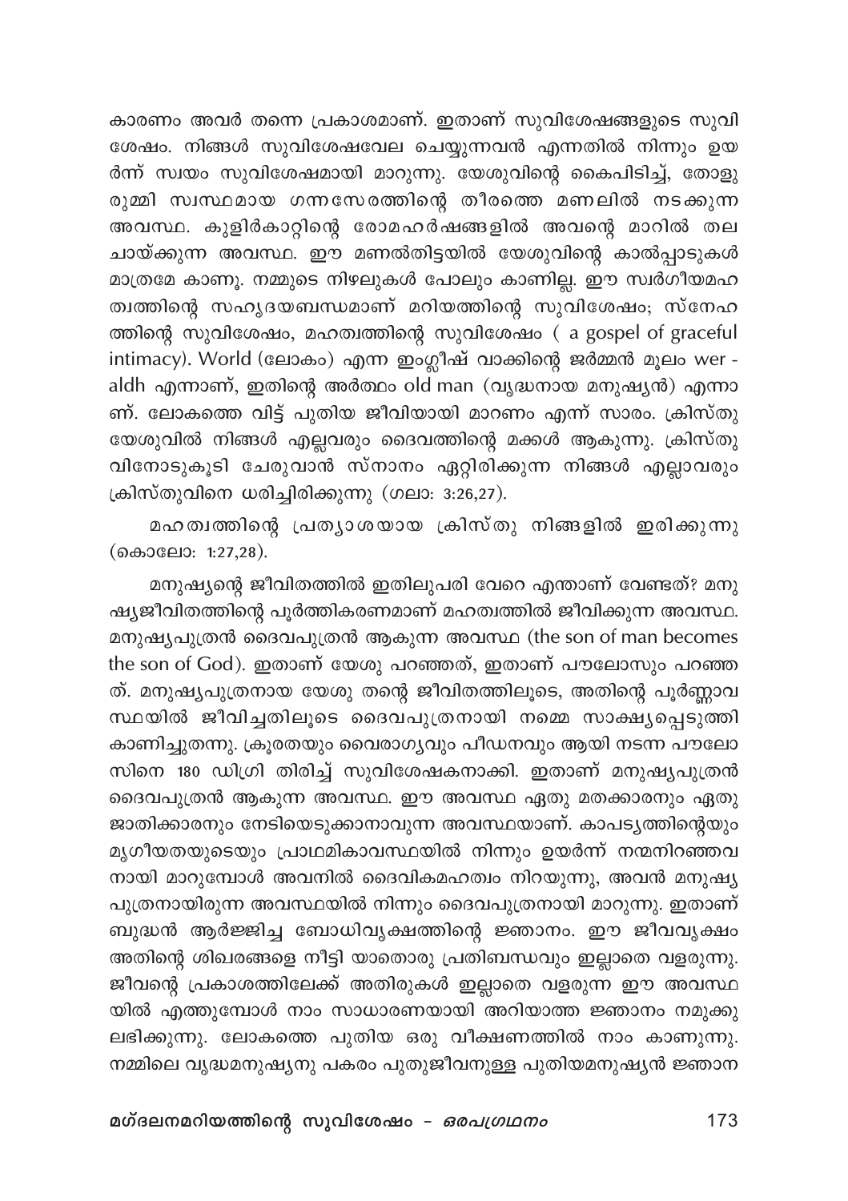കാരണം അവർ തന്നെ പ്രകാശമാണ്. ഇതാണ് സുവിശേഷങ്ങളുടെ സുവിശേഷം. നിങ്ങൾ സുവിശേഷവേല ചെയ്യുന്നവൻ എന്നതിൽ നിന്നും ഉയർന്ന് സ്വയം സുവിശേഷമായി മാറുന്നു. യേശുവിന്റെ കൈപിടിച്ച്, തോളുരുമ്മി സ്വസ്ഥമായ ഗന്നസേരത്തിന്റെ തീരത്തെ മണലിൽ നടക്കുന്ന അവസ്ഥ. കുളിർകാറ്റിന്റെ രോമഹർഷങ്ങളിൽ അവന്റെ മാറിൽ തല ചായ്ക്കുന്ന അവസ്ഥ. ഈ മണൽതിട്ടയിൽ യേശുവിന്റെ കാൽപ്പാടുകൾ മാത്രമേ കാണൂ. നമ്മുടെ നിഴലുകൾ പോലും കാണില്ല. ഈ സ്വർഗീയമഹത്വത്തിന്റെ സഹൃദയബന്ധമാണ് മറിയത്തിന്റെ സുവിശേഷം; സ്നേഹത്തിന്റെ സുവിശേഷം, മഹത്വത്തിന്റെ സുവിശേഷം ( a gospel of graceful intimacy). World (ലോകം) എന്ന ഇംഗ്ലീഷ് വാക്കിന്റെ ജർമ്മൻ മൂലം wer - aldh എന്നാണ്, ഇതിന്റെ അർത്ഥം old man (വൃദ്ധനായ മനുഷ്യൻ) എന്നാണ്. ലോകത്തെ വിട്ട് പുതിയ ജീവിയായി മാറണം എന്ന് സാരം. ക്രിസ്തുയേശുവിൽ നിങ്ങൾ എല്ലവരും ദൈവത്തിന്റെ മക്കൾ ആകുന്നു. ക്രിസ്തുവിനോടുകൂടി ചേരുവാൻ സ്നാനം ഏറ്റിരിക്കുന്ന നിങ്ങൾ എല്ലാവരും ക്രിസ്തുവിനെ ധരിച്ചിരിക്കുന്നു (ഗലാ: 3:26,27).

മഹത്വത്തിന്റെ പ്രത്യാശയായ ക്രിസ്തു നിങ്ങളിൽ ഇരിക്കുന്നു (കൊലോ: 1:27,28).

മനുഷ്യന്റെ ജീവിതത്തിൽ ഇതിലുപരി വേറെ എന്താണ് വേണ്ടത്? മനുഷ്യജീവിതത്തിന്റെ പൂർത്തികരണമാണ് മഹത്വത്തിൽ ജീവിക്കുന്ന അവസ്ഥ. മനുഷ്യപുത്രൻ ദൈവപുത്രൻ ആകുന്ന അവസ്ഥ (the son of man becomes the son of God). ഇതാണ് യേശു പറഞ്ഞത്, ഇതാണ് പൗലോസും പറഞ്ഞത്. മനുഷ്യപുത്രനായ യേശു തന്റെ ജീവിതത്തിലൂടെ, അതിന്റെ പൂർണ്ണാവസ്ഥയിൽ ജീവിച്ചതിലൂടെ ദൈവപുത്രനായി നമ്മെ സാക്ഷ്യപ്പെടുത്തി കാണിച്ചുതന്നു. ക്രൂരതയും വൈരാഗ്യവും പീഡനവും ആയി നടന്ന പൗലോസിനെ 180 ഡിഗ്രി തിരിച്ച് സുവിശേഷകനാക്കി. ഇതാണ് മനുഷ്യപുത്രൻ ദൈവപുത്രൻ ആകുന്ന അവസ്ഥ. ഈ അവസ്ഥ ഏതു മതക്കാരനും ഏതു ജാതിക്കാരനും നേടിയെടുക്കാനാവുന്ന അവസ്ഥയാണ്. കാപട്യത്തിന്റെയും മൃഗീയതയുടെയും പ്രാഥമികാവസ്ഥയിൽ നിന്നും ഉയർന്ന് നന്മനിറഞ്ഞവനായി മാറുമ്പോൾ അവനിൽ ദൈവികമഹത്വം നിറയുന്നു, അവൻ മനുഷ്യപുത്രനായിരുന്ന അവസ്ഥയിൽ നിന്നും ദൈവപുത്രനായി മാറുന്നു. ഇതാണ് ബുദ്ധൻ ആർജ്ജിച്ച ബോധിവൃക്ഷത്തിന്റെ ജ്ഞാനം. ഈ ജീവവൃക്ഷം അതിന്റെ ശിഖരങ്ങളെ നീട്ടി യാതൊരു പ്രതിബന്ധവും ഇല്ലാതെ വളരുന്നു. ജീവന്റെ പ്രകാശത്തിലേക്ക് അതിരുകൾ ഇല്ലാതെ വളരുന്ന ഈ അവസ്ഥയിൽ എത്തുമ്പോൾ നാം സാധാരണയായി അറിയാത്ത ജ്ഞാനം നമുക്കു ലഭിക്കുന്നു. ലോകത്തെ പുതിയ ഒരു വീക്ഷണത്തിൽ നാം കാണുന്നു. നമ്മിലെ വൃദ്ധമനുഷ്യനു പകരം പുതുജീവനുള്ള പുതിയമനുഷ്യൻ ജ്ഞാന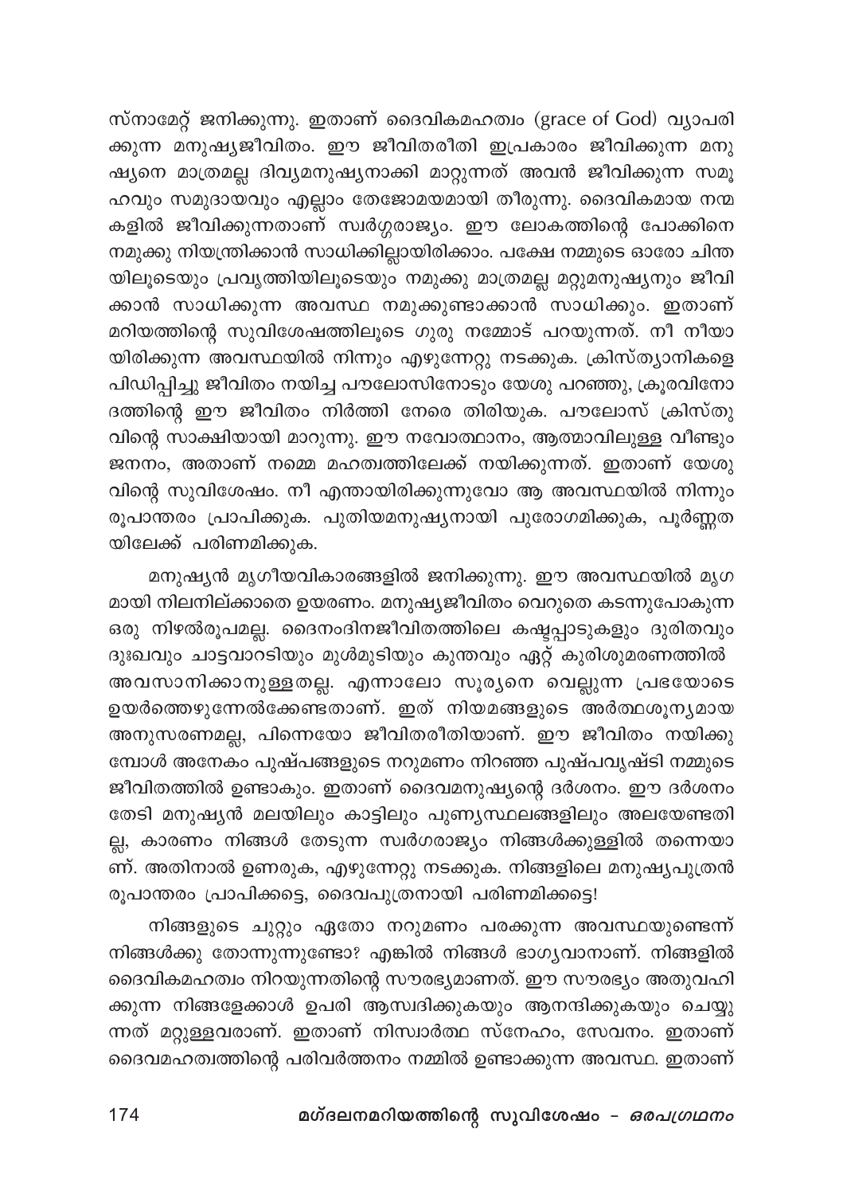സ്നാമേറ്റ് ജനിക്കുന്നു. ഇതാണ് ദൈവികമഹത്വം (grace of God) വ്യാപരിക്കുന്ന മനുഷ്യജീവിതം. ഈ ജീവിതരീതി ഇപ്രകാരം ജീവിക്കുന്ന മനുഷ്യനെ മാത്രമല്ല ദിവ്യമനുഷ്യനാക്കി മാറ്റുന്നത് അവൻ ജീവിക്കുന്ന സമൂഹവും സമുദായവും എല്ലാം തേജോമയമായി തീരുന്നു. ദൈവികമായ നന്മകളിൽ ജീവിക്കുന്നതാണ് സ്വർഗ്ഗരാജ്യം. ഈ ലോകത്തിന്റെ പോക്കിനെ നമുക്കു നിയന്ത്രിക്കാൻ സാധിക്കില്ലായിരിക്കാം. പക്ഷേ നമ്മുടെ ഓരോ ചിന്തയിലൂടെയും പ്രവൃത്തിയിലൂടെയും നമുക്കു മാത്രമല്ല മറ്റുമനുഷ്യനും ജീവിക്കാൻ സാധിക്കുന്ന അവസ്ഥ നമുക്കുണ്ടാക്കാൻ സാധിക്കും. ഇതാണ് മറിയത്തിന്റെ സുവിശേഷത്തിലൂടെ ഗുരു നമ്മോട് പറയുന്നത്. നീ നീയായിരിക്കുന്ന അവസ്ഥയിൽ നിന്നും എഴുന്നേറ്റു നടക്കുക. ക്രിസ്ത്യാനികളെ പിഡിപ്പിച്ചു ജീവിതം നയിച്ച പൗലോസിനോടും യേശു പറഞ്ഞു, ക്രൂരവിനോദത്തിന്റെ ഈ ജീവിതം നിർത്തി നേരെ തിരിയുക. പൗലോസ് ക്രിസ്തുവിന്റെ സാക്ഷിയായി മാറുന്നു. ഈ നവോത്ഥാനം, ആത്മാവിലുള്ള വീണ്ടും ജനനം, അതാണ് നമ്മെ മഹത്വത്തിലേക്ക് നയിക്കുന്നത്. ഇതാണ് യേശുവിന്റെ സുവിശേഷം. നീ എന്തായിരിക്കുന്നുവോ ആ അവസ്ഥയിൽ നിന്നും രൂപാന്തരം പ്രാപിക്കുക. പുതിയമനുഷ്യനായി പുരോഗമിക്കുക, പൂർണ്ണതയിലേക്ക് പരിണമിക്കുക.

മനുഷ്യൻ മൃഗീയവികാരങ്ങളിൽ ജനിക്കുന്നു. ഈ അവസ്ഥയിൽ മൃഗമായി നിലനില്ക്കാതെ ഉയരണം. മനുഷ്യജീവിതം വെറുതെ കടന്നുപോകുന്ന ഒരു നിഴൽരൂപമല്ല. ദൈനംദിനജീവിതത്തിലെ കഷ്ടപ്പാടുകളും ദുരിതവും ദുഃഖവും ചാട്ടവാറടിയും മുൾമുടിയും കുന്തവും ഏറ്റ് കുരിശുമരണത്തിൽ അവസാനിക്കാനുള്ളതല്ല. എന്നാലോ സൂര്യനെ വെല്ലുന്ന പ്രഭയോടെ ഉയർത്തെഴുന്നേൽക്കേണ്ടതാണ്. ഇത് നിയമങ്ങളുടെ അർത്ഥശൂന്യമായ അനുസരണമല്ല, പിന്നെയോ ജീവിതരീതിയാണ്. ഈ ജീവിതം നയിക്കുമ്പോൾ അനേകം പുഷ്പങ്ങളുടെ നറുമണം നിറഞ്ഞ പുഷ്പവൃഷ്ടി നമ്മുടെ ജീവിതത്തിൽ ഉണ്ടാകും. ഇതാണ് ദൈവമനുഷ്യന്റെ ദർശനം. ഈ ദർശനം തേടി മനുഷ്യൻ മലയിലും കാട്ടിലും പുണ്യസ്ഥലങ്ങളിലും അലയേണ്ടതില്ല, കാരണം നിങ്ങൾ തേടുന്ന സ്വർഗരാജ്യം നിങ്ങൾക്കുള്ളിൽ തന്നെയാണ്. അതിനാൽ ഉണരുക, എഴുന്നേറ്റു നടക്കുക. നിങ്ങളിലെ മനുഷ്യപുത്രൻ രൂപാന്തരം പ്രാപിക്കട്ടെ, ദൈവപുത്രനായി പരിണമിക്കട്ടെ!

നിങ്ങളുടെ ചുറ്റും ഏതോ നറുമണം പരക്കുന്ന അവസ്ഥയുണ്ടെന്ന് നിങ്ങൾക്കു തോന്നുന്നുണ്ടോ? എങ്കിൽ നിങ്ങൾ ഭാഗ്യവാനാണ്. നിങ്ങളിൽ ദൈവികമഹത്വം നിറയുന്നതിന്റെ സൗരഭ്യമാണത്. ഈ സൗരഭ്യം അതുവഹിക്കുന്ന നിങ്ങളേക്കാൾ ഉപരി ആസ്വദിക്കുകയും ആനന്ദിക്കുകയും ചെയ്യുന്നത് മറ്റുള്ളവരാണ്. ഇതാണ് നിസ്വാർത്ഥ സ്നേഹം, സേവനം. ഇതാണ് ദൈവമഹത്വത്തിന്റെ പരിവർത്തനം നമ്മിൽ ഉണ്ടാക്കുന്ന അവസ്ഥ. ഇതാണ്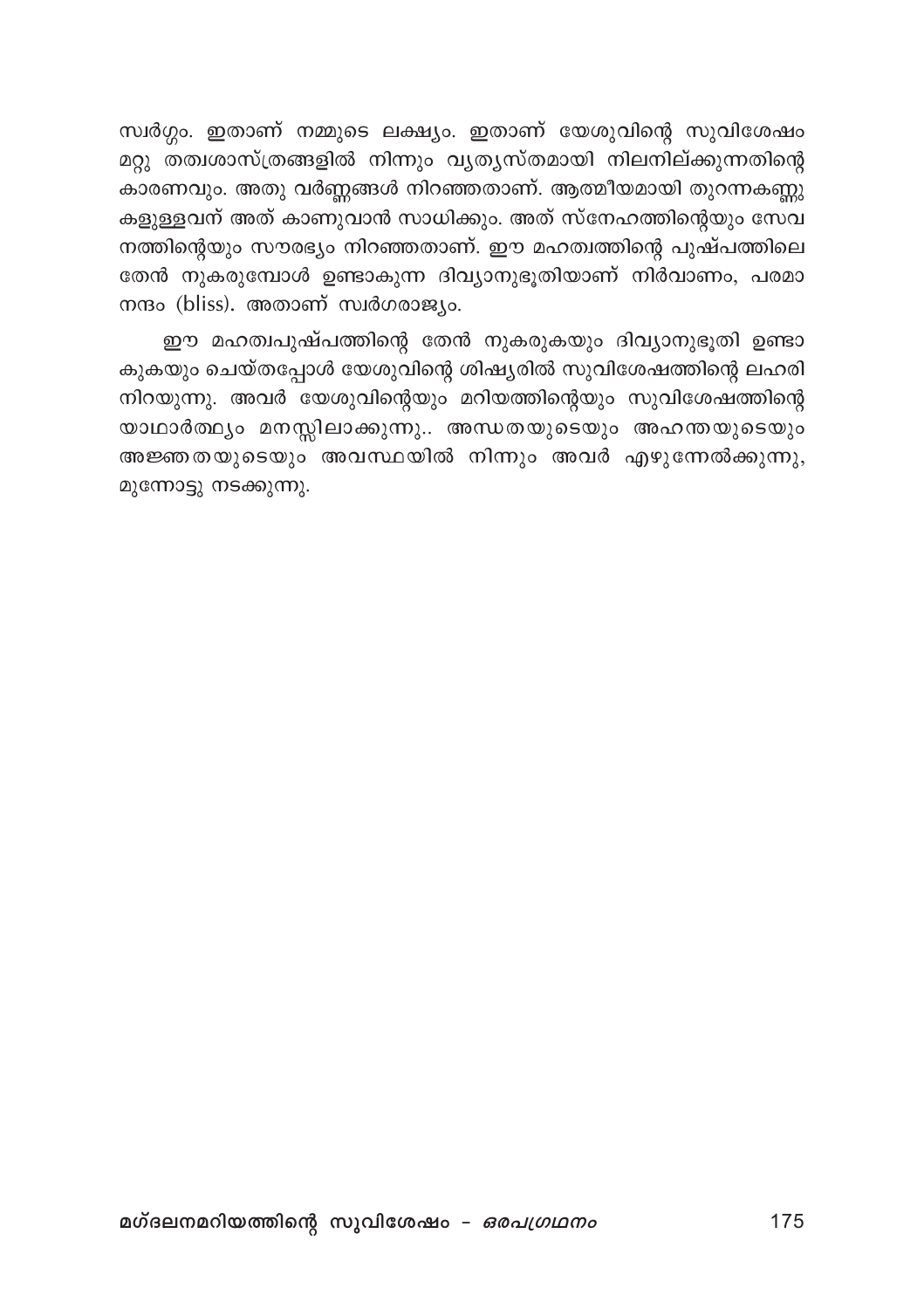സ്വർഗ്ഗം. ഇതാണ് നമ്മുടെ ലക്ഷ്യം. ഇതാണ് യേശുവിന്റെ സുവിശേഷം മറ്റു തത്വശാസ്ത്രങ്ങളിൽ നിന്നും വ്യത്യസ്തമായി നിലനില്ക്കുന്നതിന്റെ കാരണവും. അതു വർണ്ണങ്ങൾ നിറഞ്ഞതാണ്. ആത്മീയമായി തുറന്നകണ്ണുകളുള്ളവന് അത് കാണുവാൻ സാധിക്കും. അത് സ്നേഹത്തിന്റെയും സേവനത്തിന്റെയും സൗരഭ്യം നിറഞ്ഞതാണ്. ഈ മഹത്വത്തിന്റെ പുഷ്പത്തിലെ തേൻ നുകരുമ്പോൾ ഉണ്ടാകുന്ന ദിവ്യാനുഭൂതിയാണ് നിർവാണം, പരമാനന്ദം (bliss). അതാണ് സ്വർഗരാജ്യം.

ഈ മഹത്വപുഷ്പത്തിന്റെ തേൻ നുകരുകയും ദിവ്യാനുഭൂതി ഉണ്ടാകുകയും ചെയ്തപ്പോൾ യേശുവിന്റെ ശിഷ്യരിൽ സുവിശേഷത്തിന്റെ ലഹരി നിറയുന്നു. അവർ യേശുവിന്റെയും മറിയത്തിന്റെയും സുവിശേഷത്തിന്റെ യാഥാർത്ഥ്യം മനസ്സിലാക്കുന്നു.. അന്ധതയുടെയും അഹന്തയുടെയും അജ്ഞതയുടെയും അവസ്ഥയിൽ നിന്നും അവർ എഴുന്നേൽക്കുന്നു, മുന്നോട്ടു നടക്കുന്നു.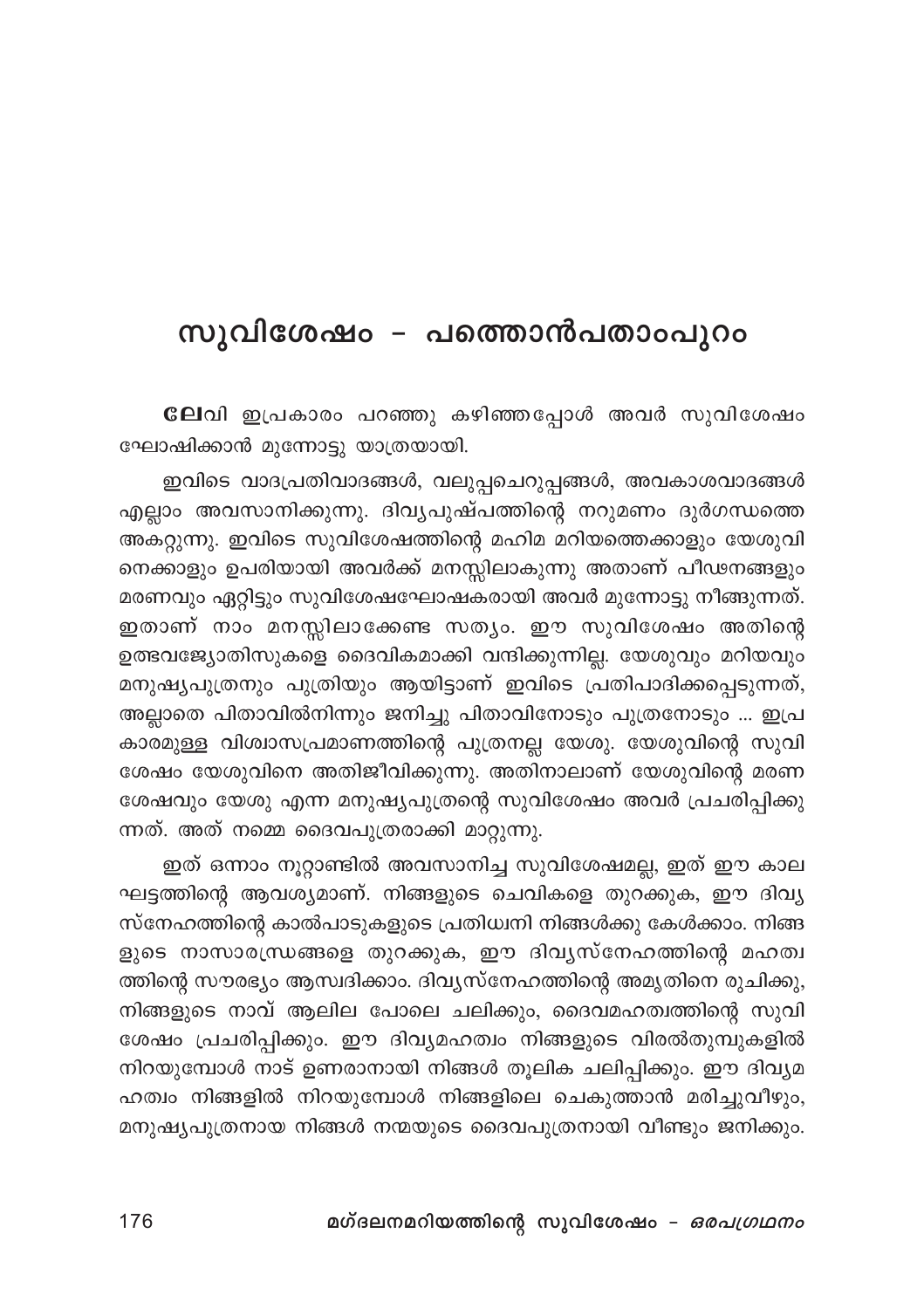# സുവിശേഷം - പത്തൊൻപതാംപുറം

**ലേ**വി ഇപ്രകാരം പറഞ്ഞു കഴിഞ്ഞപ്പോൾ അവർ സുവിശേഷം ഘോഷിക്കാൻ മുന്നോട്ടു യാത്രയായി.

ഇവിടെ വാദപ്രതിവാദങ്ങൾ, വലുപ്പചെറുപ്പങ്ങൾ, അവകാശവാദങ്ങൾ എല്ലാം അവസാനിക്കുന്നു. ദിവ്യപുഷ്പത്തിന്റെ നറുമണം ദുർഗന്ധത്തെ അകറ്റുന്നു. ഇവിടെ സുവിശേഷത്തിന്റെ മഹിമ മറിയത്തെക്കാളും യേശുവിനെക്കാളും ഉപരിയായി അവർക്ക് മനസ്സിലാകുന്നു അതാണ് പീഢനങ്ങളും മരണവും ഏറ്റിട്ടും സുവിശേഷഘോഷകരായി അവർ മുന്നോട്ടു നീങ്ങുന്നത്. ഇതാണ് നാം മനസ്സിലാക്കേണ്ട സത്യം. ഈ സുവിശേഷം അതിന്റെ ഉത്ഭവജ്യോതിസുകളെ ദൈവികമാക്കി വന്ദിക്കുന്നില്ല. യേശുവും മറിയവും മനുഷ്യപുത്രനും പുത്രിയും ആയിട്ടാണ് ഇവിടെ പ്രതിപാദിക്കപ്പെടുന്നത്, അല്ലാതെ പിതാവിൽനിന്നും ജനിച്ചു പിതാവിനോടും പുത്രനോടും ... ഇപ്രകാരമുള്ള വിശ്വാസപ്രമാണത്തിന്റെ പുത്രനല്ല യേശു. യേശുവിന്റെ സുവിശേഷം യേശുവിനെ അതിജീവിക്കുന്നു. അതിനാലാണ് യേശുവിന്റെ മരണശേഷവും യേശു എന്ന മനുഷ്യപുത്രന്റെ സുവിശേഷം അവർ പ്രചരിപ്പിക്കുന്നത്. അത് നമ്മെ ദൈവപുത്രരാക്കി മാറ്റുന്നു.

ഇത് ഒന്നാം നൂറ്റാണ്ടിൽ അവസാനിച്ച സുവിശേഷമല്ല, ഇത് ഈ കാലഘട്ടത്തിന്റെ ആവശ്യമാണ്. നിങ്ങളുടെ ചെവികളെ തുറക്കുക, ഈ ദിവ്യസ്നേഹത്തിന്റെ കാൽപാടുകളുടെ പ്രതിധ്വനി നിങ്ങൾക്കു കേൾക്കാം. നിങ്ങളുടെ നാസാരന്ധ്രങ്ങളെ തുറക്കുക, ഈ ദിവ്യസ്നേഹത്തിന്റെ മഹത്വത്തിന്റെ സൗരഭ്യം ആസ്വദിക്കാം. ദിവ്യസ്നേഹത്തിന്റെ അമൃതിനെ രുചിക്കൂ, നിങ്ങളുടെ നാവ് ആലില പോലെ ചലിക്കും, ദൈവമഹത്വത്തിന്റെ സുവിശേഷം പ്രചരിപ്പിക്കും. ഈ ദിവ്യമഹത്വം നിങ്ങളുടെ വിരൽതുമ്പുകളിൽ നിറയുമ്പോൾ നാട് ഉണരാനായി നിങ്ങൾ തൂലിക ചലിപ്പിക്കും. ഈ ദിവ്യമഹത്വം നിങ്ങളിൽ നിറയുമ്പോൾ നിങ്ങളിലെ ചെകുത്താൻ മരിച്ചുവീഴും, മനുഷ്യപുത്രനായ നിങ്ങൾ നന്മയുടെ ദൈവപുത്രനായി വീണ്ടും ജനിക്കും.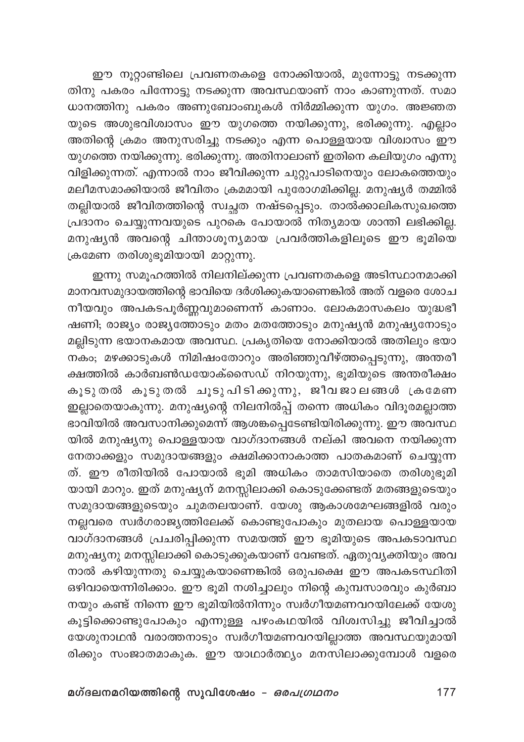ഈ നൂറ്റാണ്ടിലെ പ്രവണതകളെ നോക്കിയാൽ, മുന്നോട്ടു നടക്കുന്നതിനു പകരം പിന്നോട്ടു നടക്കുന്ന അവസ്ഥയാണ് നാം കാണുന്നത്. സമാധാനത്തിനു പകരം അണുബോംബുകൾ നിർമ്മിക്കുന്ന യുഗം. അജ്ഞതയുടെ അശുഭവിശ്വാസം ഈ യുഗത്തെ നയിക്കുന്നു, ഭരിക്കുന്നു. എല്ലാം അതിന്റെ ക്രമം അനുസരിച്ചു നടക്കും എന്ന പൊള്ളയായ വിശ്വാസം ഈ യുഗത്തെ നയിക്കുന്നു. ഭരിക്കുന്നു. അതിനാലാണ് ഇതിനെ കലിയുഗം എന്നു വിളിക്കുന്നത്. എന്നാൽ നാം ജീവിക്കുന്ന ചുറ്റുപാടിനെയും ലോകത്തെയും മലീമസമാക്കിയാൽ ജീവിതം ക്രമമായി പുരോഗമിക്കില്ല. മനുഷ്യർ തമ്മിൽ തല്ലിയാൽ ജീവിതത്തിന്റെ സ്വച്ഛത നഷ്ടപ്പെടും. താൽക്കാലികസുഖത്തെ പ്രദാനം ചെയ്യുന്നവയുടെ പുറകെ പോയാൽ നിത്യമായ ശാന്തി ലഭിക്കില്ല. മനുഷ്യൻ അവന്റെ ചിന്താശൂന്യമായ പ്രവർത്തികളിലൂടെ ഈ ഭൂമിയെ ക്രമേണ തരിശുഭൂമിയായി മാറ്റുന്നു.

ഇന്നു സമൂഹത്തിൽ നിലനില്ക്കുന്ന പ്രവണതകളെ അടിസ്ഥാനമാക്കി മാനവസമുദായത്തിന്റെ ഭാവിയെ ദർശിക്കുകയാണെങ്കിൽ അത് വളരെ ശോചനീയവും അപകടപൂർണ്ണവുമാണെന്ന് കാണാം. ലോകമാസകലം യുദ്ധഭീഷണി; രാജ്യം രാജ്യത്തോടും മതം മതത്തോടും മനുഷ്യൻ മനുഷ്യനോടും മല്ലിടുന്ന ഭയാനകമായ അവസ്ഥ. പ്രകൃതിയെ നോക്കിയാൽ അതിലും ഭയാനകം; മഴക്കാടുകൾ നിമിഷംതോറും അരിഞ്ഞുവീഴ്ത്തപ്പെടുന്നു, അന്തരീക്ഷത്തിൽ കാർബൺഡയോക്സൈഡ് നിറയുന്നു, ഭൂമിയുടെ അന്തരീക്ഷം കൂടുതൽ കൂടുതൽ ചൂടുപിടിക്കുന്നു, ജീവജാലങ്ങൾ ക്രമേണ ഇല്ലാതെയാകുന്നു. മനുഷ്യന്റെ നിലനിൽപ്പ് തന്നെ അധികം വിദൂരമല്ലാത്ത ഭാവിയിൽ അവസാനിക്കുമെന്ന് ആശങ്കപ്പെടേണ്ടിയിരിക്കുന്നു. ഈ അവസ്ഥയിൽ മനുഷ്യനു പൊള്ളയായ വാഗ്ദാനങ്ങൾ നല്കി അവനെ നയിക്കുന്ന നേതാക്കളും സമുദായങ്ങളും ക്ഷമിക്കാനാകാത്ത പാതകമാണ് ചെയ്യുന്നത്. ഈ രീതിയിൽ പോയാൽ ഭൂമി അധികം താമസിയാതെ തരിശുഭൂമിയായി മാറും. ഇത് മനുഷ്യന് മനസ്സിലാക്കി കൊടുക്കേണ്ടത് മതങ്ങളുടെയും സമുദായങ്ങളുടെയും ചുമതലയാണ്. യേശു ആകാശമേഘങ്ങളിൽ വരും നല്ലവരെ സ്വർഗരാജ്യത്തിലേക്ക് കൊണ്ടുപോകും മുതലായ പൊള്ളയായ വാഗ്ദാനങ്ങൾ പ്രചരിപ്പിക്കുന്ന സമയത്ത് ഈ ഭൂമിയുടെ അപകടാവസ്ഥ മനുഷ്യനു മനസ്സിലാക്കി കൊടുക്കുകയാണ് വേണ്ടത്. ഏതുവ്യക്തിയും അവനാൽ കഴിയുന്നതു ചെയ്യുകയാണെങ്കിൽ ഒരുപക്ഷെ ഈ അപകടസ്ഥിതി ഒഴിവായെന്നിരിക്കാം. ഈ ഭൂമി നശിച്ചാലും നിന്റെ കുമ്പസാരവും കുർബാനയും കണ്ട് നിന്നെ ഈ ഭൂമിയിൽനിന്നും സ്വർഗീയമണവറയിലേക്ക് യേശു കൂട്ടിക്കൊണ്ടുപോകും എന്നുള്ള പഴംകഥയിൽ വിശ്വസിച്ചു ജീവിച്ചാൽ യേശുനാഥൻ വരാത്തനാടും സ്വർഗീയമണവറയില്ലാത്ത അവസ്ഥയുമായിരിക്കും സംജാതമാകുക. ഈ യാഥാർത്ഥ്യം മനസിലാക്കുമ്പോൾ വളരെ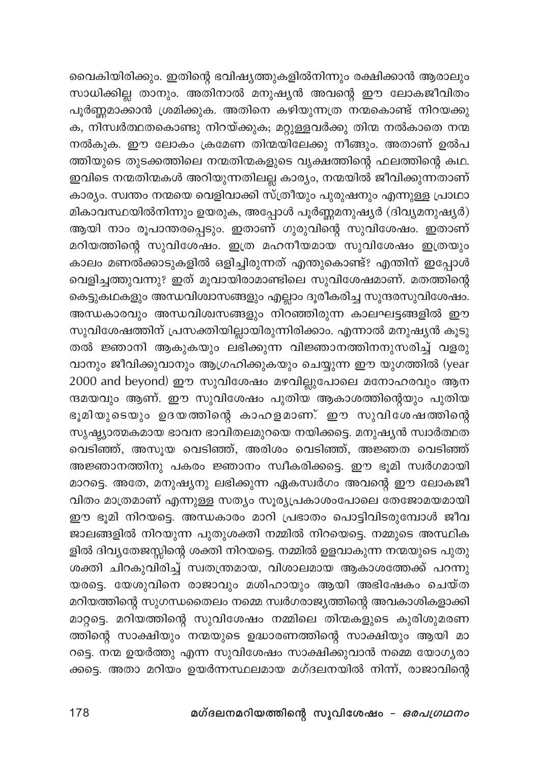വൈകിയിരിക്കും. ഇതിന്റെ ഭവിഷ്യത്തുകളിൽനിന്നും രക്ഷിക്കാൻ ആരാലും സാധിക്കില്ല താനും. അതിനാൽ മനുഷ്യൻ അവന്റെ ഈ ലോകജീവിതം പൂർണ്ണമാക്കാൻ ശ്രമിക്കുക. അതിനെ കഴിയുന്നത്ര നന്മകൊണ്ട് നിറയക്കുക, നിസ്വാർത്ഥതകൊണ്ടു നിറയ്ക്കുക; മറ്റുള്ളവർക്കു തിന്മ നൽകാതെ നന്മ നൽകുക. ഈ ലോകം ക്രമേണ തിന്മയിലേക്കു നീങ്ങും. അതാണ് ഉൽപത്തിയുടെ തുടക്കത്തിലെ നന്മതിന്മകളുടെ വൃക്ഷത്തിന്റെ ഫലത്തിന്റെ കഥ. ഇവിടെ നന്മതിന്മകൾ അറിയുന്നതിലല്ല കാര്യം, നന്മയിൽ ജീവിക്കുന്നതാണ് കാര്യം. സ്വന്തം നന്മയെ വെളിവാക്കി സ്ത്രീയും പുരുഷനും എന്നുള്ള പ്രാഥമികാവസ്ഥയിൽനിന്നും ഉയരുക, അപ്പോൾ പൂർണ്ണമനുഷ്യർ (ദിവ്യമനുഷ്യർ) ആയി നാം രൂപാന്തരപ്പെടും. ഇതാണ് ഗുരുവിന്റെ സുവിശേഷം. ഇതാണ് മറിയത്തിന്റെ സുവിശേഷം. ഇത്ര മഹനീയമായ സുവിശേഷം ഇത്രയും കാലം മണൽക്കാടുകളിൽ ഒളിച്ചിരുന്നത് എന്തുകൊണ്ട്? എന്തിന് ഇപ്പോൾ വെളിച്ചത്തുവന്നു? ഇത് മൂവായിരാമാണ്ടിലെ സുവിശേഷമാണ്. മതത്തിന്റെ കെട്ടുകഥകളും അന്ധവിശ്വാസങ്ങളും എല്ലാം ദൂരീകരിച്ച സുന്ദരസുവിശേഷം. അന്ധകാരവും അന്ധവിശ്വസങ്ങളും നിറഞ്ഞിരുന്ന കാലഘട്ടങ്ങളിൽ ഈ സുവിശേഷത്തിന് പ്രസക്തിയില്ലായിരുന്നിരിക്കാം. എന്നാൽ മനുഷ്യൻ കൂടുതൽ ജ്ഞാനി ആകുകയും ലഭിക്കുന്ന വിജ്ഞാനത്തിനനുസരിച്ച് വളരുവാനും ജീവിക്കുവാനും ആഗ്രഹിക്കുകയും ചെയ്യുന്ന ഈ യുഗത്തിൽ (year 2000 and beyond) ഈ സുവിശേഷം മഴവില്ലുപോലെ മനോഹരവും ആനന്ദമയവും ആണ്. ഈ സുവിശേഷം പുതിയ ആകാശത്തിന്റെയും പുതിയ ഭൂമിയുടെയും ഉദയത്തിന്റെ കാഹളമാണ്. ഈ സുവിശേഷത്തിന്റെ സൃഷ്ട്യാത്മകമായ ഭാവന ഭാവിതലമുറയെ നയിക്കട്ടെ. മനുഷ്യൻ സ്വാർത്ഥത വെടിഞ്ഞ്, അസൂയ വെടിഞ്ഞ്, അരിശം വെടിഞ്ഞ്, അജ്ഞത വെടിഞ്ഞ് അജ്ഞാനത്തിനു പകരം ജ്ഞാനം സ്വീകരിക്കട്ടെ. ഈ ഭൂമി സ്വർഗമായി മാറട്ടെ. അതേ, മനുഷ്യനു ലഭിക്കുന്ന ഏകസ്വർഗം അവന്റെ ഈ ലോകജീവിതം മാത്രമാണ് എന്നുള്ള സത്യം സൂര്യപ്രകാശംപോലെ തേജോമയമായി ഈ ഭൂമി നിറയട്ടെ. അന്ധകാരം മാറി പ്രഭാതം പൊട്ടിവിടരുമ്പോൾ ജീവജാലങ്ങളിൽ നിറയുന്ന പുതുശക്തി നമ്മിൽ നിറയെട്ടെ. നമ്മുടെ അസ്ഥികളിൽ ദിവ്യതേജസ്സിന്റെ ശക്തി നിറയട്ടെ. നമ്മിൽ ഉളവാകുന്ന നന്മയുടെ പുതുശക്തി ചിറകുവിരിച്ച് സ്വതന്ത്രമായ, വിശാലമായ ആകാശത്തേക്ക് പറന്നുയരട്ടെ. യേശുവിനെ രാജാവും മശിഹായും ആയി അഭിഷേകം ചെയ്ത മറിയത്തിന്റെ സുഗന്ധതൈലം നമ്മെ സ്വർഗരാജ്യത്തിന്റെ അവകാശികളാക്കി മാറ്റട്ടെ. മറിയത്തിന്റെ സുവിശേഷം നമ്മിലെ തിന്മകളുടെ കുരിശുമരണത്തിന്റെ സാക്ഷിയും നന്മയുടെ ഉദ്ധാരണത്തിന്റെ സാക്ഷിയും ആയി മാറട്ടെ. നന്മ ഉയർത്തു എന്ന സുവിശേഷം സാക്ഷിക്കുവാൻ നമ്മെ യോഗ്യരാക്കട്ടെ. അതാ മറിയം ഉയർന്നസ്ഥലമായ മഗ്ദലനയിൽ നിന്ന്, രാജാവിന്റെ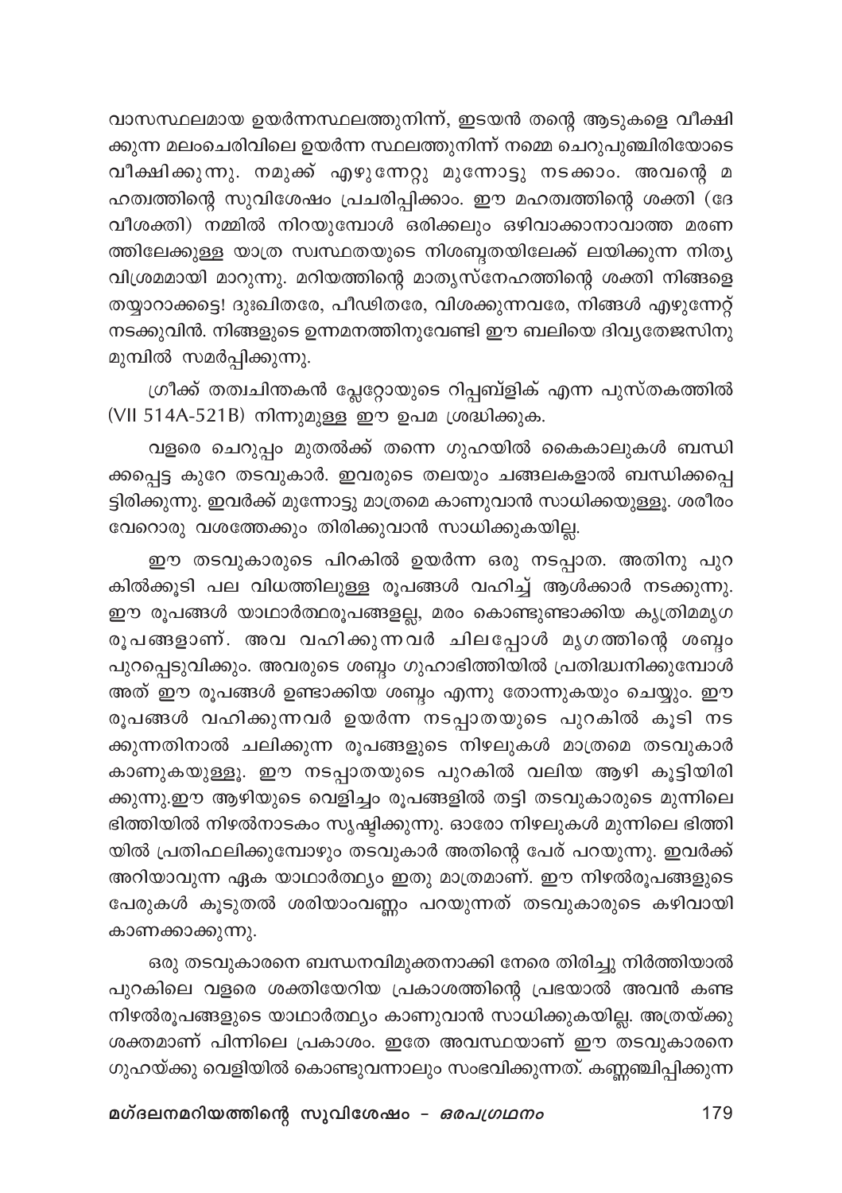വാസസ്ഥലമായ ഉയർന്നസ്ഥലത്തുനിന്ന്, ഇടയൻ തന്റെ ആടുകളെ വീക്ഷിക്കുന്ന മലംചെരിവിലെ ഉയർന്ന സ്ഥലത്തുനിന്ന് നമ്മെ ചെറുപുഞ്ചിരിയോടെ വീക്ഷിക്കുന്നു. നമുക്ക് എഴുന്നേറ്റു മുന്നോട്ടു നടക്കാം. അവന്റെ മഹത്വത്തിന്റെ സുവിശേഷം പ്രചരിപ്പിക്കാം. ഈ മഹത്വത്തിന്റെ ശക്തി (ദേവീശക്തി) നമ്മിൽ നിറയുമ്പോൾ ഒരിക്കലും ഒഴിവാക്കാനാവാത്ത മരണത്തിലേക്കുള്ള യാത്ര സ്വസ്ഥതയുടെ നിശബ്ദതയിലേക്ക് ലയിക്കുന്ന നിത്യവിശ്രമമായി മാറുന്നു. മറിയത്തിന്റെ മാതൃസ്നേഹത്തിന്റെ ശക്തി നിങ്ങളെ തയ്യാറാക്കട്ടെ! ദുഃഖിതരേ, പീഢിതരേ, വിശക്കുന്നവരേ, നിങ്ങൾ എഴുന്നേറ്റ് നടക്കുവിൻ. നിങ്ങളുടെ ഉന്നമനത്തിനുവേണ്ടി ഈ ബലിയെ ദിവ്യതേജസിനു മുമ്പിൽ സമർപ്പിക്കുന്നു.

ഗ്രീക്ക് തത്വചിന്തകൻ പ്ലേറ്റോയുടെ റിപ്പബ്ളിക് എന്ന പുസ്തകത്തിൽ (VII 514A-521B) നിന്നുമുള്ള ഈ ഉപമ ശ്രദ്ധിക്കുക.

വളരെ ചെറുപ്പം മുതൽക്ക് തന്നെ ഗുഹയിൽ കൈകാലുകൾ ബന്ധിക്കപ്പെട്ട കുറേ തടവുകാർ. ഇവരുടെ തലയും ചങ്ങലകളാൽ ബന്ധിക്കപ്പെട്ടിരിക്കുന്നു. ഇവർക്ക് മുന്നോട്ടു മാത്രമെ കാണുവാൻ സാധിക്കയുള്ളൂ. ശരീരം വേറൊരു വശത്തേക്കും തിരിക്കുവാൻ സാധിക്കുകയില്ല.

ഈ തടവുകാരുടെ പിറകിൽ ഉയർന്ന ഒരു നടപ്പാത. അതിനു പുറകിൽക്കൂടി പല വിധത്തിലുള്ള രൂപങ്ങൾ വഹിച്ച് ആൾക്കാർ നടക്കുന്നു. ഈ രൂപങ്ങൾ യാഥാർത്ഥരൂപങ്ങളല്ല, മരം കൊണ്ടുണ്ടാക്കിയ കൃത്രിമമൃഗരൂപങ്ങളാണ്. അവ വഹിക്കുന്നവർ ചിലപ്പോൾ മൃഗത്തിന്റെ ശബ്ദം പുറപ്പെടുവിക്കും. അവരുടെ ശബ്ദം ഗുഹാഭിത്തിയിൽ പ്രതിദ്ധ്വനിക്കുമ്പോൾ അത് ഈ രൂപങ്ങൾ ഉണ്ടാക്കിയ ശബ്ദം എന്നു തോന്നുകയും ചെയ്യും. ഈ രൂപങ്ങൾ വഹിക്കുന്നവർ ഉയർന്ന നടപ്പാതയുടെ പുറകിൽ കൂടി നടക്കുന്നതിനാൽ ചലിക്കുന്ന രൂപങ്ങളുടെ നിഴലുകൾ മാത്രമെ തടവുകാർ കാണുകയുള്ളൂ. ഈ നടപ്പാതയുടെ പുറകിൽ വലിയ ആഴി കൂട്ടിയിരിക്കുന്നു.ഈ ആഴിയുടെ വെളിച്ചം രൂപങ്ങളിൽ തട്ടി തടവുകാരുടെ മുന്നിലെ ഭിത്തിയിൽ നിഴൽനാടകം സൃഷ്ടിക്കുന്നു. ഓരോ നിഴലുകൾ മുന്നിലെ ഭിത്തിയിൽ പ്രതിഫലിക്കുമ്പോഴും തടവുകാർ അതിന്റെ പേര് പറയുന്നു. ഇവർക്ക് അറിയാവുന്ന ഏക യാഥാർത്ഥ്യം ഇതു മാത്രമാണ്. ഈ നിഴൽരൂപങ്ങളുടെ പേരുകൾ കൂടുതൽ ശരിയാംവണ്ണം പറയുന്നത് തടവുകാരുടെ കഴിവായി കാണക്കാക്കുന്നു.

ഒരു തടവുകാരനെ ബന്ധനവിമുക്തനാക്കി നേരെ തിരിച്ചു നിർത്തിയാൽ പുറകിലെ വളരെ ശക്തിയേറിയ പ്രകാശത്തിന്റെ പ്രഭയാൽ അവൻ കണ്ട നിഴൽരൂപങ്ങളുടെ യാഥാർത്ഥ്യം കാണുവാൻ സാധിക്കുകയില്ല. അത്രയ്ക്കു ശക്തമാണ് പിന്നിലെ പ്രകാശം. ഇതേ അവസ്ഥയാണ് ഈ തടവുകാരനെ ഗുഹയ്ക്കു വെളിയിൽ കൊണ്ടുവന്നാലും സംഭവിക്കുന്നത്. കണ്ണഞ്ചിപ്പിക്കുന്ന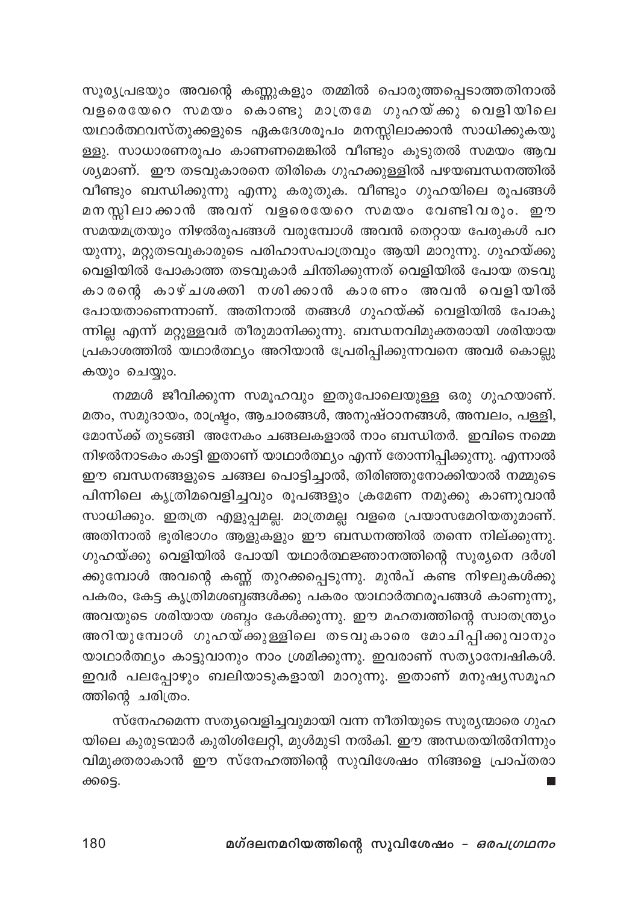സൂര്യപ്രഭയും അവന്റെ കണ്ണുകളും തമ്മിൽ പൊരുത്തപ്പെടാത്തതിനാൽ വളരെയേറെ സമയം കൊണ്ടു മാത്രമേ ഗുഹയ്ക്കു വെളിയിലെ യഥാർത്ഥവസ്തുക്കളുടെ ഏകദേശരൂപം മനസ്സിലാക്കാൻ സാധിക്കുകയു ള്ളു. സാധാരണരൂപം കാണണമെങ്കിൽ വീണ്ടും കൂടുതൽ സമയം ആവ ശ്യമാണ്. ഈ തടവുകാരനെ തിരികെ ഗുഹക്കുള്ളിൽ പഴയബന്ധനത്തിൽ വീണ്ടും ബന്ധിക്കുന്നു എന്നു കരുതുക. വീണ്ടും ഗുഹയിലെ രൂപങ്ങൾ മനസ്സിലാക്കാൻ അവന് വളരെയേറെ സമയം വേണ്ടിവരും. ഈ സമയമത്രയും നിഴൽരൂപങ്ങൾ വരുമ്പോൾ അവൻ തെറ്റായ പേരുകൾ പറ യുന്നു, മറ്റുതടവുകാരുടെ പരിഹാസപാത്രവും ആയി മാറുന്നു. ഗുഹയ്ക്കു വെളിയിൽ പോകാത്ത തടവുകാർ ചിന്തിക്കുന്നത് വെളിയിൽ പോയ തടവു കാരന്റെ കാഴ്ചശക്തി നശിക്കാൻ കാരണം അവൻ വെളിയിൽ പോയതാണെന്നാണ്. അതിനാൽ തങ്ങൾ ഗുഹയ്ക്ക് വെളിയിൽ പോകു ന്നില്ല എന്ന് മറ്റുള്ളവർ തീരുമാനിക്കുന്നു. ബന്ധനവിമുക്തരായി ശരിയായ പ്രകാശത്തിൽ യഥാർത്ഥ്യം അറിയാൻ പ്രേരിപ്പിക്കുന്നവനെ അവർ കൊല്ലു കയും ചെയ്യും.

നമ്മൾ ജീവിക്കുന്ന സമൂഹവും ഇതുപോലെയുള്ള ഒരു ഗുഹയാണ്. മതം, സമുദായം, രാഷ്ട്രം, ആചാരങ്ങൾ, അനുഷ്ഠാനങ്ങൾ, അമ്പലം, പള്ളി, മോസ്ക്ക് തുടങ്ങി അനേകം ചങ്ങലകളാൽ നാം ബന്ധിതർ. ഇവിടെ നമ്മെ നിഴൽനാടകം കാട്ടി ഇതാണ് യാഥാർത്ഥ്യം എന്ന് തോന്നിപ്പിക്കുന്നു. എന്നാൽ ഈ ബന്ധനങ്ങളുടെ ചങ്ങല പൊട്ടിച്ചാൽ, തിരിഞ്ഞുനോക്കിയാൽ നമ്മുടെ പിന്നിലെ കൃത്രിമവെളിച്ചവും രൂപങ്ങളും ക്രമേണ നമുക്കു കാണുവാൻ സാധിക്കും. ഇതത്ര എളുപ്പമല്ല. മാത്രമല്ല വളരെ പ്രയാസമേറിയതുമാണ്. അതിനാൽ ഭൂരിഭാഗം ആളുകളും ഈ ബന്ധനത്തിൽ തന്നെ നില്ക്കുന്നു. ഗുഹയ്ക്കു വെളിയിൽ പോയി യഥാർത്ഥജ്ഞാനത്തിന്റെ സൂര്യനെ ദർശി ക്കുമ്പോൾ അവന്റെ കണ്ണ് തുറക്കപ്പെടുന്നു. മുൻപ് കണ്ട നിഴലുകൾക്കു പകരം, കേട്ട കൃത്രിമശബ്ദങ്ങൾക്കു പകരം യാഥാർത്ഥരൂപങ്ങൾ കാണുന്നു, അവയുടെ ശരിയായ ശബ്ദം കേൾക്കുന്നു. ഈ മഹത്വത്തിന്റെ സ്വാതന്ത്ര്യം അറിയുമ്പോൾ ഗുഹയ്ക്കുള്ളിലെ തടവുകാരെ മോചിപ്പിക്കുവാനും യാഥാർത്ഥ്യം കാട്ടുവാനും നാം ശ്രമിക്കുന്നു. ഇവരാണ് സത്യാന്വേഷികൾ. ഇവർ പലപ്പോഴും ബലിയാടുകളായി മാറുന്നു. ഇതാണ് മനുഷ്യസമൂഹ ത്തിന്റെ ചരിത്രം.

സ്നേഹമെന്ന സത്യവെളിച്ചവുമായി വന്ന നീതിയുടെ സൂര്യന്മാരെ ഗുഹ യിലെ കുരുടന്മാർ കുരിശിലേറ്റി, മുൾമുടി നൽകി. ഈ അന്ധതയിൽനിന്നും വിമുക്തരാകാൻ ഈ സ്നേഹത്തിന്റെ സുവിശേഷം നിങ്ങളെ പ്രാപ്തരാ ക്കട്ടെ. ■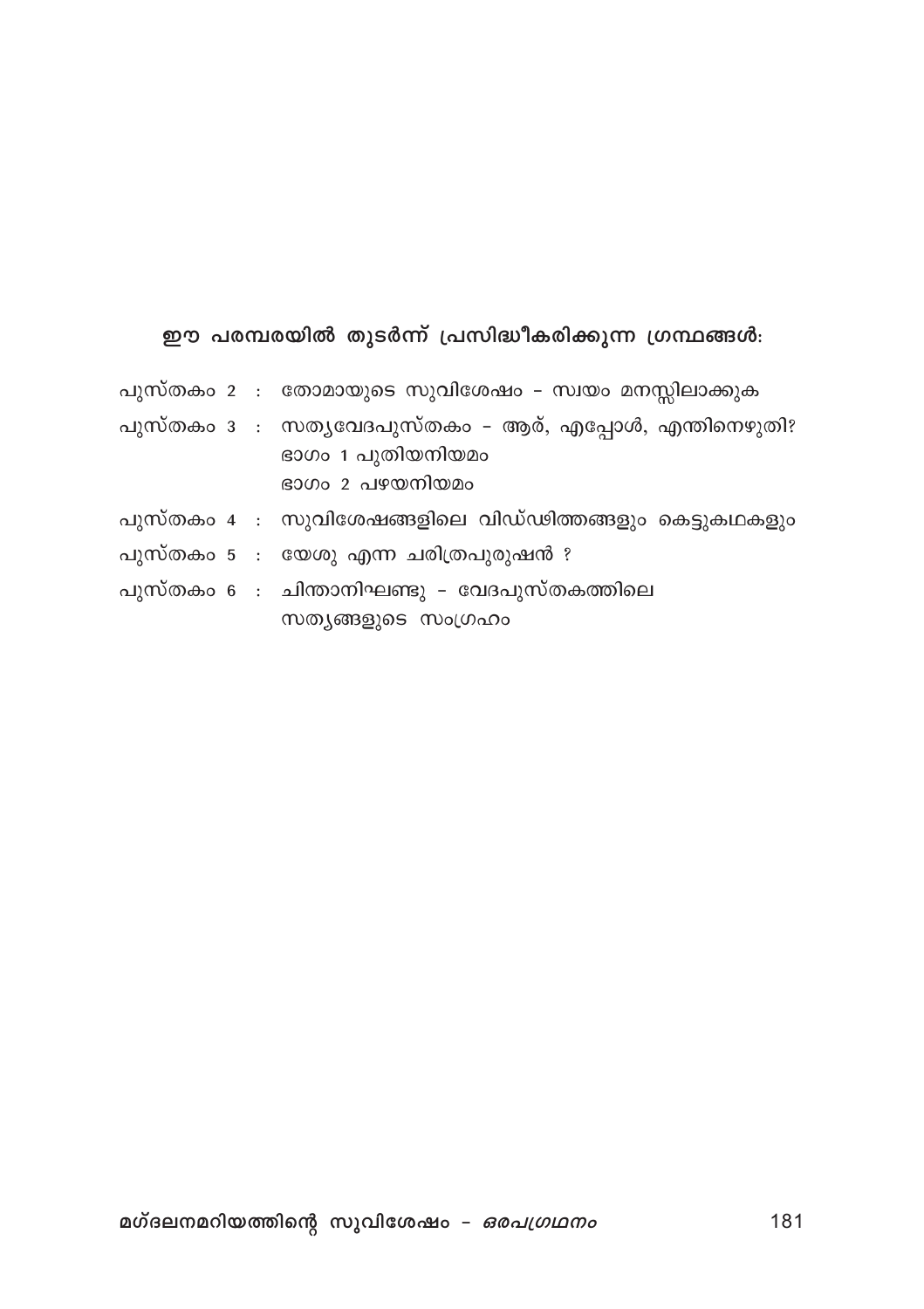## ഈ പരമ്പരയിൽ തുടർന്ന് പ്രസിദ്ധീകരിക്കുന്ന ഗ്രന്ഥങ്ങൾ:

പുസ്തകം 2 : തോമായുടെ സുവിശേഷം - സ്വയം മനസ്സിലാക്കുക

പുസ്തകം 3 : സത്യവേദപുസ്തകം - ആര്, എപ്പോൾ, എന്തിനെഴുതി?
ഭാഗം 1 പുതിയനിയമം
ഭാഗം 2 പഴയനിയമം

പുസ്തകം 4 : സുവിശേഷങ്ങളിലെ വിഡ്ഢിത്തങ്ങളും കെട്ടുകഥകളും

പുസ്തകം 5 : യേശു എന്ന ചരിത്രപുരുഷൻ ?

പുസ്തകം 6 : ചിന്താനിഘണ്ടു - വേദപുസ്തകത്തിലെ
സത്യങ്ങളുടെ സംഗ്രഹം